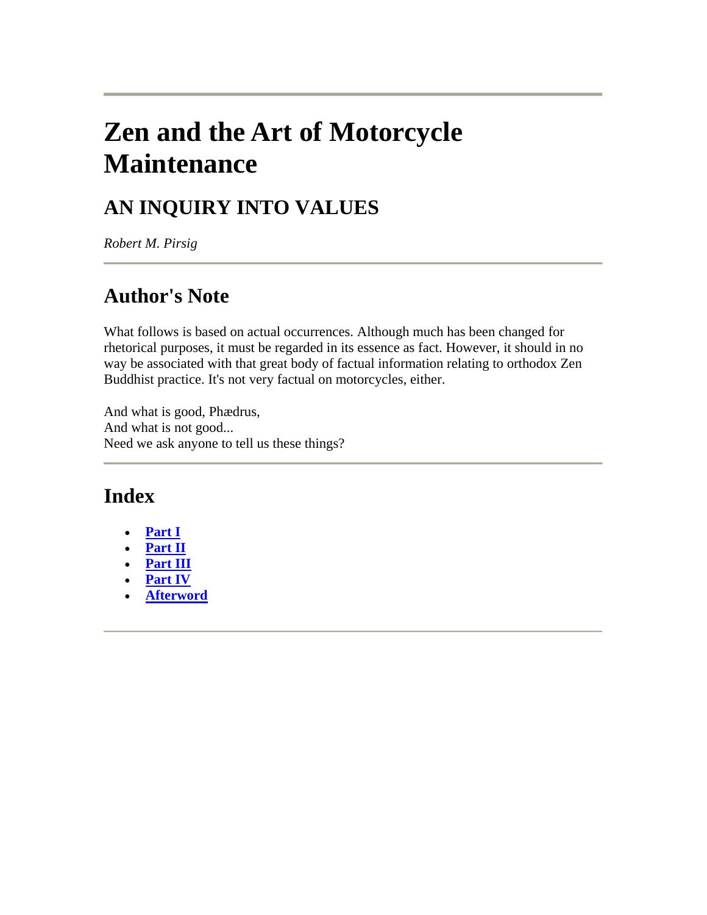# Zen and the Art of Motorcycle Maintenance

## AN INQUIRY INTO VALUES

*Robert M. Pirsig*

---

## Author's Note

What follows is based on actual occurrences. Although much has been changed for rhetorical purposes, it must be regarded in its essence as fact. However, it should in no way be associated with that great body of factual information relating to orthodox Zen Buddhist practice. It's not very factual on motorcycles, either.

And what is good, Phædrus,
And what is not good...
Need we ask anyone to tell us these things?

---

## Index

- **Part I**
- **Part II**
- **Part III**
- **Part IV**
- **Afterword**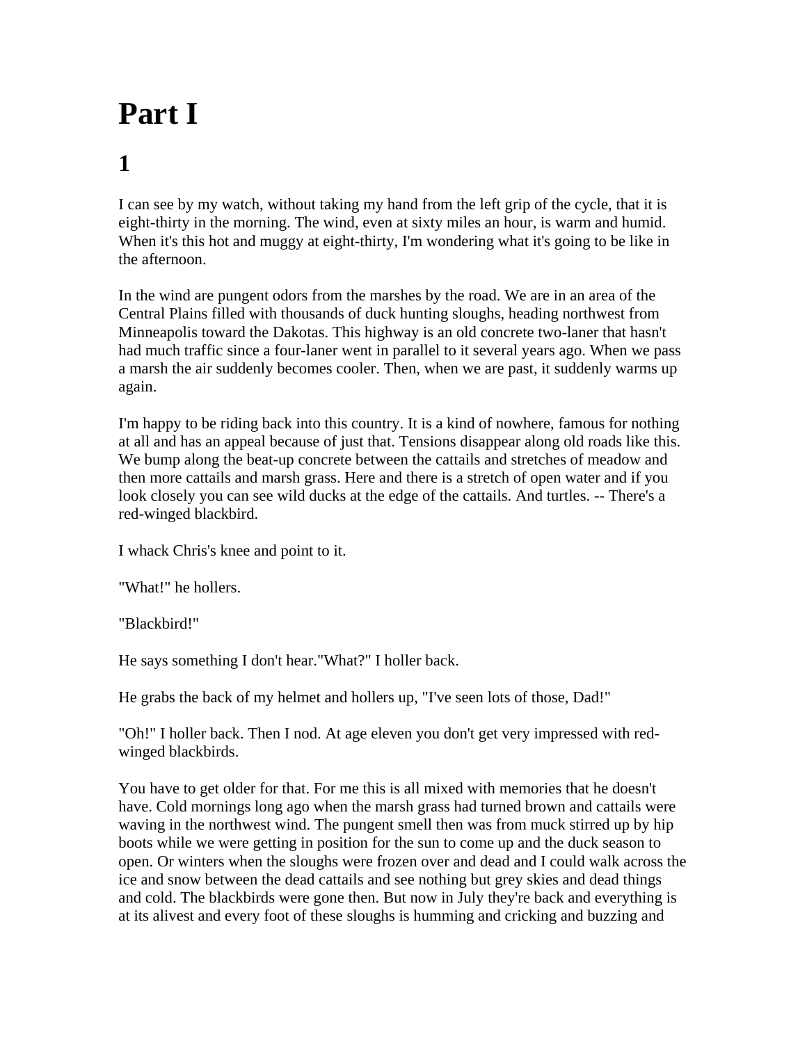# Part I

## 1

I can see by my watch, without taking my hand from the left grip of the cycle, that it is eight-thirty in the morning. The wind, even at sixty miles an hour, is warm and humid. When it's this hot and muggy at eight-thirty, I'm wondering what it's going to be like in the afternoon.

In the wind are pungent odors from the marshes by the road. We are in an area of the Central Plains filled with thousands of duck hunting sloughs, heading northwest from Minneapolis toward the Dakotas. This highway is an old concrete two-laner that hasn't had much traffic since a four-laner went in parallel to it several years ago. When we pass a marsh the air suddenly becomes cooler. Then, when we are past, it suddenly warms up again.

I'm happy to be riding back into this country. It is a kind of nowhere, famous for nothing at all and has an appeal because of just that. Tensions disappear along old roads like this. We bump along the beat-up concrete between the cattails and stretches of meadow and then more cattails and marsh grass. Here and there is a stretch of open water and if you look closely you can see wild ducks at the edge of the cattails. And turtles. -- There's a red-winged blackbird.

I whack Chris's knee and point to it.

"What!" he hollers.

"Blackbird!"

He says something I don't hear."What?" I holler back.

He grabs the back of my helmet and hollers up, "I've seen lots of those, Dad!"

"Oh!" I holler back. Then I nod. At age eleven you don't get very impressed with red-winged blackbirds.

You have to get older for that. For me this is all mixed with memories that he doesn't have. Cold mornings long ago when the marsh grass had turned brown and cattails were waving in the northwest wind. The pungent smell then was from muck stirred up by hip boots while we were getting in position for the sun to come up and the duck season to open. Or winters when the sloughs were frozen over and dead and I could walk across the ice and snow between the dead cattails and see nothing but grey skies and dead things and cold. The blackbirds were gone then. But now in July they're back and everything is at its alivest and every foot of these sloughs is humming and cricking and buzzing and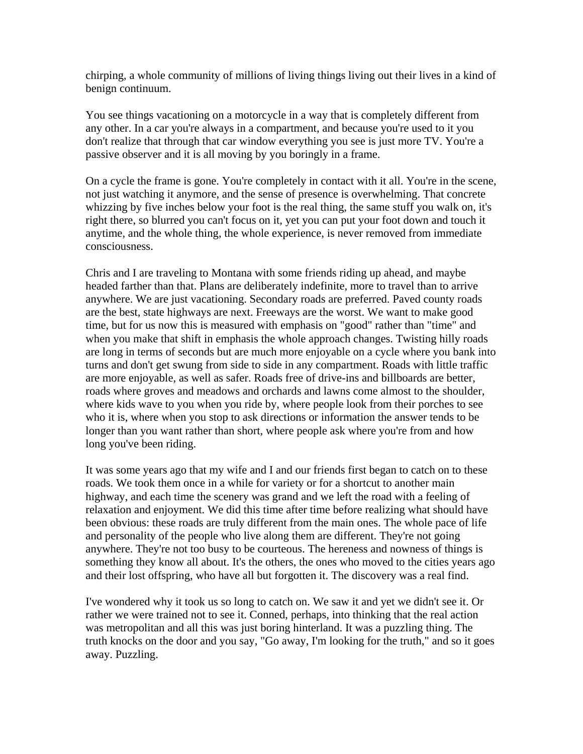chirping, a whole community of millions of living things living out their lives in a kind of benign continuum.

You see things vacationing on a motorcycle in a way that is completely different from any other. In a car you're always in a compartment, and because you're used to it you don't realize that through that car window everything you see is just more TV. You're a passive observer and it is all moving by you boringly in a frame.

On a cycle the frame is gone. You're completely in contact with it all. You're in the scene, not just watching it anymore, and the sense of presence is overwhelming. That concrete whizzing by five inches below your foot is the real thing, the same stuff you walk on, it's right there, so blurred you can't focus on it, yet you can put your foot down and touch it anytime, and the whole thing, the whole experience, is never removed from immediate consciousness.

Chris and I are traveling to Montana with some friends riding up ahead, and maybe headed farther than that. Plans are deliberately indefinite, more to travel than to arrive anywhere. We are just vacationing. Secondary roads are preferred. Paved county roads are the best, state highways are next. Freeways are the worst. We want to make good time, but for us now this is measured with emphasis on "good" rather than "time" and when you make that shift in emphasis the whole approach changes. Twisting hilly roads are long in terms of seconds but are much more enjoyable on a cycle where you bank into turns and don't get swung from side to side in any compartment. Roads with little traffic are more enjoyable, as well as safer. Roads free of drive-ins and billboards are better, roads where groves and meadows and orchards and lawns come almost to the shoulder, where kids wave to you when you ride by, where people look from their porches to see who it is, where when you stop to ask directions or information the answer tends to be longer than you want rather than short, where people ask where you're from and how long you've been riding.

It was some years ago that my wife and I and our friends first began to catch on to these roads. We took them once in a while for variety or for a shortcut to another main highway, and each time the scenery was grand and we left the road with a feeling of relaxation and enjoyment. We did this time after time before realizing what should have been obvious: these roads are truly different from the main ones. The whole pace of life and personality of the people who live along them are different. They're not going anywhere. They're not too busy to be courteous. The hereness and nowness of things is something they know all about. It's the others, the ones who moved to the cities years ago and their lost offspring, who have all but forgotten it. The discovery was a real find.

I've wondered why it took us so long to catch on. We saw it and yet we didn't see it. Or rather we were trained not to see it. Conned, perhaps, into thinking that the real action was metropolitan and all this was just boring hinterland. It was a puzzling thing. The truth knocks on the door and you say, "Go away, I'm looking for the truth," and so it goes away. Puzzling.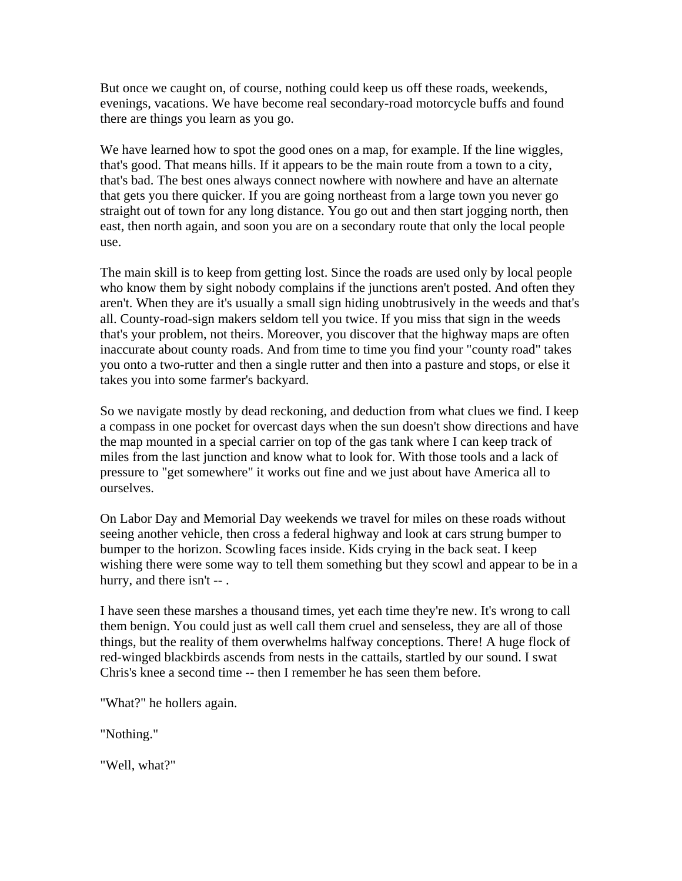But once we caught on, of course, nothing could keep us off these roads, weekends, evenings, vacations. We have become real secondary-road motorcycle buffs and found there are things you learn as you go.

We have learned how to spot the good ones on a map, for example. If the line wiggles, that's good. That means hills. If it appears to be the main route from a town to a city, that's bad. The best ones always connect nowhere with nowhere and have an alternate that gets you there quicker. If you are going northeast from a large town you never go straight out of town for any long distance. You go out and then start jogging north, then east, then north again, and soon you are on a secondary route that only the local people use.

The main skill is to keep from getting lost. Since the roads are used only by local people who know them by sight nobody complains if the junctions aren't posted. And often they aren't. When they are it's usually a small sign hiding unobtrusively in the weeds and that's all. County-road-sign makers seldom tell you twice. If you miss that sign in the weeds that's your problem, not theirs. Moreover, you discover that the highway maps are often inaccurate about county roads. And from time to time you find your "county road" takes you onto a two-rutter and then a single rutter and then into a pasture and stops, or else it takes you into some farmer's backyard.

So we navigate mostly by dead reckoning, and deduction from what clues we find. I keep a compass in one pocket for overcast days when the sun doesn't show directions and have the map mounted in a special carrier on top of the gas tank where I can keep track of miles from the last junction and know what to look for. With those tools and a lack of pressure to "get somewhere" it works out fine and we just about have America all to ourselves.

On Labor Day and Memorial Day weekends we travel for miles on these roads without seeing another vehicle, then cross a federal highway and look at cars strung bumper to bumper to the horizon. Scowling faces inside. Kids crying in the back seat. I keep wishing there were some way to tell them something but they scowl and appear to be in a hurry, and there isn't -- .

I have seen these marshes a thousand times, yet each time they're new. It's wrong to call them benign. You could just as well call them cruel and senseless, they are all of those things, but the reality of them overwhelms halfway conceptions. There! A huge flock of red-winged blackbirds ascends from nests in the cattails, startled by our sound. I swat Chris's knee a second time -- then I remember he has seen them before.

"What?" he hollers again.

"Nothing."

"Well, what?"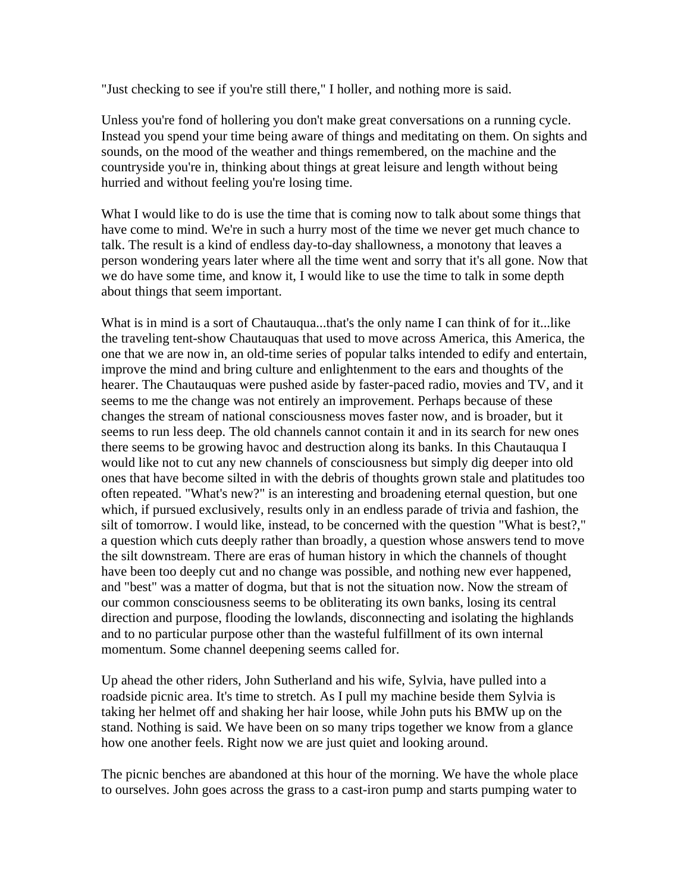"Just checking to see if you're still there," I holler, and nothing more is said.

Unless you're fond of hollering you don't make great conversations on a running cycle. Instead you spend your time being aware of things and meditating on them. On sights and sounds, on the mood of the weather and things remembered, on the machine and the countryside you're in, thinking about things at great leisure and length without being hurried and without feeling you're losing time.

What I would like to do is use the time that is coming now to talk about some things that have come to mind. We're in such a hurry most of the time we never get much chance to talk. The result is a kind of endless day-to-day shallowness, a monotony that leaves a person wondering years later where all the time went and sorry that it's all gone. Now that we do have some time, and know it, I would like to use the time to talk in some depth about things that seem important.

What is in mind is a sort of Chautauqua...that's the only name I can think of for it...like the traveling tent-show Chautauquas that used to move across America, this America, the one that we are now in, an old-time series of popular talks intended to edify and entertain, improve the mind and bring culture and enlightenment to the ears and thoughts of the hearer. The Chautauquas were pushed aside by faster-paced radio, movies and TV, and it seems to me the change was not entirely an improvement. Perhaps because of these changes the stream of national consciousness moves faster now, and is broader, but it seems to run less deep. The old channels cannot contain it and in its search for new ones there seems to be growing havoc and destruction along its banks. In this Chautauqua I would like not to cut any new channels of consciousness but simply dig deeper into old ones that have become silted in with the debris of thoughts grown stale and platitudes too often repeated. "What's new?" is an interesting and broadening eternal question, but one which, if pursued exclusively, results only in an endless parade of trivia and fashion, the silt of tomorrow. I would like, instead, to be concerned with the question "What is best?," a question which cuts deeply rather than broadly, a question whose answers tend to move the silt downstream. There are eras of human history in which the channels of thought have been too deeply cut and no change was possible, and nothing new ever happened, and "best" was a matter of dogma, but that is not the situation now. Now the stream of our common consciousness seems to be obliterating its own banks, losing its central direction and purpose, flooding the lowlands, disconnecting and isolating the highlands and to no particular purpose other than the wasteful fulfillment of its own internal momentum. Some channel deepening seems called for.

Up ahead the other riders, John Sutherland and his wife, Sylvia, have pulled into a roadside picnic area. It's time to stretch. As I pull my machine beside them Sylvia is taking her helmet off and shaking her hair loose, while John puts his BMW up on the stand. Nothing is said. We have been on so many trips together we know from a glance how one another feels. Right now we are just quiet and looking around.

The picnic benches are abandoned at this hour of the morning. We have the whole place to ourselves. John goes across the grass to a cast-iron pump and starts pumping water to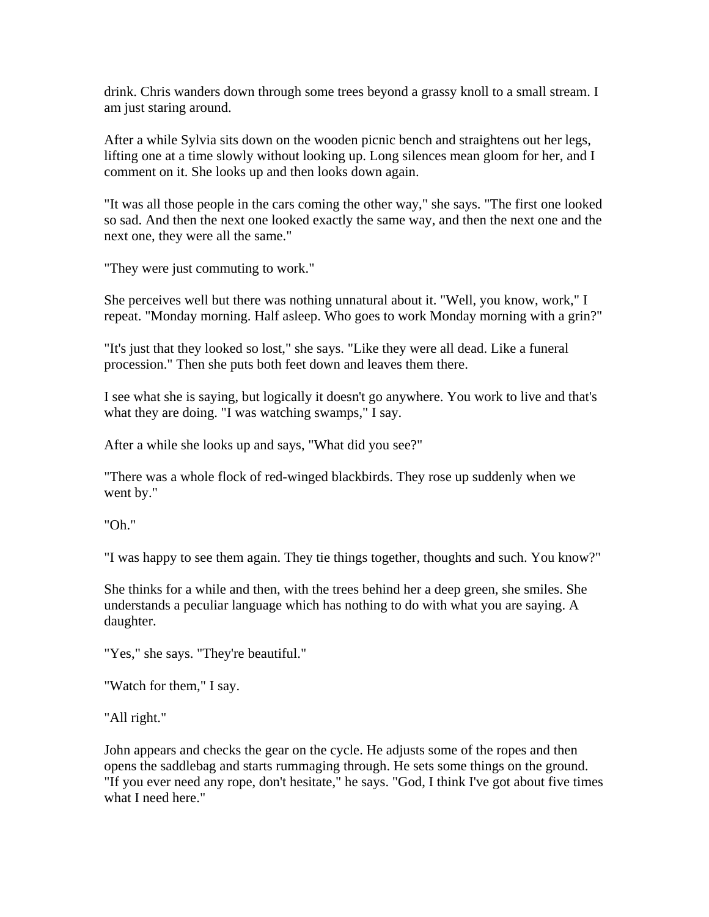drink. Chris wanders down through some trees beyond a grassy knoll to a small stream. I am just staring around.

After a while Sylvia sits down on the wooden picnic bench and straightens out her legs, lifting one at a time slowly without looking up. Long silences mean gloom for her, and I comment on it. She looks up and then looks down again.

"It was all those people in the cars coming the other way," she says. "The first one looked so sad. And then the next one looked exactly the same way, and then the next one and the next one, they were all the same."

"They were just commuting to work."

She perceives well but there was nothing unnatural about it. "Well, you know, work," I repeat. "Monday morning. Half asleep. Who goes to work Monday morning with a grin?"

"It's just that they looked so lost," she says. "Like they were all dead. Like a funeral procession." Then she puts both feet down and leaves them there.

I see what she is saying, but logically it doesn't go anywhere. You work to live and that's what they are doing. "I was watching swamps," I say.

After a while she looks up and says, "What did you see?"

"There was a whole flock of red-winged blackbirds. They rose up suddenly when we went by."

"Oh."

"I was happy to see them again. They tie things together, thoughts and such. You know?"

She thinks for a while and then, with the trees behind her a deep green, she smiles. She understands a peculiar language which has nothing to do with what you are saying. A daughter.

"Yes," she says. "They're beautiful."

"Watch for them," I say.

"All right."

John appears and checks the gear on the cycle. He adjusts some of the ropes and then opens the saddlebag and starts rummaging through. He sets some things on the ground. "If you ever need any rope, don't hesitate," he says. "God, I think I've got about five times what I need here."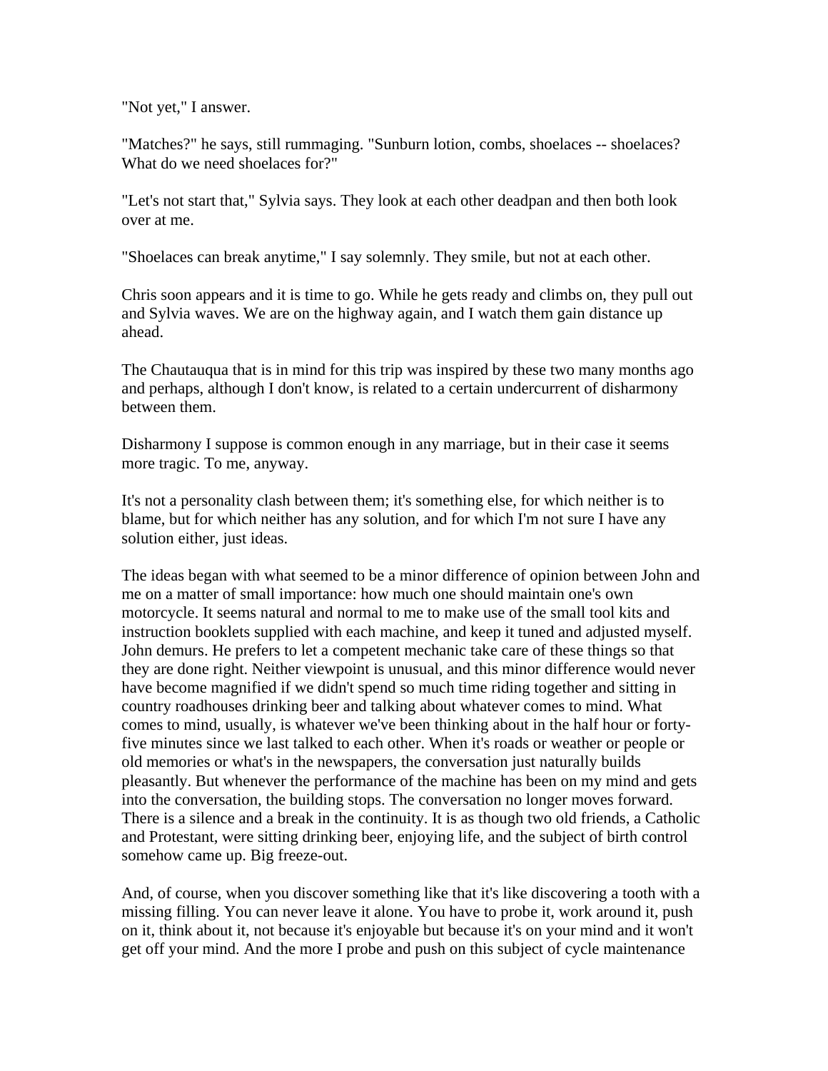"Not yet," I answer.

"Matches?" he says, still rummaging. "Sunburn lotion, combs, shoelaces -- shoelaces? What do we need shoelaces for?"

"Let's not start that," Sylvia says. They look at each other deadpan and then both look over at me.

"Shoelaces can break anytime," I say solemnly. They smile, but not at each other.

Chris soon appears and it is time to go. While he gets ready and climbs on, they pull out and Sylvia waves. We are on the highway again, and I watch them gain distance up ahead.

The Chautauqua that is in mind for this trip was inspired by these two many months ago and perhaps, although I don't know, is related to a certain undercurrent of disharmony between them.

Disharmony I suppose is common enough in any marriage, but in their case it seems more tragic. To me, anyway.

It's not a personality clash between them; it's something else, for which neither is to blame, but for which neither has any solution, and for which I'm not sure I have any solution either, just ideas.

The ideas began with what seemed to be a minor difference of opinion between John and me on a matter of small importance: how much one should maintain one's own motorcycle. It seems natural and normal to me to make use of the small tool kits and instruction booklets supplied with each machine, and keep it tuned and adjusted myself. John demurs. He prefers to let a competent mechanic take care of these things so that they are done right. Neither viewpoint is unusual, and this minor difference would never have become magnified if we didn't spend so much time riding together and sitting in country roadhouses drinking beer and talking about whatever comes to mind. What comes to mind, usually, is whatever we've been thinking about in the half hour or forty-five minutes since we last talked to each other. When it's roads or weather or people or old memories or what's in the newspapers, the conversation just naturally builds pleasantly. But whenever the performance of the machine has been on my mind and gets into the conversation, the building stops. The conversation no longer moves forward. There is a silence and a break in the continuity. It is as though two old friends, a Catholic and Protestant, were sitting drinking beer, enjoying life, and the subject of birth control somehow came up. Big freeze-out.

And, of course, when you discover something like that it's like discovering a tooth with a missing filling. You can never leave it alone. You have to probe it, work around it, push on it, think about it, not because it's enjoyable but because it's on your mind and it won't get off your mind. And the more I probe and push on this subject of cycle maintenance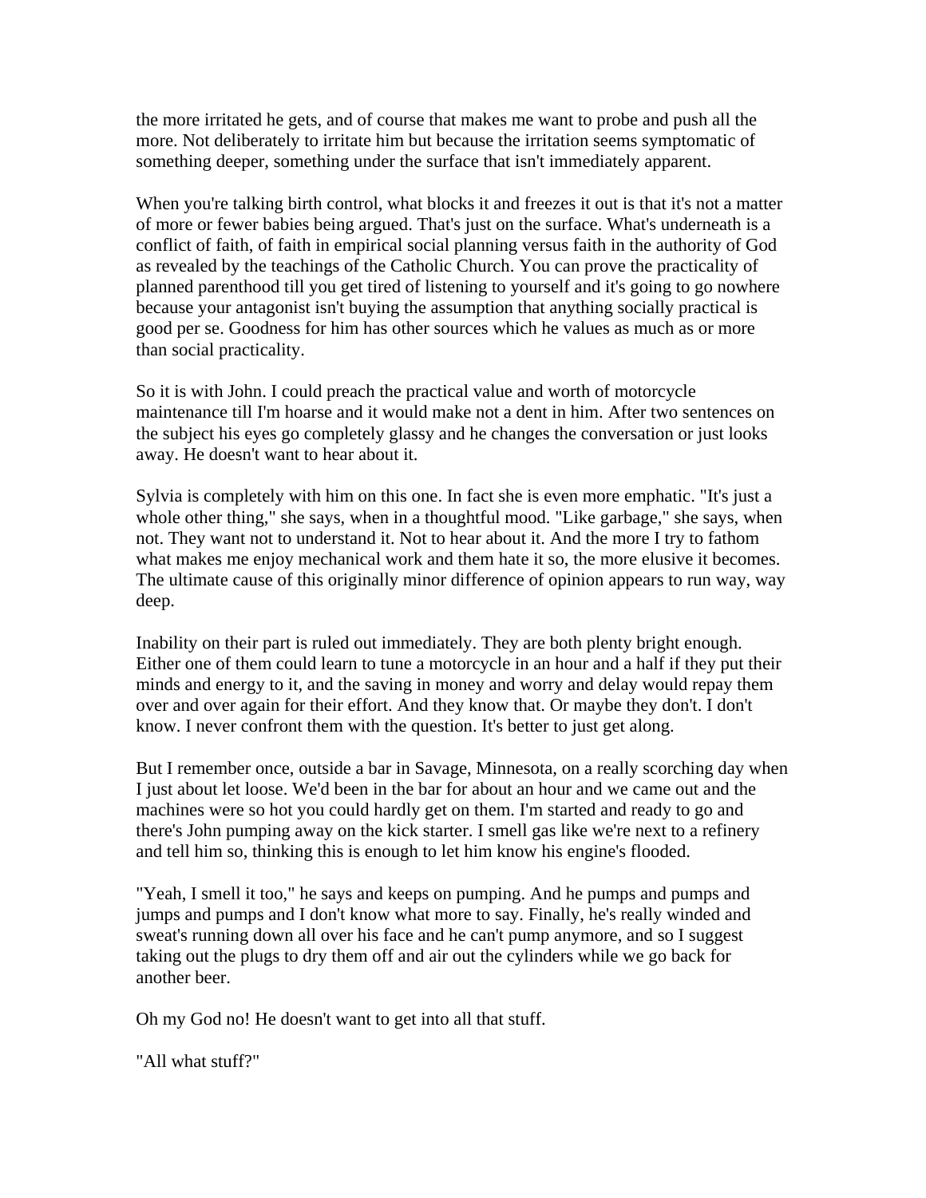the more irritated he gets, and of course that makes me want to probe and push all the more. Not deliberately to irritate him but because the irritation seems symptomatic of something deeper, something under the surface that isn't immediately apparent.

When you're talking birth control, what blocks it and freezes it out is that it's not a matter of more or fewer babies being argued. That's just on the surface. What's underneath is a conflict of faith, of faith in empirical social planning versus faith in the authority of God as revealed by the teachings of the Catholic Church. You can prove the practicality of planned parenthood till you get tired of listening to yourself and it's going to go nowhere because your antagonist isn't buying the assumption that anything socially practical is good per se. Goodness for him has other sources which he values as much as or more than social practicality.

So it is with John. I could preach the practical value and worth of motorcycle maintenance till I'm hoarse and it would make not a dent in him. After two sentences on the subject his eyes go completely glassy and he changes the conversation or just looks away. He doesn't want to hear about it.

Sylvia is completely with him on this one. In fact she is even more emphatic. "It's just a whole other thing," she says, when in a thoughtful mood. "Like garbage," she says, when not. They want not to understand it. Not to hear about it. And the more I try to fathom what makes me enjoy mechanical work and them hate it so, the more elusive it becomes. The ultimate cause of this originally minor difference of opinion appears to run way, way deep.

Inability on their part is ruled out immediately. They are both plenty bright enough. Either one of them could learn to tune a motorcycle in an hour and a half if they put their minds and energy to it, and the saving in money and worry and delay would repay them over and over again for their effort. And they know that. Or maybe they don't. I don't know. I never confront them with the question. It's better to just get along.

But I remember once, outside a bar in Savage, Minnesota, on a really scorching day when I just about let loose. We'd been in the bar for about an hour and we came out and the machines were so hot you could hardly get on them. I'm started and ready to go and there's John pumping away on the kick starter. I smell gas like we're next to a refinery and tell him so, thinking this is enough to let him know his engine's flooded.

"Yeah, I smell it too," he says and keeps on pumping. And he pumps and pumps and jumps and pumps and I don't know what more to say. Finally, he's really winded and sweat's running down all over his face and he can't pump anymore, and so I suggest taking out the plugs to dry them off and air out the cylinders while we go back for another beer.

Oh my God no! He doesn't want to get into all that stuff.

"All what stuff?"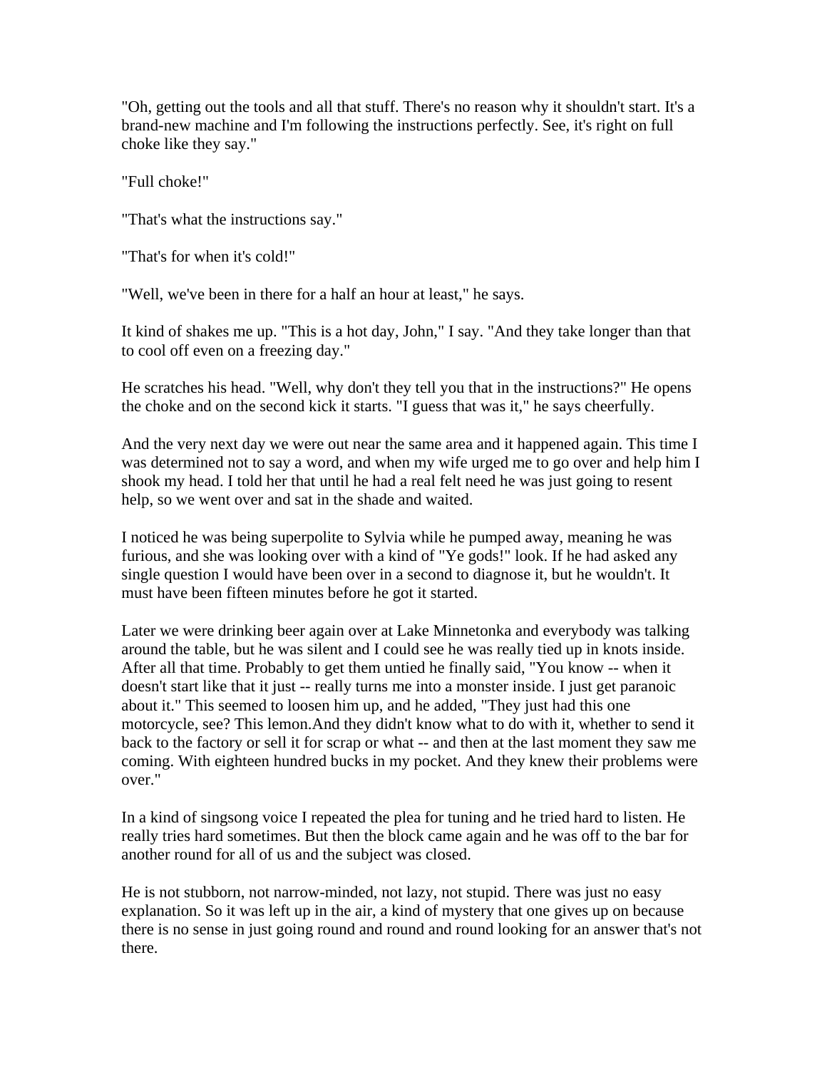"Oh, getting out the tools and all that stuff. There's no reason why it shouldn't start. It's a brand-new machine and I'm following the instructions perfectly. See, it's right on full choke like they say."

"Full choke!"

"That's what the instructions say."

"That's for when it's cold!"

"Well, we've been in there for a half an hour at least," he says.

It kind of shakes me up. "This is a hot day, John," I say. "And they take longer than that to cool off even on a freezing day."

He scratches his head. "Well, why don't they tell you that in the instructions?" He opens the choke and on the second kick it starts. "I guess that was it," he says cheerfully.

And the very next day we were out near the same area and it happened again. This time I was determined not to say a word, and when my wife urged me to go over and help him I shook my head. I told her that until he had a real felt need he was just going to resent help, so we went over and sat in the shade and waited.

I noticed he was being superpolite to Sylvia while he pumped away, meaning he was furious, and she was looking over with a kind of "Ye gods!" look. If he had asked any single question I would have been over in a second to diagnose it, but he wouldn't. It must have been fifteen minutes before he got it started.

Later we were drinking beer again over at Lake Minnetonka and everybody was talking around the table, but he was silent and I could see he was really tied up in knots inside. After all that time. Probably to get them untied he finally said, "You know -- when it doesn't start like that it just -- really turns me into a monster inside. I just get paranoic about it." This seemed to loosen him up, and he added, "They just had this one motorcycle, see? This lemon.And they didn't know what to do with it, whether to send it back to the factory or sell it for scrap or what -- and then at the last moment they saw me coming. With eighteen hundred bucks in my pocket. And they knew their problems were over."

In a kind of singsong voice I repeated the plea for tuning and he tried hard to listen. He really tries hard sometimes. But then the block came again and he was off to the bar for another round for all of us and the subject was closed.

He is not stubborn, not narrow-minded, not lazy, not stupid. There was just no easy explanation. So it was left up in the air, a kind of mystery that one gives up on because there is no sense in just going round and round and round looking for an answer that's not there.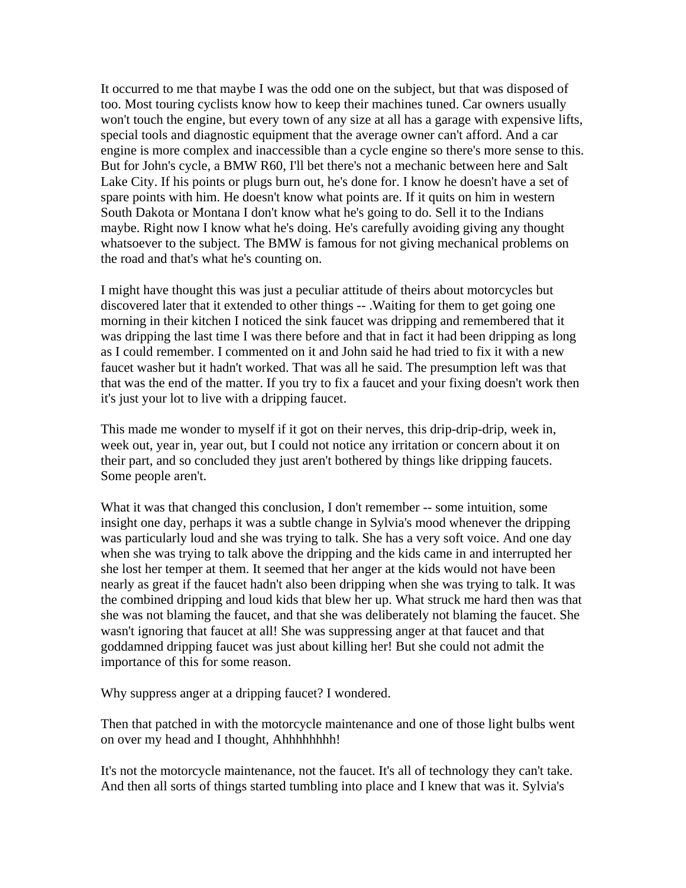It occurred to me that maybe I was the odd one on the subject, but that was disposed of too. Most touring cyclists know how to keep their machines tuned. Car owners usually won't touch the engine, but every town of any size at all has a garage with expensive lifts, special tools and diagnostic equipment that the average owner can't afford. And a car engine is more complex and inaccessible than a cycle engine so there's more sense to this. But for John's cycle, a BMW R60, I'll bet there's not a mechanic between here and Salt Lake City. If his points or plugs burn out, he's done for. I know he doesn't have a set of spare points with him. He doesn't know what points are. If it quits on him in western South Dakota or Montana I don't know what he's going to do. Sell it to the Indians maybe. Right now I know what he's doing. He's carefully avoiding giving any thought whatsoever to the subject. The BMW is famous for not giving mechanical problems on the road and that's what he's counting on.

I might have thought this was just a peculiar attitude of theirs about motorcycles but discovered later that it extended to other things -- .Waiting for them to get going one morning in their kitchen I noticed the sink faucet was dripping and remembered that it was dripping the last time I was there before and that in fact it had been dripping as long as I could remember. I commented on it and John said he had tried to fix it with a new faucet washer but it hadn't worked. That was all he said. The presumption left was that that was the end of the matter. If you try to fix a faucet and your fixing doesn't work then it's just your lot to live with a dripping faucet.

This made me wonder to myself if it got on their nerves, this drip-drip-drip, week in, week out, year in, year out, but I could not notice any irritation or concern about it on their part, and so concluded they just aren't bothered by things like dripping faucets. Some people aren't.

What it was that changed this conclusion, I don't remember -- some intuition, some insight one day, perhaps it was a subtle change in Sylvia's mood whenever the dripping was particularly loud and she was trying to talk. She has a very soft voice. And one day when she was trying to talk above the dripping and the kids came in and interrupted her she lost her temper at them. It seemed that her anger at the kids would not have been nearly as great if the faucet hadn't also been dripping when she was trying to talk. It was the combined dripping and loud kids that blew her up. What struck me hard then was that she was not blaming the faucet, and that she was deliberately not blaming the faucet. She wasn't ignoring that faucet at all! She was suppressing anger at that faucet and that goddamned dripping faucet was just about killing her! But she could not admit the importance of this for some reason.

Why suppress anger at a dripping faucet? I wondered.

Then that patched in with the motorcycle maintenance and one of those light bulbs went on over my head and I thought, Ahhhhhhhh!

It's not the motorcycle maintenance, not the faucet. It's all of technology they can't take. And then all sorts of things started tumbling into place and I knew that was it. Sylvia's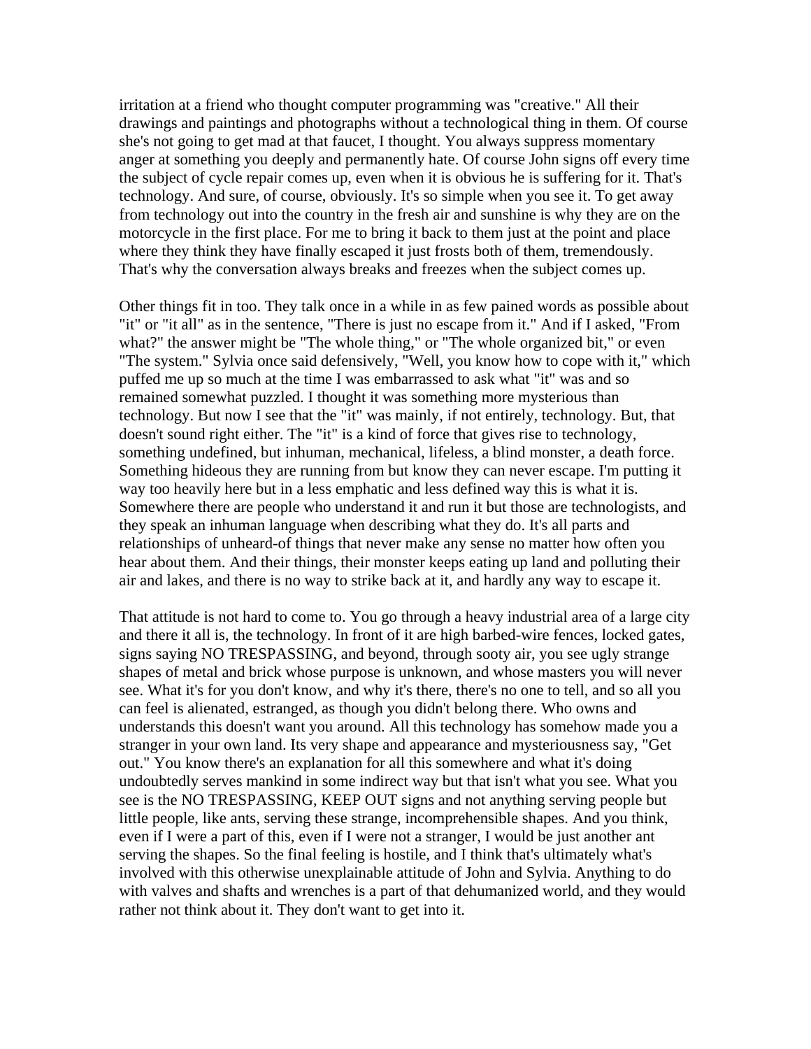irritation at a friend who thought computer programming was "creative." All their drawings and paintings and photographs without a technological thing in them. Of course she's not going to get mad at that faucet, I thought. You always suppress momentary anger at something you deeply and permanently hate. Of course John signs off every time the subject of cycle repair comes up, even when it is obvious he is suffering for it. That's technology. And sure, of course, obviously. It's so simple when you see it. To get away from technology out into the country in the fresh air and sunshine is why they are on the motorcycle in the first place. For me to bring it back to them just at the point and place where they think they have finally escaped it just frosts both of them, tremendously. That's why the conversation always breaks and freezes when the subject comes up.

Other things fit in too. They talk once in a while in as few pained words as possible about "it" or "it all" as in the sentence, "There is just no escape from it." And if I asked, "From what?" the answer might be "The whole thing," or "The whole organized bit," or even "The system." Sylvia once said defensively, "Well, you know how to cope with it," which puffed me up so much at the time I was embarrassed to ask what "it" was and so remained somewhat puzzled. I thought it was something more mysterious than technology. But now I see that the "it" was mainly, if not entirely, technology. But, that doesn't sound right either. The "it" is a kind of force that gives rise to technology, something undefined, but inhuman, mechanical, lifeless, a blind monster, a death force. Something hideous they are running from but know they can never escape. I'm putting it way too heavily here but in a less emphatic and less defined way this is what it is. Somewhere there are people who understand it and run it but those are technologists, and they speak an inhuman language when describing what they do. It's all parts and relationships of unheard-of things that never make any sense no matter how often you hear about them. And their things, their monster keeps eating up land and polluting their air and lakes, and there is no way to strike back at it, and hardly any way to escape it.

That attitude is not hard to come to. You go through a heavy industrial area of a large city and there it all is, the technology. In front of it are high barbed-wire fences, locked gates, signs saying NO TRESPASSING, and beyond, through sooty air, you see ugly strange shapes of metal and brick whose purpose is unknown, and whose masters you will never see. What it's for you don't know, and why it's there, there's no one to tell, and so all you can feel is alienated, estranged, as though you didn't belong there. Who owns and understands this doesn't want you around. All this technology has somehow made you a stranger in your own land. Its very shape and appearance and mysteriousness say, "Get out." You know there's an explanation for all this somewhere and what it's doing undoubtedly serves mankind in some indirect way but that isn't what you see. What you see is the NO TRESPASSING, KEEP OUT signs and not anything serving people but little people, like ants, serving these strange, incomprehensible shapes. And you think, even if I were a part of this, even if I were not a stranger, I would be just another ant serving the shapes. So the final feeling is hostile, and I think that's ultimately what's involved with this otherwise unexplainable attitude of John and Sylvia. Anything to do with valves and shafts and wrenches is a part of that dehumanized world, and they would rather not think about it. They don't want to get into it.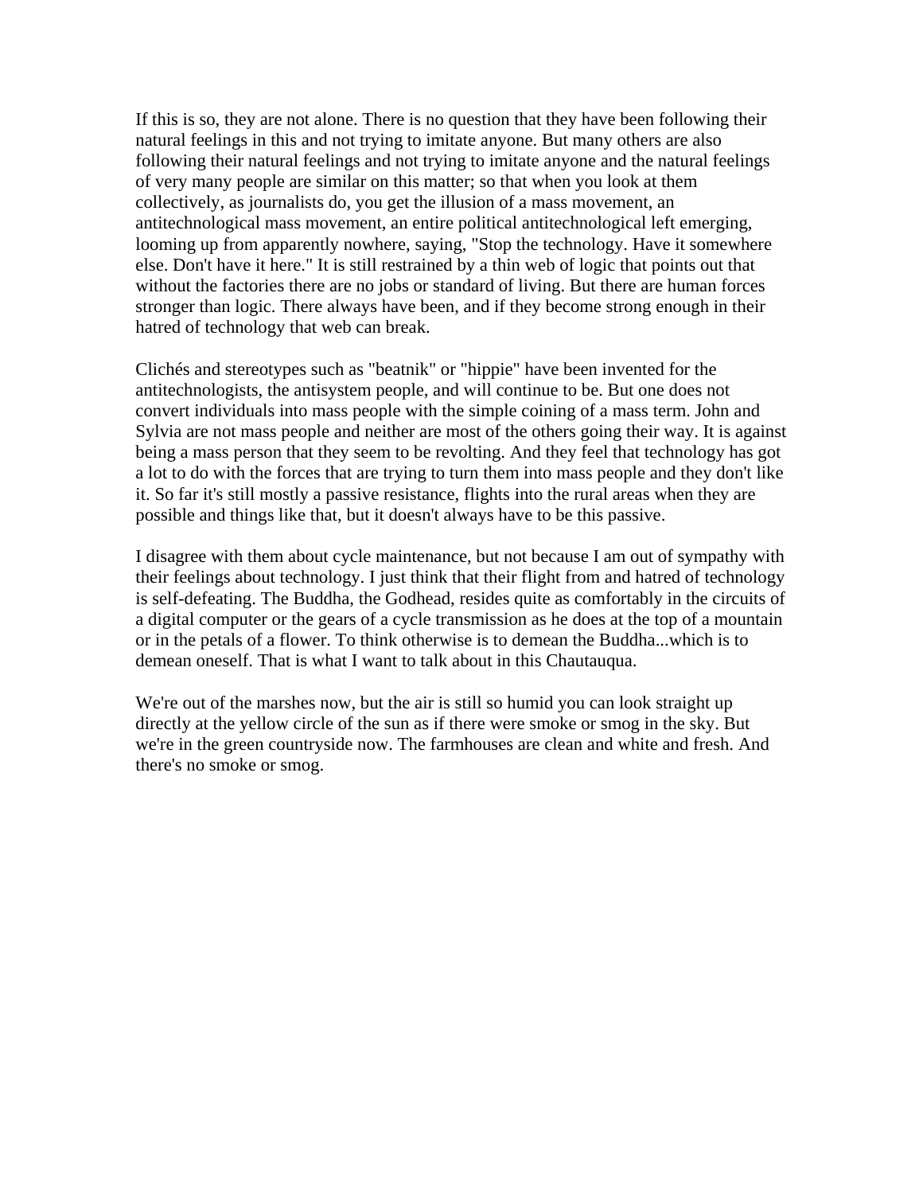If this is so, they are not alone. There is no question that they have been following their natural feelings in this and not trying to imitate anyone. But many others are also following their natural feelings and not trying to imitate anyone and the natural feelings of very many people are similar on this matter; so that when you look at them collectively, as journalists do, you get the illusion of a mass movement, an antitechnological mass movement, an entire political antitechnological left emerging, looming up from apparently nowhere, saying, "Stop the technology. Have it somewhere else. Don't have it here." It is still restrained by a thin web of logic that points out that without the factories there are no jobs or standard of living. But there are human forces stronger than logic. There always have been, and if they become strong enough in their hatred of technology that web can break.

Clichés and stereotypes such as "beatnik" or "hippie" have been invented for the antitechnologists, the antisystem people, and will continue to be. But one does not convert individuals into mass people with the simple coining of a mass term. John and Sylvia are not mass people and neither are most of the others going their way. It is against being a mass person that they seem to be revolting. And they feel that technology has got a lot to do with the forces that are trying to turn them into mass people and they don't like it. So far it's still mostly a passive resistance, flights into the rural areas when they are possible and things like that, but it doesn't always have to be this passive.

I disagree with them about cycle maintenance, but not because I am out of sympathy with their feelings about technology. I just think that their flight from and hatred of technology is self-defeating. The Buddha, the Godhead, resides quite as comfortably in the circuits of a digital computer or the gears of a cycle transmission as he does at the top of a mountain or in the petals of a flower. To think otherwise is to demean the Buddha...which is to demean oneself. That is what I want to talk about in this Chautauqua.

We're out of the marshes now, but the air is still so humid you can look straight up directly at the yellow circle of the sun as if there were smoke or smog in the sky. But we're in the green countryside now. The farmhouses are clean and white and fresh. And there's no smoke or smog.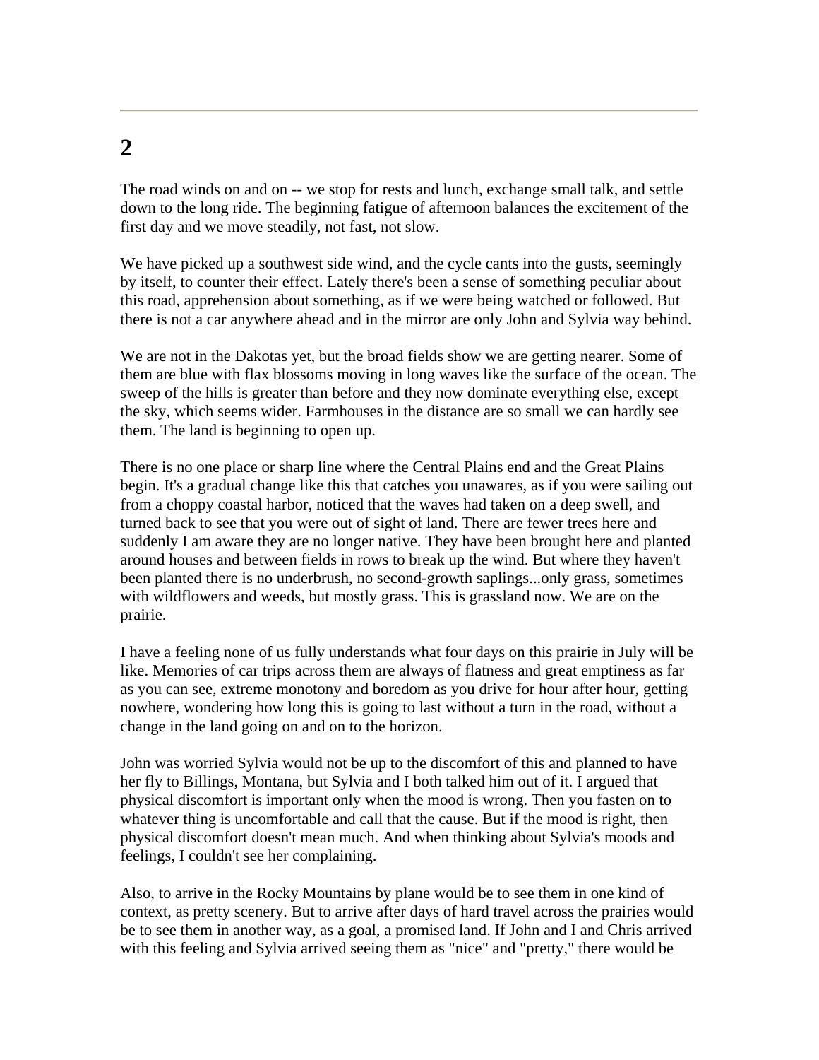## 2

The road winds on and on -- we stop for rests and lunch, exchange small talk, and settle down to the long ride. The beginning fatigue of afternoon balances the excitement of the first day and we move steadily, not fast, not slow.

We have picked up a southwest side wind, and the cycle cants into the gusts, seemingly by itself, to counter their effect. Lately there's been a sense of something peculiar about this road, apprehension about something, as if we were being watched or followed. But there is not a car anywhere ahead and in the mirror are only John and Sylvia way behind.

We are not in the Dakotas yet, but the broad fields show we are getting nearer. Some of them are blue with flax blossoms moving in long waves like the surface of the ocean. The sweep of the hills is greater than before and they now dominate everything else, except the sky, which seems wider. Farmhouses in the distance are so small we can hardly see them. The land is beginning to open up.

There is no one place or sharp line where the Central Plains end and the Great Plains begin. It's a gradual change like this that catches you unawares, as if you were sailing out from a choppy coastal harbor, noticed that the waves had taken on a deep swell, and turned back to see that you were out of sight of land. There are fewer trees here and suddenly I am aware they are no longer native. They have been brought here and planted around houses and between fields in rows to break up the wind. But where they haven't been planted there is no underbrush, no second-growth saplings...only grass, sometimes with wildflowers and weeds, but mostly grass. This is grassland now. We are on the prairie.

I have a feeling none of us fully understands what four days on this prairie in July will be like. Memories of car trips across them are always of flatness and great emptiness as far as you can see, extreme monotony and boredom as you drive for hour after hour, getting nowhere, wondering how long this is going to last without a turn in the road, without a change in the land going on and on to the horizon.

John was worried Sylvia would not be up to the discomfort of this and planned to have her fly to Billings, Montana, but Sylvia and I both talked him out of it. I argued that physical discomfort is important only when the mood is wrong. Then you fasten on to whatever thing is uncomfortable and call that the cause. But if the mood is right, then physical discomfort doesn't mean much. And when thinking about Sylvia's moods and feelings, I couldn't see her complaining.

Also, to arrive in the Rocky Mountains by plane would be to see them in one kind of context, as pretty scenery. But to arrive after days of hard travel across the prairies would be to see them in another way, as a goal, a promised land. If John and I and Chris arrived with this feeling and Sylvia arrived seeing them as "nice" and "pretty," there would be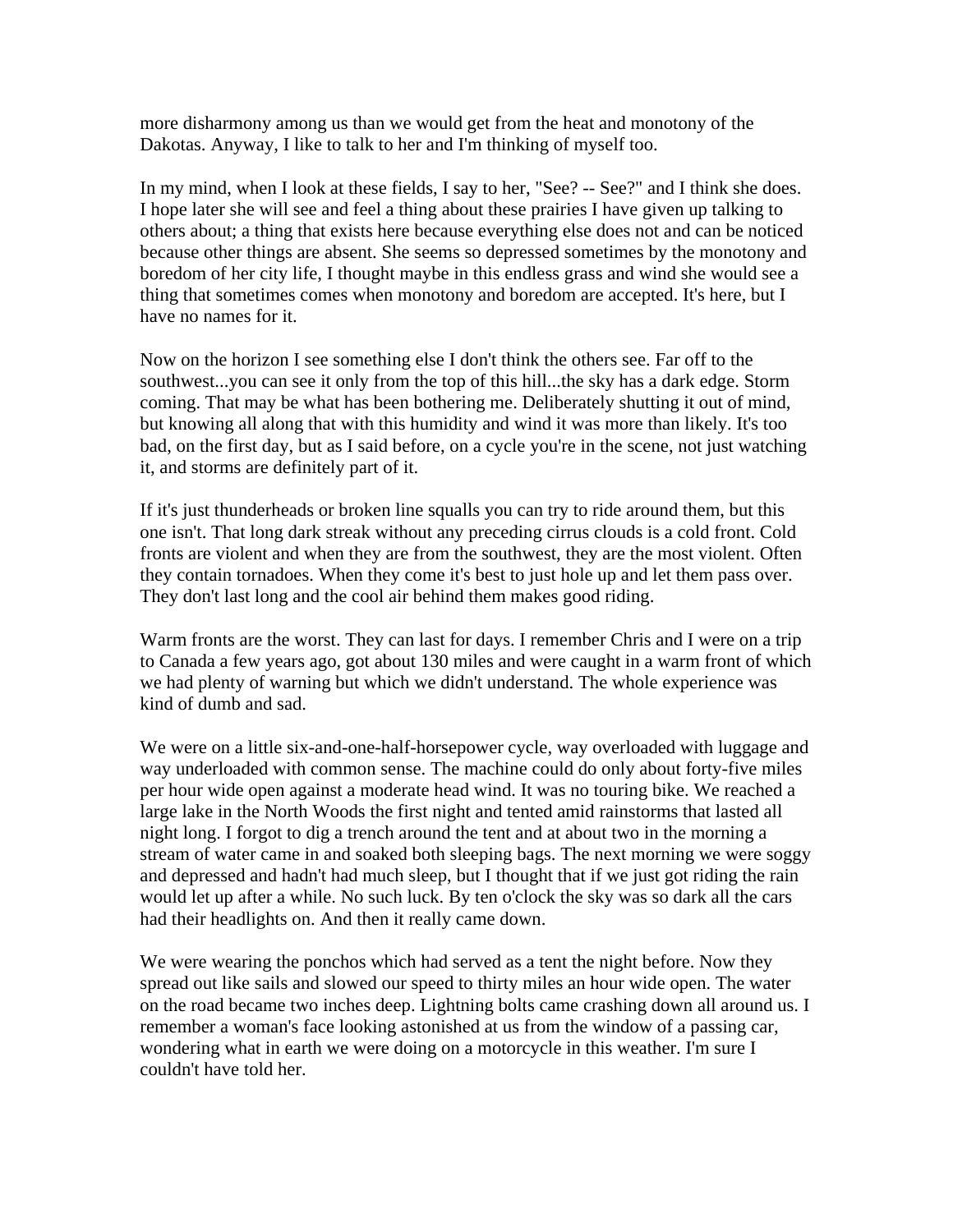more disharmony among us than we would get from the heat and monotony of the Dakotas. Anyway, I like to talk to her and I'm thinking of myself too.

In my mind, when I look at these fields, I say to her, "See? -- See?" and I think she does. I hope later she will see and feel a thing about these prairies I have given up talking to others about; a thing that exists here because everything else does not and can be noticed because other things are absent. She seems so depressed sometimes by the monotony and boredom of her city life, I thought maybe in this endless grass and wind she would see a thing that sometimes comes when monotony and boredom are accepted. It's here, but I have no names for it.

Now on the horizon I see something else I don't think the others see. Far off to the southwest...you can see it only from the top of this hill...the sky has a dark edge. Storm coming. That may be what has been bothering me. Deliberately shutting it out of mind, but knowing all along that with this humidity and wind it was more than likely. It's too bad, on the first day, but as I said before, on a cycle you're in the scene, not just watching it, and storms are definitely part of it.

If it's just thunderheads or broken line squalls you can try to ride around them, but this one isn't. That long dark streak without any preceding cirrus clouds is a cold front. Cold fronts are violent and when they are from the southwest, they are the most violent. Often they contain tornadoes. When they come it's best to just hole up and let them pass over. They don't last long and the cool air behind them makes good riding.

Warm fronts are the worst. They can last for days. I remember Chris and I were on a trip to Canada a few years ago, got about 130 miles and were caught in a warm front of which we had plenty of warning but which we didn't understand. The whole experience was kind of dumb and sad.

We were on a little six-and-one-half-horsepower cycle, way overloaded with luggage and way underloaded with common sense. The machine could do only about forty-five miles per hour wide open against a moderate head wind. It was no touring bike. We reached a large lake in the North Woods the first night and tented amid rainstorms that lasted all night long. I forgot to dig a trench around the tent and at about two in the morning a stream of water came in and soaked both sleeping bags. The next morning we were soggy and depressed and hadn't had much sleep, but I thought that if we just got riding the rain would let up after a while. No such luck. By ten o'clock the sky was so dark all the cars had their headlights on. And then it really came down.

We were wearing the ponchos which had served as a tent the night before. Now they spread out like sails and slowed our speed to thirty miles an hour wide open. The water on the road became two inches deep. Lightning bolts came crashing down all around us. I remember a woman's face looking astonished at us from the window of a passing car, wondering what in earth we were doing on a motorcycle in this weather. I'm sure I couldn't have told her.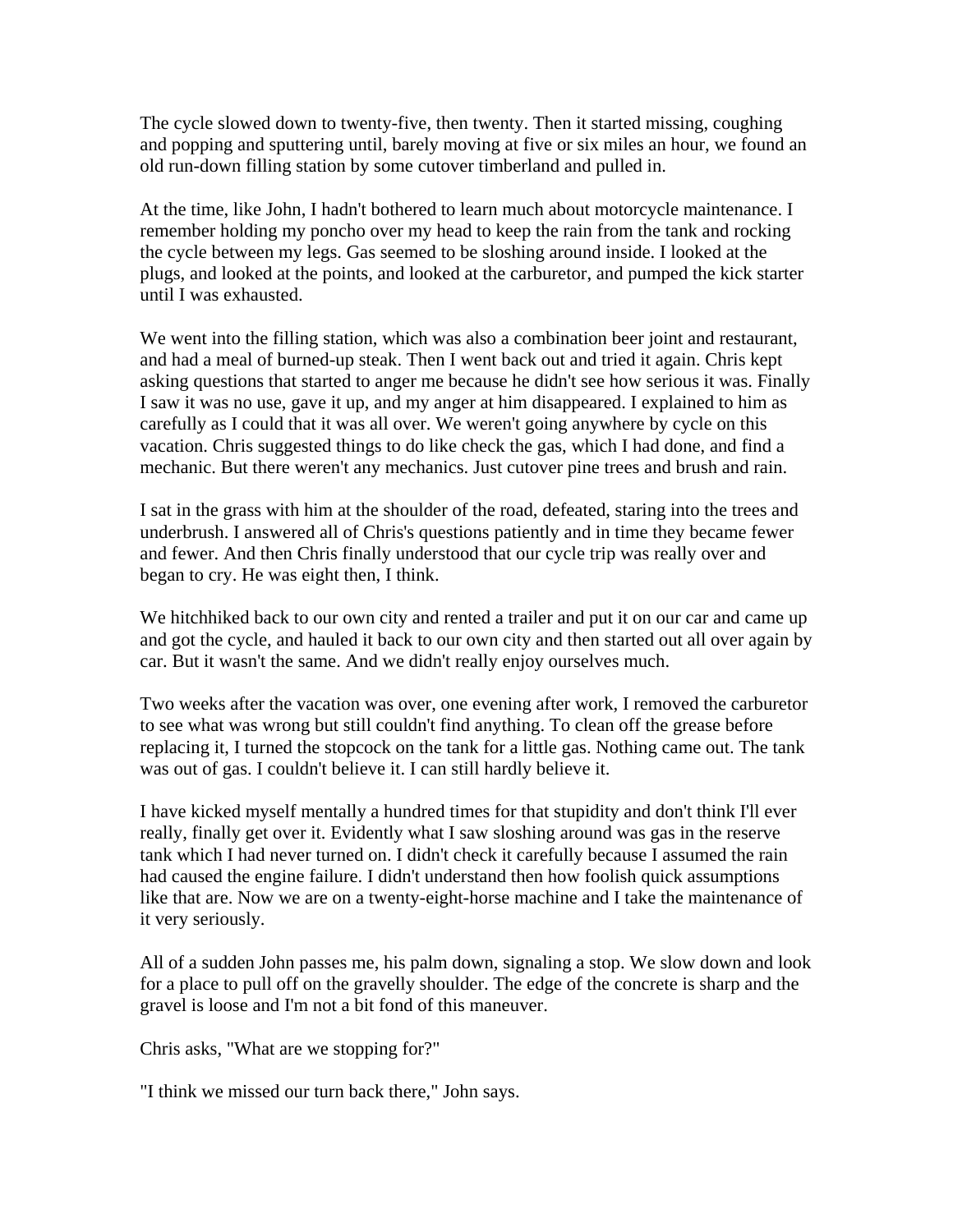The cycle slowed down to twenty-five, then twenty. Then it started missing, coughing and popping and sputtering until, barely moving at five or six miles an hour, we found an old run-down filling station by some cutover timberland and pulled in.

At the time, like John, I hadn't bothered to learn much about motorcycle maintenance. I remember holding my poncho over my head to keep the rain from the tank and rocking the cycle between my legs. Gas seemed to be sloshing around inside. I looked at the plugs, and looked at the points, and looked at the carburetor, and pumped the kick starter until I was exhausted.

We went into the filling station, which was also a combination beer joint and restaurant, and had a meal of burned-up steak. Then I went back out and tried it again. Chris kept asking questions that started to anger me because he didn't see how serious it was. Finally I saw it was no use, gave it up, and my anger at him disappeared. I explained to him as carefully as I could that it was all over. We weren't going anywhere by cycle on this vacation. Chris suggested things to do like check the gas, which I had done, and find a mechanic. But there weren't any mechanics. Just cutover pine trees and brush and rain.

I sat in the grass with him at the shoulder of the road, defeated, staring into the trees and underbrush. I answered all of Chris's questions patiently and in time they became fewer and fewer. And then Chris finally understood that our cycle trip was really over and began to cry. He was eight then, I think.

We hitchhiked back to our own city and rented a trailer and put it on our car and came up and got the cycle, and hauled it back to our own city and then started out all over again by car. But it wasn't the same. And we didn't really enjoy ourselves much.

Two weeks after the vacation was over, one evening after work, I removed the carburetor to see what was wrong but still couldn't find anything. To clean off the grease before replacing it, I turned the stopcock on the tank for a little gas. Nothing came out. The tank was out of gas. I couldn't believe it. I can still hardly believe it.

I have kicked myself mentally a hundred times for that stupidity and don't think I'll ever really, finally get over it. Evidently what I saw sloshing around was gas in the reserve tank which I had never turned on. I didn't check it carefully because I assumed the rain had caused the engine failure. I didn't understand then how foolish quick assumptions like that are. Now we are on a twenty-eight-horse machine and I take the maintenance of it very seriously.

All of a sudden John passes me, his palm down, signaling a stop. We slow down and look for a place to pull off on the gravelly shoulder. The edge of the concrete is sharp and the gravel is loose and I'm not a bit fond of this maneuver.

Chris asks, "What are we stopping for?"

"I think we missed our turn back there," John says.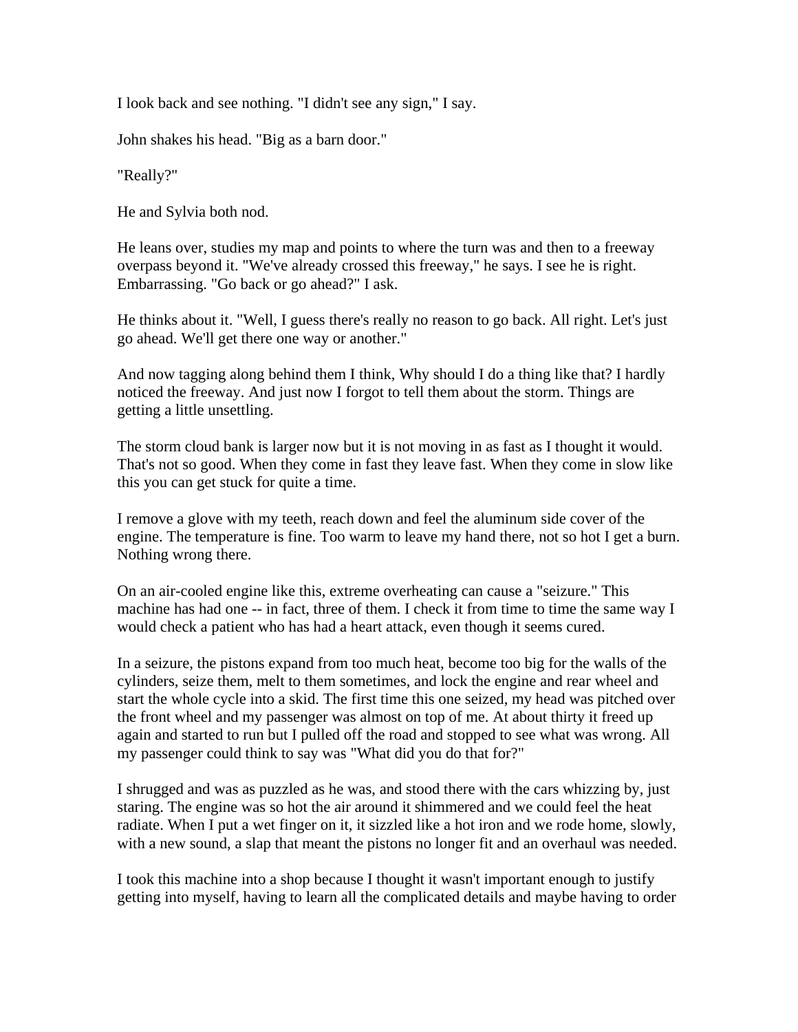I look back and see nothing. "I didn't see any sign," I say.

John shakes his head. "Big as a barn door."

"Really?"

He and Sylvia both nod.

He leans over, studies my map and points to where the turn was and then to a freeway overpass beyond it. "We've already crossed this freeway," he says. I see he is right. Embarrassing. "Go back or go ahead?" I ask.

He thinks about it. "Well, I guess there's really no reason to go back. All right. Let's just go ahead. We'll get there one way or another."

And now tagging along behind them I think, Why should I do a thing like that? I hardly noticed the freeway. And just now I forgot to tell them about the storm. Things are getting a little unsettling.

The storm cloud bank is larger now but it is not moving in as fast as I thought it would. That's not so good. When they come in fast they leave fast. When they come in slow like this you can get stuck for quite a time.

I remove a glove with my teeth, reach down and feel the aluminum side cover of the engine. The temperature is fine. Too warm to leave my hand there, not so hot I get a burn. Nothing wrong there.

On an air-cooled engine like this, extreme overheating can cause a "seizure." This machine has had one -- in fact, three of them. I check it from time to time the same way I would check a patient who has had a heart attack, even though it seems cured.

In a seizure, the pistons expand from too much heat, become too big for the walls of the cylinders, seize them, melt to them sometimes, and lock the engine and rear wheel and start the whole cycle into a skid. The first time this one seized, my head was pitched over the front wheel and my passenger was almost on top of me. At about thirty it freed up again and started to run but I pulled off the road and stopped to see what was wrong. All my passenger could think to say was "What did you do that for?"

I shrugged and was as puzzled as he was, and stood there with the cars whizzing by, just staring. The engine was so hot the air around it shimmered and we could feel the heat radiate. When I put a wet finger on it, it sizzled like a hot iron and we rode home, slowly, with a new sound, a slap that meant the pistons no longer fit and an overhaul was needed.

I took this machine into a shop because I thought it wasn't important enough to justify getting into myself, having to learn all the complicated details and maybe having to order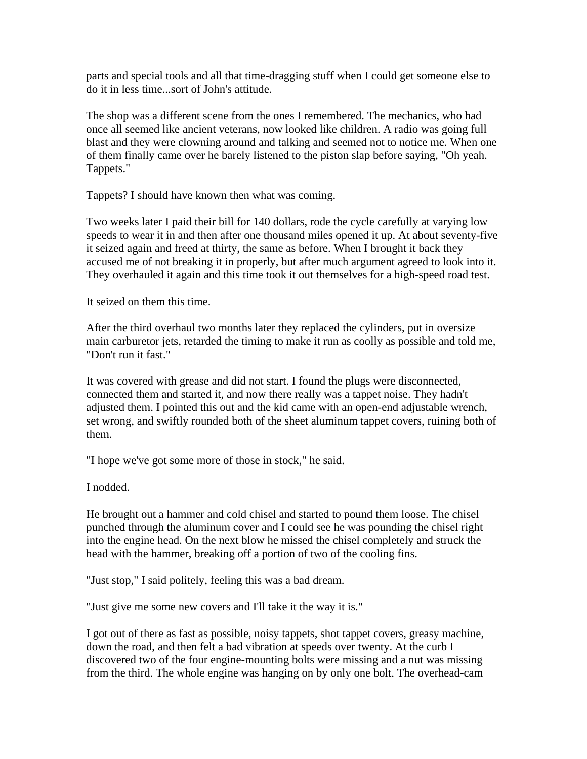parts and special tools and all that time-dragging stuff when I could get someone else to do it in less time...sort of John's attitude.

The shop was a different scene from the ones I remembered. The mechanics, who had once all seemed like ancient veterans, now looked like children. A radio was going full blast and they were clowning around and talking and seemed not to notice me. When one of them finally came over he barely listened to the piston slap before saying, "Oh yeah. Tappets."

Tappets? I should have known then what was coming.

Two weeks later I paid their bill for 140 dollars, rode the cycle carefully at varying low speeds to wear it in and then after one thousand miles opened it up. At about seventy-five it seized again and freed at thirty, the same as before. When I brought it back they accused me of not breaking it in properly, but after much argument agreed to look into it. They overhauled it again and this time took it out themselves for a high-speed road test.

It seized on them this time.

After the third overhaul two months later they replaced the cylinders, put in oversize main carburetor jets, retarded the timing to make it run as coolly as possible and told me, "Don't run it fast."

It was covered with grease and did not start. I found the plugs were disconnected, connected them and started it, and now there really was a tappet noise. They hadn't adjusted them. I pointed this out and the kid came with an open-end adjustable wrench, set wrong, and swiftly rounded both of the sheet aluminum tappet covers, ruining both of them.

"I hope we've got some more of those in stock," he said.

I nodded.

He brought out a hammer and cold chisel and started to pound them loose. The chisel punched through the aluminum cover and I could see he was pounding the chisel right into the engine head. On the next blow he missed the chisel completely and struck the head with the hammer, breaking off a portion of two of the cooling fins.

"Just stop," I said politely, feeling this was a bad dream.

"Just give me some new covers and I'll take it the way it is."

I got out of there as fast as possible, noisy tappets, shot tappet covers, greasy machine, down the road, and then felt a bad vibration at speeds over twenty. At the curb I discovered two of the four engine-mounting bolts were missing and a nut was missing from the third. The whole engine was hanging on by only one bolt. The overhead-cam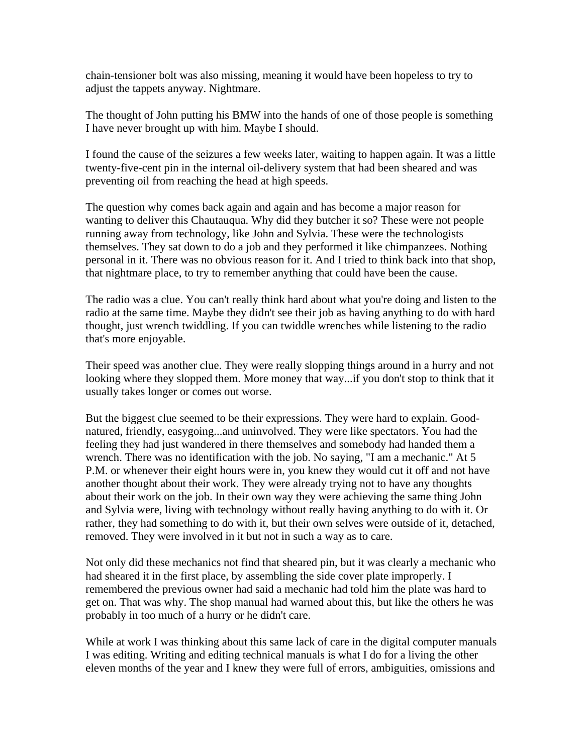chain-tensioner bolt was also missing, meaning it would have been hopeless to try to adjust the tappets anyway. Nightmare.

The thought of John putting his BMW into the hands of one of those people is something I have never brought up with him. Maybe I should.

I found the cause of the seizures a few weeks later, waiting to happen again. It was a little twenty-five-cent pin in the internal oil-delivery system that had been sheared and was preventing oil from reaching the head at high speeds.

The question why comes back again and again and has become a major reason for wanting to deliver this Chautauqua. Why did they butcher it so? These were not people running away from technology, like John and Sylvia. These were the technologists themselves. They sat down to do a job and they performed it like chimpanzees. Nothing personal in it. There was no obvious reason for it. And I tried to think back into that shop, that nightmare place, to try to remember anything that could have been the cause.

The radio was a clue. You can't really think hard about what you're doing and listen to the radio at the same time. Maybe they didn't see their job as having anything to do with hard thought, just wrench twiddling. If you can twiddle wrenches while listening to the radio that's more enjoyable.

Their speed was another clue. They were really slopping things around in a hurry and not looking where they slopped them. More money that way...if you don't stop to think that it usually takes longer or comes out worse.

But the biggest clue seemed to be their expressions. They were hard to explain. Good-natured, friendly, easygoing...and uninvolved. They were like spectators. You had the feeling they had just wandered in there themselves and somebody had handed them a wrench. There was no identification with the job. No saying, "I am a mechanic." At 5 P.M. or whenever their eight hours were in, you knew they would cut it off and not have another thought about their work. They were already trying not to have any thoughts about their work on the job. In their own way they were achieving the same thing John and Sylvia were, living with technology without really having anything to do with it. Or rather, they had something to do with it, but their own selves were outside of it, detached, removed. They were involved in it but not in such a way as to care.

Not only did these mechanics not find that sheared pin, but it was clearly a mechanic who had sheared it in the first place, by assembling the side cover plate improperly. I remembered the previous owner had said a mechanic had told him the plate was hard to get on. That was why. The shop manual had warned about this, but like the others he was probably in too much of a hurry or he didn't care.

While at work I was thinking about this same lack of care in the digital computer manuals I was editing. Writing and editing technical manuals is what I do for a living the other eleven months of the year and I knew they were full of errors, ambiguities, omissions and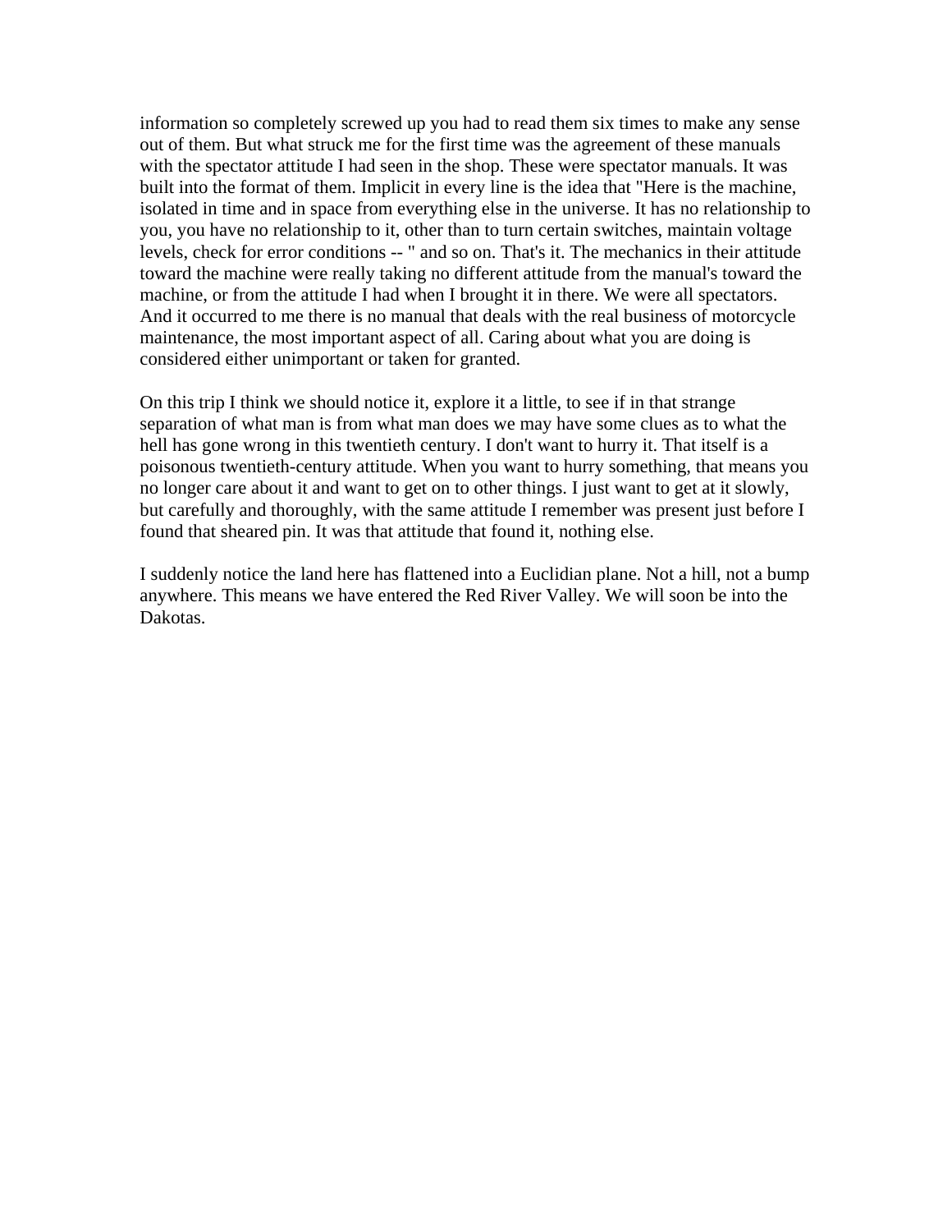information so completely screwed up you had to read them six times to make any sense out of them. But what struck me for the first time was the agreement of these manuals with the spectator attitude I had seen in the shop. These were spectator manuals. It was built into the format of them. Implicit in every line is the idea that "Here is the machine, isolated in time and in space from everything else in the universe. It has no relationship to you, you have no relationship to it, other than to turn certain switches, maintain voltage levels, check for error conditions -- " and so on. That's it. The mechanics in their attitude toward the machine were really taking no different attitude from the manual's toward the machine, or from the attitude I had when I brought it in there. We were all spectators. And it occurred to me there is no manual that deals with the real business of motorcycle maintenance, the most important aspect of all. Caring about what you are doing is considered either unimportant or taken for granted.

On this trip I think we should notice it, explore it a little, to see if in that strange separation of what man is from what man does we may have some clues as to what the hell has gone wrong in this twentieth century. I don't want to hurry it. That itself is a poisonous twentieth-century attitude. When you want to hurry something, that means you no longer care about it and want to get on to other things. I just want to get at it slowly, but carefully and thoroughly, with the same attitude I remember was present just before I found that sheared pin. It was that attitude that found it, nothing else.

I suddenly notice the land here has flattened into a Euclidian plane. Not a hill, not a bump anywhere. This means we have entered the Red River Valley. We will soon be into the Dakotas.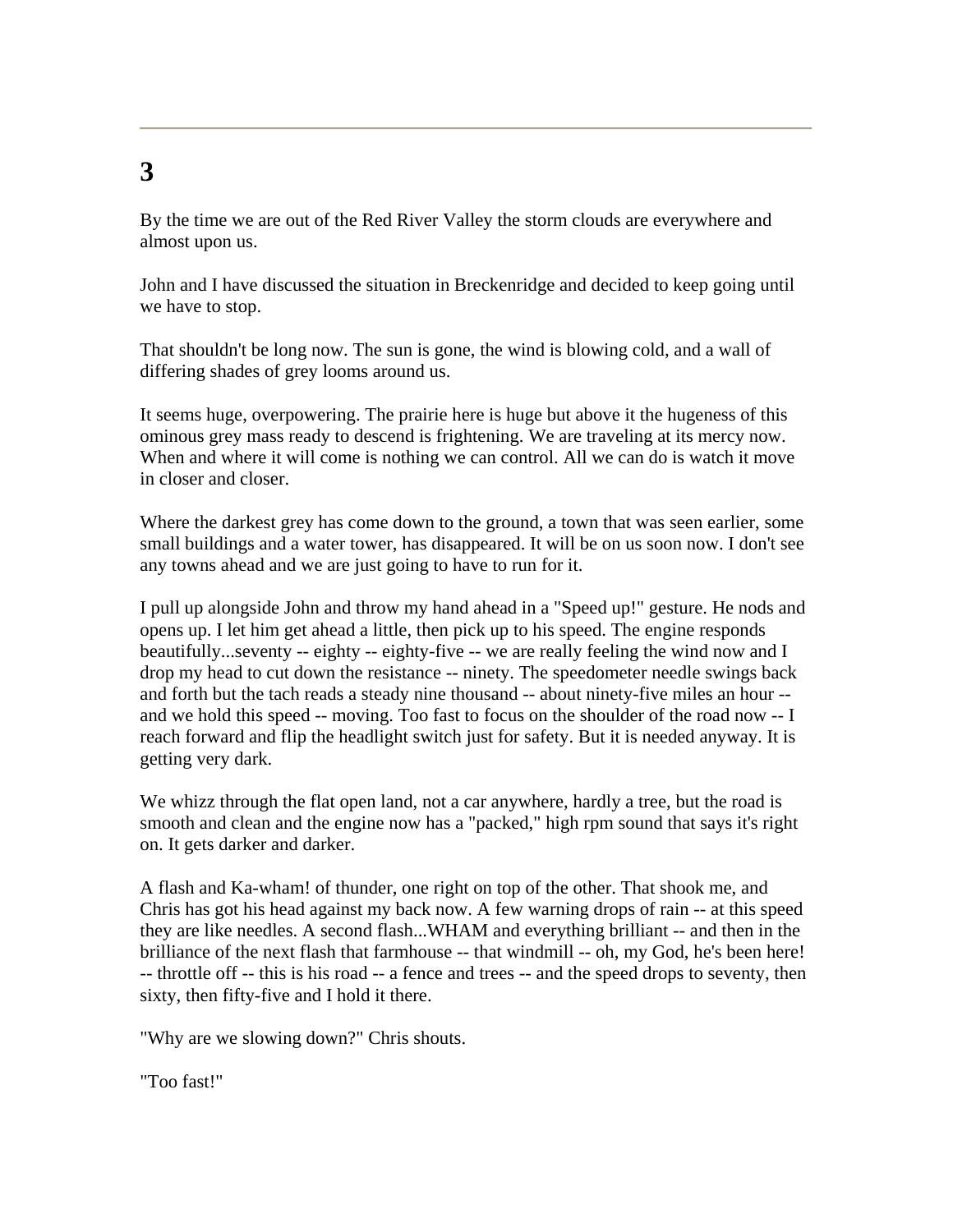## 3

By the time we are out of the Red River Valley the storm clouds are everywhere and almost upon us.

John and I have discussed the situation in Breckenridge and decided to keep going until we have to stop.

That shouldn't be long now. The sun is gone, the wind is blowing cold, and a wall of differing shades of grey looms around us.

It seems huge, overpowering. The prairie here is huge but above it the hugeness of this ominous grey mass ready to descend is frightening. We are traveling at its mercy now. When and where it will come is nothing we can control. All we can do is watch it move in closer and closer.

Where the darkest grey has come down to the ground, a town that was seen earlier, some small buildings and a water tower, has disappeared. It will be on us soon now. I don't see any towns ahead and we are just going to have to run for it.

I pull up alongside John and throw my hand ahead in a "Speed up!" gesture. He nods and opens up. I let him get ahead a little, then pick up to his speed. The engine responds beautifully...seventy -- eighty -- eighty-five -- we are really feeling the wind now and I drop my head to cut down the resistance -- ninety. The speedometer needle swings back and forth but the tach reads a steady nine thousand -- about ninety-five miles an hour -- and we hold this speed -- moving. Too fast to focus on the shoulder of the road now -- I reach forward and flip the headlight switch just for safety. But it is needed anyway. It is getting very dark.

We whizz through the flat open land, not a car anywhere, hardly a tree, but the road is smooth and clean and the engine now has a "packed," high rpm sound that says it's right on. It gets darker and darker.

A flash and Ka-wham! of thunder, one right on top of the other. That shook me, and Chris has got his head against my back now. A few warning drops of rain -- at this speed they are like needles. A second flash...WHAM and everything brilliant -- and then in the brilliance of the next flash that farmhouse -- that windmill -- oh, my God, he's been here! -- throttle off -- this is his road -- a fence and trees -- and the speed drops to seventy, then sixty, then fifty-five and I hold it there.

"Why are we slowing down?" Chris shouts.

"Too fast!"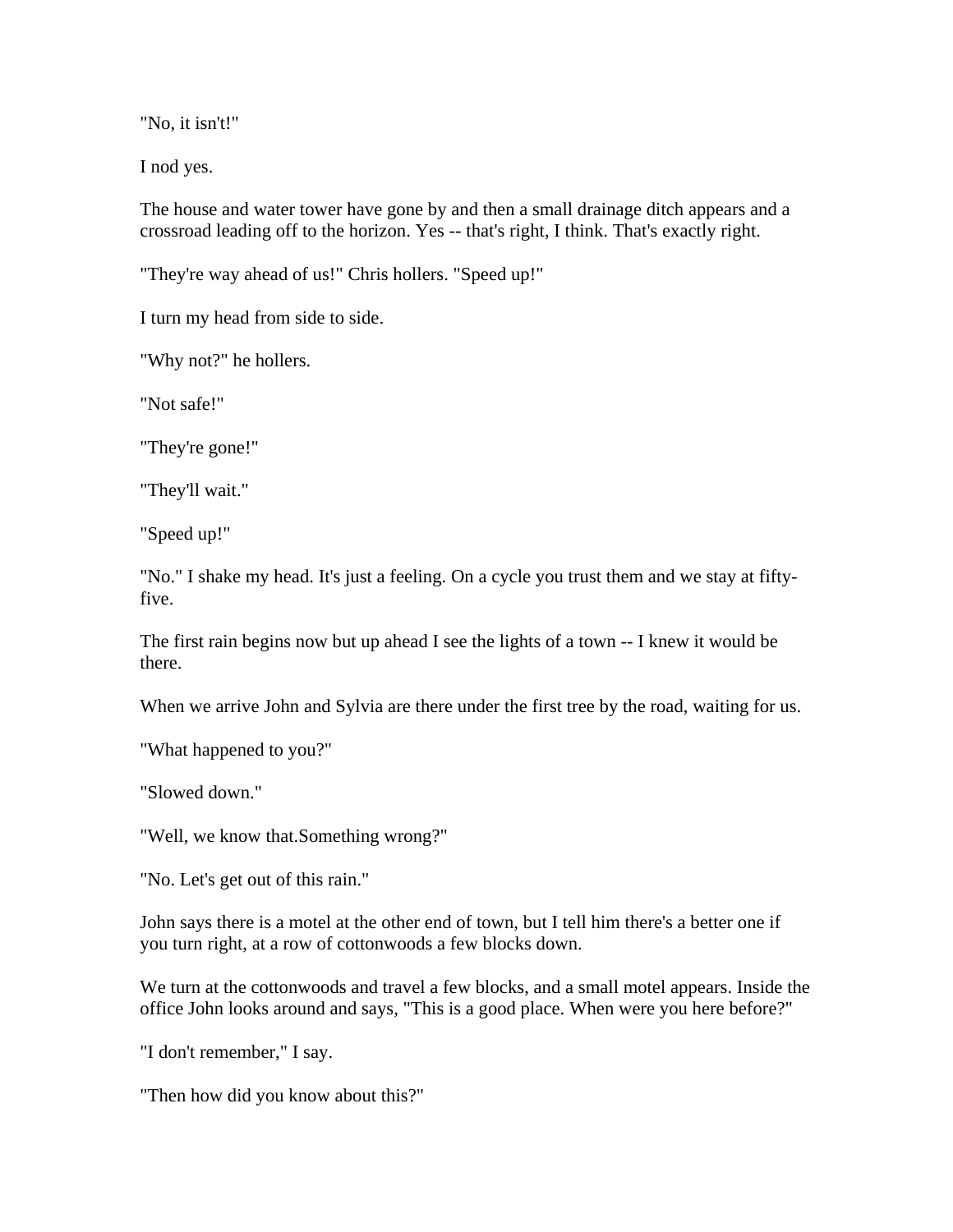"No, it isn't!"

I nod yes.

The house and water tower have gone by and then a small drainage ditch appears and a crossroad leading off to the horizon. Yes -- that's right, I think. That's exactly right.

"They're way ahead of us!" Chris hollers. "Speed up!"

I turn my head from side to side.

"Why not?" he hollers.

"Not safe!"

"They're gone!"

"They'll wait."

"Speed up!"

"No." I shake my head. It's just a feeling. On a cycle you trust them and we stay at fifty-five.

The first rain begins now but up ahead I see the lights of a town -- I knew it would be there.

When we arrive John and Sylvia are there under the first tree by the road, waiting for us.

"What happened to you?"

"Slowed down."

"Well, we know that.Something wrong?"

"No. Let's get out of this rain."

John says there is a motel at the other end of town, but I tell him there's a better one if you turn right, at a row of cottonwoods a few blocks down.

We turn at the cottonwoods and travel a few blocks, and a small motel appears. Inside the office John looks around and says, "This is a good place. When were you here before?"

"I don't remember," I say.

"Then how did you know about this?"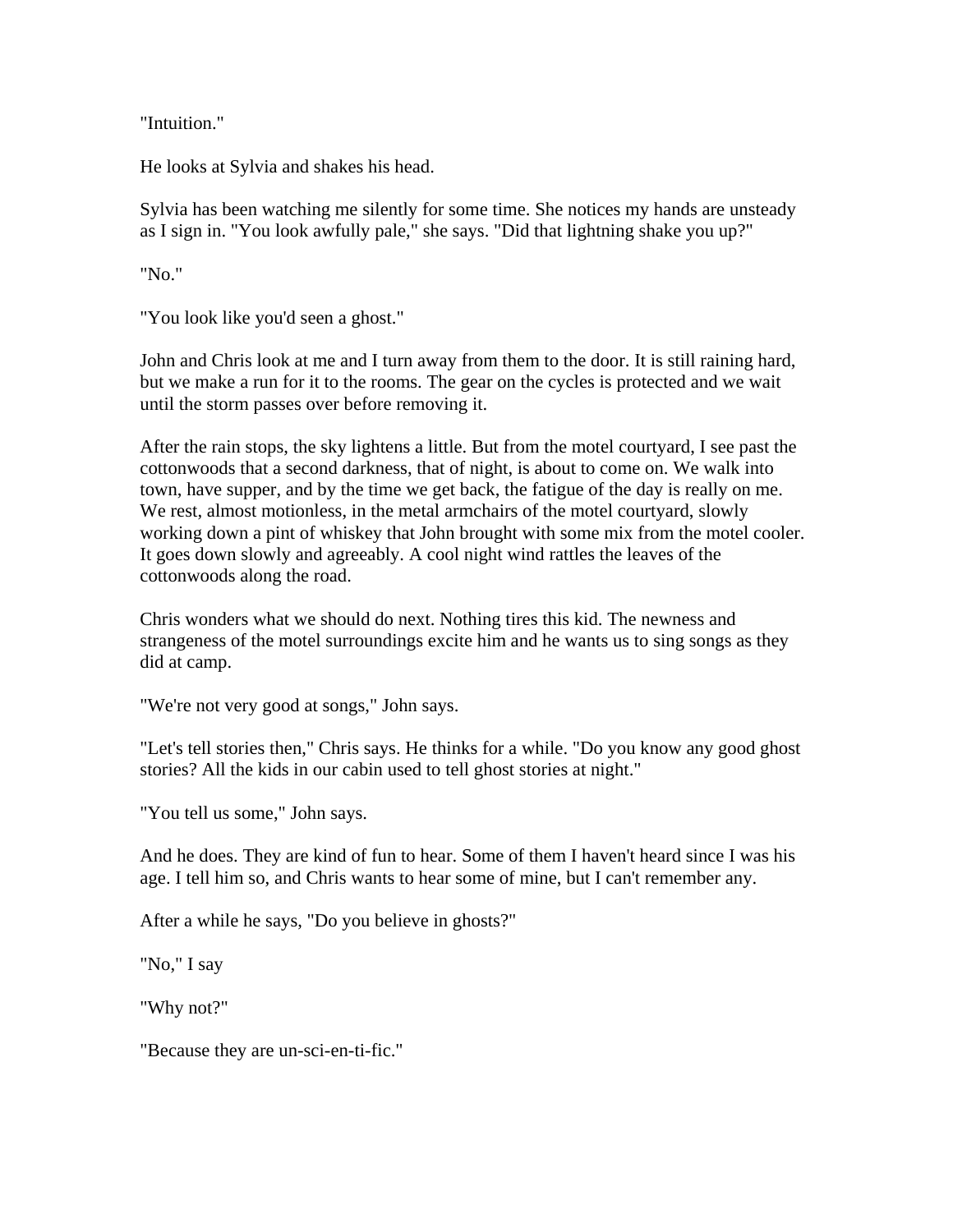"Intuition."

He looks at Sylvia and shakes his head.

Sylvia has been watching me silently for some time. She notices my hands are unsteady as I sign in. "You look awfully pale," she says. "Did that lightning shake you up?"

"No."

"You look like you'd seen a ghost."

John and Chris look at me and I turn away from them to the door. It is still raining hard, but we make a run for it to the rooms. The gear on the cycles is protected and we wait until the storm passes over before removing it.

After the rain stops, the sky lightens a little. But from the motel courtyard, I see past the cottonwoods that a second darkness, that of night, is about to come on. We walk into town, have supper, and by the time we get back, the fatigue of the day is really on me. We rest, almost motionless, in the metal armchairs of the motel courtyard, slowly working down a pint of whiskey that John brought with some mix from the motel cooler. It goes down slowly and agreeably. A cool night wind rattles the leaves of the cottonwoods along the road.

Chris wonders what we should do next. Nothing tires this kid. The newness and strangeness of the motel surroundings excite him and he wants us to sing songs as they did at camp.

"We're not very good at songs," John says.

"Let's tell stories then," Chris says. He thinks for a while. "Do you know any good ghost stories? All the kids in our cabin used to tell ghost stories at night."

"You tell us some," John says.

And he does. They are kind of fun to hear. Some of them I haven't heard since I was his age. I tell him so, and Chris wants to hear some of mine, but I can't remember any.

After a while he says, "Do you believe in ghosts?"

"No," I say

"Why not?"

"Because they are un-sci-en-ti-fic."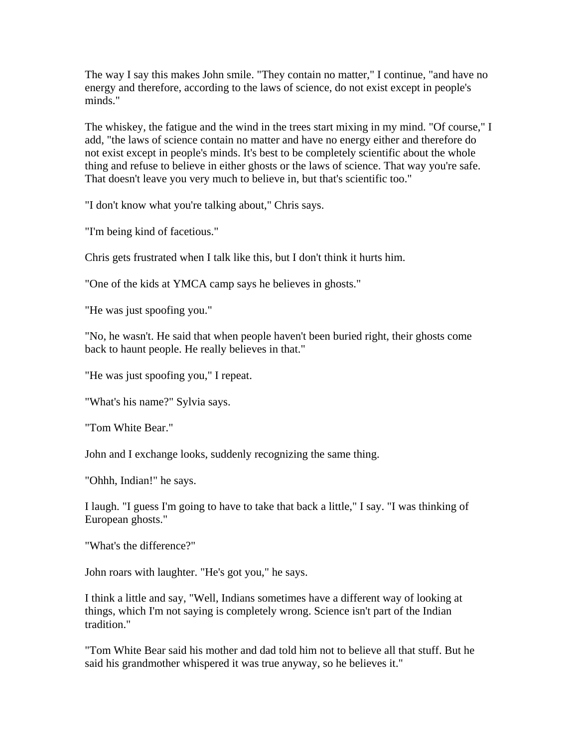The way I say this makes John smile. "They contain no matter," I continue, "and have no energy and therefore, according to the laws of science, do not exist except in people's minds."

The whiskey, the fatigue and the wind in the trees start mixing in my mind. "Of course," I add, "the laws of science contain no matter and have no energy either and therefore do not exist except in people's minds. It's best to be completely scientific about the whole thing and refuse to believe in either ghosts or the laws of science. That way you're safe. That doesn't leave you very much to believe in, but that's scientific too."

"I don't know what you're talking about," Chris says.

"I'm being kind of facetious."

Chris gets frustrated when I talk like this, but I don't think it hurts him.

"One of the kids at YMCA camp says he believes in ghosts."

"He was just spoofing you."

"No, he wasn't. He said that when people haven't been buried right, their ghosts come back to haunt people. He really believes in that."

"He was just spoofing you," I repeat.

"What's his name?" Sylvia says.

"Tom White Bear."

John and I exchange looks, suddenly recognizing the same thing.

"Ohhh, Indian!" he says.

I laugh. "I guess I'm going to have to take that back a little," I say. "I was thinking of European ghosts."

"What's the difference?"

John roars with laughter. "He's got you," he says.

I think a little and say, "Well, Indians sometimes have a different way of looking at things, which I'm not saying is completely wrong. Science isn't part of the Indian tradition."

"Tom White Bear said his mother and dad told him not to believe all that stuff. But he said his grandmother whispered it was true anyway, so he believes it."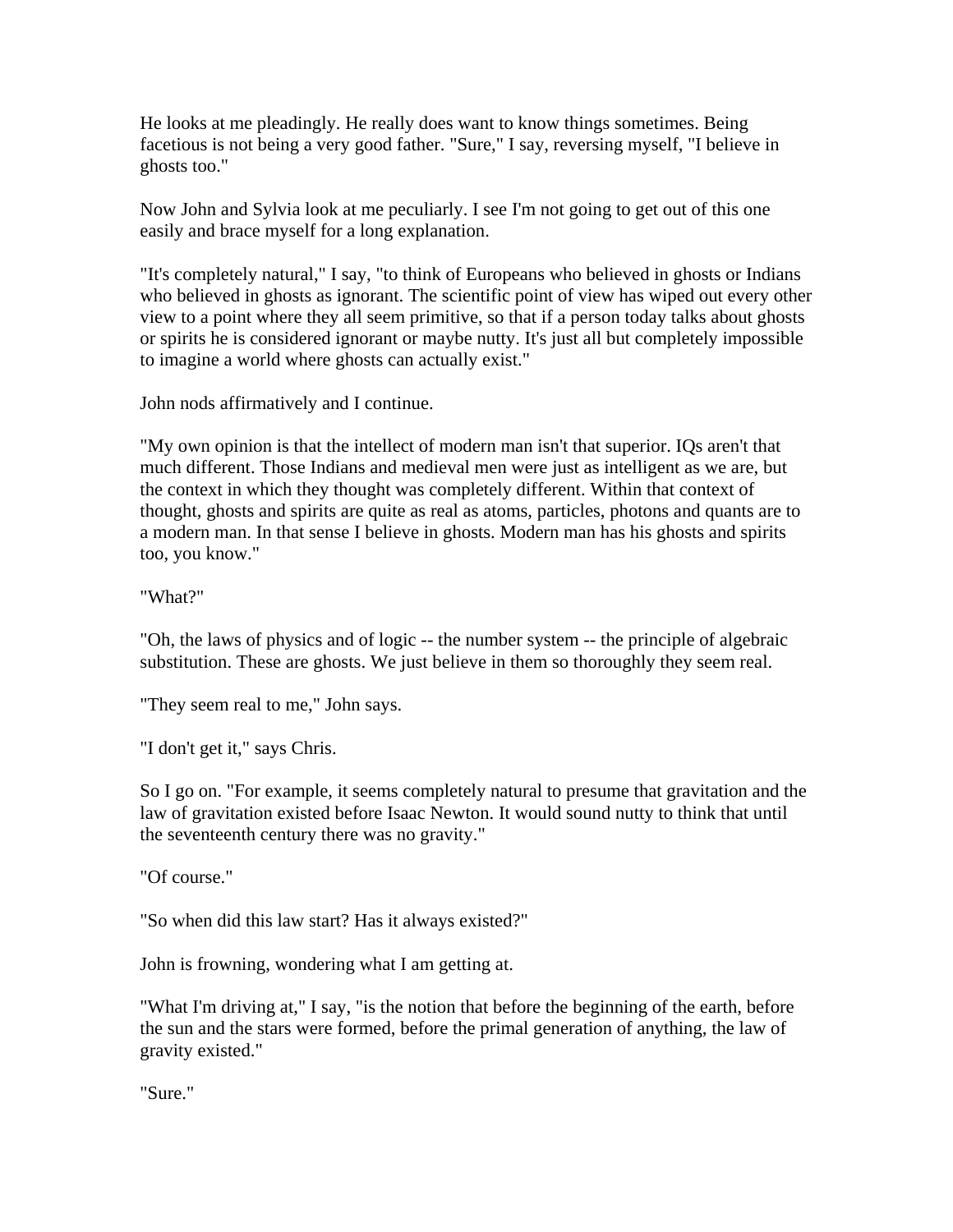He looks at me pleadingly. He really does want to know things sometimes. Being facetious is not being a very good father. "Sure," I say, reversing myself, "I believe in ghosts too."

Now John and Sylvia look at me peculiarly. I see I'm not going to get out of this one easily and brace myself for a long explanation.

"It's completely natural," I say, "to think of Europeans who believed in ghosts or Indians who believed in ghosts as ignorant. The scientific point of view has wiped out every other view to a point where they all seem primitive, so that if a person today talks about ghosts or spirits he is considered ignorant or maybe nutty. It's just all but completely impossible to imagine a world where ghosts can actually exist."

John nods affirmatively and I continue.

"My own opinion is that the intellect of modern man isn't that superior. IQs aren't that much different. Those Indians and medieval men were just as intelligent as we are, but the context in which they thought was completely different. Within that context of thought, ghosts and spirits are quite as real as atoms, particles, photons and quants are to a modern man. In that sense I believe in ghosts. Modern man has his ghosts and spirits too, you know."

"What?"

"Oh, the laws of physics and of logic -- the number system -- the principle of algebraic substitution. These are ghosts. We just believe in them so thoroughly they seem real.

"They seem real to me," John says.

"I don't get it," says Chris.

So I go on. "For example, it seems completely natural to presume that gravitation and the law of gravitation existed before Isaac Newton. It would sound nutty to think that until the seventeenth century there was no gravity."

"Of course."

"So when did this law start? Has it always existed?"

John is frowning, wondering what I am getting at.

"What I'm driving at," I say, "is the notion that before the beginning of the earth, before the sun and the stars were formed, before the primal generation of anything, the law of gravity existed."

"Sure."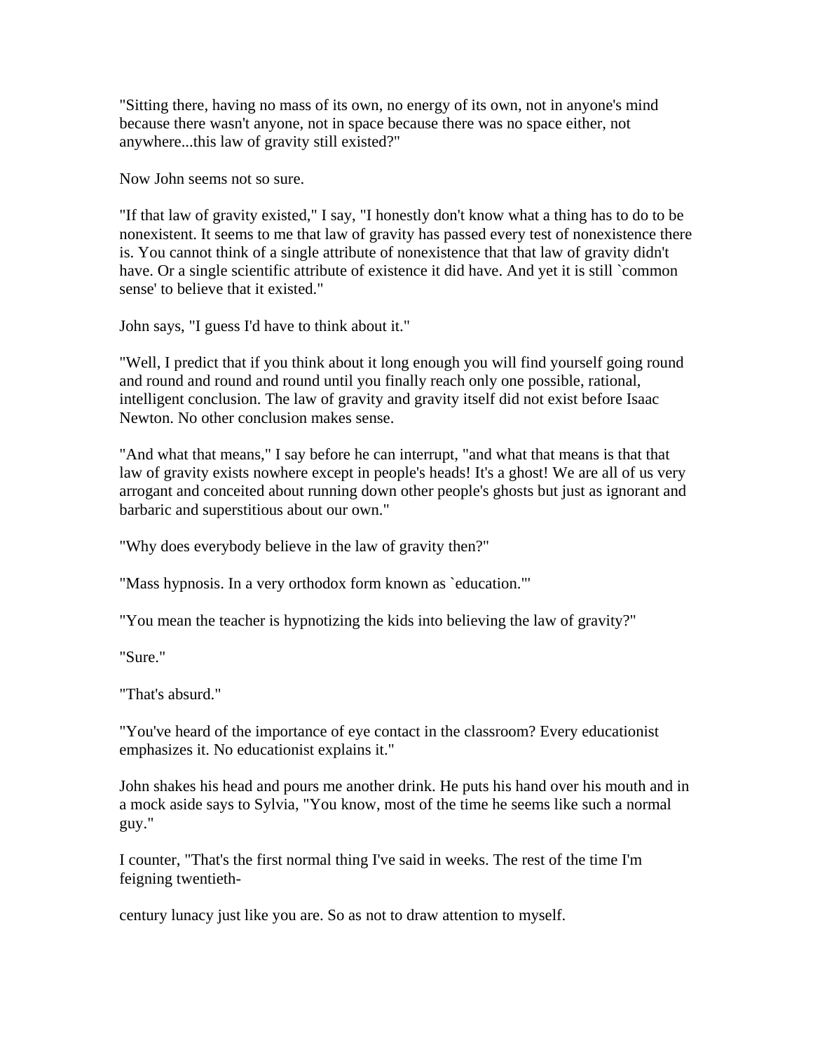"Sitting there, having no mass of its own, no energy of its own, not in anyone's mind because there wasn't anyone, not in space because there was no space either, not anywhere...this law of gravity still existed?"

Now John seems not so sure.

"If that law of gravity existed," I say, "I honestly don't know what a thing has to do to be nonexistent. It seems to me that law of gravity has passed every test of nonexistence there is. You cannot think of a single attribute of nonexistence that that law of gravity didn't have. Or a single scientific attribute of existence it did have. And yet it is still `common sense' to believe that it existed."

John says, "I guess I'd have to think about it."

"Well, I predict that if you think about it long enough you will find yourself going round and round and round and round until you finally reach only one possible, rational, intelligent conclusion. The law of gravity and gravity itself did not exist before Isaac Newton. No other conclusion makes sense.

"And what that means," I say before he can interrupt, "and what that means is that that law of gravity exists nowhere except in people's heads! It's a ghost! We are all of us very arrogant and conceited about running down other people's ghosts but just as ignorant and barbaric and superstitious about our own."

"Why does everybody believe in the law of gravity then?"

"Mass hypnosis. In a very orthodox form known as `education.'"

"You mean the teacher is hypnotizing the kids into believing the law of gravity?"

"Sure."

"That's absurd."

"You've heard of the importance of eye contact in the classroom? Every educationist emphasizes it. No educationist explains it."

John shakes his head and pours me another drink. He puts his hand over his mouth and in a mock aside says to Sylvia, "You know, most of the time he seems like such a normal guy."

I counter, "That's the first normal thing I've said in weeks. The rest of the time I'm feigning twentieth-century lunacy just like you are. So as not to draw attention to myself.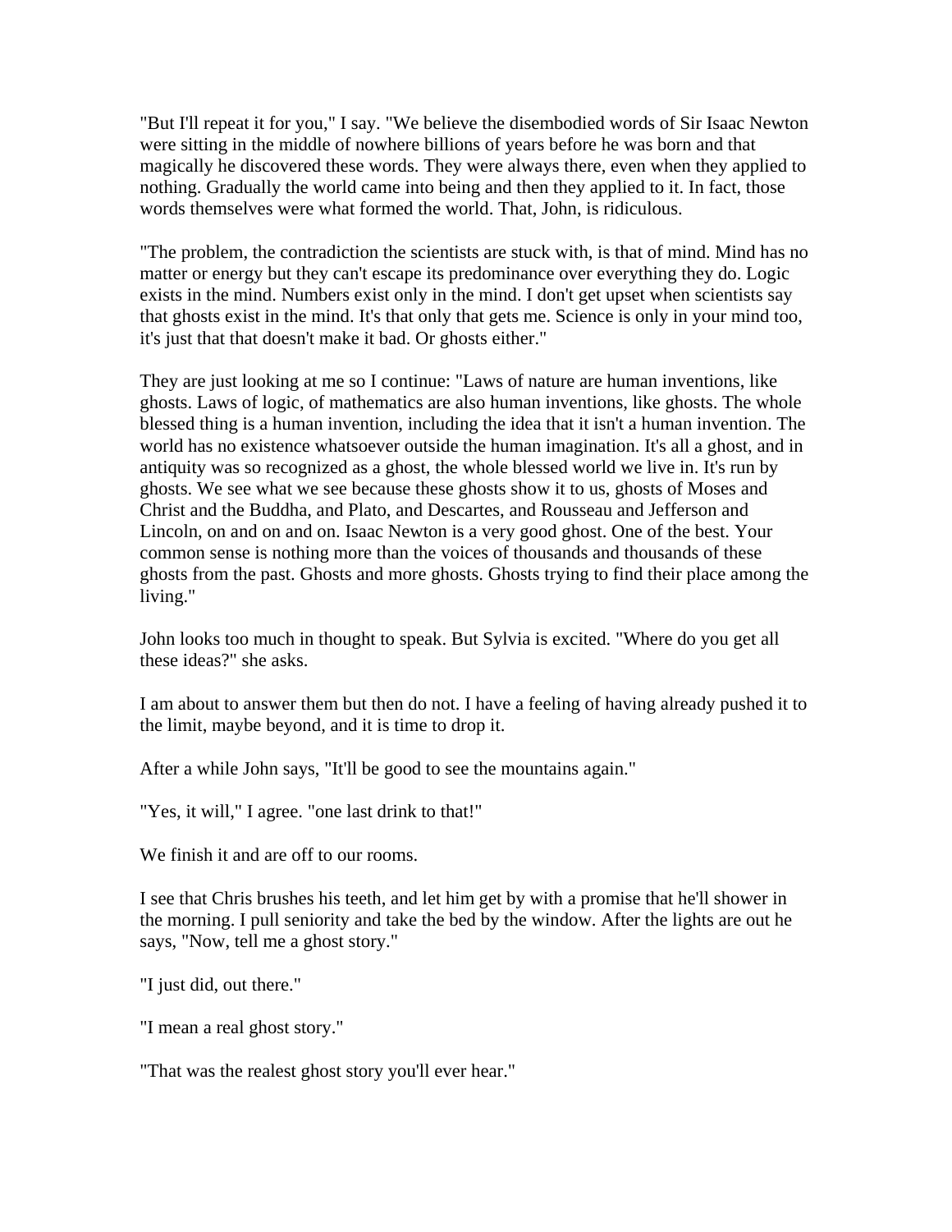"But I'll repeat it for you," I say. "We believe the disembodied words of Sir Isaac Newton were sitting in the middle of nowhere billions of years before he was born and that magically he discovered these words. They were always there, even when they applied to nothing. Gradually the world came into being and then they applied to it. In fact, those words themselves were what formed the world. That, John, is ridiculous.

"The problem, the contradiction the scientists are stuck with, is that of mind. Mind has no matter or energy but they can't escape its predominance over everything they do. Logic exists in the mind. Numbers exist only in the mind. I don't get upset when scientists say that ghosts exist in the mind. It's that only that gets me. Science is only in your mind too, it's just that that doesn't make it bad. Or ghosts either."

They are just looking at me so I continue: "Laws of nature are human inventions, like ghosts. Laws of logic, of mathematics are also human inventions, like ghosts. The whole blessed thing is a human invention, including the idea that it isn't a human invention. The world has no existence whatsoever outside the human imagination. It's all a ghost, and in antiquity was so recognized as a ghost, the whole blessed world we live in. It's run by ghosts. We see what we see because these ghosts show it to us, ghosts of Moses and Christ and the Buddha, and Plato, and Descartes, and Rousseau and Jefferson and Lincoln, on and on and on. Isaac Newton is a very good ghost. One of the best. Your common sense is nothing more than the voices of thousands and thousands of these ghosts from the past. Ghosts and more ghosts. Ghosts trying to find their place among the living."

John looks too much in thought to speak. But Sylvia is excited. "Where do you get all these ideas?" she asks.

I am about to answer them but then do not. I have a feeling of having already pushed it to the limit, maybe beyond, and it is time to drop it.

After a while John says, "It'll be good to see the mountains again."

"Yes, it will," I agree. "one last drink to that!"

We finish it and are off to our rooms.

I see that Chris brushes his teeth, and let him get by with a promise that he'll shower in the morning. I pull seniority and take the bed by the window. After the lights are out he says, "Now, tell me a ghost story."

"I just did, out there."

"I mean a real ghost story."

"That was the realest ghost story you'll ever hear."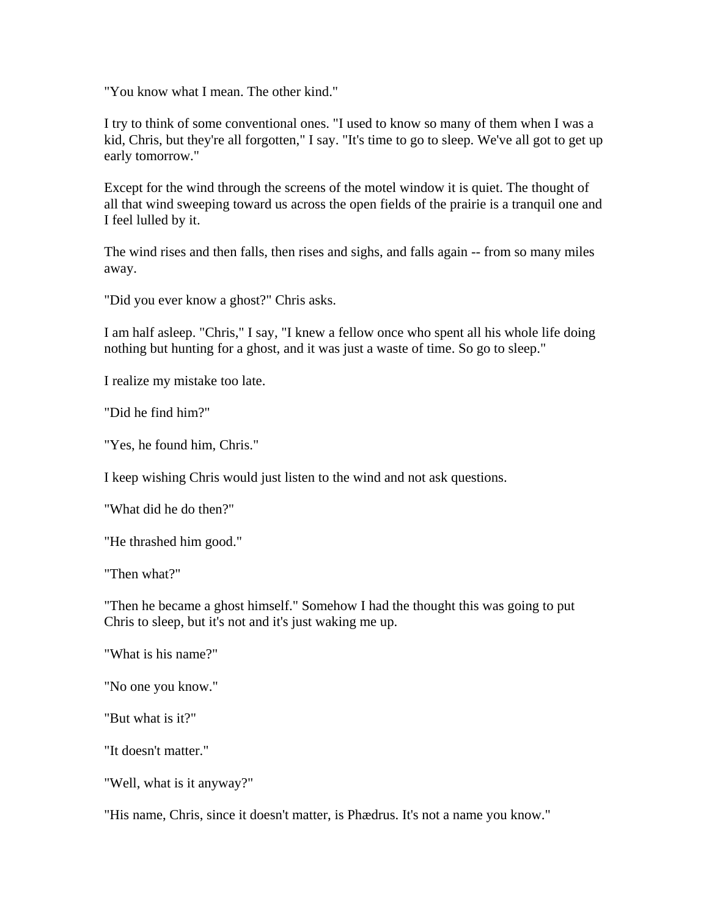"You know what I mean. The other kind."

I try to think of some conventional ones. "I used to know so many of them when I was a kid, Chris, but they're all forgotten," I say. "It's time to go to sleep. We've all got to get up early tomorrow."

Except for the wind through the screens of the motel window it is quiet. The thought of all that wind sweeping toward us across the open fields of the prairie is a tranquil one and I feel lulled by it.

The wind rises and then falls, then rises and sighs, and falls again -- from so many miles away.

"Did you ever know a ghost?" Chris asks.

I am half asleep. "Chris," I say, "I knew a fellow once who spent all his whole life doing nothing but hunting for a ghost, and it was just a waste of time. So go to sleep."

I realize my mistake too late.

"Did he find him?"

"Yes, he found him, Chris."

I keep wishing Chris would just listen to the wind and not ask questions.

"What did he do then?"

"He thrashed him good."

"Then what?"

"Then he became a ghost himself." Somehow I had the thought this was going to put Chris to sleep, but it's not and it's just waking me up.

"What is his name?"

"No one you know."

"But what is it?"

"It doesn't matter."

"Well, what is it anyway?"

"His name, Chris, since it doesn't matter, is Phædrus. It's not a name you know."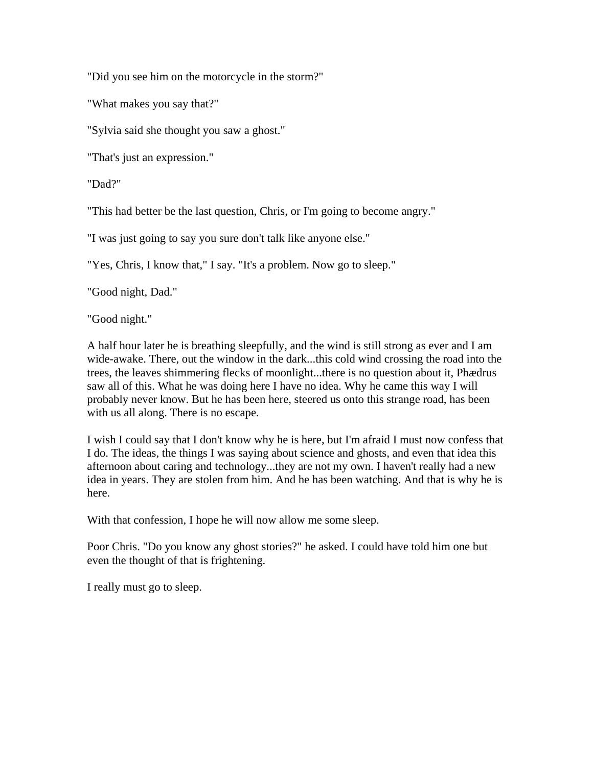"Did you see him on the motorcycle in the storm?"

"What makes you say that?"

"Sylvia said she thought you saw a ghost."

"That's just an expression."

"Dad?"

"This had better be the last question, Chris, or I'm going to become angry."

"I was just going to say you sure don't talk like anyone else."

"Yes, Chris, I know that," I say. "It's a problem. Now go to sleep."

"Good night, Dad."

"Good night."

A half hour later he is breathing sleepfully, and the wind is still strong as ever and I am wide-awake. There, out the window in the dark...this cold wind crossing the road into the trees, the leaves shimmering flecks of moonlight...there is no question about it, Phædrus saw all of this. What he was doing here I have no idea. Why he came this way I will probably never know. But he has been here, steered us onto this strange road, has been with us all along. There is no escape.

I wish I could say that I don't know why he is here, but I'm afraid I must now confess that I do. The ideas, the things I was saying about science and ghosts, and even that idea this afternoon about caring and technology...they are not my own. I haven't really had a new idea in years. They are stolen from him. And he has been watching. And that is why he is here.

With that confession, I hope he will now allow me some sleep.

Poor Chris. "Do you know any ghost stories?" he asked. I could have told him one but even the thought of that is frightening.

I really must go to sleep.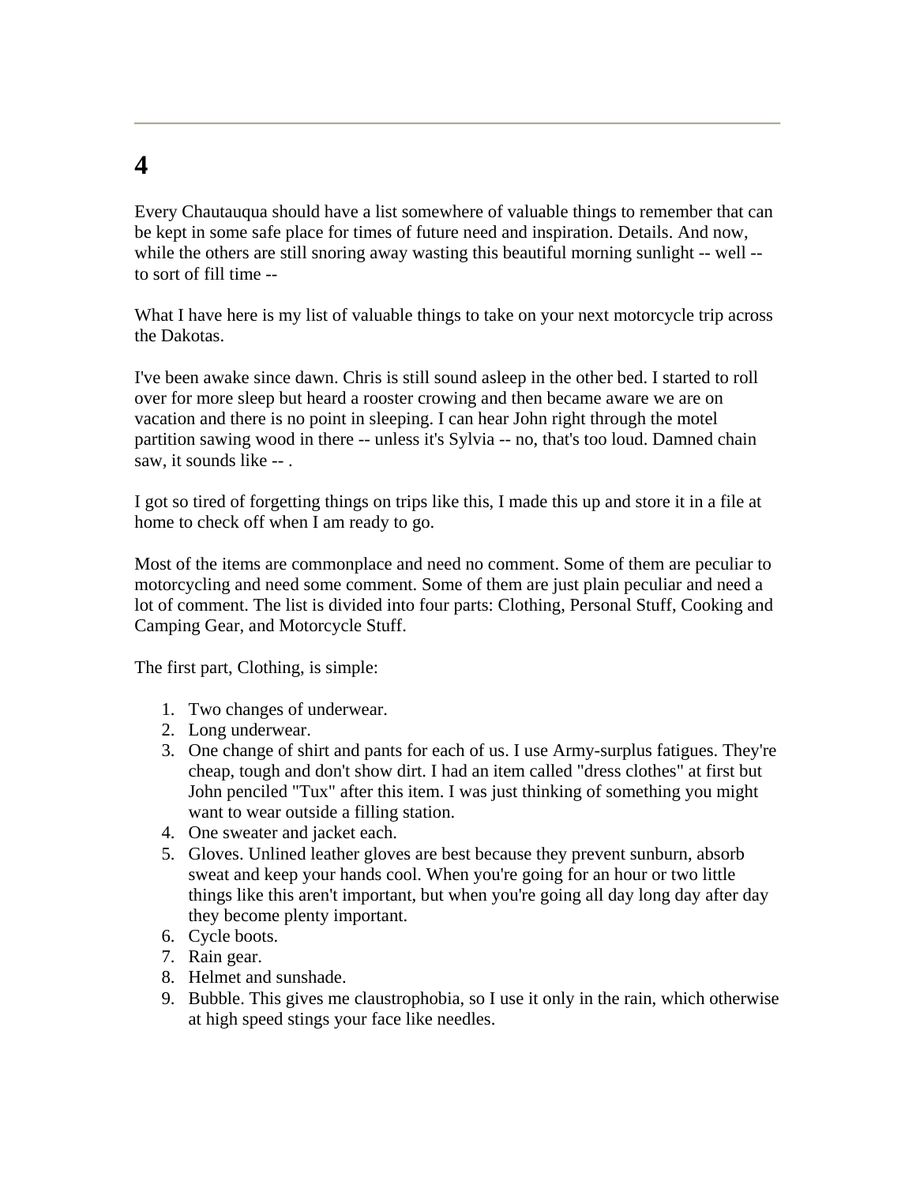# 4

Every Chautauqua should have a list somewhere of valuable things to remember that can be kept in some safe place for times of future need and inspiration. Details. And now, while the others are still snoring away wasting this beautiful morning sunlight -- well -- to sort of fill time --

What I have here is my list of valuable things to take on your next motorcycle trip across the Dakotas.

I've been awake since dawn. Chris is still sound asleep in the other bed. I started to roll over for more sleep but heard a rooster crowing and then became aware we are on vacation and there is no point in sleeping. I can hear John right through the motel partition sawing wood in there -- unless it's Sylvia -- no, that's too loud. Damned chain saw, it sounds like -- .

I got so tired of forgetting things on trips like this, I made this up and store it in a file at home to check off when I am ready to go.

Most of the items are commonplace and need no comment. Some of them are peculiar to motorcycling and need some comment. Some of them are just plain peculiar and need a lot of comment. The list is divided into four parts: Clothing, Personal Stuff, Cooking and Camping Gear, and Motorcycle Stuff.

The first part, Clothing, is simple:

1. Two changes of underwear.
2. Long underwear.
3. One change of shirt and pants for each of us. I use Army-surplus fatigues. They're cheap, tough and don't show dirt. I had an item called "dress clothes" at first but John penciled "Tux" after this item. I was just thinking of something you might want to wear outside a filling station.
4. One sweater and jacket each.
5. Gloves. Unlined leather gloves are best because they prevent sunburn, absorb sweat and keep your hands cool. When you're going for an hour or two little things like this aren't important, but when you're going all day long day after day they become plenty important.
6. Cycle boots.
7. Rain gear.
8. Helmet and sunshade.
9. Bubble. This gives me claustrophobia, so I use it only in the rain, which otherwise at high speed stings your face like needles.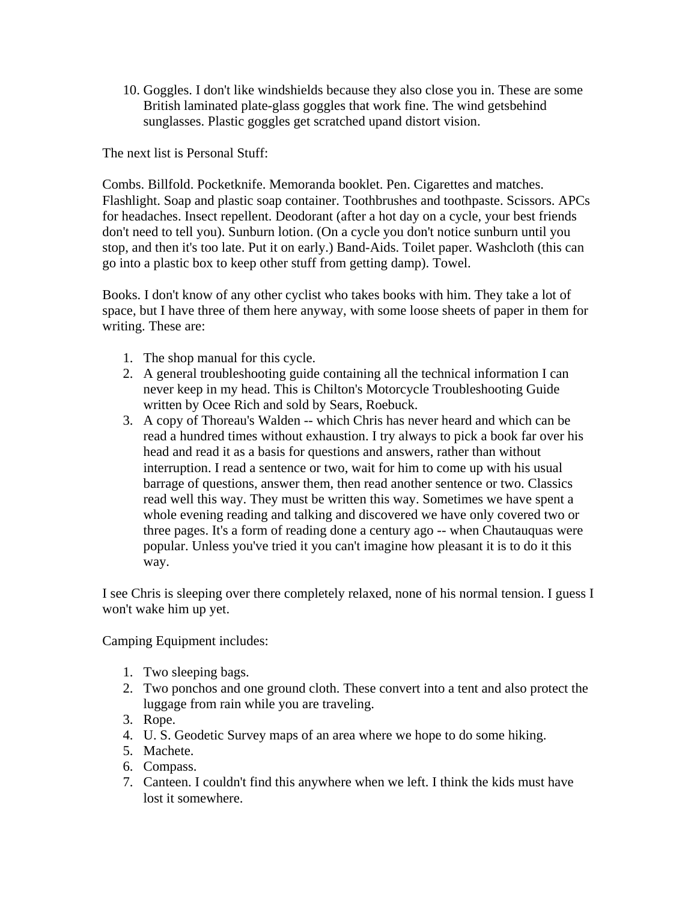10. Goggles. I don't like windshields because they also close you in. These are some British laminated plate-glass goggles that work fine. The wind getsbehind sunglasses. Plastic goggles get scratched upand distort vision.

The next list is Personal Stuff:

Combs. Billfold. Pocketknife. Memoranda booklet. Pen. Cigarettes and matches. Flashlight. Soap and plastic soap container. Toothbrushes and toothpaste. Scissors. APCs for headaches. Insect repellent. Deodorant (after a hot day on a cycle, your best friends don't need to tell you). Sunburn lotion. (On a cycle you don't notice sunburn until you stop, and then it's too late. Put it on early.) Band-Aids. Toilet paper. Washcloth (this can go into a plastic box to keep other stuff from getting damp). Towel.

Books. I don't know of any other cyclist who takes books with him. They take a lot of space, but I have three of them here anyway, with some loose sheets of paper in them for writing. These are:

1. The shop manual for this cycle.
2. A general troubleshooting guide containing all the technical information I can never keep in my head. This is Chilton's Motorcycle Troubleshooting Guide written by Ocee Rich and sold by Sears, Roebuck.
3. A copy of Thoreau's Walden -- which Chris has never heard and which can be read a hundred times without exhaustion. I try always to pick a book far over his head and read it as a basis for questions and answers, rather than without interruption. I read a sentence or two, wait for him to come up with his usual barrage of questions, answer them, then read another sentence or two. Classics read well this way. They must be written this way. Sometimes we have spent a whole evening reading and talking and discovered we have only covered two or three pages. It's a form of reading done a century ago -- when Chautauquas were popular. Unless you've tried it you can't imagine how pleasant it is to do it this way.

I see Chris is sleeping over there completely relaxed, none of his normal tension. I guess I won't wake him up yet.

Camping Equipment includes:

1. Two sleeping bags.
2. Two ponchos and one ground cloth. These convert into a tent and also protect the luggage from rain while you are traveling.
3. Rope.
4. U. S. Geodetic Survey maps of an area where we hope to do some hiking.
5. Machete.
6. Compass.
7. Canteen. I couldn't find this anywhere when we left. I think the kids must have lost it somewhere.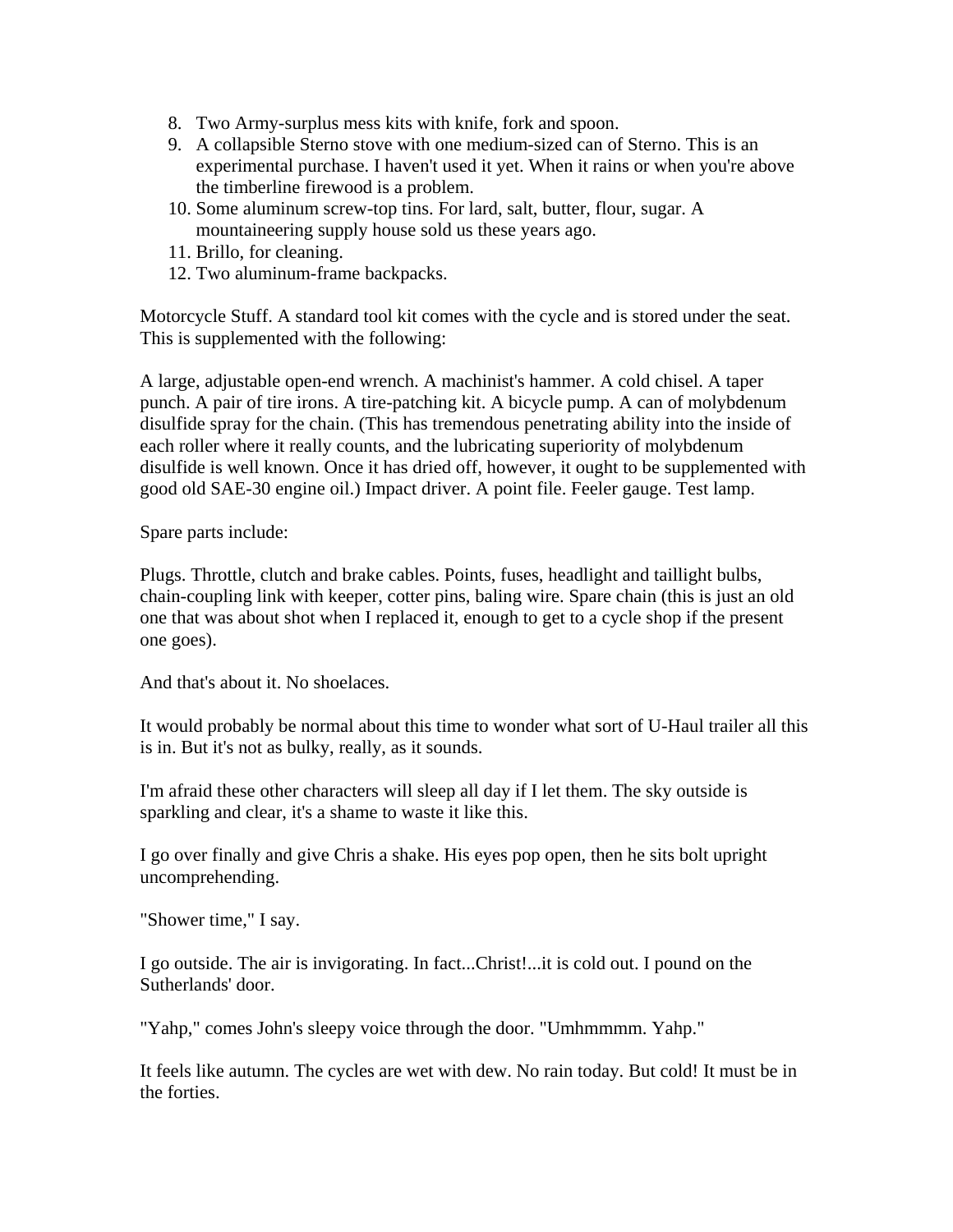8. Two Army-surplus mess kits with knife, fork and spoon.
9. A collapsible Sterno stove with one medium-sized can of Sterno. This is an experimental purchase. I haven't used it yet. When it rains or when you're above the timberline firewood is a problem.
10. Some aluminum screw-top tins. For lard, salt, butter, flour, sugar. A mountaineering supply house sold us these years ago.
11. Brillo, for cleaning.
12. Two aluminum-frame backpacks.

Motorcycle Stuff. A standard tool kit comes with the cycle and is stored under the seat. This is supplemented with the following:

A large, adjustable open-end wrench. A machinist's hammer. A cold chisel. A taper punch. A pair of tire irons. A tire-patching kit. A bicycle pump. A can of molybdenum disulfide spray for the chain. (This has tremendous penetrating ability into the inside of each roller where it really counts, and the lubricating superiority of molybdenum disulfide is well known. Once it has dried off, however, it ought to be supplemented with good old SAE-30 engine oil.) Impact driver. A point file. Feeler gauge. Test lamp.

Spare parts include:

Plugs. Throttle, clutch and brake cables. Points, fuses, headlight and taillight bulbs, chain-coupling link with keeper, cotter pins, baling wire. Spare chain (this is just an old one that was about shot when I replaced it, enough to get to a cycle shop if the present one goes).

And that's about it. No shoelaces.

It would probably be normal about this time to wonder what sort of U-Haul trailer all this is in. But it's not as bulky, really, as it sounds.

I'm afraid these other characters will sleep all day if I let them. The sky outside is sparkling and clear, it's a shame to waste it like this.

I go over finally and give Chris a shake. His eyes pop open, then he sits bolt upright uncomprehending.

"Shower time," I say.

I go outside. The air is invigorating. In fact...Christ!...it is cold out. I pound on the Sutherlands' door.

"Yahp," comes John's sleepy voice through the door. "Umhmmmm. Yahp."

It feels like autumn. The cycles are wet with dew. No rain today. But cold! It must be in the forties.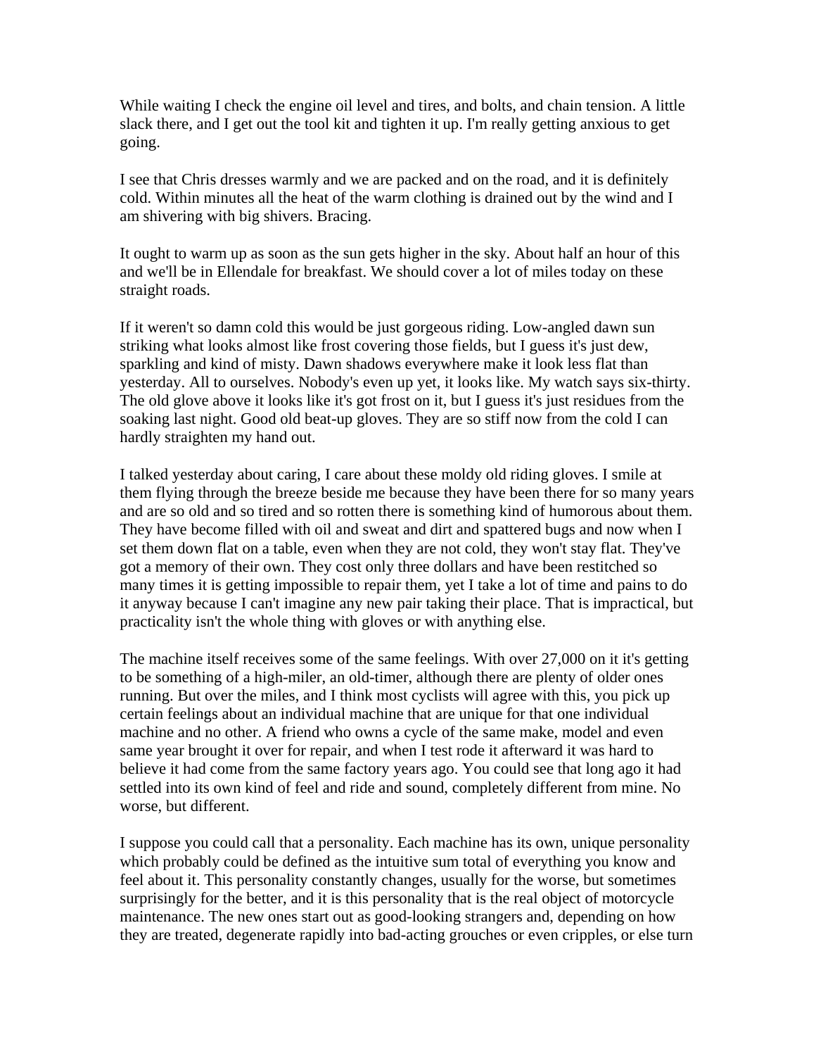While waiting I check the engine oil level and tires, and bolts, and chain tension. A little slack there, and I get out the tool kit and tighten it up. I'm really getting anxious to get going.

I see that Chris dresses warmly and we are packed and on the road, and it is definitely cold. Within minutes all the heat of the warm clothing is drained out by the wind and I am shivering with big shivers. Bracing.

It ought to warm up as soon as the sun gets higher in the sky. About half an hour of this and we'll be in Ellendale for breakfast. We should cover a lot of miles today on these straight roads.

If it weren't so damn cold this would be just gorgeous riding. Low-angled dawn sun striking what looks almost like frost covering those fields, but I guess it's just dew, sparkling and kind of misty. Dawn shadows everywhere make it look less flat than yesterday. All to ourselves. Nobody's even up yet, it looks like. My watch says six-thirty. The old glove above it looks like it's got frost on it, but I guess it's just residues from the soaking last night. Good old beat-up gloves. They are so stiff now from the cold I can hardly straighten my hand out.

I talked yesterday about caring, I care about these moldy old riding gloves. I smile at them flying through the breeze beside me because they have been there for so many years and are so old and so tired and so rotten there is something kind of humorous about them. They have become filled with oil and sweat and dirt and spattered bugs and now when I set them down flat on a table, even when they are not cold, they won't stay flat. They've got a memory of their own. They cost only three dollars and have been restitched so many times it is getting impossible to repair them, yet I take a lot of time and pains to do it anyway because I can't imagine any new pair taking their place. That is impractical, but practicality isn't the whole thing with gloves or with anything else.

The machine itself receives some of the same feelings. With over 27,000 on it it's getting to be something of a high-miler, an old-timer, although there are plenty of older ones running. But over the miles, and I think most cyclists will agree with this, you pick up certain feelings about an individual machine that are unique for that one individual machine and no other. A friend who owns a cycle of the same make, model and even same year brought it over for repair, and when I test rode it afterward it was hard to believe it had come from the same factory years ago. You could see that long ago it had settled into its own kind of feel and ride and sound, completely different from mine. No worse, but different.

I suppose you could call that a personality. Each machine has its own, unique personality which probably could be defined as the intuitive sum total of everything you know and feel about it. This personality constantly changes, usually for the worse, but sometimes surprisingly for the better, and it is this personality that is the real object of motorcycle maintenance. The new ones start out as good-looking strangers and, depending on how they are treated, degenerate rapidly into bad-acting grouches or even cripples, or else turn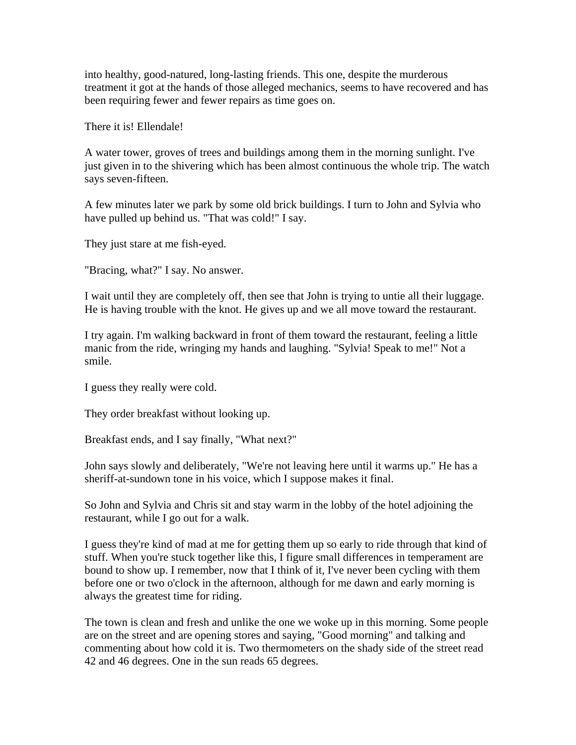into healthy, good-natured, long-lasting friends. This one, despite the murderous treatment it got at the hands of those alleged mechanics, seems to have recovered and has been requiring fewer and fewer repairs as time goes on.

There it is! Ellendale!

A water tower, groves of trees and buildings among them in the morning sunlight. I've just given in to the shivering which has been almost continuous the whole trip. The watch says seven-fifteen.

A few minutes later we park by some old brick buildings. I turn to John and Sylvia who have pulled up behind us. "That was cold!" I say.

They just stare at me fish-eyed.

"Bracing, what?" I say. No answer.

I wait until they are completely off, then see that John is trying to untie all their luggage. He is having trouble with the knot. He gives up and we all move toward the restaurant.

I try again. I'm walking backward in front of them toward the restaurant, feeling a little manic from the ride, wringing my hands and laughing. "Sylvia! Speak to me!" Not a smile.

I guess they really were cold.

They order breakfast without looking up.

Breakfast ends, and I say finally, "What next?"

John says slowly and deliberately, "We're not leaving here until it warms up." He has a sheriff-at-sundown tone in his voice, which I suppose makes it final.

So John and Sylvia and Chris sit and stay warm in the lobby of the hotel adjoining the restaurant, while I go out for a walk.

I guess they're kind of mad at me for getting them up so early to ride through that kind of stuff. When you're stuck together like this, I figure small differences in temperament are bound to show up. I remember, now that I think of it, I've never been cycling with them before one or two o'clock in the afternoon, although for me dawn and early morning is always the greatest time for riding.

The town is clean and fresh and unlike the one we woke up in this morning. Some people are on the street and are opening stores and saying, "Good morning" and talking and commenting about how cold it is. Two thermometers on the shady side of the street read 42 and 46 degrees. One in the sun reads 65 degrees.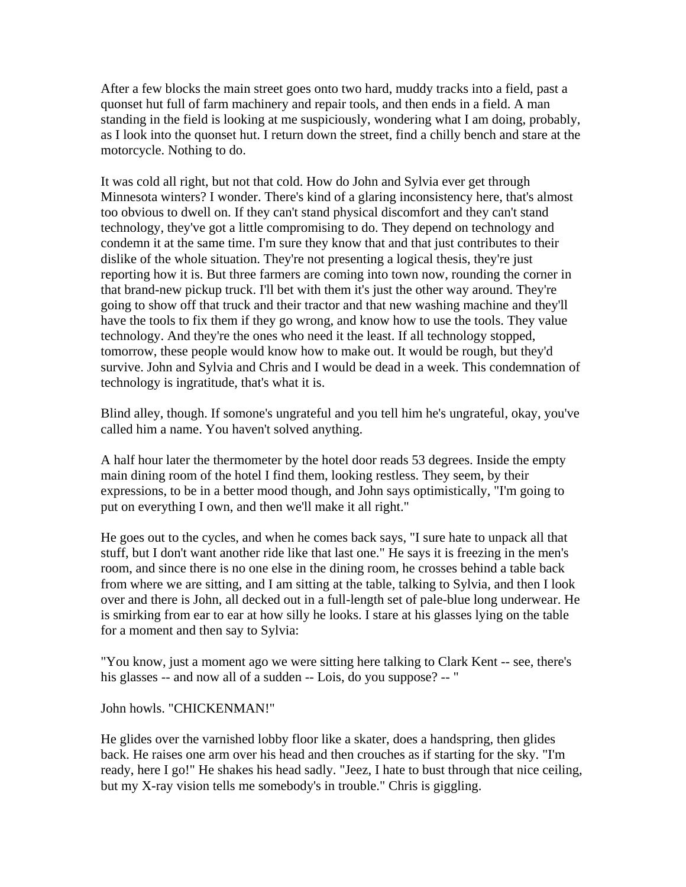After a few blocks the main street goes onto two hard, muddy tracks into a field, past a quonset hut full of farm machinery and repair tools, and then ends in a field. A man standing in the field is looking at me suspiciously, wondering what I am doing, probably, as I look into the quonset hut. I return down the street, find a chilly bench and stare at the motorcycle. Nothing to do.

It was cold all right, but not that cold. How do John and Sylvia ever get through Minnesota winters? I wonder. There's kind of a glaring inconsistency here, that's almost too obvious to dwell on. If they can't stand physical discomfort and they can't stand technology, they've got a little compromising to do. They depend on technology and condemn it at the same time. I'm sure they know that and that just contributes to their dislike of the whole situation. They're not presenting a logical thesis, they're just reporting how it is. But three farmers are coming into town now, rounding the corner in that brand-new pickup truck. I'll bet with them it's just the other way around. They're going to show off that truck and their tractor and that new washing machine and they'll have the tools to fix them if they go wrong, and know how to use the tools. They value technology. And they're the ones who need it the least. If all technology stopped, tomorrow, these people would know how to make out. It would be rough, but they'd survive. John and Sylvia and Chris and I would be dead in a week. This condemnation of technology is ingratitude, that's what it is.

Blind alley, though. If somone's ungrateful and you tell him he's ungrateful, okay, you've called him a name. You haven't solved anything.

A half hour later the thermometer by the hotel door reads 53 degrees. Inside the empty main dining room of the hotel I find them, looking restless. They seem, by their expressions, to be in a better mood though, and John says optimistically, "I'm going to put on everything I own, and then we'll make it all right."

He goes out to the cycles, and when he comes back says, "I sure hate to unpack all that stuff, but I don't want another ride like that last one." He says it is freezing in the men's room, and since there is no one else in the dining room, he crosses behind a table back from where we are sitting, and I am sitting at the table, talking to Sylvia, and then I look over and there is John, all decked out in a full-length set of pale-blue long underwear. He is smirking from ear to ear at how silly he looks. I stare at his glasses lying on the table for a moment and then say to Sylvia:

"You know, just a moment ago we were sitting here talking to Clark Kent -- see, there's his glasses -- and now all of a sudden -- Lois, do you suppose? -- "

John howls. "CHICKENMAN!"

He glides over the varnished lobby floor like a skater, does a handspring, then glides back. He raises one arm over his head and then crouches as if starting for the sky. "I'm ready, here I go!" He shakes his head sadly. "Jeez, I hate to bust through that nice ceiling, but my X-ray vision tells me somebody's in trouble." Chris is giggling.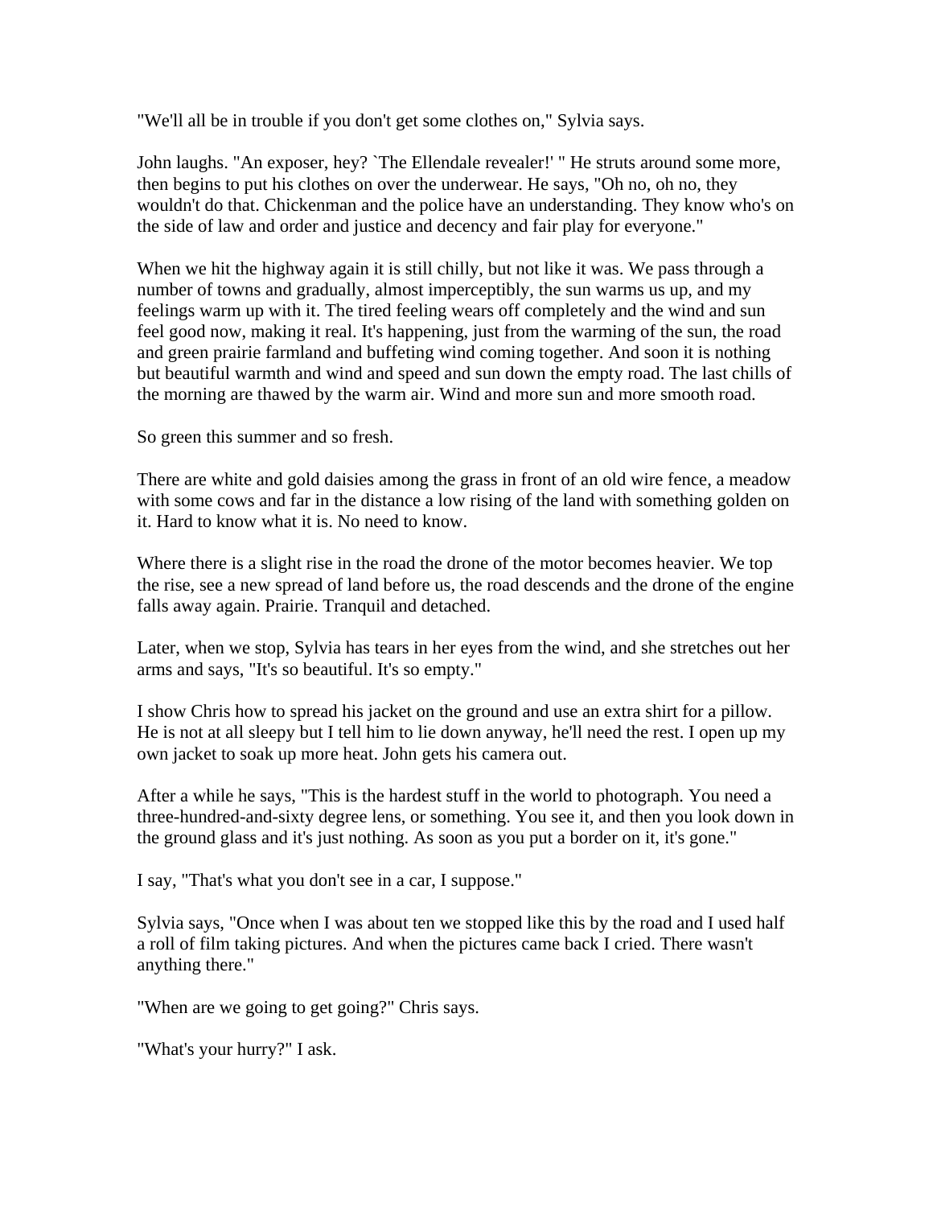"We'll all be in trouble if you don't get some clothes on," Sylvia says.

John laughs. "An exposer, hey? `The Ellendale revealer!' " He struts around some more, then begins to put his clothes on over the underwear. He says, "Oh no, oh no, they wouldn't do that. Chickenman and the police have an understanding. They know who's on the side of law and order and justice and decency and fair play for everyone."

When we hit the highway again it is still chilly, but not like it was. We pass through a number of towns and gradually, almost imperceptibly, the sun warms us up, and my feelings warm up with it. The tired feeling wears off completely and the wind and sun feel good now, making it real. It's happening, just from the warming of the sun, the road and green prairie farmland and buffeting wind coming together. And soon it is nothing but beautiful warmth and wind and speed and sun down the empty road. The last chills of the morning are thawed by the warm air. Wind and more sun and more smooth road.

So green this summer and so fresh.

There are white and gold daisies among the grass in front of an old wire fence, a meadow with some cows and far in the distance a low rising of the land with something golden on it. Hard to know what it is. No need to know.

Where there is a slight rise in the road the drone of the motor becomes heavier. We top the rise, see a new spread of land before us, the road descends and the drone of the engine falls away again. Prairie. Tranquil and detached.

Later, when we stop, Sylvia has tears in her eyes from the wind, and she stretches out her arms and says, "It's so beautiful. It's so empty."

I show Chris how to spread his jacket on the ground and use an extra shirt for a pillow. He is not at all sleepy but I tell him to lie down anyway, he'll need the rest. I open up my own jacket to soak up more heat. John gets his camera out.

After a while he says, "This is the hardest stuff in the world to photograph. You need a three-hundred-and-sixty degree lens, or something. You see it, and then you look down in the ground glass and it's just nothing. As soon as you put a border on it, it's gone."

I say, "That's what you don't see in a car, I suppose."

Sylvia says, "Once when I was about ten we stopped like this by the road and I used half a roll of film taking pictures. And when the pictures came back I cried. There wasn't anything there."

"When are we going to get going?" Chris says.

"What's your hurry?" I ask.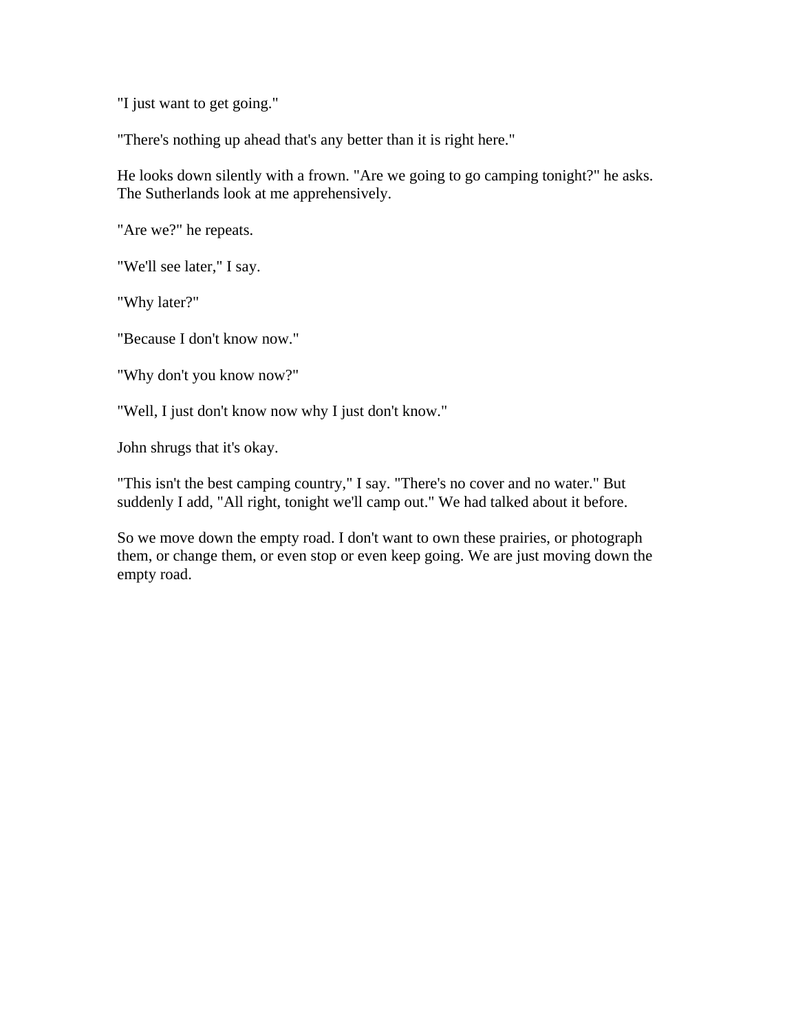"I just want to get going."

"There's nothing up ahead that's any better than it is right here."

He looks down silently with a frown. "Are we going to go camping tonight?" he asks. The Sutherlands look at me apprehensively.

"Are we?" he repeats.

"We'll see later," I say.

"Why later?"

"Because I don't know now."

"Why don't you know now?"

"Well, I just don't know now why I just don't know."

John shrugs that it's okay.

"This isn't the best camping country," I say. "There's no cover and no water." But suddenly I add, "All right, tonight we'll camp out." We had talked about it before.

So we move down the empty road. I don't want to own these prairies, or photograph them, or change them, or even stop or even keep going. We are just moving down the empty road.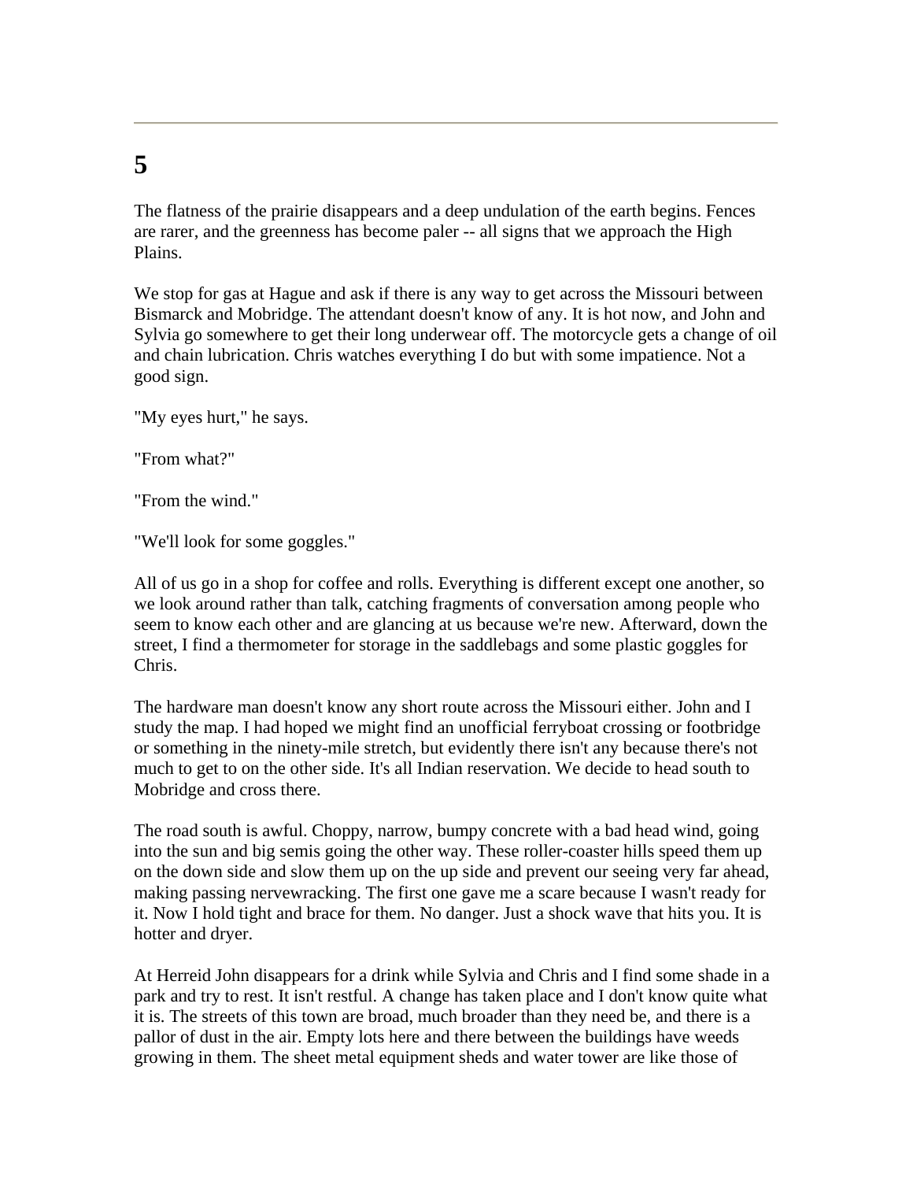---

## 5

The flatness of the prairie disappears and a deep undulation of the earth begins. Fences are rarer, and the greenness has become paler -- all signs that we approach the High Plains.

We stop for gas at Hague and ask if there is any way to get across the Missouri between Bismarck and Mobridge. The attendant doesn't know of any. It is hot now, and John and Sylvia go somewhere to get their long underwear off. The motorcycle gets a change of oil and chain lubrication. Chris watches everything I do but with some impatience. Not a good sign.

"My eyes hurt," he says.

"From what?"

"From the wind."

"We'll look for some goggles."

All of us go in a shop for coffee and rolls. Everything is different except one another, so we look around rather than talk, catching fragments of conversation among people who seem to know each other and are glancing at us because we're new. Afterward, down the street, I find a thermometer for storage in the saddlebags and some plastic goggles for Chris.

The hardware man doesn't know any short route across the Missouri either. John and I study the map. I had hoped we might find an unofficial ferryboat crossing or footbridge or something in the ninety-mile stretch, but evidently there isn't any because there's not much to get to on the other side. It's all Indian reservation. We decide to head south to Mobridge and cross there.

The road south is awful. Choppy, narrow, bumpy concrete with a bad head wind, going into the sun and big semis going the other way. These roller-coaster hills speed them up on the down side and slow them up on the up side and prevent our seeing very far ahead, making passing nervewracking. The first one gave me a scare because I wasn't ready for it. Now I hold tight and brace for them. No danger. Just a shock wave that hits you. It is hotter and dryer.

At Herreid John disappears for a drink while Sylvia and Chris and I find some shade in a park and try to rest. It isn't restful. A change has taken place and I don't know quite what it is. The streets of this town are broad, much broader than they need be, and there is a pallor of dust in the air. Empty lots here and there between the buildings have weeds growing in them. The sheet metal equipment sheds and water tower are like those of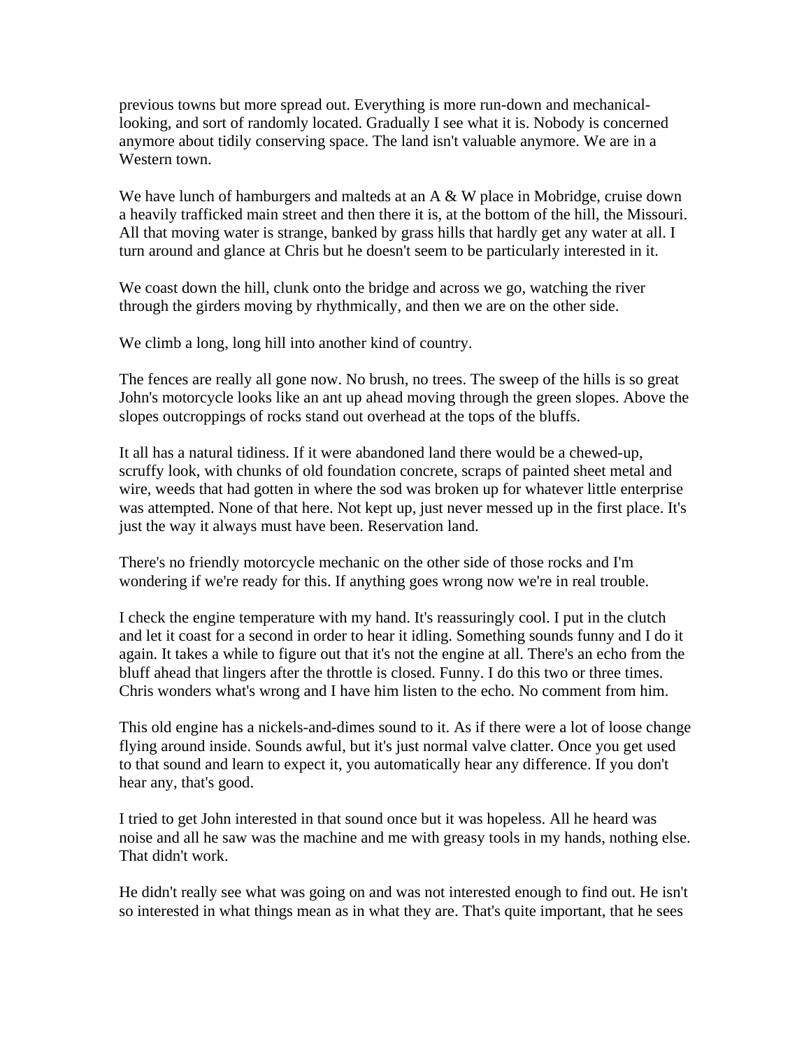previous towns but more spread out. Everything is more run-down and mechanical-looking, and sort of randomly located. Gradually I see what it is. Nobody is concerned anymore about tidily conserving space. The land isn't valuable anymore. We are in a Western town.

We have lunch of hamburgers and malteds at an A & W place in Mobridge, cruise down a heavily trafficked main street and then there it is, at the bottom of the hill, the Missouri. All that moving water is strange, banked by grass hills that hardly get any water at all. I turn around and glance at Chris but he doesn't seem to be particularly interested in it.

We coast down the hill, clunk onto the bridge and across we go, watching the river through the girders moving by rhythmically, and then we are on the other side.

We climb a long, long hill into another kind of country.

The fences are really all gone now. No brush, no trees. The sweep of the hills is so great John's motorcycle looks like an ant up ahead moving through the green slopes. Above the slopes outcroppings of rocks stand out overhead at the tops of the bluffs.

It all has a natural tidiness. If it were abandoned land there would be a chewed-up, scruffy look, with chunks of old foundation concrete, scraps of painted sheet metal and wire, weeds that had gotten in where the sod was broken up for whatever little enterprise was attempted. None of that here. Not kept up, just never messed up in the first place. It's just the way it always must have been. Reservation land.

There's no friendly motorcycle mechanic on the other side of those rocks and I'm wondering if we're ready for this. If anything goes wrong now we're in real trouble.

I check the engine temperature with my hand. It's reassuringly cool. I put in the clutch and let it coast for a second in order to hear it idling. Something sounds funny and I do it again. It takes a while to figure out that it's not the engine at all. There's an echo from the bluff ahead that lingers after the throttle is closed. Funny. I do this two or three times. Chris wonders what's wrong and I have him listen to the echo. No comment from him.

This old engine has a nickels-and-dimes sound to it. As if there were a lot of loose change flying around inside. Sounds awful, but it's just normal valve clatter. Once you get used to that sound and learn to expect it, you automatically hear any difference. If you don't hear any, that's good.

I tried to get John interested in that sound once but it was hopeless. All he heard was noise and all he saw was the machine and me with greasy tools in my hands, nothing else. That didn't work.

He didn't really see what was going on and was not interested enough to find out. He isn't so interested in what things mean as in what they are. That's quite important, that he sees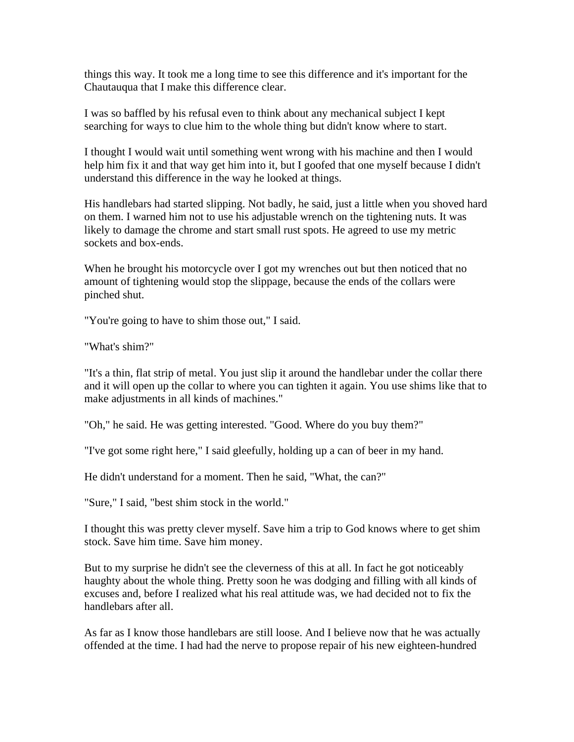things this way. It took me a long time to see this difference and it's important for the Chautauqua that I make this difference clear.

I was so baffled by his refusal even to think about any mechanical subject I kept searching for ways to clue him to the whole thing but didn't know where to start.

I thought I would wait until something went wrong with his machine and then I would help him fix it and that way get him into it, but I goofed that one myself because I didn't understand this difference in the way he looked at things.

His handlebars had started slipping. Not badly, he said, just a little when you shoved hard on them. I warned him not to use his adjustable wrench on the tightening nuts. It was likely to damage the chrome and start small rust spots. He agreed to use my metric sockets and box-ends.

When he brought his motorcycle over I got my wrenches out but then noticed that no amount of tightening would stop the slippage, because the ends of the collars were pinched shut.

"You're going to have to shim those out," I said.

"What's shim?"

"It's a thin, flat strip of metal. You just slip it around the handlebar under the collar there and it will open up the collar to where you can tighten it again. You use shims like that to make adjustments in all kinds of machines."

"Oh," he said. He was getting interested. "Good. Where do you buy them?"

"I've got some right here," I said gleefully, holding up a can of beer in my hand.

He didn't understand for a moment. Then he said, "What, the can?"

"Sure," I said, "best shim stock in the world."

I thought this was pretty clever myself. Save him a trip to God knows where to get shim stock. Save him time. Save him money.

But to my surprise he didn't see the cleverness of this at all. In fact he got noticeably haughty about the whole thing. Pretty soon he was dodging and filling with all kinds of excuses and, before I realized what his real attitude was, we had decided not to fix the handlebars after all.

As far as I know those handlebars are still loose. And I believe now that he was actually offended at the time. I had had the nerve to propose repair of his new eighteen-hundred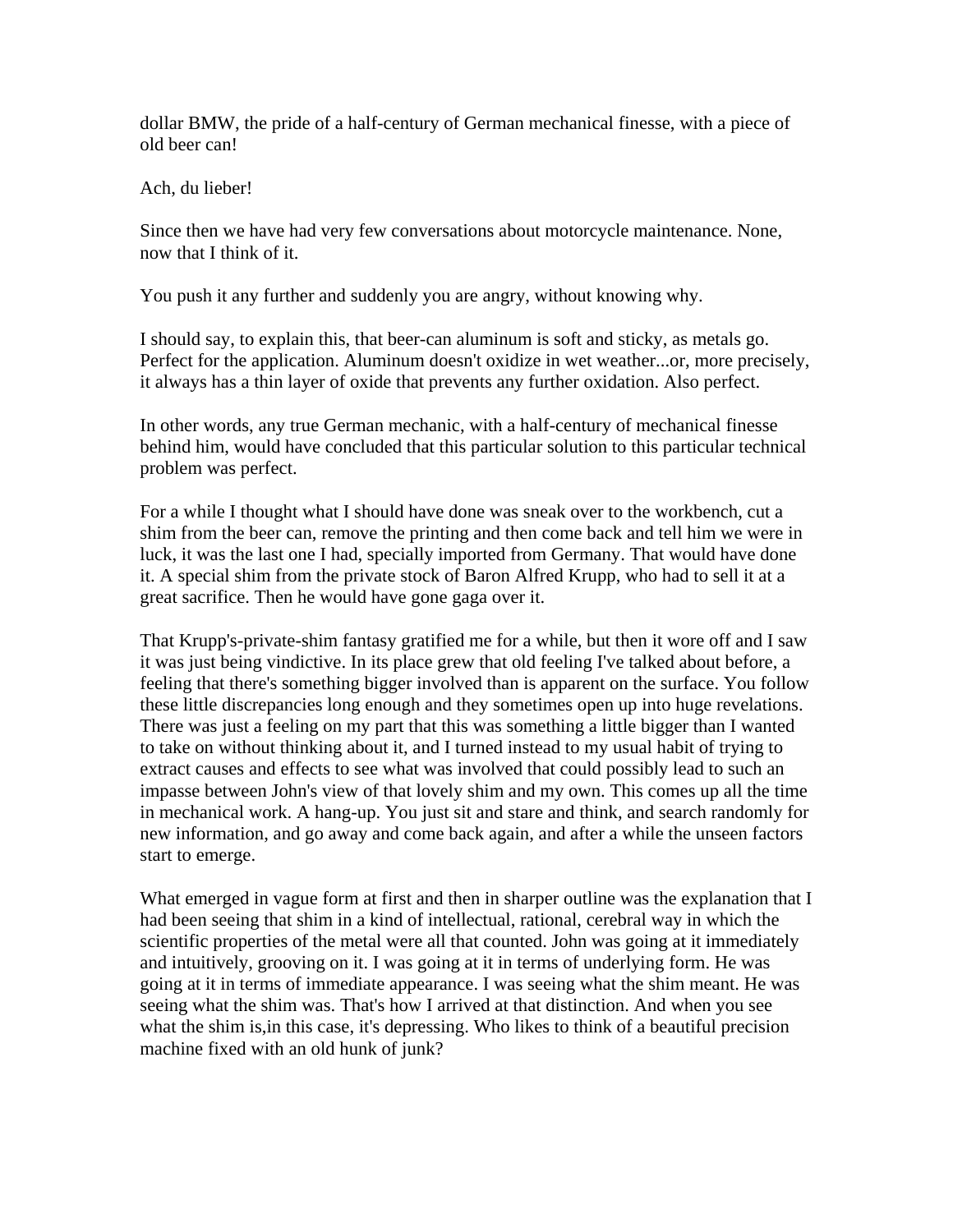dollar BMW, the pride of a half-century of German mechanical finesse, with a piece of old beer can!

Ach, du lieber!

Since then we have had very few conversations about motorcycle maintenance. None, now that I think of it.

You push it any further and suddenly you are angry, without knowing why.

I should say, to explain this, that beer-can aluminum is soft and sticky, as metals go. Perfect for the application. Aluminum doesn't oxidize in wet weather...or, more precisely, it always has a thin layer of oxide that prevents any further oxidation. Also perfect.

In other words, any true German mechanic, with a half-century of mechanical finesse behind him, would have concluded that this particular solution to this particular technical problem was perfect.

For a while I thought what I should have done was sneak over to the workbench, cut a shim from the beer can, remove the printing and then come back and tell him we were in luck, it was the last one I had, specially imported from Germany. That would have done it. A special shim from the private stock of Baron Alfred Krupp, who had to sell it at a great sacrifice. Then he would have gone gaga over it.

That Krupp's-private-shim fantasy gratified me for a while, but then it wore off and I saw it was just being vindictive. In its place grew that old feeling I've talked about before, a feeling that there's something bigger involved than is apparent on the surface. You follow these little discrepancies long enough and they sometimes open up into huge revelations. There was just a feeling on my part that this was something a little bigger than I wanted to take on without thinking about it, and I turned instead to my usual habit of trying to extract causes and effects to see what was involved that could possibly lead to such an impasse between John's view of that lovely shim and my own. This comes up all the time in mechanical work. A hang-up. You just sit and stare and think, and search randomly for new information, and go away and come back again, and after a while the unseen factors start to emerge.

What emerged in vague form at first and then in sharper outline was the explanation that I had been seeing that shim in a kind of intellectual, rational, cerebral way in which the scientific properties of the metal were all that counted. John was going at it immediately and intuitively, grooving on it. I was going at it in terms of underlying form. He was going at it in terms of immediate appearance. I was seeing what the shim meant. He was seeing what the shim was. That's how I arrived at that distinction. And when you see what the shim is,in this case, it's depressing. Who likes to think of a beautiful precision machine fixed with an old hunk of junk?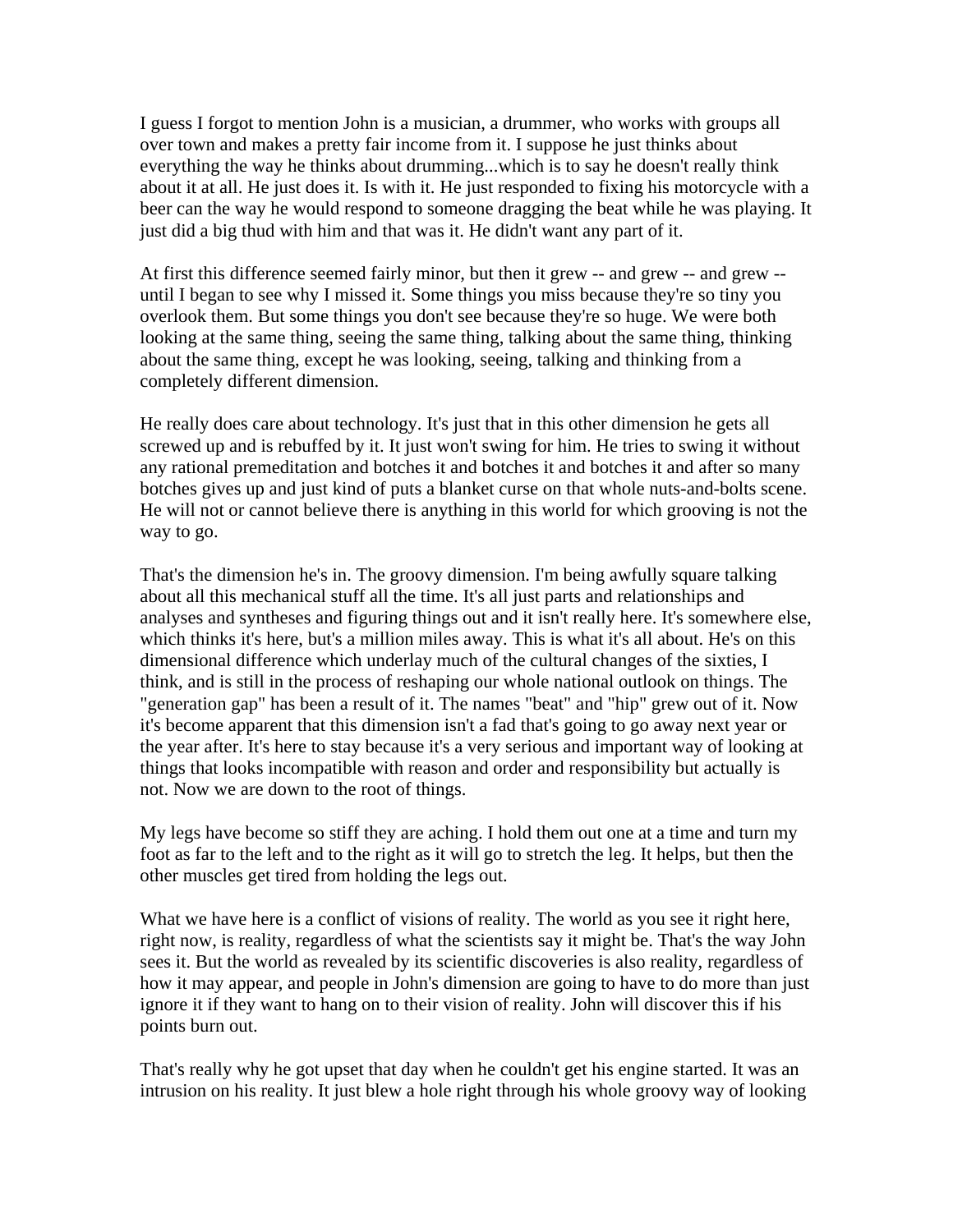I guess I forgot to mention John is a musician, a drummer, who works with groups all over town and makes a pretty fair income from it. I suppose he just thinks about everything the way he thinks about drumming...which is to say he doesn't really think about it at all. He just does it. Is with it. He just responded to fixing his motorcycle with a beer can the way he would respond to someone dragging the beat while he was playing. It just did a big thud with him and that was it. He didn't want any part of it.

At first this difference seemed fairly minor, but then it grew -- and grew -- and grew -- until I began to see why I missed it. Some things you miss because they're so tiny you overlook them. But some things you don't see because they're so huge. We were both looking at the same thing, seeing the same thing, talking about the same thing, thinking about the same thing, except he was looking, seeing, talking and thinking from a completely different dimension.

He really does care about technology. It's just that in this other dimension he gets all screwed up and is rebuffed by it. It just won't swing for him. He tries to swing it without any rational premeditation and botches it and botches it and botches it and after so many botches gives up and just kind of puts a blanket curse on that whole nuts-and-bolts scene. He will not or cannot believe there is anything in this world for which grooving is not the way to go.

That's the dimension he's in. The groovy dimension. I'm being awfully square talking about all this mechanical stuff all the time. It's all just parts and relationships and analyses and syntheses and figuring things out and it isn't really here. It's somewhere else, which thinks it's here, but's a million miles away. This is what it's all about. He's on this dimensional difference which underlay much of the cultural changes of the sixties, I think, and is still in the process of reshaping our whole national outlook on things. The "generation gap" has been a result of it. The names "beat" and "hip" grew out of it. Now it's become apparent that this dimension isn't a fad that's going to go away next year or the year after. It's here to stay because it's a very serious and important way of looking at things that looks incompatible with reason and order and responsibility but actually is not. Now we are down to the root of things.

My legs have become so stiff they are aching. I hold them out one at a time and turn my foot as far to the left and to the right as it will go to stretch the leg. It helps, but then the other muscles get tired from holding the legs out.

What we have here is a conflict of visions of reality. The world as you see it right here, right now, is reality, regardless of what the scientists say it might be. That's the way John sees it. But the world as revealed by its scientific discoveries is also reality, regardless of how it may appear, and people in John's dimension are going to have to do more than just ignore it if they want to hang on to their vision of reality. John will discover this if his points burn out.

That's really why he got upset that day when he couldn't get his engine started. It was an intrusion on his reality. It just blew a hole right through his whole groovy way of looking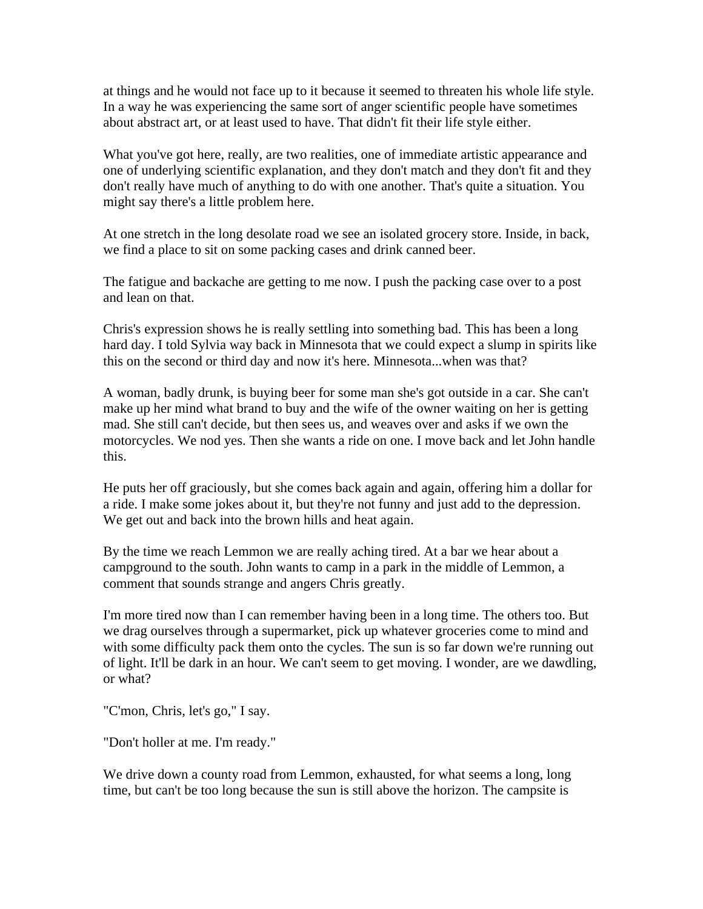at things and he would not face up to it because it seemed to threaten his whole life style. In a way he was experiencing the same sort of anger scientific people have sometimes about abstract art, or at least used to have. That didn't fit their life style either.

What you've got here, really, are two realities, one of immediate artistic appearance and one of underlying scientific explanation, and they don't match and they don't fit and they don't really have much of anything to do with one another. That's quite a situation. You might say there's a little problem here.

At one stretch in the long desolate road we see an isolated grocery store. Inside, in back, we find a place to sit on some packing cases and drink canned beer.

The fatigue and backache are getting to me now. I push the packing case over to a post and lean on that.

Chris's expression shows he is really settling into something bad. This has been a long hard day. I told Sylvia way back in Minnesota that we could expect a slump in spirits like this on the second or third day and now it's here. Minnesota...when was that?

A woman, badly drunk, is buying beer for some man she's got outside in a car. She can't make up her mind what brand to buy and the wife of the owner waiting on her is getting mad. She still can't decide, but then sees us, and weaves over and asks if we own the motorcycles. We nod yes. Then she wants a ride on one. I move back and let John handle this.

He puts her off graciously, but she comes back again and again, offering him a dollar for a ride. I make some jokes about it, but they're not funny and just add to the depression. We get out and back into the brown hills and heat again.

By the time we reach Lemmon we are really aching tired. At a bar we hear about a campground to the south. John wants to camp in a park in the middle of Lemmon, a comment that sounds strange and angers Chris greatly.

I'm more tired now than I can remember having been in a long time. The others too. But we drag ourselves through a supermarket, pick up whatever groceries come to mind and with some difficulty pack them onto the cycles. The sun is so far down we're running out of light. It'll be dark in an hour. We can't seem to get moving. I wonder, are we dawdling, or what?

"C'mon, Chris, let's go," I say.

"Don't holler at me. I'm ready."

We drive down a county road from Lemmon, exhausted, for what seems a long, long time, but can't be too long because the sun is still above the horizon. The campsite is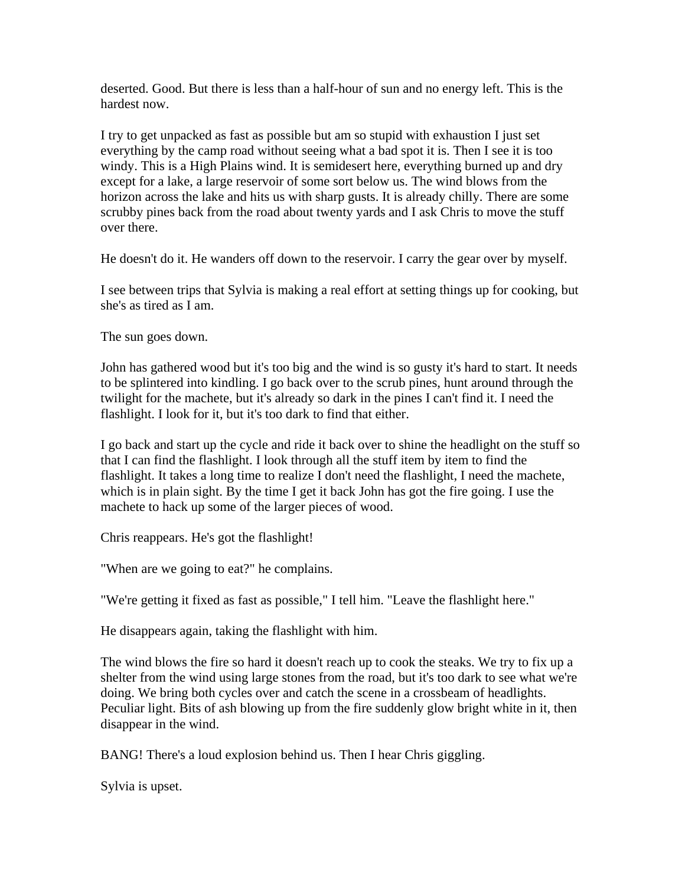deserted. Good. But there is less than a half-hour of sun and no energy left. This is the hardest now.

I try to get unpacked as fast as possible but am so stupid with exhaustion I just set everything by the camp road without seeing what a bad spot it is. Then I see it is too windy. This is a High Plains wind. It is semidesert here, everything burned up and dry except for a lake, a large reservoir of some sort below us. The wind blows from the horizon across the lake and hits us with sharp gusts. It is already chilly. There are some scrubby pines back from the road about twenty yards and I ask Chris to move the stuff over there.

He doesn't do it. He wanders off down to the reservoir. I carry the gear over by myself.

I see between trips that Sylvia is making a real effort at setting things up for cooking, but she's as tired as I am.

The sun goes down.

John has gathered wood but it's too big and the wind is so gusty it's hard to start. It needs to be splintered into kindling. I go back over to the scrub pines, hunt around through the twilight for the machete, but it's already so dark in the pines I can't find it. I need the flashlight. I look for it, but it's too dark to find that either.

I go back and start up the cycle and ride it back over to shine the headlight on the stuff so that I can find the flashlight. I look through all the stuff item by item to find the flashlight. It takes a long time to realize I don't need the flashlight, I need the machete, which is in plain sight. By the time I get it back John has got the fire going. I use the machete to hack up some of the larger pieces of wood.

Chris reappears. He's got the flashlight!

"When are we going to eat?" he complains.

"We're getting it fixed as fast as possible," I tell him. "Leave the flashlight here."

He disappears again, taking the flashlight with him.

The wind blows the fire so hard it doesn't reach up to cook the steaks. We try to fix up a shelter from the wind using large stones from the road, but it's too dark to see what we're doing. We bring both cycles over and catch the scene in a crossbeam of headlights. Peculiar light. Bits of ash blowing up from the fire suddenly glow bright white in it, then disappear in the wind.

BANG! There's a loud explosion behind us. Then I hear Chris giggling.

Sylvia is upset.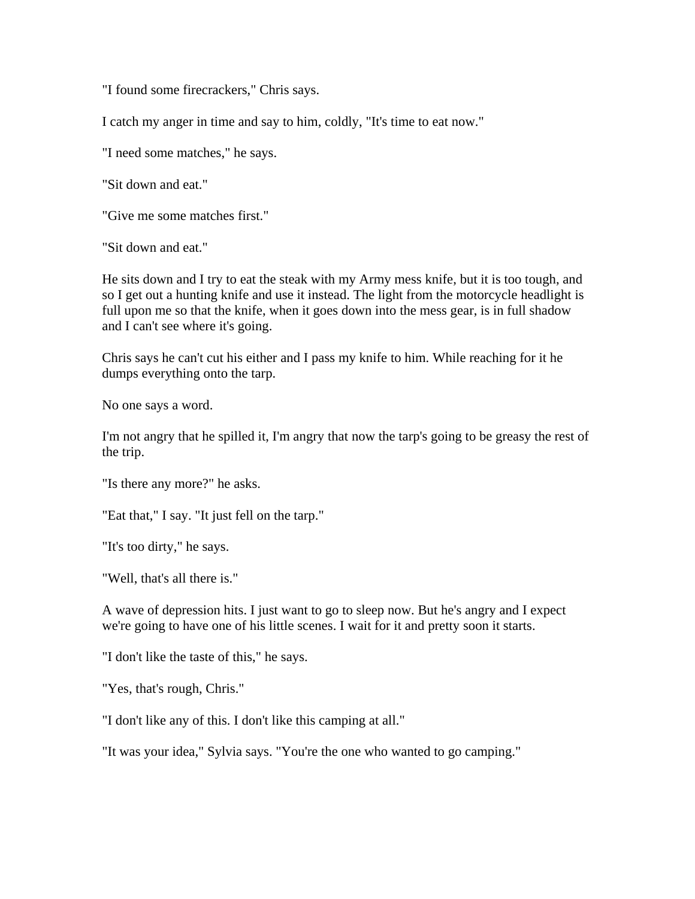"I found some firecrackers," Chris says.

I catch my anger in time and say to him, coldly, "It's time to eat now."

"I need some matches," he says.

"Sit down and eat."

"Give me some matches first."

"Sit down and eat."

He sits down and I try to eat the steak with my Army mess knife, but it is too tough, and so I get out a hunting knife and use it instead. The light from the motorcycle headlight is full upon me so that the knife, when it goes down into the mess gear, is in full shadow and I can't see where it's going.

Chris says he can't cut his either and I pass my knife to him. While reaching for it he dumps everything onto the tarp.

No one says a word.

I'm not angry that he spilled it, I'm angry that now the tarp's going to be greasy the rest of the trip.

"Is there any more?" he asks.

"Eat that," I say. "It just fell on the tarp."

"It's too dirty," he says.

"Well, that's all there is."

A wave of depression hits. I just want to go to sleep now. But he's angry and I expect we're going to have one of his little scenes. I wait for it and pretty soon it starts.

"I don't like the taste of this," he says.

"Yes, that's rough, Chris."

"I don't like any of this. I don't like this camping at all."

"It was your idea," Sylvia says. "You're the one who wanted to go camping."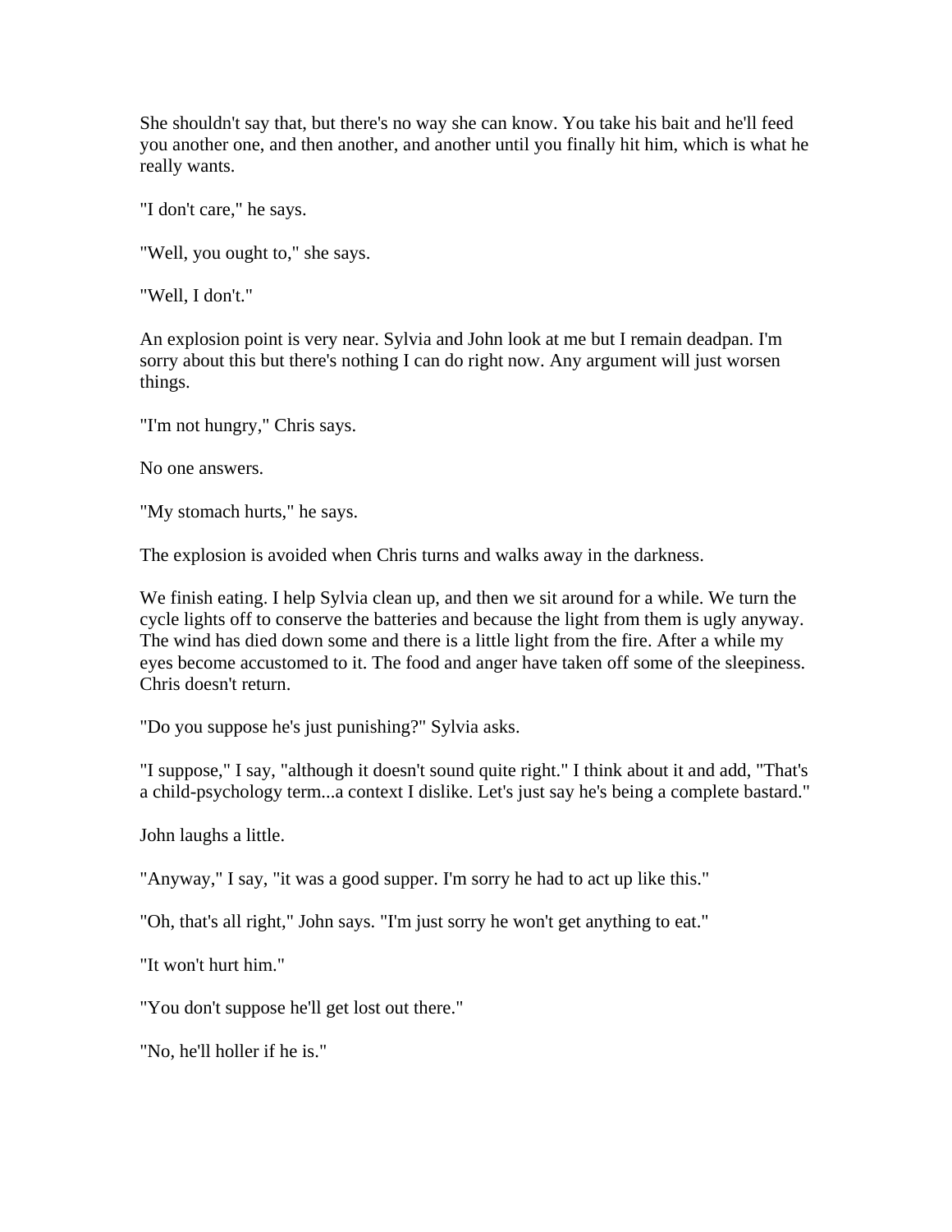She shouldn't say that, but there's no way she can know. You take his bait and he'll feed you another one, and then another, and another until you finally hit him, which is what he really wants.

"I don't care," he says.

"Well, you ought to," she says.

"Well, I don't."

An explosion point is very near. Sylvia and John look at me but I remain deadpan. I'm sorry about this but there's nothing I can do right now. Any argument will just worsen things.

"I'm not hungry," Chris says.

No one answers.

"My stomach hurts," he says.

The explosion is avoided when Chris turns and walks away in the darkness.

We finish eating. I help Sylvia clean up, and then we sit around for a while. We turn the cycle lights off to conserve the batteries and because the light from them is ugly anyway. The wind has died down some and there is a little light from the fire. After a while my eyes become accustomed to it. The food and anger have taken off some of the sleepiness. Chris doesn't return.

"Do you suppose he's just punishing?" Sylvia asks.

"I suppose," I say, "although it doesn't sound quite right." I think about it and add, "That's a child-psychology term...a context I dislike. Let's just say he's being a complete bastard."

John laughs a little.

"Anyway," I say, "it was a good supper. I'm sorry he had to act up like this."

"Oh, that's all right," John says. "I'm just sorry he won't get anything to eat."

"It won't hurt him."

"You don't suppose he'll get lost out there."

"No, he'll holler if he is."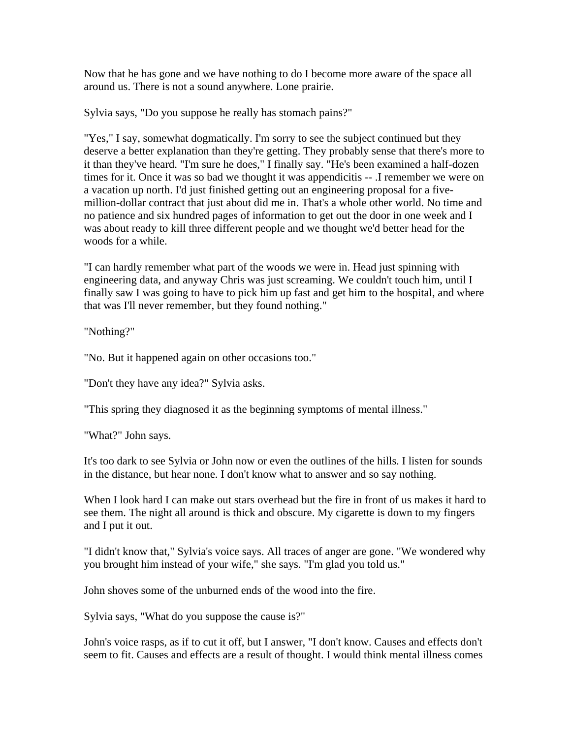Now that he has gone and we have nothing to do I become more aware of the space all around us. There is not a sound anywhere. Lone prairie.

Sylvia says, "Do you suppose he really has stomach pains?"

"Yes," I say, somewhat dogmatically. I'm sorry to see the subject continued but they deserve a better explanation than they're getting. They probably sense that there's more to it than they've heard. "I'm sure he does," I finally say. "He's been examined a half-dozen times for it. Once it was so bad we thought it was appendicitis -- .I remember we were on a vacation up north. I'd just finished getting out an engineering proposal for a five-million-dollar contract that just about did me in. That's a whole other world. No time and no patience and six hundred pages of information to get out the door in one week and I was about ready to kill three different people and we thought we'd better head for the woods for a while.

"I can hardly remember what part of the woods we were in. Head just spinning with engineering data, and anyway Chris was just screaming. We couldn't touch him, until I finally saw I was going to have to pick him up fast and get him to the hospital, and where that was I'll never remember, but they found nothing."

"Nothing?"

"No. But it happened again on other occasions too."

"Don't they have any idea?" Sylvia asks.

"This spring they diagnosed it as the beginning symptoms of mental illness."

"What?" John says.

It's too dark to see Sylvia or John now or even the outlines of the hills. I listen for sounds in the distance, but hear none. I don't know what to answer and so say nothing.

When I look hard I can make out stars overhead but the fire in front of us makes it hard to see them. The night all around is thick and obscure. My cigarette is down to my fingers and I put it out.

"I didn't know that," Sylvia's voice says. All traces of anger are gone. "We wondered why you brought him instead of your wife," she says. "I'm glad you told us."

John shoves some of the unburned ends of the wood into the fire.

Sylvia says, "What do you suppose the cause is?"

John's voice rasps, as if to cut it off, but I answer, "I don't know. Causes and effects don't seem to fit. Causes and effects are a result of thought. I would think mental illness comes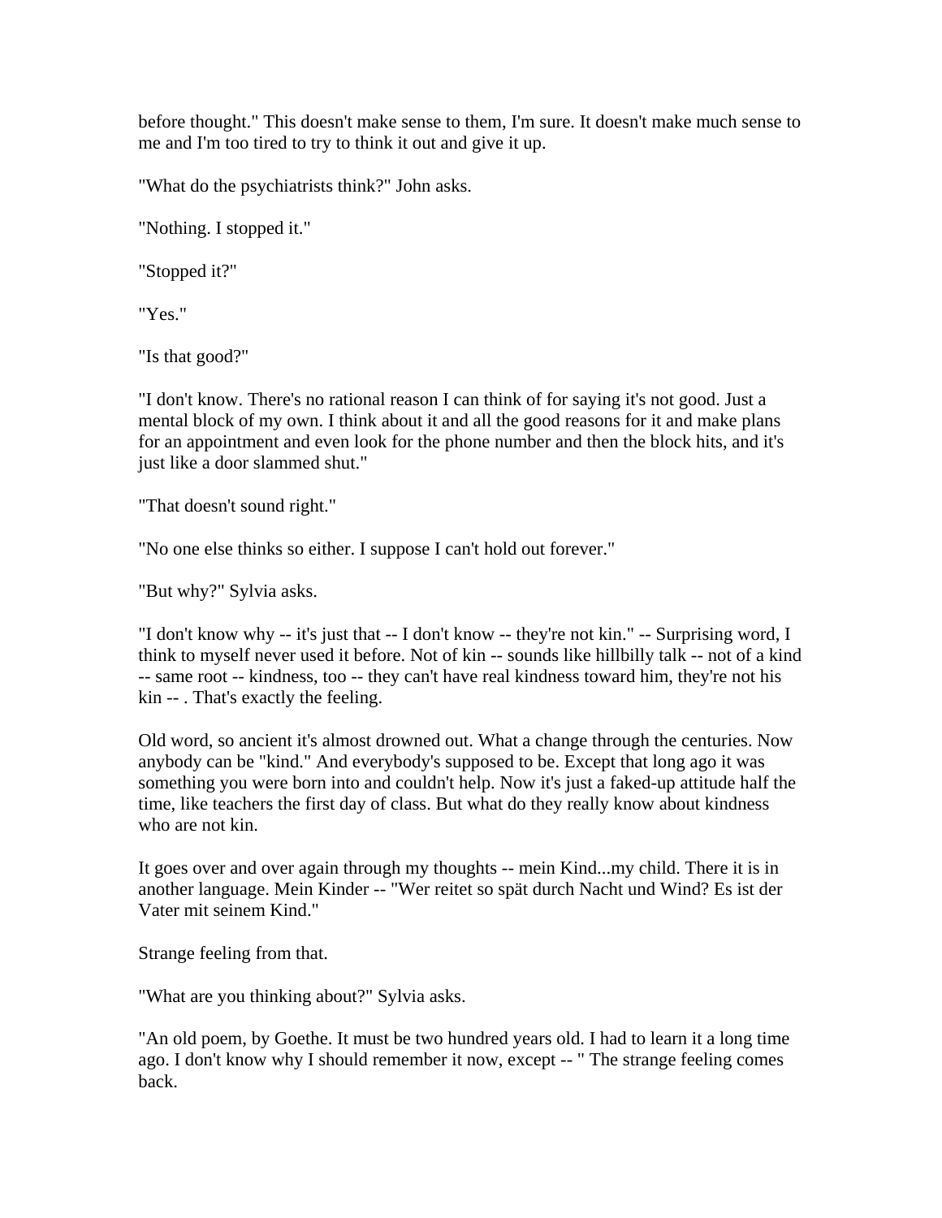before thought." This doesn't make sense to them, I'm sure. It doesn't make much sense to me and I'm too tired to try to think it out and give it up.

"What do the psychiatrists think?" John asks.

"Nothing. I stopped it."

"Stopped it?"

"Yes."

"Is that good?"

"I don't know. There's no rational reason I can think of for saying it's not good. Just a mental block of my own. I think about it and all the good reasons for it and make plans for an appointment and even look for the phone number and then the block hits, and it's just like a door slammed shut."

"That doesn't sound right."

"No one else thinks so either. I suppose I can't hold out forever."

"But why?" Sylvia asks.

"I don't know why -- it's just that -- I don't know -- they're not kin." -- Surprising word, I think to myself never used it before. Not of kin -- sounds like hillbilly talk -- not of a kind -- same root -- kindness, too -- they can't have real kindness toward him, they're not his kin -- . That's exactly the feeling.

Old word, so ancient it's almost drowned out. What a change through the centuries. Now anybody can be "kind." And everybody's supposed to be. Except that long ago it was something you were born into and couldn't help. Now it's just a faked-up attitude half the time, like teachers the first day of class. But what do they really know about kindness who are not kin.

It goes over and over again through my thoughts -- mein Kind...my child. There it is in another language. Mein Kinder -- "Wer reitet so spät durch Nacht und Wind? Es ist der Vater mit seinem Kind."

Strange feeling from that.

"What are you thinking about?" Sylvia asks.

"An old poem, by Goethe. It must be two hundred years old. I had to learn it a long time ago. I don't know why I should remember it now, except -- " The strange feeling comes back.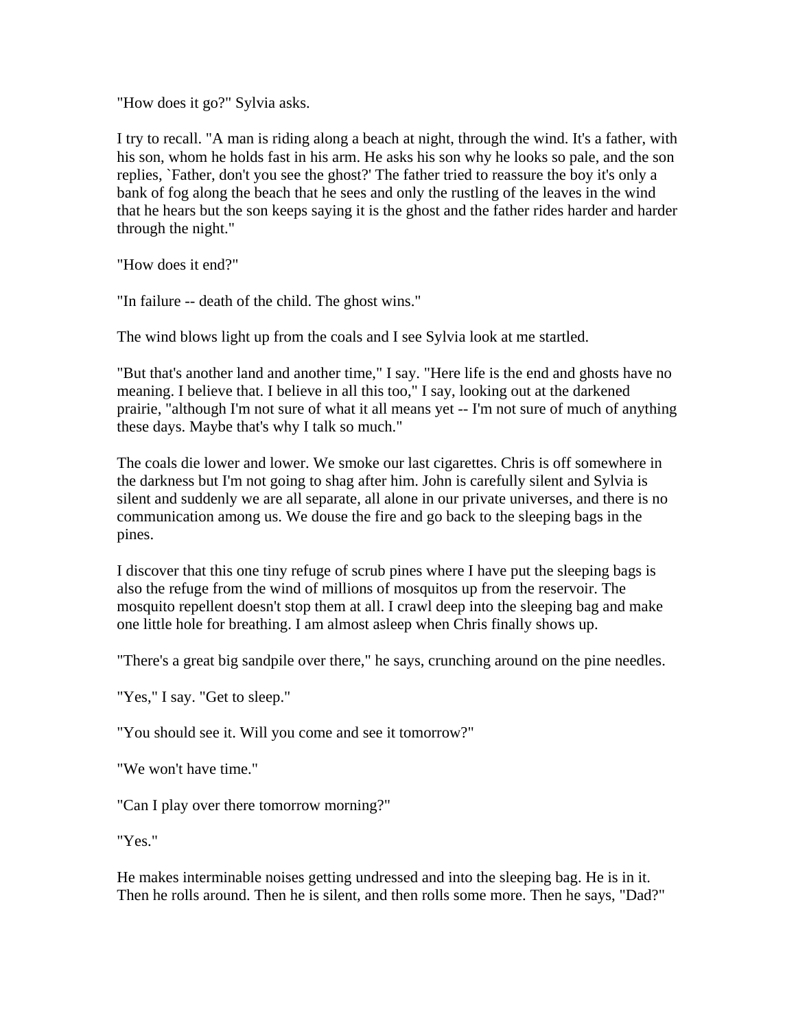"How does it go?" Sylvia asks.

I try to recall. "A man is riding along a beach at night, through the wind. It's a father, with his son, whom he holds fast in his arm. He asks his son why he looks so pale, and the son replies, `Father, don't you see the ghost?' The father tried to reassure the boy it's only a bank of fog along the beach that he sees and only the rustling of the leaves in the wind that he hears but the son keeps saying it is the ghost and the father rides harder and harder through the night."

"How does it end?"

"In failure -- death of the child. The ghost wins."

The wind blows light up from the coals and I see Sylvia look at me startled.

"But that's another land and another time," I say. "Here life is the end and ghosts have no meaning. I believe that. I believe in all this too," I say, looking out at the darkened prairie, "although I'm not sure of what it all means yet -- I'm not sure of much of anything these days. Maybe that's why I talk so much."

The coals die lower and lower. We smoke our last cigarettes. Chris is off somewhere in the darkness but I'm not going to shag after him. John is carefully silent and Sylvia is silent and suddenly we are all separate, all alone in our private universes, and there is no communication among us. We douse the fire and go back to the sleeping bags in the pines.

I discover that this one tiny refuge of scrub pines where I have put the sleeping bags is also the refuge from the wind of millions of mosquitos up from the reservoir. The mosquito repellent doesn't stop them at all. I crawl deep into the sleeping bag and make one little hole for breathing. I am almost asleep when Chris finally shows up.

"There's a great big sandpile over there," he says, crunching around on the pine needles.

"Yes," I say. "Get to sleep."

"You should see it. Will you come and see it tomorrow?"

"We won't have time."

"Can I play over there tomorrow morning?"

"Yes."

He makes interminable noises getting undressed and into the sleeping bag. He is in it. Then he rolls around. Then he is silent, and then rolls some more. Then he says, "Dad?"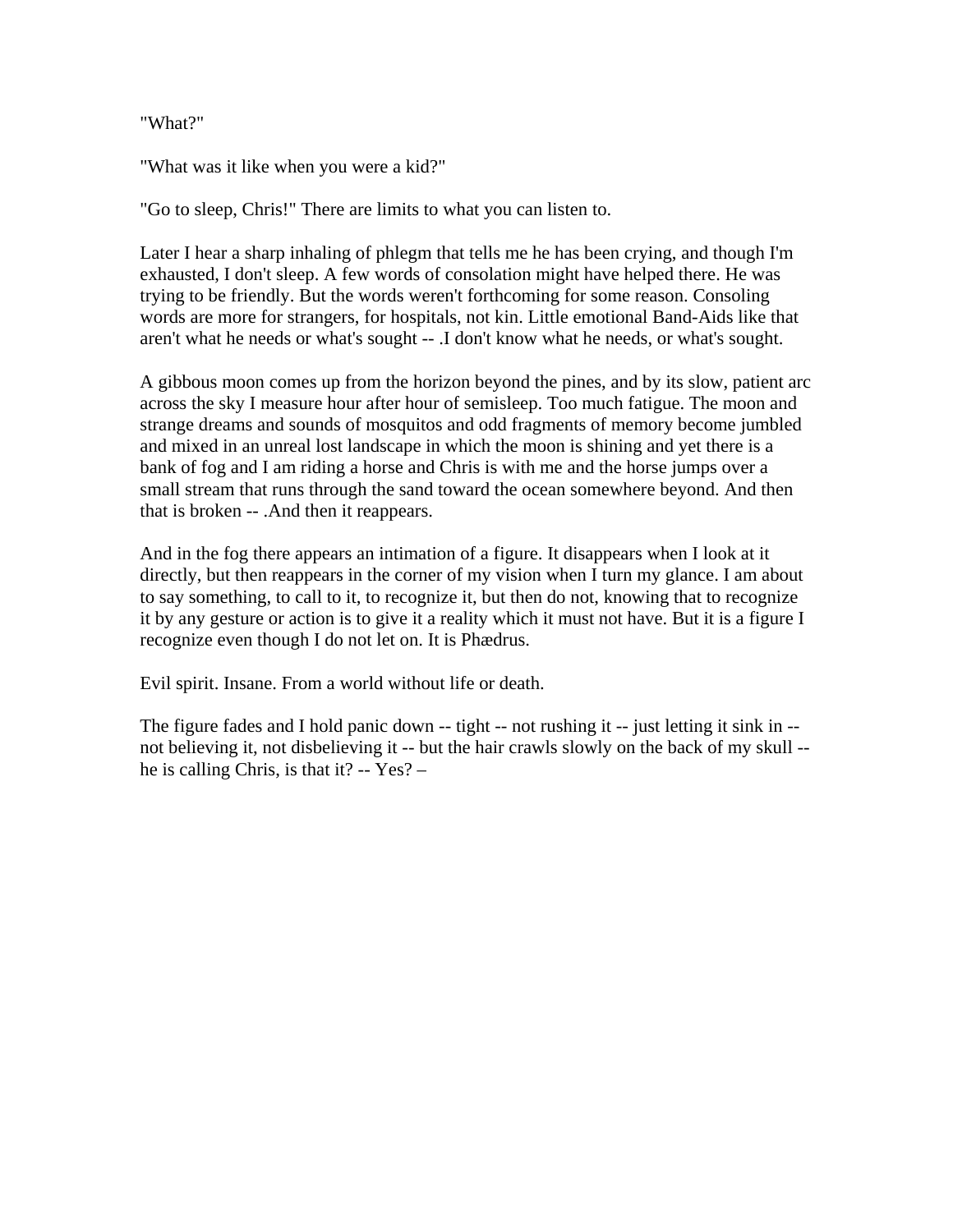"What?"

"What was it like when you were a kid?"

"Go to sleep, Chris!" There are limits to what you can listen to.

Later I hear a sharp inhaling of phlegm that tells me he has been crying, and though I'm exhausted, I don't sleep. A few words of consolation might have helped there. He was trying to be friendly. But the words weren't forthcoming for some reason. Consoling words are more for strangers, for hospitals, not kin. Little emotional Band-Aids like that aren't what he needs or what's sought -- .I don't know what he needs, or what's sought.

A gibbous moon comes up from the horizon beyond the pines, and by its slow, patient arc across the sky I measure hour after hour of semisleep. Too much fatigue. The moon and strange dreams and sounds of mosquitos and odd fragments of memory become jumbled and mixed in an unreal lost landscape in which the moon is shining and yet there is a bank of fog and I am riding a horse and Chris is with me and the horse jumps over a small stream that runs through the sand toward the ocean somewhere beyond. And then that is broken -- .And then it reappears.

And in the fog there appears an intimation of a figure. It disappears when I look at it directly, but then reappears in the corner of my vision when I turn my glance. I am about to say something, to call to it, to recognize it, but then do not, knowing that to recognize it by any gesture or action is to give it a reality which it must not have. But it is a figure I recognize even though I do not let on. It is Phædrus.

Evil spirit. Insane. From a world without life or death.

The figure fades and I hold panic down -- tight -- not rushing it -- just letting it sink in -- not believing it, not disbelieving it -- but the hair crawls slowly on the back of my skull -- he is calling Chris, is that it? -- Yes? –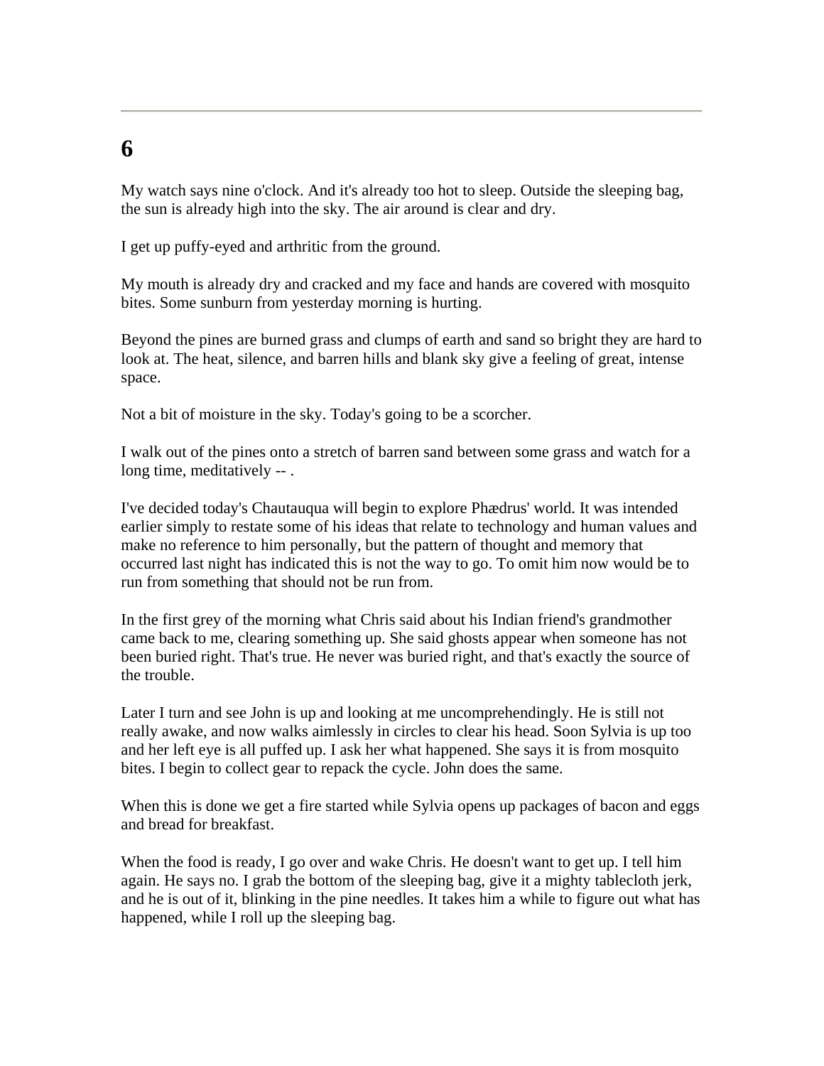## 6

My watch says nine o'clock. And it's already too hot to sleep. Outside the sleeping bag, the sun is already high into the sky. The air around is clear and dry.

I get up puffy-eyed and arthritic from the ground.

My mouth is already dry and cracked and my face and hands are covered with mosquito bites. Some sunburn from yesterday morning is hurting.

Beyond the pines are burned grass and clumps of earth and sand so bright they are hard to look at. The heat, silence, and barren hills and blank sky give a feeling of great, intense space.

Not a bit of moisture in the sky. Today's going to be a scorcher.

I walk out of the pines onto a stretch of barren sand between some grass and watch for a long time, meditatively -- .

I've decided today's Chautauqua will begin to explore Phædrus' world. It was intended earlier simply to restate some of his ideas that relate to technology and human values and make no reference to him personally, but the pattern of thought and memory that occurred last night has indicated this is not the way to go. To omit him now would be to run from something that should not be run from.

In the first grey of the morning what Chris said about his Indian friend's grandmother came back to me, clearing something up. She said ghosts appear when someone has not been buried right. That's true. He never was buried right, and that's exactly the source of the trouble.

Later I turn and see John is up and looking at me uncomprehendingly. He is still not really awake, and now walks aimlessly in circles to clear his head. Soon Sylvia is up too and her left eye is all puffed up. I ask her what happened. She says it is from mosquito bites. I begin to collect gear to repack the cycle. John does the same.

When this is done we get a fire started while Sylvia opens up packages of bacon and eggs and bread for breakfast.

When the food is ready, I go over and wake Chris. He doesn't want to get up. I tell him again. He says no. I grab the bottom of the sleeping bag, give it a mighty tablecloth jerk, and he is out of it, blinking in the pine needles. It takes him a while to figure out what has happened, while I roll up the sleeping bag.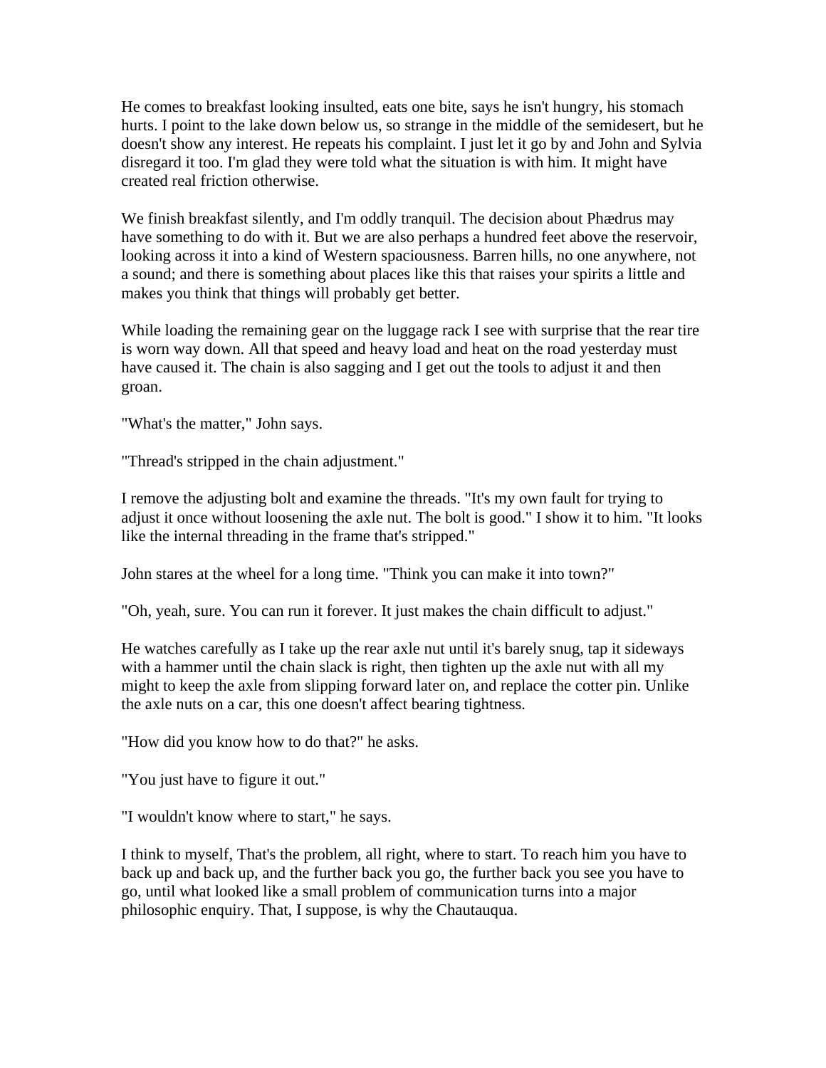He comes to breakfast looking insulted, eats one bite, says he isn't hungry, his stomach hurts. I point to the lake down below us, so strange in the middle of the semidesert, but he doesn't show any interest. He repeats his complaint. I just let it go by and John and Sylvia disregard it too. I'm glad they were told what the situation is with him. It might have created real friction otherwise.

We finish breakfast silently, and I'm oddly tranquil. The decision about Phædrus may have something to do with it. But we are also perhaps a hundred feet above the reservoir, looking across it into a kind of Western spaciousness. Barren hills, no one anywhere, not a sound; and there is something about places like this that raises your spirits a little and makes you think that things will probably get better.

While loading the remaining gear on the luggage rack I see with surprise that the rear tire is worn way down. All that speed and heavy load and heat on the road yesterday must have caused it. The chain is also sagging and I get out the tools to adjust it and then groan.

"What's the matter," John says.

"Thread's stripped in the chain adjustment."

I remove the adjusting bolt and examine the threads. "It's my own fault for trying to adjust it once without loosening the axle nut. The bolt is good." I show it to him. "It looks like the internal threading in the frame that's stripped."

John stares at the wheel for a long time. "Think you can make it into town?"

"Oh, yeah, sure. You can run it forever. It just makes the chain difficult to adjust."

He watches carefully as I take up the rear axle nut until it's barely snug, tap it sideways with a hammer until the chain slack is right, then tighten up the axle nut with all my might to keep the axle from slipping forward later on, and replace the cotter pin. Unlike the axle nuts on a car, this one doesn't affect bearing tightness.

"How did you know how to do that?" he asks.

"You just have to figure it out."

"I wouldn't know where to start," he says.

I think to myself, That's the problem, all right, where to start. To reach him you have to back up and back up, and the further back you go, the further back you see you have to go, until what looked like a small problem of communication turns into a major philosophic enquiry. That, I suppose, is why the Chautauqua.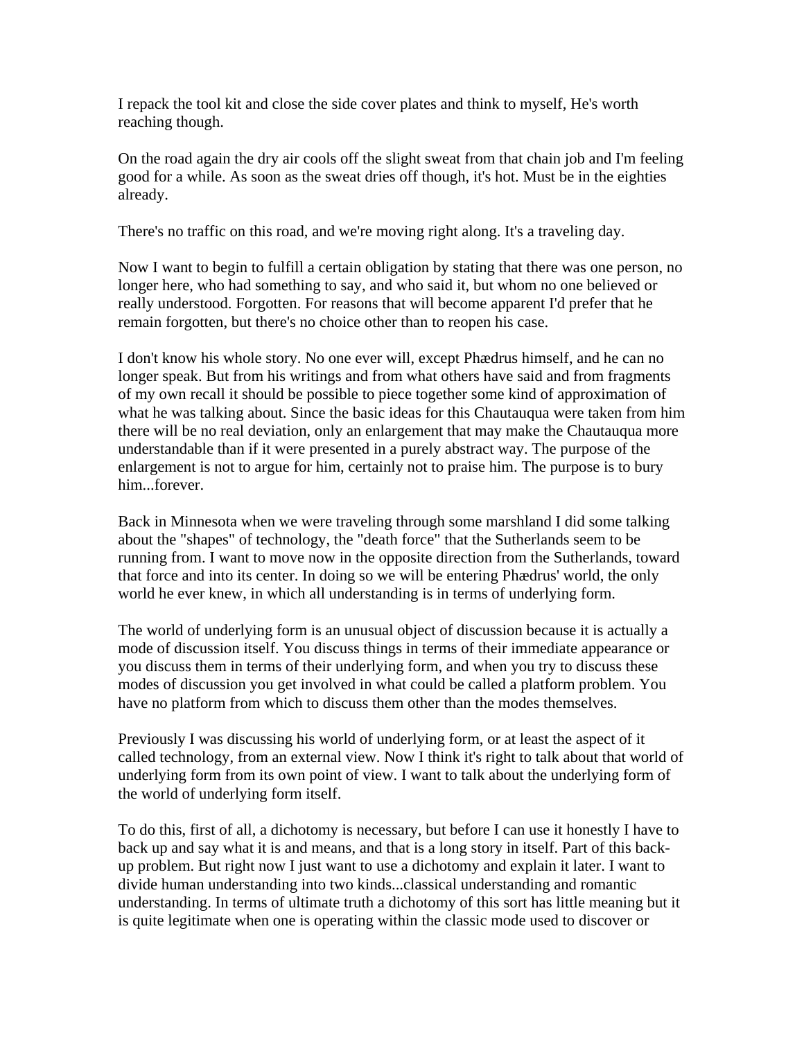I repack the tool kit and close the side cover plates and think to myself, He's worth reaching though.

On the road again the dry air cools off the slight sweat from that chain job and I'm feeling good for a while. As soon as the sweat dries off though, it's hot. Must be in the eighties already.

There's no traffic on this road, and we're moving right along. It's a traveling day.

Now I want to begin to fulfill a certain obligation by stating that there was one person, no longer here, who had something to say, and who said it, but whom no one believed or really understood. Forgotten. For reasons that will become apparent I'd prefer that he remain forgotten, but there's no choice other than to reopen his case.

I don't know his whole story. No one ever will, except Phædrus himself, and he can no longer speak. But from his writings and from what others have said and from fragments of my own recall it should be possible to piece together some kind of approximation of what he was talking about. Since the basic ideas for this Chautauqua were taken from him there will be no real deviation, only an enlargement that may make the Chautauqua more understandable than if it were presented in a purely abstract way. The purpose of the enlargement is not to argue for him, certainly not to praise him. The purpose is to bury him...forever.

Back in Minnesota when we were traveling through some marshland I did some talking about the "shapes" of technology, the "death force" that the Sutherlands seem to be running from. I want to move now in the opposite direction from the Sutherlands, toward that force and into its center. In doing so we will be entering Phædrus' world, the only world he ever knew, in which all understanding is in terms of underlying form.

The world of underlying form is an unusual object of discussion because it is actually a mode of discussion itself. You discuss things in terms of their immediate appearance or you discuss them in terms of their underlying form, and when you try to discuss these modes of discussion you get involved in what could be called a platform problem. You have no platform from which to discuss them other than the modes themselves.

Previously I was discussing his world of underlying form, or at least the aspect of it called technology, from an external view. Now I think it's right to talk about that world of underlying form from its own point of view. I want to talk about the underlying form of the world of underlying form itself.

To do this, first of all, a dichotomy is necessary, but before I can use it honestly I have to back up and say what it is and means, and that is a long story in itself. Part of this back-up problem. But right now I just want to use a dichotomy and explain it later. I want to divide human understanding into two kinds...classical understanding and romantic understanding. In terms of ultimate truth a dichotomy of this sort has little meaning but it is quite legitimate when one is operating within the classic mode used to discover or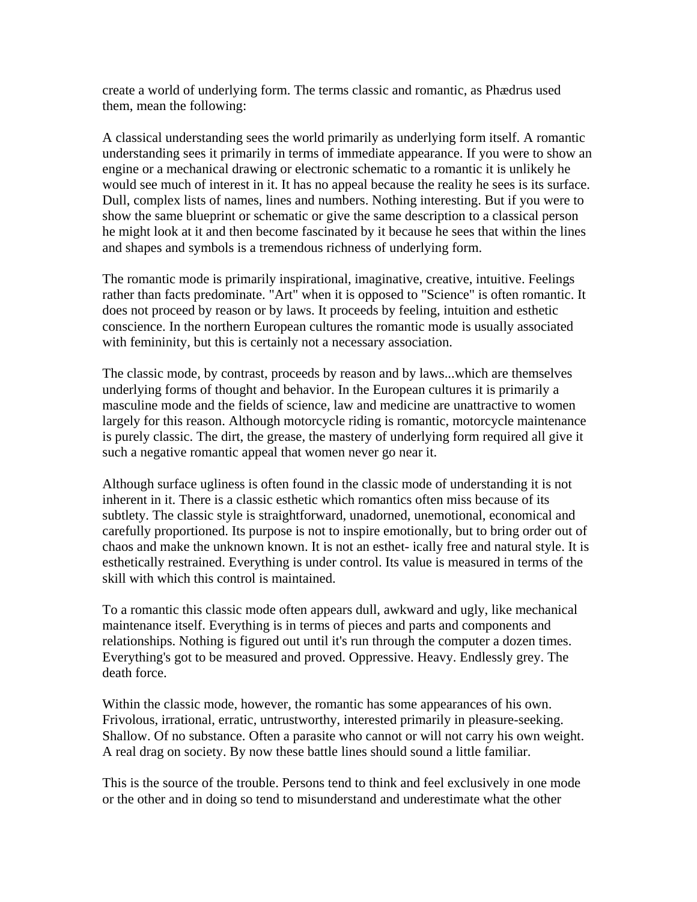create a world of underlying form. The terms classic and romantic, as Phædrus used them, mean the following:

A classical understanding sees the world primarily as underlying form itself. A romantic understanding sees it primarily in terms of immediate appearance. If you were to show an engine or a mechanical drawing or electronic schematic to a romantic it is unlikely he would see much of interest in it. It has no appeal because the reality he sees is its surface. Dull, complex lists of names, lines and numbers. Nothing interesting. But if you were to show the same blueprint or schematic or give the same description to a classical person he might look at it and then become fascinated by it because he sees that within the lines and shapes and symbols is a tremendous richness of underlying form.

The romantic mode is primarily inspirational, imaginative, creative, intuitive. Feelings rather than facts predominate. "Art" when it is opposed to "Science" is often romantic. It does not proceed by reason or by laws. It proceeds by feeling, intuition and esthetic conscience. In the northern European cultures the romantic mode is usually associated with femininity, but this is certainly not a necessary association.

The classic mode, by contrast, proceeds by reason and by laws...which are themselves underlying forms of thought and behavior. In the European cultures it is primarily a masculine mode and the fields of science, law and medicine are unattractive to women largely for this reason. Although motorcycle riding is romantic, motorcycle maintenance is purely classic. The dirt, the grease, the mastery of underlying form required all give it such a negative romantic appeal that women never go near it.

Although surface ugliness is often found in the classic mode of understanding it is not inherent in it. There is a classic esthetic which romantics often miss because of its subtlety. The classic style is straightforward, unadorned, unemotional, economical and carefully proportioned. Its purpose is not to inspire emotionally, but to bring order out of chaos and make the unknown known. It is not an esthet- ically free and natural style. It is esthetically restrained. Everything is under control. Its value is measured in terms of the skill with which this control is maintained.

To a romantic this classic mode often appears dull, awkward and ugly, like mechanical maintenance itself. Everything is in terms of pieces and parts and components and relationships. Nothing is figured out until it's run through the computer a dozen times. Everything's got to be measured and proved. Oppressive. Heavy. Endlessly grey. The death force.

Within the classic mode, however, the romantic has some appearances of his own. Frivolous, irrational, erratic, untrustworthy, interested primarily in pleasure-seeking. Shallow. Of no substance. Often a parasite who cannot or will not carry his own weight. A real drag on society. By now these battle lines should sound a little familiar.

This is the source of the trouble. Persons tend to think and feel exclusively in one mode or the other and in doing so tend to misunderstand and underestimate what the other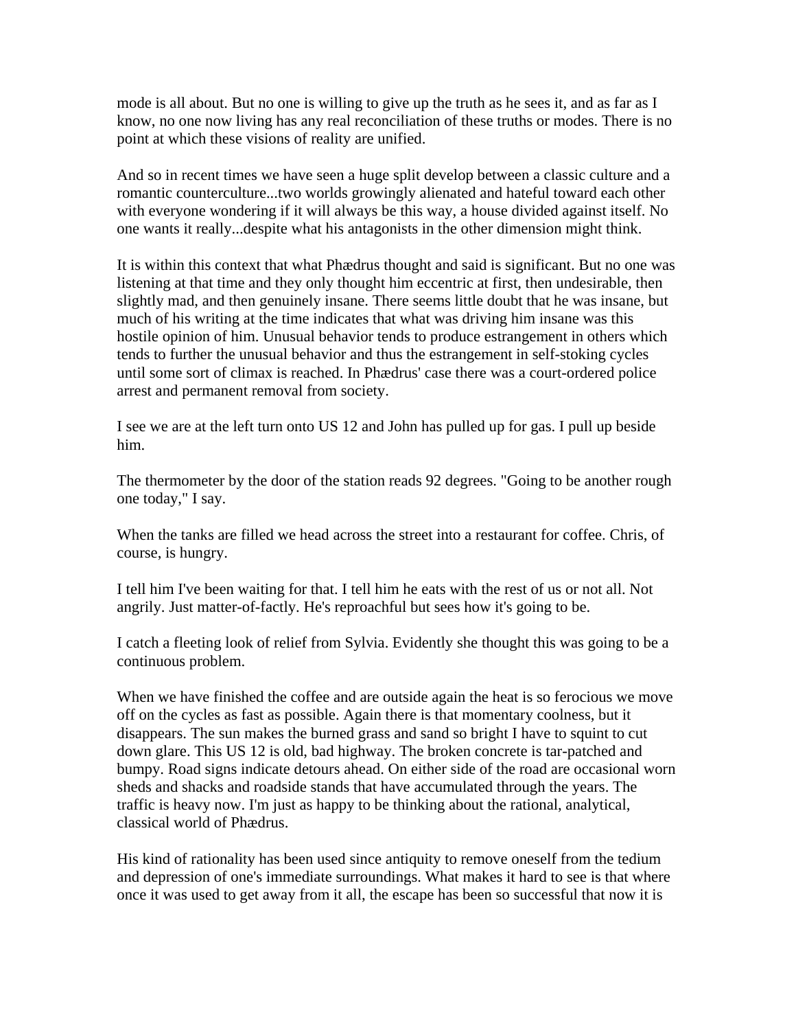mode is all about. But no one is willing to give up the truth as he sees it, and as far as I know, no one now living has any real reconciliation of these truths or modes. There is no point at which these visions of reality are unified.

And so in recent times we have seen a huge split develop between a classic culture and a romantic counterculture...two worlds growingly alienated and hateful toward each other with everyone wondering if it will always be this way, a house divided against itself. No one wants it really...despite what his antagonists in the other dimension might think.

It is within this context that what Phædrus thought and said is significant. But no one was listening at that time and they only thought him eccentric at first, then undesirable, then slightly mad, and then genuinely insane. There seems little doubt that he was insane, but much of his writing at the time indicates that what was driving him insane was this hostile opinion of him. Unusual behavior tends to produce estrangement in others which tends to further the unusual behavior and thus the estrangement in self-stoking cycles until some sort of climax is reached. In Phædrus' case there was a court-ordered police arrest and permanent removal from society.

I see we are at the left turn onto US 12 and John has pulled up for gas. I pull up beside him.

The thermometer by the door of the station reads 92 degrees. "Going to be another rough one today," I say.

When the tanks are filled we head across the street into a restaurant for coffee. Chris, of course, is hungry.

I tell him I've been waiting for that. I tell him he eats with the rest of us or not all. Not angrily. Just matter-of-factly. He's reproachful but sees how it's going to be.

I catch a fleeting look of relief from Sylvia. Evidently she thought this was going to be a continuous problem.

When we have finished the coffee and are outside again the heat is so ferocious we move off on the cycles as fast as possible. Again there is that momentary coolness, but it disappears. The sun makes the burned grass and sand so bright I have to squint to cut down glare. This US 12 is old, bad highway. The broken concrete is tar-patched and bumpy. Road signs indicate detours ahead. On either side of the road are occasional worn sheds and shacks and roadside stands that have accumulated through the years. The traffic is heavy now. I'm just as happy to be thinking about the rational, analytical, classical world of Phædrus.

His kind of rationality has been used since antiquity to remove oneself from the tedium and depression of one's immediate surroundings. What makes it hard to see is that where once it was used to get away from it all, the escape has been so successful that now it is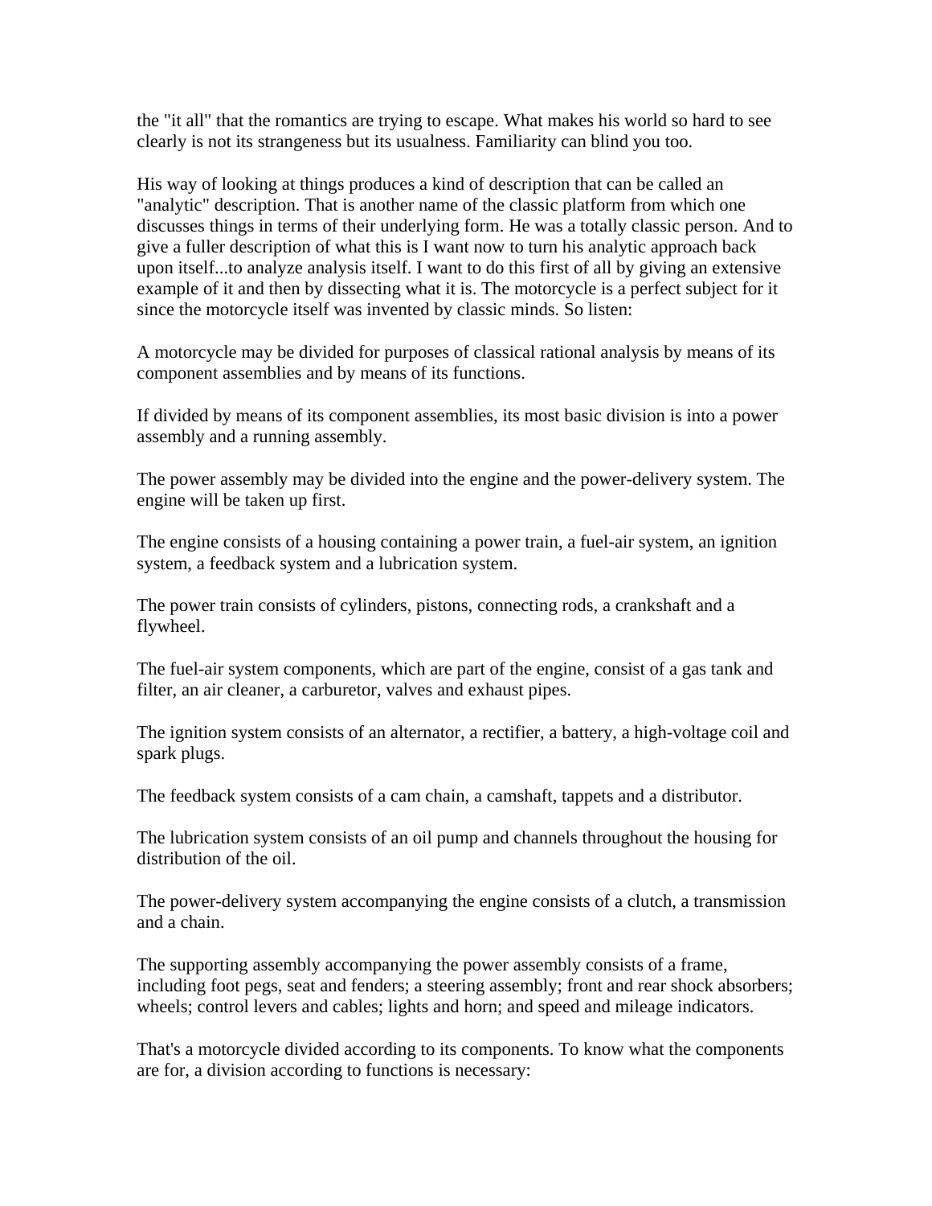the "it all" that the romantics are trying to escape. What makes his world so hard to see clearly is not its strangeness but its usualness. Familiarity can blind you too.

His way of looking at things produces a kind of description that can be called an "analytic" description. That is another name of the classic platform from which one discusses things in terms of their underlying form. He was a totally classic person. And to give a fuller description of what this is I want now to turn his analytic approach back upon itself...to analyze analysis itself. I want to do this first of all by giving an extensive example of it and then by dissecting what it is. The motorcycle is a perfect subject for it since the motorcycle itself was invented by classic minds. So listen:

A motorcycle may be divided for purposes of classical rational analysis by means of its component assemblies and by means of its functions.

If divided by means of its component assemblies, its most basic division is into a power assembly and a running assembly.

The power assembly may be divided into the engine and the power-delivery system. The engine will be taken up first.

The engine consists of a housing containing a power train, a fuel-air system, an ignition system, a feedback system and a lubrication system.

The power train consists of cylinders, pistons, connecting rods, a crankshaft and a flywheel.

The fuel-air system components, which are part of the engine, consist of a gas tank and filter, an air cleaner, a carburetor, valves and exhaust pipes.

The ignition system consists of an alternator, a rectifier, a battery, a high-voltage coil and spark plugs.

The feedback system consists of a cam chain, a camshaft, tappets and a distributor.

The lubrication system consists of an oil pump and channels throughout the housing for distribution of the oil.

The power-delivery system accompanying the engine consists of a clutch, a transmission and a chain.

The supporting assembly accompanying the power assembly consists of a frame, including foot pegs, seat and fenders; a steering assembly; front and rear shock absorbers; wheels; control levers and cables; lights and horn; and speed and mileage indicators.

That's a motorcycle divided according to its components. To know what the components are for, a division according to functions is necessary: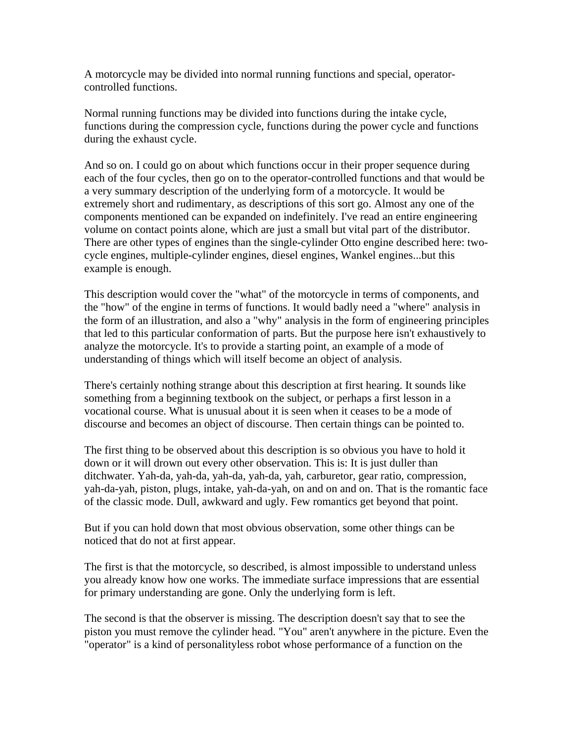A motorcycle may be divided into normal running functions and special, operator-controlled functions.

Normal running functions may be divided into functions during the intake cycle, functions during the compression cycle, functions during the power cycle and functions during the exhaust cycle.

And so on. I could go on about which functions occur in their proper sequence during each of the four cycles, then go on to the operator-controlled functions and that would be a very summary description of the underlying form of a motorcycle. It would be extremely short and rudimentary, as descriptions of this sort go. Almost any one of the components mentioned can be expanded on indefinitely. I've read an entire engineering volume on contact points alone, which are just a small but vital part of the distributor. There are other types of engines than the single-cylinder Otto engine described here: two-cycle engines, multiple-cylinder engines, diesel engines, Wankel engines...but this example is enough.

This description would cover the "what" of the motorcycle in terms of components, and the "how" of the engine in terms of functions. It would badly need a "where" analysis in the form of an illustration, and also a "why" analysis in the form of engineering principles that led to this particular conformation of parts. But the purpose here isn't exhaustively to analyze the motorcycle. It's to provide a starting point, an example of a mode of understanding of things which will itself become an object of analysis.

There's certainly nothing strange about this description at first hearing. It sounds like something from a beginning textbook on the subject, or perhaps a first lesson in a vocational course. What is unusual about it is seen when it ceases to be a mode of discourse and becomes an object of discourse. Then certain things can be pointed to.

The first thing to be observed about this description is so obvious you have to hold it down or it will drown out every other observation. This is: It is just duller than ditchwater. Yah-da, yah-da, yah-da, yah-da, yah, carburetor, gear ratio, compression, yah-da-yah, piston, plugs, intake, yah-da-yah, on and on and on. That is the romantic face of the classic mode. Dull, awkward and ugly. Few romantics get beyond that point.

But if you can hold down that most obvious observation, some other things can be noticed that do not at first appear.

The first is that the motorcycle, so described, is almost impossible to understand unless you already know how one works. The immediate surface impressions that are essential for primary understanding are gone. Only the underlying form is left.

The second is that the observer is missing. The description doesn't say that to see the piston you must remove the cylinder head. "You" aren't anywhere in the picture. Even the "operator" is a kind of personalityless robot whose performance of a function on the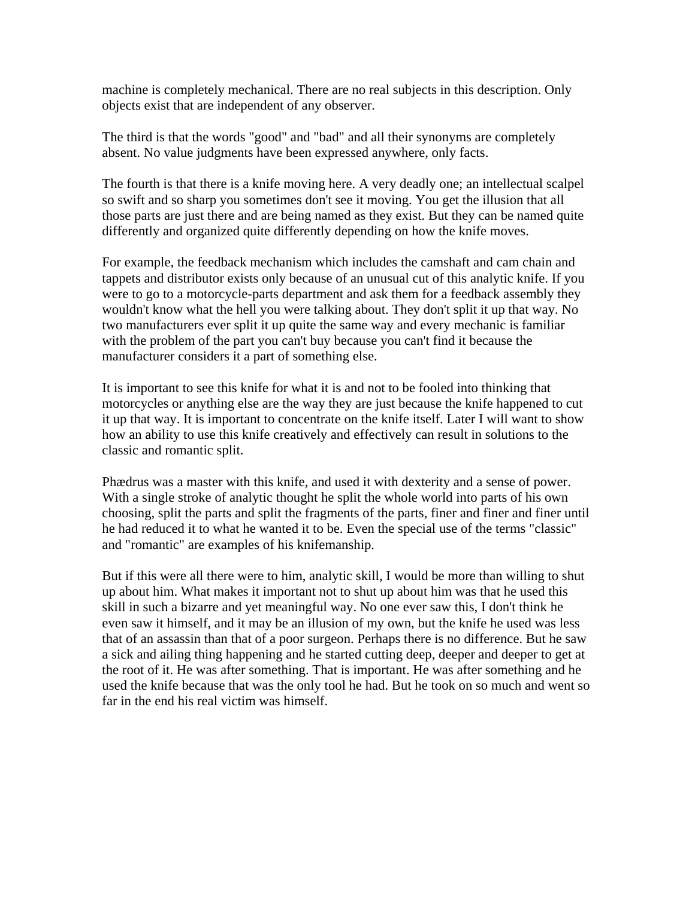machine is completely mechanical. There are no real subjects in this description. Only objects exist that are independent of any observer.

The third is that the words "good" and "bad" and all their synonyms are completely absent. No value judgments have been expressed anywhere, only facts.

The fourth is that there is a knife moving here. A very deadly one; an intellectual scalpel so swift and so sharp you sometimes don't see it moving. You get the illusion that all those parts are just there and are being named as they exist. But they can be named quite differently and organized quite differently depending on how the knife moves.

For example, the feedback mechanism which includes the camshaft and cam chain and tappets and distributor exists only because of an unusual cut of this analytic knife. If you were to go to a motorcycle-parts department and ask them for a feedback assembly they wouldn't know what the hell you were talking about. They don't split it up that way. No two manufacturers ever split it up quite the same way and every mechanic is familiar with the problem of the part you can't buy because you can't find it because the manufacturer considers it a part of something else.

It is important to see this knife for what it is and not to be fooled into thinking that motorcycles or anything else are the way they are just because the knife happened to cut it up that way. It is important to concentrate on the knife itself. Later I will want to show how an ability to use this knife creatively and effectively can result in solutions to the classic and romantic split.

Phædrus was a master with this knife, and used it with dexterity and a sense of power. With a single stroke of analytic thought he split the whole world into parts of his own choosing, split the parts and split the fragments of the parts, finer and finer and finer until he had reduced it to what he wanted it to be. Even the special use of the terms "classic" and "romantic" are examples of his knifemanship.

But if this were all there were to him, analytic skill, I would be more than willing to shut up about him. What makes it important not to shut up about him was that he used this skill in such a bizarre and yet meaningful way. No one ever saw this, I don't think he even saw it himself, and it may be an illusion of my own, but the knife he used was less that of an assassin than that of a poor surgeon. Perhaps there is no difference. But he saw a sick and ailing thing happening and he started cutting deep, deeper and deeper to get at the root of it. He was after something. That is important. He was after something and he used the knife because that was the only tool he had. But he took on so much and went so far in the end his real victim was himself.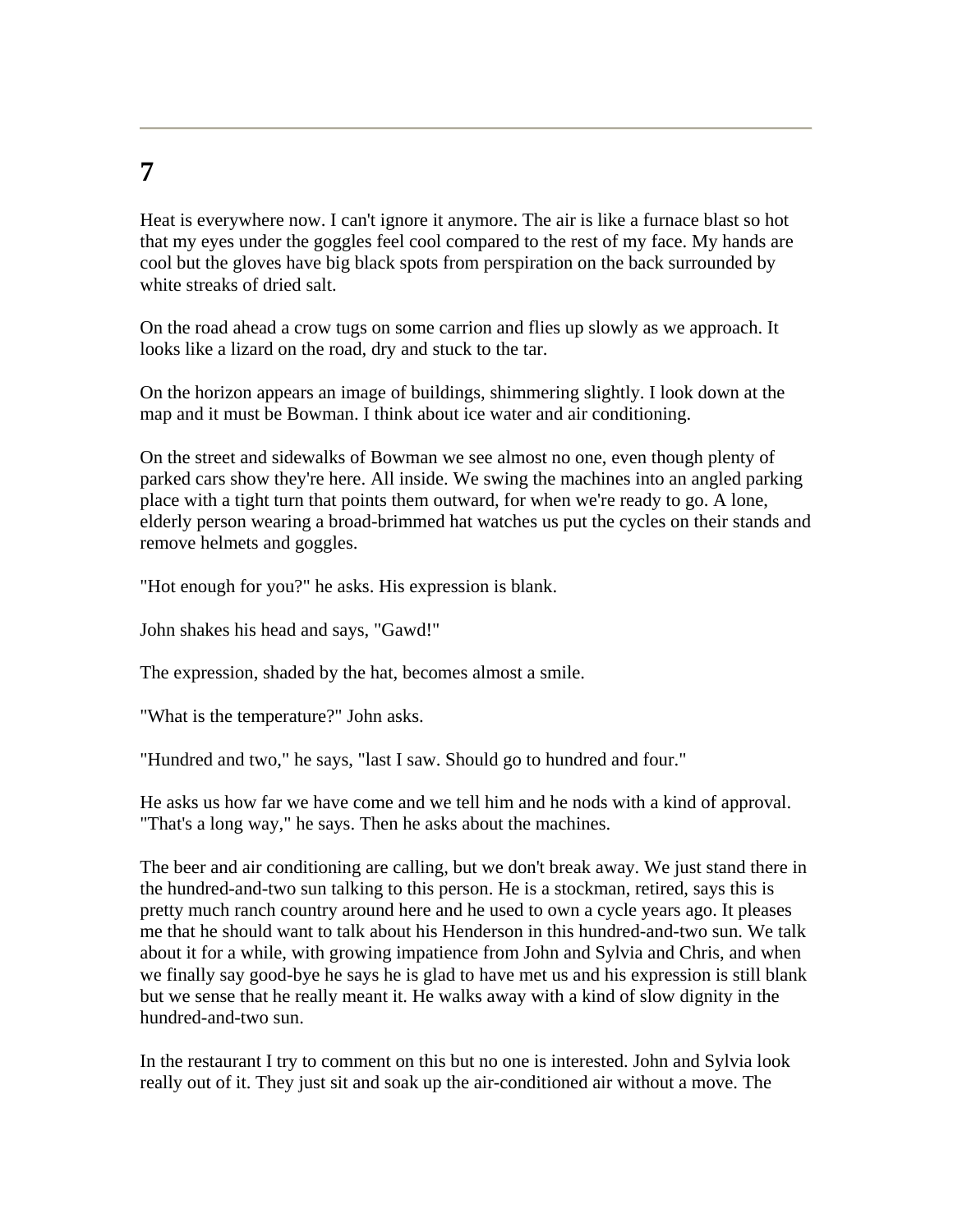## 7

Heat is everywhere now. I can't ignore it anymore. The air is like a furnace blast so hot that my eyes under the goggles feel cool compared to the rest of my face. My hands are cool but the gloves have big black spots from perspiration on the back surrounded by white streaks of dried salt.

On the road ahead a crow tugs on some carrion and flies up slowly as we approach. It looks like a lizard on the road, dry and stuck to the tar.

On the horizon appears an image of buildings, shimmering slightly. I look down at the map and it must be Bowman. I think about ice water and air conditioning.

On the street and sidewalks of Bowman we see almost no one, even though plenty of parked cars show they're here. All inside. We swing the machines into an angled parking place with a tight turn that points them outward, for when we're ready to go. A lone, elderly person wearing a broad-brimmed hat watches us put the cycles on their stands and remove helmets and goggles.

"Hot enough for you?" he asks. His expression is blank.

John shakes his head and says, "Gawd!"

The expression, shaded by the hat, becomes almost a smile.

"What is the temperature?" John asks.

"Hundred and two," he says, "last I saw. Should go to hundred and four."

He asks us how far we have come and we tell him and he nods with a kind of approval. "That's a long way," he says. Then he asks about the machines.

The beer and air conditioning are calling, but we don't break away. We just stand there in the hundred-and-two sun talking to this person. He is a stockman, retired, says this is pretty much ranch country around here and he used to own a cycle years ago. It pleases me that he should want to talk about his Henderson in this hundred-and-two sun. We talk about it for a while, with growing impatience from John and Sylvia and Chris, and when we finally say good-bye he says he is glad to have met us and his expression is still blank but we sense that he really meant it. He walks away with a kind of slow dignity in the hundred-and-two sun.

In the restaurant I try to comment on this but no one is interested. John and Sylvia look really out of it. They just sit and soak up the air-conditioned air without a move. The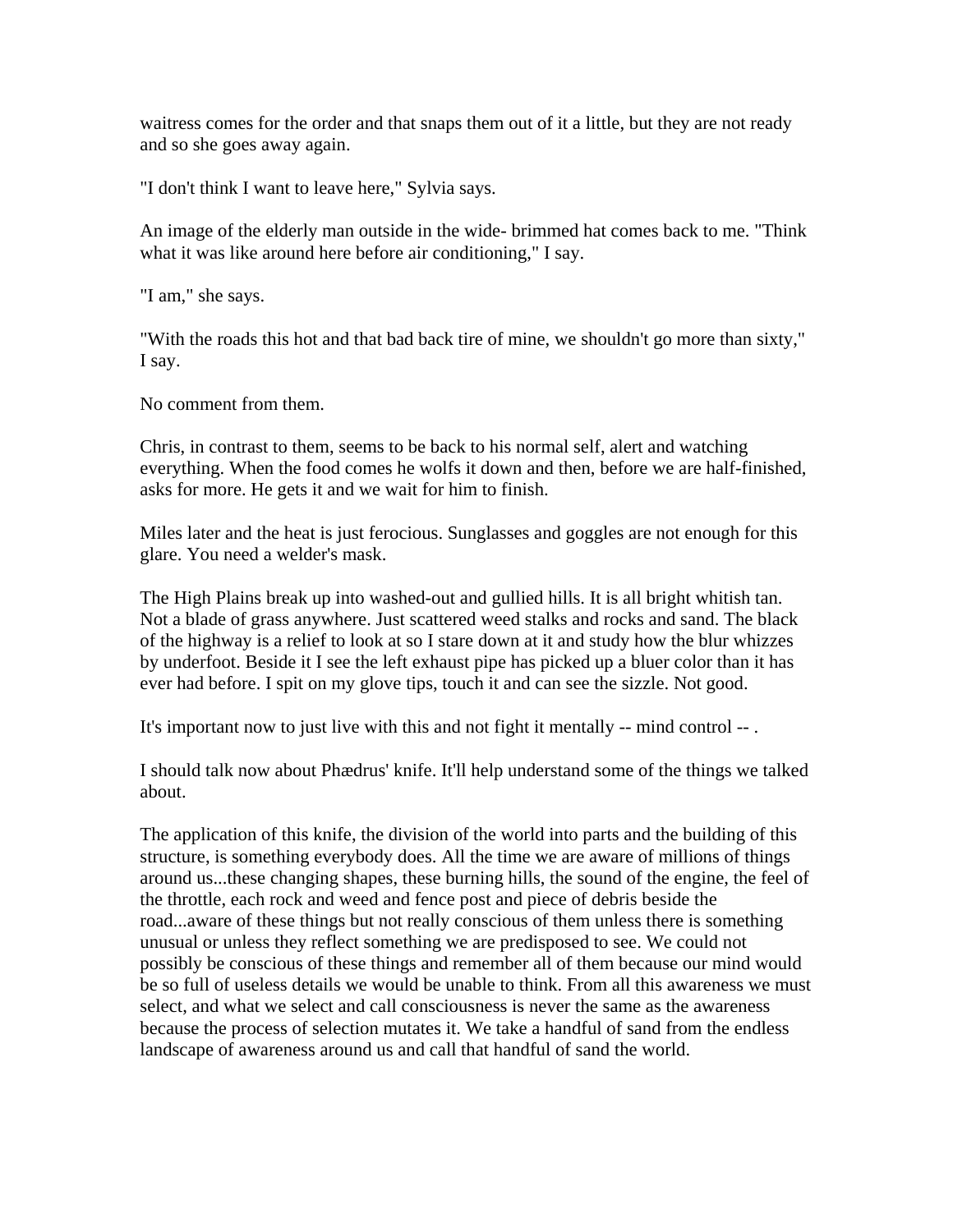waitress comes for the order and that snaps them out of it a little, but they are not ready and so she goes away again.

"I don't think I want to leave here," Sylvia says.

An image of the elderly man outside in the wide- brimmed hat comes back to me. "Think what it was like around here before air conditioning," I say.

"I am," she says.

"With the roads this hot and that bad back tire of mine, we shouldn't go more than sixty," I say.

No comment from them.

Chris, in contrast to them, seems to be back to his normal self, alert and watching everything. When the food comes he wolfs it down and then, before we are half-finished, asks for more. He gets it and we wait for him to finish.

Miles later and the heat is just ferocious. Sunglasses and goggles are not enough for this glare. You need a welder's mask.

The High Plains break up into washed-out and gullied hills. It is all bright whitish tan. Not a blade of grass anywhere. Just scattered weed stalks and rocks and sand. The black of the highway is a relief to look at so I stare down at it and study how the blur whizzes by underfoot. Beside it I see the left exhaust pipe has picked up a bluer color than it has ever had before. I spit on my glove tips, touch it and can see the sizzle. Not good.

It's important now to just live with this and not fight it mentally -- mind control -- .

I should talk now about Phædrus' knife. It'll help understand some of the things we talked about.

The application of this knife, the division of the world into parts and the building of this structure, is something everybody does. All the time we are aware of millions of things around us...these changing shapes, these burning hills, the sound of the engine, the feel of the throttle, each rock and weed and fence post and piece of debris beside the road...aware of these things but not really conscious of them unless there is something unusual or unless they reflect something we are predisposed to see. We could not possibly be conscious of these things and remember all of them because our mind would be so full of useless details we would be unable to think. From all this awareness we must select, and what we select and call consciousness is never the same as the awareness because the process of selection mutates it. We take a handful of sand from the endless landscape of awareness around us and call that handful of sand the world.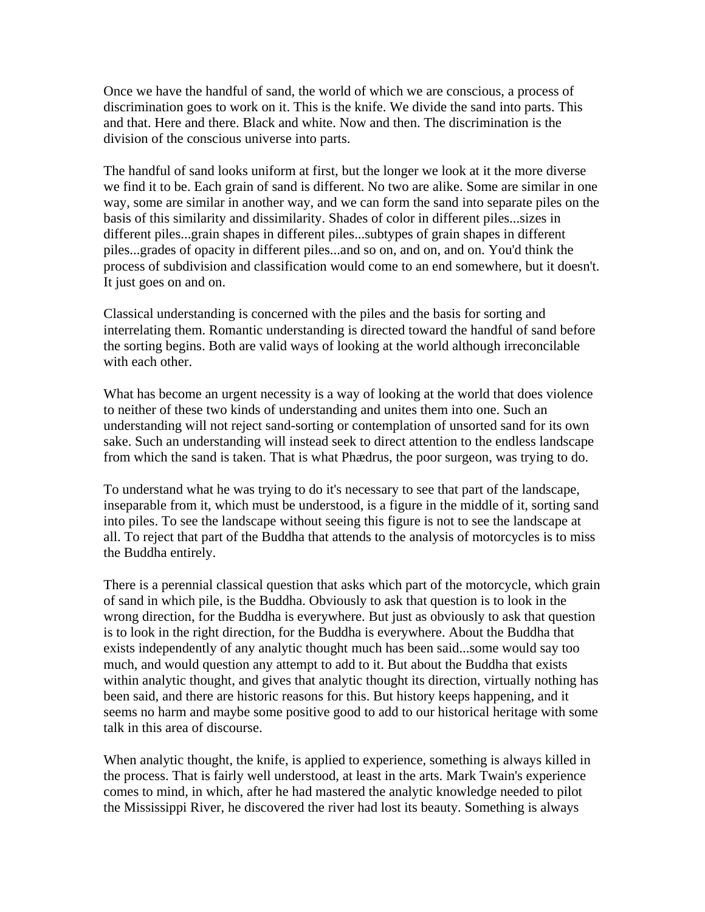Once we have the handful of sand, the world of which we are conscious, a process of discrimination goes to work on it. This is the knife. We divide the sand into parts. This and that. Here and there. Black and white. Now and then. The discrimination is the division of the conscious universe into parts.

The handful of sand looks uniform at first, but the longer we look at it the more diverse we find it to be. Each grain of sand is different. No two are alike. Some are similar in one way, some are similar in another way, and we can form the sand into separate piles on the basis of this similarity and dissimilarity. Shades of color in different piles...sizes in different piles...grain shapes in different piles...subtypes of grain shapes in different piles...grades of opacity in different piles...and so on, and on, and on. You'd think the process of subdivision and classification would come to an end somewhere, but it doesn't. It just goes on and on.

Classical understanding is concerned with the piles and the basis for sorting and interrelating them. Romantic understanding is directed toward the handful of sand before the sorting begins. Both are valid ways of looking at the world although irreconcilable with each other.

What has become an urgent necessity is a way of looking at the world that does violence to neither of these two kinds of understanding and unites them into one. Such an understanding will not reject sand-sorting or contemplation of unsorted sand for its own sake. Such an understanding will instead seek to direct attention to the endless landscape from which the sand is taken. That is what Phædrus, the poor surgeon, was trying to do.

To understand what he was trying to do it's necessary to see that part of the landscape, inseparable from it, which must be understood, is a figure in the middle of it, sorting sand into piles. To see the landscape without seeing this figure is not to see the landscape at all. To reject that part of the Buddha that attends to the analysis of motorcycles is to miss the Buddha entirely.

There is a perennial classical question that asks which part of the motorcycle, which grain of sand in which pile, is the Buddha. Obviously to ask that question is to look in the wrong direction, for the Buddha is everywhere. But just as obviously to ask that question is to look in the right direction, for the Buddha is everywhere. About the Buddha that exists independently of any analytic thought much has been said...some would say too much, and would question any attempt to add to it. But about the Buddha that exists within analytic thought, and gives that analytic thought its direction, virtually nothing has been said, and there are historic reasons for this. But history keeps happening, and it seems no harm and maybe some positive good to add to our historical heritage with some talk in this area of discourse.

When analytic thought, the knife, is applied to experience, something is always killed in the process. That is fairly well understood, at least in the arts. Mark Twain's experience comes to mind, in which, after he had mastered the analytic knowledge needed to pilot the Mississippi River, he discovered the river had lost its beauty. Something is always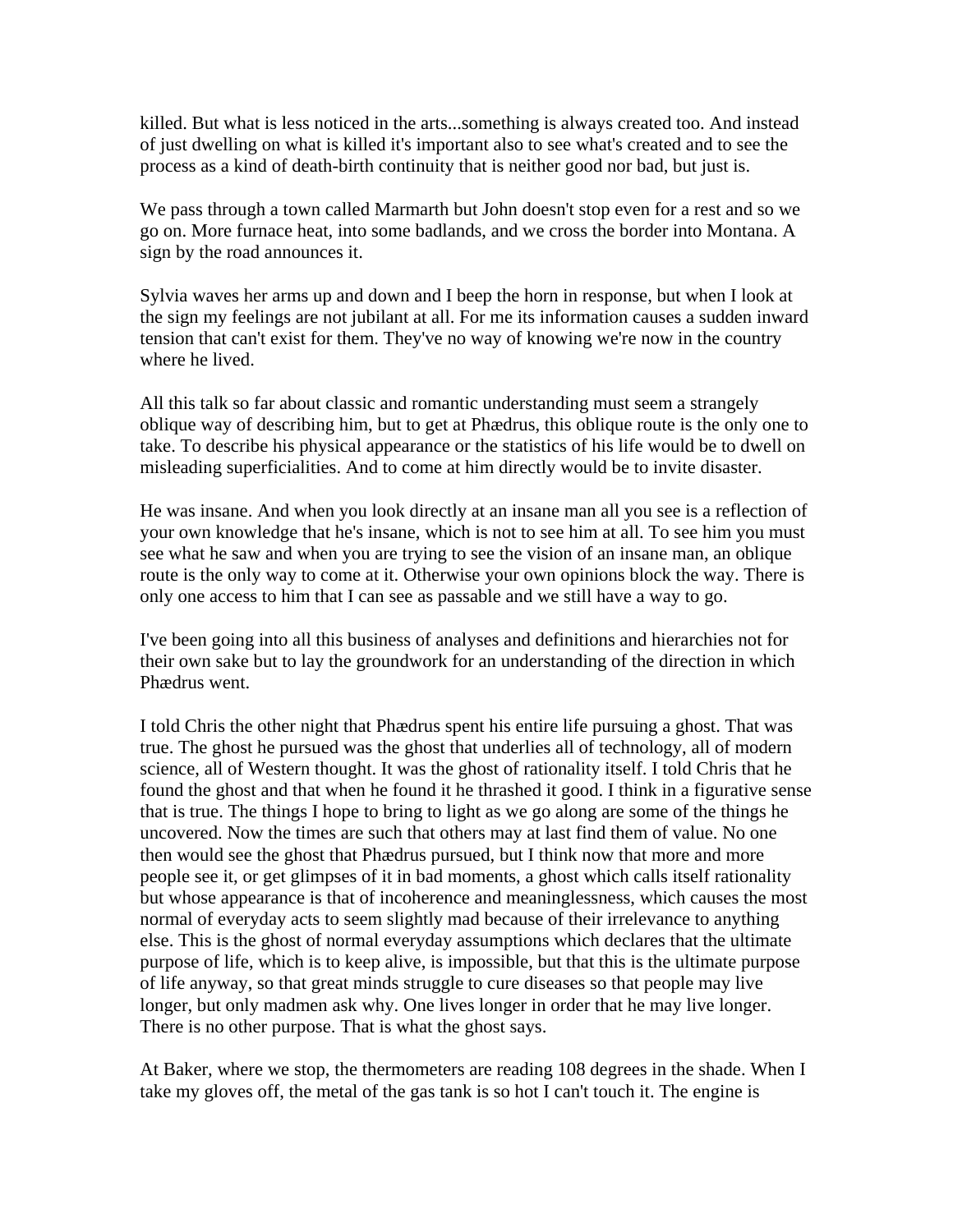killed. But what is less noticed in the arts...something is always created too. And instead of just dwelling on what is killed it's important also to see what's created and to see the process as a kind of death-birth continuity that is neither good nor bad, but just is.

We pass through a town called Marmarth but John doesn't stop even for a rest and so we go on. More furnace heat, into some badlands, and we cross the border into Montana. A sign by the road announces it.

Sylvia waves her arms up and down and I beep the horn in response, but when I look at the sign my feelings are not jubilant at all. For me its information causes a sudden inward tension that can't exist for them. They've no way of knowing we're now in the country where he lived.

All this talk so far about classic and romantic understanding must seem a strangely oblique way of describing him, but to get at Phædrus, this oblique route is the only one to take. To describe his physical appearance or the statistics of his life would be to dwell on misleading superficialities. And to come at him directly would be to invite disaster.

He was insane. And when you look directly at an insane man all you see is a reflection of your own knowledge that he's insane, which is not to see him at all. To see him you must see what he saw and when you are trying to see the vision of an insane man, an oblique route is the only way to come at it. Otherwise your own opinions block the way. There is only one access to him that I can see as passable and we still have a way to go.

I've been going into all this business of analyses and definitions and hierarchies not for their own sake but to lay the groundwork for an understanding of the direction in which Phædrus went.

I told Chris the other night that Phædrus spent his entire life pursuing a ghost. That was true. The ghost he pursued was the ghost that underlies all of technology, all of modern science, all of Western thought. It was the ghost of rationality itself. I told Chris that he found the ghost and that when he found it he thrashed it good. I think in a figurative sense that is true. The things I hope to bring to light as we go along are some of the things he uncovered. Now the times are such that others may at last find them of value. No one then would see the ghost that Phædrus pursued, but I think now that more and more people see it, or get glimpses of it in bad moments, a ghost which calls itself rationality but whose appearance is that of incoherence and meaninglessness, which causes the most normal of everyday acts to seem slightly mad because of their irrelevance to anything else. This is the ghost of normal everyday assumptions which declares that the ultimate purpose of life, which is to keep alive, is impossible, but that this is the ultimate purpose of life anyway, so that great minds struggle to cure diseases so that people may live longer, but only madmen ask why. One lives longer in order that he may live longer. There is no other purpose. That is what the ghost says.

At Baker, where we stop, the thermometers are reading 108 degrees in the shade. When I take my gloves off, the metal of the gas tank is so hot I can't touch it. The engine is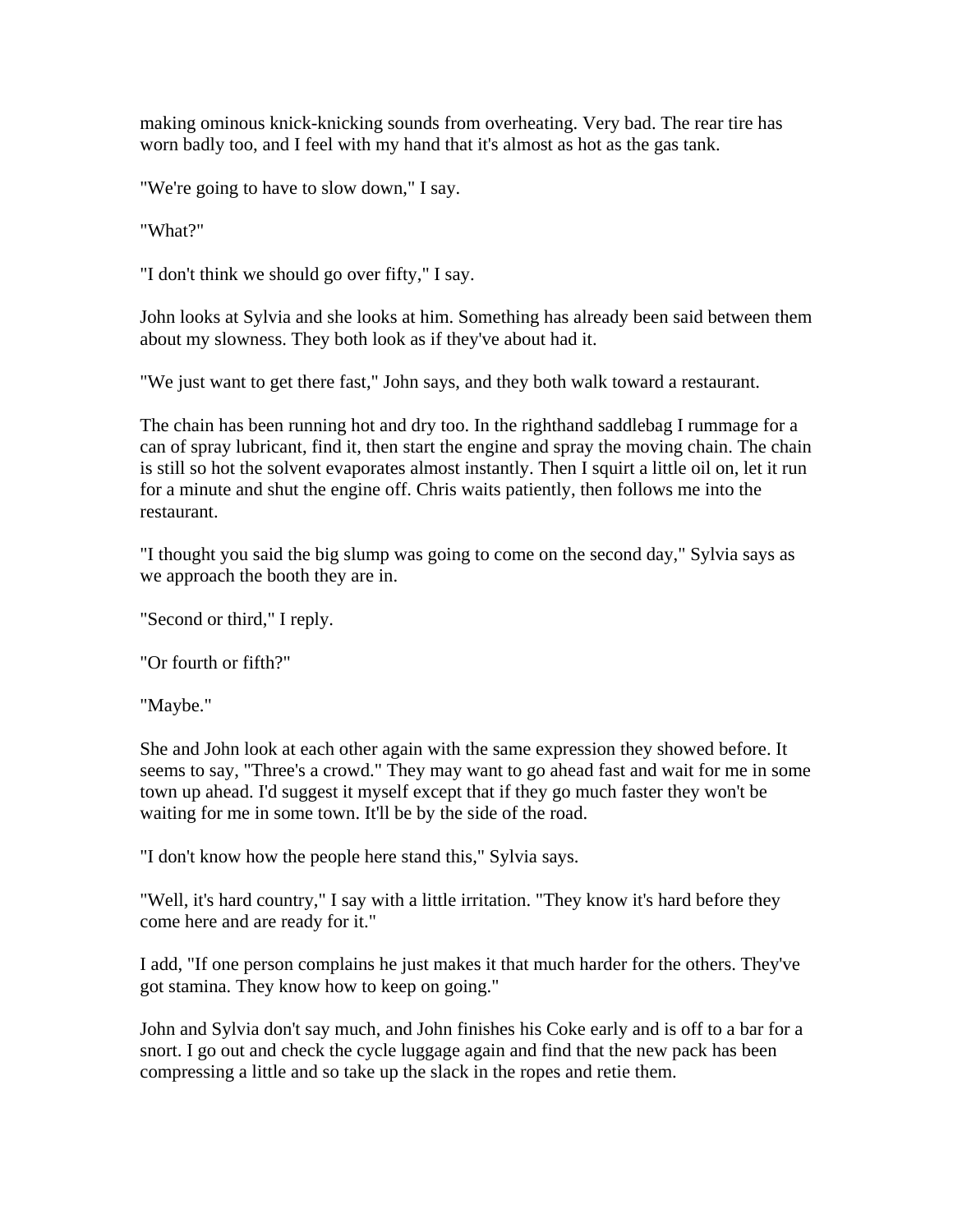making ominous knick-knicking sounds from overheating. Very bad. The rear tire has worn badly too, and I feel with my hand that it's almost as hot as the gas tank.

"We're going to have to slow down," I say.

"What?"

"I don't think we should go over fifty," I say.

John looks at Sylvia and she looks at him. Something has already been said between them about my slowness. They both look as if they've about had it.

"We just want to get there fast," John says, and they both walk toward a restaurant.

The chain has been running hot and dry too. In the righthand saddlebag I rummage for a can of spray lubricant, find it, then start the engine and spray the moving chain. The chain is still so hot the solvent evaporates almost instantly. Then I squirt a little oil on, let it run for a minute and shut the engine off. Chris waits patiently, then follows me into the restaurant.

"I thought you said the big slump was going to come on the second day," Sylvia says as we approach the booth they are in.

"Second or third," I reply.

"Or fourth or fifth?"

"Maybe."

She and John look at each other again with the same expression they showed before. It seems to say, "Three's a crowd." They may want to go ahead fast and wait for me in some town up ahead. I'd suggest it myself except that if they go much faster they won't be waiting for me in some town. It'll be by the side of the road.

"I don't know how the people here stand this," Sylvia says.

"Well, it's hard country," I say with a little irritation. "They know it's hard before they come here and are ready for it."

I add, "If one person complains he just makes it that much harder for the others. They've got stamina. They know how to keep on going."

John and Sylvia don't say much, and John finishes his Coke early and is off to a bar for a snort. I go out and check the cycle luggage again and find that the new pack has been compressing a little and so take up the slack in the ropes and retie them.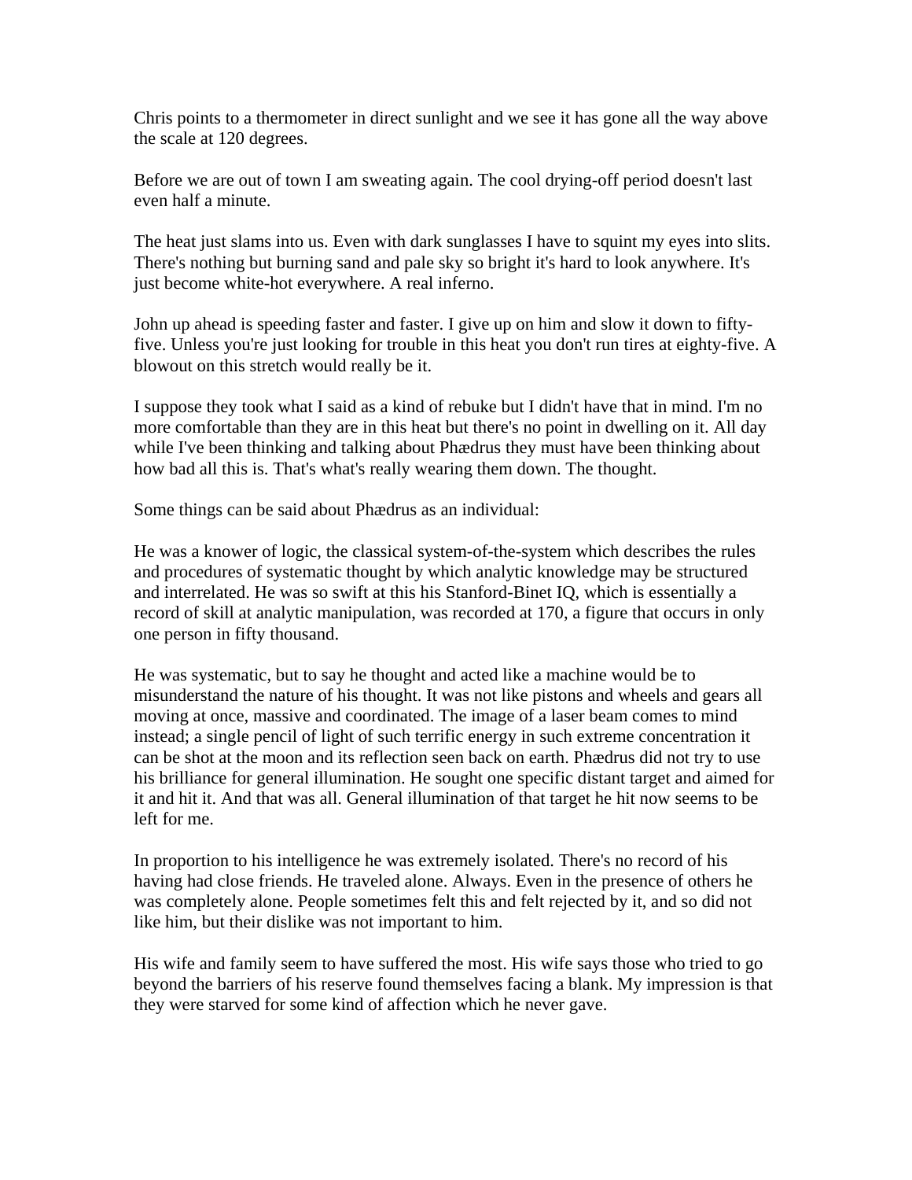Chris points to a thermometer in direct sunlight and we see it has gone all the way above the scale at 120 degrees.

Before we are out of town I am sweating again. The cool drying-off period doesn't last even half a minute.

The heat just slams into us. Even with dark sunglasses I have to squint my eyes into slits. There's nothing but burning sand and pale sky so bright it's hard to look anywhere. It's just become white-hot everywhere. A real inferno.

John up ahead is speeding faster and faster. I give up on him and slow it down to fifty-five. Unless you're just looking for trouble in this heat you don't run tires at eighty-five. A blowout on this stretch would really be it.

I suppose they took what I said as a kind of rebuke but I didn't have that in mind. I'm no more comfortable than they are in this heat but there's no point in dwelling on it. All day while I've been thinking and talking about Phædrus they must have been thinking about how bad all this is. That's what's really wearing them down. The thought.

Some things can be said about Phædrus as an individual:

He was a knower of logic, the classical system-of-the-system which describes the rules and procedures of systematic thought by which analytic knowledge may be structured and interrelated. He was so swift at this his Stanford-Binet IQ, which is essentially a record of skill at analytic manipulation, was recorded at 170, a figure that occurs in only one person in fifty thousand.

He was systematic, but to say he thought and acted like a machine would be to misunderstand the nature of his thought. It was not like pistons and wheels and gears all moving at once, massive and coordinated. The image of a laser beam comes to mind instead; a single pencil of light of such terrific energy in such extreme concentration it can be shot at the moon and its reflection seen back on earth. Phædrus did not try to use his brilliance for general illumination. He sought one specific distant target and aimed for it and hit it. And that was all. General illumination of that target he hit now seems to be left for me.

In proportion to his intelligence he was extremely isolated. There's no record of his having had close friends. He traveled alone. Always. Even in the presence of others he was completely alone. People sometimes felt this and felt rejected by it, and so did not like him, but their dislike was not important to him.

His wife and family seem to have suffered the most. His wife says those who tried to go beyond the barriers of his reserve found themselves facing a blank. My impression is that they were starved for some kind of affection which he never gave.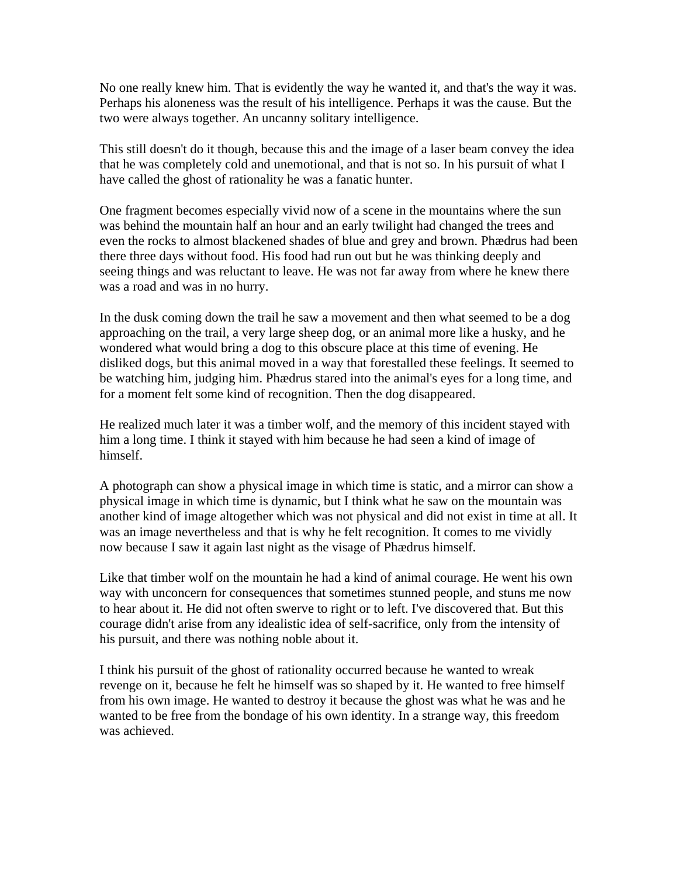No one really knew him. That is evidently the way he wanted it, and that's the way it was. Perhaps his aloneness was the result of his intelligence. Perhaps it was the cause. But the two were always together. An uncanny solitary intelligence.

This still doesn't do it though, because this and the image of a laser beam convey the idea that he was completely cold and unemotional, and that is not so. In his pursuit of what I have called the ghost of rationality he was a fanatic hunter.

One fragment becomes especially vivid now of a scene in the mountains where the sun was behind the mountain half an hour and an early twilight had changed the trees and even the rocks to almost blackened shades of blue and grey and brown. Phædrus had been there three days without food. His food had run out but he was thinking deeply and seeing things and was reluctant to leave. He was not far away from where he knew there was a road and was in no hurry.

In the dusk coming down the trail he saw a movement and then what seemed to be a dog approaching on the trail, a very large sheep dog, or an animal more like a husky, and he wondered what would bring a dog to this obscure place at this time of evening. He disliked dogs, but this animal moved in a way that forestalled these feelings. It seemed to be watching him, judging him. Phædrus stared into the animal's eyes for a long time, and for a moment felt some kind of recognition. Then the dog disappeared.

He realized much later it was a timber wolf, and the memory of this incident stayed with him a long time. I think it stayed with him because he had seen a kind of image of himself.

A photograph can show a physical image in which time is static, and a mirror can show a physical image in which time is dynamic, but I think what he saw on the mountain was another kind of image altogether which was not physical and did not exist in time at all. It was an image nevertheless and that is why he felt recognition. It comes to me vividly now because I saw it again last night as the visage of Phædrus himself.

Like that timber wolf on the mountain he had a kind of animal courage. He went his own way with unconcern for consequences that sometimes stunned people, and stuns me now to hear about it. He did not often swerve to right or to left. I've discovered that. But this courage didn't arise from any idealistic idea of self-sacrifice, only from the intensity of his pursuit, and there was nothing noble about it.

I think his pursuit of the ghost of rationality occurred because he wanted to wreak revenge on it, because he felt he himself was so shaped by it. He wanted to free himself from his own image. He wanted to destroy it because the ghost was what he was and he wanted to be free from the bondage of his own identity. In a strange way, this freedom was achieved.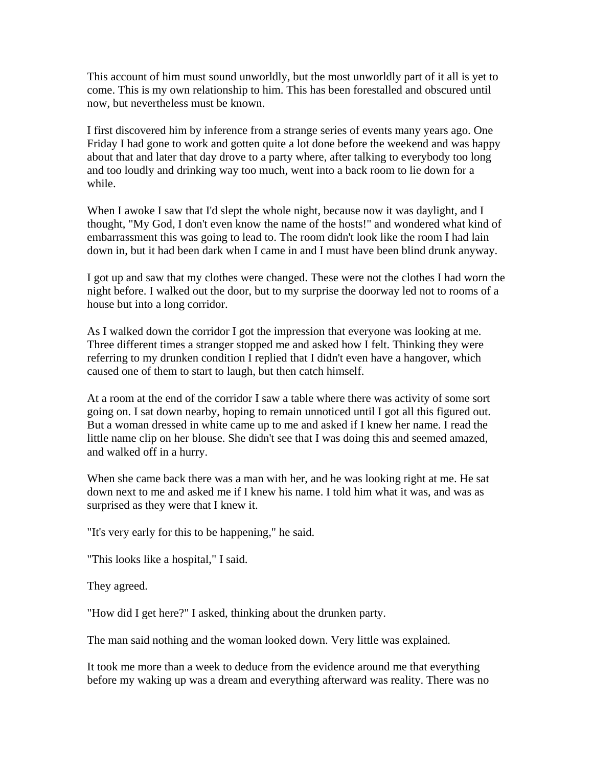This account of him must sound unworldly, but the most unworldly part of it all is yet to come. This is my own relationship to him. This has been forestalled and obscured until now, but nevertheless must be known.

I first discovered him by inference from a strange series of events many years ago. One Friday I had gone to work and gotten quite a lot done before the weekend and was happy about that and later that day drove to a party where, after talking to everybody too long and too loudly and drinking way too much, went into a back room to lie down for a while.

When I awoke I saw that I'd slept the whole night, because now it was daylight, and I thought, "My God, I don't even know the name of the hosts!" and wondered what kind of embarrassment this was going to lead to. The room didn't look like the room I had lain down in, but it had been dark when I came in and I must have been blind drunk anyway.

I got up and saw that my clothes were changed. These were not the clothes I had worn the night before. I walked out the door, but to my surprise the doorway led not to rooms of a house but into a long corridor.

As I walked down the corridor I got the impression that everyone was looking at me. Three different times a stranger stopped me and asked how I felt. Thinking they were referring to my drunken condition I replied that I didn't even have a hangover, which caused one of them to start to laugh, but then catch himself.

At a room at the end of the corridor I saw a table where there was activity of some sort going on. I sat down nearby, hoping to remain unnoticed until I got all this figured out. But a woman dressed in white came up to me and asked if I knew her name. I read the little name clip on her blouse. She didn't see that I was doing this and seemed amazed, and walked off in a hurry.

When she came back there was a man with her, and he was looking right at me. He sat down next to me and asked me if I knew his name. I told him what it was, and was as surprised as they were that I knew it.

"It's very early for this to be happening," he said.

"This looks like a hospital," I said.

They agreed.

"How did I get here?" I asked, thinking about the drunken party.

The man said nothing and the woman looked down. Very little was explained.

It took me more than a week to deduce from the evidence around me that everything before my waking up was a dream and everything afterward was reality. There was no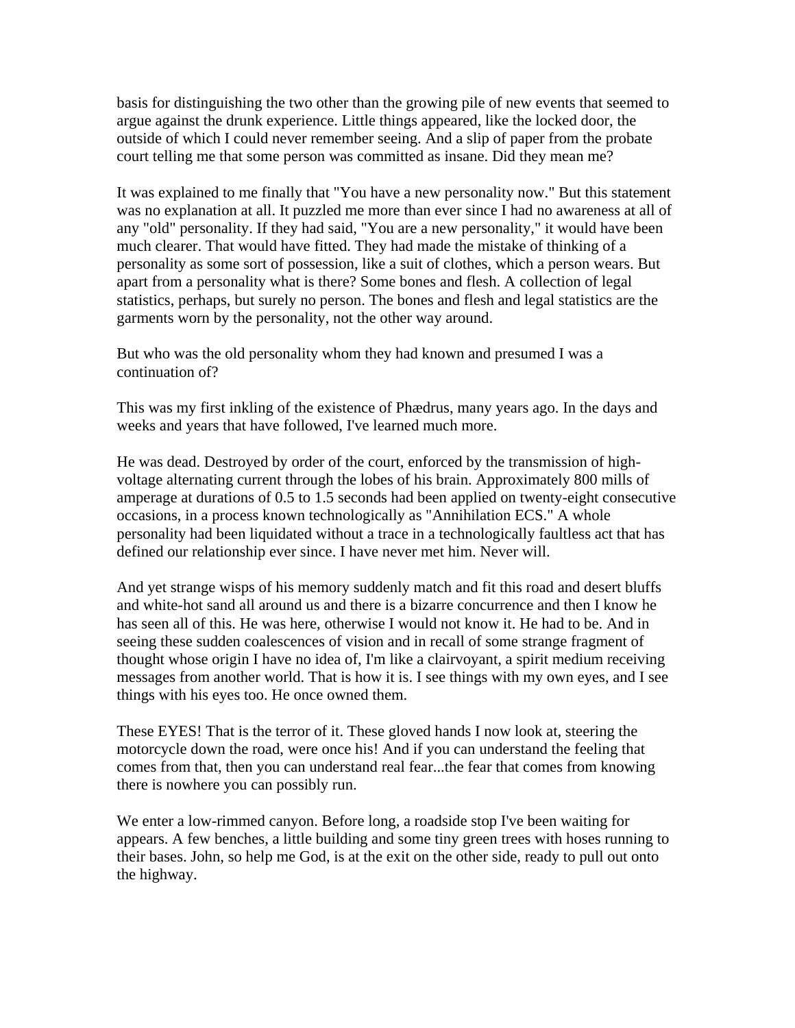basis for distinguishing the two other than the growing pile of new events that seemed to argue against the drunk experience. Little things appeared, like the locked door, the outside of which I could never remember seeing. And a slip of paper from the probate court telling me that some person was committed as insane. Did they mean me?

It was explained to me finally that "You have a new personality now." But this statement was no explanation at all. It puzzled me more than ever since I had no awareness at all of any "old" personality. If they had said, "You are a new personality," it would have been much clearer. That would have fitted. They had made the mistake of thinking of a personality as some sort of possession, like a suit of clothes, which a person wears. But apart from a personality what is there? Some bones and flesh. A collection of legal statistics, perhaps, but surely no person. The bones and flesh and legal statistics are the garments worn by the personality, not the other way around.

But who was the old personality whom they had known and presumed I was a continuation of?

This was my first inkling of the existence of Phædrus, many years ago. In the days and weeks and years that have followed, I've learned much more.

He was dead. Destroyed by order of the court, enforced by the transmission of high-voltage alternating current through the lobes of his brain. Approximately 800 mills of amperage at durations of 0.5 to 1.5 seconds had been applied on twenty-eight consecutive occasions, in a process known technologically as "Annihilation ECS." A whole personality had been liquidated without a trace in a technologically faultless act that has defined our relationship ever since. I have never met him. Never will.

And yet strange wisps of his memory suddenly match and fit this road and desert bluffs and white-hot sand all around us and there is a bizarre concurrence and then I know he has seen all of this. He was here, otherwise I would not know it. He had to be. And in seeing these sudden coalescences of vision and in recall of some strange fragment of thought whose origin I have no idea of, I'm like a clairvoyant, a spirit medium receiving messages from another world. That is how it is. I see things with my own eyes, and I see things with his eyes too. He once owned them.

These EYES! That is the terror of it. These gloved hands I now look at, steering the motorcycle down the road, were once his! And if you can understand the feeling that comes from that, then you can understand real fear...the fear that comes from knowing there is nowhere you can possibly run.

We enter a low-rimmed canyon. Before long, a roadside stop I've been waiting for appears. A few benches, a little building and some tiny green trees with hoses running to their bases. John, so help me God, is at the exit on the other side, ready to pull out onto the highway.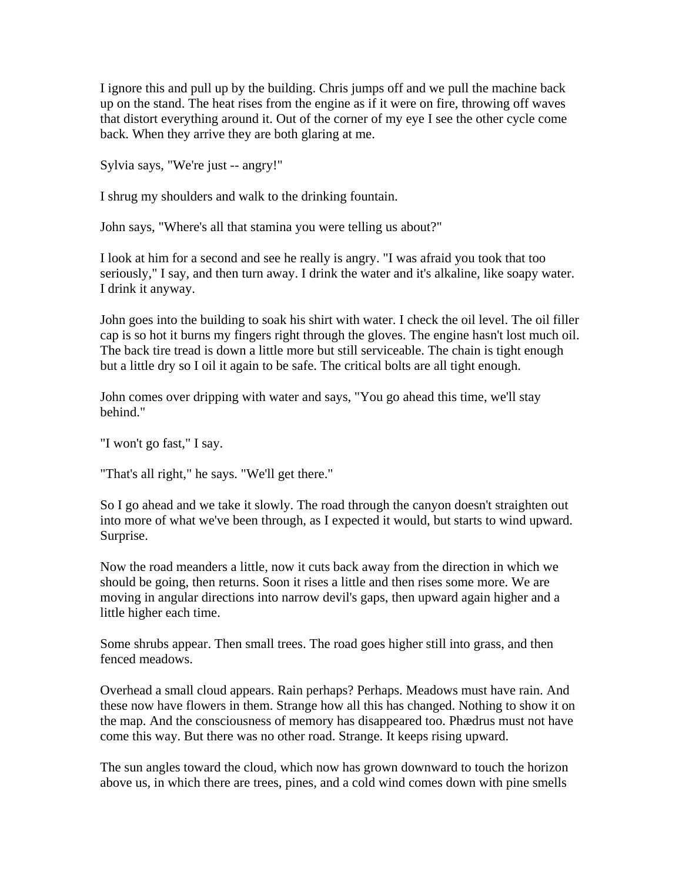I ignore this and pull up by the building. Chris jumps off and we pull the machine back up on the stand. The heat rises from the engine as if it were on fire, throwing off waves that distort everything around it. Out of the corner of my eye I see the other cycle come back. When they arrive they are both glaring at me.

Sylvia says, "We're just -- angry!"

I shrug my shoulders and walk to the drinking fountain.

John says, "Where's all that stamina you were telling us about?"

I look at him for a second and see he really is angry. "I was afraid you took that too seriously," I say, and then turn away. I drink the water and it's alkaline, like soapy water. I drink it anyway.

John goes into the building to soak his shirt with water. I check the oil level. The oil filler cap is so hot it burns my fingers right through the gloves. The engine hasn't lost much oil. The back tire tread is down a little more but still serviceable. The chain is tight enough but a little dry so I oil it again to be safe. The critical bolts are all tight enough.

John comes over dripping with water and says, "You go ahead this time, we'll stay behind."

"I won't go fast," I say.

"That's all right," he says. "We'll get there."

So I go ahead and we take it slowly. The road through the canyon doesn't straighten out into more of what we've been through, as I expected it would, but starts to wind upward. Surprise.

Now the road meanders a little, now it cuts back away from the direction in which we should be going, then returns. Soon it rises a little and then rises some more. We are moving in angular directions into narrow devil's gaps, then upward again higher and a little higher each time.

Some shrubs appear. Then small trees. The road goes higher still into grass, and then fenced meadows.

Overhead a small cloud appears. Rain perhaps? Perhaps. Meadows must have rain. And these now have flowers in them. Strange how all this has changed. Nothing to show it on the map. And the consciousness of memory has disappeared too. Phædrus must not have come this way. But there was no other road. Strange. It keeps rising upward.

The sun angles toward the cloud, which now has grown downward to touch the horizon above us, in which there are trees, pines, and a cold wind comes down with pine smells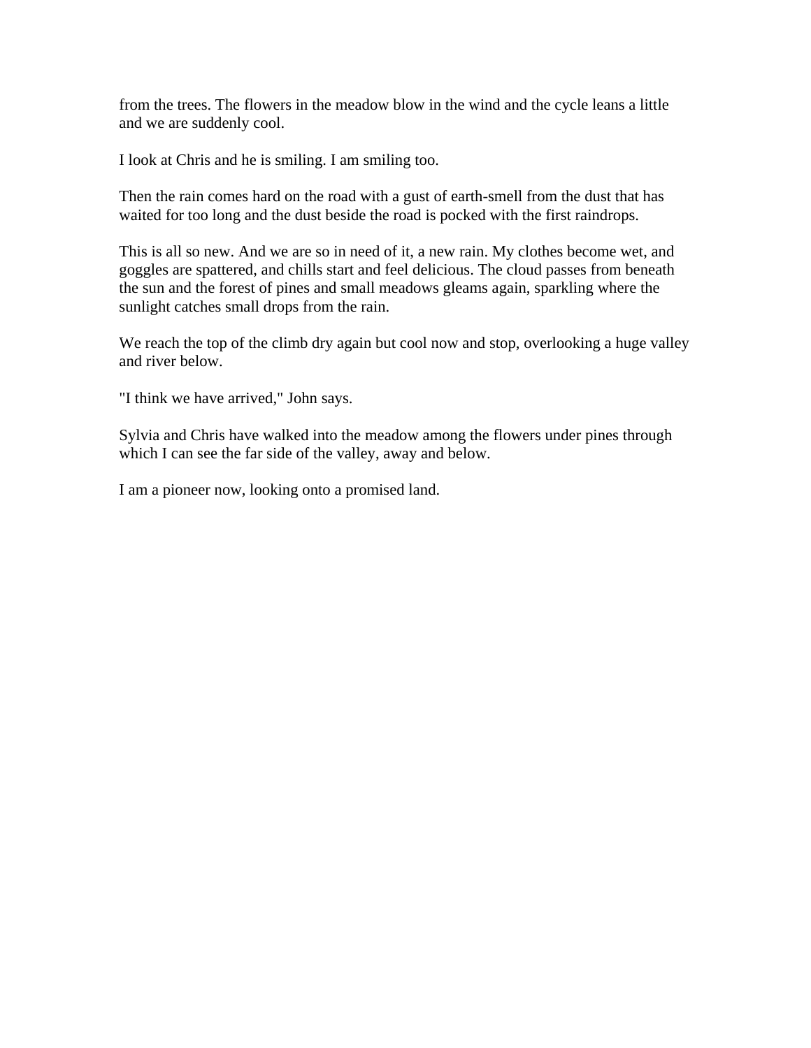from the trees. The flowers in the meadow blow in the wind and the cycle leans a little and we are suddenly cool.

I look at Chris and he is smiling. I am smiling too.

Then the rain comes hard on the road with a gust of earth-smell from the dust that has waited for too long and the dust beside the road is pocked with the first raindrops.

This is all so new. And we are so in need of it, a new rain. My clothes become wet, and goggles are spattered, and chills start and feel delicious. The cloud passes from beneath the sun and the forest of pines and small meadows gleams again, sparkling where the sunlight catches small drops from the rain.

We reach the top of the climb dry again but cool now and stop, overlooking a huge valley and river below.

"I think we have arrived," John says.

Sylvia and Chris have walked into the meadow among the flowers under pines through which I can see the far side of the valley, away and below.

I am a pioneer now, looking onto a promised land.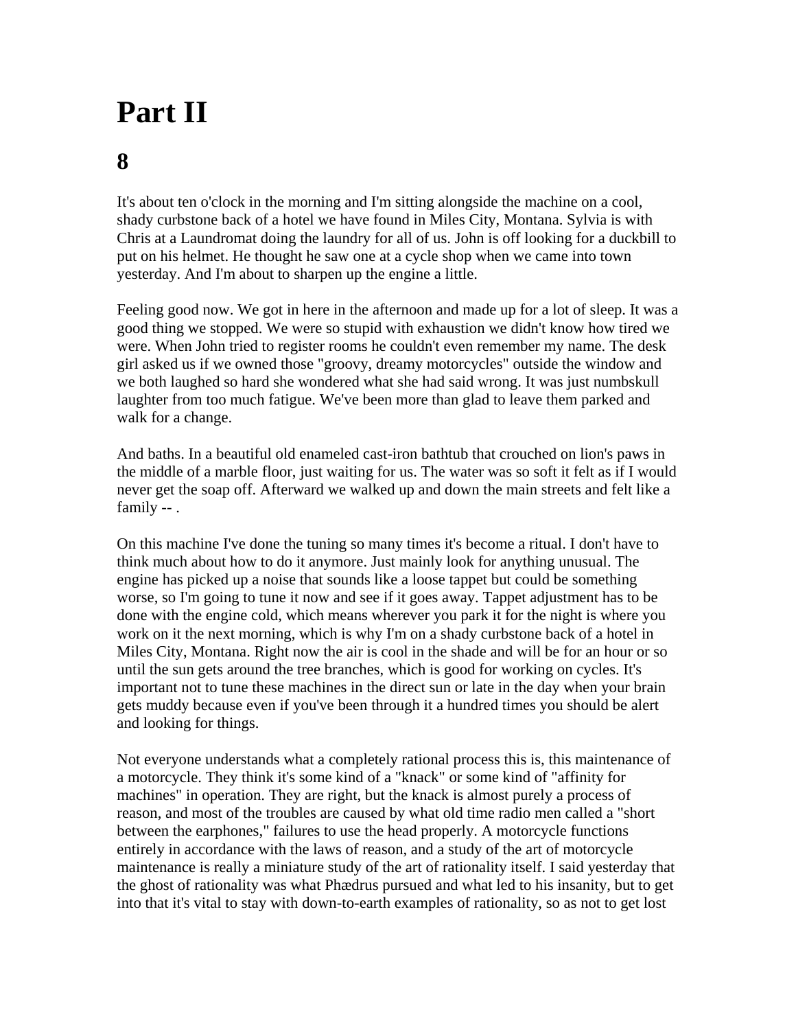# Part II

## 8

It's about ten o'clock in the morning and I'm sitting alongside the machine on a cool, shady curbstone back of a hotel we have found in Miles City, Montana. Sylvia is with Chris at a Laundromat doing the laundry for all of us. John is off looking for a duckbill to put on his helmet. He thought he saw one at a cycle shop when we came into town yesterday. And I'm about to sharpen up the engine a little.

Feeling good now. We got in here in the afternoon and made up for a lot of sleep. It was a good thing we stopped. We were so stupid with exhaustion we didn't know how tired we were. When John tried to register rooms he couldn't even remember my name. The desk girl asked us if we owned those "groovy, dreamy motorcycles" outside the window and we both laughed so hard she wondered what she had said wrong. It was just numbskull laughter from too much fatigue. We've been more than glad to leave them parked and walk for a change.

And baths. In a beautiful old enameled cast-iron bathtub that crouched on lion's paws in the middle of a marble floor, just waiting for us. The water was so soft it felt as if I would never get the soap off. Afterward we walked up and down the main streets and felt like a family -- .

On this machine I've done the tuning so many times it's become a ritual. I don't have to think much about how to do it anymore. Just mainly look for anything unusual. The engine has picked up a noise that sounds like a loose tappet but could be something worse, so I'm going to tune it now and see if it goes away. Tappet adjustment has to be done with the engine cold, which means wherever you park it for the night is where you work on it the next morning, which is why I'm on a shady curbstone back of a hotel in Miles City, Montana. Right now the air is cool in the shade and will be for an hour or so until the sun gets around the tree branches, which is good for working on cycles. It's important not to tune these machines in the direct sun or late in the day when your brain gets muddy because even if you've been through it a hundred times you should be alert and looking for things.

Not everyone understands what a completely rational process this is, this maintenance of a motorcycle. They think it's some kind of a "knack" or some kind of "affinity for machines" in operation. They are right, but the knack is almost purely a process of reason, and most of the troubles are caused by what old time radio men called a "short between the earphones," failures to use the head properly. A motorcycle functions entirely in accordance with the laws of reason, and a study of the art of motorcycle maintenance is really a miniature study of the art of rationality itself. I said yesterday that the ghost of rationality was what Phædrus pursued and what led to his insanity, but to get into that it's vital to stay with down-to-earth examples of rationality, so as not to get lost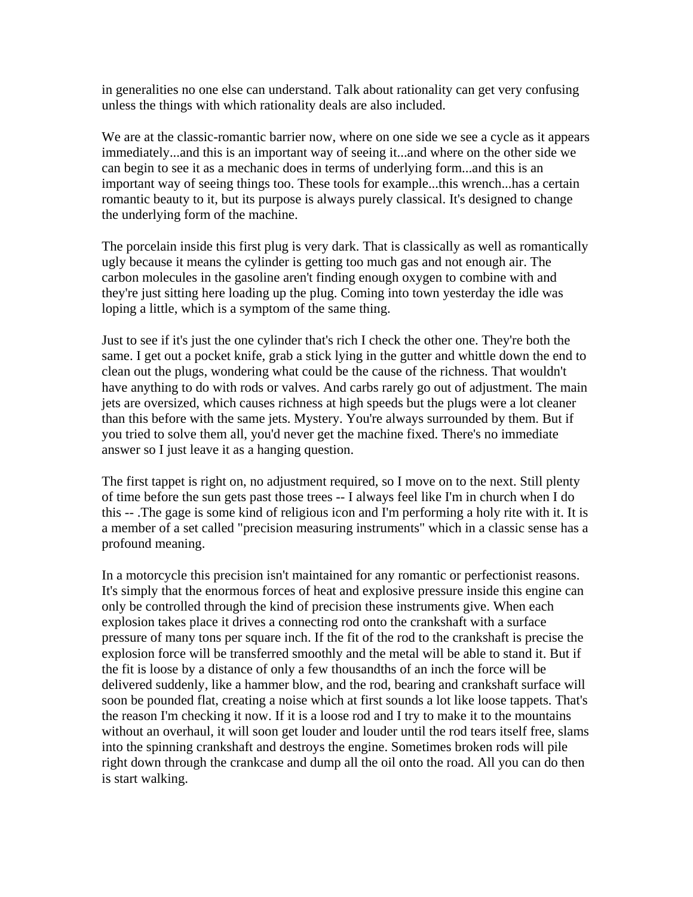in generalities no one else can understand. Talk about rationality can get very confusing unless the things with which rationality deals are also included.

We are at the classic-romantic barrier now, where on one side we see a cycle as it appears immediately...and this is an important way of seeing it...and where on the other side we can begin to see it as a mechanic does in terms of underlying form...and this is an important way of seeing things too. These tools for example...this wrench...has a certain romantic beauty to it, but its purpose is always purely classical. It's designed to change the underlying form of the machine.

The porcelain inside this first plug is very dark. That is classically as well as romantically ugly because it means the cylinder is getting too much gas and not enough air. The carbon molecules in the gasoline aren't finding enough oxygen to combine with and they're just sitting here loading up the plug. Coming into town yesterday the idle was loping a little, which is a symptom of the same thing.

Just to see if it's just the one cylinder that's rich I check the other one. They're both the same. I get out a pocket knife, grab a stick lying in the gutter and whittle down the end to clean out the plugs, wondering what could be the cause of the richness. That wouldn't have anything to do with rods or valves. And carbs rarely go out of adjustment. The main jets are oversized, which causes richness at high speeds but the plugs were a lot cleaner than this before with the same jets. Mystery. You're always surrounded by them. But if you tried to solve them all, you'd never get the machine fixed. There's no immediate answer so I just leave it as a hanging question.

The first tappet is right on, no adjustment required, so I move on to the next. Still plenty of time before the sun gets past those trees -- I always feel like I'm in church when I do this -- .The gage is some kind of religious icon and I'm performing a holy rite with it. It is a member of a set called "precision measuring instruments" which in a classic sense has a profound meaning.

In a motorcycle this precision isn't maintained for any romantic or perfectionist reasons. It's simply that the enormous forces of heat and explosive pressure inside this engine can only be controlled through the kind of precision these instruments give. When each explosion takes place it drives a connecting rod onto the crankshaft with a surface pressure of many tons per square inch. If the fit of the rod to the crankshaft is precise the explosion force will be transferred smoothly and the metal will be able to stand it. But if the fit is loose by a distance of only a few thousandths of an inch the force will be delivered suddenly, like a hammer blow, and the rod, bearing and crankshaft surface will soon be pounded flat, creating a noise which at first sounds a lot like loose tappets. That's the reason I'm checking it now. If it is a loose rod and I try to make it to the mountains without an overhaul, it will soon get louder and louder until the rod tears itself free, slams into the spinning crankshaft and destroys the engine. Sometimes broken rods will pile right down through the crankcase and dump all the oil onto the road. All you can do then is start walking.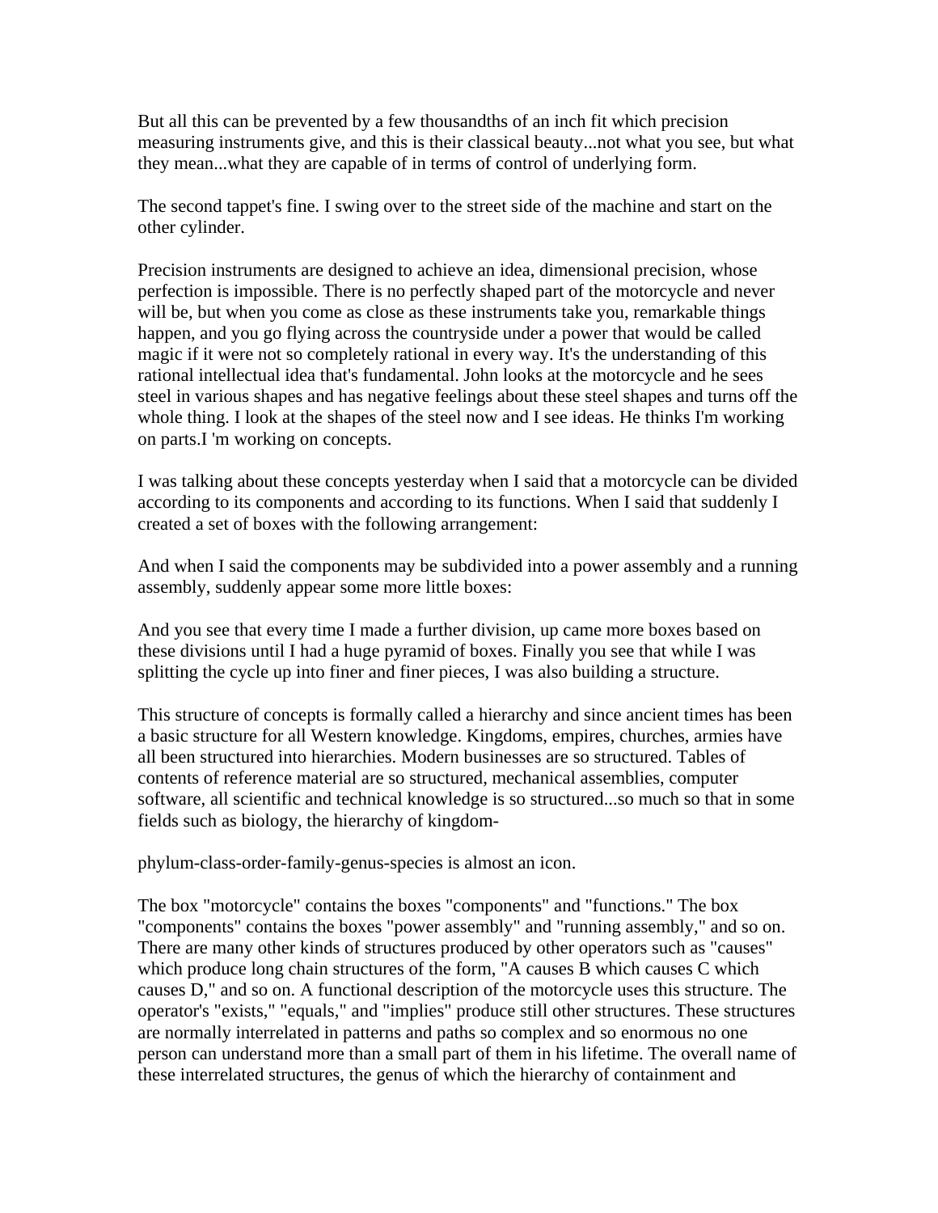But all this can be prevented by a few thousandths of an inch fit which precision measuring instruments give, and this is their classical beauty...not what you see, but what they mean...what they are capable of in terms of control of underlying form.

The second tappet's fine. I swing over to the street side of the machine and start on the other cylinder.

Precision instruments are designed to achieve an idea, dimensional precision, whose perfection is impossible. There is no perfectly shaped part of the motorcycle and never will be, but when you come as close as these instruments take you, remarkable things happen, and you go flying across the countryside under a power that would be called magic if it were not so completely rational in every way. It's the understanding of this rational intellectual idea that's fundamental. John looks at the motorcycle and he sees steel in various shapes and has negative feelings about these steel shapes and turns off the whole thing. I look at the shapes of the steel now and I see ideas. He thinks I'm working on parts.I 'm working on concepts.

I was talking about these concepts yesterday when I said that a motorcycle can be divided according to its components and according to its functions. When I said that suddenly I created a set of boxes with the following arrangement:

And when I said the components may be subdivided into a power assembly and a running assembly, suddenly appear some more little boxes:

And you see that every time I made a further division, up came more boxes based on these divisions until I had a huge pyramid of boxes. Finally you see that while I was splitting the cycle up into finer and finer pieces, I was also building a structure.

This structure of concepts is formally called a hierarchy and since ancient times has been a basic structure for all Western knowledge. Kingdoms, empires, churches, armies have all been structured into hierarchies. Modern businesses are so structured. Tables of contents of reference material are so structured, mechanical assemblies, computer software, all scientific and technical knowledge is so structured...so much so that in some fields such as biology, the hierarchy of kingdom-

phylum-class-order-family-genus-species is almost an icon.

The box "motorcycle" contains the boxes "components" and "functions." The box "components" contains the boxes "power assembly" and "running assembly," and so on. There are many other kinds of structures produced by other operators such as "causes" which produce long chain structures of the form, "A causes B which causes C which causes D," and so on. A functional description of the motorcycle uses this structure. The operator's "exists," "equals," and "implies" produce still other structures. These structures are normally interrelated in patterns and paths so complex and so enormous no one person can understand more than a small part of them in his lifetime. The overall name of these interrelated structures, the genus of which the hierarchy of containment and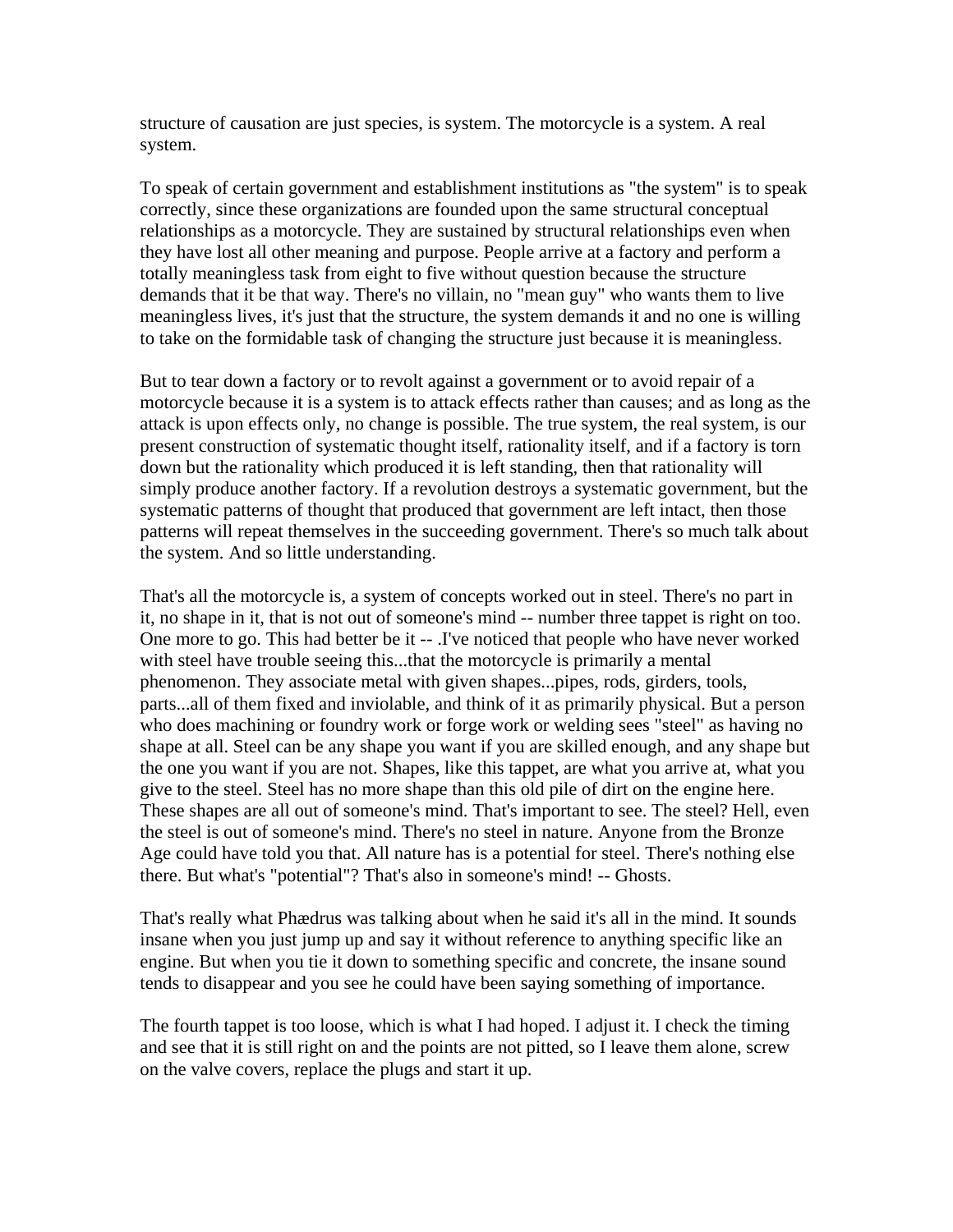structure of causation are just species, is system. The motorcycle is a system. A real system.

To speak of certain government and establishment institutions as "the system" is to speak correctly, since these organizations are founded upon the same structural conceptual relationships as a motorcycle. They are sustained by structural relationships even when they have lost all other meaning and purpose. People arrive at a factory and perform a totally meaningless task from eight to five without question because the structure demands that it be that way. There's no villain, no "mean guy" who wants them to live meaningless lives, it's just that the structure, the system demands it and no one is willing to take on the formidable task of changing the structure just because it is meaningless.

But to tear down a factory or to revolt against a government or to avoid repair of a motorcycle because it is a system is to attack effects rather than causes; and as long as the attack is upon effects only, no change is possible. The true system, the real system, is our present construction of systematic thought itself, rationality itself, and if a factory is torn down but the rationality which produced it is left standing, then that rationality will simply produce another factory. If a revolution destroys a systematic government, but the systematic patterns of thought that produced that government are left intact, then those patterns will repeat themselves in the succeeding government. There's so much talk about the system. And so little understanding.

That's all the motorcycle is, a system of concepts worked out in steel. There's no part in it, no shape in it, that is not out of someone's mind -- number three tappet is right on too. One more to go. This had better be it -- .I've noticed that people who have never worked with steel have trouble seeing this...that the motorcycle is primarily a mental phenomenon. They associate metal with given shapes...pipes, rods, girders, tools, parts...all of them fixed and inviolable, and think of it as primarily physical. But a person who does machining or foundry work or forge work or welding sees "steel" as having no shape at all. Steel can be any shape you want if you are skilled enough, and any shape but the one you want if you are not. Shapes, like this tappet, are what you arrive at, what you give to the steel. Steel has no more shape than this old pile of dirt on the engine here. These shapes are all out of someone's mind. That's important to see. The steel? Hell, even the steel is out of someone's mind. There's no steel in nature. Anyone from the Bronze Age could have told you that. All nature has is a potential for steel. There's nothing else there. But what's "potential"? That's also in someone's mind! -- Ghosts.

That's really what Phædrus was talking about when he said it's all in the mind. It sounds insane when you just jump up and say it without reference to anything specific like an engine. But when you tie it down to something specific and concrete, the insane sound tends to disappear and you see he could have been saying something of importance.

The fourth tappet is too loose, which is what I had hoped. I adjust it. I check the timing and see that it is still right on and the points are not pitted, so I leave them alone, screw on the valve covers, replace the plugs and start it up.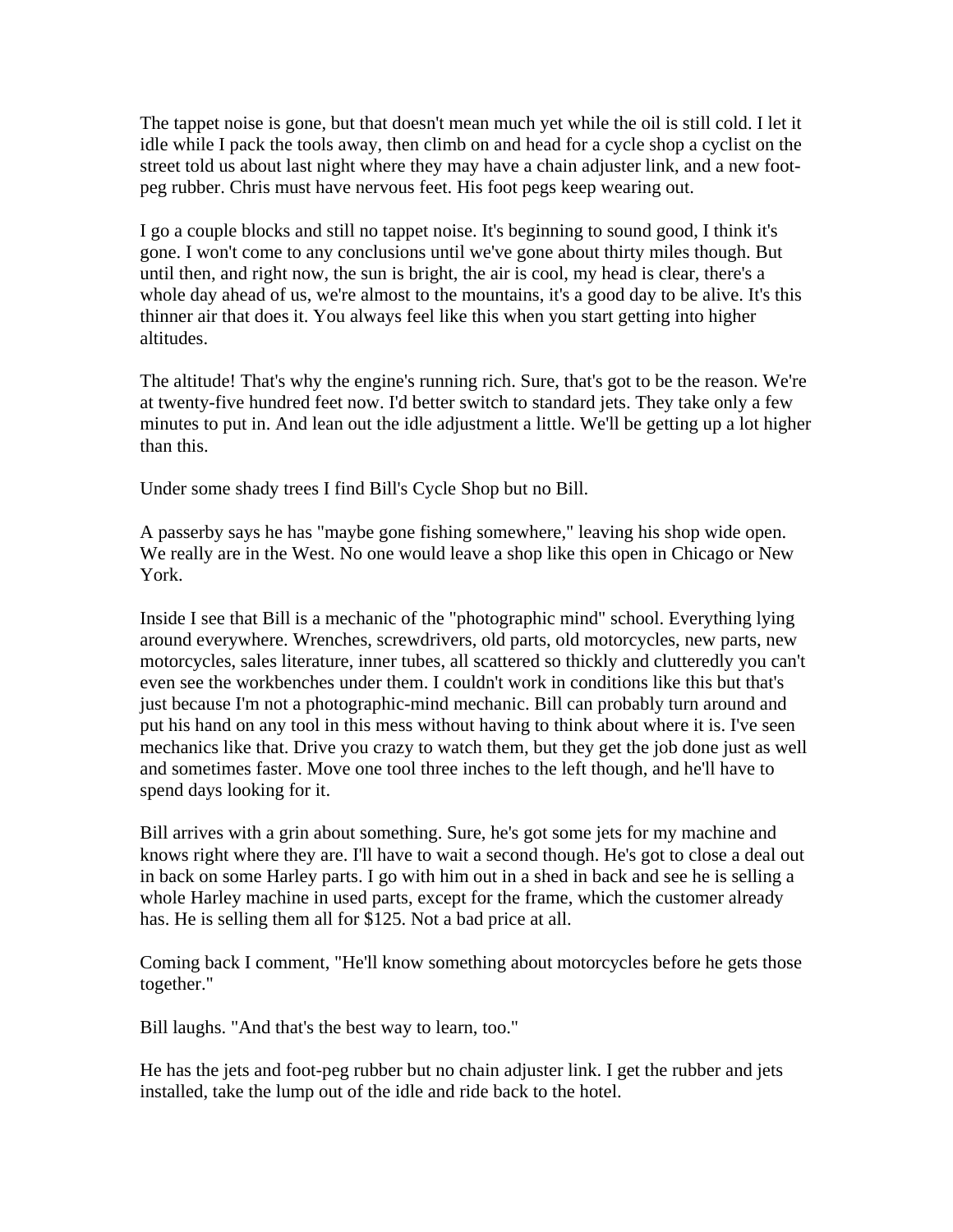The tappet noise is gone, but that doesn't mean much yet while the oil is still cold. I let it idle while I pack the tools away, then climb on and head for a cycle shop a cyclist on the street told us about last night where they may have a chain adjuster link, and a new foot-peg rubber. Chris must have nervous feet. His foot pegs keep wearing out.

I go a couple blocks and still no tappet noise. It's beginning to sound good, I think it's gone. I won't come to any conclusions until we've gone about thirty miles though. But until then, and right now, the sun is bright, the air is cool, my head is clear, there's a whole day ahead of us, we're almost to the mountains, it's a good day to be alive. It's this thinner air that does it. You always feel like this when you start getting into higher altitudes.

The altitude! That's why the engine's running rich. Sure, that's got to be the reason. We're at twenty-five hundred feet now. I'd better switch to standard jets. They take only a few minutes to put in. And lean out the idle adjustment a little. We'll be getting up a lot higher than this.

Under some shady trees I find Bill's Cycle Shop but no Bill.

A passerby says he has "maybe gone fishing somewhere," leaving his shop wide open. We really are in the West. No one would leave a shop like this open in Chicago or New York.

Inside I see that Bill is a mechanic of the "photographic mind" school. Everything lying around everywhere. Wrenches, screwdrivers, old parts, old motorcycles, new parts, new motorcycles, sales literature, inner tubes, all scattered so thickly and clutteredly you can't even see the workbenches under them. I couldn't work in conditions like this but that's just because I'm not a photographic-mind mechanic. Bill can probably turn around and put his hand on any tool in this mess without having to think about where it is. I've seen mechanics like that. Drive you crazy to watch them, but they get the job done just as well and sometimes faster. Move one tool three inches to the left though, and he'll have to spend days looking for it.

Bill arrives with a grin about something. Sure, he's got some jets for my machine and knows right where they are. I'll have to wait a second though. He's got to close a deal out in back on some Harley parts. I go with him out in a shed in back and see he is selling a whole Harley machine in used parts, except for the frame, which the customer already has. He is selling them all for $125. Not a bad price at all.

Coming back I comment, "He'll know something about motorcycles before he gets those together."

Bill laughs. "And that's the best way to learn, too."

He has the jets and foot-peg rubber but no chain adjuster link. I get the rubber and jets installed, take the lump out of the idle and ride back to the hotel.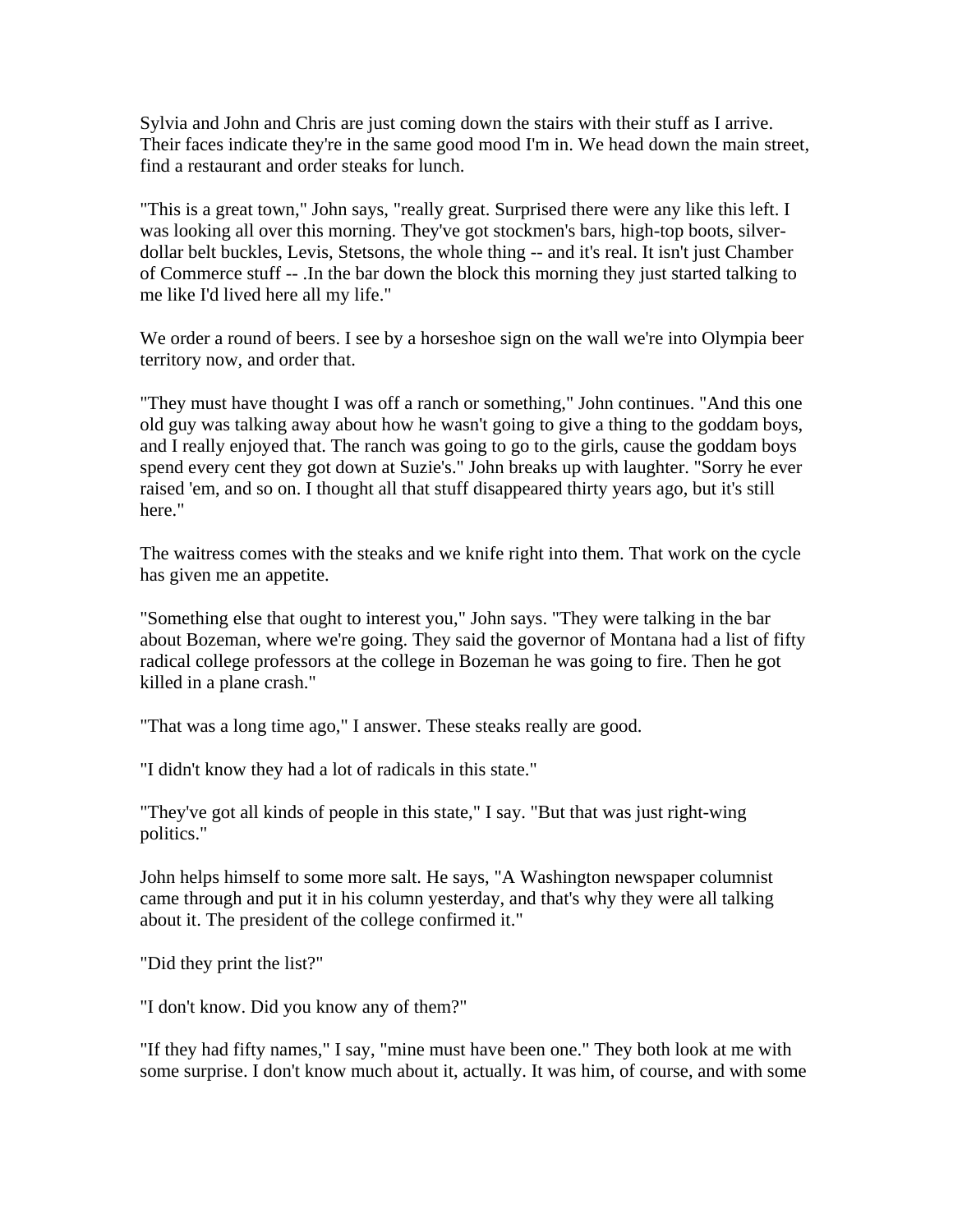Sylvia and John and Chris are just coming down the stairs with their stuff as I arrive. Their faces indicate they're in the same good mood I'm in. We head down the main street, find a restaurant and order steaks for lunch.

"This is a great town," John says, "really great. Surprised there were any like this left. I was looking all over this morning. They've got stockmen's bars, high-top boots, silver-dollar belt buckles, Levis, Stetsons, the whole thing -- and it's real. It isn't just Chamber of Commerce stuff -- .In the bar down the block this morning they just started talking to me like I'd lived here all my life."

We order a round of beers. I see by a horseshoe sign on the wall we're into Olympia beer territory now, and order that.

"They must have thought I was off a ranch or something," John continues. "And this one old guy was talking away about how he wasn't going to give a thing to the goddam boys, and I really enjoyed that. The ranch was going to go to the girls, cause the goddam boys spend every cent they got down at Suzie's." John breaks up with laughter. "Sorry he ever raised 'em, and so on. I thought all that stuff disappeared thirty years ago, but it's still here."

The waitress comes with the steaks and we knife right into them. That work on the cycle has given me an appetite.

"Something else that ought to interest you," John says. "They were talking in the bar about Bozeman, where we're going. They said the governor of Montana had a list of fifty radical college professors at the college in Bozeman he was going to fire. Then he got killed in a plane crash."

"That was a long time ago," I answer. These steaks really are good.

"I didn't know they had a lot of radicals in this state."

"They've got all kinds of people in this state," I say. "But that was just right-wing politics."

John helps himself to some more salt. He says, "A Washington newspaper columnist came through and put it in his column yesterday, and that's why they were all talking about it. The president of the college confirmed it."

"Did they print the list?"

"I don't know. Did you know any of them?"

"If they had fifty names," I say, "mine must have been one." They both look at me with some surprise. I don't know much about it, actually. It was him, of course, and with some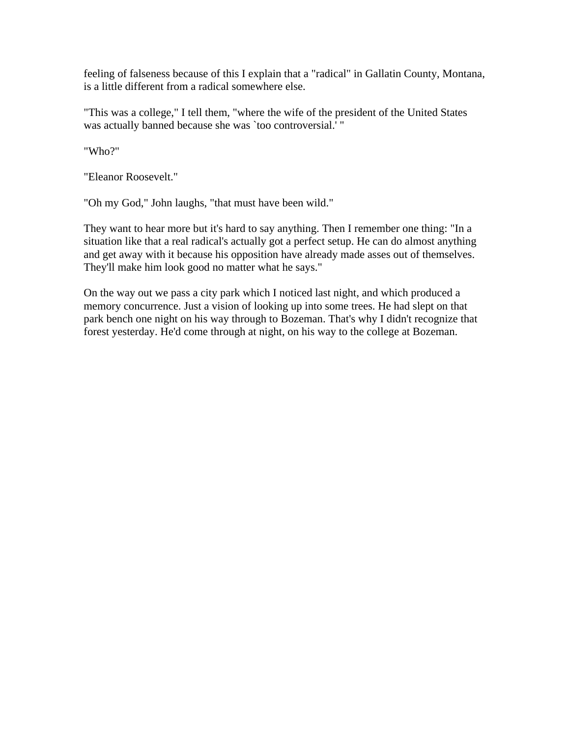feeling of falseness because of this I explain that a "radical" in Gallatin County, Montana, is a little different from a radical somewhere else.

"This was a college," I tell them, "where the wife of the president of the United States was actually banned because she was `too controversial.' "

"Who?"

"Eleanor Roosevelt."

"Oh my God," John laughs, "that must have been wild."

They want to hear more but it's hard to say anything. Then I remember one thing: "In a situation like that a real radical's actually got a perfect setup. He can do almost anything and get away with it because his opposition have already made asses out of themselves. They'll make him look good no matter what he says."

On the way out we pass a city park which I noticed last night, and which produced a memory concurrence. Just a vision of looking up into some trees. He had slept on that park bench one night on his way through to Bozeman. That's why I didn't recognize that forest yesterday. He'd come through at night, on his way to the college at Bozeman.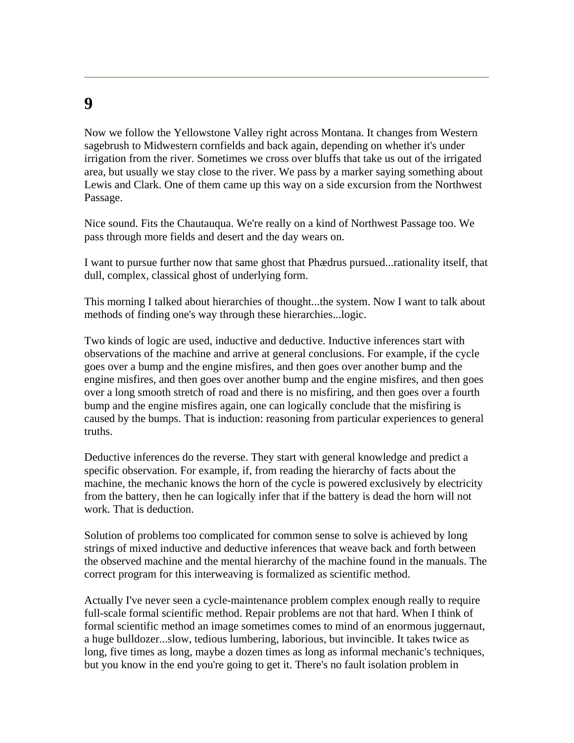# 9

Now we follow the Yellowstone Valley right across Montana. It changes from Western sagebrush to Midwestern cornfields and back again, depending on whether it's under irrigation from the river. Sometimes we cross over bluffs that take us out of the irrigated area, but usually we stay close to the river. We pass by a marker saying something about Lewis and Clark. One of them came up this way on a side excursion from the Northwest Passage.

Nice sound. Fits the Chautauqua. We're really on a kind of Northwest Passage too. We pass through more fields and desert and the day wears on.

I want to pursue further now that same ghost that Phædrus pursued...rationality itself, that dull, complex, classical ghost of underlying form.

This morning I talked about hierarchies of thought...the system. Now I want to talk about methods of finding one's way through these hierarchies...logic.

Two kinds of logic are used, inductive and deductive. Inductive inferences start with observations of the machine and arrive at general conclusions. For example, if the cycle goes over a bump and the engine misfires, and then goes over another bump and the engine misfires, and then goes over another bump and the engine misfires, and then goes over a long smooth stretch of road and there is no misfiring, and then goes over a fourth bump and the engine misfires again, one can logically conclude that the misfiring is caused by the bumps. That is induction: reasoning from particular experiences to general truths.

Deductive inferences do the reverse. They start with general knowledge and predict a specific observation. For example, if, from reading the hierarchy of facts about the machine, the mechanic knows the horn of the cycle is powered exclusively by electricity from the battery, then he can logically infer that if the battery is dead the horn will not work. That is deduction.

Solution of problems too complicated for common sense to solve is achieved by long strings of mixed inductive and deductive inferences that weave back and forth between the observed machine and the mental hierarchy of the machine found in the manuals. The correct program for this interweaving is formalized as scientific method.

Actually I've never seen a cycle-maintenance problem complex enough really to require full-scale formal scientific method. Repair problems are not that hard. When I think of formal scientific method an image sometimes comes to mind of an enormous juggernaut, a huge bulldozer...slow, tedious lumbering, laborious, but invincible. It takes twice as long, five times as long, maybe a dozen times as long as informal mechanic's techniques, but you know in the end you're going to get it. There's no fault isolation problem in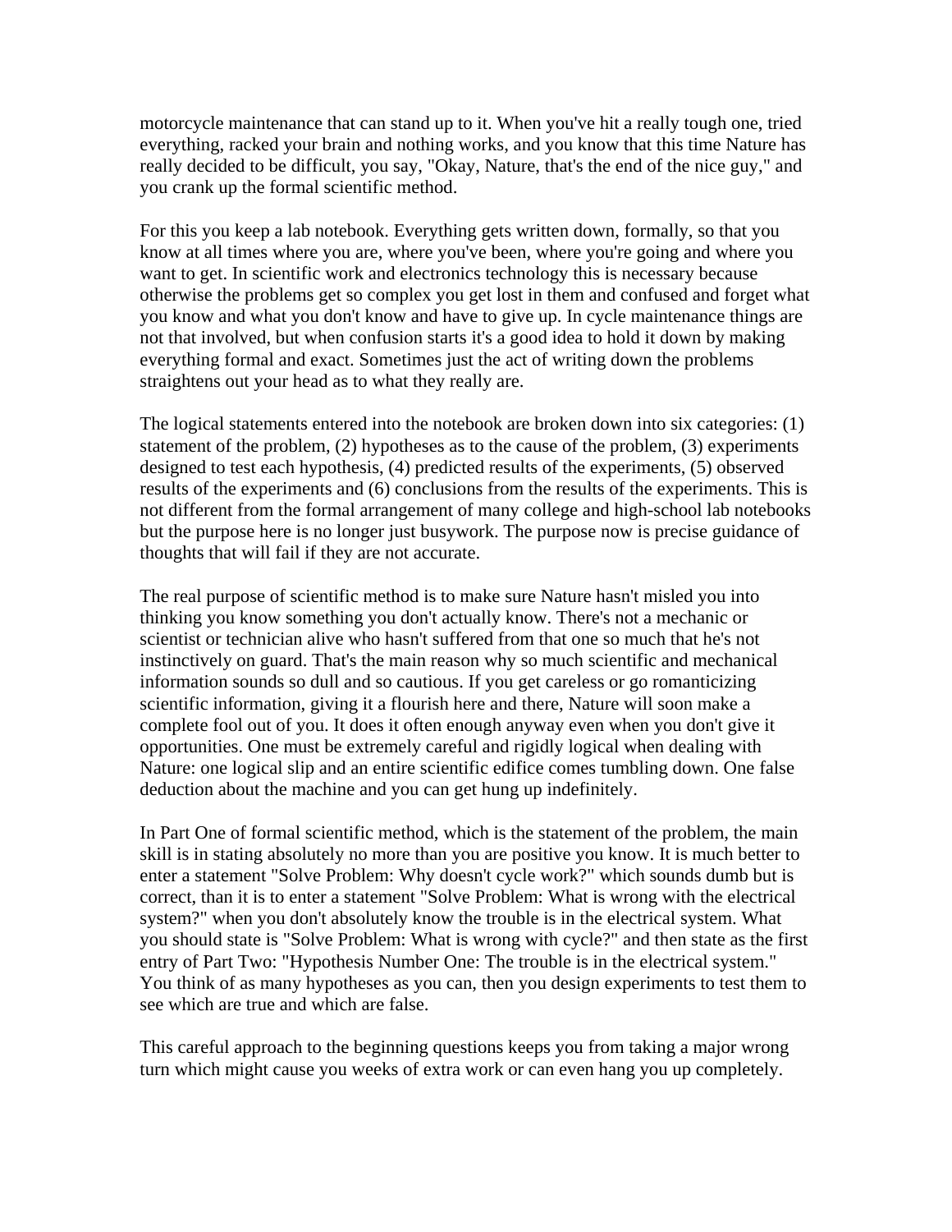motorcycle maintenance that can stand up to it. When you've hit a really tough one, tried everything, racked your brain and nothing works, and you know that this time Nature has really decided to be difficult, you say, "Okay, Nature, that's the end of the nice guy," and you crank up the formal scientific method.

For this you keep a lab notebook. Everything gets written down, formally, so that you know at all times where you are, where you've been, where you're going and where you want to get. In scientific work and electronics technology this is necessary because otherwise the problems get so complex you get lost in them and confused and forget what you know and what you don't know and have to give up. In cycle maintenance things are not that involved, but when confusion starts it's a good idea to hold it down by making everything formal and exact. Sometimes just the act of writing down the problems straightens out your head as to what they really are.

The logical statements entered into the notebook are broken down into six categories: (1) statement of the problem, (2) hypotheses as to the cause of the problem, (3) experiments designed to test each hypothesis, (4) predicted results of the experiments, (5) observed results of the experiments and (6) conclusions from the results of the experiments. This is not different from the formal arrangement of many college and high-school lab notebooks but the purpose here is no longer just busywork. The purpose now is precise guidance of thoughts that will fail if they are not accurate.

The real purpose of scientific method is to make sure Nature hasn't misled you into thinking you know something you don't actually know. There's not a mechanic or scientist or technician alive who hasn't suffered from that one so much that he's not instinctively on guard. That's the main reason why so much scientific and mechanical information sounds so dull and so cautious. If you get careless or go romanticizing scientific information, giving it a flourish here and there, Nature will soon make a complete fool out of you. It does it often enough anyway even when you don't give it opportunities. One must be extremely careful and rigidly logical when dealing with Nature: one logical slip and an entire scientific edifice comes tumbling down. One false deduction about the machine and you can get hung up indefinitely.

In Part One of formal scientific method, which is the statement of the problem, the main skill is in stating absolutely no more than you are positive you know. It is much better to enter a statement "Solve Problem: Why doesn't cycle work?" which sounds dumb but is correct, than it is to enter a statement "Solve Problem: What is wrong with the electrical system?" when you don't absolutely know the trouble is in the electrical system. What you should state is "Solve Problem: What is wrong with cycle?" and then state as the first entry of Part Two: "Hypothesis Number One: The trouble is in the electrical system." You think of as many hypotheses as you can, then you design experiments to test them to see which are true and which are false.

This careful approach to the beginning questions keeps you from taking a major wrong turn which might cause you weeks of extra work or can even hang you up completely.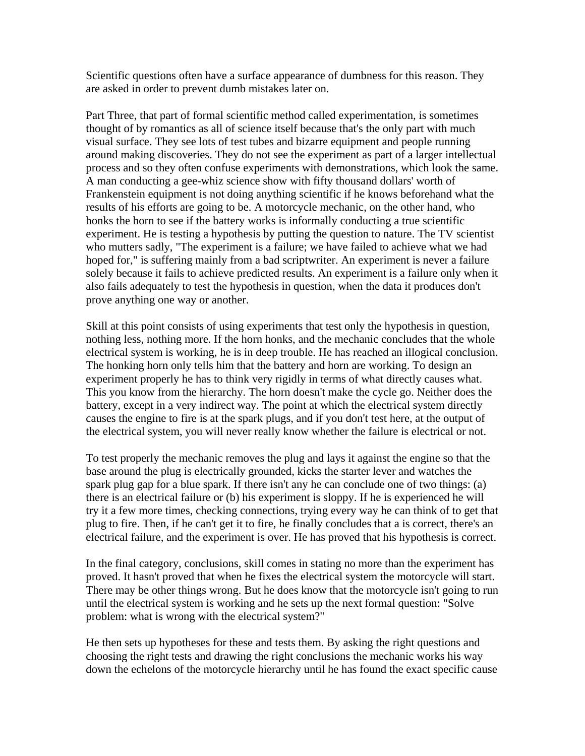Scientific questions often have a surface appearance of dumbness for this reason. They are asked in order to prevent dumb mistakes later on.

Part Three, that part of formal scientific method called experimentation, is sometimes thought of by romantics as all of science itself because that's the only part with much visual surface. They see lots of test tubes and bizarre equipment and people running around making discoveries. They do not see the experiment as part of a larger intellectual process and so they often confuse experiments with demonstrations, which look the same. A man conducting a gee-whiz science show with fifty thousand dollars' worth of Frankenstein equipment is not doing anything scientific if he knows beforehand what the results of his efforts are going to be. A motorcycle mechanic, on the other hand, who honks the horn to see if the battery works is informally conducting a true scientific experiment. He is testing a hypothesis by putting the question to nature. The TV scientist who mutters sadly, "The experiment is a failure; we have failed to achieve what we had hoped for," is suffering mainly from a bad scriptwriter. An experiment is never a failure solely because it fails to achieve predicted results. An experiment is a failure only when it also fails adequately to test the hypothesis in question, when the data it produces don't prove anything one way or another.

Skill at this point consists of using experiments that test only the hypothesis in question, nothing less, nothing more. If the horn honks, and the mechanic concludes that the whole electrical system is working, he is in deep trouble. He has reached an illogical conclusion. The honking horn only tells him that the battery and horn are working. To design an experiment properly he has to think very rigidly in terms of what directly causes what. This you know from the hierarchy. The horn doesn't make the cycle go. Neither does the battery, except in a very indirect way. The point at which the electrical system directly causes the engine to fire is at the spark plugs, and if you don't test here, at the output of the electrical system, you will never really know whether the failure is electrical or not.

To test properly the mechanic removes the plug and lays it against the engine so that the base around the plug is electrically grounded, kicks the starter lever and watches the spark plug gap for a blue spark. If there isn't any he can conclude one of two things: (a) there is an electrical failure or (b) his experiment is sloppy. If he is experienced he will try it a few more times, checking connections, trying every way he can think of to get that plug to fire. Then, if he can't get it to fire, he finally concludes that a is correct, there's an electrical failure, and the experiment is over. He has proved that his hypothesis is correct.

In the final category, conclusions, skill comes in stating no more than the experiment has proved. It hasn't proved that when he fixes the electrical system the motorcycle will start. There may be other things wrong. But he does know that the motorcycle isn't going to run until the electrical system is working and he sets up the next formal question: "Solve problem: what is wrong with the electrical system?"

He then sets up hypotheses for these and tests them. By asking the right questions and choosing the right tests and drawing the right conclusions the mechanic works his way down the echelons of the motorcycle hierarchy until he has found the exact specific cause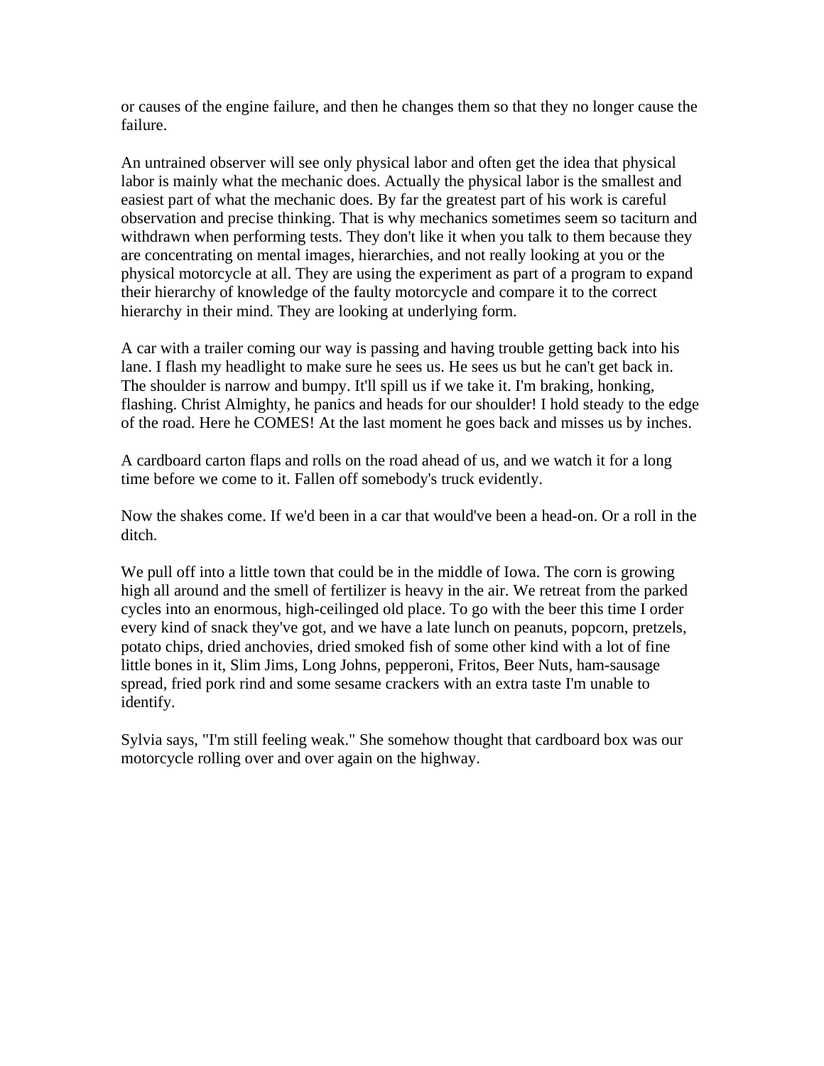or causes of the engine failure, and then he changes them so that they no longer cause the failure.

An untrained observer will see only physical labor and often get the idea that physical labor is mainly what the mechanic does. Actually the physical labor is the smallest and easiest part of what the mechanic does. By far the greatest part of his work is careful observation and precise thinking. That is why mechanics sometimes seem so taciturn and withdrawn when performing tests. They don't like it when you talk to them because they are concentrating on mental images, hierarchies, and not really looking at you or the physical motorcycle at all. They are using the experiment as part of a program to expand their hierarchy of knowledge of the faulty motorcycle and compare it to the correct hierarchy in their mind. They are looking at underlying form.

A car with a trailer coming our way is passing and having trouble getting back into his lane. I flash my headlight to make sure he sees us. He sees us but he can't get back in. The shoulder is narrow and bumpy. It'll spill us if we take it. I'm braking, honking, flashing. Christ Almighty, he panics and heads for our shoulder! I hold steady to the edge of the road. Here he COMES! At the last moment he goes back and misses us by inches.

A cardboard carton flaps and rolls on the road ahead of us, and we watch it for a long time before we come to it. Fallen off somebody's truck evidently.

Now the shakes come. If we'd been in a car that would've been a head-on. Or a roll in the ditch.

We pull off into a little town that could be in the middle of Iowa. The corn is growing high all around and the smell of fertilizer is heavy in the air. We retreat from the parked cycles into an enormous, high-ceilinged old place. To go with the beer this time I order every kind of snack they've got, and we have a late lunch on peanuts, popcorn, pretzels, potato chips, dried anchovies, dried smoked fish of some other kind with a lot of fine little bones in it, Slim Jims, Long Johns, pepperoni, Fritos, Beer Nuts, ham-sausage spread, fried pork rind and some sesame crackers with an extra taste I'm unable to identify.

Sylvia says, "I'm still feeling weak." She somehow thought that cardboard box was our motorcycle rolling over and over again on the highway.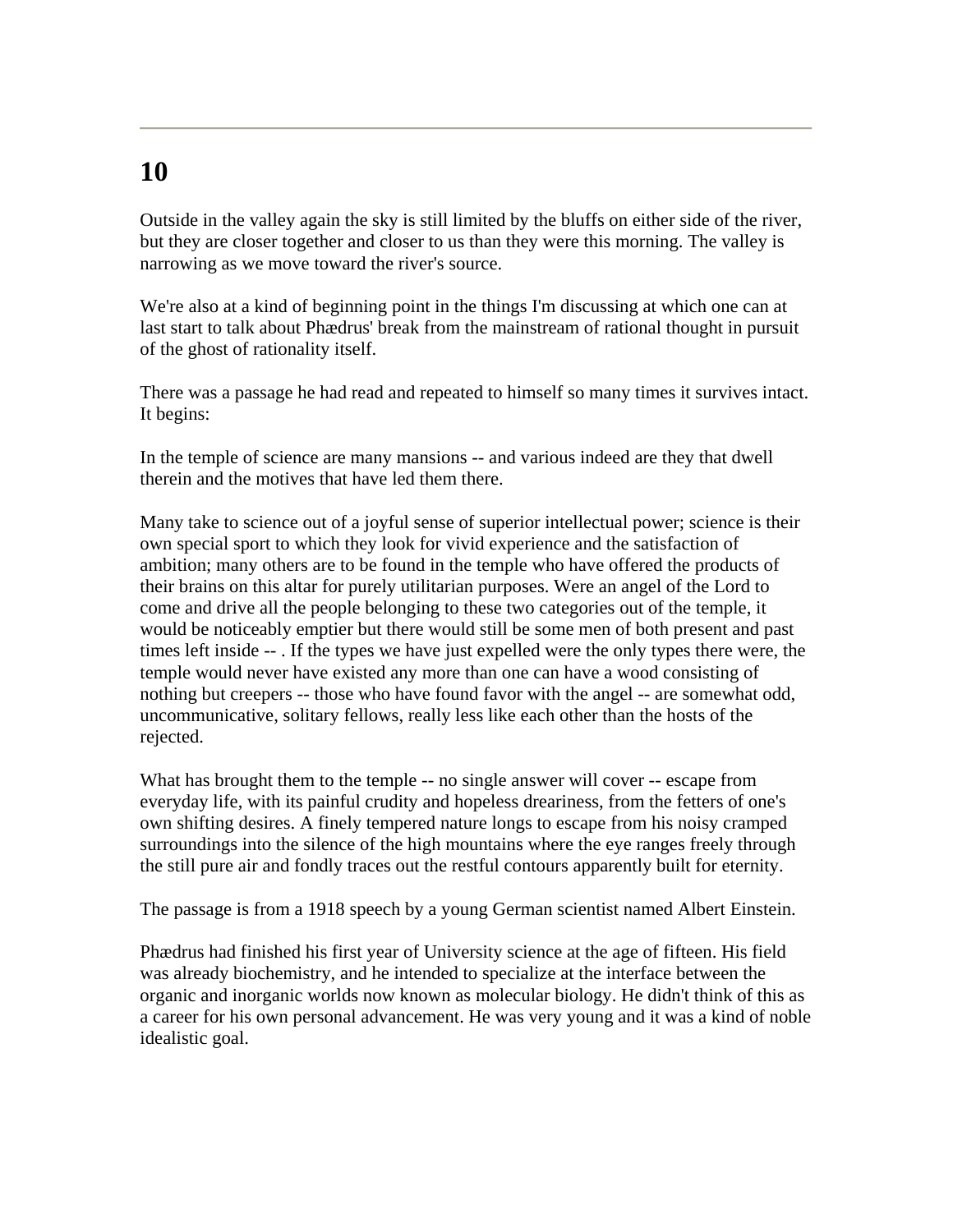# 10

Outside in the valley again the sky is still limited by the bluffs on either side of the river, but they are closer together and closer to us than they were this morning. The valley is narrowing as we move toward the river's source.

We're also at a kind of beginning point in the things I'm discussing at which one can at last start to talk about Phædrus' break from the mainstream of rational thought in pursuit of the ghost of rationality itself.

There was a passage he had read and repeated to himself so many times it survives intact. It begins:

In the temple of science are many mansions -- and various indeed are they that dwell therein and the motives that have led them there.

Many take to science out of a joyful sense of superior intellectual power; science is their own special sport to which they look for vivid experience and the satisfaction of ambition; many others are to be found in the temple who have offered the products of their brains on this altar for purely utilitarian purposes. Were an angel of the Lord to come and drive all the people belonging to these two categories out of the temple, it would be noticeably emptier but there would still be some men of both present and past times left inside -- . If the types we have just expelled were the only types there were, the temple would never have existed any more than one can have a wood consisting of nothing but creepers -- those who have found favor with the angel -- are somewhat odd, uncommunicative, solitary fellows, really less like each other than the hosts of the rejected.

What has brought them to the temple -- no single answer will cover -- escape from everyday life, with its painful crudity and hopeless dreariness, from the fetters of one's own shifting desires. A finely tempered nature longs to escape from his noisy cramped surroundings into the silence of the high mountains where the eye ranges freely through the still pure air and fondly traces out the restful contours apparently built for eternity.

The passage is from a 1918 speech by a young German scientist named Albert Einstein.

Phædrus had finished his first year of University science at the age of fifteen. His field was already biochemistry, and he intended to specialize at the interface between the organic and inorganic worlds now known as molecular biology. He didn't think of this as a career for his own personal advancement. He was very young and it was a kind of noble idealistic goal.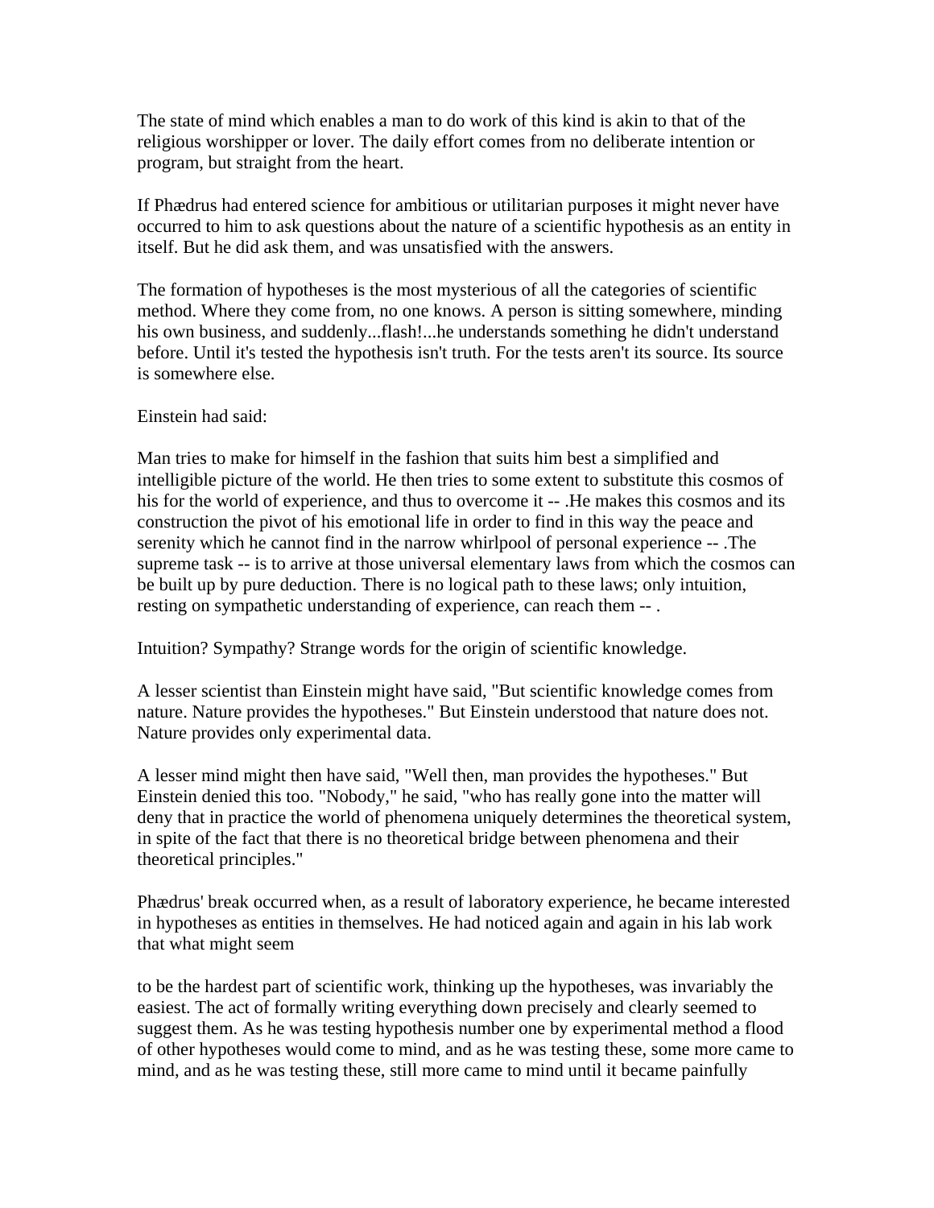The state of mind which enables a man to do work of this kind is akin to that of the religious worshipper or lover. The daily effort comes from no deliberate intention or program, but straight from the heart.

If Phædrus had entered science for ambitious or utilitarian purposes it might never have occurred to him to ask questions about the nature of a scientific hypothesis as an entity in itself. But he did ask them, and was unsatisfied with the answers.

The formation of hypotheses is the most mysterious of all the categories of scientific method. Where they come from, no one knows. A person is sitting somewhere, minding his own business, and suddenly...flash!...he understands something he didn't understand before. Until it's tested the hypothesis isn't truth. For the tests aren't its source. Its source is somewhere else.

Einstein had said:

Man tries to make for himself in the fashion that suits him best a simplified and intelligible picture of the world. He then tries to some extent to substitute this cosmos of his for the world of experience, and thus to overcome it -- .He makes this cosmos and its construction the pivot of his emotional life in order to find in this way the peace and serenity which he cannot find in the narrow whirlpool of personal experience -- .The supreme task -- is to arrive at those universal elementary laws from which the cosmos can be built up by pure deduction. There is no logical path to these laws; only intuition, resting on sympathetic understanding of experience, can reach them -- .

Intuition? Sympathy? Strange words for the origin of scientific knowledge.

A lesser scientist than Einstein might have said, "But scientific knowledge comes from nature. Nature provides the hypotheses." But Einstein understood that nature does not. Nature provides only experimental data.

A lesser mind might then have said, "Well then, man provides the hypotheses." But Einstein denied this too. "Nobody," he said, "who has really gone into the matter will deny that in practice the world of phenomena uniquely determines the theoretical system, in spite of the fact that there is no theoretical bridge between phenomena and their theoretical principles."

Phædrus' break occurred when, as a result of laboratory experience, he became interested in hypotheses as entities in themselves. He had noticed again and again in his lab work that what might seem to be the hardest part of scientific work, thinking up the hypotheses, was invariably the easiest. The act of formally writing everything down precisely and clearly seemed to suggest them. As he was testing hypothesis number one by experimental method a flood of other hypotheses would come to mind, and as he was testing these, some more came to mind, and as he was testing these, still more came to mind until it became painfully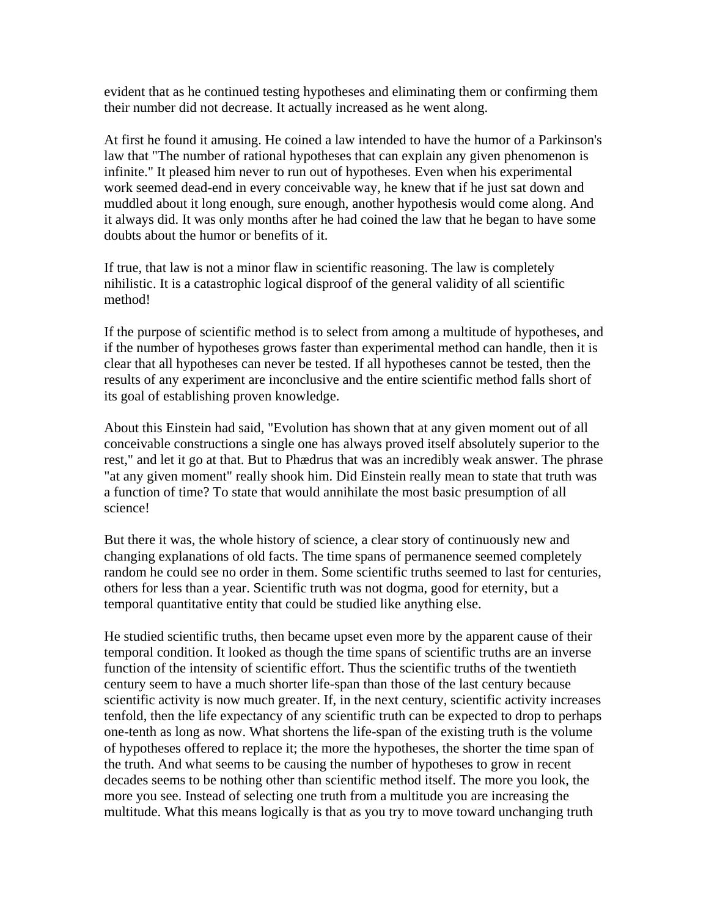evident that as he continued testing hypotheses and eliminating them or confirming them their number did not decrease. It actually increased as he went along.

At first he found it amusing. He coined a law intended to have the humor of a Parkinson's law that "The number of rational hypotheses that can explain any given phenomenon is infinite." It pleased him never to run out of hypotheses. Even when his experimental work seemed dead-end in every conceivable way, he knew that if he just sat down and muddled about it long enough, sure enough, another hypothesis would come along. And it always did. It was only months after he had coined the law that he began to have some doubts about the humor or benefits of it.

If true, that law is not a minor flaw in scientific reasoning. The law is completely nihilistic. It is a catastrophic logical disproof of the general validity of all scientific method!

If the purpose of scientific method is to select from among a multitude of hypotheses, and if the number of hypotheses grows faster than experimental method can handle, then it is clear that all hypotheses can never be tested. If all hypotheses cannot be tested, then the results of any experiment are inconclusive and the entire scientific method falls short of its goal of establishing proven knowledge.

About this Einstein had said, "Evolution has shown that at any given moment out of all conceivable constructions a single one has always proved itself absolutely superior to the rest," and let it go at that. But to Phædrus that was an incredibly weak answer. The phrase "at any given moment" really shook him. Did Einstein really mean to state that truth was a function of time? To state that would annihilate the most basic presumption of all science!

But there it was, the whole history of science, a clear story of continuously new and changing explanations of old facts. The time spans of permanence seemed completely random he could see no order in them. Some scientific truths seemed to last for centuries, others for less than a year. Scientific truth was not dogma, good for eternity, but a temporal quantitative entity that could be studied like anything else.

He studied scientific truths, then became upset even more by the apparent cause of their temporal condition. It looked as though the time spans of scientific truths are an inverse function of the intensity of scientific effort. Thus the scientific truths of the twentieth century seem to have a much shorter life-span than those of the last century because scientific activity is now much greater. If, in the next century, scientific activity increases tenfold, then the life expectancy of any scientific truth can be expected to drop to perhaps one-tenth as long as now. What shortens the life-span of the existing truth is the volume of hypotheses offered to replace it; the more the hypotheses, the shorter the time span of the truth. And what seems to be causing the number of hypotheses to grow in recent decades seems to be nothing other than scientific method itself. The more you look, the more you see. Instead of selecting one truth from a multitude you are increasing the multitude. What this means logically is that as you try to move toward unchanging truth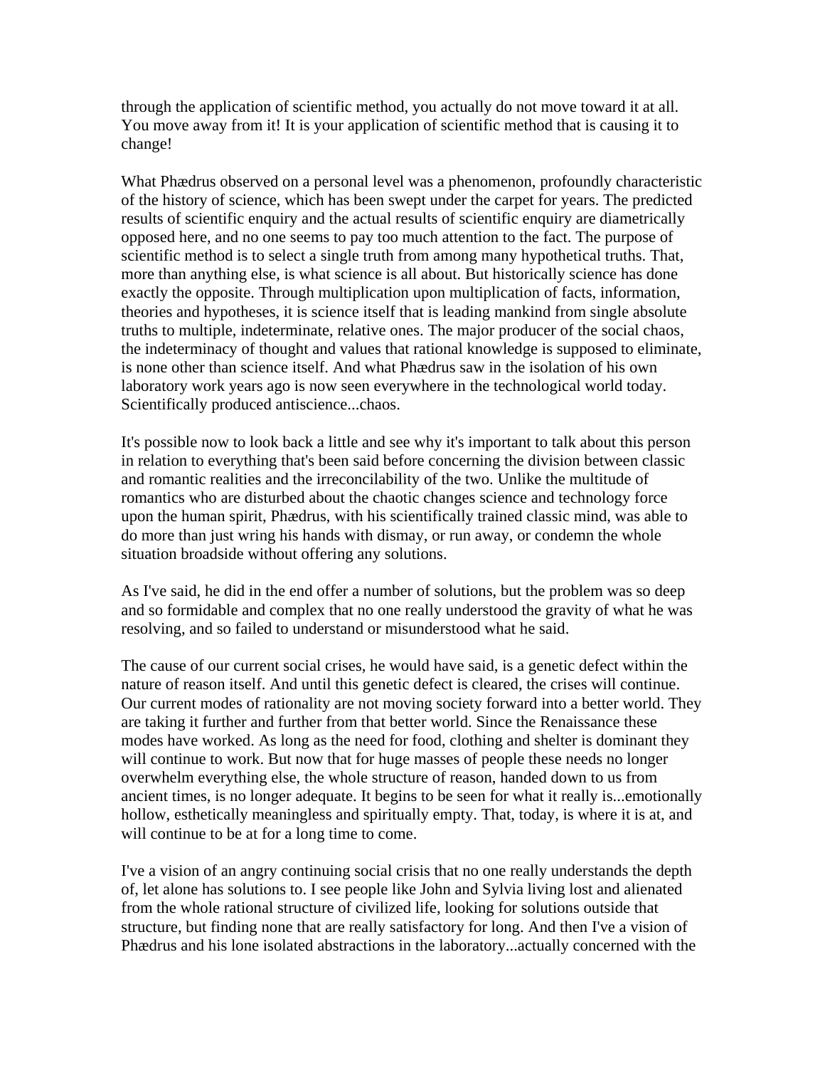through the application of scientific method, you actually do not move toward it at all. You move away from it! It is your application of scientific method that is causing it to change!

What Phædrus observed on a personal level was a phenomenon, profoundly characteristic of the history of science, which has been swept under the carpet for years. The predicted results of scientific enquiry and the actual results of scientific enquiry are diametrically opposed here, and no one seems to pay too much attention to the fact. The purpose of scientific method is to select a single truth from among many hypothetical truths. That, more than anything else, is what science is all about. But historically science has done exactly the opposite. Through multiplication upon multiplication of facts, information, theories and hypotheses, it is science itself that is leading mankind from single absolute truths to multiple, indeterminate, relative ones. The major producer of the social chaos, the indeterminacy of thought and values that rational knowledge is supposed to eliminate, is none other than science itself. And what Phædrus saw in the isolation of his own laboratory work years ago is now seen everywhere in the technological world today. Scientifically produced antiscience...chaos.

It's possible now to look back a little and see why it's important to talk about this person in relation to everything that's been said before concerning the division between classic and romantic realities and the irreconcilability of the two. Unlike the multitude of romantics who are disturbed about the chaotic changes science and technology force upon the human spirit, Phædrus, with his scientifically trained classic mind, was able to do more than just wring his hands with dismay, or run away, or condemn the whole situation broadside without offering any solutions.

As I've said, he did in the end offer a number of solutions, but the problem was so deep and so formidable and complex that no one really understood the gravity of what he was resolving, and so failed to understand or misunderstood what he said.

The cause of our current social crises, he would have said, is a genetic defect within the nature of reason itself. And until this genetic defect is cleared, the crises will continue. Our current modes of rationality are not moving society forward into a better world. They are taking it further and further from that better world. Since the Renaissance these modes have worked. As long as the need for food, clothing and shelter is dominant they will continue to work. But now that for huge masses of people these needs no longer overwhelm everything else, the whole structure of reason, handed down to us from ancient times, is no longer adequate. It begins to be seen for what it really is...emotionally hollow, esthetically meaningless and spiritually empty. That, today, is where it is at, and will continue to be at for a long time to come.

I've a vision of an angry continuing social crisis that no one really understands the depth of, let alone has solutions to. I see people like John and Sylvia living lost and alienated from the whole rational structure of civilized life, looking for solutions outside that structure, but finding none that are really satisfactory for long. And then I've a vision of Phædrus and his lone isolated abstractions in the laboratory...actually concerned with the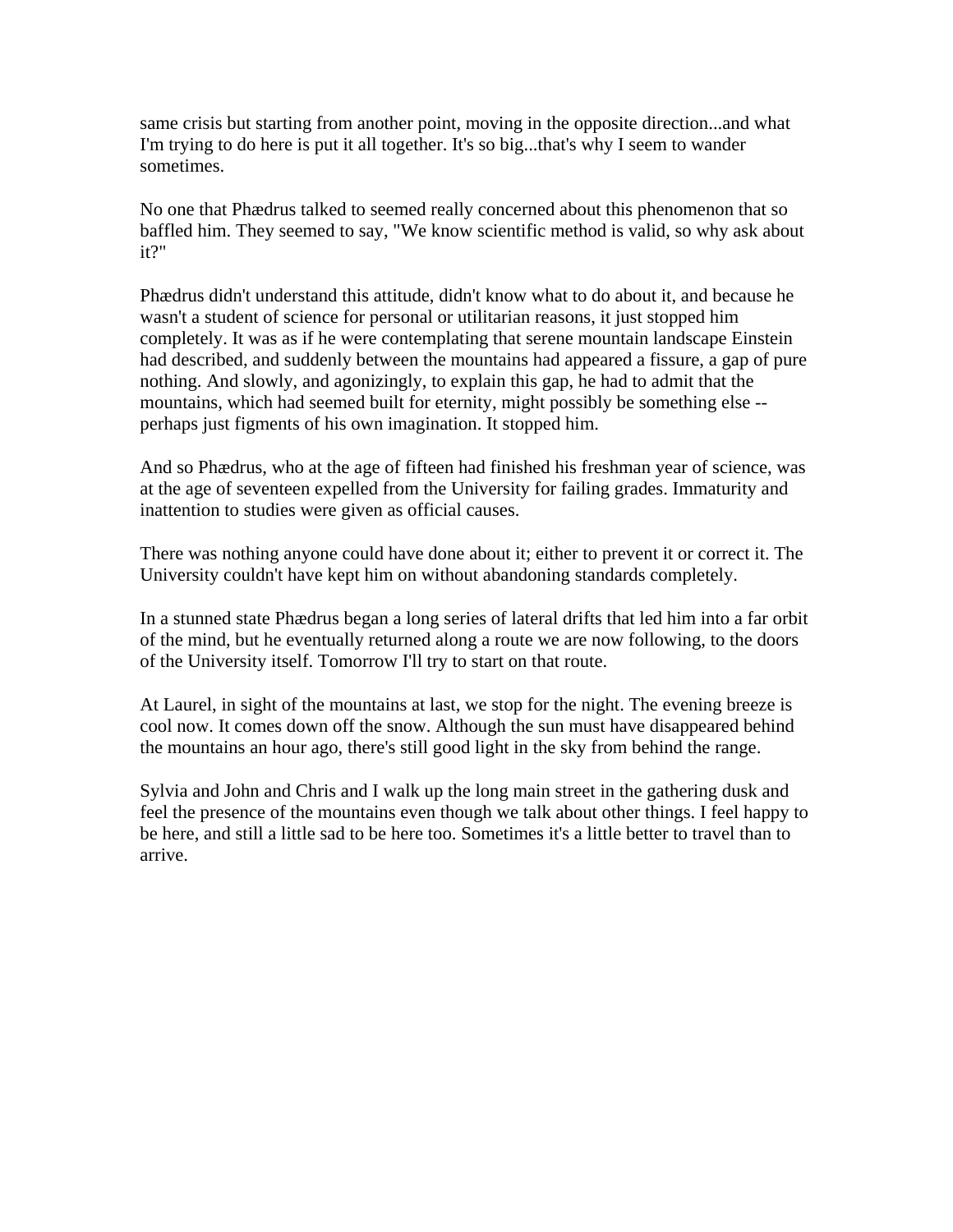same crisis but starting from another point, moving in the opposite direction...and what I'm trying to do here is put it all together. It's so big...that's why I seem to wander sometimes.

No one that Phædrus talked to seemed really concerned about this phenomenon that so baffled him. They seemed to say, "We know scientific method is valid, so why ask about it?"

Phædrus didn't understand this attitude, didn't know what to do about it, and because he wasn't a student of science for personal or utilitarian reasons, it just stopped him completely. It was as if he were contemplating that serene mountain landscape Einstein had described, and suddenly between the mountains had appeared a fissure, a gap of pure nothing. And slowly, and agonizingly, to explain this gap, he had to admit that the mountains, which had seemed built for eternity, might possibly be something else -- perhaps just figments of his own imagination. It stopped him.

And so Phædrus, who at the age of fifteen had finished his freshman year of science, was at the age of seventeen expelled from the University for failing grades. Immaturity and inattention to studies were given as official causes.

There was nothing anyone could have done about it; either to prevent it or correct it. The University couldn't have kept him on without abandoning standards completely.

In a stunned state Phædrus began a long series of lateral drifts that led him into a far orbit of the mind, but he eventually returned along a route we are now following, to the doors of the University itself. Tomorrow I'll try to start on that route.

At Laurel, in sight of the mountains at last, we stop for the night. The evening breeze is cool now. It comes down off the snow. Although the sun must have disappeared behind the mountains an hour ago, there's still good light in the sky from behind the range.

Sylvia and John and Chris and I walk up the long main street in the gathering dusk and feel the presence of the mountains even though we talk about other things. I feel happy to be here, and still a little sad to be here too. Sometimes it's a little better to travel than to arrive.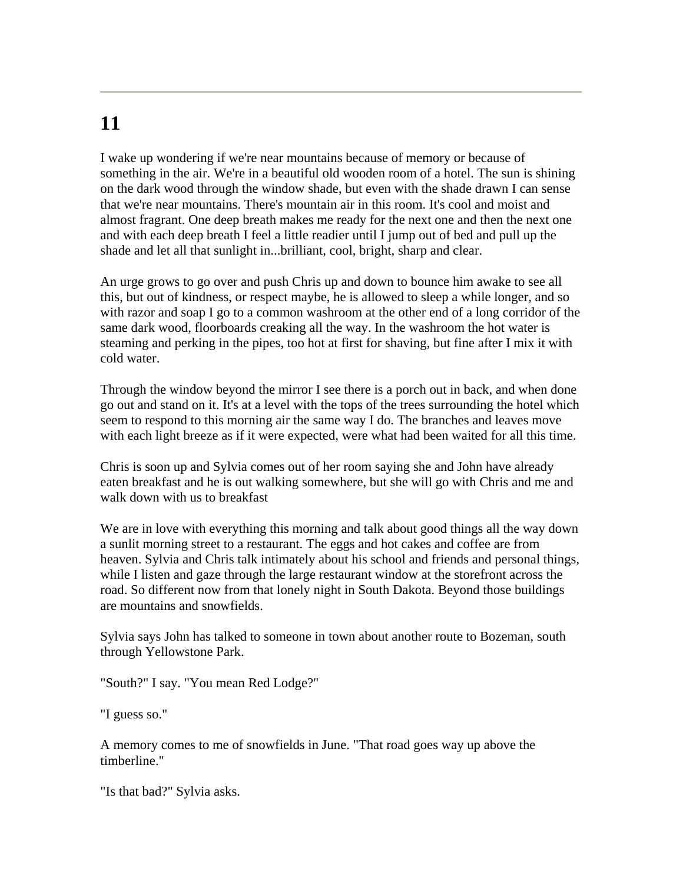# 11

I wake up wondering if we're near mountains because of memory or because of something in the air. We're in a beautiful old wooden room of a hotel. The sun is shining on the dark wood through the window shade, but even with the shade drawn I can sense that we're near mountains. There's mountain air in this room. It's cool and moist and almost fragrant. One deep breath makes me ready for the next one and then the next one and with each deep breath I feel a little readier until I jump out of bed and pull up the shade and let all that sunlight in...brilliant, cool, bright, sharp and clear.

An urge grows to go over and push Chris up and down to bounce him awake to see all this, but out of kindness, or respect maybe, he is allowed to sleep a while longer, and so with razor and soap I go to a common washroom at the other end of a long corridor of the same dark wood, floorboards creaking all the way. In the washroom the hot water is steaming and perking in the pipes, too hot at first for shaving, but fine after I mix it with cold water.

Through the window beyond the mirror I see there is a porch out in back, and when done go out and stand on it. It's at a level with the tops of the trees surrounding the hotel which seem to respond to this morning air the same way I do. The branches and leaves move with each light breeze as if it were expected, were what had been waited for all this time.

Chris is soon up and Sylvia comes out of her room saying she and John have already eaten breakfast and he is out walking somewhere, but she will go with Chris and me and walk down with us to breakfast

We are in love with everything this morning and talk about good things all the way down a sunlit morning street to a restaurant. The eggs and hot cakes and coffee are from heaven. Sylvia and Chris talk intimately about his school and friends and personal things, while I listen and gaze through the large restaurant window at the storefront across the road. So different now from that lonely night in South Dakota. Beyond those buildings are mountains and snowfields.

Sylvia says John has talked to someone in town about another route to Bozeman, south through Yellowstone Park.

"South?" I say. "You mean Red Lodge?"

"I guess so."

A memory comes to me of snowfields in June. "That road goes way up above the timberline."

"Is that bad?" Sylvia asks.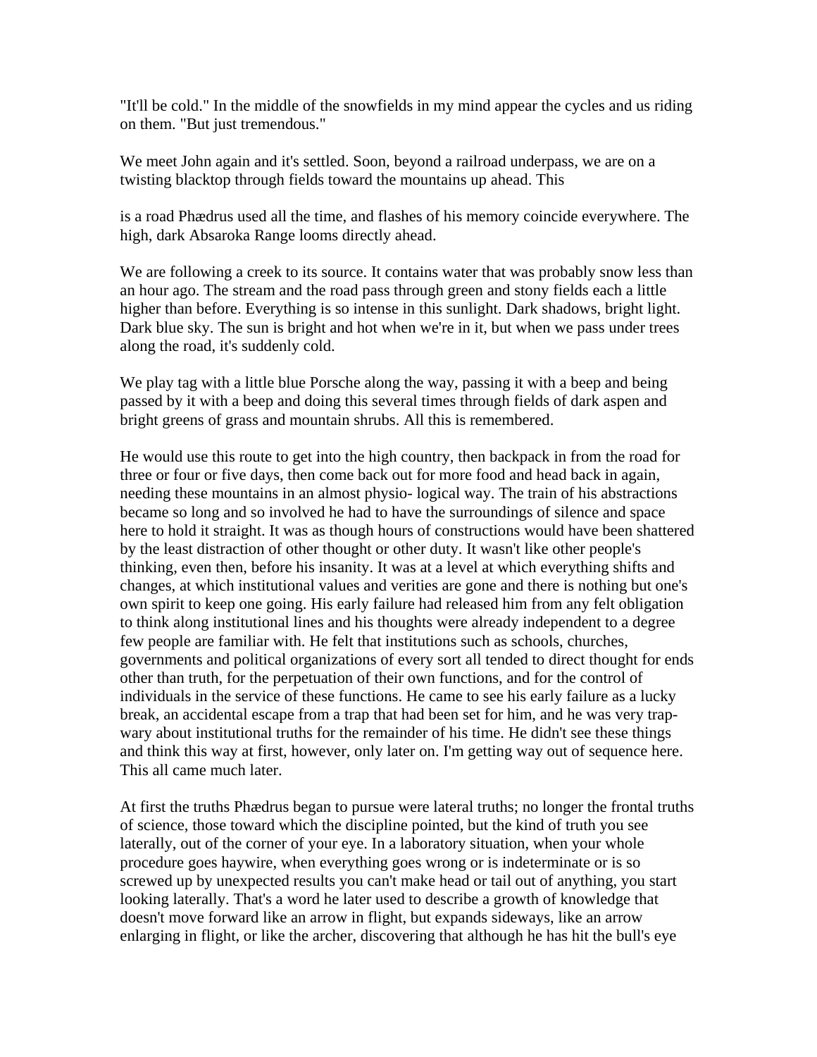"It'll be cold." In the middle of the snowfields in my mind appear the cycles and us riding on them. "But just tremendous."

We meet John again and it's settled. Soon, beyond a railroad underpass, we are on a twisting blacktop through fields toward the mountains up ahead. This

is a road Phædrus used all the time, and flashes of his memory coincide everywhere. The high, dark Absaroka Range looms directly ahead.

We are following a creek to its source. It contains water that was probably snow less than an hour ago. The stream and the road pass through green and stony fields each a little higher than before. Everything is so intense in this sunlight. Dark shadows, bright light. Dark blue sky. The sun is bright and hot when we're in it, but when we pass under trees along the road, it's suddenly cold.

We play tag with a little blue Porsche along the way, passing it with a beep and being passed by it with a beep and doing this several times through fields of dark aspen and bright greens of grass and mountain shrubs. All this is remembered.

He would use this route to get into the high country, then backpack in from the road for three or four or five days, then come back out for more food and head back in again, needing these mountains in an almost physio- logical way. The train of his abstractions became so long and so involved he had to have the surroundings of silence and space here to hold it straight. It was as though hours of constructions would have been shattered by the least distraction of other thought or other duty. It wasn't like other people's thinking, even then, before his insanity. It was at a level at which everything shifts and changes, at which institutional values and verities are gone and there is nothing but one's own spirit to keep one going. His early failure had released him from any felt obligation to think along institutional lines and his thoughts were already independent to a degree few people are familiar with. He felt that institutions such as schools, churches, governments and political organizations of every sort all tended to direct thought for ends other than truth, for the perpetuation of their own functions, and for the control of individuals in the service of these functions. He came to see his early failure as a lucky break, an accidental escape from a trap that had been set for him, and he was very trap-wary about institutional truths for the remainder of his time. He didn't see these things and think this way at first, however, only later on. I'm getting way out of sequence here. This all came much later.

At first the truths Phædrus began to pursue were lateral truths; no longer the frontal truths of science, those toward which the discipline pointed, but the kind of truth you see laterally, out of the corner of your eye. In a laboratory situation, when your whole procedure goes haywire, when everything goes wrong or is indeterminate or is so screwed up by unexpected results you can't make head or tail out of anything, you start looking laterally. That's a word he later used to describe a growth of knowledge that doesn't move forward like an arrow in flight, but expands sideways, like an arrow enlarging in flight, or like the archer, discovering that although he has hit the bull's eye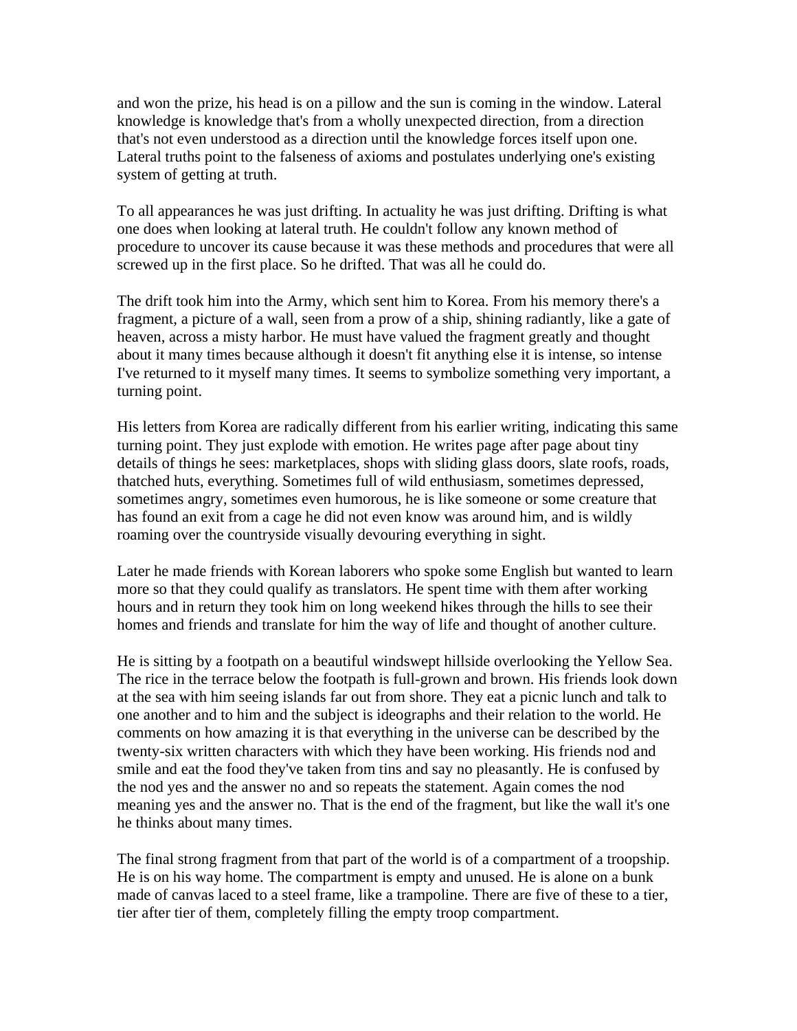and won the prize, his head is on a pillow and the sun is coming in the window. Lateral knowledge is knowledge that's from a wholly unexpected direction, from a direction that's not even understood as a direction until the knowledge forces itself upon one. Lateral truths point to the falseness of axioms and postulates underlying one's existing system of getting at truth.

To all appearances he was just drifting. In actuality he was just drifting. Drifting is what one does when looking at lateral truth. He couldn't follow any known method of procedure to uncover its cause because it was these methods and procedures that were all screwed up in the first place. So he drifted. That was all he could do.

The drift took him into the Army, which sent him to Korea. From his memory there's a fragment, a picture of a wall, seen from a prow of a ship, shining radiantly, like a gate of heaven, across a misty harbor. He must have valued the fragment greatly and thought about it many times because although it doesn't fit anything else it is intense, so intense I've returned to it myself many times. It seems to symbolize something very important, a turning point.

His letters from Korea are radically different from his earlier writing, indicating this same turning point. They just explode with emotion. He writes page after page about tiny details of things he sees: marketplaces, shops with sliding glass doors, slate roofs, roads, thatched huts, everything. Sometimes full of wild enthusiasm, sometimes depressed, sometimes angry, sometimes even humorous, he is like someone or some creature that has found an exit from a cage he did not even know was around him, and is wildly roaming over the countryside visually devouring everything in sight.

Later he made friends with Korean laborers who spoke some English but wanted to learn more so that they could qualify as translators. He spent time with them after working hours and in return they took him on long weekend hikes through the hills to see their homes and friends and translate for him the way of life and thought of another culture.

He is sitting by a footpath on a beautiful windswept hillside overlooking the Yellow Sea. The rice in the terrace below the footpath is full-grown and brown. His friends look down at the sea with him seeing islands far out from shore. They eat a picnic lunch and talk to one another and to him and the subject is ideographs and their relation to the world. He comments on how amazing it is that everything in the universe can be described by the twenty-six written characters with which they have been working. His friends nod and smile and eat the food they've taken from tins and say no pleasantly. He is confused by the nod yes and the answer no and so repeats the statement. Again comes the nod meaning yes and the answer no. That is the end of the fragment, but like the wall it's one he thinks about many times.

The final strong fragment from that part of the world is of a compartment of a troopship. He is on his way home. The compartment is empty and unused. He is alone on a bunk made of canvas laced to a steel frame, like a trampoline. There are five of these to a tier, tier after tier of them, completely filling the empty troop compartment.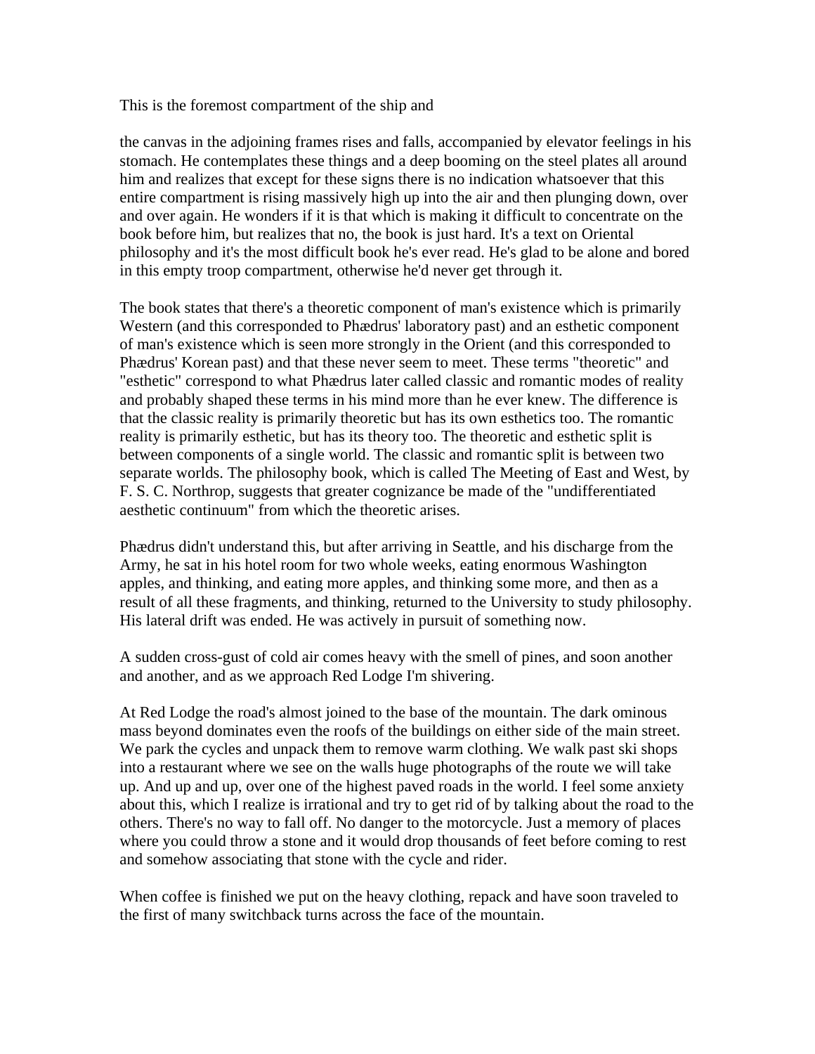This is the foremost compartment of the ship and

the canvas in the adjoining frames rises and falls, accompanied by elevator feelings in his stomach. He contemplates these things and a deep booming on the steel plates all around him and realizes that except for these signs there is no indication whatsoever that this entire compartment is rising massively high up into the air and then plunging down, over and over again. He wonders if it is that which is making it difficult to concentrate on the book before him, but realizes that no, the book is just hard. It's a text on Oriental philosophy and it's the most difficult book he's ever read. He's glad to be alone and bored in this empty troop compartment, otherwise he'd never get through it.

The book states that there's a theoretic component of man's existence which is primarily Western (and this corresponded to Phædrus' laboratory past) and an esthetic component of man's existence which is seen more strongly in the Orient (and this corresponded to Phædrus' Korean past) and that these never seem to meet. These terms "theoretic" and "esthetic" correspond to what Phædrus later called classic and romantic modes of reality and probably shaped these terms in his mind more than he ever knew. The difference is that the classic reality is primarily theoretic but has its own esthetics too. The romantic reality is primarily esthetic, but has its theory too. The theoretic and esthetic split is between components of a single world. The classic and romantic split is between two separate worlds. The philosophy book, which is called The Meeting of East and West, by F. S. C. Northrop, suggests that greater cognizance be made of the "undifferentiated aesthetic continuum" from which the theoretic arises.

Phædrus didn't understand this, but after arriving in Seattle, and his discharge from the Army, he sat in his hotel room for two whole weeks, eating enormous Washington apples, and thinking, and eating more apples, and thinking some more, and then as a result of all these fragments, and thinking, returned to the University to study philosophy. His lateral drift was ended. He was actively in pursuit of something now.

A sudden cross-gust of cold air comes heavy with the smell of pines, and soon another and another, and as we approach Red Lodge I'm shivering.

At Red Lodge the road's almost joined to the base of the mountain. The dark ominous mass beyond dominates even the roofs of the buildings on either side of the main street. We park the cycles and unpack them to remove warm clothing. We walk past ski shops into a restaurant where we see on the walls huge photographs of the route we will take up. And up and up, over one of the highest paved roads in the world. I feel some anxiety about this, which I realize is irrational and try to get rid of by talking about the road to the others. There's no way to fall off. No danger to the motorcycle. Just a memory of places where you could throw a stone and it would drop thousands of feet before coming to rest and somehow associating that stone with the cycle and rider.

When coffee is finished we put on the heavy clothing, repack and have soon traveled to the first of many switchback turns across the face of the mountain.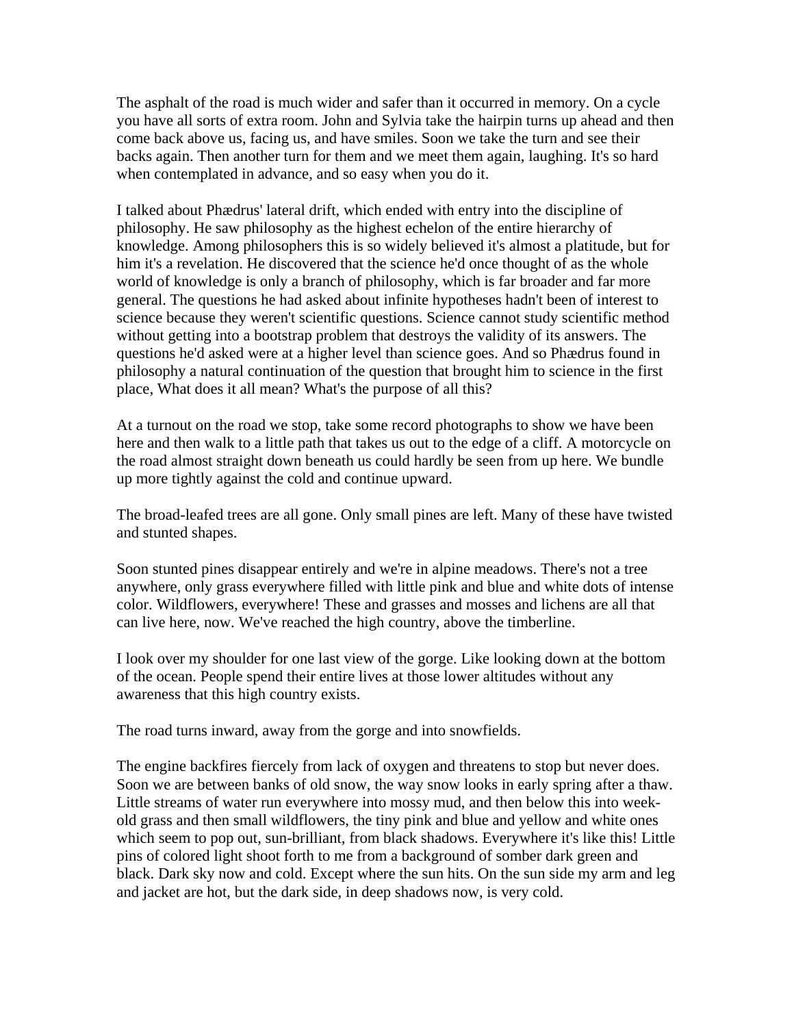The asphalt of the road is much wider and safer than it occurred in memory. On a cycle you have all sorts of extra room. John and Sylvia take the hairpin turns up ahead and then come back above us, facing us, and have smiles. Soon we take the turn and see their backs again. Then another turn for them and we meet them again, laughing. It's so hard when contemplated in advance, and so easy when you do it.

I talked about Phædrus' lateral drift, which ended with entry into the discipline of philosophy. He saw philosophy as the highest echelon of the entire hierarchy of knowledge. Among philosophers this is so widely believed it's almost a platitude, but for him it's a revelation. He discovered that the science he'd once thought of as the whole world of knowledge is only a branch of philosophy, which is far broader and far more general. The questions he had asked about infinite hypotheses hadn't been of interest to science because they weren't scientific questions. Science cannot study scientific method without getting into a bootstrap problem that destroys the validity of its answers. The questions he'd asked were at a higher level than science goes. And so Phædrus found in philosophy a natural continuation of the question that brought him to science in the first place, What does it all mean? What's the purpose of all this?

At a turnout on the road we stop, take some record photographs to show we have been here and then walk to a little path that takes us out to the edge of a cliff. A motorcycle on the road almost straight down beneath us could hardly be seen from up here. We bundle up more tightly against the cold and continue upward.

The broad-leafed trees are all gone. Only small pines are left. Many of these have twisted and stunted shapes.

Soon stunted pines disappear entirely and we're in alpine meadows. There's not a tree anywhere, only grass everywhere filled with little pink and blue and white dots of intense color. Wildflowers, everywhere! These and grasses and mosses and lichens are all that can live here, now. We've reached the high country, above the timberline.

I look over my shoulder for one last view of the gorge. Like looking down at the bottom of the ocean. People spend their entire lives at those lower altitudes without any awareness that this high country exists.

The road turns inward, away from the gorge and into snowfields.

The engine backfires fiercely from lack of oxygen and threatens to stop but never does. Soon we are between banks of old snow, the way snow looks in early spring after a thaw. Little streams of water run everywhere into mossy mud, and then below this into week-old grass and then small wildflowers, the tiny pink and blue and yellow and white ones which seem to pop out, sun-brilliant, from black shadows. Everywhere it's like this! Little pins of colored light shoot forth to me from a background of somber dark green and black. Dark sky now and cold. Except where the sun hits. On the sun side my arm and leg and jacket are hot, but the dark side, in deep shadows now, is very cold.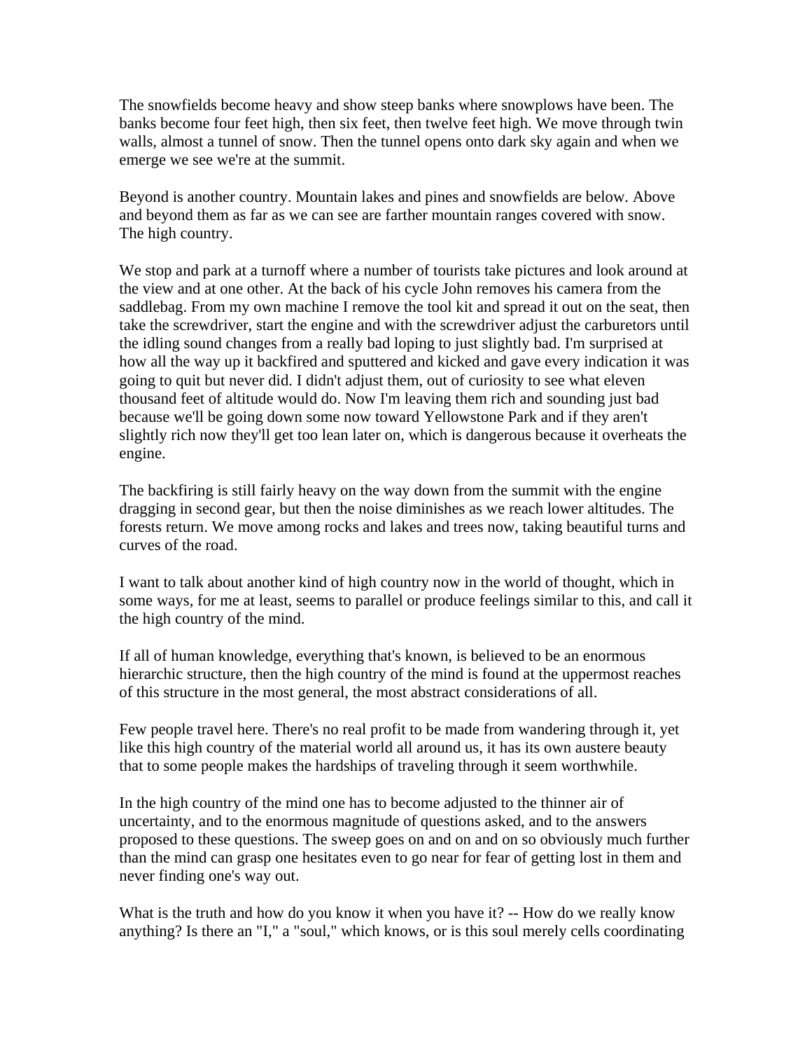The snowfields become heavy and show steep banks where snowplows have been. The banks become four feet high, then six feet, then twelve feet high. We move through twin walls, almost a tunnel of snow. Then the tunnel opens onto dark sky again and when we emerge we see we're at the summit.

Beyond is another country. Mountain lakes and pines and snowfields are below. Above and beyond them as far as we can see are farther mountain ranges covered with snow. The high country.

We stop and park at a turnoff where a number of tourists take pictures and look around at the view and at one other. At the back of his cycle John removes his camera from the saddlebag. From my own machine I remove the tool kit and spread it out on the seat, then take the screwdriver, start the engine and with the screwdriver adjust the carburetors until the idling sound changes from a really bad loping to just slightly bad. I'm surprised at how all the way up it backfired and sputtered and kicked and gave every indication it was going to quit but never did. I didn't adjust them, out of curiosity to see what eleven thousand feet of altitude would do. Now I'm leaving them rich and sounding just bad because we'll be going down some now toward Yellowstone Park and if they aren't slightly rich now they'll get too lean later on, which is dangerous because it overheats the engine.

The backfiring is still fairly heavy on the way down from the summit with the engine dragging in second gear, but then the noise diminishes as we reach lower altitudes. The forests return. We move among rocks and lakes and trees now, taking beautiful turns and curves of the road.

I want to talk about another kind of high country now in the world of thought, which in some ways, for me at least, seems to parallel or produce feelings similar to this, and call it the high country of the mind.

If all of human knowledge, everything that's known, is believed to be an enormous hierarchic structure, then the high country of the mind is found at the uppermost reaches of this structure in the most general, the most abstract considerations of all.

Few people travel here. There's no real profit to be made from wandering through it, yet like this high country of the material world all around us, it has its own austere beauty that to some people makes the hardships of traveling through it seem worthwhile.

In the high country of the mind one has to become adjusted to the thinner air of uncertainty, and to the enormous magnitude of questions asked, and to the answers proposed to these questions. The sweep goes on and on and on so obviously much further than the mind can grasp one hesitates even to go near for fear of getting lost in them and never finding one's way out.

What is the truth and how do you know it when you have it? -- How do we really know anything? Is there an "I," a "soul," which knows, or is this soul merely cells coordinating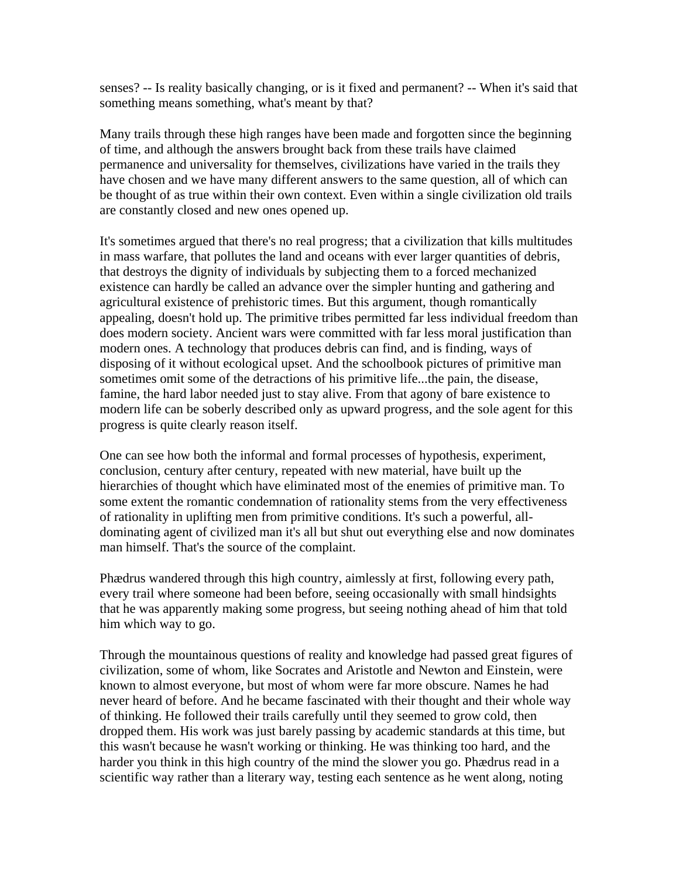senses? -- Is reality basically changing, or is it fixed and permanent? -- When it's said that something means something, what's meant by that?

Many trails through these high ranges have been made and forgotten since the beginning of time, and although the answers brought back from these trails have claimed permanence and universality for themselves, civilizations have varied in the trails they have chosen and we have many different answers to the same question, all of which can be thought of as true within their own context. Even within a single civilization old trails are constantly closed and new ones opened up.

It's sometimes argued that there's no real progress; that a civilization that kills multitudes in mass warfare, that pollutes the land and oceans with ever larger quantities of debris, that destroys the dignity of individuals by subjecting them to a forced mechanized existence can hardly be called an advance over the simpler hunting and gathering and agricultural existence of prehistoric times. But this argument, though romantically appealing, doesn't hold up. The primitive tribes permitted far less individual freedom than does modern society. Ancient wars were committed with far less moral justification than modern ones. A technology that produces debris can find, and is finding, ways of disposing of it without ecological upset. And the schoolbook pictures of primitive man sometimes omit some of the detractions of his primitive life...the pain, the disease, famine, the hard labor needed just to stay alive. From that agony of bare existence to modern life can be soberly described only as upward progress, and the sole agent for this progress is quite clearly reason itself.

One can see how both the informal and formal processes of hypothesis, experiment, conclusion, century after century, repeated with new material, have built up the hierarchies of thought which have eliminated most of the enemies of primitive man. To some extent the romantic condemnation of rationality stems from the very effectiveness of rationality in uplifting men from primitive conditions. It's such a powerful, all-dominating agent of civilized man it's all but shut out everything else and now dominates man himself. That's the source of the complaint.

Phædrus wandered through this high country, aimlessly at first, following every path, every trail where someone had been before, seeing occasionally with small hindsights that he was apparently making some progress, but seeing nothing ahead of him that told him which way to go.

Through the mountainous questions of reality and knowledge had passed great figures of civilization, some of whom, like Socrates and Aristotle and Newton and Einstein, were known to almost everyone, but most of whom were far more obscure. Names he had never heard of before. And he became fascinated with their thought and their whole way of thinking. He followed their trails carefully until they seemed to grow cold, then dropped them. His work was just barely passing by academic standards at this time, but this wasn't because he wasn't working or thinking. He was thinking too hard, and the harder you think in this high country of the mind the slower you go. Phædrus read in a scientific way rather than a literary way, testing each sentence as he went along, noting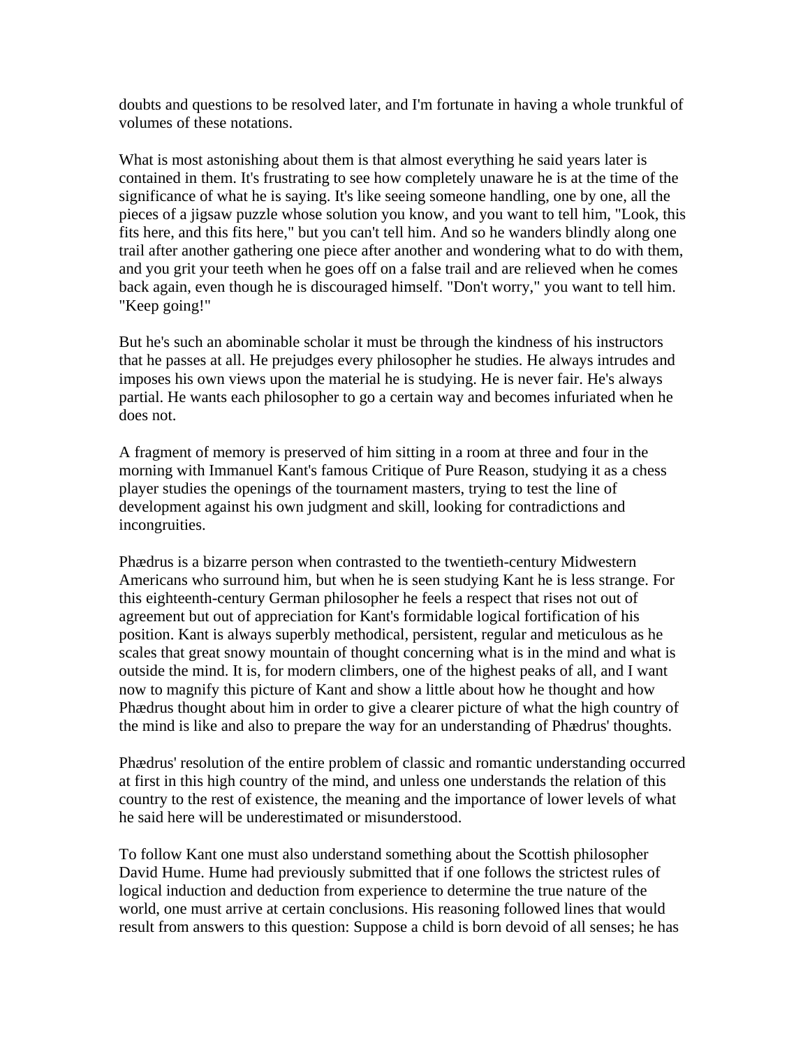doubts and questions to be resolved later, and I'm fortunate in having a whole trunkful of volumes of these notations.

What is most astonishing about them is that almost everything he said years later is contained in them. It's frustrating to see how completely unaware he is at the time of the significance of what he is saying. It's like seeing someone handling, one by one, all the pieces of a jigsaw puzzle whose solution you know, and you want to tell him, "Look, this fits here, and this fits here," but you can't tell him. And so he wanders blindly along one trail after another gathering one piece after another and wondering what to do with them, and you grit your teeth when he goes off on a false trail and are relieved when he comes back again, even though he is discouraged himself. "Don't worry," you want to tell him. "Keep going!"

But he's such an abominable scholar it must be through the kindness of his instructors that he passes at all. He prejudges every philosopher he studies. He always intrudes and imposes his own views upon the material he is studying. He is never fair. He's always partial. He wants each philosopher to go a certain way and becomes infuriated when he does not.

A fragment of memory is preserved of him sitting in a room at three and four in the morning with Immanuel Kant's famous Critique of Pure Reason, studying it as a chess player studies the openings of the tournament masters, trying to test the line of development against his own judgment and skill, looking for contradictions and incongruities.

Phædrus is a bizarre person when contrasted to the twentieth-century Midwestern Americans who surround him, but when he is seen studying Kant he is less strange. For this eighteenth-century German philosopher he feels a respect that rises not out of agreement but out of appreciation for Kant's formidable logical fortification of his position. Kant is always superbly methodical, persistent, regular and meticulous as he scales that great snowy mountain of thought concerning what is in the mind and what is outside the mind. It is, for modern climbers, one of the highest peaks of all, and I want now to magnify this picture of Kant and show a little about how he thought and how Phædrus thought about him in order to give a clearer picture of what the high country of the mind is like and also to prepare the way for an understanding of Phædrus' thoughts.

Phædrus' resolution of the entire problem of classic and romantic understanding occurred at first in this high country of the mind, and unless one understands the relation of this country to the rest of existence, the meaning and the importance of lower levels of what he said here will be underestimated or misunderstood.

To follow Kant one must also understand something about the Scottish philosopher David Hume. Hume had previously submitted that if one follows the strictest rules of logical induction and deduction from experience to determine the true nature of the world, one must arrive at certain conclusions. His reasoning followed lines that would result from answers to this question: Suppose a child is born devoid of all senses; he has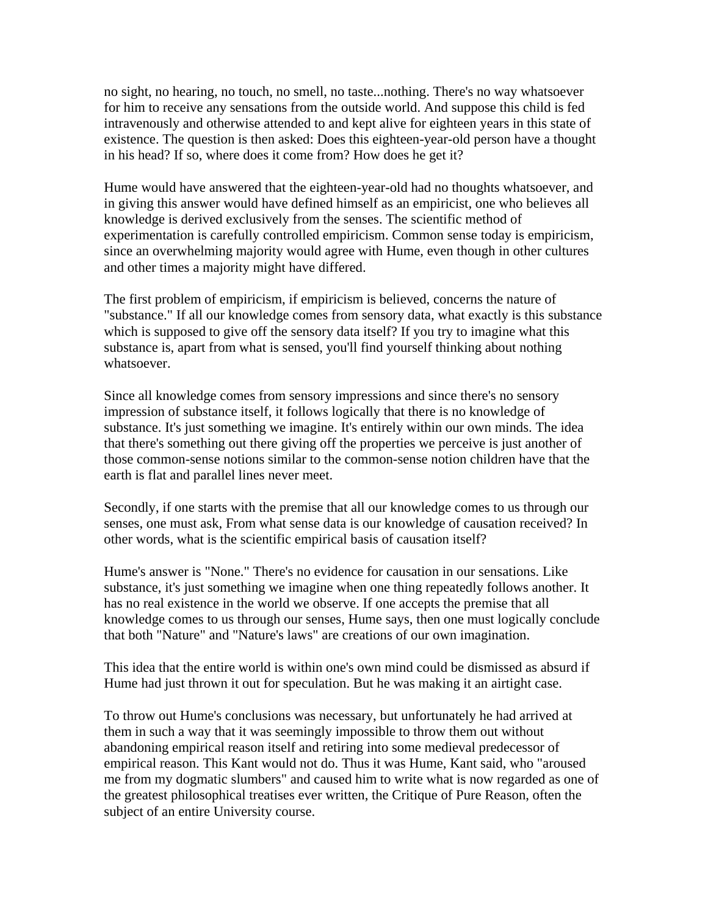no sight, no hearing, no touch, no smell, no taste...nothing. There's no way whatsoever for him to receive any sensations from the outside world. And suppose this child is fed intravenously and otherwise attended to and kept alive for eighteen years in this state of existence. The question is then asked: Does this eighteen-year-old person have a thought in his head? If so, where does it come from? How does he get it?

Hume would have answered that the eighteen-year-old had no thoughts whatsoever, and in giving this answer would have defined himself as an empiricist, one who believes all knowledge is derived exclusively from the senses. The scientific method of experimentation is carefully controlled empiricism. Common sense today is empiricism, since an overwhelming majority would agree with Hume, even though in other cultures and other times a majority might have differed.

The first problem of empiricism, if empiricism is believed, concerns the nature of "substance." If all our knowledge comes from sensory data, what exactly is this substance which is supposed to give off the sensory data itself? If you try to imagine what this substance is, apart from what is sensed, you'll find yourself thinking about nothing whatsoever.

Since all knowledge comes from sensory impressions and since there's no sensory impression of substance itself, it follows logically that there is no knowledge of substance. It's just something we imagine. It's entirely within our own minds. The idea that there's something out there giving off the properties we perceive is just another of those common-sense notions similar to the common-sense notion children have that the earth is flat and parallel lines never meet.

Secondly, if one starts with the premise that all our knowledge comes to us through our senses, one must ask, From what sense data is our knowledge of causation received? In other words, what is the scientific empirical basis of causation itself?

Hume's answer is "None." There's no evidence for causation in our sensations. Like substance, it's just something we imagine when one thing repeatedly follows another. It has no real existence in the world we observe. If one accepts the premise that all knowledge comes to us through our senses, Hume says, then one must logically conclude that both "Nature" and "Nature's laws" are creations of our own imagination.

This idea that the entire world is within one's own mind could be dismissed as absurd if Hume had just thrown it out for speculation. But he was making it an airtight case.

To throw out Hume's conclusions was necessary, but unfortunately he had arrived at them in such a way that it was seemingly impossible to throw them out without abandoning empirical reason itself and retiring into some medieval predecessor of empirical reason. This Kant would not do. Thus it was Hume, Kant said, who "aroused me from my dogmatic slumbers" and caused him to write what is now regarded as one of the greatest philosophical treatises ever written, the Critique of Pure Reason, often the subject of an entire University course.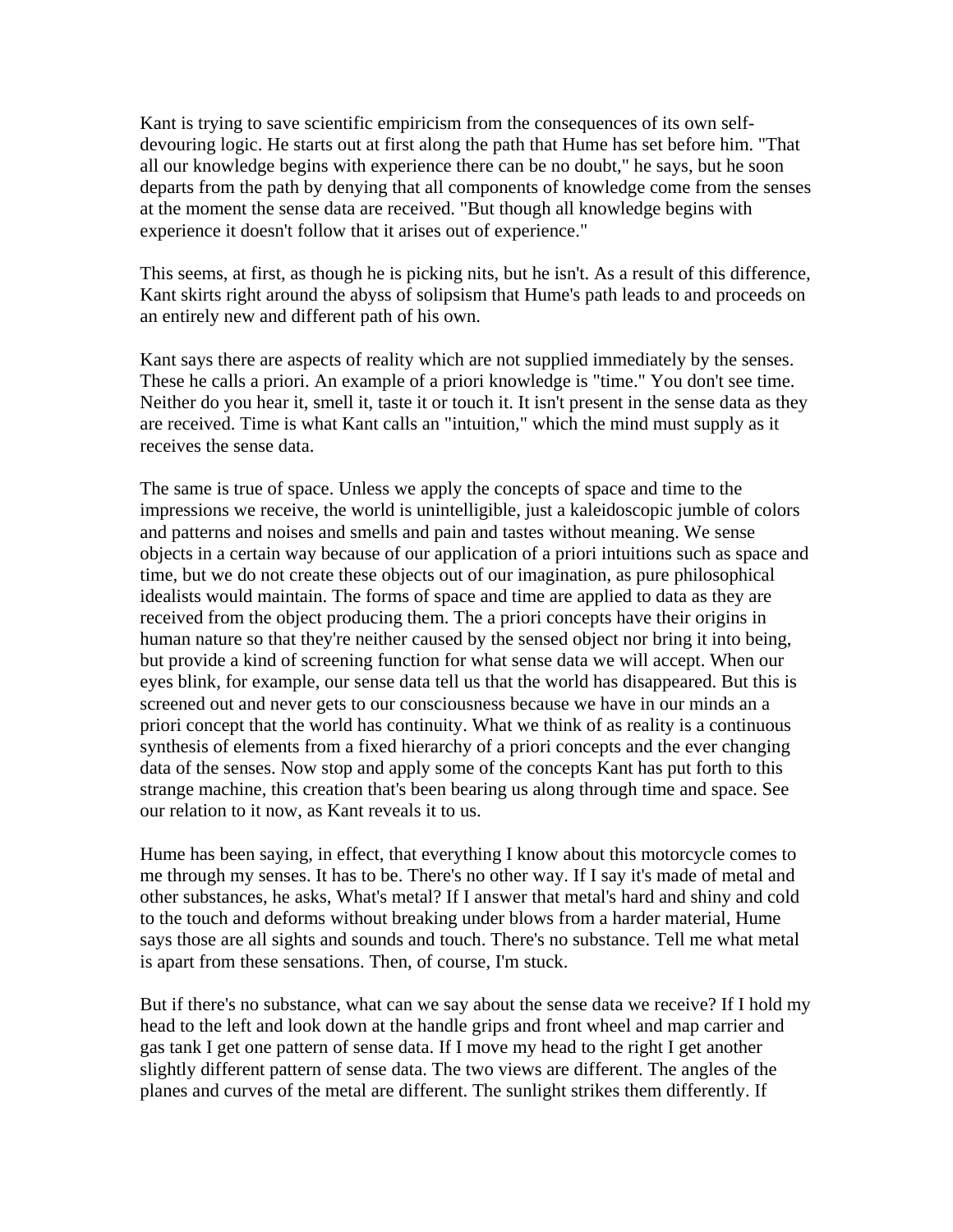Kant is trying to save scientific empiricism from the consequences of its own self-devouring logic. He starts out at first along the path that Hume has set before him. "That all our knowledge begins with experience there can be no doubt," he says, but he soon departs from the path by denying that all components of knowledge come from the senses at the moment the sense data are received. "But though all knowledge begins with experience it doesn't follow that it arises out of experience."

This seems, at first, as though he is picking nits, but he isn't. As a result of this difference, Kant skirts right around the abyss of solipsism that Hume's path leads to and proceeds on an entirely new and different path of his own.

Kant says there are aspects of reality which are not supplied immediately by the senses. These he calls a priori. An example of a priori knowledge is "time." You don't see time. Neither do you hear it, smell it, taste it or touch it. It isn't present in the sense data as they are received. Time is what Kant calls an "intuition," which the mind must supply as it receives the sense data.

The same is true of space. Unless we apply the concepts of space and time to the impressions we receive, the world is unintelligible, just a kaleidoscopic jumble of colors and patterns and noises and smells and pain and tastes without meaning. We sense objects in a certain way because of our application of a priori intuitions such as space and time, but we do not create these objects out of our imagination, as pure philosophical idealists would maintain. The forms of space and time are applied to data as they are received from the object producing them. The a priori concepts have their origins in human nature so that they're neither caused by the sensed object nor bring it into being, but provide a kind of screening function for what sense data we will accept. When our eyes blink, for example, our sense data tell us that the world has disappeared. But this is screened out and never gets to our consciousness because we have in our minds an a priori concept that the world has continuity. What we think of as reality is a continuous synthesis of elements from a fixed hierarchy of a priori concepts and the ever changing data of the senses. Now stop and apply some of the concepts Kant has put forth to this strange machine, this creation that's been bearing us along through time and space. See our relation to it now, as Kant reveals it to us.

Hume has been saying, in effect, that everything I know about this motorcycle comes to me through my senses. It has to be. There's no other way. If I say it's made of metal and other substances, he asks, What's metal? If I answer that metal's hard and shiny and cold to the touch and deforms without breaking under blows from a harder material, Hume says those are all sights and sounds and touch. There's no substance. Tell me what metal is apart from these sensations. Then, of course, I'm stuck.

But if there's no substance, what can we say about the sense data we receive? If I hold my head to the left and look down at the handle grips and front wheel and map carrier and gas tank I get one pattern of sense data. If I move my head to the right I get another slightly different pattern of sense data. The two views are different. The angles of the planes and curves of the metal are different. The sunlight strikes them differently. If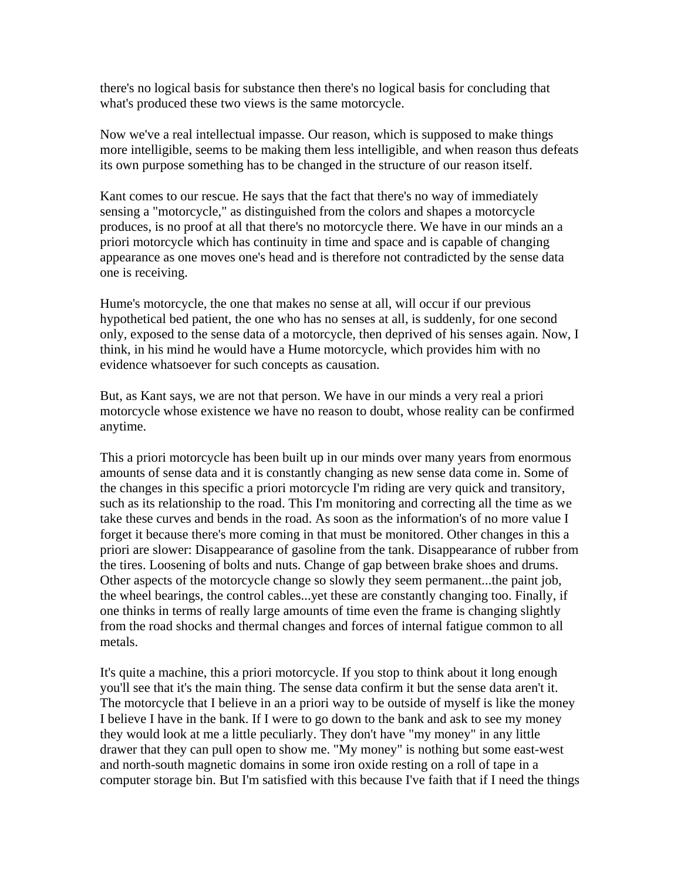there's no logical basis for substance then there's no logical basis for concluding that what's produced these two views is the same motorcycle.

Now we've a real intellectual impasse. Our reason, which is supposed to make things more intelligible, seems to be making them less intelligible, and when reason thus defeats its own purpose something has to be changed in the structure of our reason itself.

Kant comes to our rescue. He says that the fact that there's no way of immediately sensing a "motorcycle," as distinguished from the colors and shapes a motorcycle produces, is no proof at all that there's no motorcycle there. We have in our minds an a priori motorcycle which has continuity in time and space and is capable of changing appearance as one moves one's head and is therefore not contradicted by the sense data one is receiving.

Hume's motorcycle, the one that makes no sense at all, will occur if our previous hypothetical bed patient, the one who has no senses at all, is suddenly, for one second only, exposed to the sense data of a motorcycle, then deprived of his senses again. Now, I think, in his mind he would have a Hume motorcycle, which provides him with no evidence whatsoever for such concepts as causation.

But, as Kant says, we are not that person. We have in our minds a very real a priori motorcycle whose existence we have no reason to doubt, whose reality can be confirmed anytime.

This a priori motorcycle has been built up in our minds over many years from enormous amounts of sense data and it is constantly changing as new sense data come in. Some of the changes in this specific a priori motorcycle I'm riding are very quick and transitory, such as its relationship to the road. This I'm monitoring and correcting all the time as we take these curves and bends in the road. As soon as the information's of no more value I forget it because there's more coming in that must be monitored. Other changes in this a priori are slower: Disappearance of gasoline from the tank. Disappearance of rubber from the tires. Loosening of bolts and nuts. Change of gap between brake shoes and drums. Other aspects of the motorcycle change so slowly they seem permanent...the paint job, the wheel bearings, the control cables...yet these are constantly changing too. Finally, if one thinks in terms of really large amounts of time even the frame is changing slightly from the road shocks and thermal changes and forces of internal fatigue common to all metals.

It's quite a machine, this a priori motorcycle. If you stop to think about it long enough you'll see that it's the main thing. The sense data confirm it but the sense data aren't it. The motorcycle that I believe in an a priori way to be outside of myself is like the money I believe I have in the bank. If I were to go down to the bank and ask to see my money they would look at me a little peculiarly. They don't have "my money" in any little drawer that they can pull open to show me. "My money" is nothing but some east-west and north-south magnetic domains in some iron oxide resting on a roll of tape in a computer storage bin. But I'm satisfied with this because I've faith that if I need the things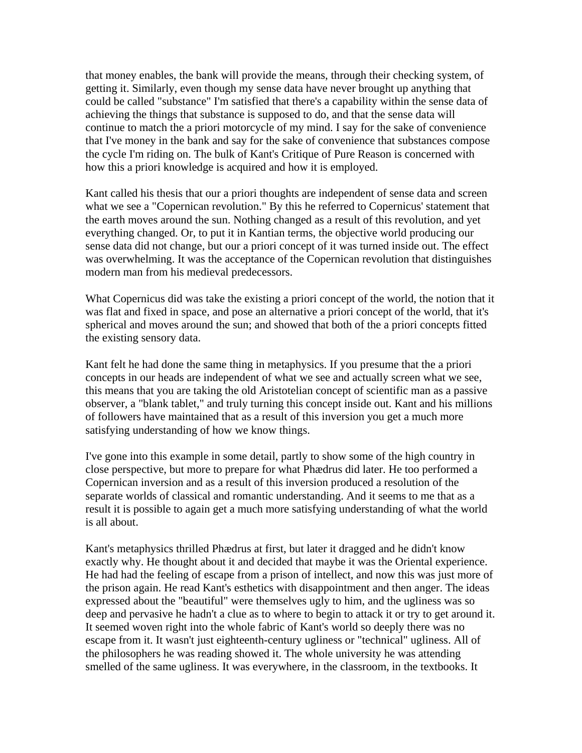that money enables, the bank will provide the means, through their checking system, of getting it. Similarly, even though my sense data have never brought up anything that could be called "substance" I'm satisfied that there's a capability within the sense data of achieving the things that substance is supposed to do, and that the sense data will continue to match the a priori motorcycle of my mind. I say for the sake of convenience that I've money in the bank and say for the sake of convenience that substances compose the cycle I'm riding on. The bulk of Kant's Critique of Pure Reason is concerned with how this a priori knowledge is acquired and how it is employed.

Kant called his thesis that our a priori thoughts are independent of sense data and screen what we see a "Copernican revolution." By this he referred to Copernicus' statement that the earth moves around the sun. Nothing changed as a result of this revolution, and yet everything changed. Or, to put it in Kantian terms, the objective world producing our sense data did not change, but our a priori concept of it was turned inside out. The effect was overwhelming. It was the acceptance of the Copernican revolution that distinguishes modern man from his medieval predecessors.

What Copernicus did was take the existing a priori concept of the world, the notion that it was flat and fixed in space, and pose an alternative a priori concept of the world, that it's spherical and moves around the sun; and showed that both of the a priori concepts fitted the existing sensory data.

Kant felt he had done the same thing in metaphysics. If you presume that the a priori concepts in our heads are independent of what we see and actually screen what we see, this means that you are taking the old Aristotelian concept of scientific man as a passive observer, a "blank tablet," and truly turning this concept inside out. Kant and his millions of followers have maintained that as a result of this inversion you get a much more satisfying understanding of how we know things.

I've gone into this example in some detail, partly to show some of the high country in close perspective, but more to prepare for what Phædrus did later. He too performed a Copernican inversion and as a result of this inversion produced a resolution of the separate worlds of classical and romantic understanding. And it seems to me that as a result it is possible to again get a much more satisfying understanding of what the world is all about.

Kant's metaphysics thrilled Phædrus at first, but later it dragged and he didn't know exactly why. He thought about it and decided that maybe it was the Oriental experience. He had had the feeling of escape from a prison of intellect, and now this was just more of the prison again. He read Kant's esthetics with disappointment and then anger. The ideas expressed about the "beautiful" were themselves ugly to him, and the ugliness was so deep and pervasive he hadn't a clue as to where to begin to attack it or try to get around it. It seemed woven right into the whole fabric of Kant's world so deeply there was no escape from it. It wasn't just eighteenth-century ugliness or "technical" ugliness. All of the philosophers he was reading showed it. The whole university he was attending smelled of the same ugliness. It was everywhere, in the classroom, in the textbooks. It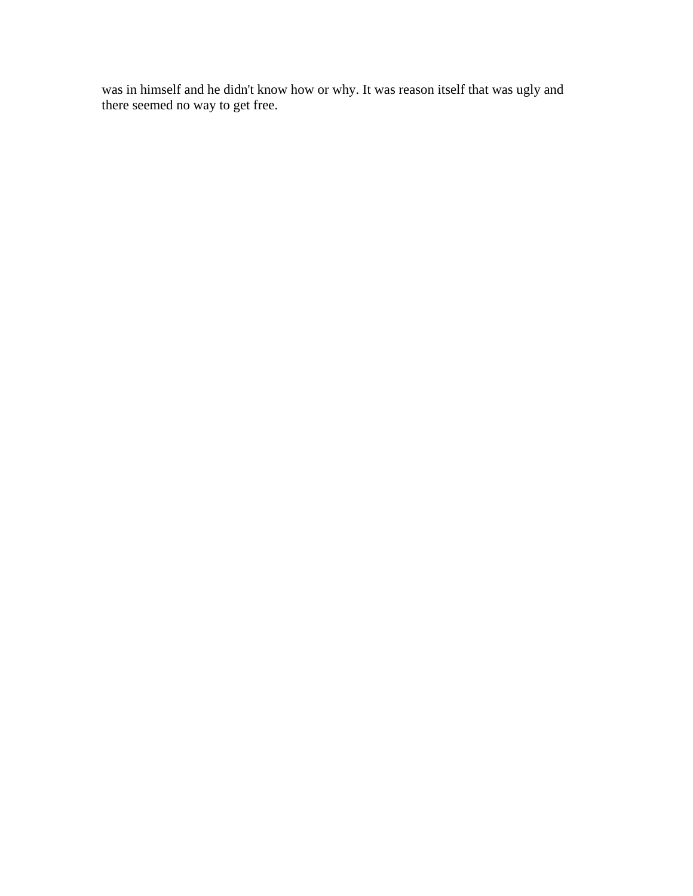was in himself and he didn't know how or why. It was reason itself that was ugly and there seemed no way to get free.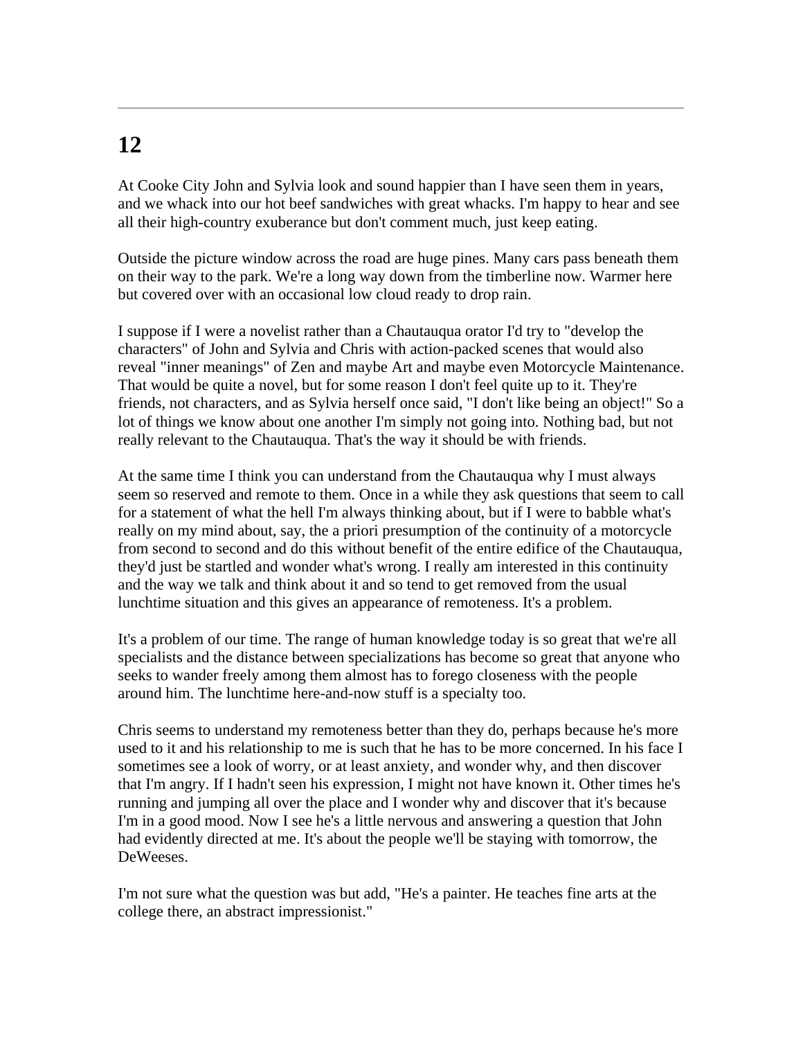## 12

At Cooke City John and Sylvia look and sound happier than I have seen them in years, and we whack into our hot beef sandwiches with great whacks. I'm happy to hear and see all their high-country exuberance but don't comment much, just keep eating.

Outside the picture window across the road are huge pines. Many cars pass beneath them on their way to the park. We're a long way down from the timberline now. Warmer here but covered over with an occasional low cloud ready to drop rain.

I suppose if I were a novelist rather than a Chautauqua orator I'd try to "develop the characters" of John and Sylvia and Chris with action-packed scenes that would also reveal "inner meanings" of Zen and maybe Art and maybe even Motorcycle Maintenance. That would be quite a novel, but for some reason I don't feel quite up to it. They're friends, not characters, and as Sylvia herself once said, "I don't like being an object!" So a lot of things we know about one another I'm simply not going into. Nothing bad, but not really relevant to the Chautauqua. That's the way it should be with friends.

At the same time I think you can understand from the Chautauqua why I must always seem so reserved and remote to them. Once in a while they ask questions that seem to call for a statement of what the hell I'm always thinking about, but if I were to babble what's really on my mind about, say, the a priori presumption of the continuity of a motorcycle from second to second and do this without benefit of the entire edifice of the Chautauqua, they'd just be startled and wonder what's wrong. I really am interested in this continuity and the way we talk and think about it and so tend to get removed from the usual lunchtime situation and this gives an appearance of remoteness. It's a problem.

It's a problem of our time. The range of human knowledge today is so great that we're all specialists and the distance between specializations has become so great that anyone who seeks to wander freely among them almost has to forego closeness with the people around him. The lunchtime here-and-now stuff is a specialty too.

Chris seems to understand my remoteness better than they do, perhaps because he's more used to it and his relationship to me is such that he has to be more concerned. In his face I sometimes see a look of worry, or at least anxiety, and wonder why, and then discover that I'm angry. If I hadn't seen his expression, I might not have known it. Other times he's running and jumping all over the place and I wonder why and discover that it's because I'm in a good mood. Now I see he's a little nervous and answering a question that John had evidently directed at me. It's about the people we'll be staying with tomorrow, the DeWeeses.

I'm not sure what the question was but add, "He's a painter. He teaches fine arts at the college there, an abstract impressionist."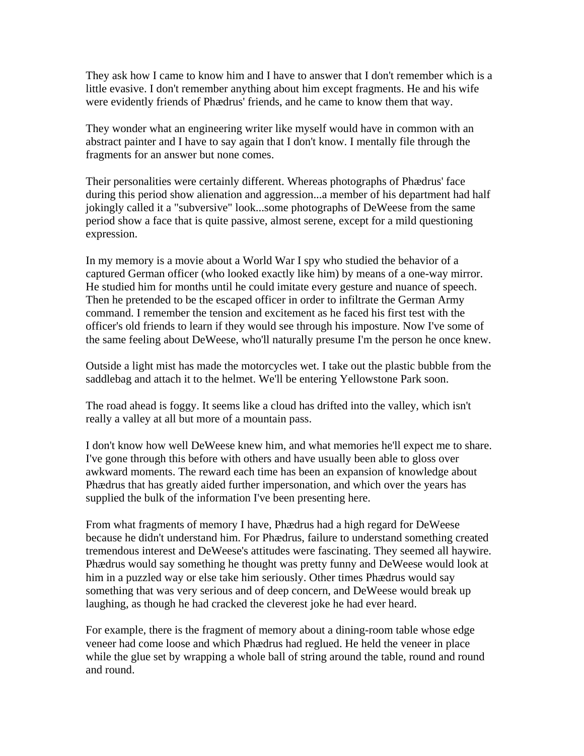They ask how I came to know him and I have to answer that I don't remember which is a little evasive. I don't remember anything about him except fragments. He and his wife were evidently friends of Phædrus' friends, and he came to know them that way.

They wonder what an engineering writer like myself would have in common with an abstract painter and I have to say again that I don't know. I mentally file through the fragments for an answer but none comes.

Their personalities were certainly different. Whereas photographs of Phædrus' face during this period show alienation and aggression...a member of his department had half jokingly called it a "subversive" look...some photographs of DeWeese from the same period show a face that is quite passive, almost serene, except for a mild questioning expression.

In my memory is a movie about a World War I spy who studied the behavior of a captured German officer (who looked exactly like him) by means of a one-way mirror. He studied him for months until he could imitate every gesture and nuance of speech. Then he pretended to be the escaped officer in order to infiltrate the German Army command. I remember the tension and excitement as he faced his first test with the officer's old friends to learn if they would see through his imposture. Now I've some of the same feeling about DeWeese, who'll naturally presume I'm the person he once knew.

Outside a light mist has made the motorcycles wet. I take out the plastic bubble from the saddlebag and attach it to the helmet. We'll be entering Yellowstone Park soon.

The road ahead is foggy. It seems like a cloud has drifted into the valley, which isn't really a valley at all but more of a mountain pass.

I don't know how well DeWeese knew him, and what memories he'll expect me to share. I've gone through this before with others and have usually been able to gloss over awkward moments. The reward each time has been an expansion of knowledge about Phædrus that has greatly aided further impersonation, and which over the years has supplied the bulk of the information I've been presenting here.

From what fragments of memory I have, Phædrus had a high regard for DeWeese because he didn't understand him. For Phædrus, failure to understand something created tremendous interest and DeWeese's attitudes were fascinating. They seemed all haywire. Phædrus would say something he thought was pretty funny and DeWeese would look at him in a puzzled way or else take him seriously. Other times Phædrus would say something that was very serious and of deep concern, and DeWeese would break up laughing, as though he had cracked the cleverest joke he had ever heard.

For example, there is the fragment of memory about a dining-room table whose edge veneer had come loose and which Phædrus had reglued. He held the veneer in place while the glue set by wrapping a whole ball of string around the table, round and round and round.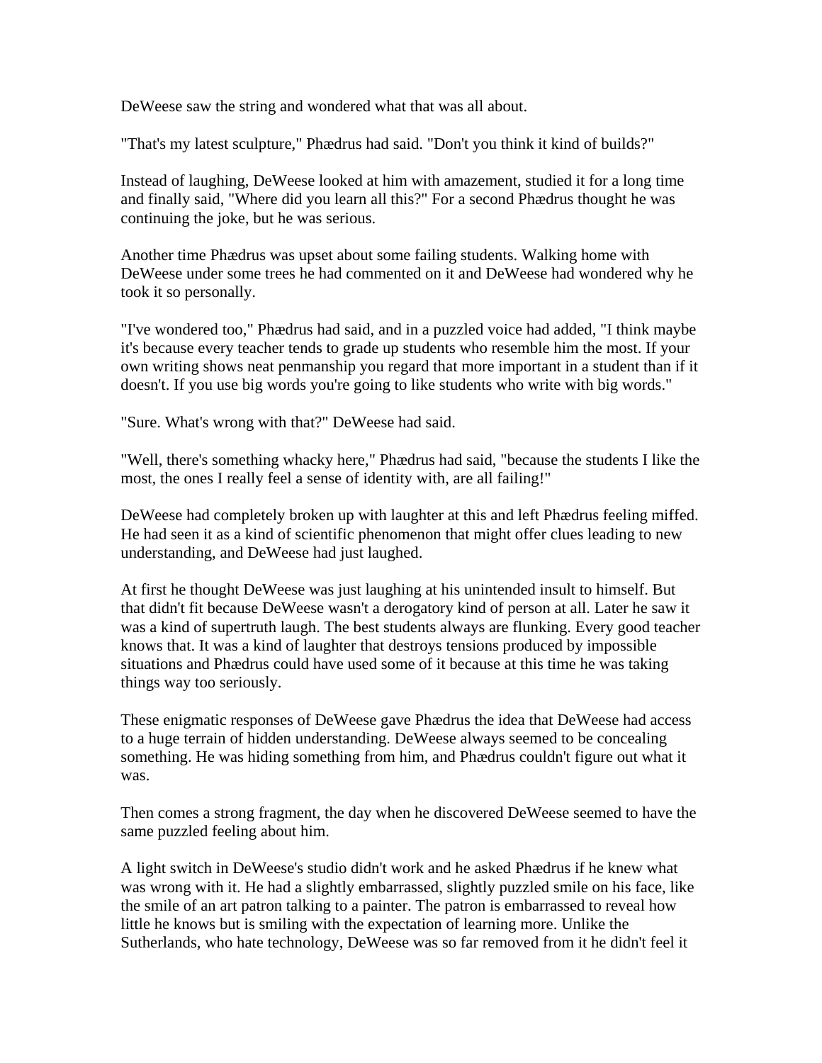DeWeese saw the string and wondered what that was all about.

"That's my latest sculpture," Phædrus had said. "Don't you think it kind of builds?"

Instead of laughing, DeWeese looked at him with amazement, studied it for a long time and finally said, "Where did you learn all this?" For a second Phædrus thought he was continuing the joke, but he was serious.

Another time Phædrus was upset about some failing students. Walking home with DeWeese under some trees he had commented on it and DeWeese had wondered why he took it so personally.

"I've wondered too," Phædrus had said, and in a puzzled voice had added, "I think maybe it's because every teacher tends to grade up students who resemble him the most. If your own writing shows neat penmanship you regard that more important in a student than if it doesn't. If you use big words you're going to like students who write with big words."

"Sure. What's wrong with that?" DeWeese had said.

"Well, there's something whacky here," Phædrus had said, "because the students I like the most, the ones I really feel a sense of identity with, are all failing!"

DeWeese had completely broken up with laughter at this and left Phædrus feeling miffed. He had seen it as a kind of scientific phenomenon that might offer clues leading to new understanding, and DeWeese had just laughed.

At first he thought DeWeese was just laughing at his unintended insult to himself. But that didn't fit because DeWeese wasn't a derogatory kind of person at all. Later he saw it was a kind of supertruth laugh. The best students always are flunking. Every good teacher knows that. It was a kind of laughter that destroys tensions produced by impossible situations and Phædrus could have used some of it because at this time he was taking things way too seriously.

These enigmatic responses of DeWeese gave Phædrus the idea that DeWeese had access to a huge terrain of hidden understanding. DeWeese always seemed to be concealing something. He was hiding something from him, and Phædrus couldn't figure out what it was.

Then comes a strong fragment, the day when he discovered DeWeese seemed to have the same puzzled feeling about him.

A light switch in DeWeese's studio didn't work and he asked Phædrus if he knew what was wrong with it. He had a slightly embarrassed, slightly puzzled smile on his face, like the smile of an art patron talking to a painter. The patron is embarrassed to reveal how little he knows but is smiling with the expectation of learning more. Unlike the Sutherlands, who hate technology, DeWeese was so far removed from it he didn't feel it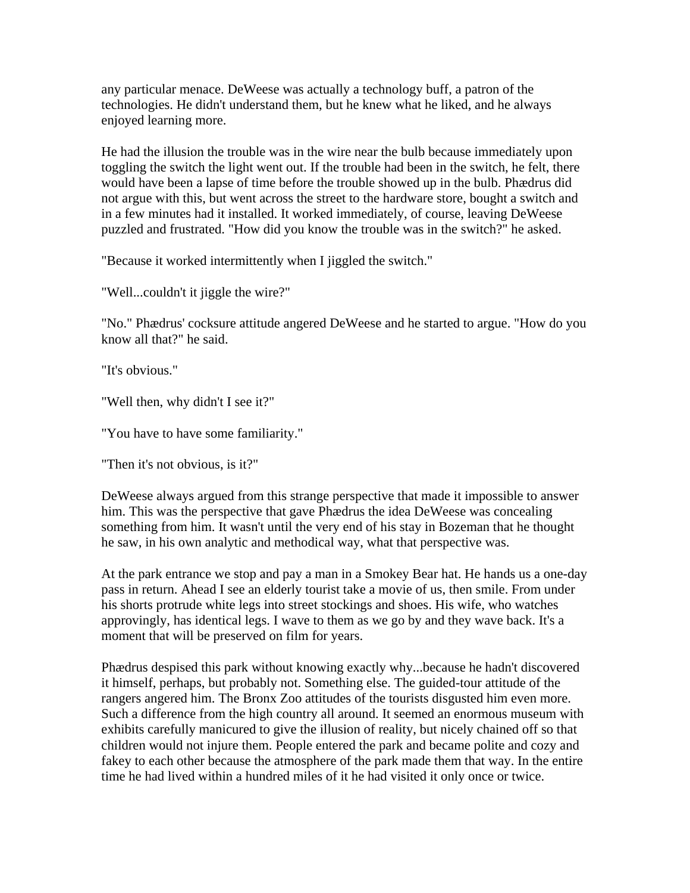any particular menace. DeWeese was actually a technology buff, a patron of the technologies. He didn't understand them, but he knew what he liked, and he always enjoyed learning more.

He had the illusion the trouble was in the wire near the bulb because immediately upon toggling the switch the light went out. If the trouble had been in the switch, he felt, there would have been a lapse of time before the trouble showed up in the bulb. Phædrus did not argue with this, but went across the street to the hardware store, bought a switch and in a few minutes had it installed. It worked immediately, of course, leaving DeWeese puzzled and frustrated. "How did you know the trouble was in the switch?" he asked.

"Because it worked intermittently when I jiggled the switch."

"Well...couldn't it jiggle the wire?"

"No." Phædrus' cocksure attitude angered DeWeese and he started to argue. "How do you know all that?" he said.

"It's obvious."

"Well then, why didn't I see it?"

"You have to have some familiarity."

"Then it's not obvious, is it?"

DeWeese always argued from this strange perspective that made it impossible to answer him. This was the perspective that gave Phædrus the idea DeWeese was concealing something from him. It wasn't until the very end of his stay in Bozeman that he thought he saw, in his own analytic and methodical way, what that perspective was.

At the park entrance we stop and pay a man in a Smokey Bear hat. He hands us a one-day pass in return. Ahead I see an elderly tourist take a movie of us, then smile. From under his shorts protrude white legs into street stockings and shoes. His wife, who watches approvingly, has identical legs. I wave to them as we go by and they wave back. It's a moment that will be preserved on film for years.

Phædrus despised this park without knowing exactly why...because he hadn't discovered it himself, perhaps, but probably not. Something else. The guided-tour attitude of the rangers angered him. The Bronx Zoo attitudes of the tourists disgusted him even more. Such a difference from the high country all around. It seemed an enormous museum with exhibits carefully manicured to give the illusion of reality, but nicely chained off so that children would not injure them. People entered the park and became polite and cozy and fakey to each other because the atmosphere of the park made them that way. In the entire time he had lived within a hundred miles of it he had visited it only once or twice.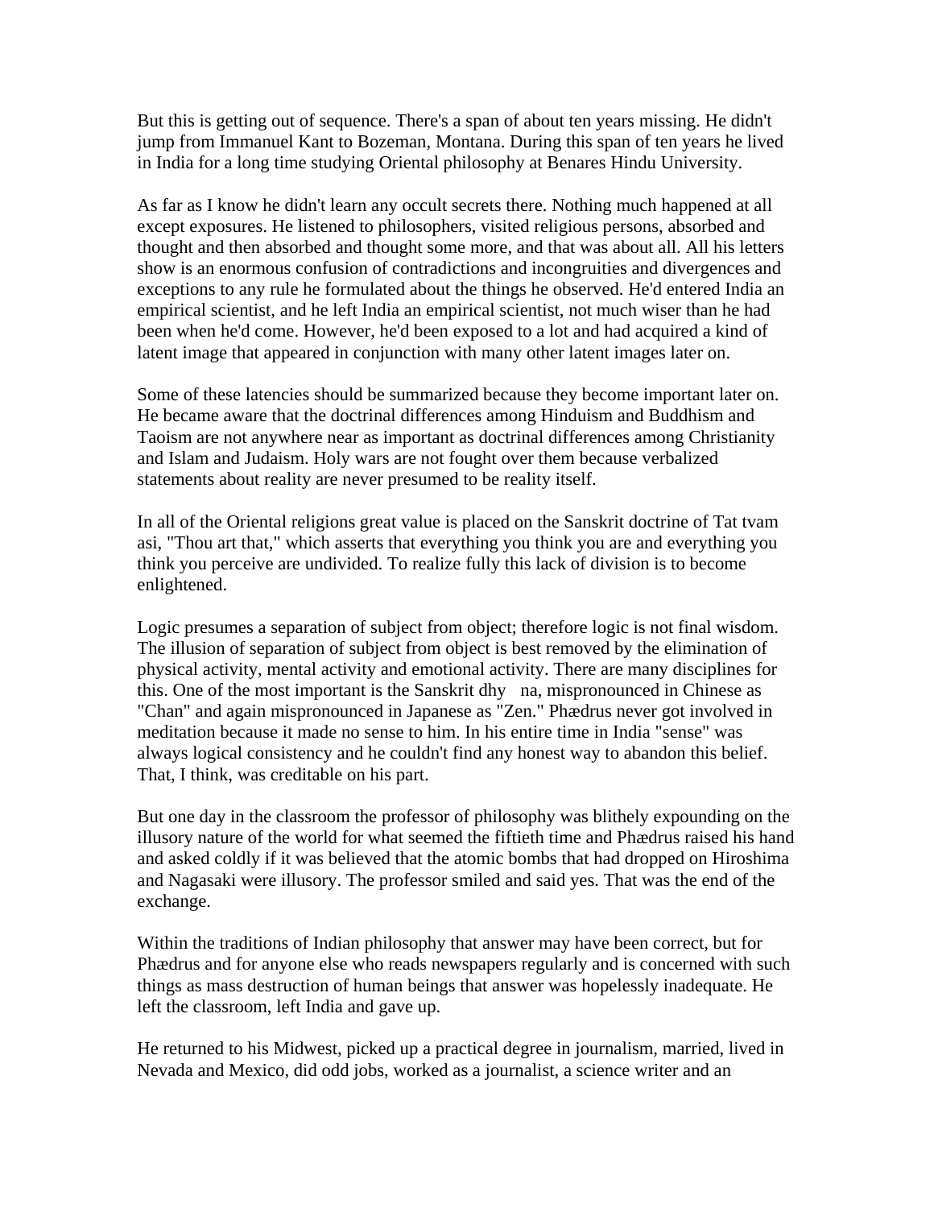But this is getting out of sequence. There's a span of about ten years missing. He didn't jump from Immanuel Kant to Bozeman, Montana. During this span of ten years he lived in India for a long time studying Oriental philosophy at Benares Hindu University.

As far as I know he didn't learn any occult secrets there. Nothing much happened at all except exposures. He listened to philosophers, visited religious persons, absorbed and thought and then absorbed and thought some more, and that was about all. All his letters show is an enormous confusion of contradictions and incongruities and divergences and exceptions to any rule he formulated about the things he observed. He'd entered India an empirical scientist, and he left India an empirical scientist, not much wiser than he had been when he'd come. However, he'd been exposed to a lot and had acquired a kind of latent image that appeared in conjunction with many other latent images later on.

Some of these latencies should be summarized because they become important later on. He became aware that the doctrinal differences among Hinduism and Buddhism and Taoism are not anywhere near as important as doctrinal differences among Christianity and Islam and Judaism. Holy wars are not fought over them because verbalized statements about reality are never presumed to be reality itself.

In all of the Oriental religions great value is placed on the Sanskrit doctrine of Tat tvam asi, "Thou art that," which asserts that everything you think you are and everything you think you perceive are undivided. To realize fully this lack of division is to become enlightened.

Logic presumes a separation of subject from object; therefore logic is not final wisdom. The illusion of separation of subject from object is best removed by the elimination of physical activity, mental activity and emotional activity. There are many disciplines for this. One of the most important is the Sanskrit dhy   na, mispronounced in Chinese as "Chan" and again mispronounced in Japanese as "Zen." Phædrus never got involved in meditation because it made no sense to him. In his entire time in India "sense" was always logical consistency and he couldn't find any honest way to abandon this belief. That, I think, was creditable on his part.

But one day in the classroom the professor of philosophy was blithely expounding on the illusory nature of the world for what seemed the fiftieth time and Phædrus raised his hand and asked coldly if it was believed that the atomic bombs that had dropped on Hiroshima and Nagasaki were illusory. The professor smiled and said yes. That was the end of the exchange.

Within the traditions of Indian philosophy that answer may have been correct, but for Phædrus and for anyone else who reads newspapers regularly and is concerned with such things as mass destruction of human beings that answer was hopelessly inadequate. He left the classroom, left India and gave up.

He returned to his Midwest, picked up a practical degree in journalism, married, lived in Nevada and Mexico, did odd jobs, worked as a journalist, a science writer and an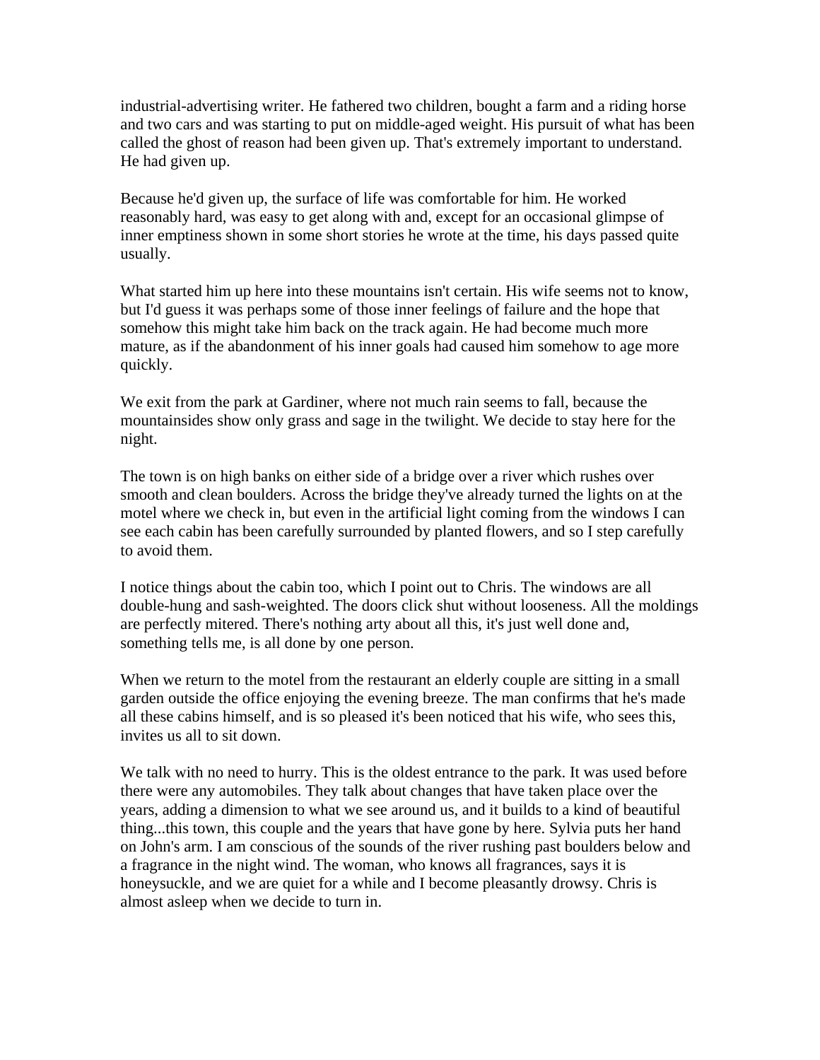industrial-advertising writer. He fathered two children, bought a farm and a riding horse and two cars and was starting to put on middle-aged weight. His pursuit of what has been called the ghost of reason had been given up. That's extremely important to understand. He had given up.

Because he'd given up, the surface of life was comfortable for him. He worked reasonably hard, was easy to get along with and, except for an occasional glimpse of inner emptiness shown in some short stories he wrote at the time, his days passed quite usually.

What started him up here into these mountains isn't certain. His wife seems not to know, but I'd guess it was perhaps some of those inner feelings of failure and the hope that somehow this might take him back on the track again. He had become much more mature, as if the abandonment of his inner goals had caused him somehow to age more quickly.

We exit from the park at Gardiner, where not much rain seems to fall, because the mountainsides show only grass and sage in the twilight. We decide to stay here for the night.

The town is on high banks on either side of a bridge over a river which rushes over smooth and clean boulders. Across the bridge they've already turned the lights on at the motel where we check in, but even in the artificial light coming from the windows I can see each cabin has been carefully surrounded by planted flowers, and so I step carefully to avoid them.

I notice things about the cabin too, which I point out to Chris. The windows are all double-hung and sash-weighted. The doors click shut without looseness. All the moldings are perfectly mitered. There's nothing arty about all this, it's just well done and, something tells me, is all done by one person.

When we return to the motel from the restaurant an elderly couple are sitting in a small garden outside the office enjoying the evening breeze. The man confirms that he's made all these cabins himself, and is so pleased it's been noticed that his wife, who sees this, invites us all to sit down.

We talk with no need to hurry. This is the oldest entrance to the park. It was used before there were any automobiles. They talk about changes that have taken place over the years, adding a dimension to what we see around us, and it builds to a kind of beautiful thing...this town, this couple and the years that have gone by here. Sylvia puts her hand on John's arm. I am conscious of the sounds of the river rushing past boulders below and a fragrance in the night wind. The woman, who knows all fragrances, says it is honeysuckle, and we are quiet for a while and I become pleasantly drowsy. Chris is almost asleep when we decide to turn in.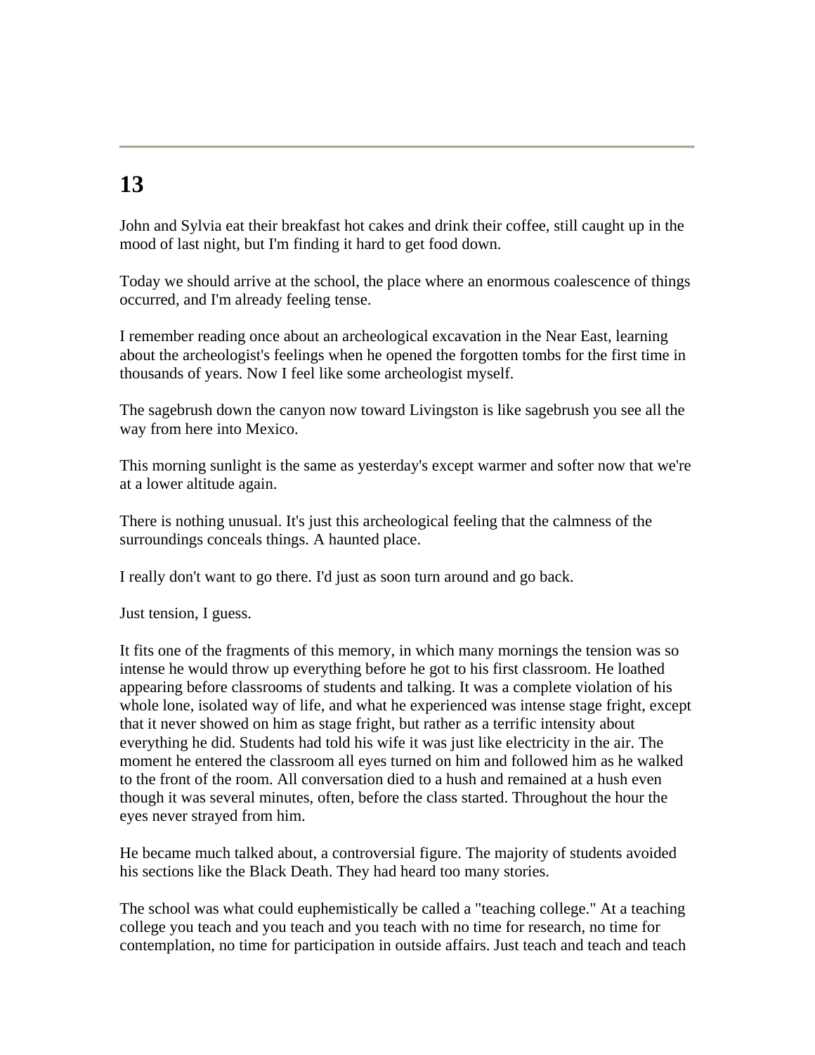# 13

John and Sylvia eat their breakfast hot cakes and drink their coffee, still caught up in the mood of last night, but I'm finding it hard to get food down.

Today we should arrive at the school, the place where an enormous coalescence of things occurred, and I'm already feeling tense.

I remember reading once about an archeological excavation in the Near East, learning about the archeologist's feelings when he opened the forgotten tombs for the first time in thousands of years. Now I feel like some archeologist myself.

The sagebrush down the canyon now toward Livingston is like sagebrush you see all the way from here into Mexico.

This morning sunlight is the same as yesterday's except warmer and softer now that we're at a lower altitude again.

There is nothing unusual. It's just this archeological feeling that the calmness of the surroundings conceals things. A haunted place.

I really don't want to go there. I'd just as soon turn around and go back.

Just tension, I guess.

It fits one of the fragments of this memory, in which many mornings the tension was so intense he would throw up everything before he got to his first classroom. He loathed appearing before classrooms of students and talking. It was a complete violation of his whole lone, isolated way of life, and what he experienced was intense stage fright, except that it never showed on him as stage fright, but rather as a terrific intensity about everything he did. Students had told his wife it was just like electricity in the air. The moment he entered the classroom all eyes turned on him and followed him as he walked to the front of the room. All conversation died to a hush and remained at a hush even though it was several minutes, often, before the class started. Throughout the hour the eyes never strayed from him.

He became much talked about, a controversial figure. The majority of students avoided his sections like the Black Death. They had heard too many stories.

The school was what could euphemistically be called a "teaching college." At a teaching college you teach and you teach and you teach with no time for research, no time for contemplation, no time for participation in outside affairs. Just teach and teach and teach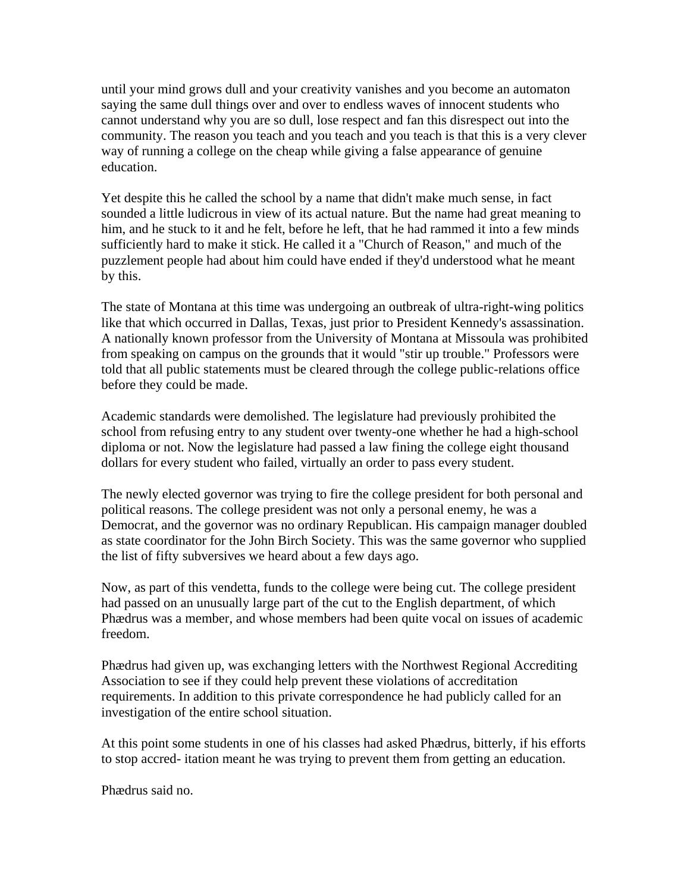until your mind grows dull and your creativity vanishes and you become an automaton saying the same dull things over and over to endless waves of innocent students who cannot understand why you are so dull, lose respect and fan this disrespect out into the community. The reason you teach and you teach and you teach is that this is a very clever way of running a college on the cheap while giving a false appearance of genuine education.

Yet despite this he called the school by a name that didn't make much sense, in fact sounded a little ludicrous in view of its actual nature. But the name had great meaning to him, and he stuck to it and he felt, before he left, that he had rammed it into a few minds sufficiently hard to make it stick. He called it a "Church of Reason," and much of the puzzlement people had about him could have ended if they'd understood what he meant by this.

The state of Montana at this time was undergoing an outbreak of ultra-right-wing politics like that which occurred in Dallas, Texas, just prior to President Kennedy's assassination. A nationally known professor from the University of Montana at Missoula was prohibited from speaking on campus on the grounds that it would "stir up trouble." Professors were told that all public statements must be cleared through the college public-relations office before they could be made.

Academic standards were demolished. The legislature had previously prohibited the school from refusing entry to any student over twenty-one whether he had a high-school diploma or not. Now the legislature had passed a law fining the college eight thousand dollars for every student who failed, virtually an order to pass every student.

The newly elected governor was trying to fire the college president for both personal and political reasons. The college president was not only a personal enemy, he was a Democrat, and the governor was no ordinary Republican. His campaign manager doubled as state coordinator for the John Birch Society. This was the same governor who supplied the list of fifty subversives we heard about a few days ago.

Now, as part of this vendetta, funds to the college were being cut. The college president had passed on an unusually large part of the cut to the English department, of which Phædrus was a member, and whose members had been quite vocal on issues of academic freedom.

Phædrus had given up, was exchanging letters with the Northwest Regional Accrediting Association to see if they could help prevent these violations of accreditation requirements. In addition to this private correspondence he had publicly called for an investigation of the entire school situation.

At this point some students in one of his classes had asked Phædrus, bitterly, if his efforts to stop accreditation meant he was trying to prevent them from getting an education.

Phædrus said no.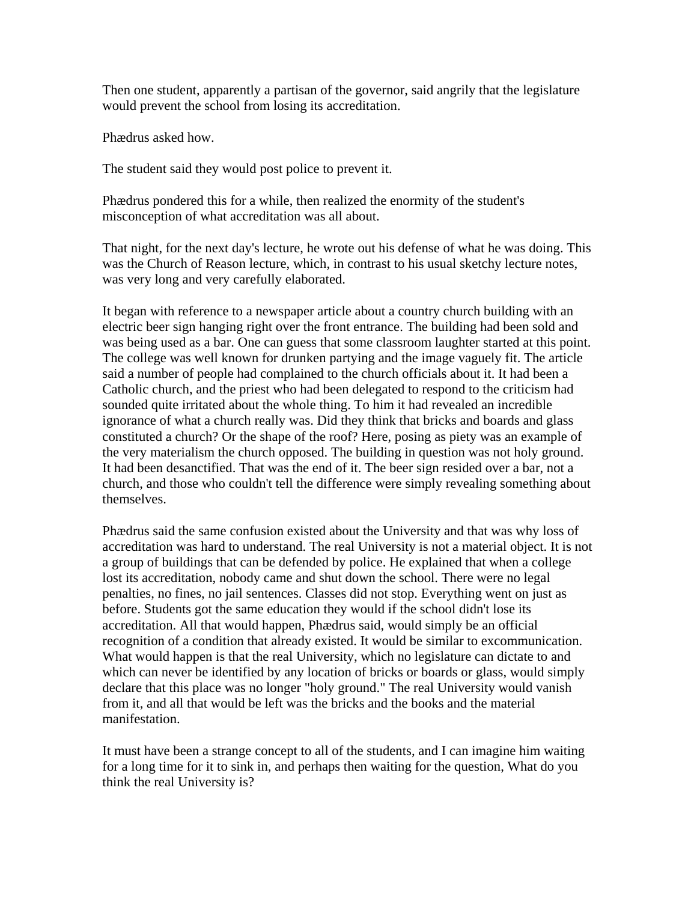Then one student, apparently a partisan of the governor, said angrily that the legislature would prevent the school from losing its accreditation.

Phædrus asked how.

The student said they would post police to prevent it.

Phædrus pondered this for a while, then realized the enormity of the student's misconception of what accreditation was all about.

That night, for the next day's lecture, he wrote out his defense of what he was doing. This was the Church of Reason lecture, which, in contrast to his usual sketchy lecture notes, was very long and very carefully elaborated.

It began with reference to a newspaper article about a country church building with an electric beer sign hanging right over the front entrance. The building had been sold and was being used as a bar. One can guess that some classroom laughter started at this point. The college was well known for drunken partying and the image vaguely fit. The article said a number of people had complained to the church officials about it. It had been a Catholic church, and the priest who had been delegated to respond to the criticism had sounded quite irritated about the whole thing. To him it had revealed an incredible ignorance of what a church really was. Did they think that bricks and boards and glass constituted a church? Or the shape of the roof? Here, posing as piety was an example of the very materialism the church opposed. The building in question was not holy ground. It had been desanctified. That was the end of it. The beer sign resided over a bar, not a church, and those who couldn't tell the difference were simply revealing something about themselves.

Phædrus said the same confusion existed about the University and that was why loss of accreditation was hard to understand. The real University is not a material object. It is not a group of buildings that can be defended by police. He explained that when a college lost its accreditation, nobody came and shut down the school. There were no legal penalties, no fines, no jail sentences. Classes did not stop. Everything went on just as before. Students got the same education they would if the school didn't lose its accreditation. All that would happen, Phædrus said, would simply be an official recognition of a condition that already existed. It would be similar to excommunication. What would happen is that the real University, which no legislature can dictate to and which can never be identified by any location of bricks or boards or glass, would simply declare that this place was no longer "holy ground." The real University would vanish from it, and all that would be left was the bricks and the books and the material manifestation.

It must have been a strange concept to all of the students, and I can imagine him waiting for a long time for it to sink in, and perhaps then waiting for the question, What do you think the real University is?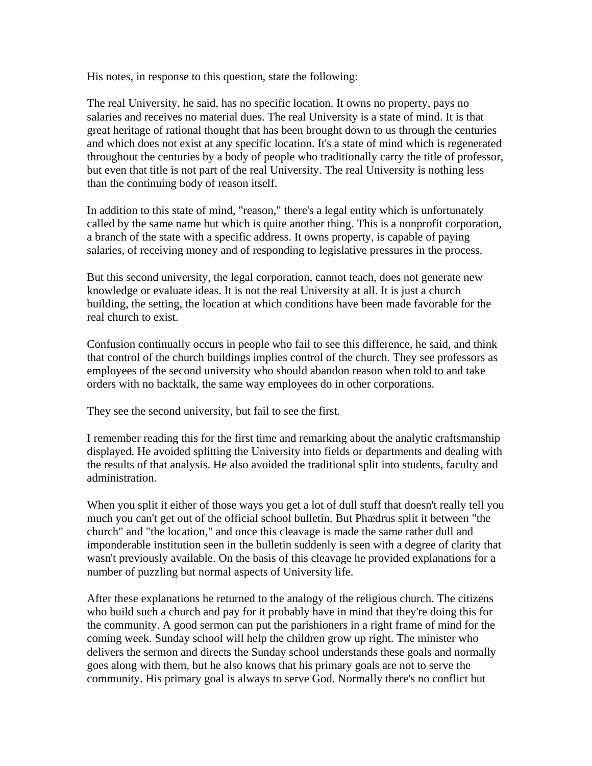His notes, in response to this question, state the following:

The real University, he said, has no specific location. It owns no property, pays no salaries and receives no material dues. The real University is a state of mind. It is that great heritage of rational thought that has been brought down to us through the centuries and which does not exist at any specific location. It's a state of mind which is regenerated throughout the centuries by a body of people who traditionally carry the title of professor, but even that title is not part of the real University. The real University is nothing less than the continuing body of reason itself.

In addition to this state of mind, "reason," there's a legal entity which is unfortunately called by the same name but which is quite another thing. This is a nonprofit corporation, a branch of the state with a specific address. It owns property, is capable of paying salaries, of receiving money and of responding to legislative pressures in the process.

But this second university, the legal corporation, cannot teach, does not generate new knowledge or evaluate ideas. It is not the real University at all. It is just a church building, the setting, the location at which conditions have been made favorable for the real church to exist.

Confusion continually occurs in people who fail to see this difference, he said, and think that control of the church buildings implies control of the church. They see professors as employees of the second university who should abandon reason when told to and take orders with no backtalk, the same way employees do in other corporations.

They see the second university, but fail to see the first.

I remember reading this for the first time and remarking about the analytic craftsmanship displayed. He avoided splitting the University into fields or departments and dealing with the results of that analysis. He also avoided the traditional split into students, faculty and administration.

When you split it either of those ways you get a lot of dull stuff that doesn't really tell you much you can't get out of the official school bulletin. But Phædrus split it between "the church" and "the location," and once this cleavage is made the same rather dull and imponderable institution seen in the bulletin suddenly is seen with a degree of clarity that wasn't previously available. On the basis of this cleavage he provided explanations for a number of puzzling but normal aspects of University life.

After these explanations he returned to the analogy of the religious church. The citizens who build such a church and pay for it probably have in mind that they're doing this for the community. A good sermon can put the parishioners in a right frame of mind for the coming week. Sunday school will help the children grow up right. The minister who delivers the sermon and directs the Sunday school understands these goals and normally goes along with them, but he also knows that his primary goals are not to serve the community. His primary goal is always to serve God. Normally there's no conflict but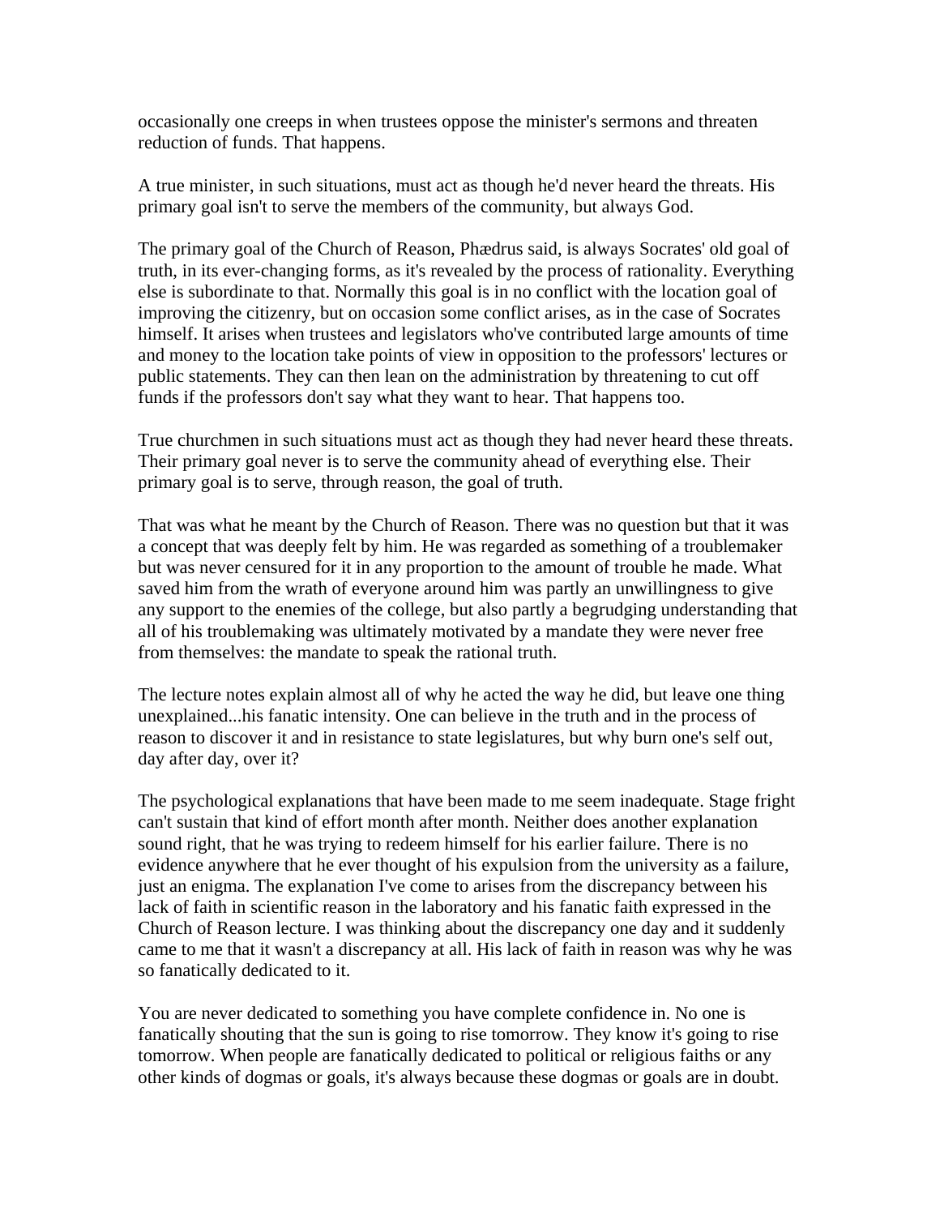occasionally one creeps in when trustees oppose the minister's sermons and threaten reduction of funds. That happens.

A true minister, in such situations, must act as though he'd never heard the threats. His primary goal isn't to serve the members of the community, but always God.

The primary goal of the Church of Reason, Phædrus said, is always Socrates' old goal of truth, in its ever-changing forms, as it's revealed by the process of rationality. Everything else is subordinate to that. Normally this goal is in no conflict with the location goal of improving the citizenry, but on occasion some conflict arises, as in the case of Socrates himself. It arises when trustees and legislators who've contributed large amounts of time and money to the location take points of view in opposition to the professors' lectures or public statements. They can then lean on the administration by threatening to cut off funds if the professors don't say what they want to hear. That happens too.

True churchmen in such situations must act as though they had never heard these threats. Their primary goal never is to serve the community ahead of everything else. Their primary goal is to serve, through reason, the goal of truth.

That was what he meant by the Church of Reason. There was no question but that it was a concept that was deeply felt by him. He was regarded as something of a troublemaker but was never censured for it in any proportion to the amount of trouble he made. What saved him from the wrath of everyone around him was partly an unwillingness to give any support to the enemies of the college, but also partly a begrudging understanding that all of his troublemaking was ultimately motivated by a mandate they were never free from themselves: the mandate to speak the rational truth.

The lecture notes explain almost all of why he acted the way he did, but leave one thing unexplained...his fanatic intensity. One can believe in the truth and in the process of reason to discover it and in resistance to state legislatures, but why burn one's self out, day after day, over it?

The psychological explanations that have been made to me seem inadequate. Stage fright can't sustain that kind of effort month after month. Neither does another explanation sound right, that he was trying to redeem himself for his earlier failure. There is no evidence anywhere that he ever thought of his expulsion from the university as a failure, just an enigma. The explanation I've come to arises from the discrepancy between his lack of faith in scientific reason in the laboratory and his fanatic faith expressed in the Church of Reason lecture. I was thinking about the discrepancy one day and it suddenly came to me that it wasn't a discrepancy at all. His lack of faith in reason was why he was so fanatically dedicated to it.

You are never dedicated to something you have complete confidence in. No one is fanatically shouting that the sun is going to rise tomorrow. They know it's going to rise tomorrow. When people are fanatically dedicated to political or religious faiths or any other kinds of dogmas or goals, it's always because these dogmas or goals are in doubt.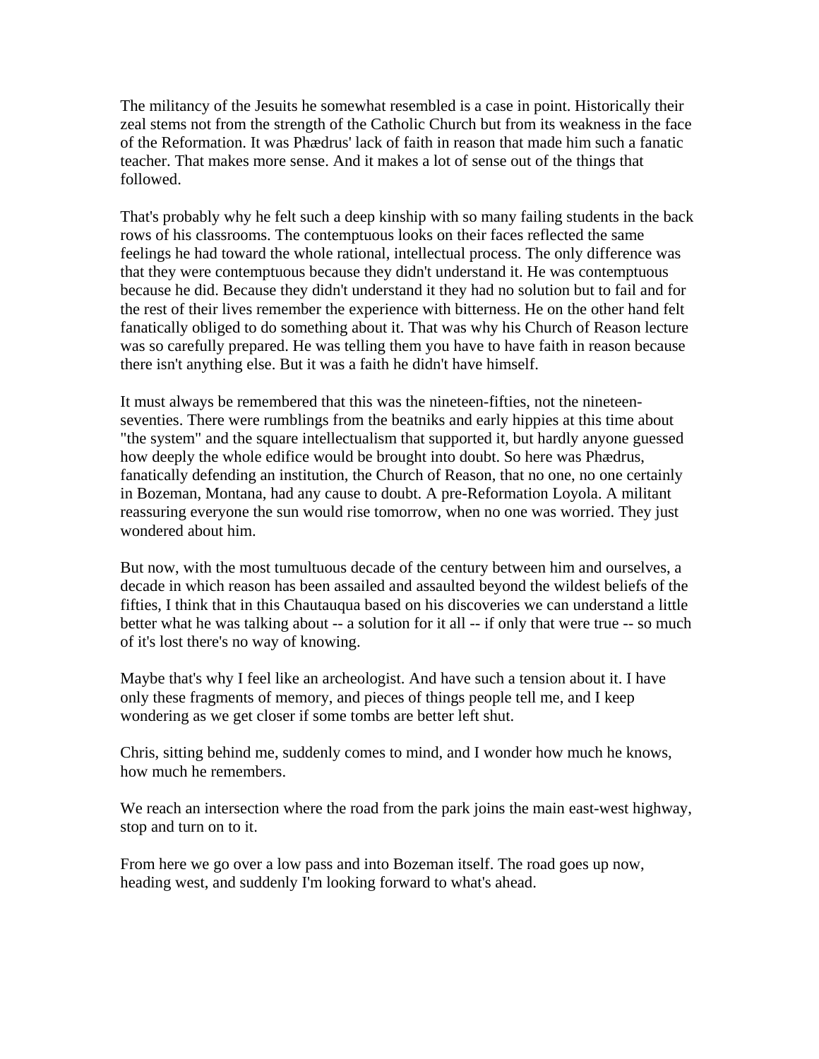The militancy of the Jesuits he somewhat resembled is a case in point. Historically their zeal stems not from the strength of the Catholic Church but from its weakness in the face of the Reformation. It was Phædrus' lack of faith in reason that made him such a fanatic teacher. That makes more sense. And it makes a lot of sense out of the things that followed.

That's probably why he felt such a deep kinship with so many failing students in the back rows of his classrooms. The contemptuous looks on their faces reflected the same feelings he had toward the whole rational, intellectual process. The only difference was that they were contemptuous because they didn't understand it. He was contemptuous because he did. Because they didn't understand it they had no solution but to fail and for the rest of their lives remember the experience with bitterness. He on the other hand felt fanatically obliged to do something about it. That was why his Church of Reason lecture was so carefully prepared. He was telling them you have to have faith in reason because there isn't anything else. But it was a faith he didn't have himself.

It must always be remembered that this was the nineteen-fifties, not the nineteen-seventies. There were rumblings from the beatniks and early hippies at this time about "the system" and the square intellectualism that supported it, but hardly anyone guessed how deeply the whole edifice would be brought into doubt. So here was Phædrus, fanatically defending an institution, the Church of Reason, that no one, no one certainly in Bozeman, Montana, had any cause to doubt. A pre-Reformation Loyola. A militant reassuring everyone the sun would rise tomorrow, when no one was worried. They just wondered about him.

But now, with the most tumultuous decade of the century between him and ourselves, a decade in which reason has been assailed and assaulted beyond the wildest beliefs of the fifties, I think that in this Chautauqua based on his discoveries we can understand a little better what he was talking about -- a solution for it all -- if only that were true -- so much of it's lost there's no way of knowing.

Maybe that's why I feel like an archeologist. And have such a tension about it. I have only these fragments of memory, and pieces of things people tell me, and I keep wondering as we get closer if some tombs are better left shut.

Chris, sitting behind me, suddenly comes to mind, and I wonder how much he knows, how much he remembers.

We reach an intersection where the road from the park joins the main east-west highway, stop and turn on to it.

From here we go over a low pass and into Bozeman itself. The road goes up now, heading west, and suddenly I'm looking forward to what's ahead.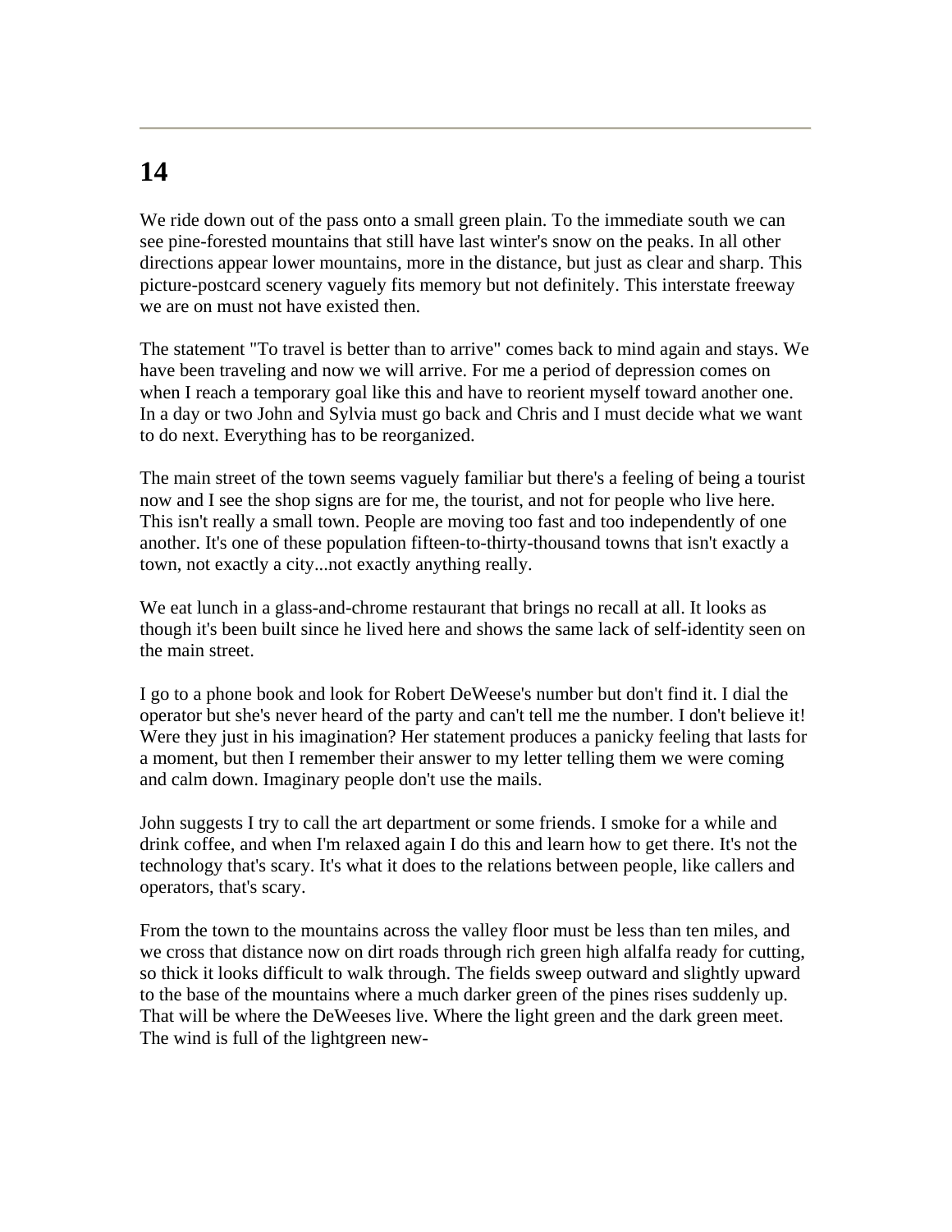# 14

We ride down out of the pass onto a small green plain. To the immediate south we can see pine-forested mountains that still have last winter's snow on the peaks. In all other directions appear lower mountains, more in the distance, but just as clear and sharp. This picture-postcard scenery vaguely fits memory but not definitely. This interstate freeway we are on must not have existed then.

The statement "To travel is better than to arrive" comes back to mind again and stays. We have been traveling and now we will arrive. For me a period of depression comes on when I reach a temporary goal like this and have to reorient myself toward another one. In a day or two John and Sylvia must go back and Chris and I must decide what we want to do next. Everything has to be reorganized.

The main street of the town seems vaguely familiar but there's a feeling of being a tourist now and I see the shop signs are for me, the tourist, and not for people who live here. This isn't really a small town. People are moving too fast and too independently of one another. It's one of these population fifteen-to-thirty-thousand towns that isn't exactly a town, not exactly a city...not exactly anything really.

We eat lunch in a glass-and-chrome restaurant that brings no recall at all. It looks as though it's been built since he lived here and shows the same lack of self-identity seen on the main street.

I go to a phone book and look for Robert DeWeese's number but don't find it. I dial the operator but she's never heard of the party and can't tell me the number. I don't believe it! Were they just in his imagination? Her statement produces a panicky feeling that lasts for a moment, but then I remember their answer to my letter telling them we were coming and calm down. Imaginary people don't use the mails.

John suggests I try to call the art department or some friends. I smoke for a while and drink coffee, and when I'm relaxed again I do this and learn how to get there. It's not the technology that's scary. It's what it does to the relations between people, like callers and operators, that's scary.

From the town to the mountains across the valley floor must be less than ten miles, and we cross that distance now on dirt roads through rich green high alfalfa ready for cutting, so thick it looks difficult to walk through. The fields sweep outward and slightly upward to the base of the mountains where a much darker green of the pines rises suddenly up. That will be where the DeWeeses live. Where the light green and the dark green meet. The wind is full of the lightgreen new-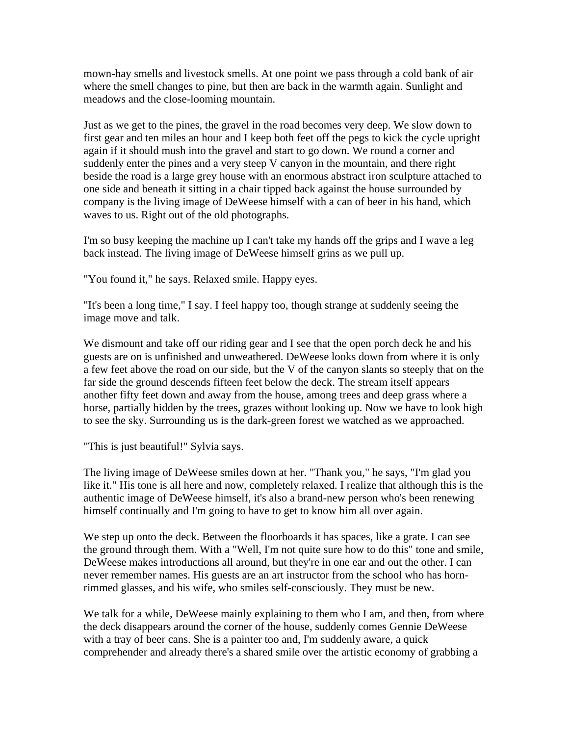mown-hay smells and livestock smells. At one point we pass through a cold bank of air where the smell changes to pine, but then are back in the warmth again. Sunlight and meadows and the close-looming mountain.

Just as we get to the pines, the gravel in the road becomes very deep. We slow down to first gear and ten miles an hour and I keep both feet off the pegs to kick the cycle upright again if it should mush into the gravel and start to go down. We round a corner and suddenly enter the pines and a very steep V canyon in the mountain, and there right beside the road is a large grey house with an enormous abstract iron sculpture attached to one side and beneath it sitting in a chair tipped back against the house surrounded by company is the living image of DeWeese himself with a can of beer in his hand, which waves to us. Right out of the old photographs.

I'm so busy keeping the machine up I can't take my hands off the grips and I wave a leg back instead. The living image of DeWeese himself grins as we pull up.

"You found it," he says. Relaxed smile. Happy eyes.

"It's been a long time," I say. I feel happy too, though strange at suddenly seeing the image move and talk.

We dismount and take off our riding gear and I see that the open porch deck he and his guests are on is unfinished and unweathered. DeWeese looks down from where it is only a few feet above the road on our side, but the V of the canyon slants so steeply that on the far side the ground descends fifteen feet below the deck. The stream itself appears another fifty feet down and away from the house, among trees and deep grass where a horse, partially hidden by the trees, grazes without looking up. Now we have to look high to see the sky. Surrounding us is the dark-green forest we watched as we approached.

"This is just beautiful!" Sylvia says.

The living image of DeWeese smiles down at her. "Thank you," he says, "I'm glad you like it." His tone is all here and now, completely relaxed. I realize that although this is the authentic image of DeWeese himself, it's also a brand-new person who's been renewing himself continually and I'm going to have to get to know him all over again.

We step up onto the deck. Between the floorboards it has spaces, like a grate. I can see the ground through them. With a "Well, I'm not quite sure how to do this" tone and smile, DeWeese makes introductions all around, but they're in one ear and out the other. I can never remember names. His guests are an art instructor from the school who has horn-rimmed glasses, and his wife, who smiles self-consciously. They must be new.

We talk for a while, DeWeese mainly explaining to them who I am, and then, from where the deck disappears around the corner of the house, suddenly comes Gennie DeWeese with a tray of beer cans. She is a painter too and, I'm suddenly aware, a quick comprehender and already there's a shared smile over the artistic economy of grabbing a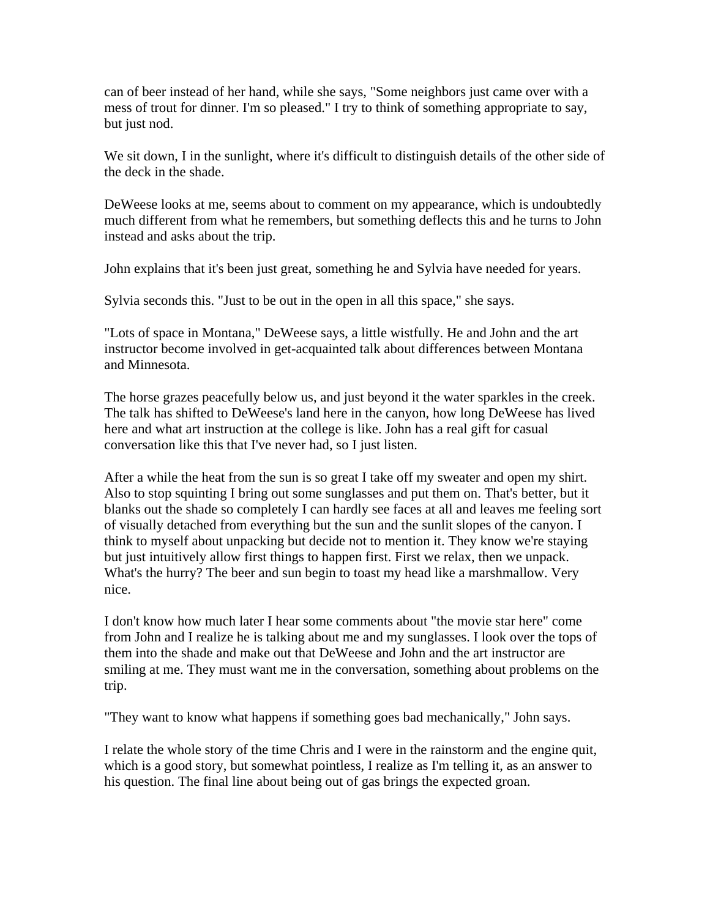can of beer instead of her hand, while she says, "Some neighbors just came over with a mess of trout for dinner. I'm so pleased." I try to think of something appropriate to say, but just nod.

We sit down, I in the sunlight, where it's difficult to distinguish details of the other side of the deck in the shade.

DeWeese looks at me, seems about to comment on my appearance, which is undoubtedly much different from what he remembers, but something deflects this and he turns to John instead and asks about the trip.

John explains that it's been just great, something he and Sylvia have needed for years.

Sylvia seconds this. "Just to be out in the open in all this space," she says.

"Lots of space in Montana," DeWeese says, a little wistfully. He and John and the art instructor become involved in get-acquainted talk about differences between Montana and Minnesota.

The horse grazes peacefully below us, and just beyond it the water sparkles in the creek. The talk has shifted to DeWeese's land here in the canyon, how long DeWeese has lived here and what art instruction at the college is like. John has a real gift for casual conversation like this that I've never had, so I just listen.

After a while the heat from the sun is so great I take off my sweater and open my shirt. Also to stop squinting I bring out some sunglasses and put them on. That's better, but it blanks out the shade so completely I can hardly see faces at all and leaves me feeling sort of visually detached from everything but the sun and the sunlit slopes of the canyon. I think to myself about unpacking but decide not to mention it. They know we're staying but just intuitively allow first things to happen first. First we relax, then we unpack. What's the hurry? The beer and sun begin to toast my head like a marshmallow. Very nice.

I don't know how much later I hear some comments about "the movie star here" come from John and I realize he is talking about me and my sunglasses. I look over the tops of them into the shade and make out that DeWeese and John and the art instructor are smiling at me. They must want me in the conversation, something about problems on the trip.

"They want to know what happens if something goes bad mechanically," John says.

I relate the whole story of the time Chris and I were in the rainstorm and the engine quit, which is a good story, but somewhat pointless, I realize as I'm telling it, as an answer to his question. The final line about being out of gas brings the expected groan.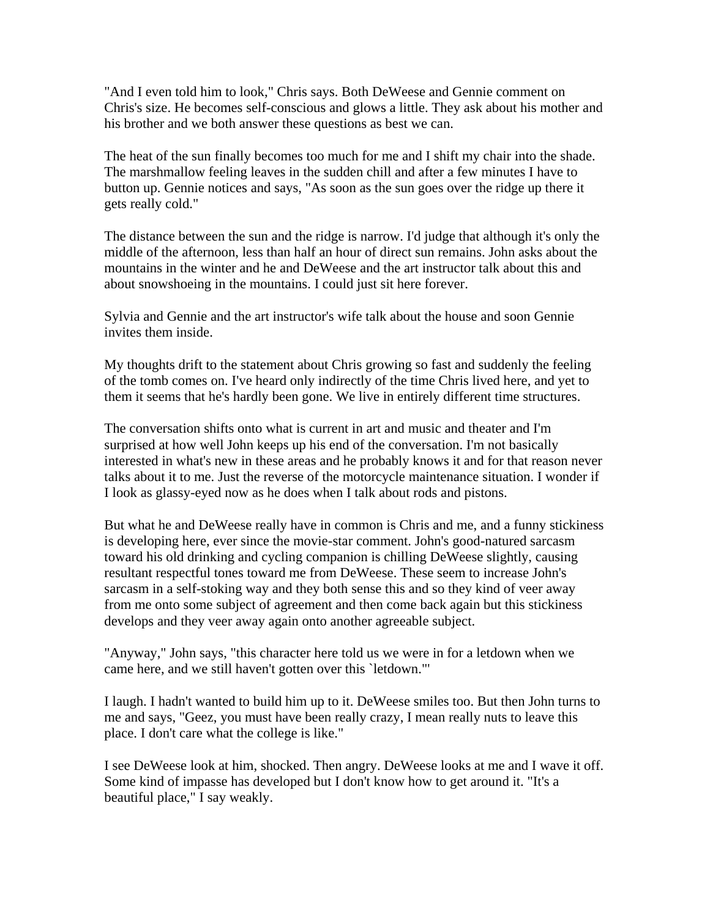"And I even told him to look," Chris says. Both DeWeese and Gennie comment on Chris's size. He becomes self-conscious and glows a little. They ask about his mother and his brother and we both answer these questions as best we can.

The heat of the sun finally becomes too much for me and I shift my chair into the shade. The marshmallow feeling leaves in the sudden chill and after a few minutes I have to button up. Gennie notices and says, "As soon as the sun goes over the ridge up there it gets really cold."

The distance between the sun and the ridge is narrow. I'd judge that although it's only the middle of the afternoon, less than half an hour of direct sun remains. John asks about the mountains in the winter and he and DeWeese and the art instructor talk about this and about snowshoeing in the mountains. I could just sit here forever.

Sylvia and Gennie and the art instructor's wife talk about the house and soon Gennie invites them inside.

My thoughts drift to the statement about Chris growing so fast and suddenly the feeling of the tomb comes on. I've heard only indirectly of the time Chris lived here, and yet to them it seems that he's hardly been gone. We live in entirely different time structures.

The conversation shifts onto what is current in art and music and theater and I'm surprised at how well John keeps up his end of the conversation. I'm not basically interested in what's new in these areas and he probably knows it and for that reason never talks about it to me. Just the reverse of the motorcycle maintenance situation. I wonder if I look as glassy-eyed now as he does when I talk about rods and pistons.

But what he and DeWeese really have in common is Chris and me, and a funny stickiness is developing here, ever since the movie-star comment. John's good-natured sarcasm toward his old drinking and cycling companion is chilling DeWeese slightly, causing resultant respectful tones toward me from DeWeese. These seem to increase John's sarcasm in a self-stoking way and they both sense this and so they kind of veer away from me onto some subject of agreement and then come back again but this stickiness develops and they veer away again onto another agreeable subject.

"Anyway," John says, "this character here told us we were in for a letdown when we came here, and we still haven't gotten over this `letdown.'"

I laugh. I hadn't wanted to build him up to it. DeWeese smiles too. But then John turns to me and says, "Geez, you must have been really crazy, I mean really nuts to leave this place. I don't care what the college is like."

I see DeWeese look at him, shocked. Then angry. DeWeese looks at me and I wave it off. Some kind of impasse has developed but I don't know how to get around it. "It's a beautiful place," I say weakly.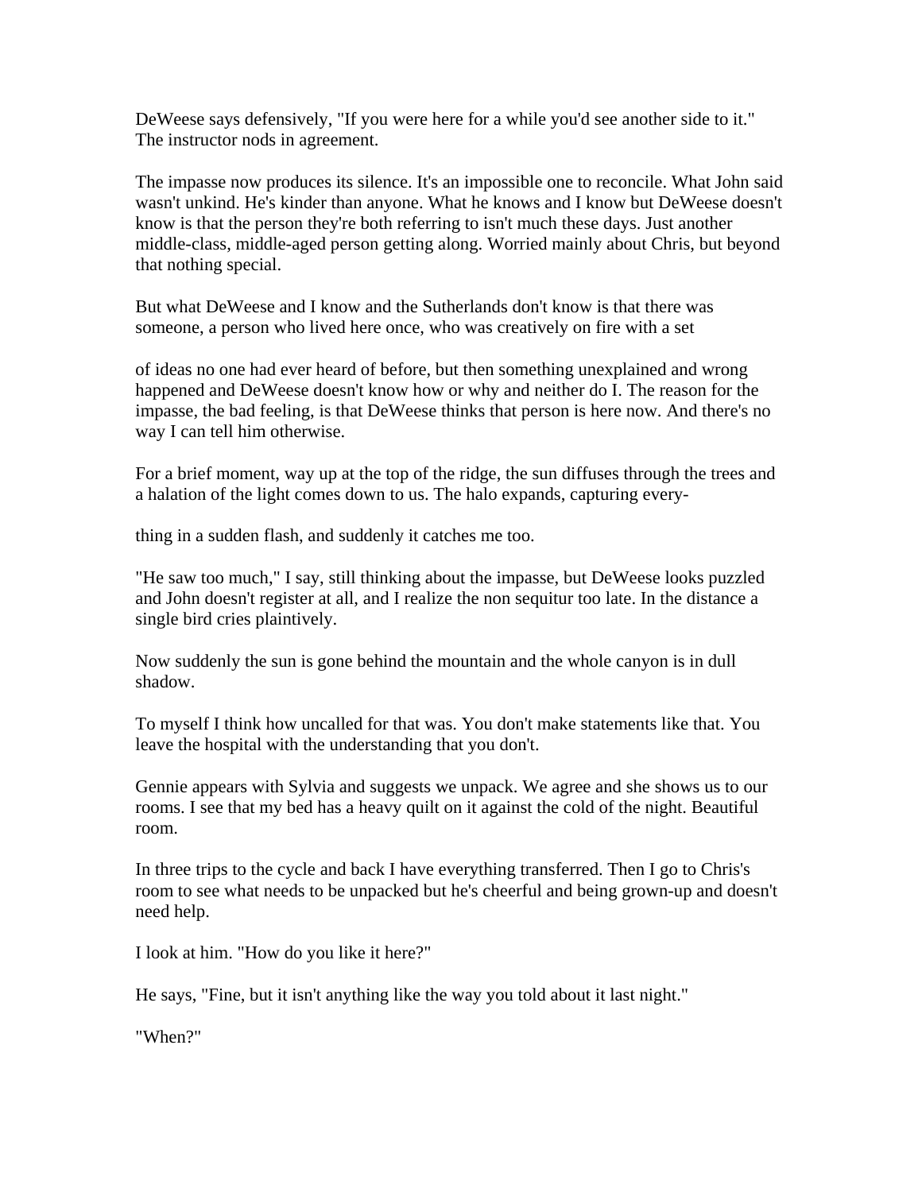DeWeese says defensively, "If you were here for a while you'd see another side to it." The instructor nods in agreement.

The impasse now produces its silence. It's an impossible one to reconcile. What John said wasn't unkind. He's kinder than anyone. What he knows and I know but DeWeese doesn't know is that the person they're both referring to isn't much these days. Just another middle-class, middle-aged person getting along. Worried mainly about Chris, but beyond that nothing special.

But what DeWeese and I know and the Sutherlands don't know is that there was someone, a person who lived here once, who was creatively on fire with a set of ideas no one had ever heard of before, but then something unexplained and wrong happened and DeWeese doesn't know how or why and neither do I. The reason for the impasse, the bad feeling, is that DeWeese thinks that person is here now. And there's no way I can tell him otherwise.

For a brief moment, way up at the top of the ridge, the sun diffuses through the trees and a halation of the light comes down to us. The halo expands, capturing everything in a sudden flash, and suddenly it catches me too.

"He saw too much," I say, still thinking about the impasse, but DeWeese looks puzzled and John doesn't register at all, and I realize the non sequitur too late. In the distance a single bird cries plaintively.

Now suddenly the sun is gone behind the mountain and the whole canyon is in dull shadow.

To myself I think how uncalled for that was. You don't make statements like that. You leave the hospital with the understanding that you don't.

Gennie appears with Sylvia and suggests we unpack. We agree and she shows us to our rooms. I see that my bed has a heavy quilt on it against the cold of the night. Beautiful room.

In three trips to the cycle and back I have everything transferred. Then I go to Chris's room to see what needs to be unpacked but he's cheerful and being grown-up and doesn't need help.

I look at him. "How do you like it here?"

He says, "Fine, but it isn't anything like the way you told about it last night."

"When?"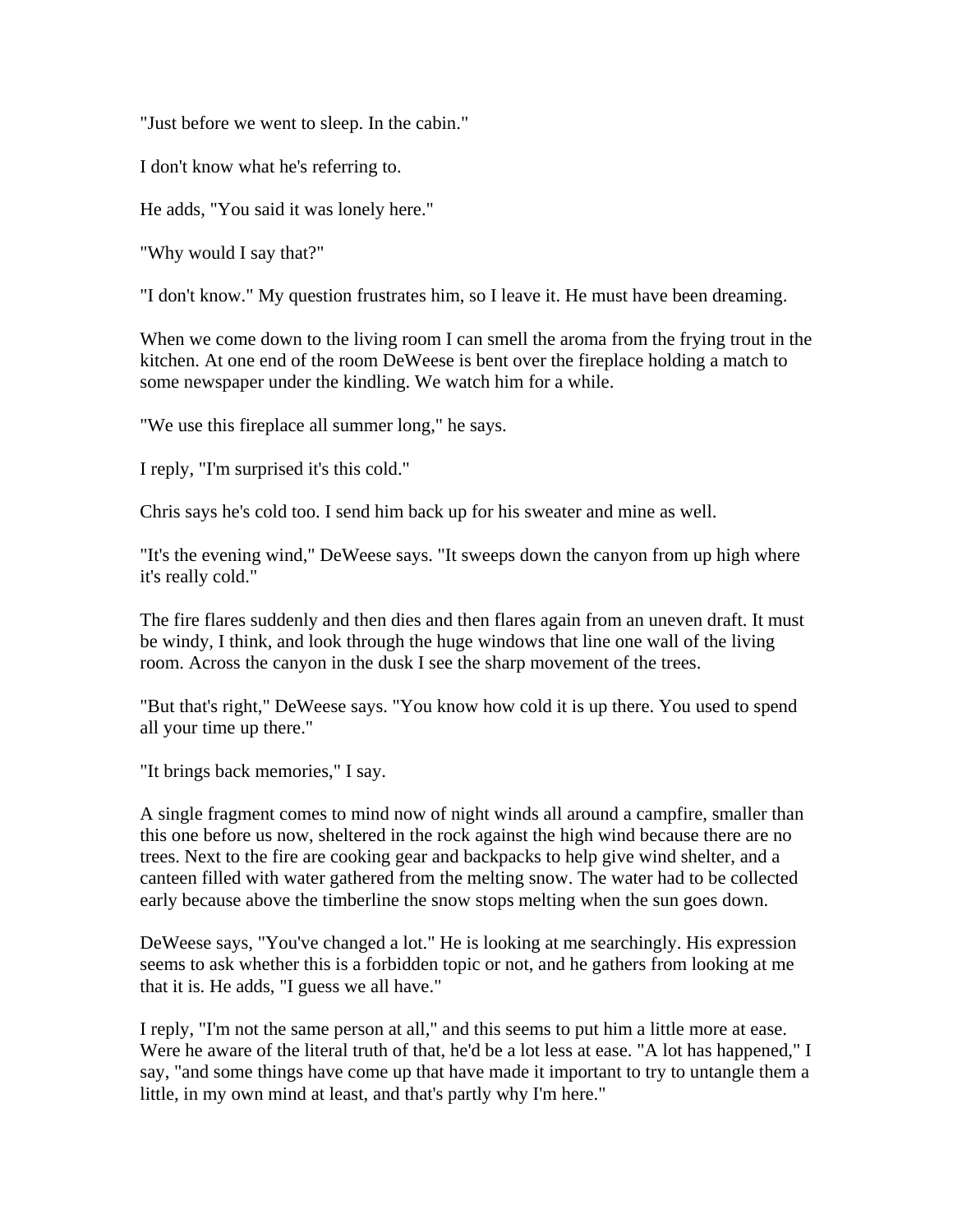"Just before we went to sleep. In the cabin."

I don't know what he's referring to.

He adds, "You said it was lonely here."

"Why would I say that?"

"I don't know." My question frustrates him, so I leave it. He must have been dreaming.

When we come down to the living room I can smell the aroma from the frying trout in the kitchen. At one end of the room DeWeese is bent over the fireplace holding a match to some newspaper under the kindling. We watch him for a while.

"We use this fireplace all summer long," he says.

I reply, "I'm surprised it's this cold."

Chris says he's cold too. I send him back up for his sweater and mine as well.

"It's the evening wind," DeWeese says. "It sweeps down the canyon from up high where it's really cold."

The fire flares suddenly and then dies and then flares again from an uneven draft. It must be windy, I think, and look through the huge windows that line one wall of the living room. Across the canyon in the dusk I see the sharp movement of the trees.

"But that's right," DeWeese says. "You know how cold it is up there. You used to spend all your time up there."

"It brings back memories," I say.

A single fragment comes to mind now of night winds all around a campfire, smaller than this one before us now, sheltered in the rock against the high wind because there are no trees. Next to the fire are cooking gear and backpacks to help give wind shelter, and a canteen filled with water gathered from the melting snow. The water had to be collected early because above the timberline the snow stops melting when the sun goes down.

DeWeese says, "You've changed a lot." He is looking at me searchingly. His expression seems to ask whether this is a forbidden topic or not, and he gathers from looking at me that it is. He adds, "I guess we all have."

I reply, "I'm not the same person at all," and this seems to put him a little more at ease. Were he aware of the literal truth of that, he'd be a lot less at ease. "A lot has happened," I say, "and some things have come up that have made it important to try to untangle them a little, in my own mind at least, and that's partly why I'm here."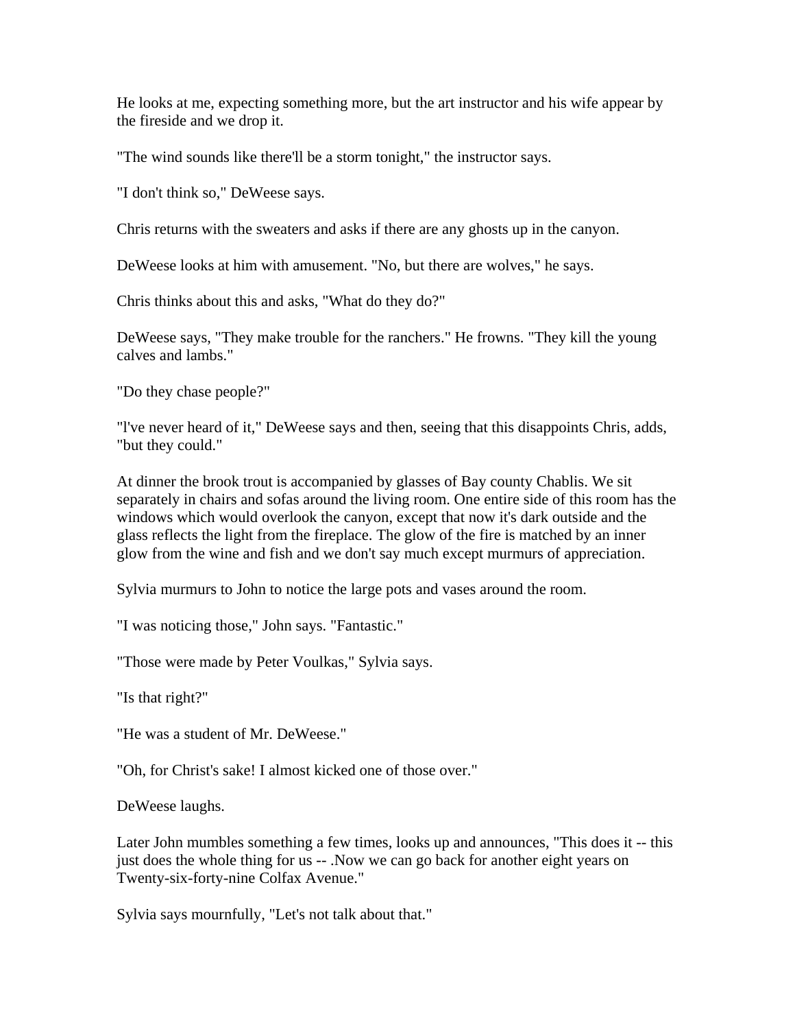He looks at me, expecting something more, but the art instructor and his wife appear by the fireside and we drop it.

"The wind sounds like there'll be a storm tonight," the instructor says.

"I don't think so," DeWeese says.

Chris returns with the sweaters and asks if there are any ghosts up in the canyon.

DeWeese looks at him with amusement. "No, but there are wolves," he says.

Chris thinks about this and asks, "What do they do?"

DeWeese says, "They make trouble for the ranchers." He frowns. "They kill the young calves and lambs."

"Do they chase people?"

"l've never heard of it," DeWeese says and then, seeing that this disappoints Chris, adds, "but they could."

At dinner the brook trout is accompanied by glasses of Bay county Chablis. We sit separately in chairs and sofas around the living room. One entire side of this room has the windows which would overlook the canyon, except that now it's dark outside and the glass reflects the light from the fireplace. The glow of the fire is matched by an inner glow from the wine and fish and we don't say much except murmurs of appreciation.

Sylvia murmurs to John to notice the large pots and vases around the room.

"I was noticing those," John says. "Fantastic."

"Those were made by Peter Voulkas," Sylvia says.

"Is that right?"

"He was a student of Mr. DeWeese."

"Oh, for Christ's sake! I almost kicked one of those over."

DeWeese laughs.

Later John mumbles something a few times, looks up and announces, "This does it -- this just does the whole thing for us -- .Now we can go back for another eight years on Twenty-six-forty-nine Colfax Avenue."

Sylvia says mournfully, "Let's not talk about that."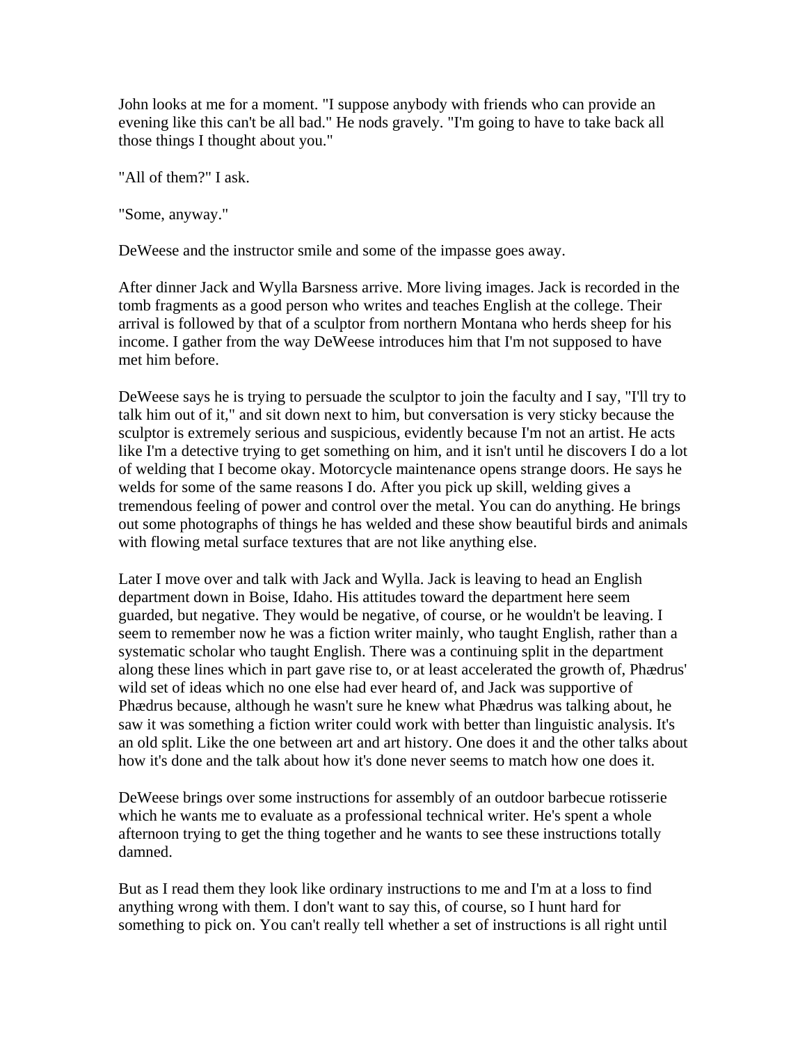John looks at me for a moment. "I suppose anybody with friends who can provide an evening like this can't be all bad." He nods gravely. "I'm going to have to take back all those things I thought about you."

"All of them?" I ask.

"Some, anyway."

DeWeese and the instructor smile and some of the impasse goes away.

After dinner Jack and Wylla Barsness arrive. More living images. Jack is recorded in the tomb fragments as a good person who writes and teaches English at the college. Their arrival is followed by that of a sculptor from northern Montana who herds sheep for his income. I gather from the way DeWeese introduces him that I'm not supposed to have met him before.

DeWeese says he is trying to persuade the sculptor to join the faculty and I say, "I'll try to talk him out of it," and sit down next to him, but conversation is very sticky because the sculptor is extremely serious and suspicious, evidently because I'm not an artist. He acts like I'm a detective trying to get something on him, and it isn't until he discovers I do a lot of welding that I become okay. Motorcycle maintenance opens strange doors. He says he welds for some of the same reasons I do. After you pick up skill, welding gives a tremendous feeling of power and control over the metal. You can do anything. He brings out some photographs of things he has welded and these show beautiful birds and animals with flowing metal surface textures that are not like anything else.

Later I move over and talk with Jack and Wylla. Jack is leaving to head an English department down in Boise, Idaho. His attitudes toward the department here seem guarded, but negative. They would be negative, of course, or he wouldn't be leaving. I seem to remember now he was a fiction writer mainly, who taught English, rather than a systematic scholar who taught English. There was a continuing split in the department along these lines which in part gave rise to, or at least accelerated the growth of, Phædrus' wild set of ideas which no one else had ever heard of, and Jack was supportive of Phædrus because, although he wasn't sure he knew what Phædrus was talking about, he saw it was something a fiction writer could work with better than linguistic analysis. It's an old split. Like the one between art and art history. One does it and the other talks about how it's done and the talk about how it's done never seems to match how one does it.

DeWeese brings over some instructions for assembly of an outdoor barbecue rotisserie which he wants me to evaluate as a professional technical writer. He's spent a whole afternoon trying to get the thing together and he wants to see these instructions totally damned.

But as I read them they look like ordinary instructions to me and I'm at a loss to find anything wrong with them. I don't want to say this, of course, so I hunt hard for something to pick on. You can't really tell whether a set of instructions is all right until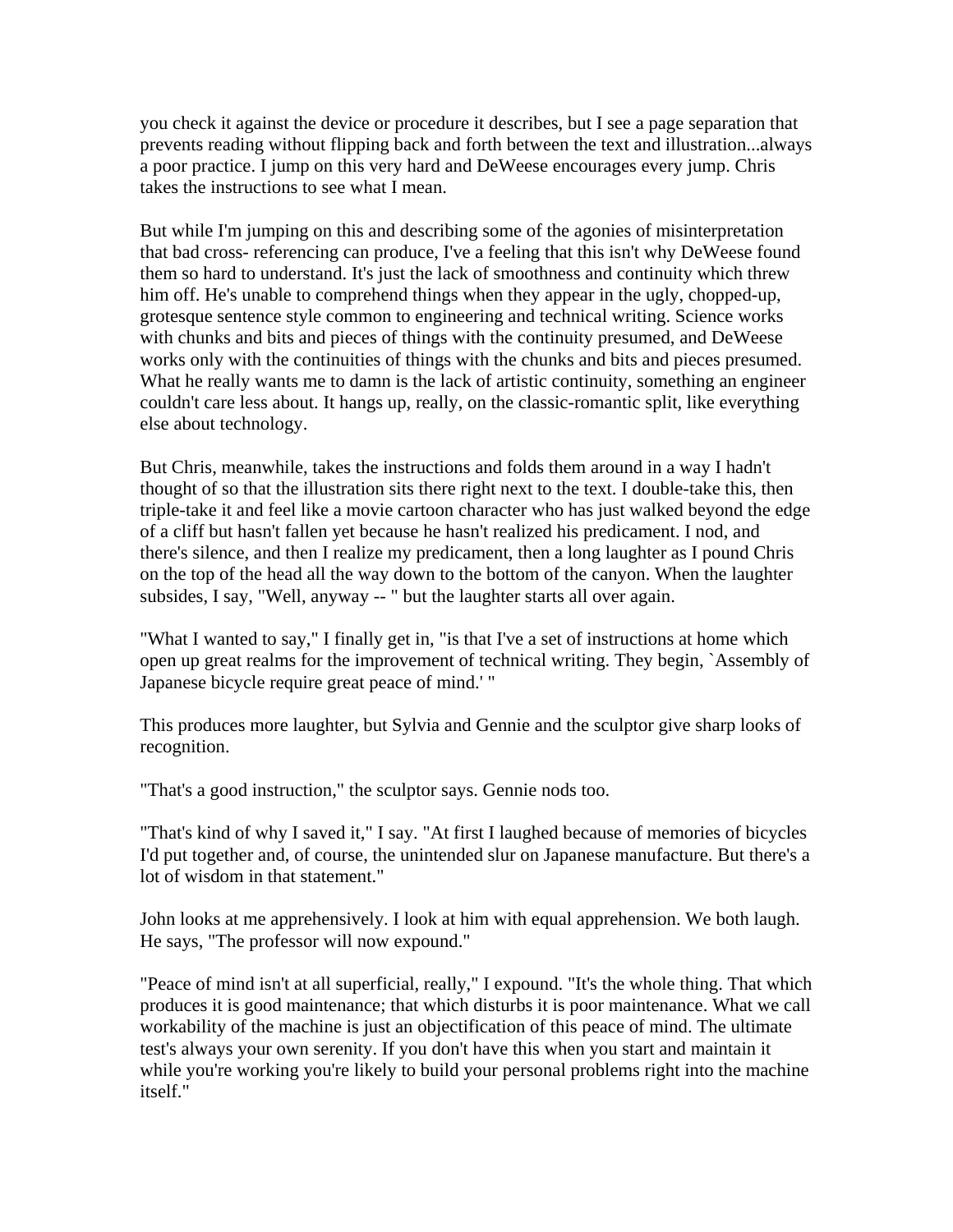you check it against the device or procedure it describes, but I see a page separation that prevents reading without flipping back and forth between the text and illustration...always a poor practice. I jump on this very hard and DeWeese encourages every jump. Chris takes the instructions to see what I mean.

But while I'm jumping on this and describing some of the agonies of misinterpretation that bad cross- referencing can produce, I've a feeling that this isn't why DeWeese found them so hard to understand. It's just the lack of smoothness and continuity which threw him off. He's unable to comprehend things when they appear in the ugly, chopped-up, grotesque sentence style common to engineering and technical writing. Science works with chunks and bits and pieces of things with the continuity presumed, and DeWeese works only with the continuities of things with the chunks and bits and pieces presumed. What he really wants me to damn is the lack of artistic continuity, something an engineer couldn't care less about. It hangs up, really, on the classic-romantic split, like everything else about technology.

But Chris, meanwhile, takes the instructions and folds them around in a way I hadn't thought of so that the illustration sits there right next to the text. I double-take this, then triple-take it and feel like a movie cartoon character who has just walked beyond the edge of a cliff but hasn't fallen yet because he hasn't realized his predicament. I nod, and there's silence, and then I realize my predicament, then a long laughter as I pound Chris on the top of the head all the way down to the bottom of the canyon. When the laughter subsides, I say, "Well, anyway -- " but the laughter starts all over again.

"What I wanted to say," I finally get in, "is that I've a set of instructions at home which open up great realms for the improvement of technical writing. They begin, `Assembly of Japanese bicycle require great peace of mind.' "

This produces more laughter, but Sylvia and Gennie and the sculptor give sharp looks of recognition.

"That's a good instruction," the sculptor says. Gennie nods too.

"That's kind of why I saved it," I say. "At first I laughed because of memories of bicycles I'd put together and, of course, the unintended slur on Japanese manufacture. But there's a lot of wisdom in that statement."

John looks at me apprehensively. I look at him with equal apprehension. We both laugh. He says, "The professor will now expound."

"Peace of mind isn't at all superficial, really," I expound. "It's the whole thing. That which produces it is good maintenance; that which disturbs it is poor maintenance. What we call workability of the machine is just an objectification of this peace of mind. The ultimate test's always your own serenity. If you don't have this when you start and maintain it while you're working you're likely to build your personal problems right into the machine itself."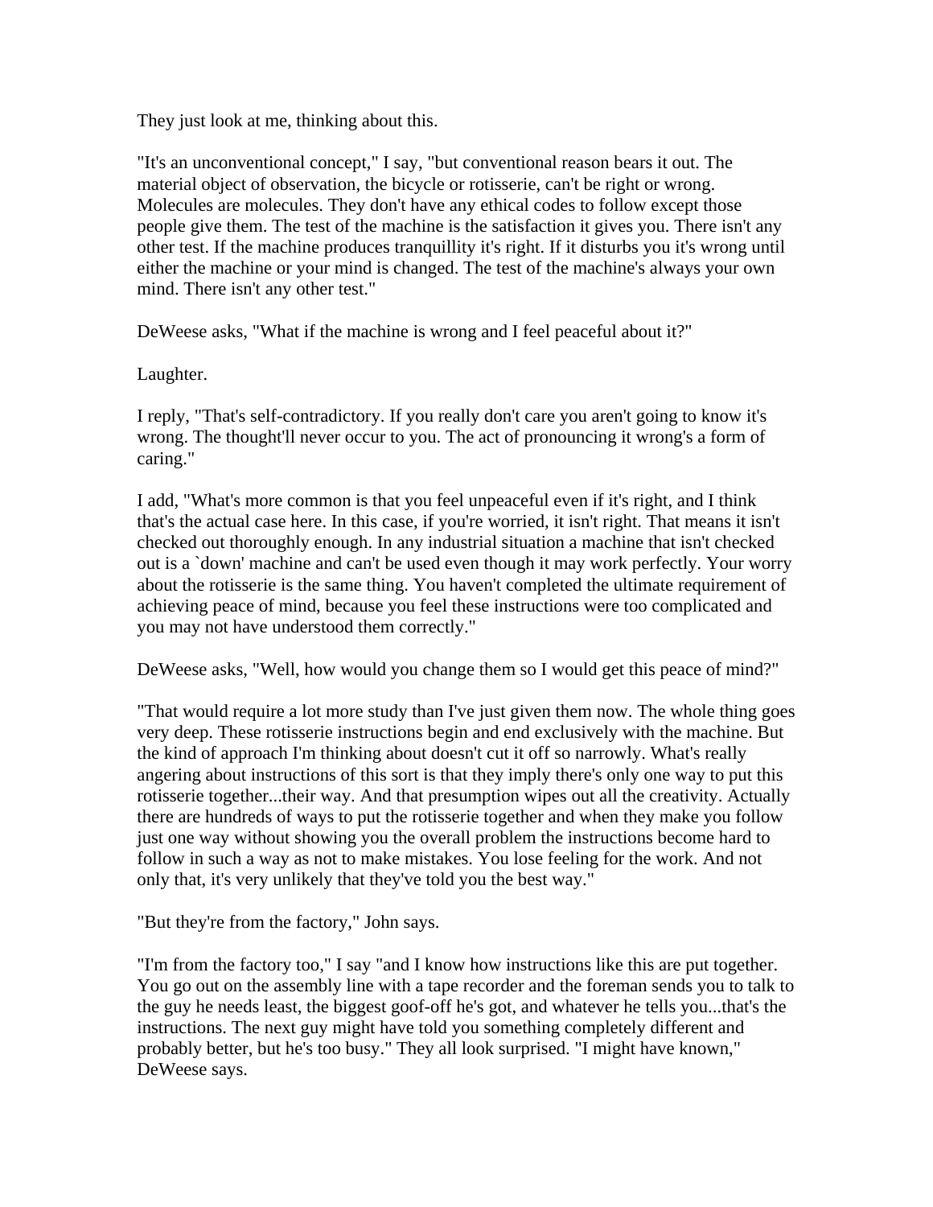They just look at me, thinking about this.

"It's an unconventional concept," I say, "but conventional reason bears it out. The material object of observation, the bicycle or rotisserie, can't be right or wrong. Molecules are molecules. They don't have any ethical codes to follow except those people give them. The test of the machine is the satisfaction it gives you. There isn't any other test. If the machine produces tranquillity it's right. If it disturbs you it's wrong until either the machine or your mind is changed. The test of the machine's always your own mind. There isn't any other test."

DeWeese asks, "What if the machine is wrong and I feel peaceful about it?"

Laughter.

I reply, "That's self-contradictory. If you really don't care you aren't going to know it's wrong. The thought'll never occur to you. The act of pronouncing it wrong's a form of caring."

I add, "What's more common is that you feel unpeaceful even if it's right, and I think that's the actual case here. In this case, if you're worried, it isn't right. That means it isn't checked out thoroughly enough. In any industrial situation a machine that isn't checked out is a `down' machine and can't be used even though it may work perfectly. Your worry about the rotisserie is the same thing. You haven't completed the ultimate requirement of achieving peace of mind, because you feel these instructions were too complicated and you may not have understood them correctly."

DeWeese asks, "Well, how would you change them so I would get this peace of mind?"

"That would require a lot more study than I've just given them now. The whole thing goes very deep. These rotisserie instructions begin and end exclusively with the machine. But the kind of approach I'm thinking about doesn't cut it off so narrowly. What's really angering about instructions of this sort is that they imply there's only one way to put this rotisserie together...their way. And that presumption wipes out all the creativity. Actually there are hundreds of ways to put the rotisserie together and when they make you follow just one way without showing you the overall problem the instructions become hard to follow in such a way as not to make mistakes. You lose feeling for the work. And not only that, it's very unlikely that they've told you the best way."

"But they're from the factory," John says.

"I'm from the factory too," I say "and I know how instructions like this are put together. You go out on the assembly line with a tape recorder and the foreman sends you to talk to the guy he needs least, the biggest goof-off he's got, and whatever he tells you...that's the instructions. The next guy might have told you something completely different and probably better, but he's too busy." They all look surprised. "I might have known," DeWeese says.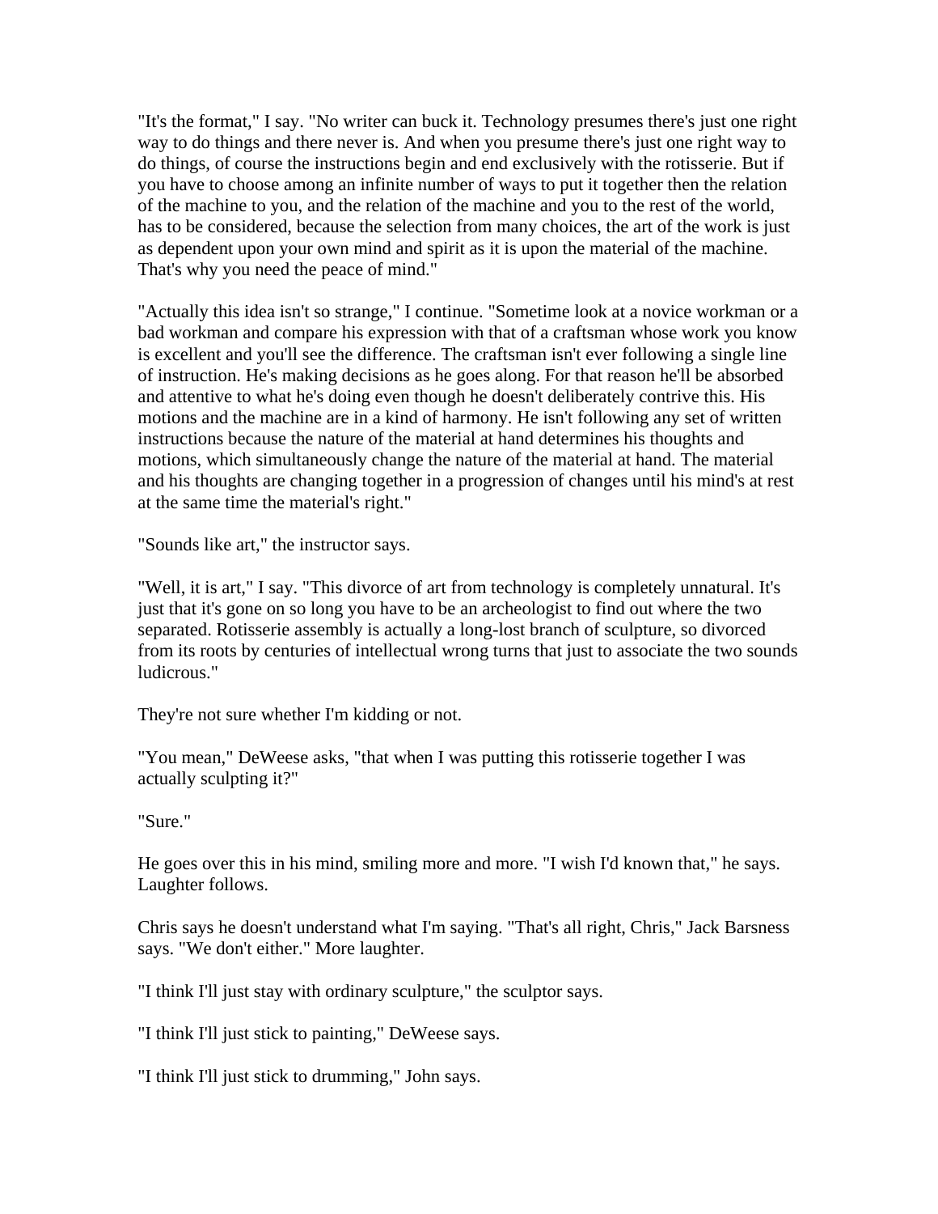"It's the format," I say. "No writer can buck it. Technology presumes there's just one right way to do things and there never is. And when you presume there's just one right way to do things, of course the instructions begin and end exclusively with the rotisserie. But if you have to choose among an infinite number of ways to put it together then the relation of the machine to you, and the relation of the machine and you to the rest of the world, has to be considered, because the selection from many choices, the art of the work is just as dependent upon your own mind and spirit as it is upon the material of the machine. That's why you need the peace of mind."

"Actually this idea isn't so strange," I continue. "Sometime look at a novice workman or a bad workman and compare his expression with that of a craftsman whose work you know is excellent and you'll see the difference. The craftsman isn't ever following a single line of instruction. He's making decisions as he goes along. For that reason he'll be absorbed and attentive to what he's doing even though he doesn't deliberately contrive this. His motions and the machine are in a kind of harmony. He isn't following any set of written instructions because the nature of the material at hand determines his thoughts and motions, which simultaneously change the nature of the material at hand. The material and his thoughts are changing together in a progression of changes until his mind's at rest at the same time the material's right."

"Sounds like art," the instructor says.

"Well, it is art," I say. "This divorce of art from technology is completely unnatural. It's just that it's gone on so long you have to be an archeologist to find out where the two separated. Rotisserie assembly is actually a long-lost branch of sculpture, so divorced from its roots by centuries of intellectual wrong turns that just to associate the two sounds ludicrous."

They're not sure whether I'm kidding or not.

"You mean," DeWeese asks, "that when I was putting this rotisserie together I was actually sculpting it?"

"Sure."

He goes over this in his mind, smiling more and more. "I wish I'd known that," he says. Laughter follows.

Chris says he doesn't understand what I'm saying. "That's all right, Chris," Jack Barsness says. "We don't either." More laughter.

"I think I'll just stay with ordinary sculpture," the sculptor says.

"I think I'll just stick to painting," DeWeese says.

"I think I'll just stick to drumming," John says.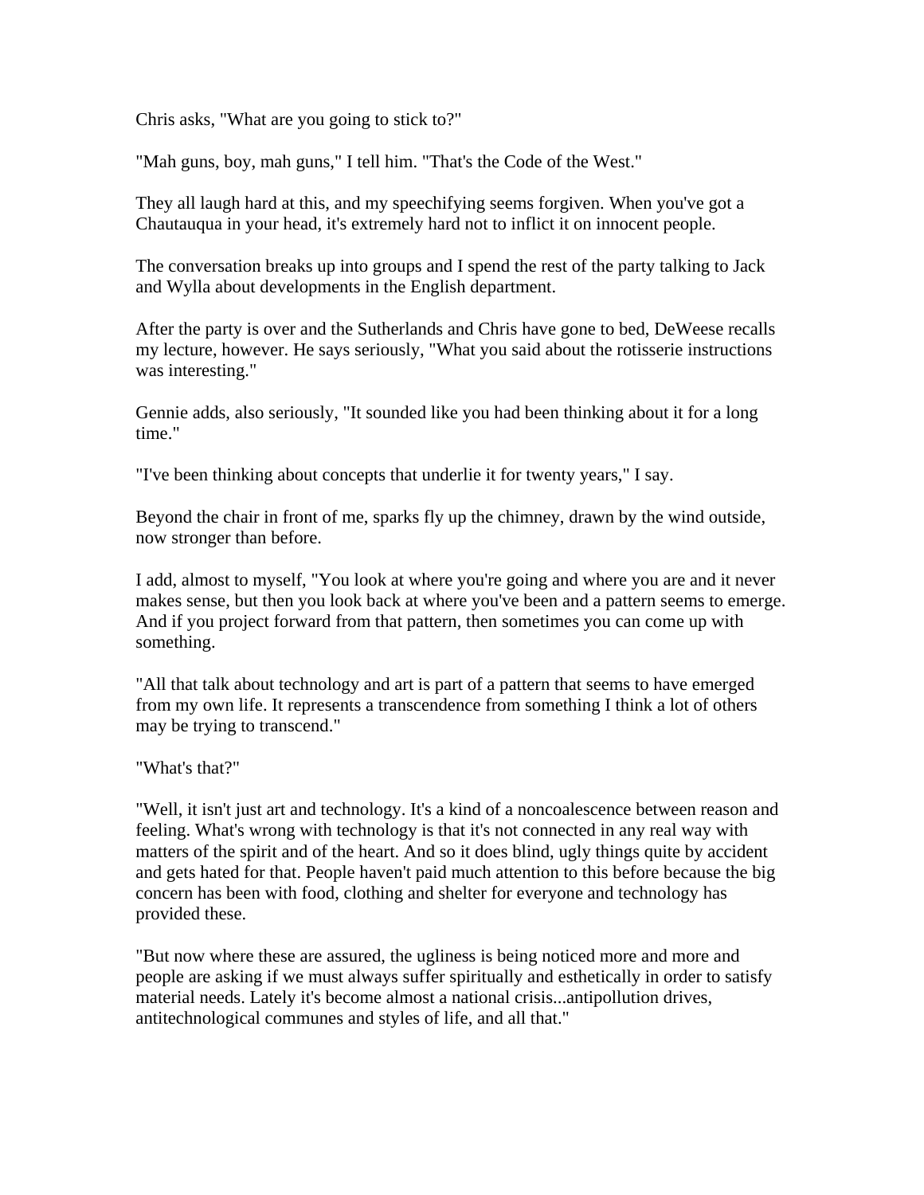Chris asks, "What are you going to stick to?"

"Mah guns, boy, mah guns," I tell him. "That's the Code of the West."

They all laugh hard at this, and my speechifying seems forgiven. When you've got a Chautauqua in your head, it's extremely hard not to inflict it on innocent people.

The conversation breaks up into groups and I spend the rest of the party talking to Jack and Wylla about developments in the English department.

After the party is over and the Sutherlands and Chris have gone to bed, DeWeese recalls my lecture, however. He says seriously, "What you said about the rotisserie instructions was interesting."

Gennie adds, also seriously, "It sounded like you had been thinking about it for a long time."

"I've been thinking about concepts that underlie it for twenty years," I say.

Beyond the chair in front of me, sparks fly up the chimney, drawn by the wind outside, now stronger than before.

I add, almost to myself, "You look at where you're going and where you are and it never makes sense, but then you look back at where you've been and a pattern seems to emerge. And if you project forward from that pattern, then sometimes you can come up with something.

"All that talk about technology and art is part of a pattern that seems to have emerged from my own life. It represents a transcendence from something I think a lot of others may be trying to transcend."

"What's that?"

"Well, it isn't just art and technology. It's a kind of a noncoalescence between reason and feeling. What's wrong with technology is that it's not connected in any real way with matters of the spirit and of the heart. And so it does blind, ugly things quite by accident and gets hated for that. People haven't paid much attention to this before because the big concern has been with food, clothing and shelter for everyone and technology has provided these.

"But now where these are assured, the ugliness is being noticed more and more and people are asking if we must always suffer spiritually and esthetically in order to satisfy material needs. Lately it's become almost a national crisis...antipollution drives, antitechnological communes and styles of life, and all that."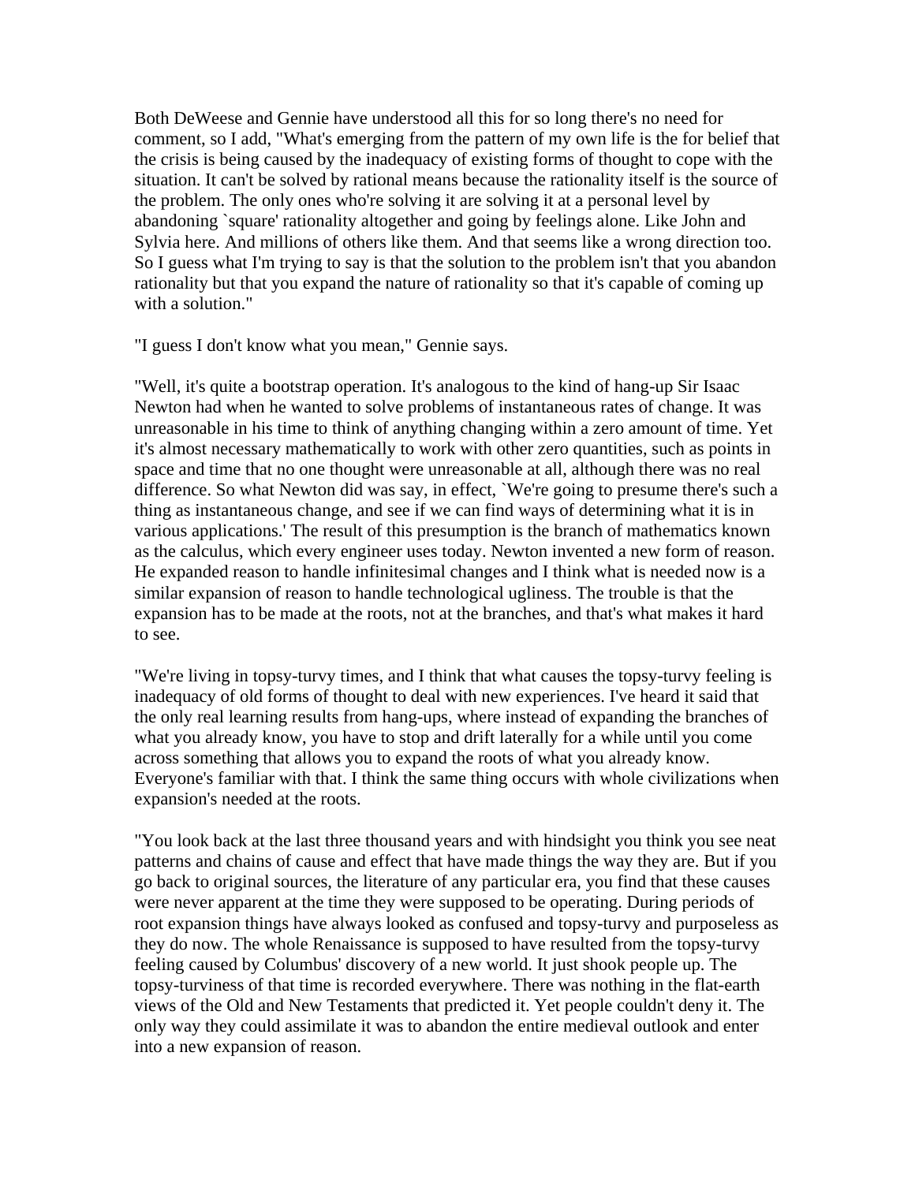Both DeWeese and Gennie have understood all this for so long there's no need for comment, so I add, "What's emerging from the pattern of my own life is the for belief that the crisis is being caused by the inadequacy of existing forms of thought to cope with the situation. It can't be solved by rational means because the rationality itself is the source of the problem. The only ones who're solving it are solving it at a personal level by abandoning `square' rationality altogether and going by feelings alone. Like John and Sylvia here. And millions of others like them. And that seems like a wrong direction too. So I guess what I'm trying to say is that the solution to the problem isn't that you abandon rationality but that you expand the nature of rationality so that it's capable of coming up with a solution."

"I guess I don't know what you mean," Gennie says.

"Well, it's quite a bootstrap operation. It's analogous to the kind of hang-up Sir Isaac Newton had when he wanted to solve problems of instantaneous rates of change. It was unreasonable in his time to think of anything changing within a zero amount of time. Yet it's almost necessary mathematically to work with other zero quantities, such as points in space and time that no one thought were unreasonable at all, although there was no real difference. So what Newton did was say, in effect, `We're going to presume there's such a thing as instantaneous change, and see if we can find ways of determining what it is in various applications.' The result of this presumption is the branch of mathematics known as the calculus, which every engineer uses today. Newton invented a new form of reason. He expanded reason to handle infinitesimal changes and I think what is needed now is a similar expansion of reason to handle technological ugliness. The trouble is that the expansion has to be made at the roots, not at the branches, and that's what makes it hard to see.

"We're living in topsy-turvy times, and I think that what causes the topsy-turvy feeling is inadequacy of old forms of thought to deal with new experiences. I've heard it said that the only real learning results from hang-ups, where instead of expanding the branches of what you already know, you have to stop and drift laterally for a while until you come across something that allows you to expand the roots of what you already know. Everyone's familiar with that. I think the same thing occurs with whole civilizations when expansion's needed at the roots.

"You look back at the last three thousand years and with hindsight you think you see neat patterns and chains of cause and effect that have made things the way they are. But if you go back to original sources, the literature of any particular era, you find that these causes were never apparent at the time they were supposed to be operating. During periods of root expansion things have always looked as confused and topsy-turvy and purposeless as they do now. The whole Renaissance is supposed to have resulted from the topsy-turvy feeling caused by Columbus' discovery of a new world. It just shook people up. The topsy-turviness of that time is recorded everywhere. There was nothing in the flat-earth views of the Old and New Testaments that predicted it. Yet people couldn't deny it. The only way they could assimilate it was to abandon the entire medieval outlook and enter into a new expansion of reason.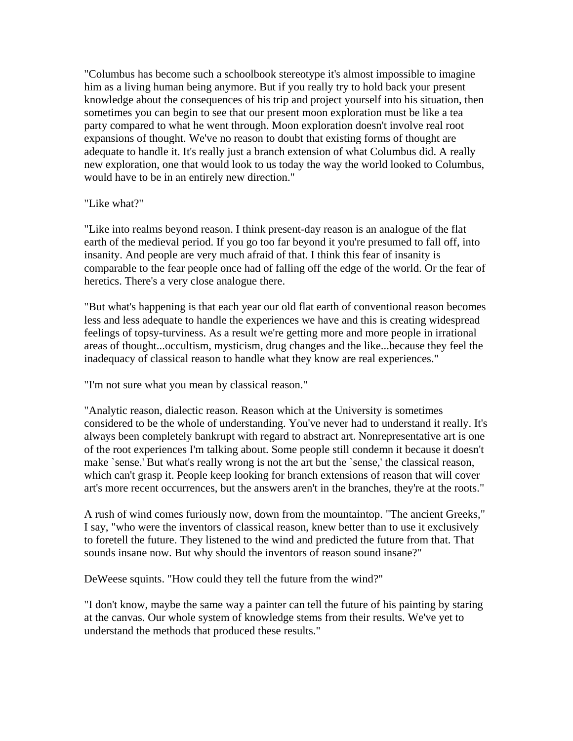"Columbus has become such a schoolbook stereotype it's almost impossible to imagine him as a living human being anymore. But if you really try to hold back your present knowledge about the consequences of his trip and project yourself into his situation, then sometimes you can begin to see that our present moon exploration must be like a tea party compared to what he went through. Moon exploration doesn't involve real root expansions of thought. We've no reason to doubt that existing forms of thought are adequate to handle it. It's really just a branch extension of what Columbus did. A really new exploration, one that would look to us today the way the world looked to Columbus, would have to be in an entirely new direction."

"Like what?"

"Like into realms beyond reason. I think present-day reason is an analogue of the flat earth of the medieval period. If you go too far beyond it you're presumed to fall off, into insanity. And people are very much afraid of that. I think this fear of insanity is comparable to the fear people once had of falling off the edge of the world. Or the fear of heretics. There's a very close analogue there.

"But what's happening is that each year our old flat earth of conventional reason becomes less and less adequate to handle the experiences we have and this is creating widespread feelings of topsy-turviness. As a result we're getting more and more people in irrational areas of thought...occultism, mysticism, drug changes and the like...because they feel the inadequacy of classical reason to handle what they know are real experiences."

"I'm not sure what you mean by classical reason."

"Analytic reason, dialectic reason. Reason which at the University is sometimes considered to be the whole of understanding. You've never had to understand it really. It's always been completely bankrupt with regard to abstract art. Nonrepresentative art is one of the root experiences I'm talking about. Some people still condemn it because it doesn't make `sense.' But what's really wrong is not the art but the `sense,' the classical reason, which can't grasp it. People keep looking for branch extensions of reason that will cover art's more recent occurrences, but the answers aren't in the branches, they're at the roots."

A rush of wind comes furiously now, down from the mountaintop. "The ancient Greeks," I say, "who were the inventors of classical reason, knew better than to use it exclusively to foretell the future. They listened to the wind and predicted the future from that. That sounds insane now. But why should the inventors of reason sound insane?"

DeWeese squints. "How could they tell the future from the wind?"

"I don't know, maybe the same way a painter can tell the future of his painting by staring at the canvas. Our whole system of knowledge stems from their results. We've yet to understand the methods that produced these results."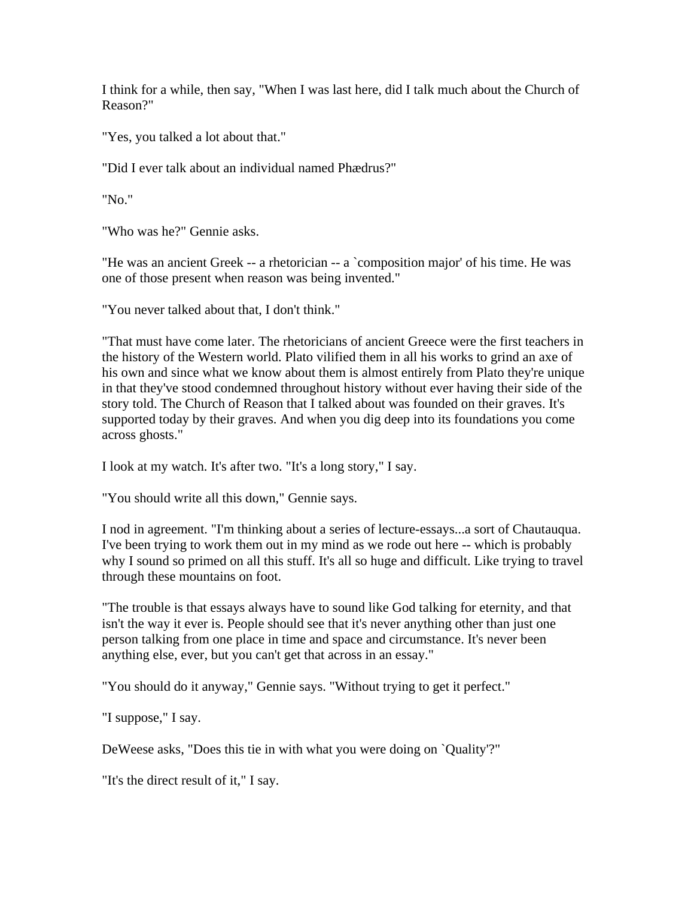I think for a while, then say, "When I was last here, did I talk much about the Church of Reason?"

"Yes, you talked a lot about that."

"Did I ever talk about an individual named Phædrus?"

"No."

"Who was he?" Gennie asks.

"He was an ancient Greek -- a rhetorician -- a `composition major' of his time. He was one of those present when reason was being invented."

"You never talked about that, I don't think."

"That must have come later. The rhetoricians of ancient Greece were the first teachers in the history of the Western world. Plato vilified them in all his works to grind an axe of his own and since what we know about them is almost entirely from Plato they're unique in that they've stood condemned throughout history without ever having their side of the story told. The Church of Reason that I talked about was founded on their graves. It's supported today by their graves. And when you dig deep into its foundations you come across ghosts."

I look at my watch. It's after two. "It's a long story," I say.

"You should write all this down," Gennie says.

I nod in agreement. "I'm thinking about a series of lecture-essays...a sort of Chautauqua. I've been trying to work them out in my mind as we rode out here -- which is probably why I sound so primed on all this stuff. It's all so huge and difficult. Like trying to travel through these mountains on foot.

"The trouble is that essays always have to sound like God talking for eternity, and that isn't the way it ever is. People should see that it's never anything other than just one person talking from one place in time and space and circumstance. It's never been anything else, ever, but you can't get that across in an essay."

"You should do it anyway," Gennie says. "Without trying to get it perfect."

"I suppose," I say.

DeWeese asks, "Does this tie in with what you were doing on `Quality'?"

"It's the direct result of it," I say.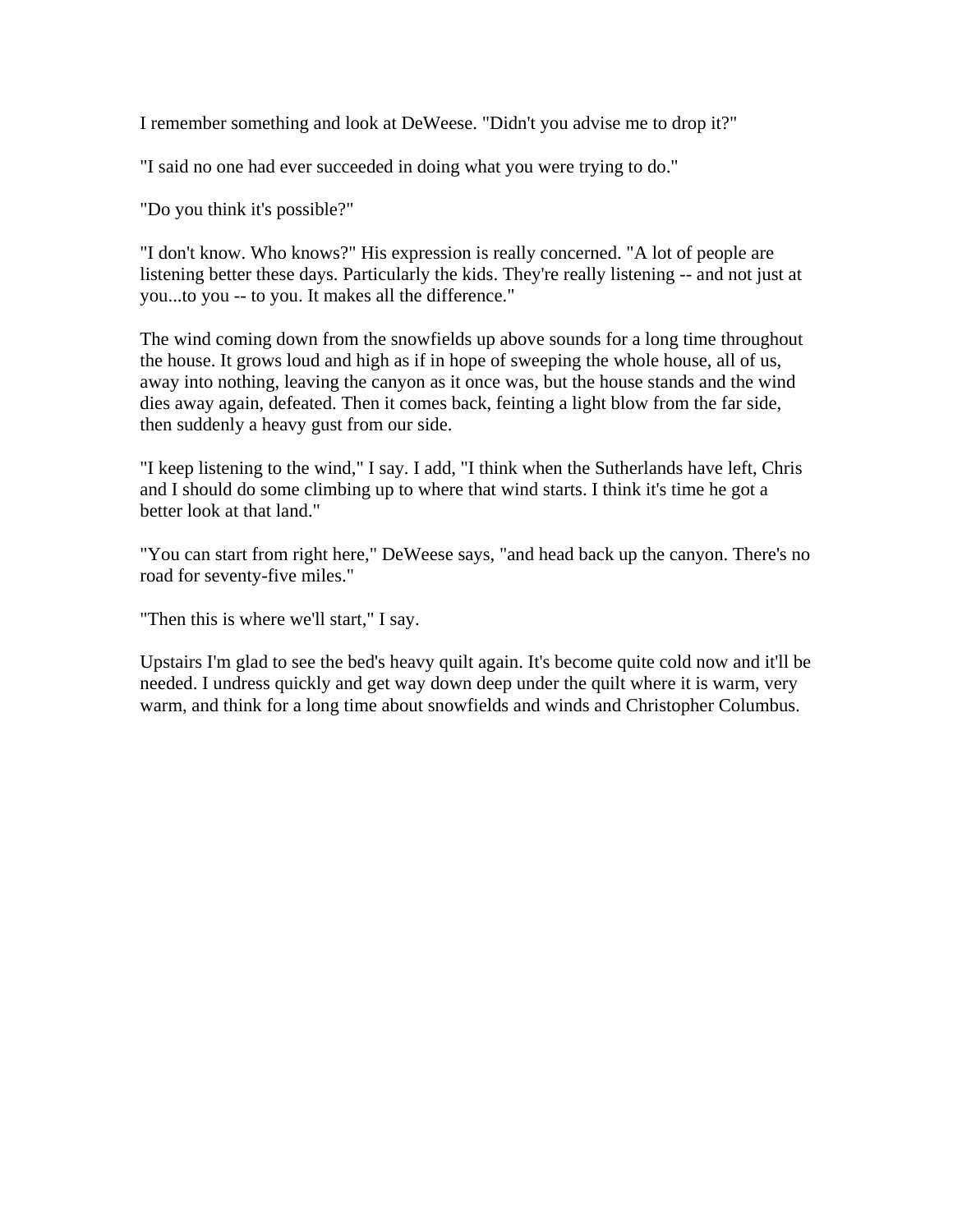I remember something and look at DeWeese. "Didn't you advise me to drop it?"

"I said no one had ever succeeded in doing what you were trying to do."

"Do you think it's possible?"

"I don't know. Who knows?" His expression is really concerned. "A lot of people are listening better these days. Particularly the kids. They're really listening -- and not just at you...to you -- to you. It makes all the difference."

The wind coming down from the snowfields up above sounds for a long time throughout the house. It grows loud and high as if in hope of sweeping the whole house, all of us, away into nothing, leaving the canyon as it once was, but the house stands and the wind dies away again, defeated. Then it comes back, feinting a light blow from the far side, then suddenly a heavy gust from our side.

"I keep listening to the wind," I say. I add, "I think when the Sutherlands have left, Chris and I should do some climbing up to where that wind starts. I think it's time he got a better look at that land."

"You can start from right here," DeWeese says, "and head back up the canyon. There's no road for seventy-five miles."

"Then this is where we'll start," I say.

Upstairs I'm glad to see the bed's heavy quilt again. It's become quite cold now and it'll be needed. I undress quickly and get way down deep under the quilt where it is warm, very warm, and think for a long time about snowfields and winds and Christopher Columbus.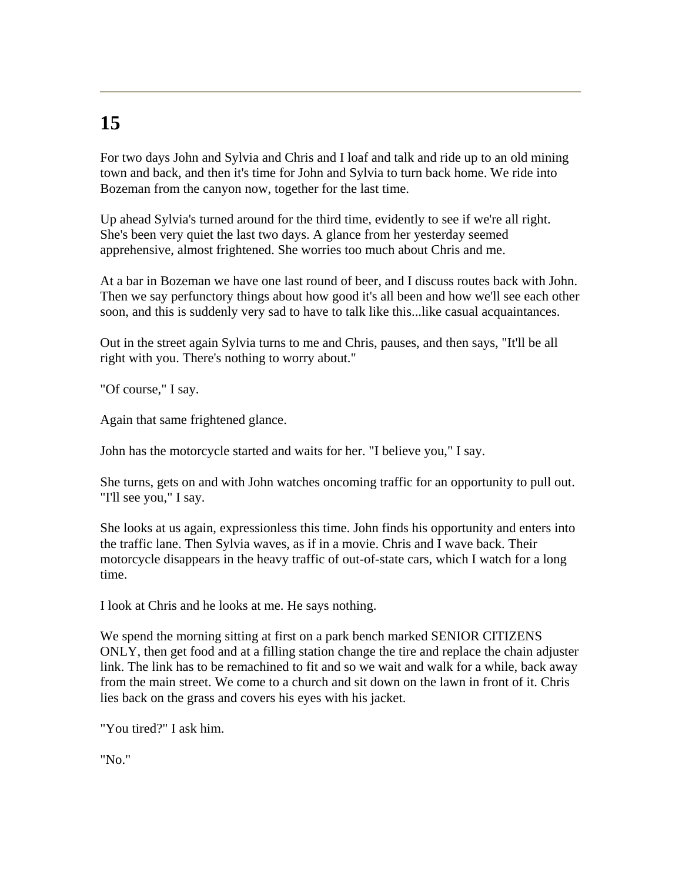# 15

For two days John and Sylvia and Chris and I loaf and talk and ride up to an old mining town and back, and then it's time for John and Sylvia to turn back home. We ride into Bozeman from the canyon now, together for the last time.

Up ahead Sylvia's turned around for the third time, evidently to see if we're all right. She's been very quiet the last two days. A glance from her yesterday seemed apprehensive, almost frightened. She worries too much about Chris and me.

At a bar in Bozeman we have one last round of beer, and I discuss routes back with John. Then we say perfunctory things about how good it's all been and how we'll see each other soon, and this is suddenly very sad to have to talk like this...like casual acquaintances.

Out in the street again Sylvia turns to me and Chris, pauses, and then says, "It'll be all right with you. There's nothing to worry about."

"Of course," I say.

Again that same frightened glance.

John has the motorcycle started and waits for her. "I believe you," I say.

She turns, gets on and with John watches oncoming traffic for an opportunity to pull out. "I'll see you," I say.

She looks at us again, expressionless this time. John finds his opportunity and enters into the traffic lane. Then Sylvia waves, as if in a movie. Chris and I wave back. Their motorcycle disappears in the heavy traffic of out-of-state cars, which I watch for a long time.

I look at Chris and he looks at me. He says nothing.

We spend the morning sitting at first on a park bench marked SENIOR CITIZENS ONLY, then get food and at a filling station change the tire and replace the chain adjuster link. The link has to be remachined to fit and so we wait and walk for a while, back away from the main street. We come to a church and sit down on the lawn in front of it. Chris lies back on the grass and covers his eyes with his jacket.

"You tired?" I ask him.

"No."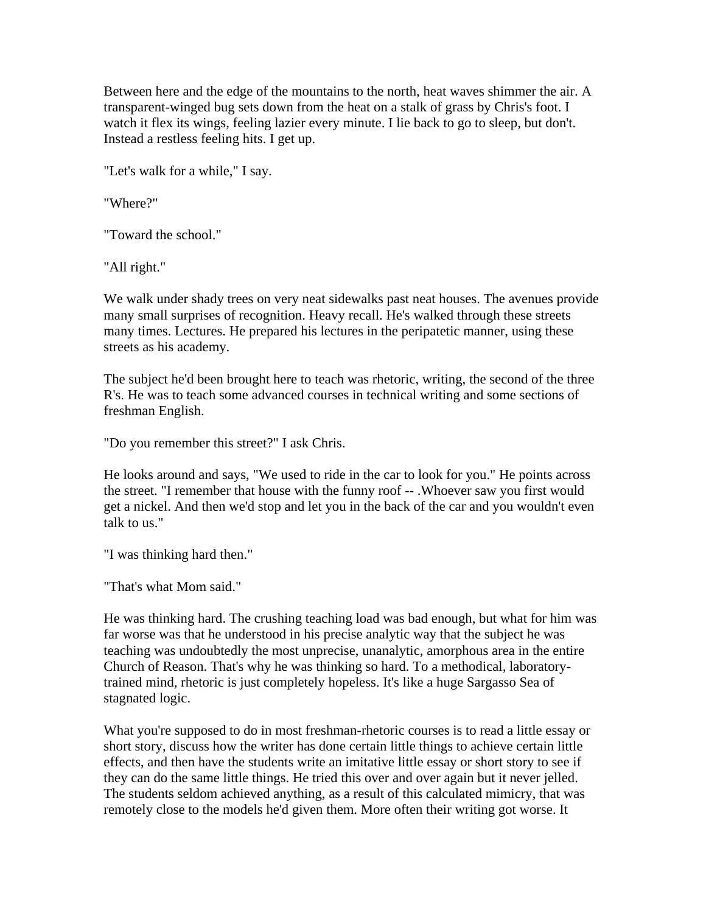Between here and the edge of the mountains to the north, heat waves shimmer the air. A transparent-winged bug sets down from the heat on a stalk of grass by Chris's foot. I watch it flex its wings, feeling lazier every minute. I lie back to go to sleep, but don't. Instead a restless feeling hits. I get up.

"Let's walk for a while," I say.

"Where?"

"Toward the school."

"All right."

We walk under shady trees on very neat sidewalks past neat houses. The avenues provide many small surprises of recognition. Heavy recall. He's walked through these streets many times. Lectures. He prepared his lectures in the peripatetic manner, using these streets as his academy.

The subject he'd been brought here to teach was rhetoric, writing, the second of the three R's. He was to teach some advanced courses in technical writing and some sections of freshman English.

"Do you remember this street?" I ask Chris.

He looks around and says, "We used to ride in the car to look for you." He points across the street. "I remember that house with the funny roof -- .Whoever saw you first would get a nickel. And then we'd stop and let you in the back of the car and you wouldn't even talk to us."

"I was thinking hard then."

"That's what Mom said."

He was thinking hard. The crushing teaching load was bad enough, but what for him was far worse was that he understood in his precise analytic way that the subject he was teaching was undoubtedly the most unprecise, unanalytic, amorphous area in the entire Church of Reason. That's why he was thinking so hard. To a methodical, laboratory-trained mind, rhetoric is just completely hopeless. It's like a huge Sargasso Sea of stagnated logic.

What you're supposed to do in most freshman-rhetoric courses is to read a little essay or short story, discuss how the writer has done certain little things to achieve certain little effects, and then have the students write an imitative little essay or short story to see if they can do the same little things. He tried this over and over again but it never jelled. The students seldom achieved anything, as a result of this calculated mimicry, that was remotely close to the models he'd given them. More often their writing got worse. It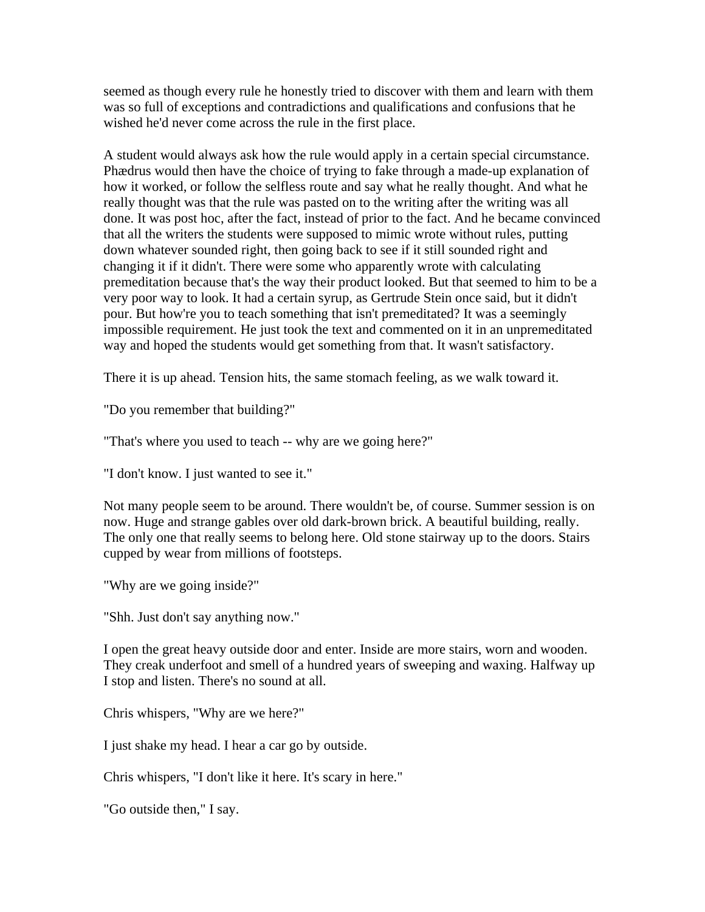seemed as though every rule he honestly tried to discover with them and learn with them was so full of exceptions and contradictions and qualifications and confusions that he wished he'd never come across the rule in the first place.

A student would always ask how the rule would apply in a certain special circumstance. Phædrus would then have the choice of trying to fake through a made-up explanation of how it worked, or follow the selfless route and say what he really thought. And what he really thought was that the rule was pasted on to the writing after the writing was all done. It was post hoc, after the fact, instead of prior to the fact. And he became convinced that all the writers the students were supposed to mimic wrote without rules, putting down whatever sounded right, then going back to see if it still sounded right and changing it if it didn't. There were some who apparently wrote with calculating premeditation because that's the way their product looked. But that seemed to him to be a very poor way to look. It had a certain syrup, as Gertrude Stein once said, but it didn't pour. But how're you to teach something that isn't premeditated? It was a seemingly impossible requirement. He just took the text and commented on it in an unpremeditated way and hoped the students would get something from that. It wasn't satisfactory.

There it is up ahead. Tension hits, the same stomach feeling, as we walk toward it.

"Do you remember that building?"

"That's where you used to teach -- why are we going here?"

"I don't know. I just wanted to see it."

Not many people seem to be around. There wouldn't be, of course. Summer session is on now. Huge and strange gables over old dark-brown brick. A beautiful building, really. The only one that really seems to belong here. Old stone stairway up to the doors. Stairs cupped by wear from millions of footsteps.

"Why are we going inside?"

"Shh. Just don't say anything now."

I open the great heavy outside door and enter. Inside are more stairs, worn and wooden. They creak underfoot and smell of a hundred years of sweeping and waxing. Halfway up I stop and listen. There's no sound at all.

Chris whispers, "Why are we here?"

I just shake my head. I hear a car go by outside.

Chris whispers, "I don't like it here. It's scary in here."

"Go outside then," I say.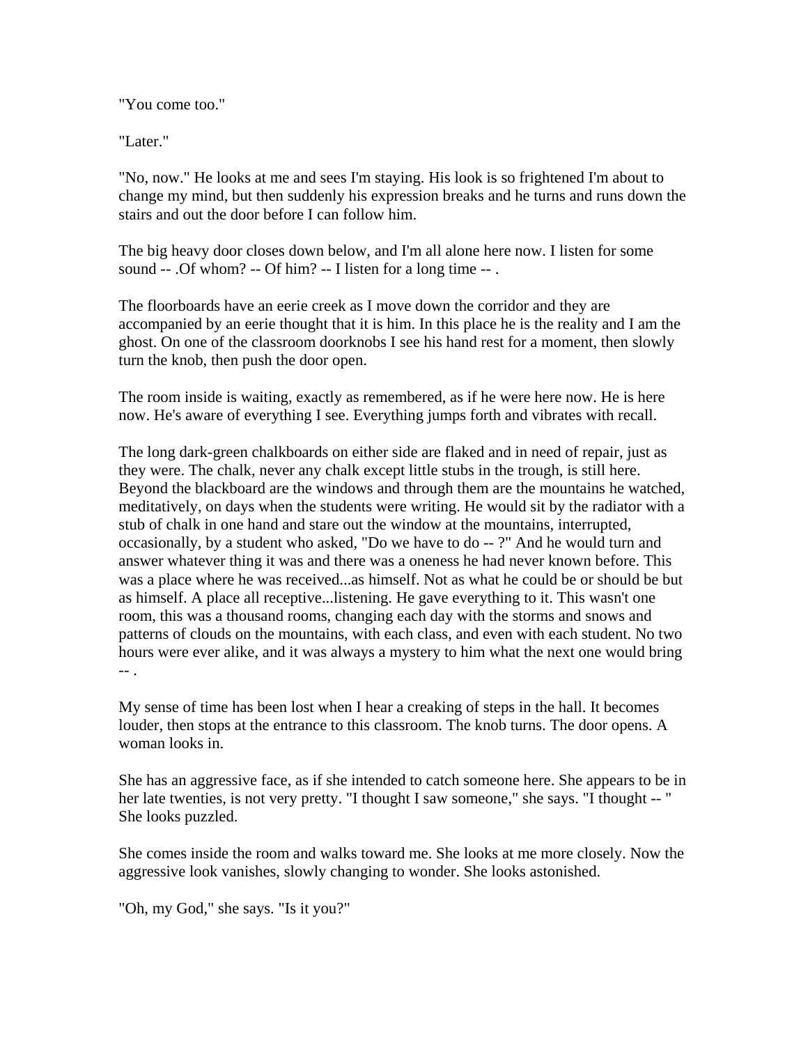"You come too."

"Later."

"No, now." He looks at me and sees I'm staying. His look is so frightened I'm about to change my mind, but then suddenly his expression breaks and he turns and runs down the stairs and out the door before I can follow him.

The big heavy door closes down below, and I'm all alone here now. I listen for some sound -- .Of whom? -- Of him? -- I listen for a long time -- .

The floorboards have an eerie creek as I move down the corridor and they are accompanied by an eerie thought that it is him. In this place he is the reality and I am the ghost. On one of the classroom doorknobs I see his hand rest for a moment, then slowly turn the knob, then push the door open.

The room inside is waiting, exactly as remembered, as if he were here now. He is here now. He's aware of everything I see. Everything jumps forth and vibrates with recall.

The long dark-green chalkboards on either side are flaked and in need of repair, just as they were. The chalk, never any chalk except little stubs in the trough, is still here. Beyond the blackboard are the windows and through them are the mountains he watched, meditatively, on days when the students were writing. He would sit by the radiator with a stub of chalk in one hand and stare out the window at the mountains, interrupted, occasionally, by a student who asked, "Do we have to do -- ?" And he would turn and answer whatever thing it was and there was a oneness he had never known before. This was a place where he was received...as himself. Not as what he could be or should be but as himself. A place all receptive...listening. He gave everything to it. This wasn't one room, this was a thousand rooms, changing each day with the storms and snows and patterns of clouds on the mountains, with each class, and even with each student. No two hours were ever alike, and it was always a mystery to him what the next one would bring -- .

My sense of time has been lost when I hear a creaking of steps in the hall. It becomes louder, then stops at the entrance to this classroom. The knob turns. The door opens. A woman looks in.

She has an aggressive face, as if she intended to catch someone here. She appears to be in her late twenties, is not very pretty. "I thought I saw someone," she says. "I thought -- " She looks puzzled.

She comes inside the room and walks toward me. She looks at me more closely. Now the aggressive look vanishes, slowly changing to wonder. She looks astonished.

"Oh, my God," she says. "Is it you?"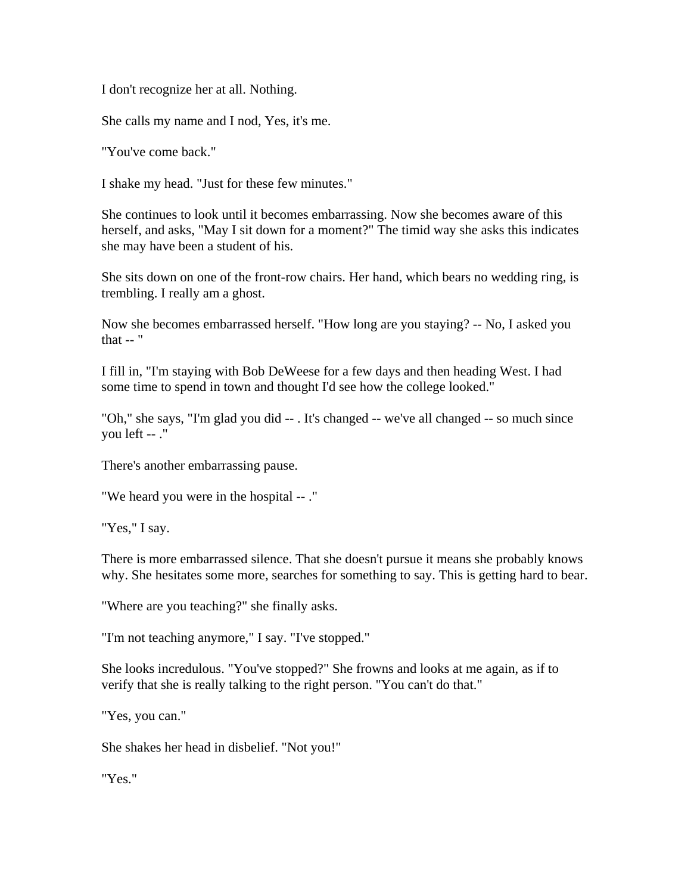I don't recognize her at all. Nothing.

She calls my name and I nod, Yes, it's me.

"You've come back."

I shake my head. "Just for these few minutes."

She continues to look until it becomes embarrassing. Now she becomes aware of this herself, and asks, "May I sit down for a moment?" The timid way she asks this indicates she may have been a student of his.

She sits down on one of the front-row chairs. Her hand, which bears no wedding ring, is trembling. I really am a ghost.

Now she becomes embarrassed herself. "How long are you staying? -- No, I asked you that -- "

I fill in, "I'm staying with Bob DeWeese for a few days and then heading West. I had some time to spend in town and thought I'd see how the college looked."

"Oh," she says, "I'm glad you did -- . It's changed -- we've all changed -- so much since you left -- ."

There's another embarrassing pause.

"We heard you were in the hospital -- ."

"Yes," I say.

There is more embarrassed silence. That she doesn't pursue it means she probably knows why. She hesitates some more, searches for something to say. This is getting hard to bear.

"Where are you teaching?" she finally asks.

"I'm not teaching anymore," I say. "I've stopped."

She looks incredulous. "You've stopped?" She frowns and looks at me again, as if to verify that she is really talking to the right person. "You can't do that."

"Yes, you can."

She shakes her head in disbelief. "Not you!"

"Yes."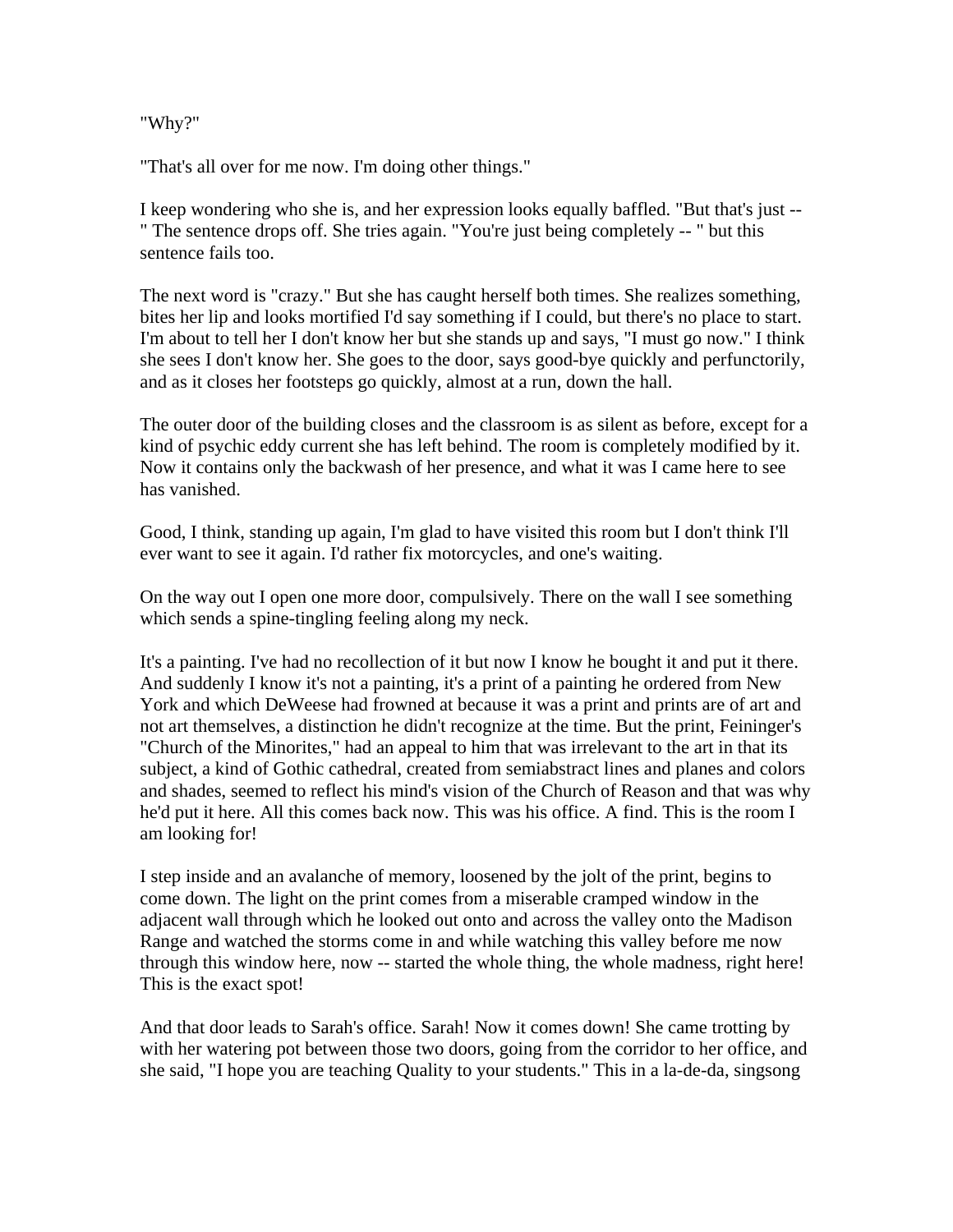"Why?"

"That's all over for me now. I'm doing other things."

I keep wondering who she is, and her expression looks equally baffled. "But that's just -- " The sentence drops off. She tries again. "You're just being completely -- " but this sentence fails too.

The next word is "crazy." But she has caught herself both times. She realizes something, bites her lip and looks mortified I'd say something if I could, but there's no place to start. I'm about to tell her I don't know her but she stands up and says, "I must go now." I think she sees I don't know her. She goes to the door, says good-bye quickly and perfunctorily, and as it closes her footsteps go quickly, almost at a run, down the hall.

The outer door of the building closes and the classroom is as silent as before, except for a kind of psychic eddy current she has left behind. The room is completely modified by it. Now it contains only the backwash of her presence, and what it was I came here to see has vanished.

Good, I think, standing up again, I'm glad to have visited this room but I don't think I'll ever want to see it again. I'd rather fix motorcycles, and one's waiting.

On the way out I open one more door, compulsively. There on the wall I see something which sends a spine-tingling feeling along my neck.

It's a painting. I've had no recollection of it but now I know he bought it and put it there. And suddenly I know it's not a painting, it's a print of a painting he ordered from New York and which DeWeese had frowned at because it was a print and prints are of art and not art themselves, a distinction he didn't recognize at the time. But the print, Feininger's "Church of the Minorites," had an appeal to him that was irrelevant to the art in that its subject, a kind of Gothic cathedral, created from semiabstract lines and planes and colors and shades, seemed to reflect his mind's vision of the Church of Reason and that was why he'd put it here. All this comes back now. This was his office. A find. This is the room I am looking for!

I step inside and an avalanche of memory, loosened by the jolt of the print, begins to come down. The light on the print comes from a miserable cramped window in the adjacent wall through which he looked out onto and across the valley onto the Madison Range and watched the storms come in and while watching this valley before me now through this window here, now -- started the whole thing, the whole madness, right here! This is the exact spot!

And that door leads to Sarah's office. Sarah! Now it comes down! She came trotting by with her watering pot between those two doors, going from the corridor to her office, and she said, "I hope you are teaching Quality to your students." This in a la-de-da, singsong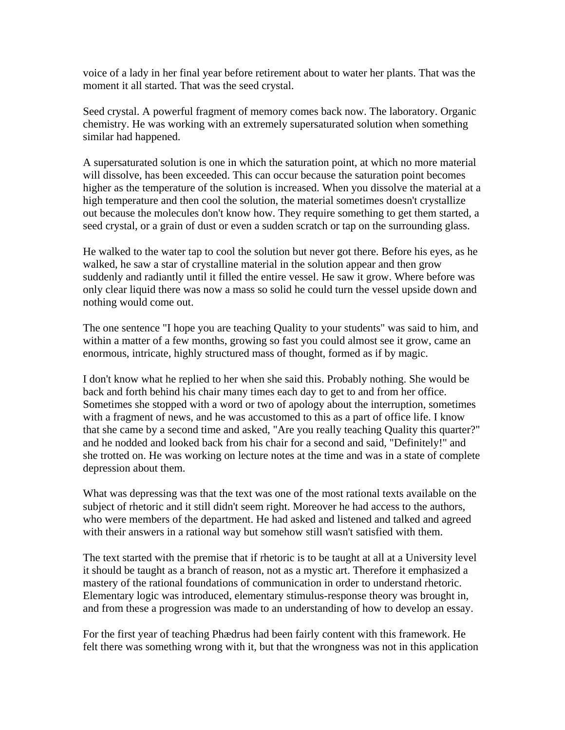voice of a lady in her final year before retirement about to water her plants. That was the moment it all started. That was the seed crystal.

Seed crystal. A powerful fragment of memory comes back now. The laboratory. Organic chemistry. He was working with an extremely supersaturated solution when something similar had happened.

A supersaturated solution is one in which the saturation point, at which no more material will dissolve, has been exceeded. This can occur because the saturation point becomes higher as the temperature of the solution is increased. When you dissolve the material at a high temperature and then cool the solution, the material sometimes doesn't crystallize out because the molecules don't know how. They require something to get them started, a seed crystal, or a grain of dust or even a sudden scratch or tap on the surrounding glass.

He walked to the water tap to cool the solution but never got there. Before his eyes, as he walked, he saw a star of crystalline material in the solution appear and then grow suddenly and radiantly until it filled the entire vessel. He saw it grow. Where before was only clear liquid there was now a mass so solid he could turn the vessel upside down and nothing would come out.

The one sentence "I hope you are teaching Quality to your students" was said to him, and within a matter of a few months, growing so fast you could almost see it grow, came an enormous, intricate, highly structured mass of thought, formed as if by magic.

I don't know what he replied to her when she said this. Probably nothing. She would be back and forth behind his chair many times each day to get to and from her office. Sometimes she stopped with a word or two of apology about the interruption, sometimes with a fragment of news, and he was accustomed to this as a part of office life. I know that she came by a second time and asked, "Are you really teaching Quality this quarter?" and he nodded and looked back from his chair for a second and said, "Definitely!" and she trotted on. He was working on lecture notes at the time and was in a state of complete depression about them.

What was depressing was that the text was one of the most rational texts available on the subject of rhetoric and it still didn't seem right. Moreover he had access to the authors, who were members of the department. He had asked and listened and talked and agreed with their answers in a rational way but somehow still wasn't satisfied with them.

The text started with the premise that if rhetoric is to be taught at all at a University level it should be taught as a branch of reason, not as a mystic art. Therefore it emphasized a mastery of the rational foundations of communication in order to understand rhetoric. Elementary logic was introduced, elementary stimulus-response theory was brought in, and from these a progression was made to an understanding of how to develop an essay.

For the first year of teaching Phædrus had been fairly content with this framework. He felt there was something wrong with it, but that the wrongness was not in this application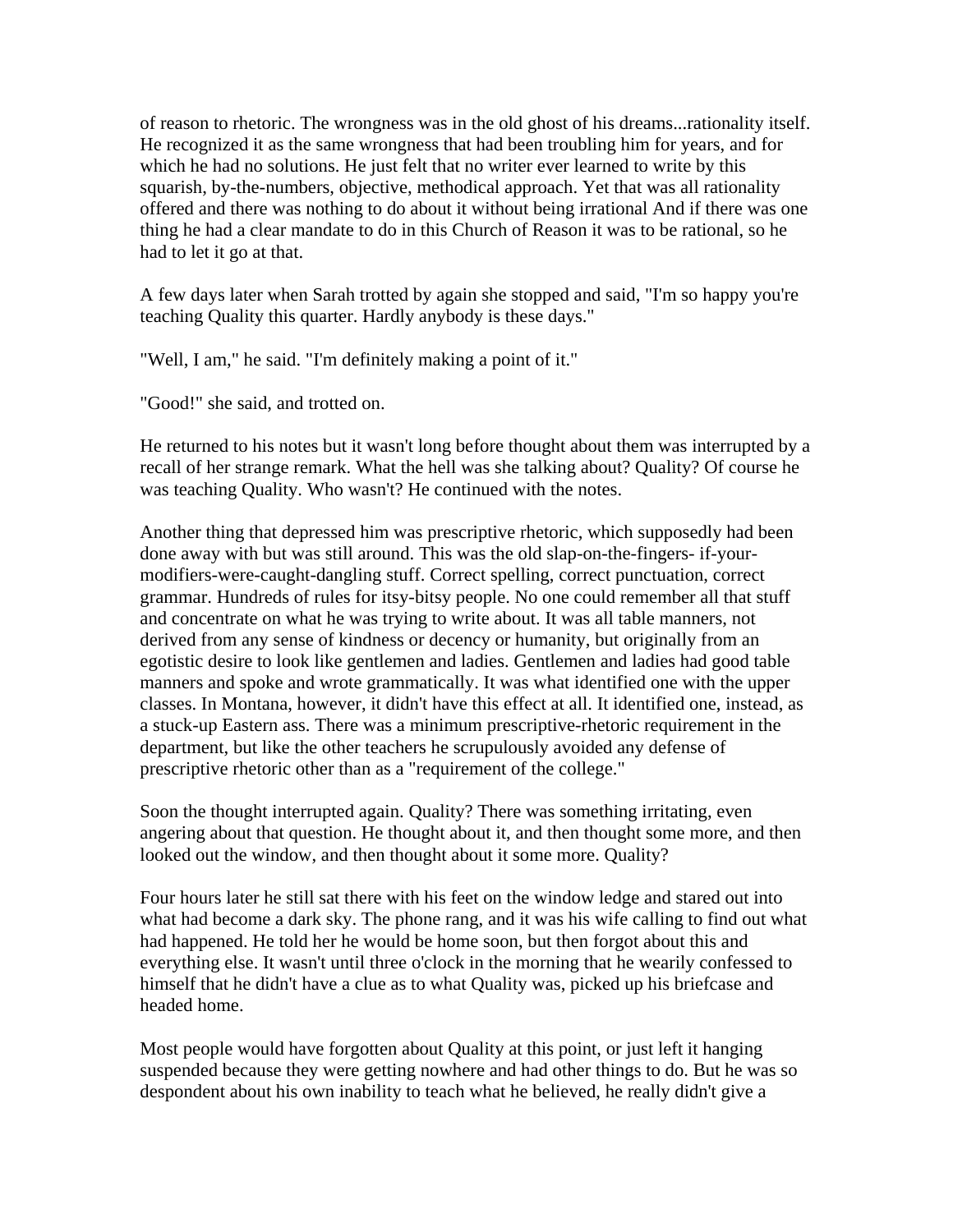of reason to rhetoric. The wrongness was in the old ghost of his dreams...rationality itself. He recognized it as the same wrongness that had been troubling him for years, and for which he had no solutions. He just felt that no writer ever learned to write by this squarish, by-the-numbers, objective, methodical approach. Yet that was all rationality offered and there was nothing to do about it without being irrational And if there was one thing he had a clear mandate to do in this Church of Reason it was to be rational, so he had to let it go at that.

A few days later when Sarah trotted by again she stopped and said, "I'm so happy you're teaching Quality this quarter. Hardly anybody is these days."

"Well, I am," he said. "I'm definitely making a point of it."

"Good!" she said, and trotted on.

He returned to his notes but it wasn't long before thought about them was interrupted by a recall of her strange remark. What the hell was she talking about? Quality? Of course he was teaching Quality. Who wasn't? He continued with the notes.

Another thing that depressed him was prescriptive rhetoric, which supposedly had been done away with but was still around. This was the old slap-on-the-fingers- if-your-modifiers-were-caught-dangling stuff. Correct spelling, correct punctuation, correct grammar. Hundreds of rules for itsy-bitsy people. No one could remember all that stuff and concentrate on what he was trying to write about. It was all table manners, not derived from any sense of kindness or decency or humanity, but originally from an egotistic desire to look like gentlemen and ladies. Gentlemen and ladies had good table manners and spoke and wrote grammatically. It was what identified one with the upper classes. In Montana, however, it didn't have this effect at all. It identified one, instead, as a stuck-up Eastern ass. There was a minimum prescriptive-rhetoric requirement in the department, but like the other teachers he scrupulously avoided any defense of prescriptive rhetoric other than as a "requirement of the college."

Soon the thought interrupted again. Quality? There was something irritating, even angering about that question. He thought about it, and then thought some more, and then looked out the window, and then thought about it some more. Quality?

Four hours later he still sat there with his feet on the window ledge and stared out into what had become a dark sky. The phone rang, and it was his wife calling to find out what had happened. He told her he would be home soon, but then forgot about this and everything else. It wasn't until three o'clock in the morning that he wearily confessed to himself that he didn't have a clue as to what Quality was, picked up his briefcase and headed home.

Most people would have forgotten about Quality at this point, or just left it hanging suspended because they were getting nowhere and had other things to do. But he was so despondent about his own inability to teach what he believed, he really didn't give a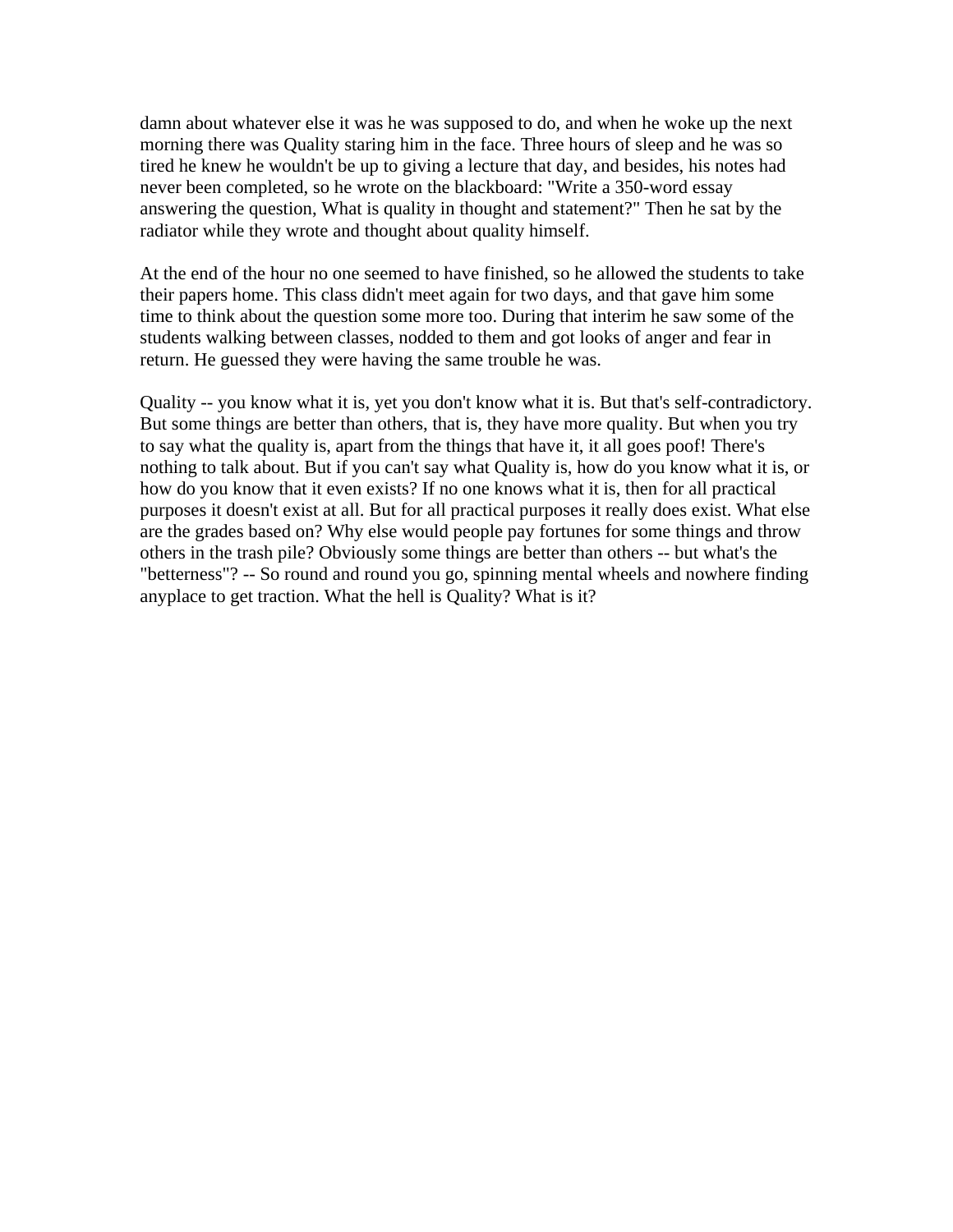damn about whatever else it was he was supposed to do, and when he woke up the next morning there was Quality staring him in the face. Three hours of sleep and he was so tired he knew he wouldn't be up to giving a lecture that day, and besides, his notes had never been completed, so he wrote on the blackboard: "Write a 350-word essay answering the question, What is quality in thought and statement?" Then he sat by the radiator while they wrote and thought about quality himself.

At the end of the hour no one seemed to have finished, so he allowed the students to take their papers home. This class didn't meet again for two days, and that gave him some time to think about the question some more too. During that interim he saw some of the students walking between classes, nodded to them and got looks of anger and fear in return. He guessed they were having the same trouble he was.

Quality -- you know what it is, yet you don't know what it is. But that's self-contradictory. But some things are better than others, that is, they have more quality. But when you try to say what the quality is, apart from the things that have it, it all goes poof! There's nothing to talk about. But if you can't say what Quality is, how do you know what it is, or how do you know that it even exists? If no one knows what it is, then for all practical purposes it doesn't exist at all. But for all practical purposes it really does exist. What else are the grades based on? Why else would people pay fortunes for some things and throw others in the trash pile? Obviously some things are better than others -- but what's the "betterness"? -- So round and round you go, spinning mental wheels and nowhere finding anyplace to get traction. What the hell is Quality? What is it?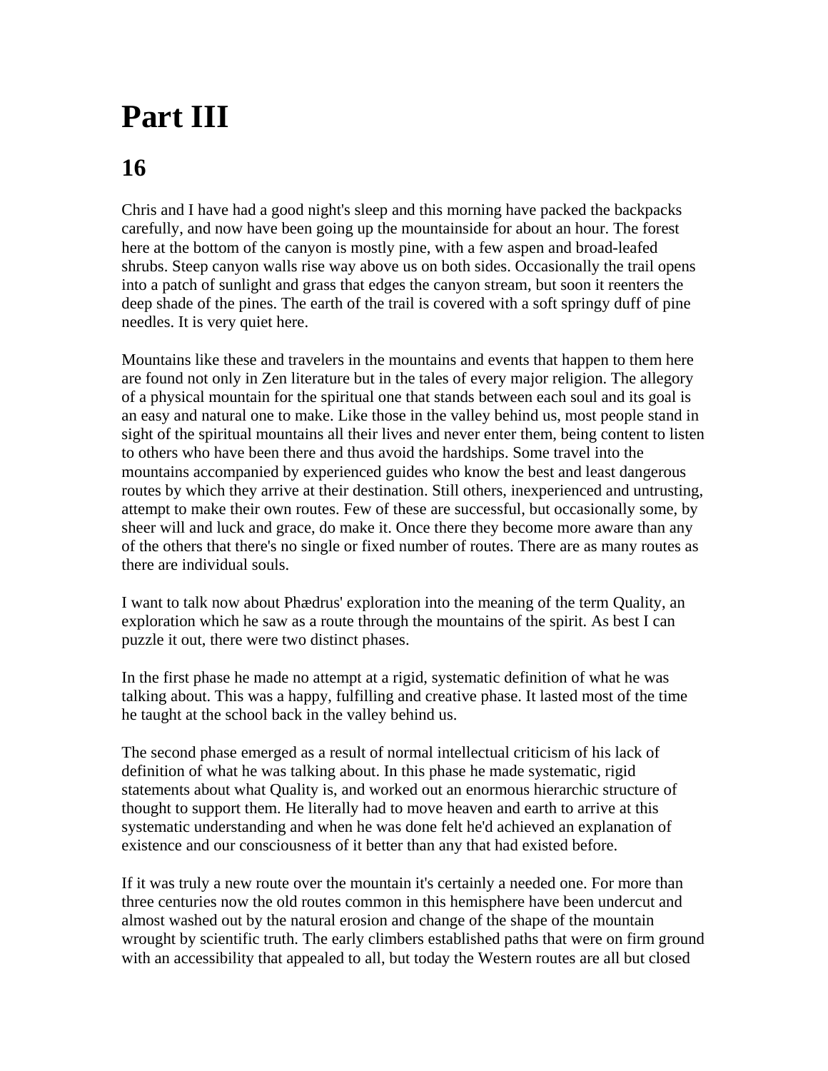# Part III

## 16

Chris and I have had a good night's sleep and this morning have packed the backpacks carefully, and now have been going up the mountainside for about an hour. The forest here at the bottom of the canyon is mostly pine, with a few aspen and broad-leafed shrubs. Steep canyon walls rise way above us on both sides. Occasionally the trail opens into a patch of sunlight and grass that edges the canyon stream, but soon it reenters the deep shade of the pines. The earth of the trail is covered with a soft springy duff of pine needles. It is very quiet here.

Mountains like these and travelers in the mountains and events that happen to them here are found not only in Zen literature but in the tales of every major religion. The allegory of a physical mountain for the spiritual one that stands between each soul and its goal is an easy and natural one to make. Like those in the valley behind us, most people stand in sight of the spiritual mountains all their lives and never enter them, being content to listen to others who have been there and thus avoid the hardships. Some travel into the mountains accompanied by experienced guides who know the best and least dangerous routes by which they arrive at their destination. Still others, inexperienced and untrusting, attempt to make their own routes. Few of these are successful, but occasionally some, by sheer will and luck and grace, do make it. Once there they become more aware than any of the others that there's no single or fixed number of routes. There are as many routes as there are individual souls.

I want to talk now about Phædrus' exploration into the meaning of the term Quality, an exploration which he saw as a route through the mountains of the spirit. As best I can puzzle it out, there were two distinct phases.

In the first phase he made no attempt at a rigid, systematic definition of what he was talking about. This was a happy, fulfilling and creative phase. It lasted most of the time he taught at the school back in the valley behind us.

The second phase emerged as a result of normal intellectual criticism of his lack of definition of what he was talking about. In this phase he made systematic, rigid statements about what Quality is, and worked out an enormous hierarchic structure of thought to support them. He literally had to move heaven and earth to arrive at this systematic understanding and when he was done felt he'd achieved an explanation of existence and our consciousness of it better than any that had existed before.

If it was truly a new route over the mountain it's certainly a needed one. For more than three centuries now the old routes common in this hemisphere have been undercut and almost washed out by the natural erosion and change of the shape of the mountain wrought by scientific truth. The early climbers established paths that were on firm ground with an accessibility that appealed to all, but today the Western routes are all but closed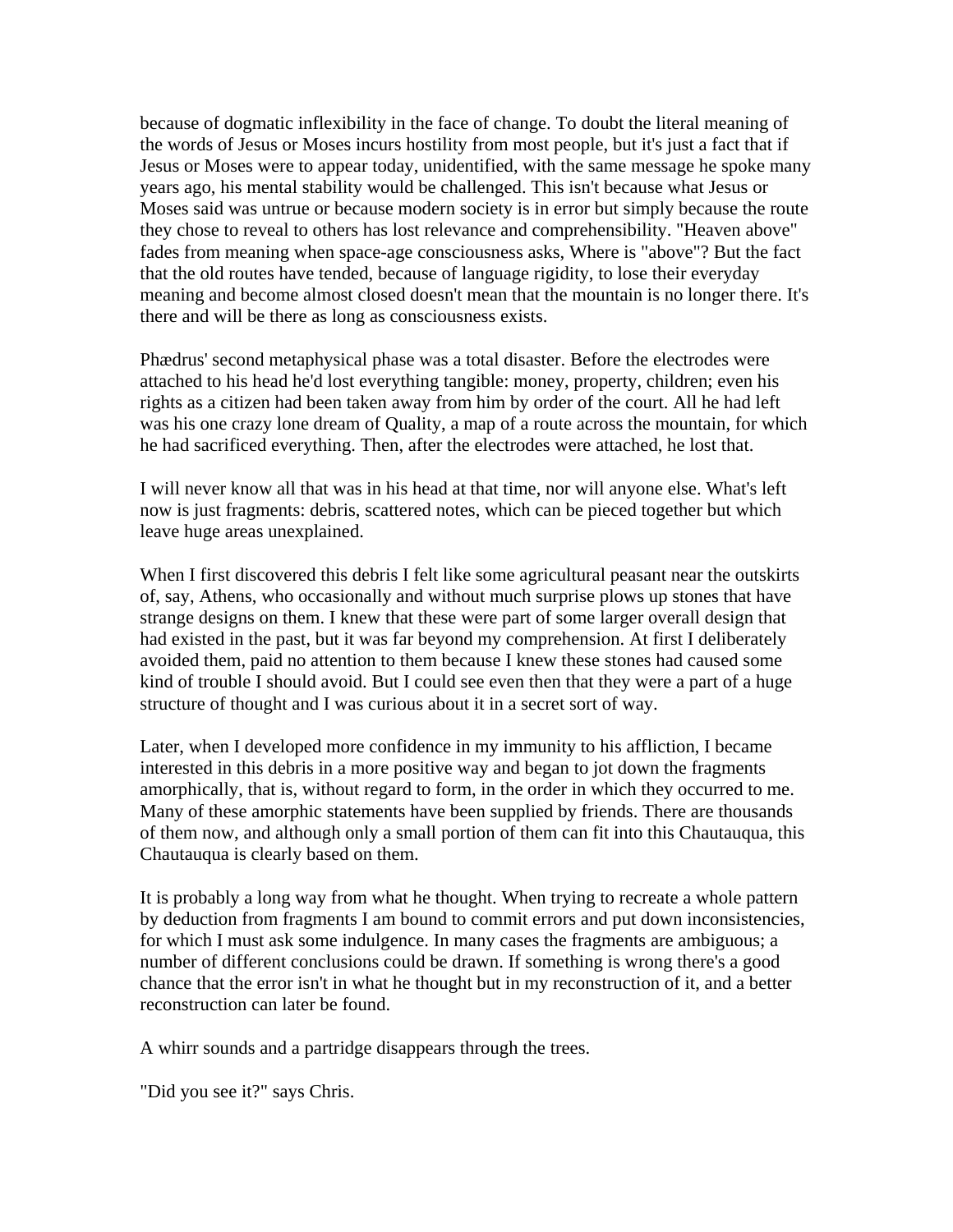because of dogmatic inflexibility in the face of change. To doubt the literal meaning of the words of Jesus or Moses incurs hostility from most people, but it's just a fact that if Jesus or Moses were to appear today, unidentified, with the same message he spoke many years ago, his mental stability would be challenged. This isn't because what Jesus or Moses said was untrue or because modern society is in error but simply because the route they chose to reveal to others has lost relevance and comprehensibility. "Heaven above" fades from meaning when space-age consciousness asks, Where is "above"? But the fact that the old routes have tended, because of language rigidity, to lose their everyday meaning and become almost closed doesn't mean that the mountain is no longer there. It's there and will be there as long as consciousness exists.

Phædrus' second metaphysical phase was a total disaster. Before the electrodes were attached to his head he'd lost everything tangible: money, property, children; even his rights as a citizen had been taken away from him by order of the court. All he had left was his one crazy lone dream of Quality, a map of a route across the mountain, for which he had sacrificed everything. Then, after the electrodes were attached, he lost that.

I will never know all that was in his head at that time, nor will anyone else. What's left now is just fragments: debris, scattered notes, which can be pieced together but which leave huge areas unexplained.

When I first discovered this debris I felt like some agricultural peasant near the outskirts of, say, Athens, who occasionally and without much surprise plows up stones that have strange designs on them. I knew that these were part of some larger overall design that had existed in the past, but it was far beyond my comprehension. At first I deliberately avoided them, paid no attention to them because I knew these stones had caused some kind of trouble I should avoid. But I could see even then that they were a part of a huge structure of thought and I was curious about it in a secret sort of way.

Later, when I developed more confidence in my immunity to his affliction, I became interested in this debris in a more positive way and began to jot down the fragments amorphically, that is, without regard to form, in the order in which they occurred to me. Many of these amorphic statements have been supplied by friends. There are thousands of them now, and although only a small portion of them can fit into this Chautauqua, this Chautauqua is clearly based on them.

It is probably a long way from what he thought. When trying to recreate a whole pattern by deduction from fragments I am bound to commit errors and put down inconsistencies, for which I must ask some indulgence. In many cases the fragments are ambiguous; a number of different conclusions could be drawn. If something is wrong there's a good chance that the error isn't in what he thought but in my reconstruction of it, and a better reconstruction can later be found.

A whirr sounds and a partridge disappears through the trees.

"Did you see it?" says Chris.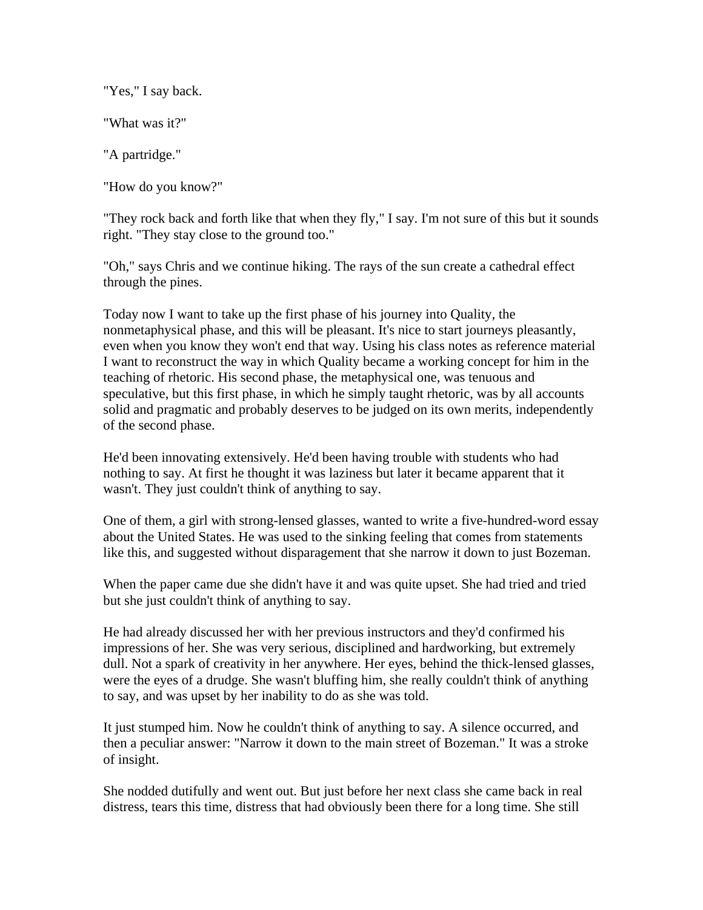"Yes," I say back.

"What was it?"

"A partridge."

"How do you know?"

"They rock back and forth like that when they fly," I say. I'm not sure of this but it sounds right. "They stay close to the ground too."

"Oh," says Chris and we continue hiking. The rays of the sun create a cathedral effect through the pines.

Today now I want to take up the first phase of his journey into Quality, the nonmetaphysical phase, and this will be pleasant. It's nice to start journeys pleasantly, even when you know they won't end that way. Using his class notes as reference material I want to reconstruct the way in which Quality became a working concept for him in the teaching of rhetoric. His second phase, the metaphysical one, was tenuous and speculative, but this first phase, in which he simply taught rhetoric, was by all accounts solid and pragmatic and probably deserves to be judged on its own merits, independently of the second phase.

He'd been innovating extensively. He'd been having trouble with students who had nothing to say. At first he thought it was laziness but later it became apparent that it wasn't. They just couldn't think of anything to say.

One of them, a girl with strong-lensed glasses, wanted to write a five-hundred-word essay about the United States. He was used to the sinking feeling that comes from statements like this, and suggested without disparagement that she narrow it down to just Bozeman.

When the paper came due she didn't have it and was quite upset. She had tried and tried but she just couldn't think of anything to say.

He had already discussed her with her previous instructors and they'd confirmed his impressions of her. She was very serious, disciplined and hardworking, but extremely dull. Not a spark of creativity in her anywhere. Her eyes, behind the thick-lensed glasses, were the eyes of a drudge. She wasn't bluffing him, she really couldn't think of anything to say, and was upset by her inability to do as she was told.

It just stumped him. Now he couldn't think of anything to say. A silence occurred, and then a peculiar answer: "Narrow it down to the main street of Bozeman." It was a stroke of insight.

She nodded dutifully and went out. But just before her next class she came back in real distress, tears this time, distress that had obviously been there for a long time. She still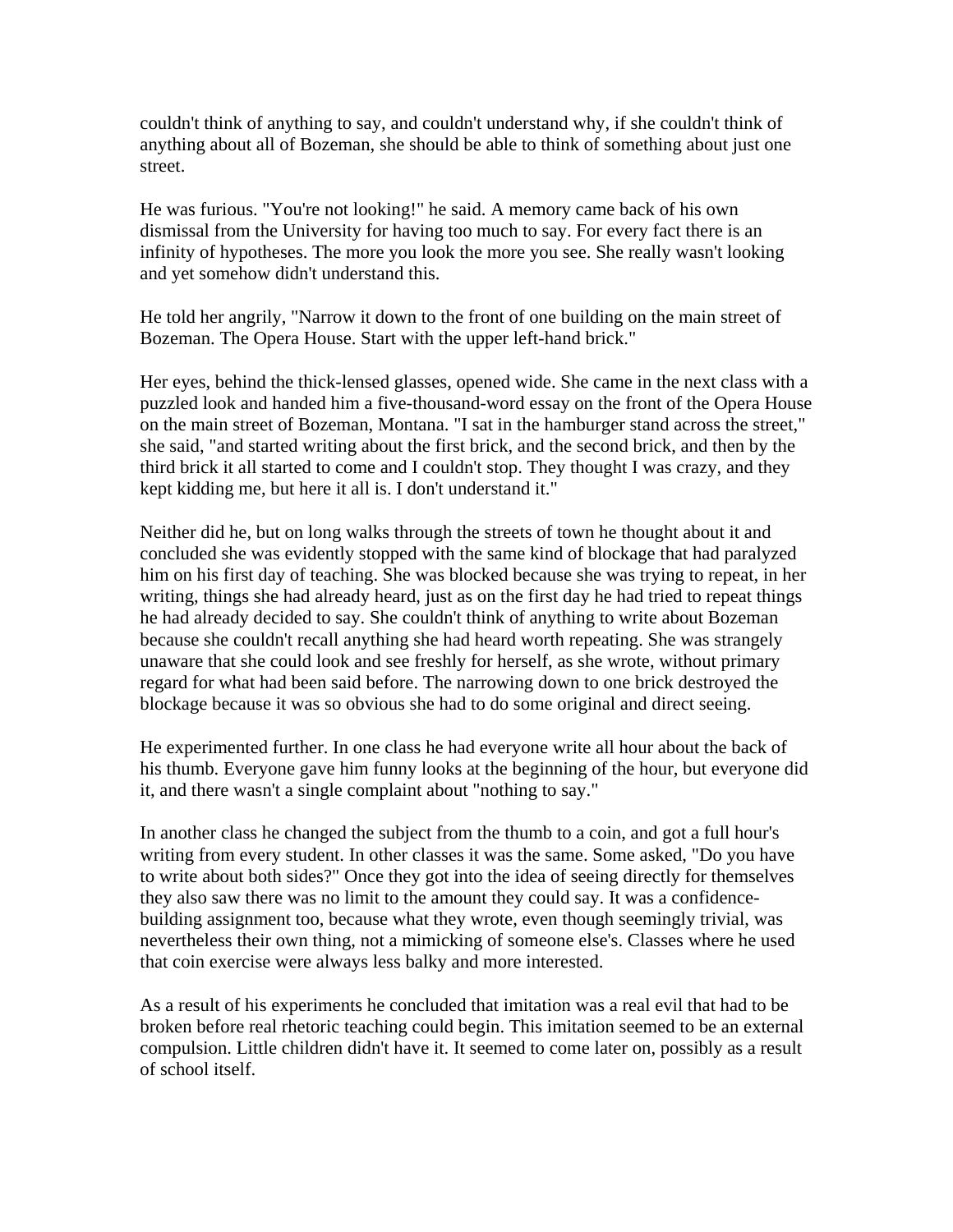couldn't think of anything to say, and couldn't understand why, if she couldn't think of anything about all of Bozeman, she should be able to think of something about just one street.

He was furious. "You're not looking!" he said. A memory came back of his own dismissal from the University for having too much to say. For every fact there is an infinity of hypotheses. The more you look the more you see. She really wasn't looking and yet somehow didn't understand this.

He told her angrily, "Narrow it down to the front of one building on the main street of Bozeman. The Opera House. Start with the upper left-hand brick."

Her eyes, behind the thick-lensed glasses, opened wide. She came in the next class with a puzzled look and handed him a five-thousand-word essay on the front of the Opera House on the main street of Bozeman, Montana. "I sat in the hamburger stand across the street," she said, "and started writing about the first brick, and the second brick, and then by the third brick it all started to come and I couldn't stop. They thought I was crazy, and they kept kidding me, but here it all is. I don't understand it."

Neither did he, but on long walks through the streets of town he thought about it and concluded she was evidently stopped with the same kind of blockage that had paralyzed him on his first day of teaching. She was blocked because she was trying to repeat, in her writing, things she had already heard, just as on the first day he had tried to repeat things he had already decided to say. She couldn't think of anything to write about Bozeman because she couldn't recall anything she had heard worth repeating. She was strangely unaware that she could look and see freshly for herself, as she wrote, without primary regard for what had been said before. The narrowing down to one brick destroyed the blockage because it was so obvious she had to do some original and direct seeing.

He experimented further. In one class he had everyone write all hour about the back of his thumb. Everyone gave him funny looks at the beginning of the hour, but everyone did it, and there wasn't a single complaint about "nothing to say."

In another class he changed the subject from the thumb to a coin, and got a full hour's writing from every student. In other classes it was the same. Some asked, "Do you have to write about both sides?" Once they got into the idea of seeing directly for themselves they also saw there was no limit to the amount they could say. It was a confidence-building assignment too, because what they wrote, even though seemingly trivial, was nevertheless their own thing, not a mimicking of someone else's. Classes where he used that coin exercise were always less balky and more interested.

As a result of his experiments he concluded that imitation was a real evil that had to be broken before real rhetoric teaching could begin. This imitation seemed to be an external compulsion. Little children didn't have it. It seemed to come later on, possibly as a result of school itself.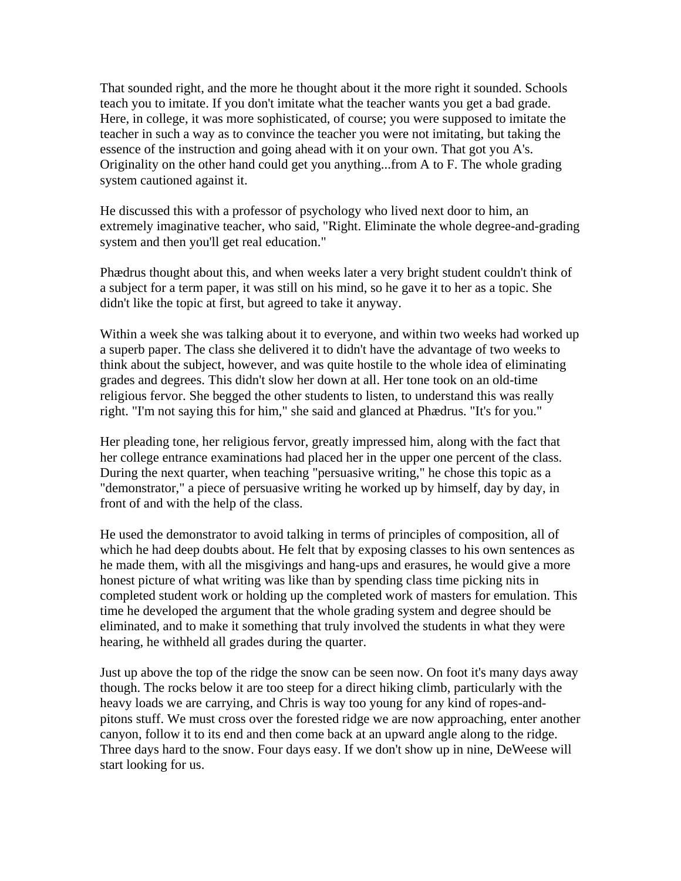That sounded right, and the more he thought about it the more right it sounded. Schools teach you to imitate. If you don't imitate what the teacher wants you get a bad grade. Here, in college, it was more sophisticated, of course; you were supposed to imitate the teacher in such a way as to convince the teacher you were not imitating, but taking the essence of the instruction and going ahead with it on your own. That got you A's. Originality on the other hand could get you anything...from A to F. The whole grading system cautioned against it.

He discussed this with a professor of psychology who lived next door to him, an extremely imaginative teacher, who said, "Right. Eliminate the whole degree-and-grading system and then you'll get real education."

Phædrus thought about this, and when weeks later a very bright student couldn't think of a subject for a term paper, it was still on his mind, so he gave it to her as a topic. She didn't like the topic at first, but agreed to take it anyway.

Within a week she was talking about it to everyone, and within two weeks had worked up a superb paper. The class she delivered it to didn't have the advantage of two weeks to think about the subject, however, and was quite hostile to the whole idea of eliminating grades and degrees. This didn't slow her down at all. Her tone took on an old-time religious fervor. She begged the other students to listen, to understand this was really right. "I'm not saying this for him," she said and glanced at Phædrus. "It's for you."

Her pleading tone, her religious fervor, greatly impressed him, along with the fact that her college entrance examinations had placed her in the upper one percent of the class. During the next quarter, when teaching "persuasive writing," he chose this topic as a "demonstrator," a piece of persuasive writing he worked up by himself, day by day, in front of and with the help of the class.

He used the demonstrator to avoid talking in terms of principles of composition, all of which he had deep doubts about. He felt that by exposing classes to his own sentences as he made them, with all the misgivings and hang-ups and erasures, he would give a more honest picture of what writing was like than by spending class time picking nits in completed student work or holding up the completed work of masters for emulation. This time he developed the argument that the whole grading system and degree should be eliminated, and to make it something that truly involved the students in what they were hearing, he withheld all grades during the quarter.

Just up above the top of the ridge the snow can be seen now. On foot it's many days away though. The rocks below it are too steep for a direct hiking climb, particularly with the heavy loads we are carrying, and Chris is way too young for any kind of ropes-and-pitons stuff. We must cross over the forested ridge we are now approaching, enter another canyon, follow it to its end and then come back at an upward angle along to the ridge. Three days hard to the snow. Four days easy. If we don't show up in nine, DeWeese will start looking for us.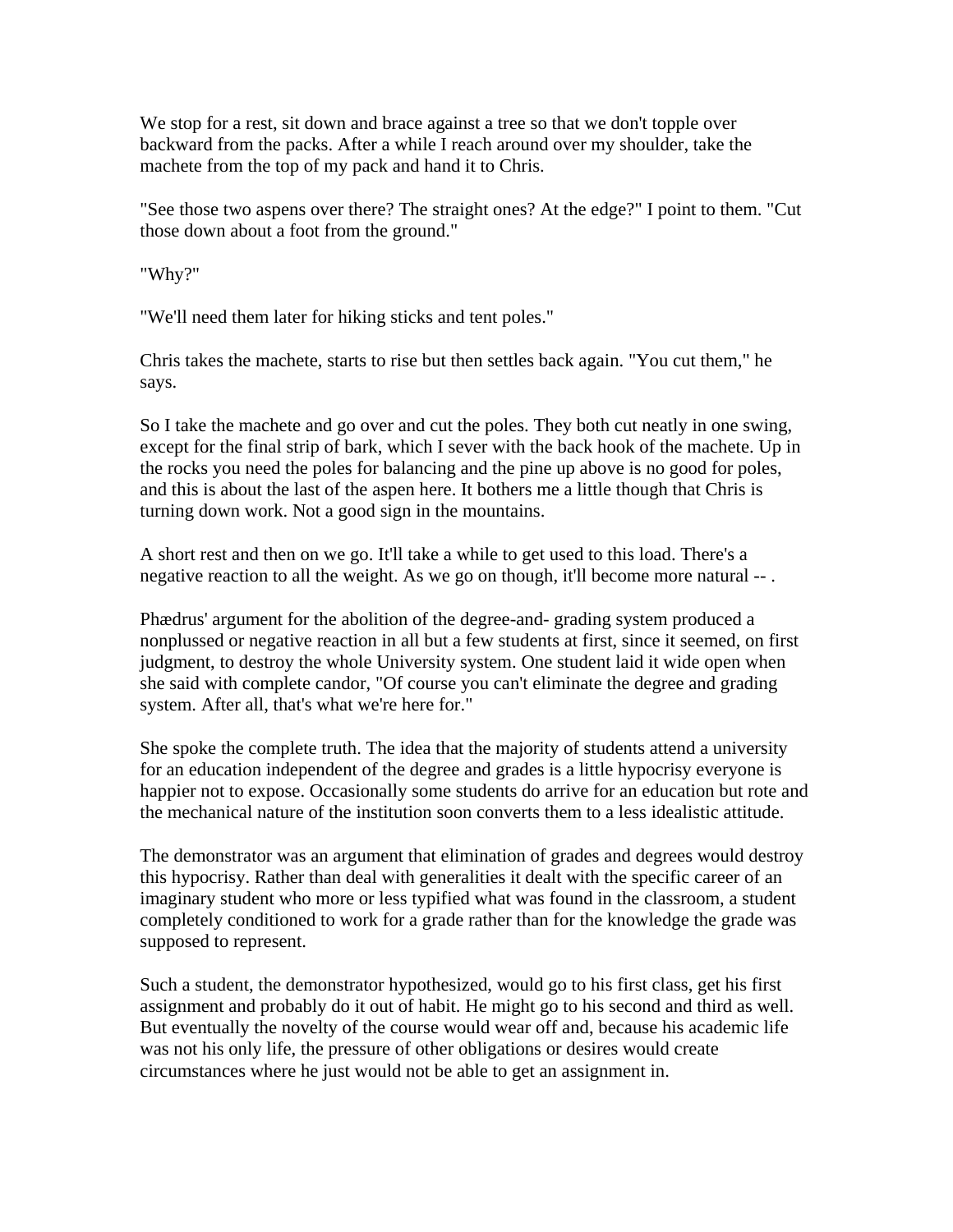We stop for a rest, sit down and brace against a tree so that we don't topple over backward from the packs. After a while I reach around over my shoulder, take the machete from the top of my pack and hand it to Chris.

"See those two aspens over there? The straight ones? At the edge?" I point to them. "Cut those down about a foot from the ground."

"Why?"

"We'll need them later for hiking sticks and tent poles."

Chris takes the machete, starts to rise but then settles back again. "You cut them," he says.

So I take the machete and go over and cut the poles. They both cut neatly in one swing, except for the final strip of bark, which I sever with the back hook of the machete. Up in the rocks you need the poles for balancing and the pine up above is no good for poles, and this is about the last of the aspen here. It bothers me a little though that Chris is turning down work. Not a good sign in the mountains.

A short rest and then on we go. It'll take a while to get used to this load. There's a negative reaction to all the weight. As we go on though, it'll become more natural -- .

Phædrus' argument for the abolition of the degree-and- grading system produced a nonplussed or negative reaction in all but a few students at first, since it seemed, on first judgment, to destroy the whole University system. One student laid it wide open when she said with complete candor, "Of course you can't eliminate the degree and grading system. After all, that's what we're here for."

She spoke the complete truth. The idea that the majority of students attend a university for an education independent of the degree and grades is a little hypocrisy everyone is happier not to expose. Occasionally some students do arrive for an education but rote and the mechanical nature of the institution soon converts them to a less idealistic attitude.

The demonstrator was an argument that elimination of grades and degrees would destroy this hypocrisy. Rather than deal with generalities it dealt with the specific career of an imaginary student who more or less typified what was found in the classroom, a student completely conditioned to work for a grade rather than for the knowledge the grade was supposed to represent.

Such a student, the demonstrator hypothesized, would go to his first class, get his first assignment and probably do it out of habit. He might go to his second and third as well. But eventually the novelty of the course would wear off and, because his academic life was not his only life, the pressure of other obligations or desires would create circumstances where he just would not be able to get an assignment in.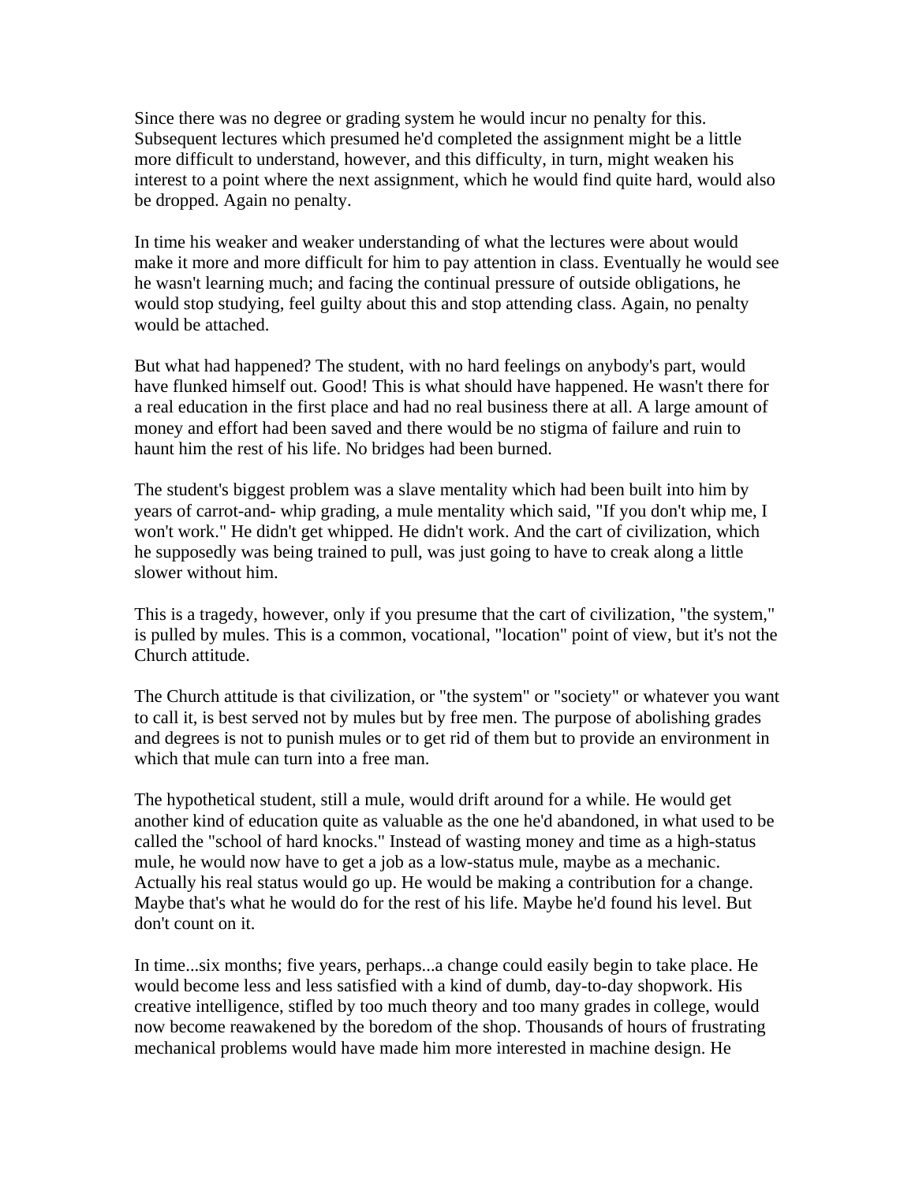Since there was no degree or grading system he would incur no penalty for this. Subsequent lectures which presumed he'd completed the assignment might be a little more difficult to understand, however, and this difficulty, in turn, might weaken his interest to a point where the next assignment, which he would find quite hard, would also be dropped. Again no penalty.

In time his weaker and weaker understanding of what the lectures were about would make it more and more difficult for him to pay attention in class. Eventually he would see he wasn't learning much; and facing the continual pressure of outside obligations, he would stop studying, feel guilty about this and stop attending class. Again, no penalty would be attached.

But what had happened? The student, with no hard feelings on anybody's part, would have flunked himself out. Good! This is what should have happened. He wasn't there for a real education in the first place and had no real business there at all. A large amount of money and effort had been saved and there would be no stigma of failure and ruin to haunt him the rest of his life. No bridges had been burned.

The student's biggest problem was a slave mentality which had been built into him by years of carrot-and- whip grading, a mule mentality which said, "If you don't whip me, I won't work." He didn't get whipped. He didn't work. And the cart of civilization, which he supposedly was being trained to pull, was just going to have to creak along a little slower without him.

This is a tragedy, however, only if you presume that the cart of civilization, "the system," is pulled by mules. This is a common, vocational, "location" point of view, but it's not the Church attitude.

The Church attitude is that civilization, or "the system" or "society" or whatever you want to call it, is best served not by mules but by free men. The purpose of abolishing grades and degrees is not to punish mules or to get rid of them but to provide an environment in which that mule can turn into a free man.

The hypothetical student, still a mule, would drift around for a while. He would get another kind of education quite as valuable as the one he'd abandoned, in what used to be called the "school of hard knocks." Instead of wasting money and time as a high-status mule, he would now have to get a job as a low-status mule, maybe as a mechanic. Actually his real status would go up. He would be making a contribution for a change. Maybe that's what he would do for the rest of his life. Maybe he'd found his level. But don't count on it.

In time...six months; five years, perhaps...a change could easily begin to take place. He would become less and less satisfied with a kind of dumb, day-to-day shopwork. His creative intelligence, stifled by too much theory and too many grades in college, would now become reawakened by the boredom of the shop. Thousands of hours of frustrating mechanical problems would have made him more interested in machine design. He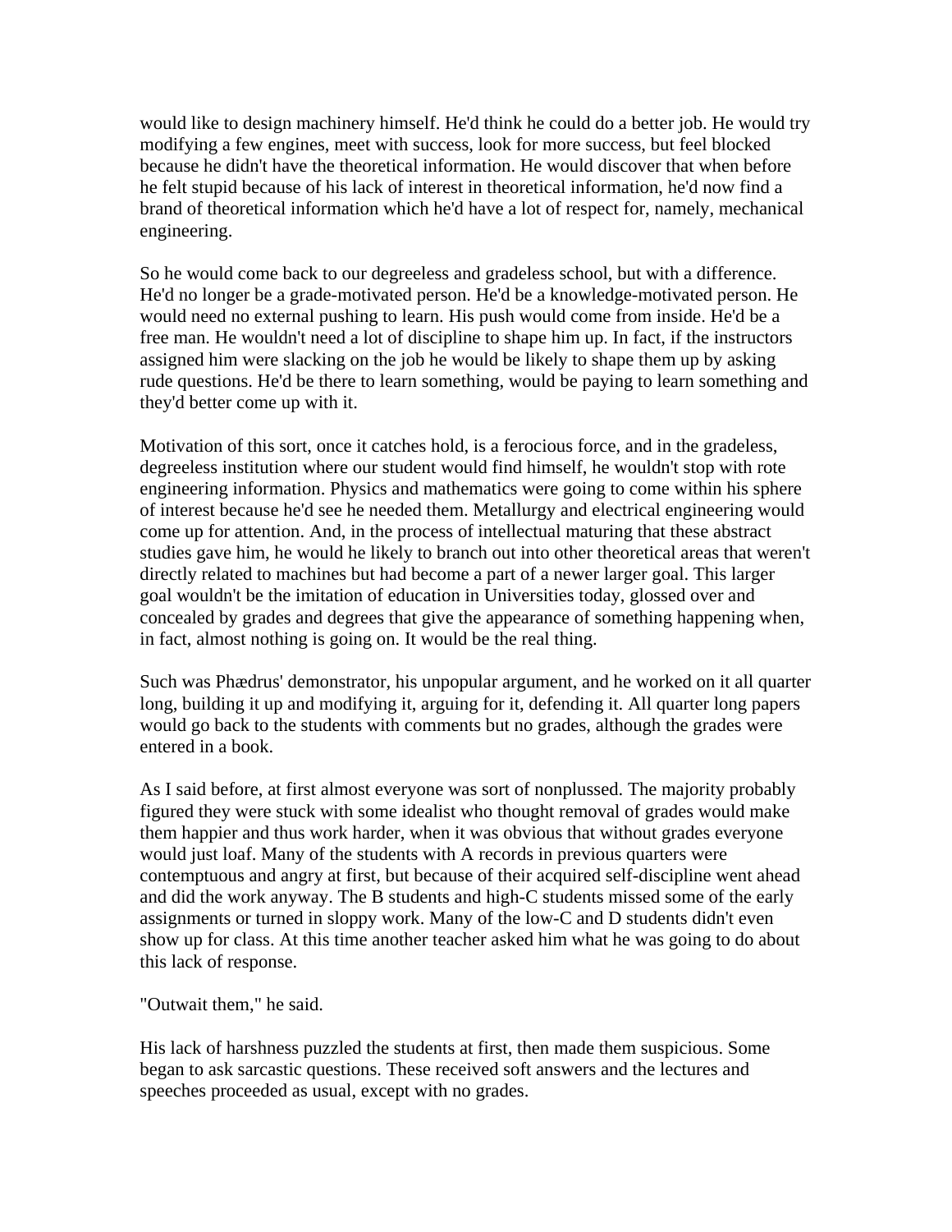would like to design machinery himself. He'd think he could do a better job. He would try modifying a few engines, meet with success, look for more success, but feel blocked because he didn't have the theoretical information. He would discover that when before he felt stupid because of his lack of interest in theoretical information, he'd now find a brand of theoretical information which he'd have a lot of respect for, namely, mechanical engineering.

So he would come back to our degreeless and gradeless school, but with a difference. He'd no longer be a grade-motivated person. He'd be a knowledge-motivated person. He would need no external pushing to learn. His push would come from inside. He'd be a free man. He wouldn't need a lot of discipline to shape him up. In fact, if the instructors assigned him were slacking on the job he would be likely to shape them up by asking rude questions. He'd be there to learn something, would be paying to learn something and they'd better come up with it.

Motivation of this sort, once it catches hold, is a ferocious force, and in the gradeless, degreeless institution where our student would find himself, he wouldn't stop with rote engineering information. Physics and mathematics were going to come within his sphere of interest because he'd see he needed them. Metallurgy and electrical engineering would come up for attention. And, in the process of intellectual maturing that these abstract studies gave him, he would he likely to branch out into other theoretical areas that weren't directly related to machines but had become a part of a newer larger goal. This larger goal wouldn't be the imitation of education in Universities today, glossed over and concealed by grades and degrees that give the appearance of something happening when, in fact, almost nothing is going on. It would be the real thing.

Such was Phædrus' demonstrator, his unpopular argument, and he worked on it all quarter long, building it up and modifying it, arguing for it, defending it. All quarter long papers would go back to the students with comments but no grades, although the grades were entered in a book.

As I said before, at first almost everyone was sort of nonplussed. The majority probably figured they were stuck with some idealist who thought removal of grades would make them happier and thus work harder, when it was obvious that without grades everyone would just loaf. Many of the students with A records in previous quarters were contemptuous and angry at first, but because of their acquired self-discipline went ahead and did the work anyway. The B students and high-C students missed some of the early assignments or turned in sloppy work. Many of the low-C and D students didn't even show up for class. At this time another teacher asked him what he was going to do about this lack of response.

"Outwait them," he said.

His lack of harshness puzzled the students at first, then made them suspicious. Some began to ask sarcastic questions. These received soft answers and the lectures and speeches proceeded as usual, except with no grades.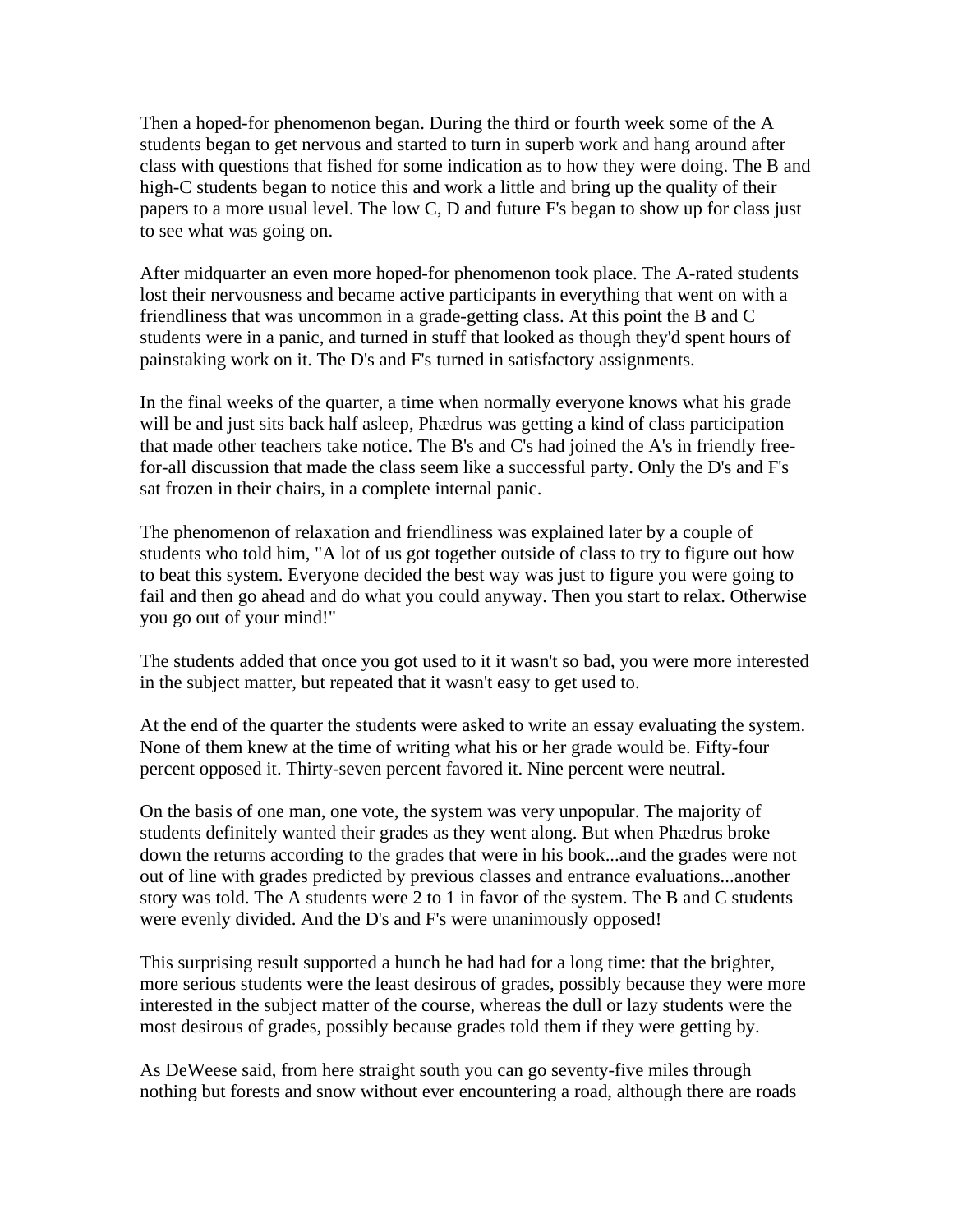Then a hoped-for phenomenon began. During the third or fourth week some of the A students began to get nervous and started to turn in superb work and hang around after class with questions that fished for some indication as to how they were doing. The B and high-C students began to notice this and work a little and bring up the quality of their papers to a more usual level. The low C, D and future F's began to show up for class just to see what was going on.

After midquarter an even more hoped-for phenomenon took place. The A-rated students lost their nervousness and became active participants in everything that went on with a friendliness that was uncommon in a grade-getting class. At this point the B and C students were in a panic, and turned in stuff that looked as though they'd spent hours of painstaking work on it. The D's and F's turned in satisfactory assignments.

In the final weeks of the quarter, a time when normally everyone knows what his grade will be and just sits back half asleep, Phædrus was getting a kind of class participation that made other teachers take notice. The B's and C's had joined the A's in friendly free-for-all discussion that made the class seem like a successful party. Only the D's and F's sat frozen in their chairs, in a complete internal panic.

The phenomenon of relaxation and friendliness was explained later by a couple of students who told him, "A lot of us got together outside of class to try to figure out how to beat this system. Everyone decided the best way was just to figure you were going to fail and then go ahead and do what you could anyway. Then you start to relax. Otherwise you go out of your mind!"

The students added that once you got used to it it wasn't so bad, you were more interested in the subject matter, but repeated that it wasn't easy to get used to.

At the end of the quarter the students were asked to write an essay evaluating the system. None of them knew at the time of writing what his or her grade would be. Fifty-four percent opposed it. Thirty-seven percent favored it. Nine percent were neutral.

On the basis of one man, one vote, the system was very unpopular. The majority of students definitely wanted their grades as they went along. But when Phædrus broke down the returns according to the grades that were in his book...and the grades were not out of line with grades predicted by previous classes and entrance evaluations...another story was told. The A students were 2 to 1 in favor of the system. The B and C students were evenly divided. And the D's and F's were unanimously opposed!

This surprising result supported a hunch he had had for a long time: that the brighter, more serious students were the least desirous of grades, possibly because they were more interested in the subject matter of the course, whereas the dull or lazy students were the most desirous of grades, possibly because grades told them if they were getting by.

As DeWeese said, from here straight south you can go seventy-five miles through nothing but forests and snow without ever encountering a road, although there are roads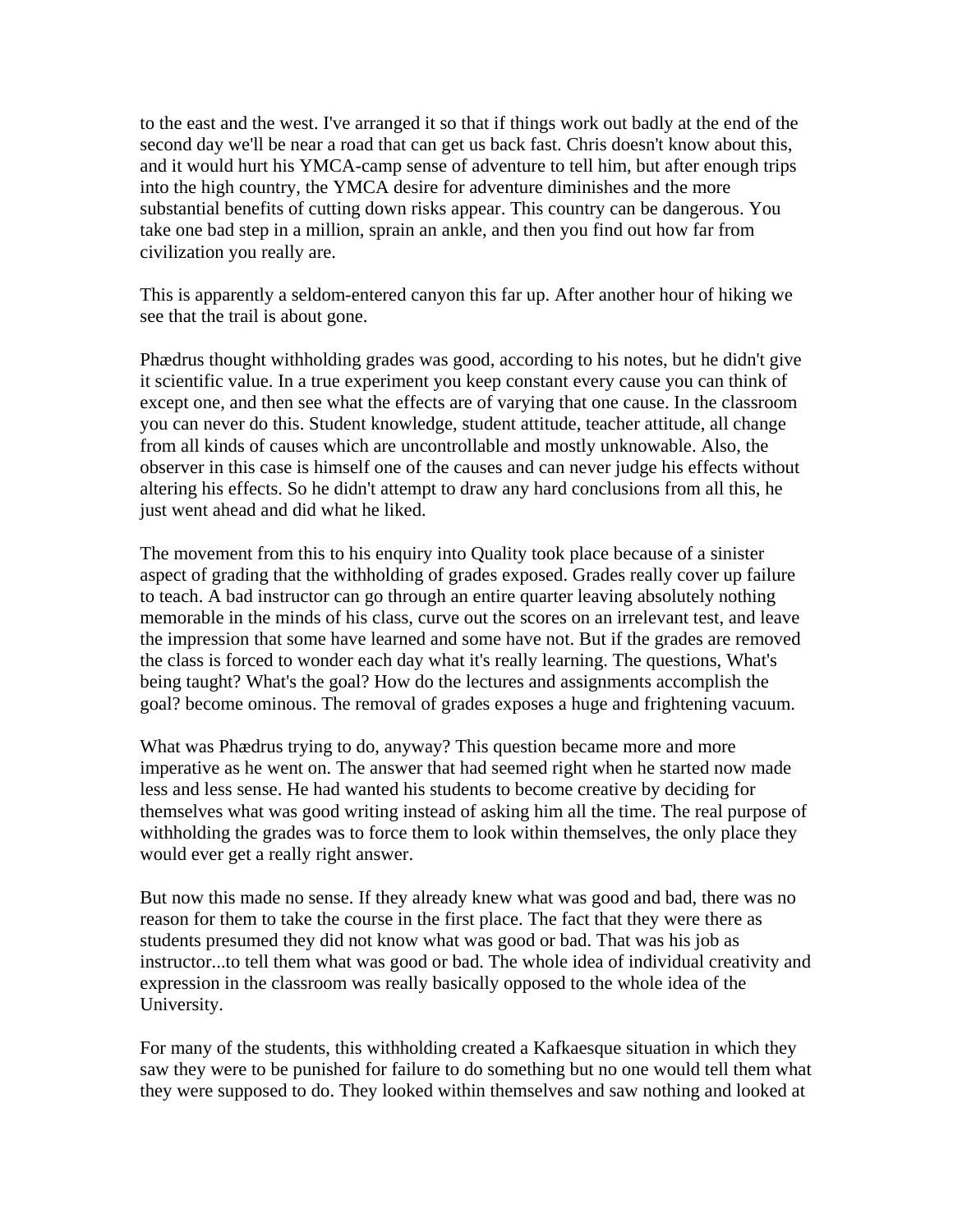to the east and the west. I've arranged it so that if things work out badly at the end of the second day we'll be near a road that can get us back fast. Chris doesn't know about this, and it would hurt his YMCA-camp sense of adventure to tell him, but after enough trips into the high country, the YMCA desire for adventure diminishes and the more substantial benefits of cutting down risks appear. This country can be dangerous. You take one bad step in a million, sprain an ankle, and then you find out how far from civilization you really are.

This is apparently a seldom-entered canyon this far up. After another hour of hiking we see that the trail is about gone.

Phædrus thought withholding grades was good, according to his notes, but he didn't give it scientific value. In a true experiment you keep constant every cause you can think of except one, and then see what the effects are of varying that one cause. In the classroom you can never do this. Student knowledge, student attitude, teacher attitude, all change from all kinds of causes which are uncontrollable and mostly unknowable. Also, the observer in this case is himself one of the causes and can never judge his effects without altering his effects. So he didn't attempt to draw any hard conclusions from all this, he just went ahead and did what he liked.

The movement from this to his enquiry into Quality took place because of a sinister aspect of grading that the withholding of grades exposed. Grades really cover up failure to teach. A bad instructor can go through an entire quarter leaving absolutely nothing memorable in the minds of his class, curve out the scores on an irrelevant test, and leave the impression that some have learned and some have not. But if the grades are removed the class is forced to wonder each day what it's really learning. The questions, What's being taught? What's the goal? How do the lectures and assignments accomplish the goal? become ominous. The removal of grades exposes a huge and frightening vacuum.

What was Phædrus trying to do, anyway? This question became more and more imperative as he went on. The answer that had seemed right when he started now made less and less sense. He had wanted his students to become creative by deciding for themselves what was good writing instead of asking him all the time. The real purpose of withholding the grades was to force them to look within themselves, the only place they would ever get a really right answer.

But now this made no sense. If they already knew what was good and bad, there was no reason for them to take the course in the first place. The fact that they were there as students presumed they did not know what was good or bad. That was his job as instructor...to tell them what was good or bad. The whole idea of individual creativity and expression in the classroom was really basically opposed to the whole idea of the University.

For many of the students, this withholding created a Kafkaesque situation in which they saw they were to be punished for failure to do something but no one would tell them what they were supposed to do. They looked within themselves and saw nothing and looked at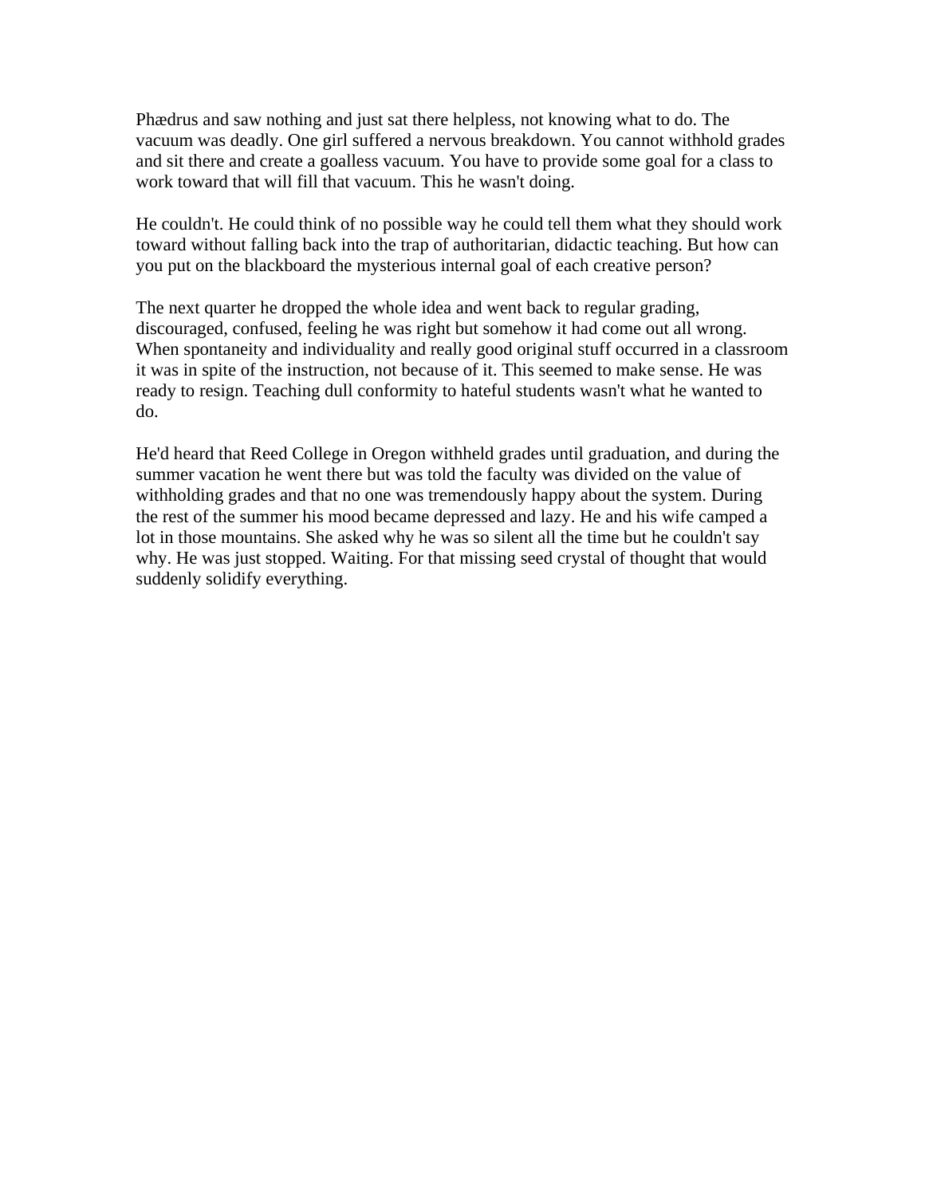Phædrus and saw nothing and just sat there helpless, not knowing what to do. The vacuum was deadly. One girl suffered a nervous breakdown. You cannot withhold grades and sit there and create a goalless vacuum. You have to provide some goal for a class to work toward that will fill that vacuum. This he wasn't doing.

He couldn't. He could think of no possible way he could tell them what they should work toward without falling back into the trap of authoritarian, didactic teaching. But how can you put on the blackboard the mysterious internal goal of each creative person?

The next quarter he dropped the whole idea and went back to regular grading, discouraged, confused, feeling he was right but somehow it had come out all wrong. When spontaneity and individuality and really good original stuff occurred in a classroom it was in spite of the instruction, not because of it. This seemed to make sense. He was ready to resign. Teaching dull conformity to hateful students wasn't what he wanted to do.

He'd heard that Reed College in Oregon withheld grades until graduation, and during the summer vacation he went there but was told the faculty was divided on the value of withholding grades and that no one was tremendously happy about the system. During the rest of the summer his mood became depressed and lazy. He and his wife camped a lot in those mountains. She asked why he was so silent all the time but he couldn't say why. He was just stopped. Waiting. For that missing seed crystal of thought that would suddenly solidify everything.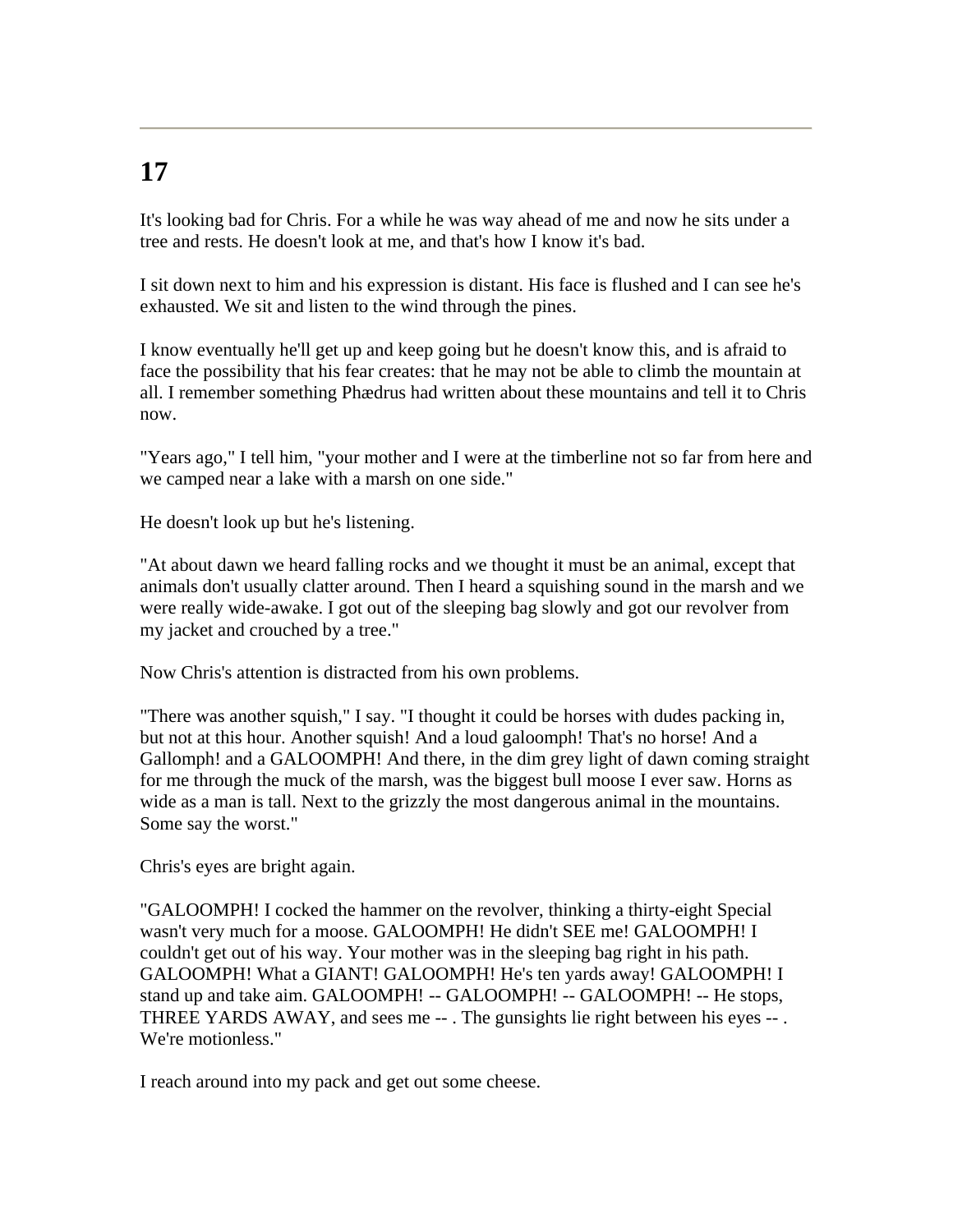# 17

It's looking bad for Chris. For a while he was way ahead of me and now he sits under a tree and rests. He doesn't look at me, and that's how I know it's bad.

I sit down next to him and his expression is distant. His face is flushed and I can see he's exhausted. We sit and listen to the wind through the pines.

I know eventually he'll get up and keep going but he doesn't know this, and is afraid to face the possibility that his fear creates: that he may not be able to climb the mountain at all. I remember something Phædrus had written about these mountains and tell it to Chris now.

"Years ago," I tell him, "your mother and I were at the timberline not so far from here and we camped near a lake with a marsh on one side."

He doesn't look up but he's listening.

"At about dawn we heard falling rocks and we thought it must be an animal, except that animals don't usually clatter around. Then I heard a squishing sound in the marsh and we were really wide-awake. I got out of the sleeping bag slowly and got our revolver from my jacket and crouched by a tree."

Now Chris's attention is distracted from his own problems.

"There was another squish," I say. "I thought it could be horses with dudes packing in, but not at this hour. Another squish! And a loud galoomph! That's no horse! And a Gallomph! and a GALOOMPH! And there, in the dim grey light of dawn coming straight for me through the muck of the marsh, was the biggest bull moose I ever saw. Horns as wide as a man is tall. Next to the grizzly the most dangerous animal in the mountains. Some say the worst."

Chris's eyes are bright again.

"GALOOMPH! I cocked the hammer on the revolver, thinking a thirty-eight Special wasn't very much for a moose. GALOOMPH! He didn't SEE me! GALOOMPH! I couldn't get out of his way. Your mother was in the sleeping bag right in his path. GALOOMPH! What a GIANT! GALOOMPH! He's ten yards away! GALOOMPH! I stand up and take aim. GALOOMPH! -- GALOOMPH! -- GALOOMPH! -- He stops, THREE YARDS AWAY, and sees me -- . The gunsights lie right between his eyes -- . We're motionless."

I reach around into my pack and get out some cheese.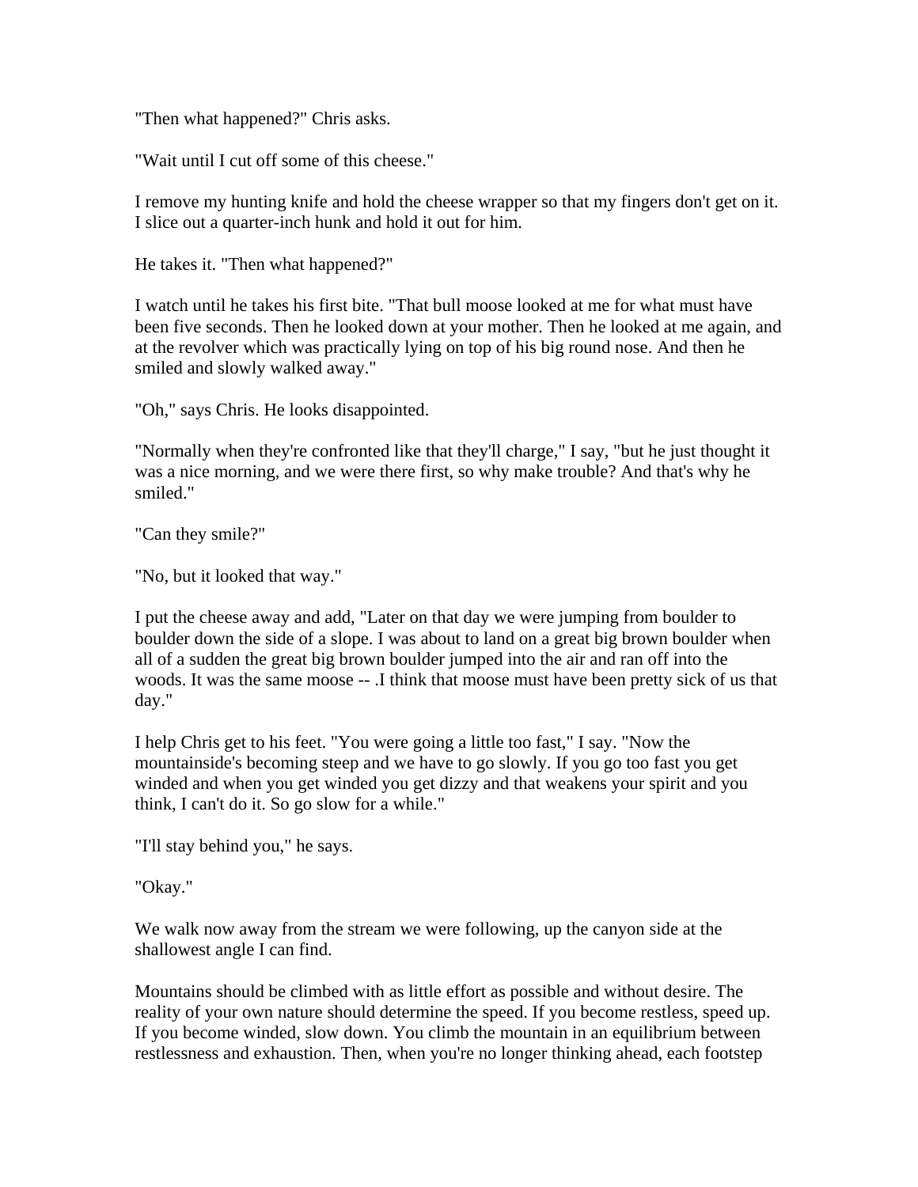"Then what happened?" Chris asks.

"Wait until I cut off some of this cheese."

I remove my hunting knife and hold the cheese wrapper so that my fingers don't get on it. I slice out a quarter-inch hunk and hold it out for him.

He takes it. "Then what happened?"

I watch until he takes his first bite. "That bull moose looked at me for what must have been five seconds. Then he looked down at your mother. Then he looked at me again, and at the revolver which was practically lying on top of his big round nose. And then he smiled and slowly walked away."

"Oh," says Chris. He looks disappointed.

"Normally when they're confronted like that they'll charge," I say, "but he just thought it was a nice morning, and we were there first, so why make trouble? And that's why he smiled."

"Can they smile?"

"No, but it looked that way."

I put the cheese away and add, "Later on that day we were jumping from boulder to boulder down the side of a slope. I was about to land on a great big brown boulder when all of a sudden the great big brown boulder jumped into the air and ran off into the woods. It was the same moose -- .I think that moose must have been pretty sick of us that day."

I help Chris get to his feet. "You were going a little too fast," I say. "Now the mountainside's becoming steep and we have to go slowly. If you go too fast you get winded and when you get winded you get dizzy and that weakens your spirit and you think, I can't do it. So go slow for a while."

"I'll stay behind you," he says.

"Okay."

We walk now away from the stream we were following, up the canyon side at the shallowest angle I can find.

Mountains should be climbed with as little effort as possible and without desire. The reality of your own nature should determine the speed. If you become restless, speed up. If you become winded, slow down. You climb the mountain in an equilibrium between restlessness and exhaustion. Then, when you're no longer thinking ahead, each footstep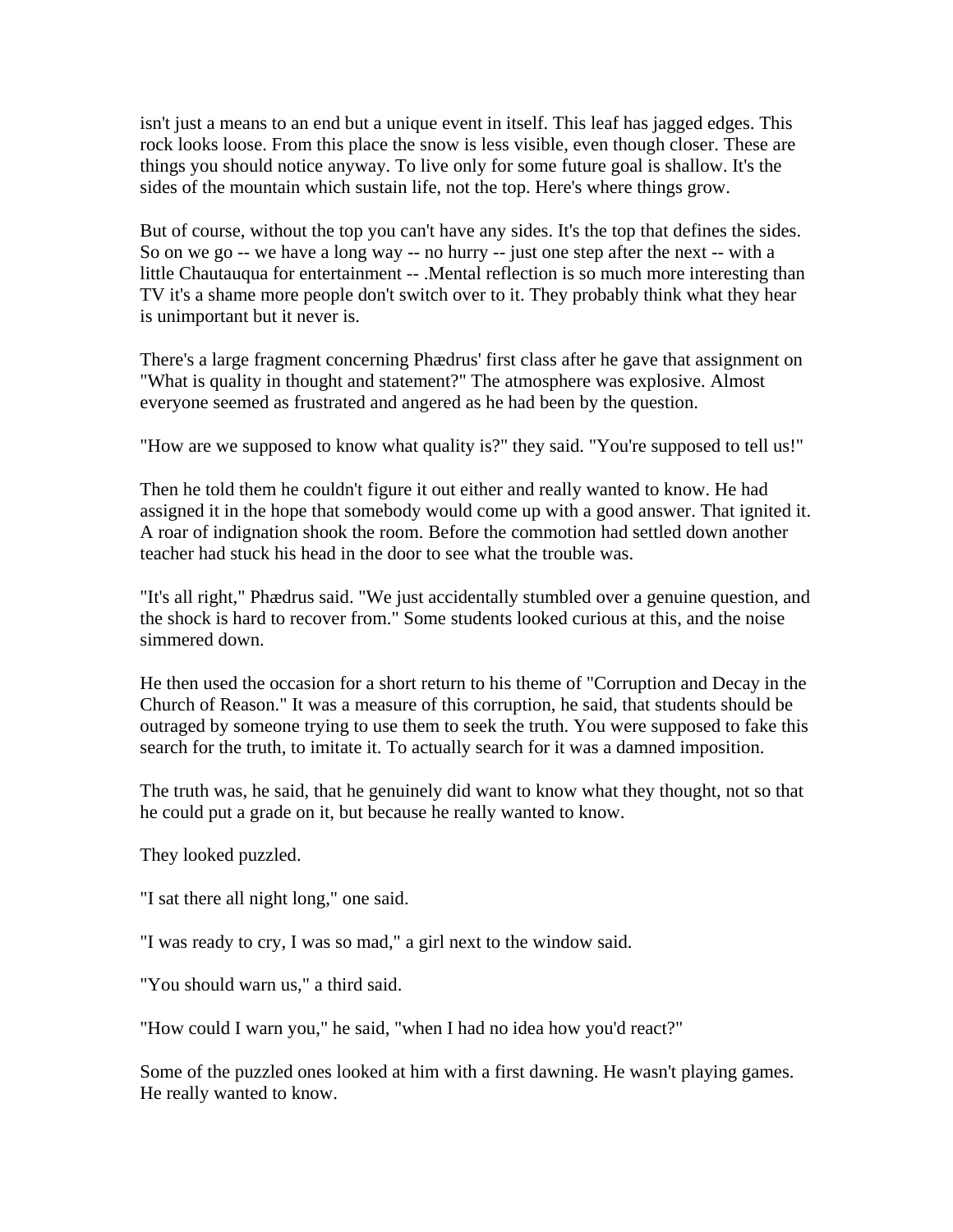isn't just a means to an end but a unique event in itself. This leaf has jagged edges. This rock looks loose. From this place the snow is less visible, even though closer. These are things you should notice anyway. To live only for some future goal is shallow. It's the sides of the mountain which sustain life, not the top. Here's where things grow.

But of course, without the top you can't have any sides. It's the top that defines the sides. So on we go -- we have a long way -- no hurry -- just one step after the next -- with a little Chautauqua for entertainment -- .Mental reflection is so much more interesting than TV it's a shame more people don't switch over to it. They probably think what they hear is unimportant but it never is.

There's a large fragment concerning Phædrus' first class after he gave that assignment on "What is quality in thought and statement?" The atmosphere was explosive. Almost everyone seemed as frustrated and angered as he had been by the question.

"How are we supposed to know what quality is?" they said. "You're supposed to tell us!"

Then he told them he couldn't figure it out either and really wanted to know. He had assigned it in the hope that somebody would come up with a good answer. That ignited it. A roar of indignation shook the room. Before the commotion had settled down another teacher had stuck his head in the door to see what the trouble was.

"It's all right," Phædrus said. "We just accidentally stumbled over a genuine question, and the shock is hard to recover from." Some students looked curious at this, and the noise simmered down.

He then used the occasion for a short return to his theme of "Corruption and Decay in the Church of Reason." It was a measure of this corruption, he said, that students should be outraged by someone trying to use them to seek the truth. You were supposed to fake this search for the truth, to imitate it. To actually search for it was a damned imposition.

The truth was, he said, that he genuinely did want to know what they thought, not so that he could put a grade on it, but because he really wanted to know.

They looked puzzled.

"I sat there all night long," one said.

"I was ready to cry, I was so mad," a girl next to the window said.

"You should warn us," a third said.

"How could I warn you," he said, "when I had no idea how you'd react?"

Some of the puzzled ones looked at him with a first dawning. He wasn't playing games. He really wanted to know.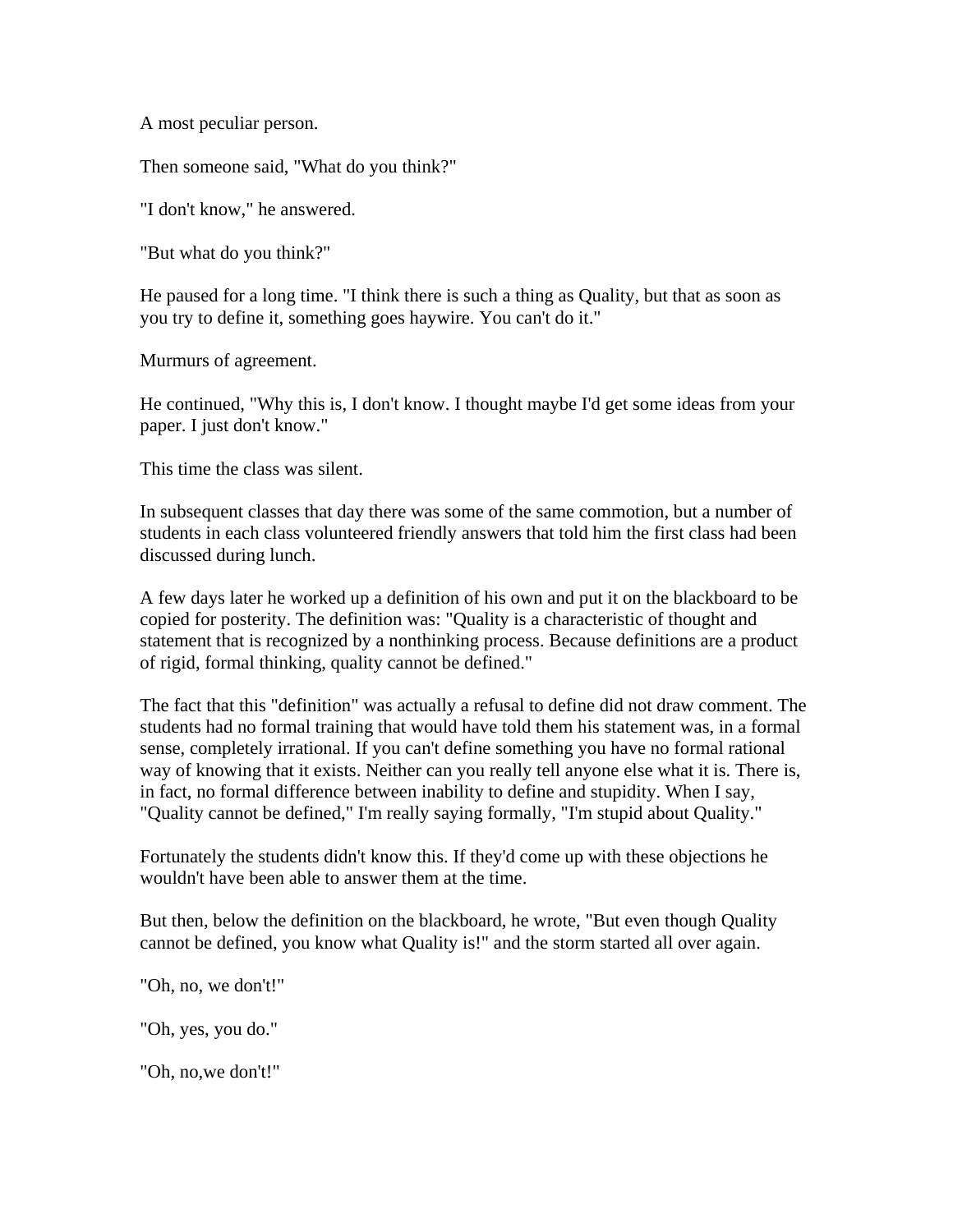A most peculiar person.

Then someone said, "What do you think?"

"I don't know," he answered.

"But what do you think?"

He paused for a long time. "I think there is such a thing as Quality, but that as soon as you try to define it, something goes haywire. You can't do it."

Murmurs of agreement.

He continued, "Why this is, I don't know. I thought maybe I'd get some ideas from your paper. I just don't know."

This time the class was silent.

In subsequent classes that day there was some of the same commotion, but a number of students in each class volunteered friendly answers that told him the first class had been discussed during lunch.

A few days later he worked up a definition of his own and put it on the blackboard to be copied for posterity. The definition was: "Quality is a characteristic of thought and statement that is recognized by a nonthinking process. Because definitions are a product of rigid, formal thinking, quality cannot be defined."

The fact that this "definition" was actually a refusal to define did not draw comment. The students had no formal training that would have told them his statement was, in a formal sense, completely irrational. If you can't define something you have no formal rational way of knowing that it exists. Neither can you really tell anyone else what it is. There is, in fact, no formal difference between inability to define and stupidity. When I say, "Quality cannot be defined," I'm really saying formally, "I'm stupid about Quality."

Fortunately the students didn't know this. If they'd come up with these objections he wouldn't have been able to answer them at the time.

But then, below the definition on the blackboard, he wrote, "But even though Quality cannot be defined, you know what Quality is!" and the storm started all over again.

"Oh, no, we don't!"

"Oh, yes, you do."

"Oh, no,we don't!"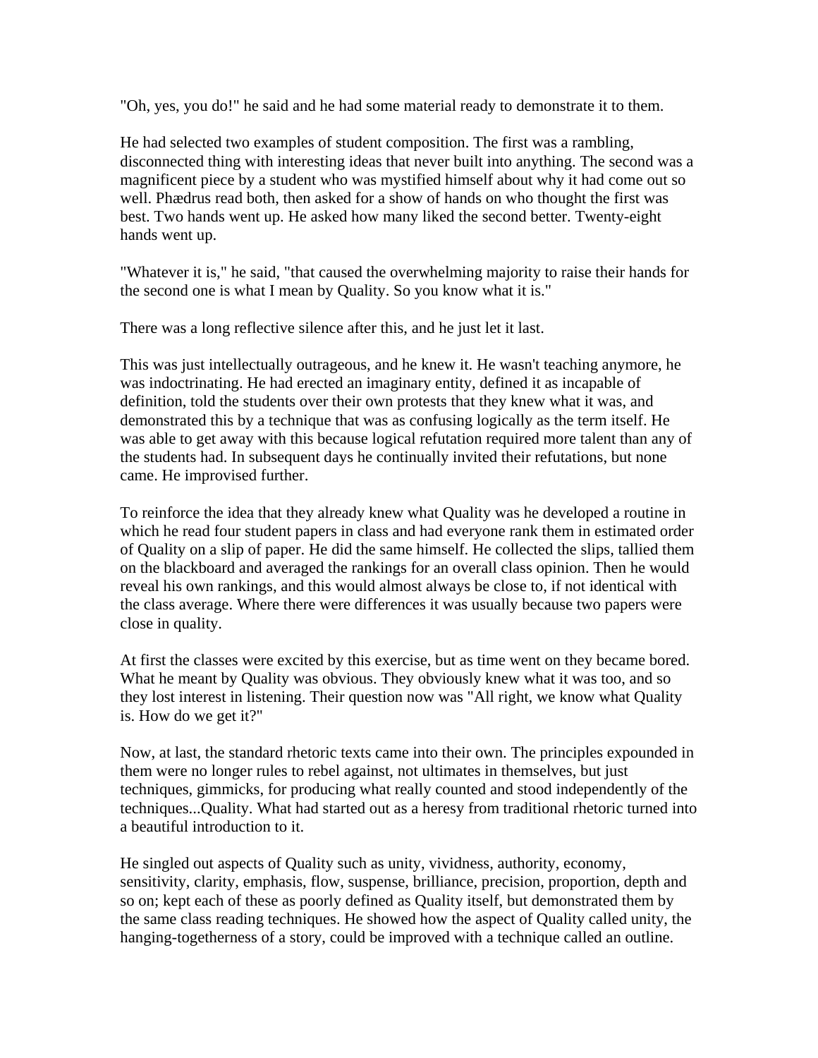"Oh, yes, you do!" he said and he had some material ready to demonstrate it to them.

He had selected two examples of student composition. The first was a rambling, disconnected thing with interesting ideas that never built into anything. The second was a magnificent piece by a student who was mystified himself about why it had come out so well. Phædrus read both, then asked for a show of hands on who thought the first was best. Two hands went up. He asked how many liked the second better. Twenty-eight hands went up.

"Whatever it is," he said, "that caused the overwhelming majority to raise their hands for the second one is what I mean by Quality. So you know what it is."

There was a long reflective silence after this, and he just let it last.

This was just intellectually outrageous, and he knew it. He wasn't teaching anymore, he was indoctrinating. He had erected an imaginary entity, defined it as incapable of definition, told the students over their own protests that they knew what it was, and demonstrated this by a technique that was as confusing logically as the term itself. He was able to get away with this because logical refutation required more talent than any of the students had. In subsequent days he continually invited their refutations, but none came. He improvised further.

To reinforce the idea that they already knew what Quality was he developed a routine in which he read four student papers in class and had everyone rank them in estimated order of Quality on a slip of paper. He did the same himself. He collected the slips, tallied them on the blackboard and averaged the rankings for an overall class opinion. Then he would reveal his own rankings, and this would almost always be close to, if not identical with the class average. Where there were differences it was usually because two papers were close in quality.

At first the classes were excited by this exercise, but as time went on they became bored. What he meant by Quality was obvious. They obviously knew what it was too, and so they lost interest in listening. Their question now was "All right, we know what Quality is. How do we get it?"

Now, at last, the standard rhetoric texts came into their own. The principles expounded in them were no longer rules to rebel against, not ultimates in themselves, but just techniques, gimmicks, for producing what really counted and stood independently of the techniques...Quality. What had started out as a heresy from traditional rhetoric turned into a beautiful introduction to it.

He singled out aspects of Quality such as unity, vividness, authority, economy, sensitivity, clarity, emphasis, flow, suspense, brilliance, precision, proportion, depth and so on; kept each of these as poorly defined as Quality itself, but demonstrated them by the same class reading techniques. He showed how the aspect of Quality called unity, the hanging-togetherness of a story, could be improved with a technique called an outline.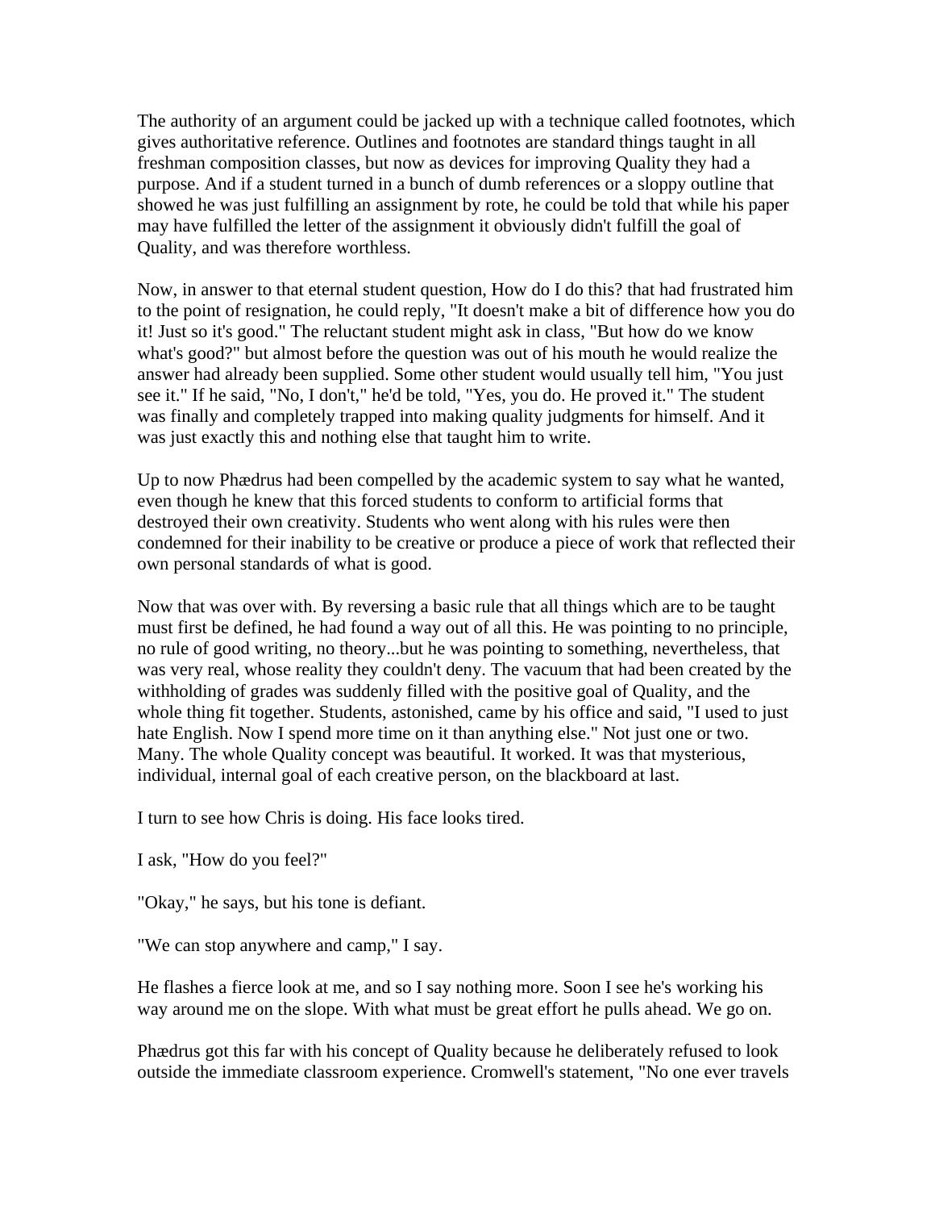The authority of an argument could be jacked up with a technique called footnotes, which gives authoritative reference. Outlines and footnotes are standard things taught in all freshman composition classes, but now as devices for improving Quality they had a purpose. And if a student turned in a bunch of dumb references or a sloppy outline that showed he was just fulfilling an assignment by rote, he could be told that while his paper may have fulfilled the letter of the assignment it obviously didn't fulfill the goal of Quality, and was therefore worthless.

Now, in answer to that eternal student question, How do I do this? that had frustrated him to the point of resignation, he could reply, "It doesn't make a bit of difference how you do it! Just so it's good." The reluctant student might ask in class, "But how do we know what's good?" but almost before the question was out of his mouth he would realize the answer had already been supplied. Some other student would usually tell him, "You just see it." If he said, "No, I don't," he'd be told, "Yes, you do. He proved it." The student was finally and completely trapped into making quality judgments for himself. And it was just exactly this and nothing else that taught him to write.

Up to now Phædrus had been compelled by the academic system to say what he wanted, even though he knew that this forced students to conform to artificial forms that destroyed their own creativity. Students who went along with his rules were then condemned for their inability to be creative or produce a piece of work that reflected their own personal standards of what is good.

Now that was over with. By reversing a basic rule that all things which are to be taught must first be defined, he had found a way out of all this. He was pointing to no principle, no rule of good writing, no theory...but he was pointing to something, nevertheless, that was very real, whose reality they couldn't deny. The vacuum that had been created by the withholding of grades was suddenly filled with the positive goal of Quality, and the whole thing fit together. Students, astonished, came by his office and said, "I used to just hate English. Now I spend more time on it than anything else." Not just one or two. Many. The whole Quality concept was beautiful. It worked. It was that mysterious, individual, internal goal of each creative person, on the blackboard at last.

I turn to see how Chris is doing. His face looks tired.

I ask, "How do you feel?"

"Okay," he says, but his tone is defiant.

"We can stop anywhere and camp," I say.

He flashes a fierce look at me, and so I say nothing more. Soon I see he's working his way around me on the slope. With what must be great effort he pulls ahead. We go on.

Phædrus got this far with his concept of Quality because he deliberately refused to look outside the immediate classroom experience. Cromwell's statement, "No one ever travels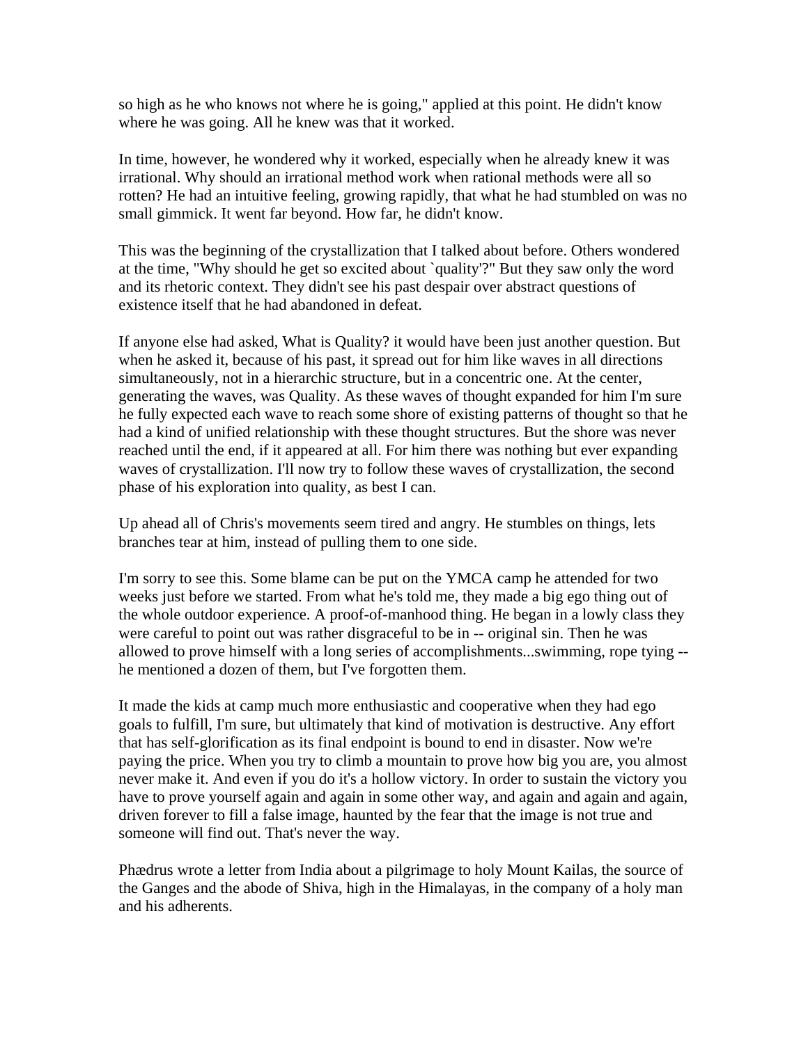so high as he who knows not where he is going," applied at this point. He didn't know where he was going. All he knew was that it worked.

In time, however, he wondered why it worked, especially when he already knew it was irrational. Why should an irrational method work when rational methods were all so rotten? He had an intuitive feeling, growing rapidly, that what he had stumbled on was no small gimmick. It went far beyond. How far, he didn't know.

This was the beginning of the crystallization that I talked about before. Others wondered at the time, "Why should he get so excited about `quality'?" But they saw only the word and its rhetoric context. They didn't see his past despair over abstract questions of existence itself that he had abandoned in defeat.

If anyone else had asked, What is Quality? it would have been just another question. But when he asked it, because of his past, it spread out for him like waves in all directions simultaneously, not in a hierarchic structure, but in a concentric one. At the center, generating the waves, was Quality. As these waves of thought expanded for him I'm sure he fully expected each wave to reach some shore of existing patterns of thought so that he had a kind of unified relationship with these thought structures. But the shore was never reached until the end, if it appeared at all. For him there was nothing but ever expanding waves of crystallization. I'll now try to follow these waves of crystallization, the second phase of his exploration into quality, as best I can.

Up ahead all of Chris's movements seem tired and angry. He stumbles on things, lets branches tear at him, instead of pulling them to one side.

I'm sorry to see this. Some blame can be put on the YMCA camp he attended for two weeks just before we started. From what he's told me, they made a big ego thing out of the whole outdoor experience. A proof-of-manhood thing. He began in a lowly class they were careful to point out was rather disgraceful to be in -- original sin. Then he was allowed to prove himself with a long series of accomplishments...swimming, rope tying -- he mentioned a dozen of them, but I've forgotten them.

It made the kids at camp much more enthusiastic and cooperative when they had ego goals to fulfill, I'm sure, but ultimately that kind of motivation is destructive. Any effort that has self-glorification as its final endpoint is bound to end in disaster. Now we're paying the price. When you try to climb a mountain to prove how big you are, you almost never make it. And even if you do it's a hollow victory. In order to sustain the victory you have to prove yourself again and again in some other way, and again and again and again, driven forever to fill a false image, haunted by the fear that the image is not true and someone will find out. That's never the way.

Phædrus wrote a letter from India about a pilgrimage to holy Mount Kailas, the source of the Ganges and the abode of Shiva, high in the Himalayas, in the company of a holy man and his adherents.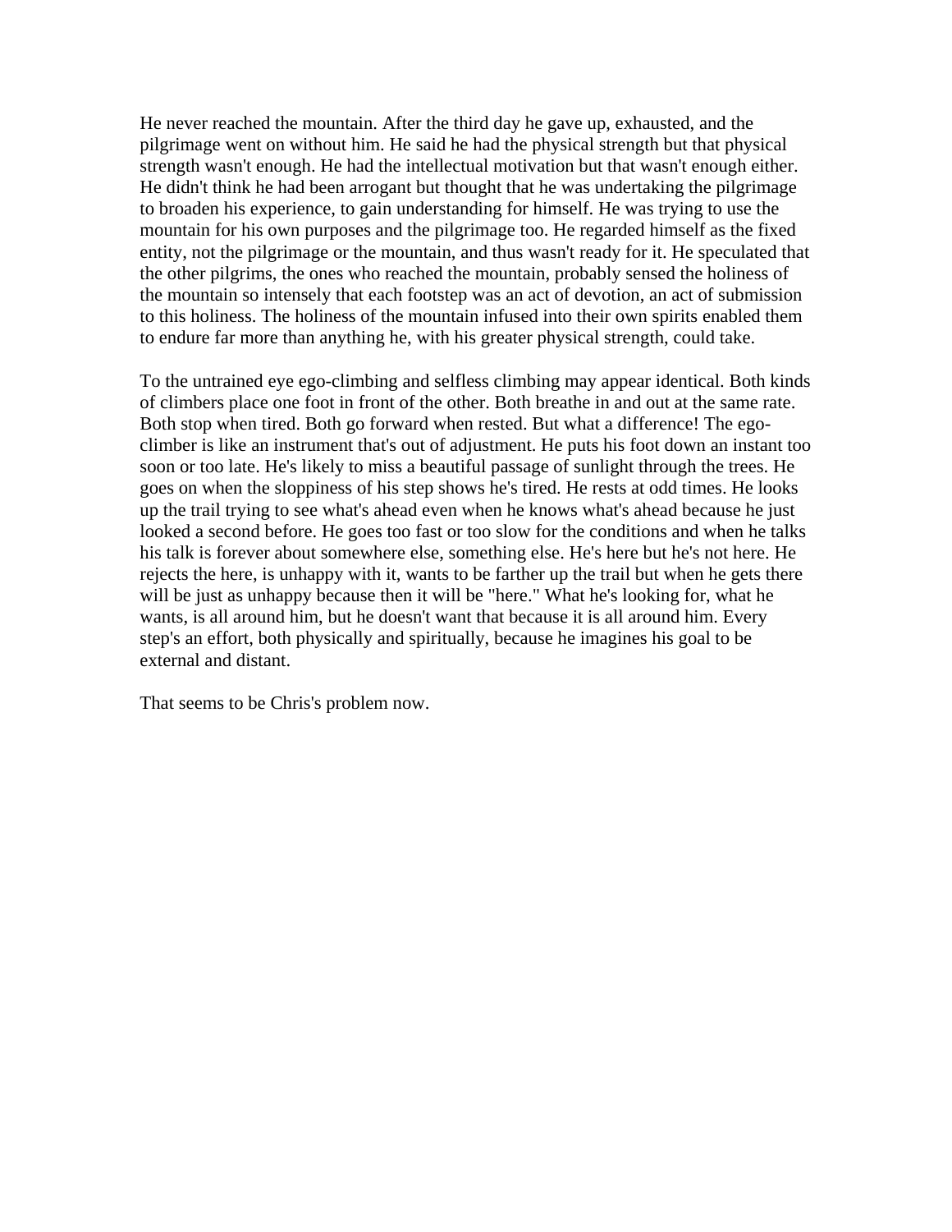He never reached the mountain. After the third day he gave up, exhausted, and the pilgrimage went on without him. He said he had the physical strength but that physical strength wasn't enough. He had the intellectual motivation but that wasn't enough either. He didn't think he had been arrogant but thought that he was undertaking the pilgrimage to broaden his experience, to gain understanding for himself. He was trying to use the mountain for his own purposes and the pilgrimage too. He regarded himself as the fixed entity, not the pilgrimage or the mountain, and thus wasn't ready for it. He speculated that the other pilgrims, the ones who reached the mountain, probably sensed the holiness of the mountain so intensely that each footstep was an act of devotion, an act of submission to this holiness. The holiness of the mountain infused into their own spirits enabled them to endure far more than anything he, with his greater physical strength, could take.

To the untrained eye ego-climbing and selfless climbing may appear identical. Both kinds of climbers place one foot in front of the other. Both breathe in and out at the same rate. Both stop when tired. Both go forward when rested. But what a difference! The ego-climber is like an instrument that's out of adjustment. He puts his foot down an instant too soon or too late. He's likely to miss a beautiful passage of sunlight through the trees. He goes on when the sloppiness of his step shows he's tired. He rests at odd times. He looks up the trail trying to see what's ahead even when he knows what's ahead because he just looked a second before. He goes too fast or too slow for the conditions and when he talks his talk is forever about somewhere else, something else. He's here but he's not here. He rejects the here, is unhappy with it, wants to be farther up the trail but when he gets there will be just as unhappy because then it will be "here." What he's looking for, what he wants, is all around him, but he doesn't want that because it is all around him. Every step's an effort, both physically and spiritually, because he imagines his goal to be external and distant.

That seems to be Chris's problem now.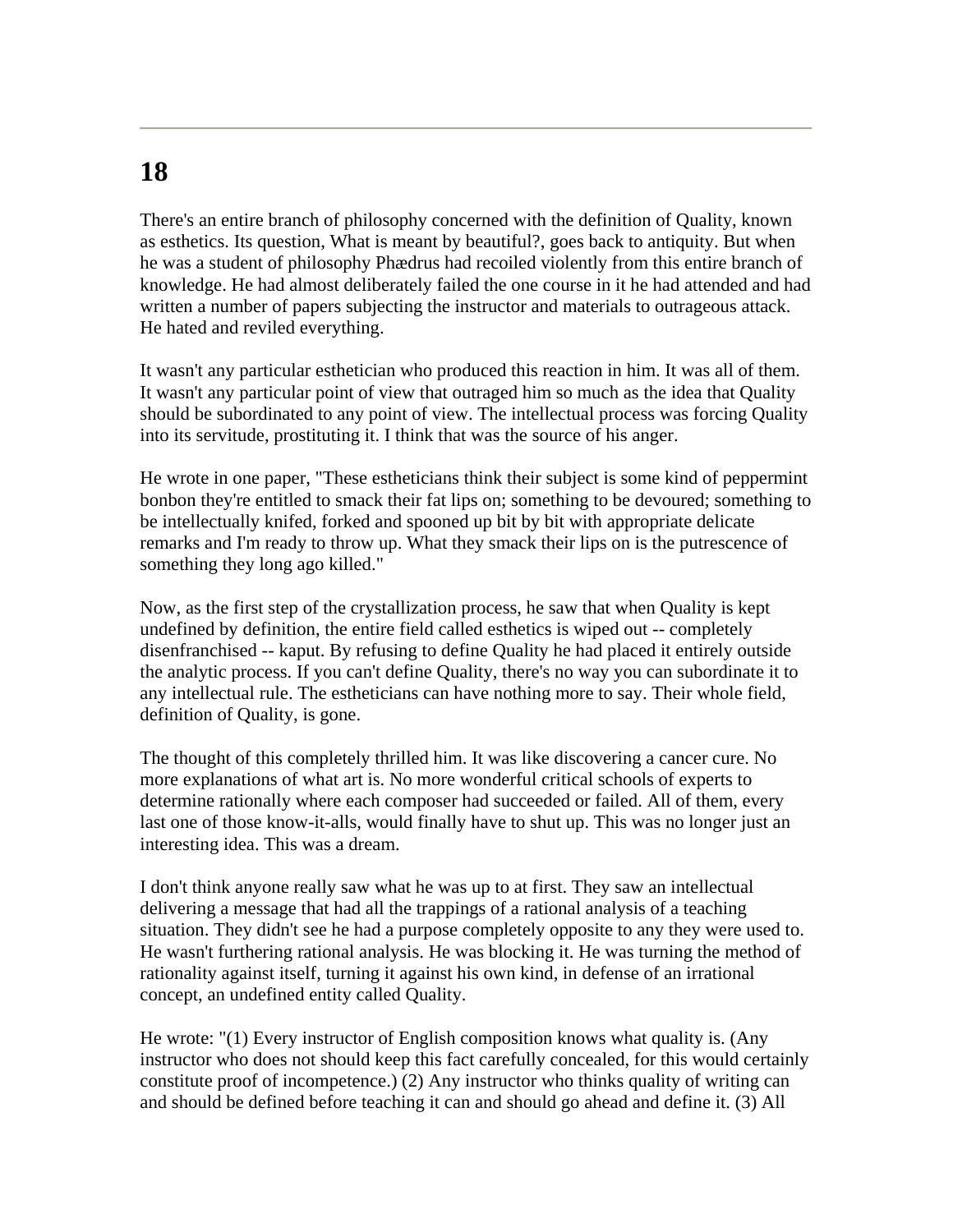# 18

There's an entire branch of philosophy concerned with the definition of Quality, known as esthetics. Its question, What is meant by beautiful?, goes back to antiquity. But when he was a student of philosophy Phædrus had recoiled violently from this entire branch of knowledge. He had almost deliberately failed the one course in it he had attended and had written a number of papers subjecting the instructor and materials to outrageous attack. He hated and reviled everything.

It wasn't any particular esthetician who produced this reaction in him. It was all of them. It wasn't any particular point of view that outraged him so much as the idea that Quality should be subordinated to any point of view. The intellectual process was forcing Quality into its servitude, prostituting it. I think that was the source of his anger.

He wrote in one paper, "These estheticians think their subject is some kind of peppermint bonbon they're entitled to smack their fat lips on; something to be devoured; something to be intellectually knifed, forked and spooned up bit by bit with appropriate delicate remarks and I'm ready to throw up. What they smack their lips on is the putrescence of something they long ago killed."

Now, as the first step of the crystallization process, he saw that when Quality is kept undefined by definition, the entire field called esthetics is wiped out -- completely disenfranchised -- kaput. By refusing to define Quality he had placed it entirely outside the analytic process. If you can't define Quality, there's no way you can subordinate it to any intellectual rule. The estheticians can have nothing more to say. Their whole field, definition of Quality, is gone.

The thought of this completely thrilled him. It was like discovering a cancer cure. No more explanations of what art is. No more wonderful critical schools of experts to determine rationally where each composer had succeeded or failed. All of them, every last one of those know-it-alls, would finally have to shut up. This was no longer just an interesting idea. This was a dream.

I don't think anyone really saw what he was up to at first. They saw an intellectual delivering a message that had all the trappings of a rational analysis of a teaching situation. They didn't see he had a purpose completely opposite to any they were used to. He wasn't furthering rational analysis. He was blocking it. He was turning the method of rationality against itself, turning it against his own kind, in defense of an irrational concept, an undefined entity called Quality.

He wrote: "(1) Every instructor of English composition knows what quality is. (Any instructor who does not should keep this fact carefully concealed, for this would certainly constitute proof of incompetence.) (2) Any instructor who thinks quality of writing can and should be defined before teaching it can and should go ahead and define it. (3) All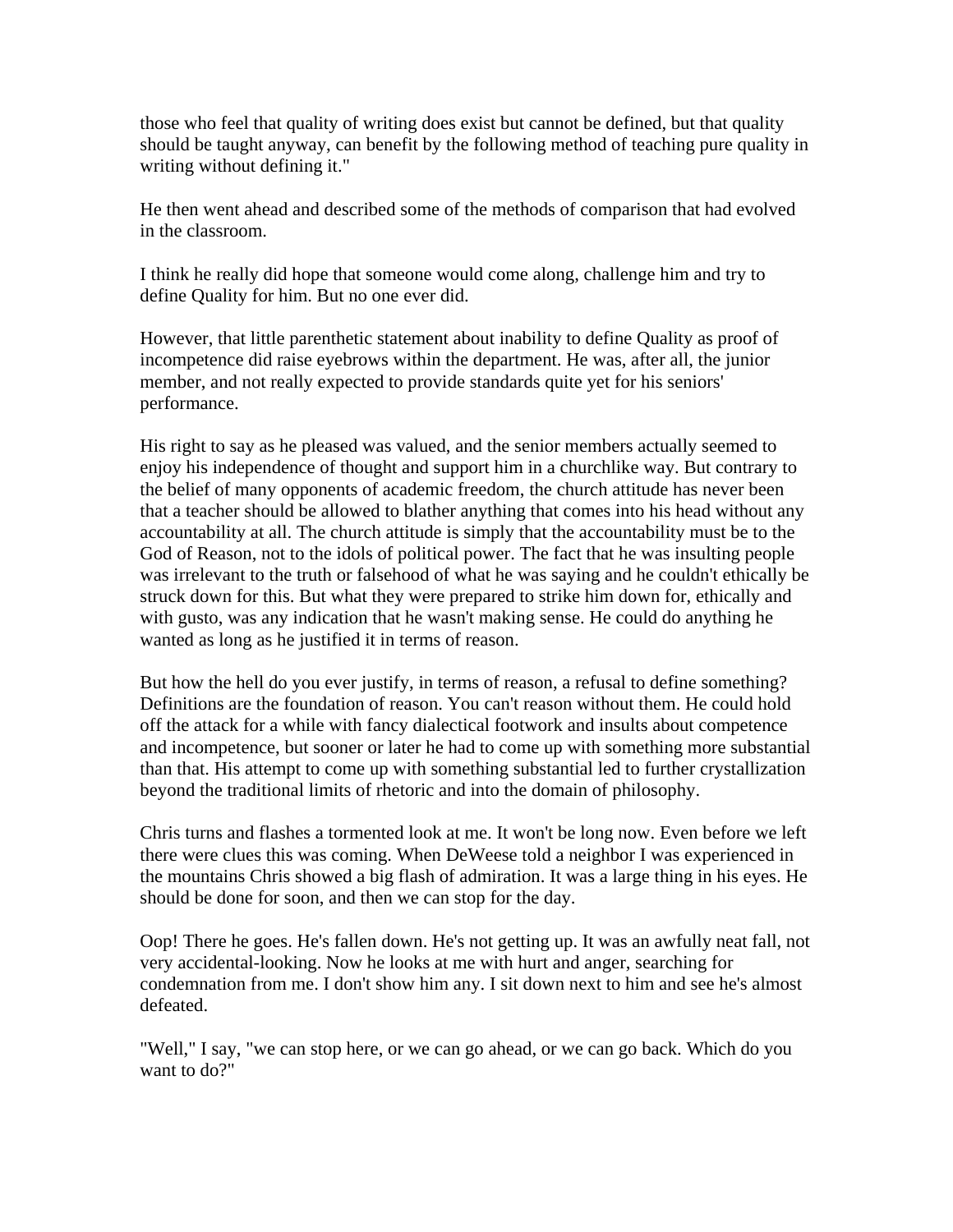those who feel that quality of writing does exist but cannot be defined, but that quality should be taught anyway, can benefit by the following method of teaching pure quality in writing without defining it."

He then went ahead and described some of the methods of comparison that had evolved in the classroom.

I think he really did hope that someone would come along, challenge him and try to define Quality for him. But no one ever did.

However, that little parenthetic statement about inability to define Quality as proof of incompetence did raise eyebrows within the department. He was, after all, the junior member, and not really expected to provide standards quite yet for his seniors' performance.

His right to say as he pleased was valued, and the senior members actually seemed to enjoy his independence of thought and support him in a churchlike way. But contrary to the belief of many opponents of academic freedom, the church attitude has never been that a teacher should be allowed to blather anything that comes into his head without any accountability at all. The church attitude is simply that the accountability must be to the God of Reason, not to the idols of political power. The fact that he was insulting people was irrelevant to the truth or falsehood of what he was saying and he couldn't ethically be struck down for this. But what they were prepared to strike him down for, ethically and with gusto, was any indication that he wasn't making sense. He could do anything he wanted as long as he justified it in terms of reason.

But how the hell do you ever justify, in terms of reason, a refusal to define something? Definitions are the foundation of reason. You can't reason without them. He could hold off the attack for a while with fancy dialectical footwork and insults about competence and incompetence, but sooner or later he had to come up with something more substantial than that. His attempt to come up with something substantial led to further crystallization beyond the traditional limits of rhetoric and into the domain of philosophy.

Chris turns and flashes a tormented look at me. It won't be long now. Even before we left there were clues this was coming. When DeWeese told a neighbor I was experienced in the mountains Chris showed a big flash of admiration. It was a large thing in his eyes. He should be done for soon, and then we can stop for the day.

Oop! There he goes. He's fallen down. He's not getting up. It was an awfully neat fall, not very accidental-looking. Now he looks at me with hurt and anger, searching for condemnation from me. I don't show him any. I sit down next to him and see he's almost defeated.

"Well," I say, "we can stop here, or we can go ahead, or we can go back. Which do you want to do?"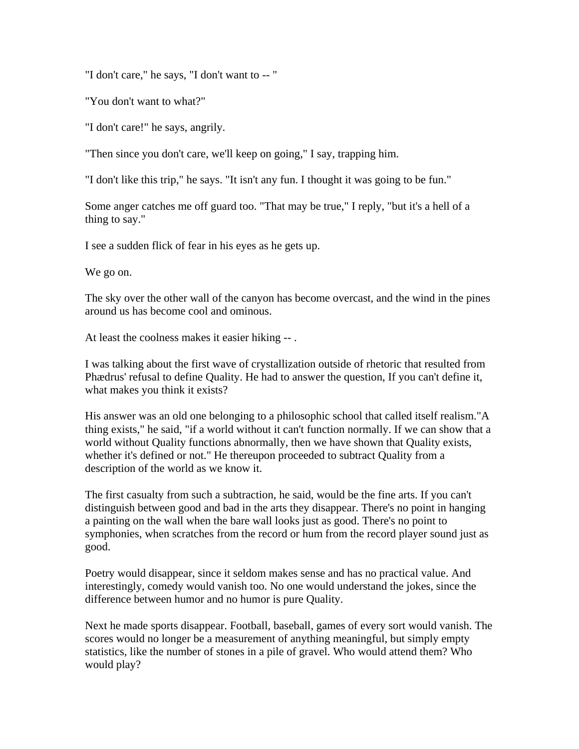"I don't care," he says, "I don't want to -- "

"You don't want to what?"

"I don't care!" he says, angrily.

"Then since you don't care, we'll keep on going," I say, trapping him.

"I don't like this trip," he says. "It isn't any fun. I thought it was going to be fun."

Some anger catches me off guard too. "That may be true," I reply, "but it's a hell of a thing to say."

I see a sudden flick of fear in his eyes as he gets up.

We go on.

The sky over the other wall of the canyon has become overcast, and the wind in the pines around us has become cool and ominous.

At least the coolness makes it easier hiking -- .

I was talking about the first wave of crystallization outside of rhetoric that resulted from Phædrus' refusal to define Quality. He had to answer the question, If you can't define it, what makes you think it exists?

His answer was an old one belonging to a philosophic school that called itself realism."A thing exists," he said, "if a world without it can't function normally. If we can show that a world without Quality functions abnormally, then we have shown that Quality exists, whether it's defined or not." He thereupon proceeded to subtract Quality from a description of the world as we know it.

The first casualty from such a subtraction, he said, would be the fine arts. If you can't distinguish between good and bad in the arts they disappear. There's no point in hanging a painting on the wall when the bare wall looks just as good. There's no point to symphonies, when scratches from the record or hum from the record player sound just as good.

Poetry would disappear, since it seldom makes sense and has no practical value. And interestingly, comedy would vanish too. No one would understand the jokes, since the difference between humor and no humor is pure Quality.

Next he made sports disappear. Football, baseball, games of every sort would vanish. The scores would no longer be a measurement of anything meaningful, but simply empty statistics, like the number of stones in a pile of gravel. Who would attend them? Who would play?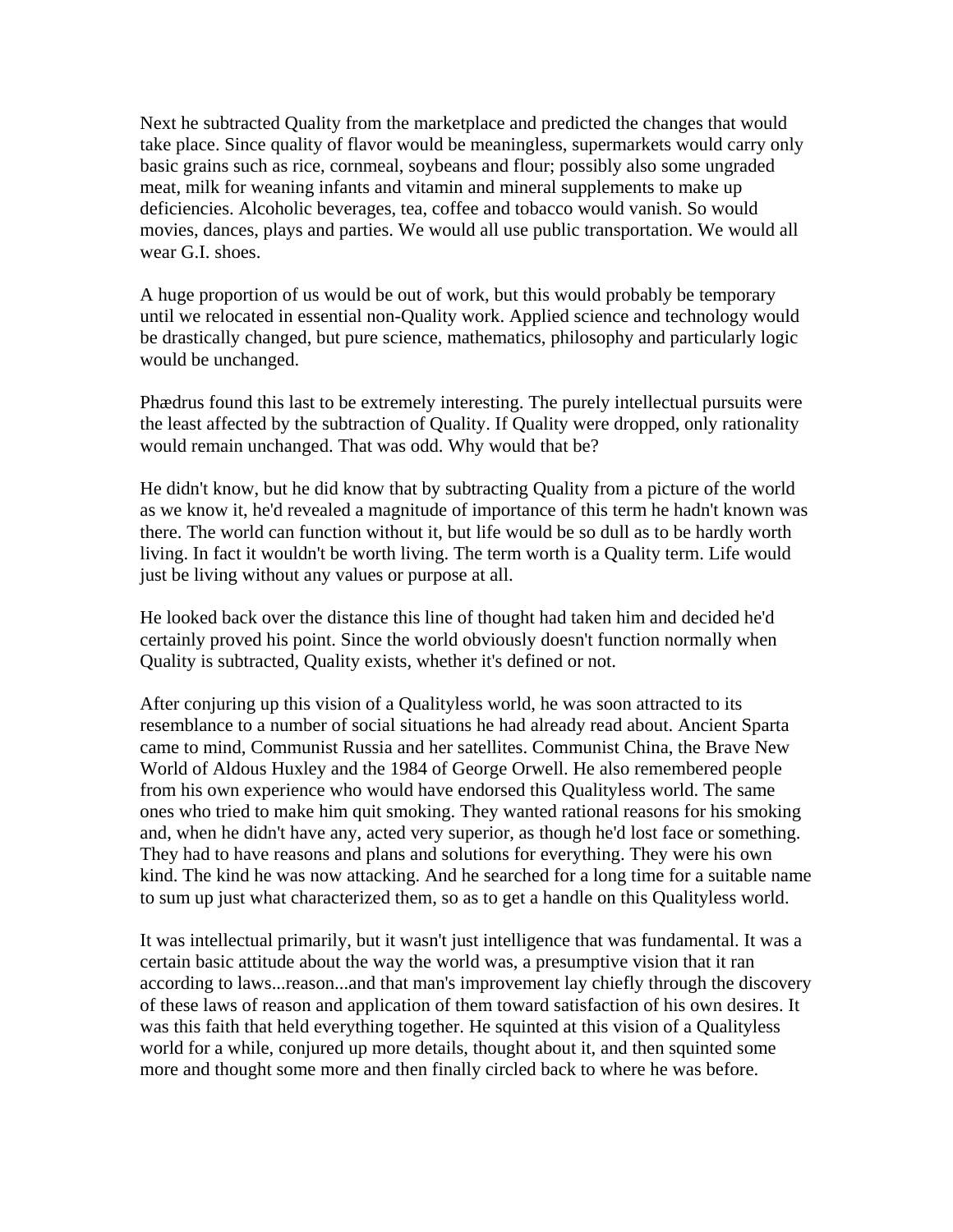Next he subtracted Quality from the marketplace and predicted the changes that would take place. Since quality of flavor would be meaningless, supermarkets would carry only basic grains such as rice, cornmeal, soybeans and flour; possibly also some ungraded meat, milk for weaning infants and vitamin and mineral supplements to make up deficiencies. Alcoholic beverages, tea, coffee and tobacco would vanish. So would movies, dances, plays and parties. We would all use public transportation. We would all wear G.I. shoes.

A huge proportion of us would be out of work, but this would probably be temporary until we relocated in essential non-Quality work. Applied science and technology would be drastically changed, but pure science, mathematics, philosophy and particularly logic would be unchanged.

Phædrus found this last to be extremely interesting. The purely intellectual pursuits were the least affected by the subtraction of Quality. If Quality were dropped, only rationality would remain unchanged. That was odd. Why would that be?

He didn't know, but he did know that by subtracting Quality from a picture of the world as we know it, he'd revealed a magnitude of importance of this term he hadn't known was there. The world can function without it, but life would be so dull as to be hardly worth living. In fact it wouldn't be worth living. The term worth is a Quality term. Life would just be living without any values or purpose at all.

He looked back over the distance this line of thought had taken him and decided he'd certainly proved his point. Since the world obviously doesn't function normally when Quality is subtracted, Quality exists, whether it's defined or not.

After conjuring up this vision of a Qualityless world, he was soon attracted to its resemblance to a number of social situations he had already read about. Ancient Sparta came to mind, Communist Russia and her satellites. Communist China, the Brave New World of Aldous Huxley and the 1984 of George Orwell. He also remembered people from his own experience who would have endorsed this Qualityless world. The same ones who tried to make him quit smoking. They wanted rational reasons for his smoking and, when he didn't have any, acted very superior, as though he'd lost face or something. They had to have reasons and plans and solutions for everything. They were his own kind. The kind he was now attacking. And he searched for a long time for a suitable name to sum up just what characterized them, so as to get a handle on this Qualityless world.

It was intellectual primarily, but it wasn't just intelligence that was fundamental. It was a certain basic attitude about the way the world was, a presumptive vision that it ran according to laws...reason...and that man's improvement lay chiefly through the discovery of these laws of reason and application of them toward satisfaction of his own desires. It was this faith that held everything together. He squinted at this vision of a Qualityless world for a while, conjured up more details, thought about it, and then squinted some more and thought some more and then finally circled back to where he was before.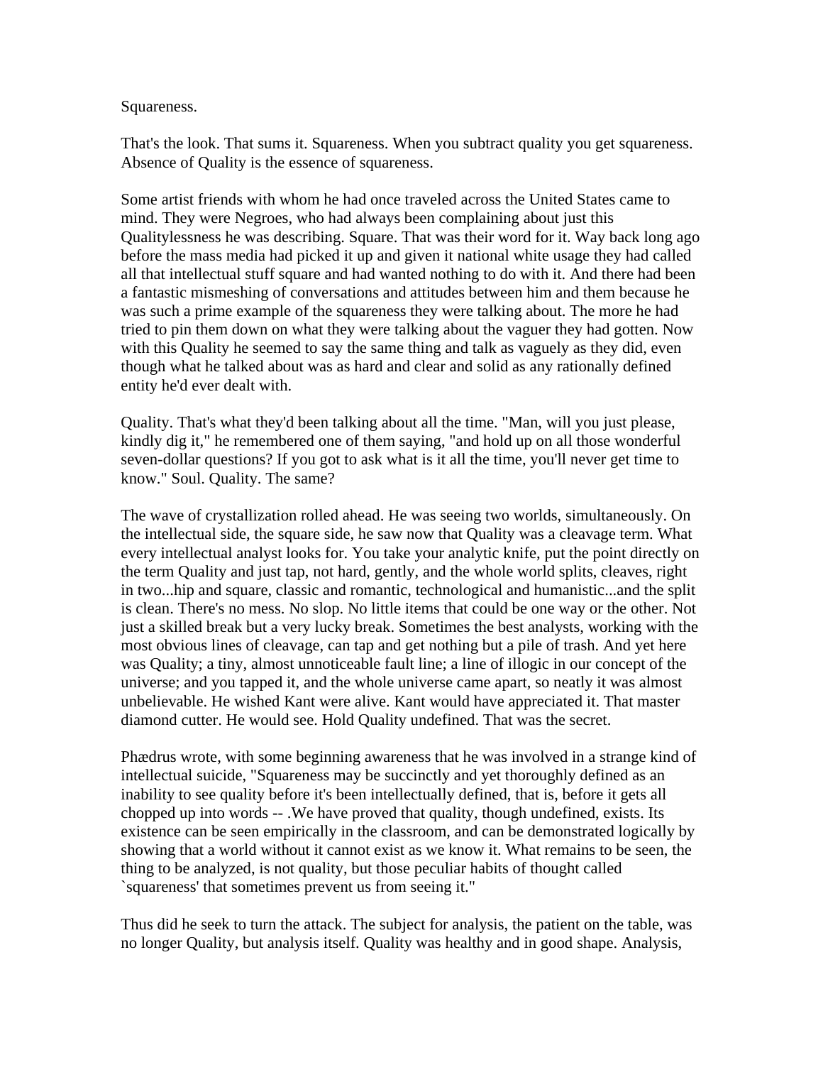Squareness.

That's the look. That sums it. Squareness. When you subtract quality you get squareness. Absence of Quality is the essence of squareness.

Some artist friends with whom he had once traveled across the United States came to mind. They were Negroes, who had always been complaining about just this Qualitylessness he was describing. Square. That was their word for it. Way back long ago before the mass media had picked it up and given it national white usage they had called all that intellectual stuff square and had wanted nothing to do with it. And there had been a fantastic mismeshing of conversations and attitudes between him and them because he was such a prime example of the squareness they were talking about. The more he had tried to pin them down on what they were talking about the vaguer they had gotten. Now with this Quality he seemed to say the same thing and talk as vaguely as they did, even though what he talked about was as hard and clear and solid as any rationally defined entity he'd ever dealt with.

Quality. That's what they'd been talking about all the time. "Man, will you just please, kindly dig it," he remembered one of them saying, "and hold up on all those wonderful seven-dollar questions? If you got to ask what is it all the time, you'll never get time to know." Soul. Quality. The same?

The wave of crystallization rolled ahead. He was seeing two worlds, simultaneously. On the intellectual side, the square side, he saw now that Quality was a cleavage term. What every intellectual analyst looks for. You take your analytic knife, put the point directly on the term Quality and just tap, not hard, gently, and the whole world splits, cleaves, right in two...hip and square, classic and romantic, technological and humanistic...and the split is clean. There's no mess. No slop. No little items that could be one way or the other. Not just a skilled break but a very lucky break. Sometimes the best analysts, working with the most obvious lines of cleavage, can tap and get nothing but a pile of trash. And yet here was Quality; a tiny, almost unnoticeable fault line; a line of illogic in our concept of the universe; and you tapped it, and the whole universe came apart, so neatly it was almost unbelievable. He wished Kant were alive. Kant would have appreciated it. That master diamond cutter. He would see. Hold Quality undefined. That was the secret.

Phædrus wrote, with some beginning awareness that he was involved in a strange kind of intellectual suicide, "Squareness may be succinctly and yet thoroughly defined as an inability to see quality before it's been intellectually defined, that is, before it gets all chopped up into words -- .We have proved that quality, though undefined, exists. Its existence can be seen empirically in the classroom, and can be demonstrated logically by showing that a world without it cannot exist as we know it. What remains to be seen, the thing to be analyzed, is not quality, but those peculiar habits of thought called `squareness' that sometimes prevent us from seeing it."

Thus did he seek to turn the attack. The subject for analysis, the patient on the table, was no longer Quality, but analysis itself. Quality was healthy and in good shape. Analysis,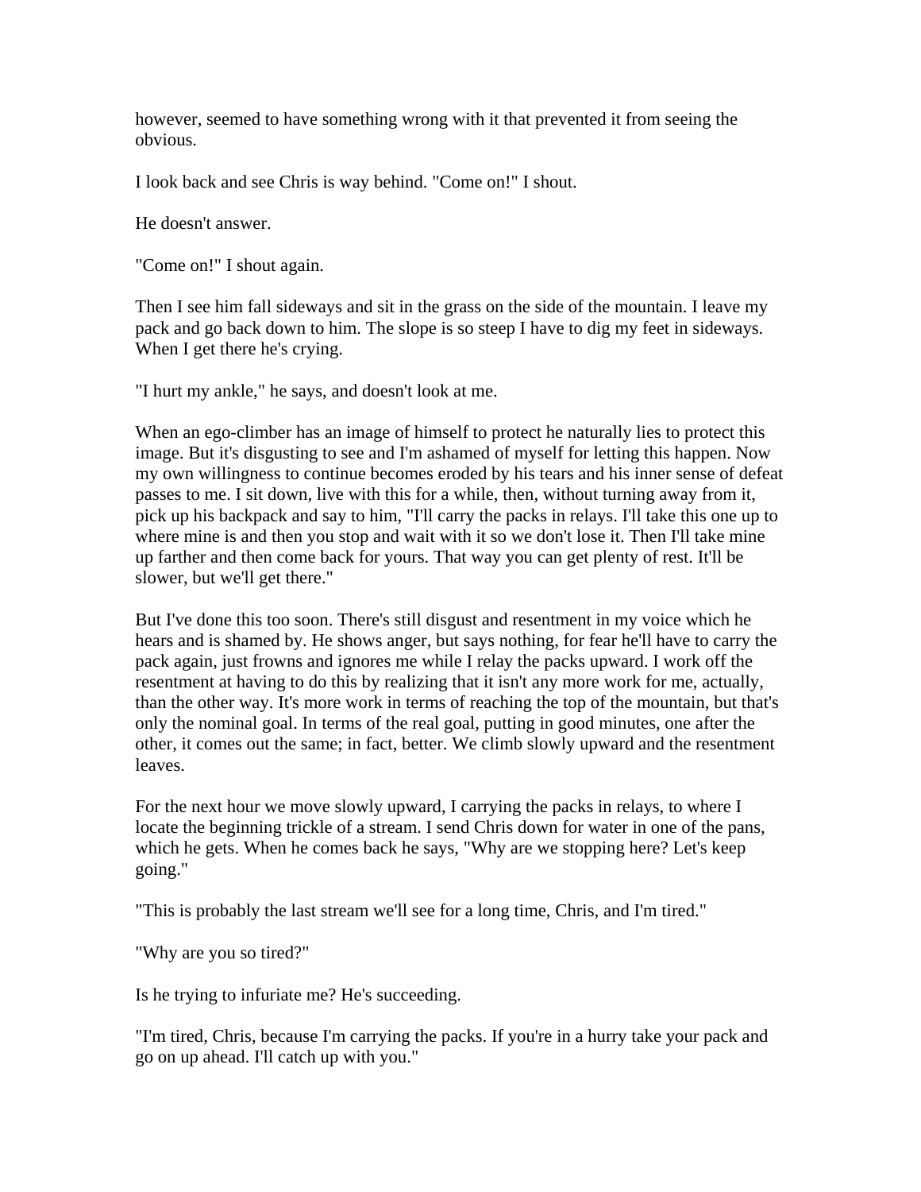however, seemed to have something wrong with it that prevented it from seeing the obvious.

I look back and see Chris is way behind. "Come on!" I shout.

He doesn't answer.

"Come on!" I shout again.

Then I see him fall sideways and sit in the grass on the side of the mountain. I leave my pack and go back down to him. The slope is so steep I have to dig my feet in sideways. When I get there he's crying.

"I hurt my ankle," he says, and doesn't look at me.

When an ego-climber has an image of himself to protect he naturally lies to protect this image. But it's disgusting to see and I'm ashamed of myself for letting this happen. Now my own willingness to continue becomes eroded by his tears and his inner sense of defeat passes to me. I sit down, live with this for a while, then, without turning away from it, pick up his backpack and say to him, "I'll carry the packs in relays. I'll take this one up to where mine is and then you stop and wait with it so we don't lose it. Then I'll take mine up farther and then come back for yours. That way you can get plenty of rest. It'll be slower, but we'll get there."

But I've done this too soon. There's still disgust and resentment in my voice which he hears and is shamed by. He shows anger, but says nothing, for fear he'll have to carry the pack again, just frowns and ignores me while I relay the packs upward. I work off the resentment at having to do this by realizing that it isn't any more work for me, actually, than the other way. It's more work in terms of reaching the top of the mountain, but that's only the nominal goal. In terms of the real goal, putting in good minutes, one after the other, it comes out the same; in fact, better. We climb slowly upward and the resentment leaves.

For the next hour we move slowly upward, I carrying the packs in relays, to where I locate the beginning trickle of a stream. I send Chris down for water in one of the pans, which he gets. When he comes back he says, "Why are we stopping here? Let's keep going."

"This is probably the last stream we'll see for a long time, Chris, and I'm tired."

"Why are you so tired?"

Is he trying to infuriate me? He's succeeding.

"I'm tired, Chris, because I'm carrying the packs. If you're in a hurry take your pack and go on up ahead. I'll catch up with you."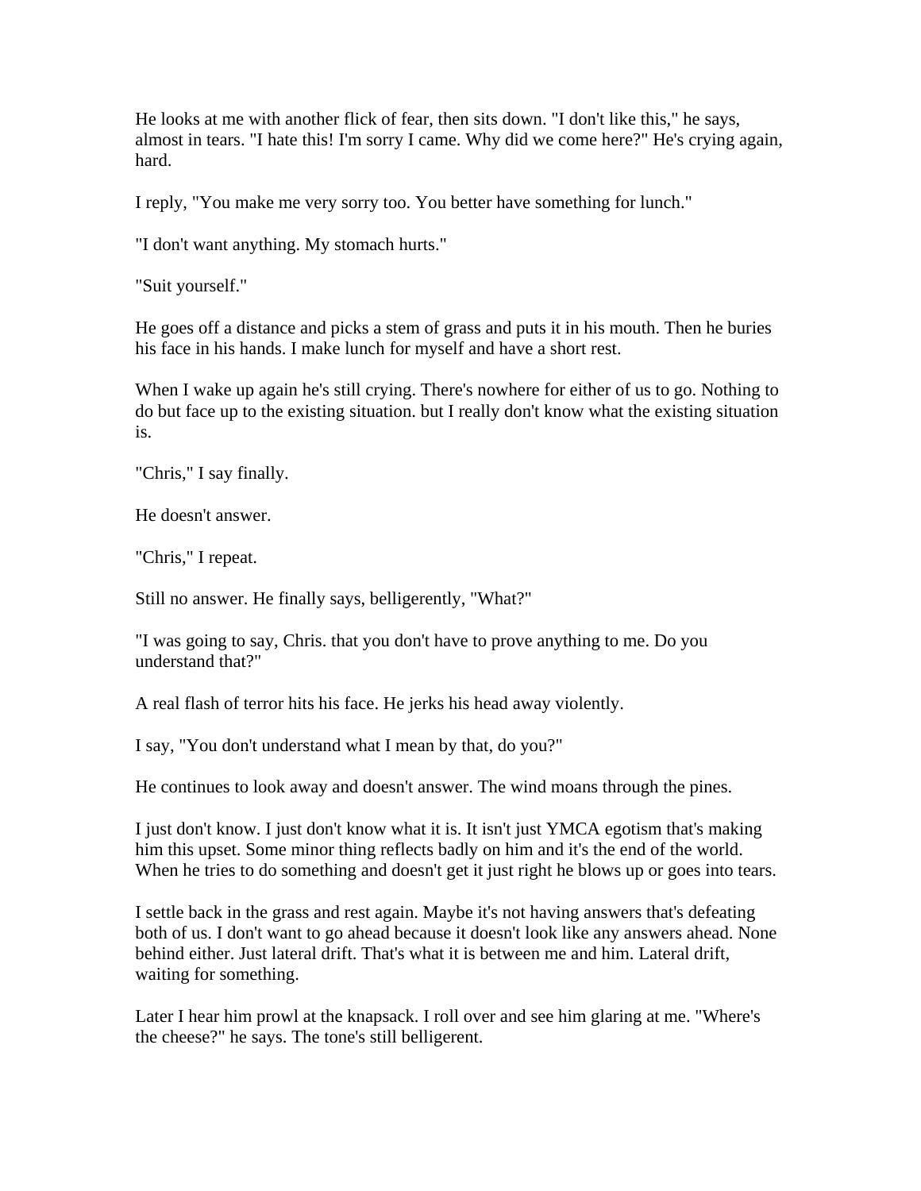He looks at me with another flick of fear, then sits down. "I don't like this," he says, almost in tears. "I hate this! I'm sorry I came. Why did we come here?" He's crying again, hard.

I reply, "You make me very sorry too. You better have something for lunch."

"I don't want anything. My stomach hurts."

"Suit yourself."

He goes off a distance and picks a stem of grass and puts it in his mouth. Then he buries his face in his hands. I make lunch for myself and have a short rest.

When I wake up again he's still crying. There's nowhere for either of us to go. Nothing to do but face up to the existing situation. but I really don't know what the existing situation is.

"Chris," I say finally.

He doesn't answer.

"Chris," I repeat.

Still no answer. He finally says, belligerently, "What?"

"I was going to say, Chris. that you don't have to prove anything to me. Do you understand that?"

A real flash of terror hits his face. He jerks his head away violently.

I say, "You don't understand what I mean by that, do you?"

He continues to look away and doesn't answer. The wind moans through the pines.

I just don't know. I just don't know what it is. It isn't just YMCA egotism that's making him this upset. Some minor thing reflects badly on him and it's the end of the world. When he tries to do something and doesn't get it just right he blows up or goes into tears.

I settle back in the grass and rest again. Maybe it's not having answers that's defeating both of us. I don't want to go ahead because it doesn't look like any answers ahead. None behind either. Just lateral drift. That's what it is between me and him. Lateral drift, waiting for something.

Later I hear him prowl at the knapsack. I roll over and see him glaring at me. "Where's the cheese?" he says. The tone's still belligerent.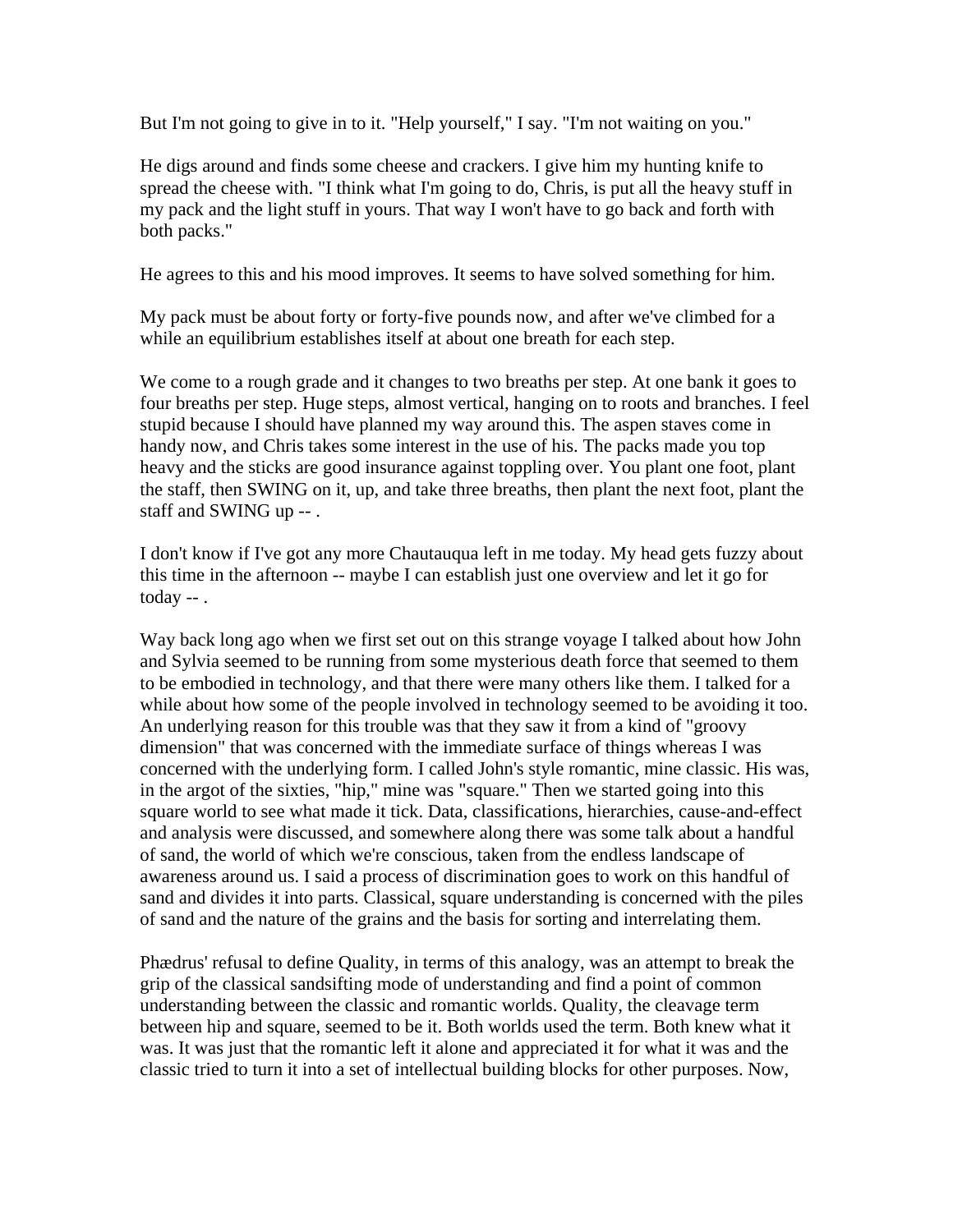But I'm not going to give in to it. "Help yourself," I say. "I'm not waiting on you."

He digs around and finds some cheese and crackers. I give him my hunting knife to spread the cheese with. "I think what I'm going to do, Chris, is put all the heavy stuff in my pack and the light stuff in yours. That way I won't have to go back and forth with both packs."

He agrees to this and his mood improves. It seems to have solved something for him.

My pack must be about forty or forty-five pounds now, and after we've climbed for a while an equilibrium establishes itself at about one breath for each step.

We come to a rough grade and it changes to two breaths per step. At one bank it goes to four breaths per step. Huge steps, almost vertical, hanging on to roots and branches. I feel stupid because I should have planned my way around this. The aspen staves come in handy now, and Chris takes some interest in the use of his. The packs made you top heavy and the sticks are good insurance against toppling over. You plant one foot, plant the staff, then SWING on it, up, and take three breaths, then plant the next foot, plant the staff and SWING up -- .

I don't know if I've got any more Chautauqua left in me today. My head gets fuzzy about this time in the afternoon -- maybe I can establish just one overview and let it go for today -- .

Way back long ago when we first set out on this strange voyage I talked about how John and Sylvia seemed to be running from some mysterious death force that seemed to them to be embodied in technology, and that there were many others like them. I talked for a while about how some of the people involved in technology seemed to be avoiding it too. An underlying reason for this trouble was that they saw it from a kind of "groovy dimension" that was concerned with the immediate surface of things whereas I was concerned with the underlying form. I called John's style romantic, mine classic. His was, in the argot of the sixties, "hip," mine was "square." Then we started going into this square world to see what made it tick. Data, classifications, hierarchies, cause-and-effect and analysis were discussed, and somewhere along there was some talk about a handful of sand, the world of which we're conscious, taken from the endless landscape of awareness around us. I said a process of discrimination goes to work on this handful of sand and divides it into parts. Classical, square understanding is concerned with the piles of sand and the nature of the grains and the basis for sorting and interrelating them.

Phædrus' refusal to define Quality, in terms of this analogy, was an attempt to break the grip of the classical sandsifting mode of understanding and find a point of common understanding between the classic and romantic worlds. Quality, the cleavage term between hip and square, seemed to be it. Both worlds used the term. Both knew what it was. It was just that the romantic left it alone and appreciated it for what it was and the classic tried to turn it into a set of intellectual building blocks for other purposes. Now,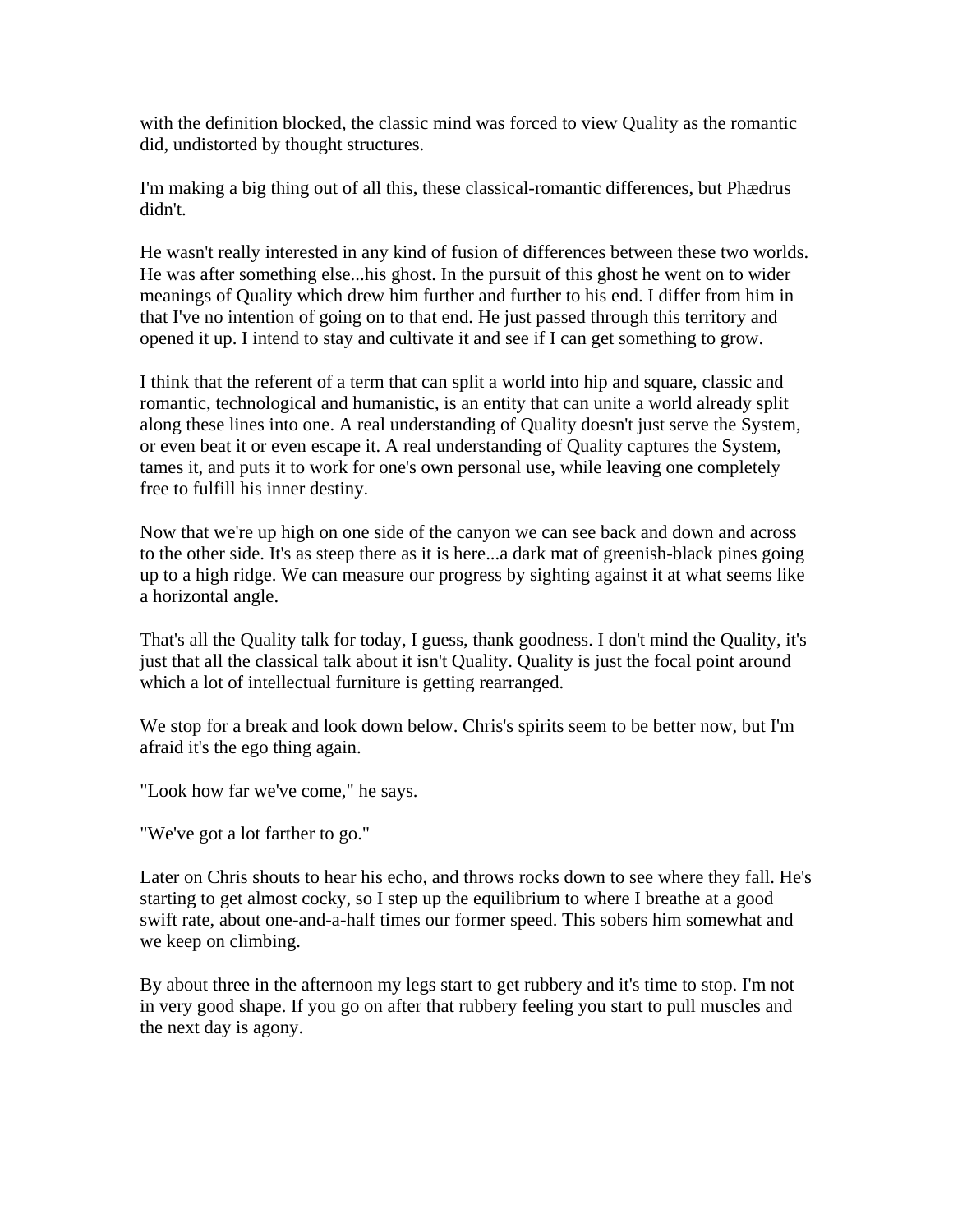with the definition blocked, the classic mind was forced to view Quality as the romantic did, undistorted by thought structures.

I'm making a big thing out of all this, these classical-romantic differences, but Phædrus didn't.

He wasn't really interested in any kind of fusion of differences between these two worlds. He was after something else...his ghost. In the pursuit of this ghost he went on to wider meanings of Quality which drew him further and further to his end. I differ from him in that I've no intention of going on to that end. He just passed through this territory and opened it up. I intend to stay and cultivate it and see if I can get something to grow.

I think that the referent of a term that can split a world into hip and square, classic and romantic, technological and humanistic, is an entity that can unite a world already split along these lines into one. A real understanding of Quality doesn't just serve the System, or even beat it or even escape it. A real understanding of Quality captures the System, tames it, and puts it to work for one's own personal use, while leaving one completely free to fulfill his inner destiny.

Now that we're up high on one side of the canyon we can see back and down and across to the other side. It's as steep there as it is here...a dark mat of greenish-black pines going up to a high ridge. We can measure our progress by sighting against it at what seems like a horizontal angle.

That's all the Quality talk for today, I guess, thank goodness. I don't mind the Quality, it's just that all the classical talk about it isn't Quality. Quality is just the focal point around which a lot of intellectual furniture is getting rearranged.

We stop for a break and look down below. Chris's spirits seem to be better now, but I'm afraid it's the ego thing again.

"Look how far we've come," he says.

"We've got a lot farther to go."

Later on Chris shouts to hear his echo, and throws rocks down to see where they fall. He's starting to get almost cocky, so I step up the equilibrium to where I breathe at a good swift rate, about one-and-a-half times our former speed. This sobers him somewhat and we keep on climbing.

By about three in the afternoon my legs start to get rubbery and it's time to stop. I'm not in very good shape. If you go on after that rubbery feeling you start to pull muscles and the next day is agony.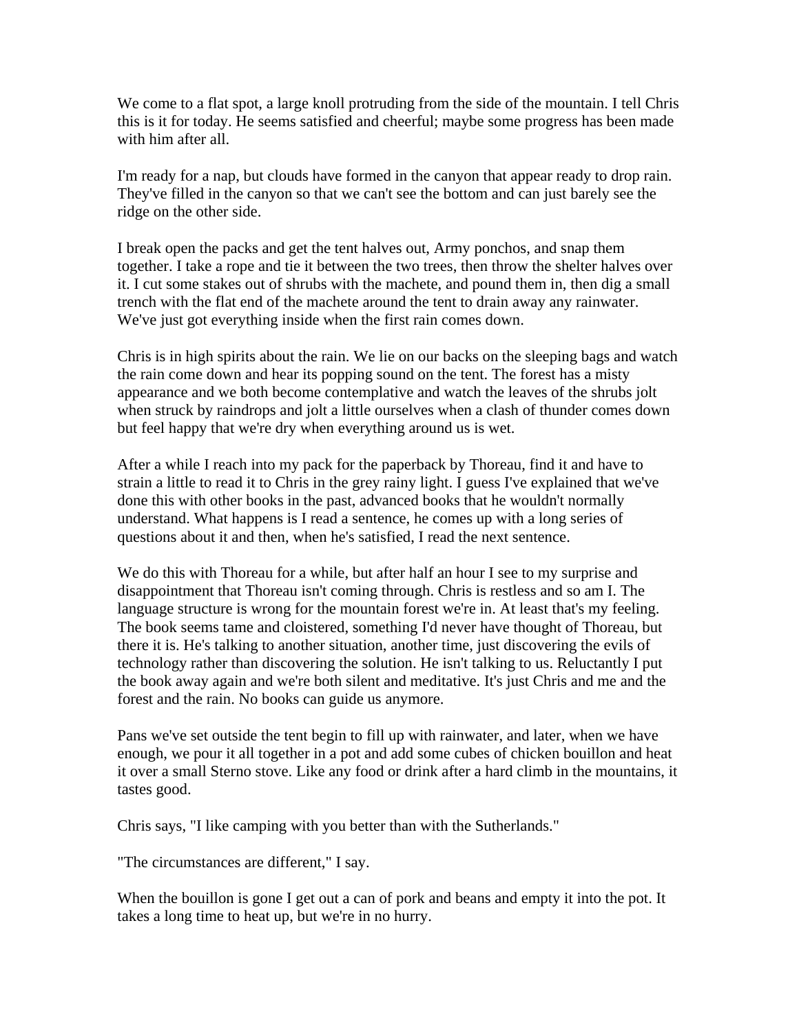We come to a flat spot, a large knoll protruding from the side of the mountain. I tell Chris this is it for today. He seems satisfied and cheerful; maybe some progress has been made with him after all.

I'm ready for a nap, but clouds have formed in the canyon that appear ready to drop rain. They've filled in the canyon so that we can't see the bottom and can just barely see the ridge on the other side.

I break open the packs and get the tent halves out, Army ponchos, and snap them together. I take a rope and tie it between the two trees, then throw the shelter halves over it. I cut some stakes out of shrubs with the machete, and pound them in, then dig a small trench with the flat end of the machete around the tent to drain away any rainwater. We've just got everything inside when the first rain comes down.

Chris is in high spirits about the rain. We lie on our backs on the sleeping bags and watch the rain come down and hear its popping sound on the tent. The forest has a misty appearance and we both become contemplative and watch the leaves of the shrubs jolt when struck by raindrops and jolt a little ourselves when a clash of thunder comes down but feel happy that we're dry when everything around us is wet.

After a while I reach into my pack for the paperback by Thoreau, find it and have to strain a little to read it to Chris in the grey rainy light. I guess I've explained that we've done this with other books in the past, advanced books that he wouldn't normally understand. What happens is I read a sentence, he comes up with a long series of questions about it and then, when he's satisfied, I read the next sentence.

We do this with Thoreau for a while, but after half an hour I see to my surprise and disappointment that Thoreau isn't coming through. Chris is restless and so am I. The language structure is wrong for the mountain forest we're in. At least that's my feeling. The book seems tame and cloistered, something I'd never have thought of Thoreau, but there it is. He's talking to another situation, another time, just discovering the evils of technology rather than discovering the solution. He isn't talking to us. Reluctantly I put the book away again and we're both silent and meditative. It's just Chris and me and the forest and the rain. No books can guide us anymore.

Pans we've set outside the tent begin to fill up with rainwater, and later, when we have enough, we pour it all together in a pot and add some cubes of chicken bouillon and heat it over a small Sterno stove. Like any food or drink after a hard climb in the mountains, it tastes good.

Chris says, "I like camping with you better than with the Sutherlands."

"The circumstances are different," I say.

When the bouillon is gone I get out a can of pork and beans and empty it into the pot. It takes a long time to heat up, but we're in no hurry.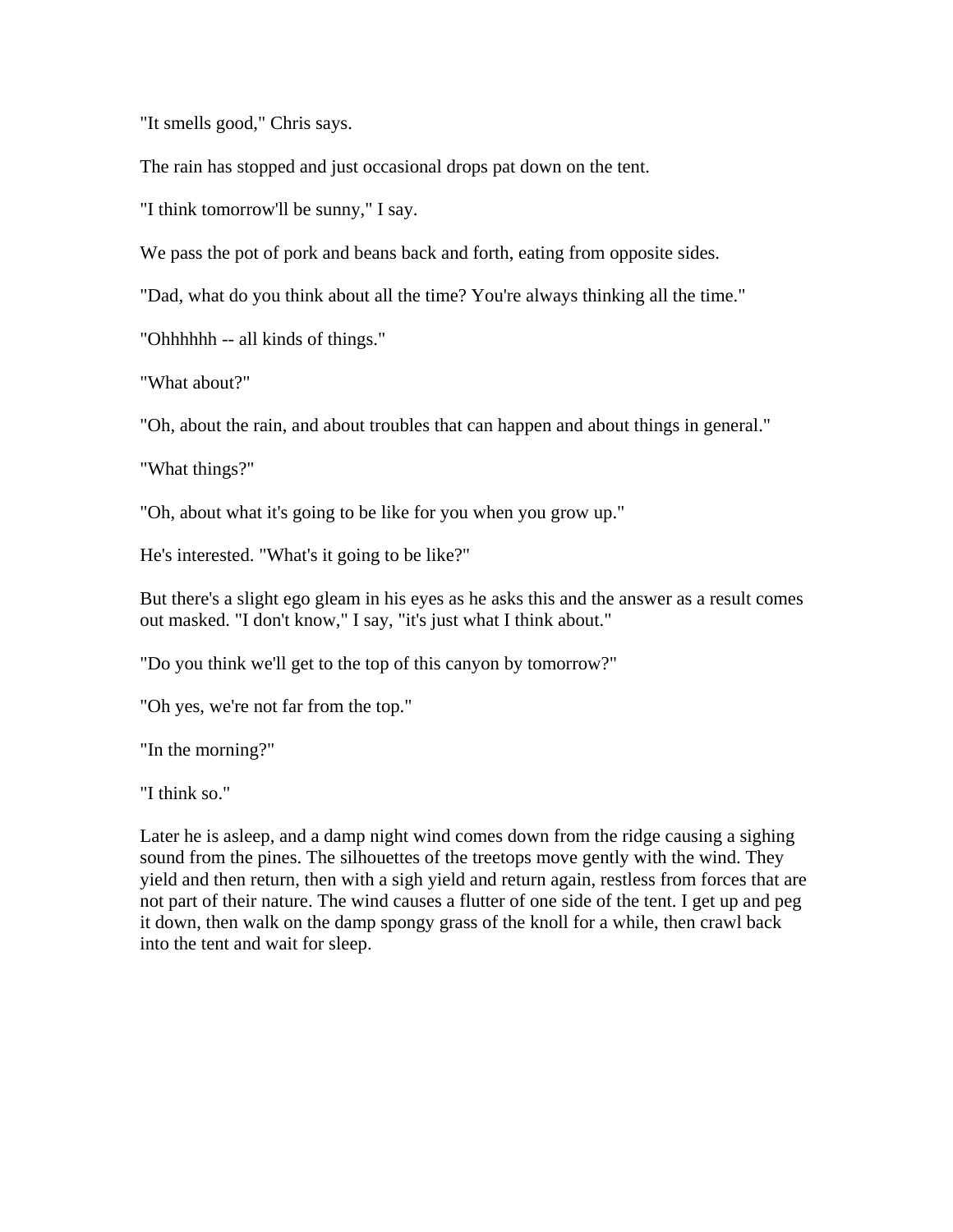"It smells good," Chris says.

The rain has stopped and just occasional drops pat down on the tent.

"I think tomorrow'll be sunny," I say.

We pass the pot of pork and beans back and forth, eating from opposite sides.

"Dad, what do you think about all the time? You're always thinking all the time."

"Ohhhhhh -- all kinds of things."

"What about?"

"Oh, about the rain, and about troubles that can happen and about things in general."

"What things?"

"Oh, about what it's going to be like for you when you grow up."

He's interested. "What's it going to be like?"

But there's a slight ego gleam in his eyes as he asks this and the answer as a result comes out masked. "I don't know," I say, "it's just what I think about."

"Do you think we'll get to the top of this canyon by tomorrow?"

"Oh yes, we're not far from the top."

"In the morning?"

"I think so."

Later he is asleep, and a damp night wind comes down from the ridge causing a sighing sound from the pines. The silhouettes of the treetops move gently with the wind. They yield and then return, then with a sigh yield and return again, restless from forces that are not part of their nature. The wind causes a flutter of one side of the tent. I get up and peg it down, then walk on the damp spongy grass of the knoll for a while, then crawl back into the tent and wait for sleep.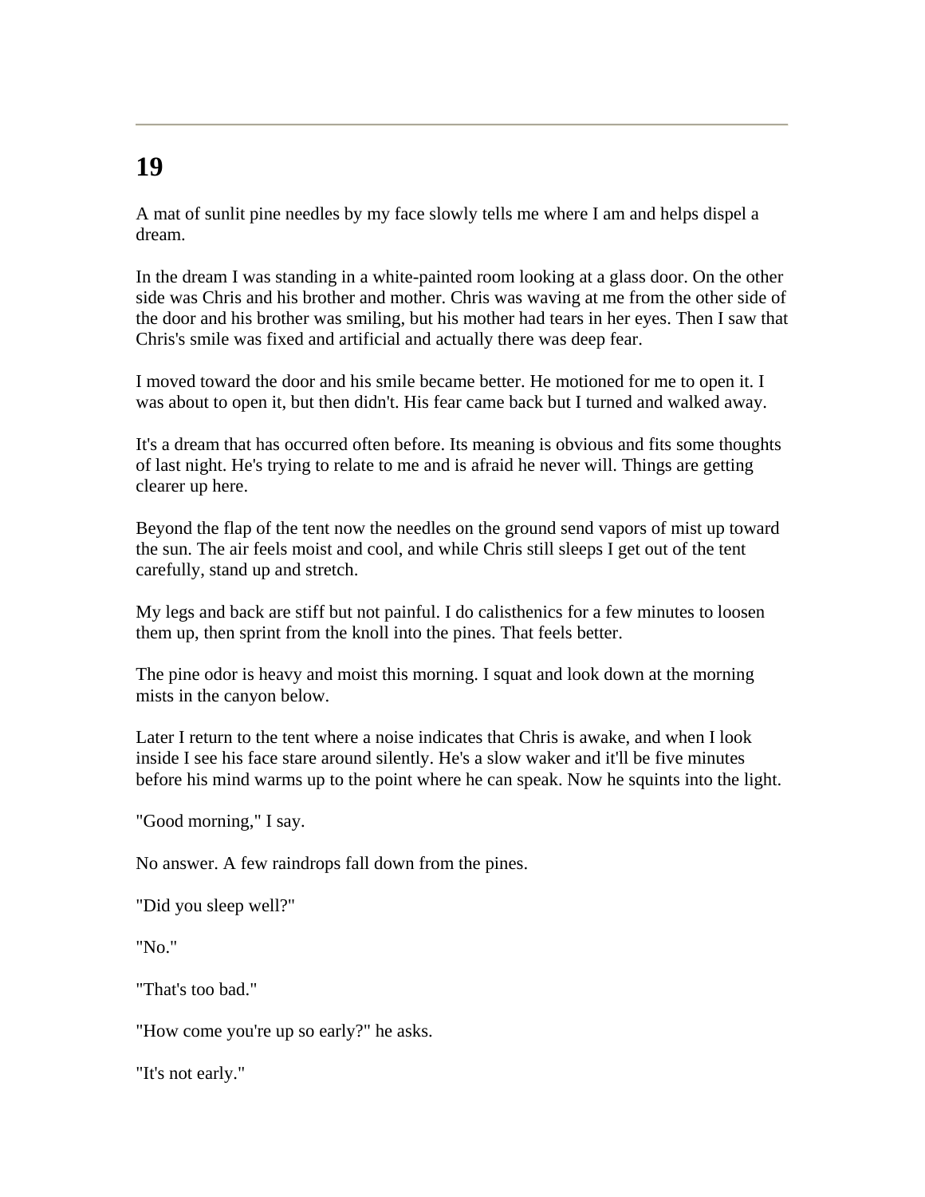---

# 19

A mat of sunlit pine needles by my face slowly tells me where I am and helps dispel a dream.

In the dream I was standing in a white-painted room looking at a glass door. On the other side was Chris and his brother and mother. Chris was waving at me from the other side of the door and his brother was smiling, but his mother had tears in her eyes. Then I saw that Chris's smile was fixed and artificial and actually there was deep fear.

I moved toward the door and his smile became better. He motioned for me to open it. I was about to open it, but then didn't. His fear came back but I turned and walked away.

It's a dream that has occurred often before. Its meaning is obvious and fits some thoughts of last night. He's trying to relate to me and is afraid he never will. Things are getting clearer up here.

Beyond the flap of the tent now the needles on the ground send vapors of mist up toward the sun. The air feels moist and cool, and while Chris still sleeps I get out of the tent carefully, stand up and stretch.

My legs and back are stiff but not painful. I do calisthenics for a few minutes to loosen them up, then sprint from the knoll into the pines. That feels better.

The pine odor is heavy and moist this morning. I squat and look down at the morning mists in the canyon below.

Later I return to the tent where a noise indicates that Chris is awake, and when I look inside I see his face stare around silently. He's a slow waker and it'll be five minutes before his mind warms up to the point where he can speak. Now he squints into the light.

"Good morning," I say.

No answer. A few raindrops fall down from the pines.

"Did you sleep well?"

"No."

"That's too bad."

"How come you're up so early?" he asks.

"It's not early."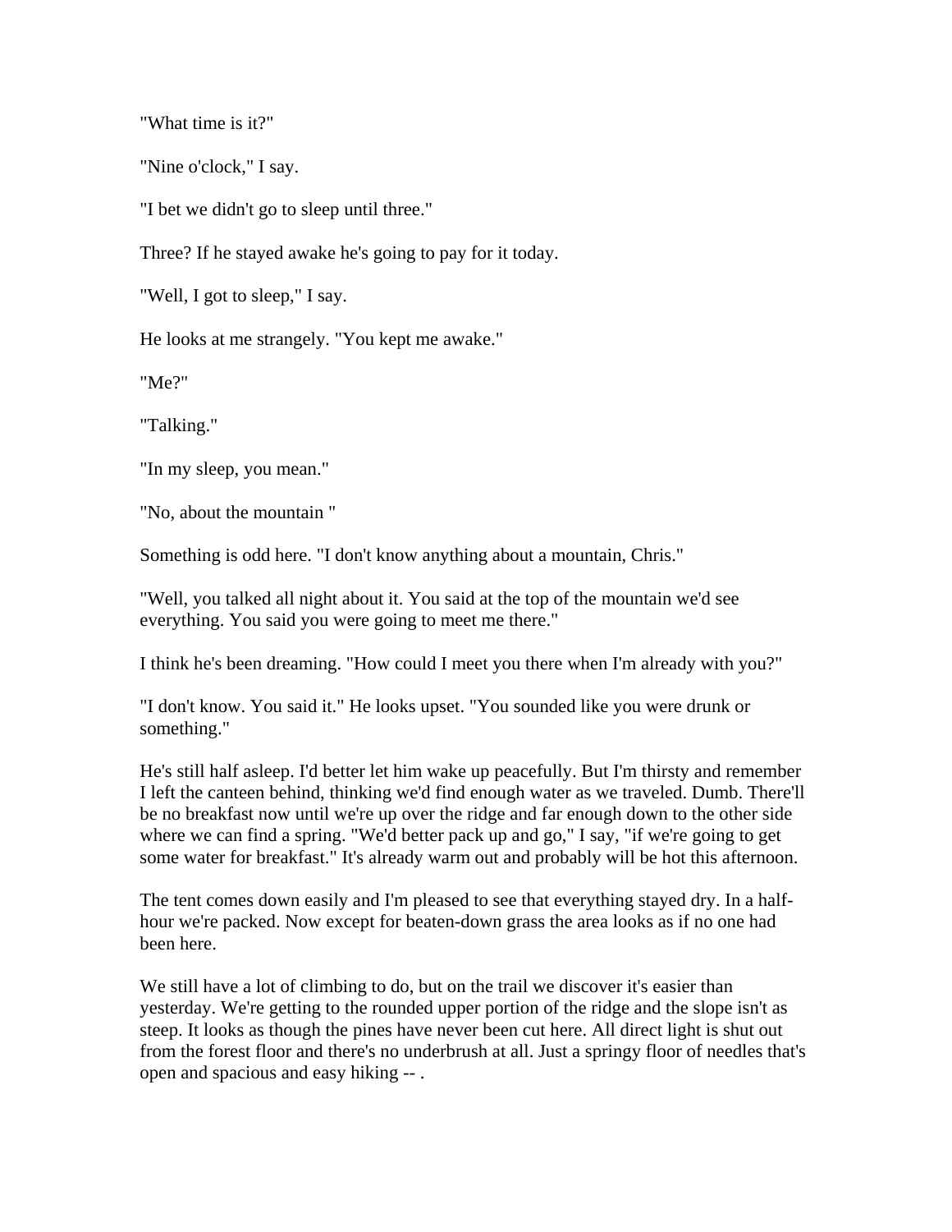"What time is it?"

"Nine o'clock," I say.

"I bet we didn't go to sleep until three."

Three? If he stayed awake he's going to pay for it today.

"Well, I got to sleep," I say.

He looks at me strangely. "You kept me awake."

"Me?"

"Talking."

"In my sleep, you mean."

"No, about the mountain "

Something is odd here. "I don't know anything about a mountain, Chris."

"Well, you talked all night about it. You said at the top of the mountain we'd see everything. You said you were going to meet me there."

I think he's been dreaming. "How could I meet you there when I'm already with you?"

"I don't know. You said it." He looks upset. "You sounded like you were drunk or something."

He's still half asleep. I'd better let him wake up peacefully. But I'm thirsty and remember I left the canteen behind, thinking we'd find enough water as we traveled. Dumb. There'll be no breakfast now until we're up over the ridge and far enough down to the other side where we can find a spring. "We'd better pack up and go," I say, "if we're going to get some water for breakfast." It's already warm out and probably will be hot this afternoon.

The tent comes down easily and I'm pleased to see that everything stayed dry. In a half-hour we're packed. Now except for beaten-down grass the area looks as if no one had been here.

We still have a lot of climbing to do, but on the trail we discover it's easier than yesterday. We're getting to the rounded upper portion of the ridge and the slope isn't as steep. It looks as though the pines have never been cut here. All direct light is shut out from the forest floor and there's no underbrush at all. Just a springy floor of needles that's open and spacious and easy hiking -- .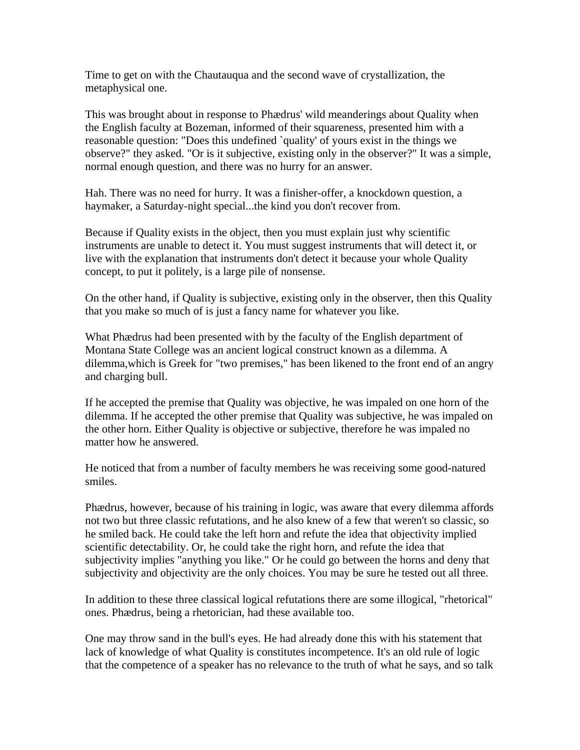Time to get on with the Chautauqua and the second wave of crystallization, the metaphysical one.

This was brought about in response to Phædrus' wild meanderings about Quality when the English faculty at Bozeman, informed of their squareness, presented him with a reasonable question: "Does this undefined `quality' of yours exist in the things we observe?" they asked. "Or is it subjective, existing only in the observer?" It was a simple, normal enough question, and there was no hurry for an answer.

Hah. There was no need for hurry. It was a finisher-offer, a knockdown question, a haymaker, a Saturday-night special...the kind you don't recover from.

Because if Quality exists in the object, then you must explain just why scientific instruments are unable to detect it. You must suggest instruments that will detect it, or live with the explanation that instruments don't detect it because your whole Quality concept, to put it politely, is a large pile of nonsense.

On the other hand, if Quality is subjective, existing only in the observer, then this Quality that you make so much of is just a fancy name for whatever you like.

What Phædrus had been presented with by the faculty of the English department of Montana State College was an ancient logical construct known as a dilemma. A dilemma,which is Greek for "two premises," has been likened to the front end of an angry and charging bull.

If he accepted the premise that Quality was objective, he was impaled on one horn of the dilemma. If he accepted the other premise that Quality was subjective, he was impaled on the other horn. Either Quality is objective or subjective, therefore he was impaled no matter how he answered.

He noticed that from a number of faculty members he was receiving some good-natured smiles.

Phædrus, however, because of his training in logic, was aware that every dilemma affords not two but three classic refutations, and he also knew of a few that weren't so classic, so he smiled back. He could take the left horn and refute the idea that objectivity implied scientific detectability. Or, he could take the right horn, and refute the idea that subjectivity implies "anything you like." Or he could go between the horns and deny that subjectivity and objectivity are the only choices. You may be sure he tested out all three.

In addition to these three classical logical refutations there are some illogical, "rhetorical" ones. Phædrus, being a rhetorician, had these available too.

One may throw sand in the bull's eyes. He had already done this with his statement that lack of knowledge of what Quality is constitutes incompetence. It's an old rule of logic that the competence of a speaker has no relevance to the truth of what he says, and so talk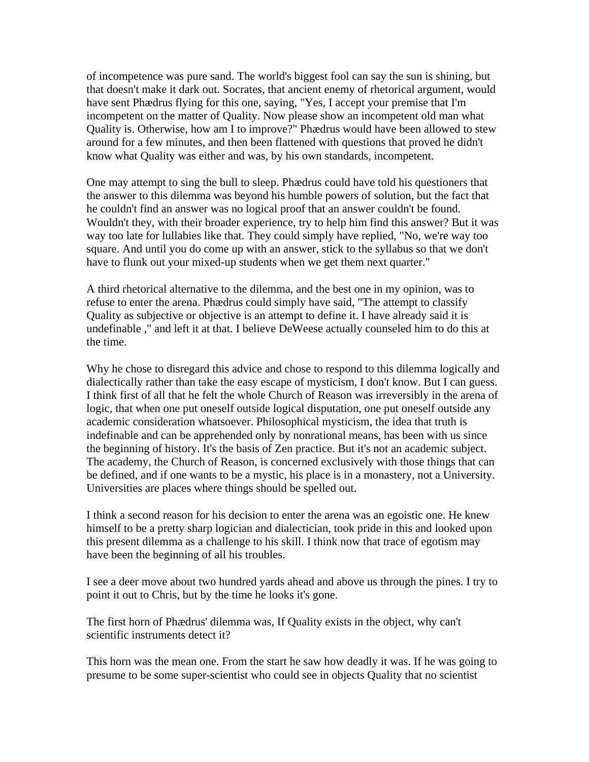of incompetence was pure sand. The world's biggest fool can say the sun is shining, but that doesn't make it dark out. Socrates, that ancient enemy of rhetorical argument, would have sent Phædrus flying for this one, saying, "Yes, I accept your premise that I'm incompetent on the matter of Quality. Now please show an incompetent old man what Quality is. Otherwise, how am I to improve?" Phædrus would have been allowed to stew around for a few minutes, and then been flattened with questions that proved he didn't know what Quality was either and was, by his own standards, incompetent.

One may attempt to sing the bull to sleep. Phædrus could have told his questioners that the answer to this dilemma was beyond his humble powers of solution, but the fact that he couldn't find an answer was no logical proof that an answer couldn't be found. Wouldn't they, with their broader experience, try to help him find this answer? But it was way too late for lullabies like that. They could simply have replied, "No, we're way too square. And until you do come up with an answer, stick to the syllabus so that we don't have to flunk out your mixed-up students when we get them next quarter."

A third rhetorical alternative to the dilemma, and the best one in my opinion, was to refuse to enter the arena. Phædrus could simply have said, "The attempt to classify Quality as subjective or objective is an attempt to define it. I have already said it is undefinable ," and left it at that. I believe DeWeese actually counseled him to do this at the time.

Why he chose to disregard this advice and chose to respond to this dilemma logically and dialectically rather than take the easy escape of mysticism, I don't know. But I can guess. I think first of all that he felt the whole Church of Reason was irreversibly in the arena of logic, that when one put oneself outside logical disputation, one put oneself outside any academic consideration whatsoever. Philosophical mysticism, the idea that truth is indefinable and can be apprehended only by nonrational means, has been with us since the beginning of history. It's the basis of Zen practice. But it's not an academic subject. The academy, the Church of Reason, is concerned exclusively with those things that can be defined, and if one wants to be a mystic, his place is in a monastery, not a University. Universities are places where things should be spelled out.

I think a second reason for his decision to enter the arena was an egoistic one. He knew himself to be a pretty sharp logician and dialectician, took pride in this and looked upon this present dilemma as a challenge to his skill. I think now that trace of egotism may have been the beginning of all his troubles.

I see a deer move about two hundred yards ahead and above us through the pines. I try to point it out to Chris, but by the time he looks it's gone.

The first horn of Phædrus' dilemma was, If Quality exists in the object, why can't scientific instruments detect it?

This horn was the mean one. From the start he saw how deadly it was. If he was going to presume to be some super-scientist who could see in objects Quality that no scientist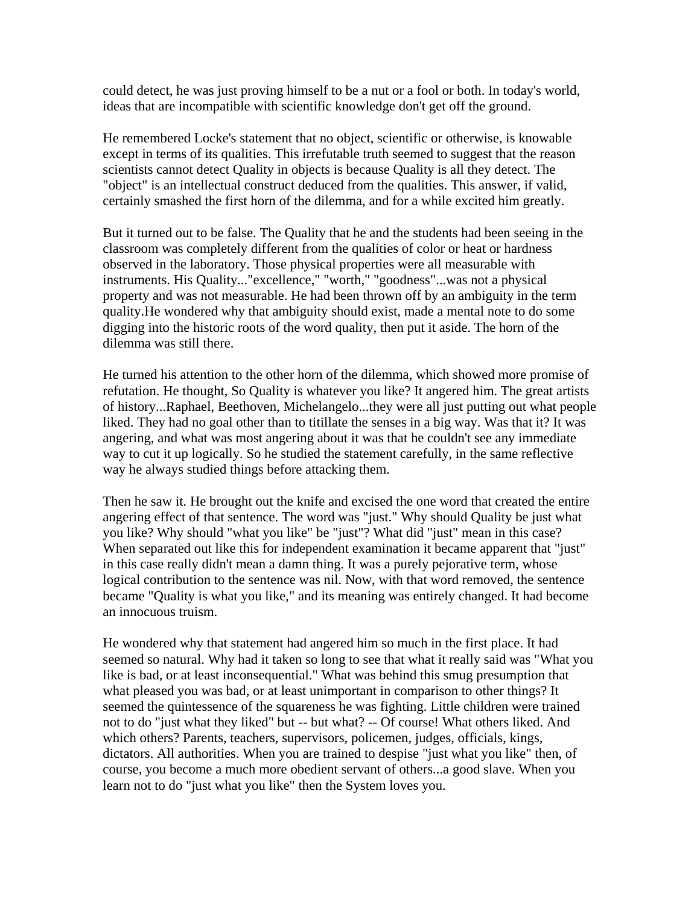could detect, he was just proving himself to be a nut or a fool or both. In today's world, ideas that are incompatible with scientific knowledge don't get off the ground.

He remembered Locke's statement that no object, scientific or otherwise, is knowable except in terms of its qualities. This irrefutable truth seemed to suggest that the reason scientists cannot detect Quality in objects is because Quality is all they detect. The "object" is an intellectual construct deduced from the qualities. This answer, if valid, certainly smashed the first horn of the dilemma, and for a while excited him greatly.

But it turned out to be false. The Quality that he and the students had been seeing in the classroom was completely different from the qualities of color or heat or hardness observed in the laboratory. Those physical properties were all measurable with instruments. His Quality..."excellence," "worth," "goodness"...was not a physical property and was not measurable. He had been thrown off by an ambiguity in the term quality.He wondered why that ambiguity should exist, made a mental note to do some digging into the historic roots of the word quality, then put it aside. The horn of the dilemma was still there.

He turned his attention to the other horn of the dilemma, which showed more promise of refutation. He thought, So Quality is whatever you like? It angered him. The great artists of history...Raphael, Beethoven, Michelangelo...they were all just putting out what people liked. They had no goal other than to titillate the senses in a big way. Was that it? It was angering, and what was most angering about it was that he couldn't see any immediate way to cut it up logically. So he studied the statement carefully, in the same reflective way he always studied things before attacking them.

Then he saw it. He brought out the knife and excised the one word that created the entire angering effect of that sentence. The word was "just." Why should Quality be just what you like? Why should "what you like" be "just"? What did "just" mean in this case? When separated out like this for independent examination it became apparent that "just" in this case really didn't mean a damn thing. It was a purely pejorative term, whose logical contribution to the sentence was nil. Now, with that word removed, the sentence became "Quality is what you like," and its meaning was entirely changed. It had become an innocuous truism.

He wondered why that statement had angered him so much in the first place. It had seemed so natural. Why had it taken so long to see that what it really said was "What you like is bad, or at least inconsequential." What was behind this smug presumption that what pleased you was bad, or at least unimportant in comparison to other things? It seemed the quintessence of the squareness he was fighting. Little children were trained not to do "just what they liked" but -- but what? -- Of course! What others liked. And which others? Parents, teachers, supervisors, policemen, judges, officials, kings, dictators. All authorities. When you are trained to despise "just what you like" then, of course, you become a much more obedient servant of others...a good slave. When you learn not to do "just what you like" then the System loves you.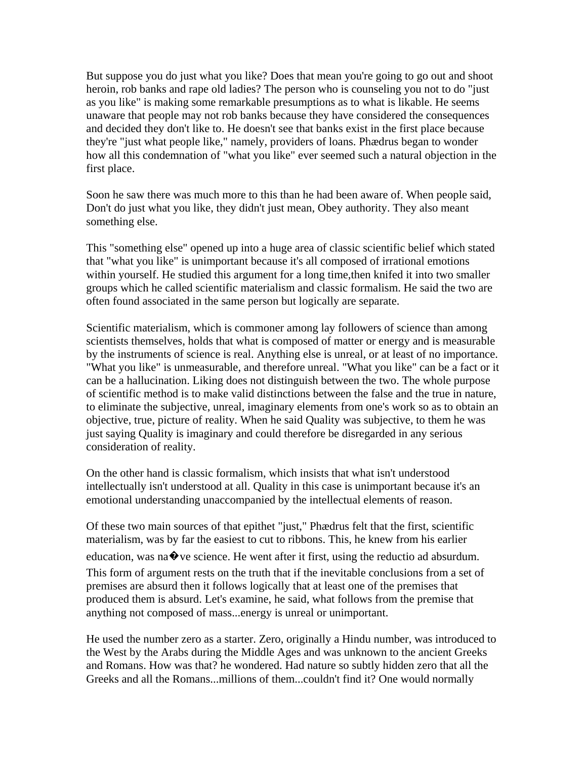But suppose you do just what you like? Does that mean you're going to go out and shoot heroin, rob banks and rape old ladies? The person who is counseling you not to do "just as you like" is making some remarkable presumptions as to what is likable. He seems unaware that people may not rob banks because they have considered the consequences and decided they don't like to. He doesn't see that banks exist in the first place because they're "just what people like," namely, providers of loans. Phædrus began to wonder how all this condemnation of "what you like" ever seemed such a natural objection in the first place.

Soon he saw there was much more to this than he had been aware of. When people said, Don't do just what you like, they didn't just mean, Obey authority. They also meant something else.

This "something else" opened up into a huge area of classic scientific belief which stated that "what you like" is unimportant because it's all composed of irrational emotions within yourself. He studied this argument for a long time,then knifed it into two smaller groups which he called scientific materialism and classic formalism. He said the two are often found associated in the same person but logically are separate.

Scientific materialism, which is commoner among lay followers of science than among scientists themselves, holds that what is composed of matter or energy and is measurable by the instruments of science is real. Anything else is unreal, or at least of no importance. "What you like" is unmeasurable, and therefore unreal. "What you like" can be a fact or it can be a hallucination. Liking does not distinguish between the two. The whole purpose of scientific method is to make valid distinctions between the false and the true in nature, to eliminate the subjective, unreal, imaginary elements from one's work so as to obtain an objective, true, picture of reality. When he said Quality was subjective, to them he was just saying Quality is imaginary and could therefore be disregarded in any serious consideration of reality.

On the other hand is classic formalism, which insists that what isn't understood intellectually isn't understood at all. Quality in this case is unimportant because it's an emotional understanding unaccompanied by the intellectual elements of reason.

Of these two main sources of that epithet "just," Phædrus felt that the first, scientific materialism, was by far the easiest to cut to ribbons. This, he knew from his earlier education, was na�ve science. He went after it first, using the reductio ad absurdum. This form of argument rests on the truth that if the inevitable conclusions from a set of premises are absurd then it follows logically that at least one of the premises that produced them is absurd. Let's examine, he said, what follows from the premise that anything not composed of mass...energy is unreal or unimportant.

He used the number zero as a starter. Zero, originally a Hindu number, was introduced to the West by the Arabs during the Middle Ages and was unknown to the ancient Greeks and Romans. How was that? he wondered. Had nature so subtly hidden zero that all the Greeks and all the Romans...millions of them...couldn't find it? One would normally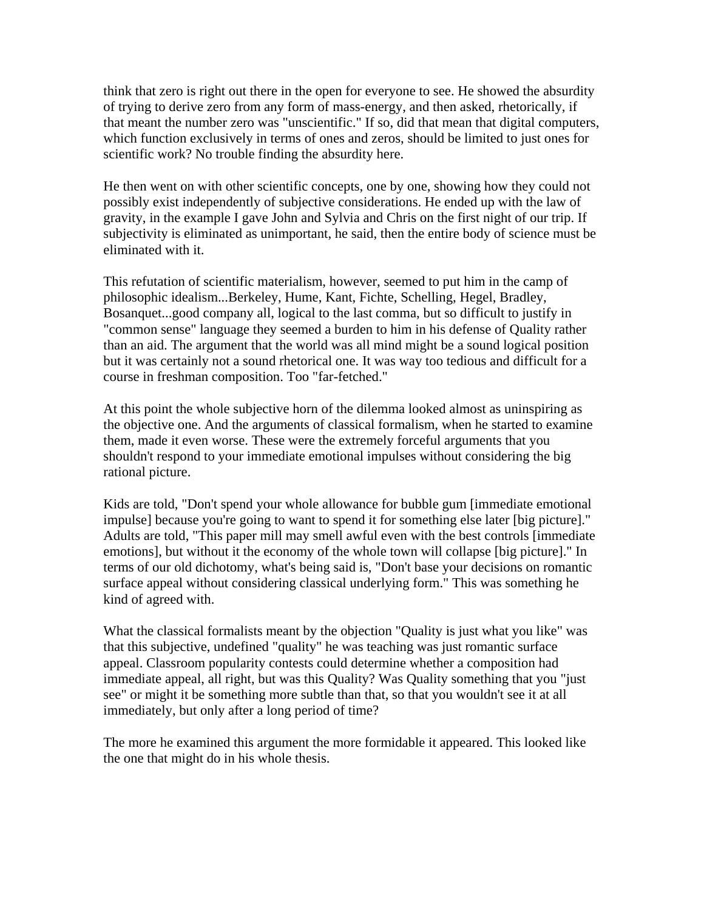think that zero is right out there in the open for everyone to see. He showed the absurdity of trying to derive zero from any form of mass-energy, and then asked, rhetorically, if that meant the number zero was "unscientific." If so, did that mean that digital computers, which function exclusively in terms of ones and zeros, should be limited to just ones for scientific work? No trouble finding the absurdity here.

He then went on with other scientific concepts, one by one, showing how they could not possibly exist independently of subjective considerations. He ended up with the law of gravity, in the example I gave John and Sylvia and Chris on the first night of our trip. If subjectivity is eliminated as unimportant, he said, then the entire body of science must be eliminated with it.

This refutation of scientific materialism, however, seemed to put him in the camp of philosophic idealism...Berkeley, Hume, Kant, Fichte, Schelling, Hegel, Bradley, Bosanquet...good company all, logical to the last comma, but so difficult to justify in "common sense" language they seemed a burden to him in his defense of Quality rather than an aid. The argument that the world was all mind might be a sound logical position but it was certainly not a sound rhetorical one. It was way too tedious and difficult for a course in freshman composition. Too "far-fetched."

At this point the whole subjective horn of the dilemma looked almost as uninspiring as the objective one. And the arguments of classical formalism, when he started to examine them, made it even worse. These were the extremely forceful arguments that you shouldn't respond to your immediate emotional impulses without considering the big rational picture.

Kids are told, "Don't spend your whole allowance for bubble gum [immediate emotional impulse] because you're going to want to spend it for something else later [big picture]." Adults are told, "This paper mill may smell awful even with the best controls [immediate emotions], but without it the economy of the whole town will collapse [big picture]." In terms of our old dichotomy, what's being said is, "Don't base your decisions on romantic surface appeal without considering classical underlying form." This was something he kind of agreed with.

What the classical formalists meant by the objection "Quality is just what you like" was that this subjective, undefined "quality" he was teaching was just romantic surface appeal. Classroom popularity contests could determine whether a composition had immediate appeal, all right, but was this Quality? Was Quality something that you "just see" or might it be something more subtle than that, so that you wouldn't see it at all immediately, but only after a long period of time?

The more he examined this argument the more formidable it appeared. This looked like the one that might do in his whole thesis.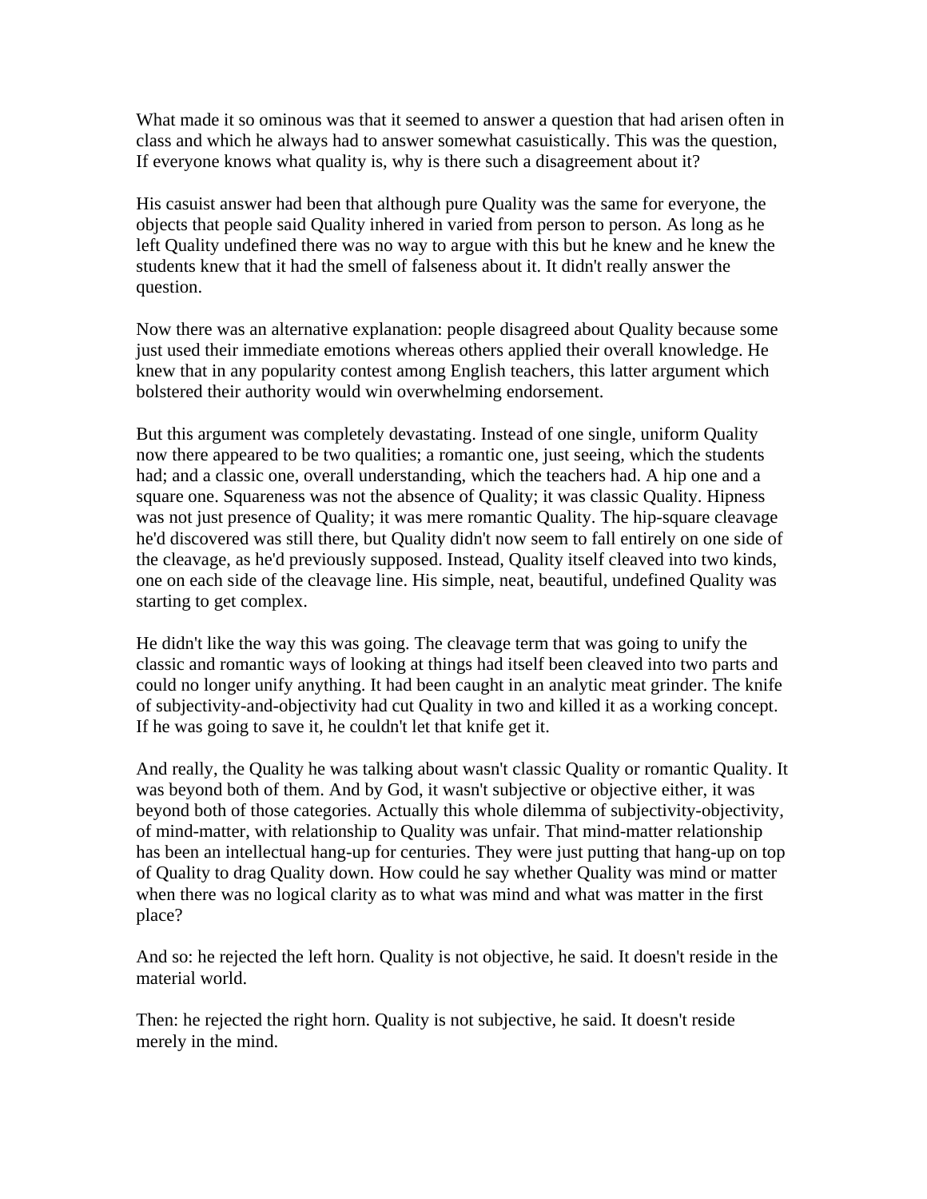What made it so ominous was that it seemed to answer a question that had arisen often in class and which he always had to answer somewhat casuistically. This was the question, If everyone knows what quality is, why is there such a disagreement about it?

His casuist answer had been that although pure Quality was the same for everyone, the objects that people said Quality inhered in varied from person to person. As long as he left Quality undefined there was no way to argue with this but he knew and he knew the students knew that it had the smell of falseness about it. It didn't really answer the question.

Now there was an alternative explanation: people disagreed about Quality because some just used their immediate emotions whereas others applied their overall knowledge. He knew that in any popularity contest among English teachers, this latter argument which bolstered their authority would win overwhelming endorsement.

But this argument was completely devastating. Instead of one single, uniform Quality now there appeared to be two qualities; a romantic one, just seeing, which the students had; and a classic one, overall understanding, which the teachers had. A hip one and a square one. Squareness was not the absence of Quality; it was classic Quality. Hipness was not just presence of Quality; it was mere romantic Quality. The hip-square cleavage he'd discovered was still there, but Quality didn't now seem to fall entirely on one side of the cleavage, as he'd previously supposed. Instead, Quality itself cleaved into two kinds, one on each side of the cleavage line. His simple, neat, beautiful, undefined Quality was starting to get complex.

He didn't like the way this was going. The cleavage term that was going to unify the classic and romantic ways of looking at things had itself been cleaved into two parts and could no longer unify anything. It had been caught in an analytic meat grinder. The knife of subjectivity-and-objectivity had cut Quality in two and killed it as a working concept. If he was going to save it, he couldn't let that knife get it.

And really, the Quality he was talking about wasn't classic Quality or romantic Quality. It was beyond both of them. And by God, it wasn't subjective or objective either, it was beyond both of those categories. Actually this whole dilemma of subjectivity-objectivity, of mind-matter, with relationship to Quality was unfair. That mind-matter relationship has been an intellectual hang-up for centuries. They were just putting that hang-up on top of Quality to drag Quality down. How could he say whether Quality was mind or matter when there was no logical clarity as to what was mind and what was matter in the first place?

And so: he rejected the left horn. Quality is not objective, he said. It doesn't reside in the material world.

Then: he rejected the right horn. Quality is not subjective, he said. It doesn't reside merely in the mind.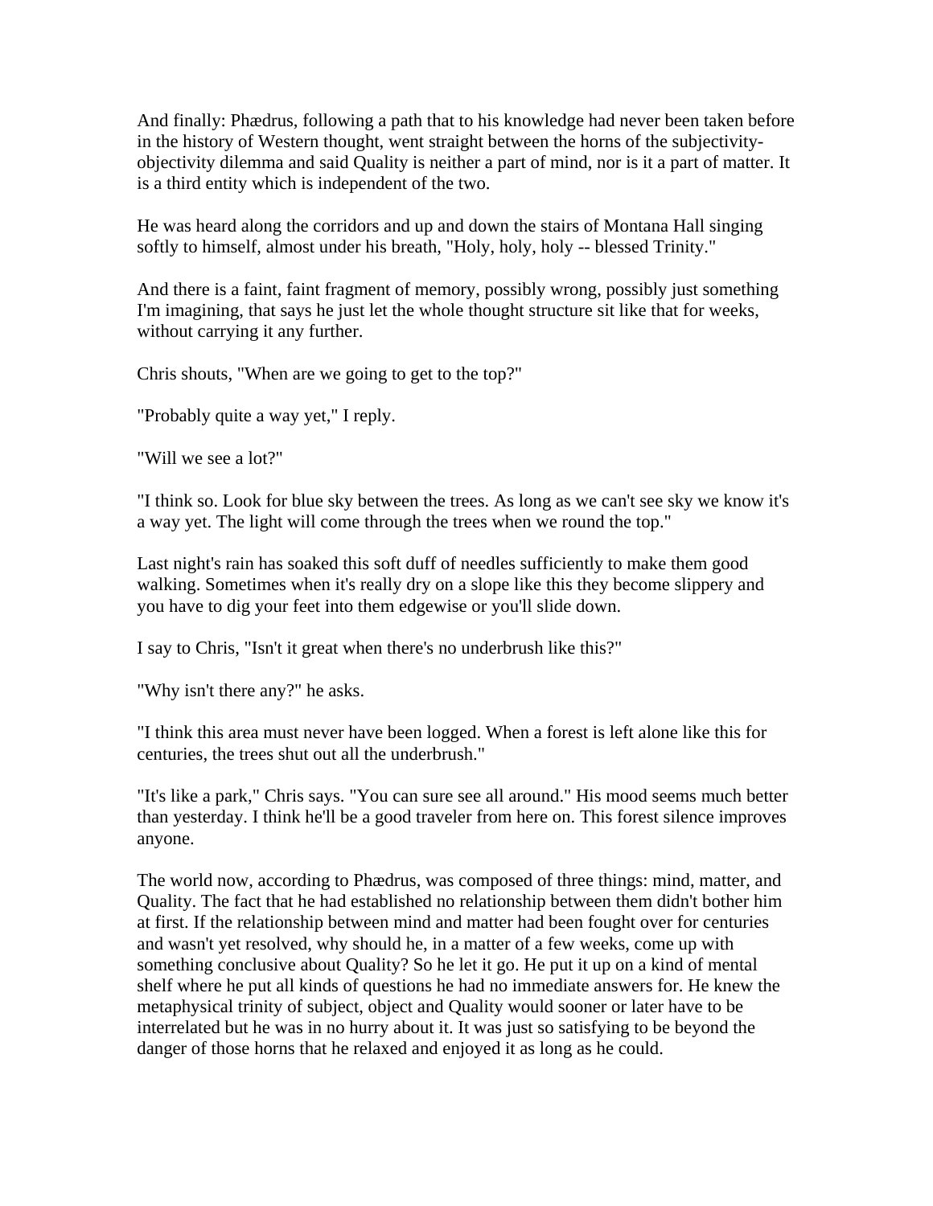And finally: Phædrus, following a path that to his knowledge had never been taken before in the history of Western thought, went straight between the horns of the subjectivity-objectivity dilemma and said Quality is neither a part of mind, nor is it a part of matter. It is a third entity which is independent of the two.

He was heard along the corridors and up and down the stairs of Montana Hall singing softly to himself, almost under his breath, "Holy, holy, holy -- blessed Trinity."

And there is a faint, faint fragment of memory, possibly wrong, possibly just something I'm imagining, that says he just let the whole thought structure sit like that for weeks, without carrying it any further.

Chris shouts, "When are we going to get to the top?"

"Probably quite a way yet," I reply.

"Will we see a lot?"

"I think so. Look for blue sky between the trees. As long as we can't see sky we know it's a way yet. The light will come through the trees when we round the top."

Last night's rain has soaked this soft duff of needles sufficiently to make them good walking. Sometimes when it's really dry on a slope like this they become slippery and you have to dig your feet into them edgewise or you'll slide down.

I say to Chris, "Isn't it great when there's no underbrush like this?"

"Why isn't there any?" he asks.

"I think this area must never have been logged. When a forest is left alone like this for centuries, the trees shut out all the underbrush."

"It's like a park," Chris says. "You can sure see all around." His mood seems much better than yesterday. I think he'll be a good traveler from here on. This forest silence improves anyone.

The world now, according to Phædrus, was composed of three things: mind, matter, and Quality. The fact that he had established no relationship between them didn't bother him at first. If the relationship between mind and matter had been fought over for centuries and wasn't yet resolved, why should he, in a matter of a few weeks, come up with something conclusive about Quality? So he let it go. He put it up on a kind of mental shelf where he put all kinds of questions he had no immediate answers for. He knew the metaphysical trinity of subject, object and Quality would sooner or later have to be interrelated but he was in no hurry about it. It was just so satisfying to be beyond the danger of those horns that he relaxed and enjoyed it as long as he could.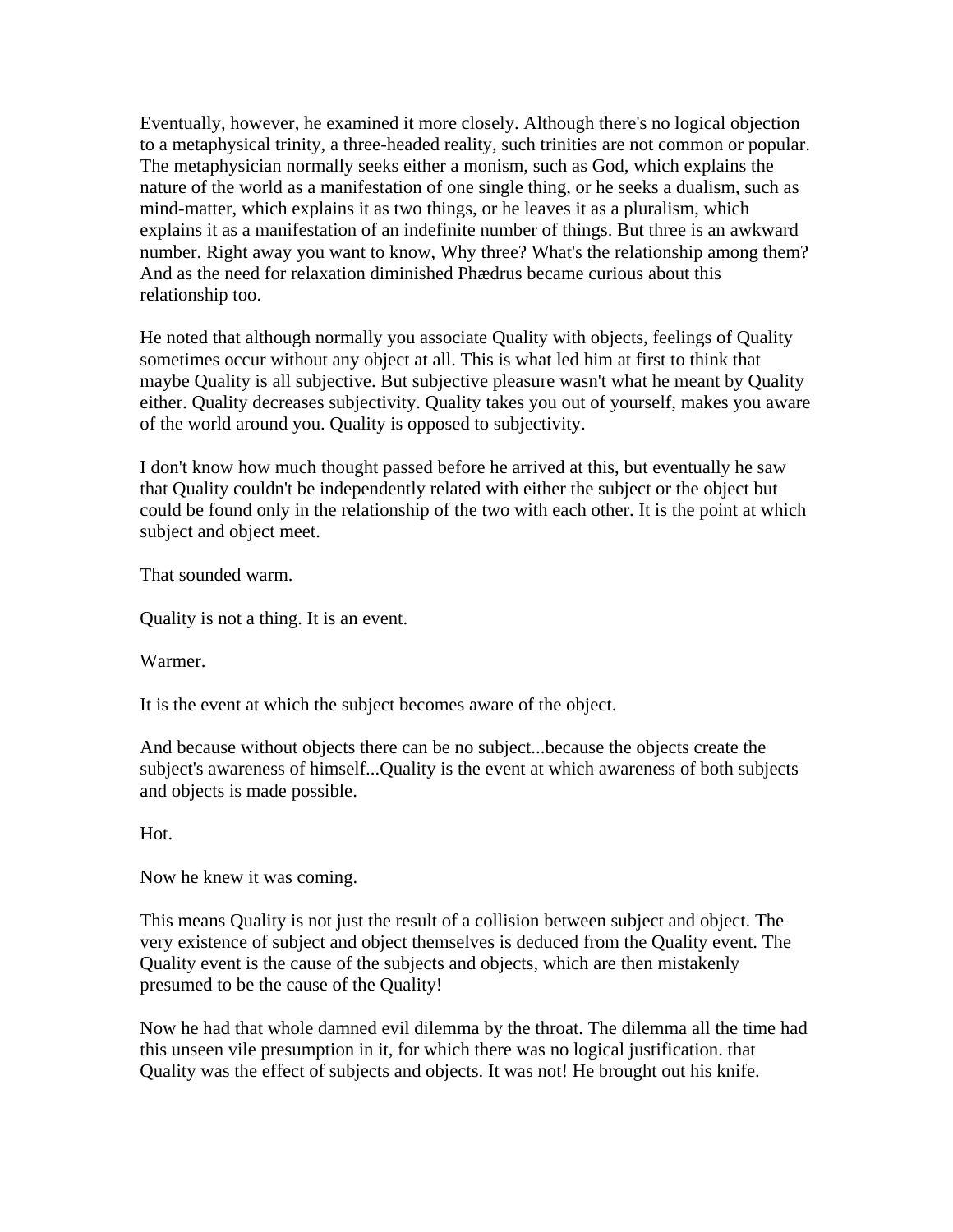Eventually, however, he examined it more closely. Although there's no logical objection to a metaphysical trinity, a three-headed reality, such trinities are not common or popular. The metaphysician normally seeks either a monism, such as God, which explains the nature of the world as a manifestation of one single thing, or he seeks a dualism, such as mind-matter, which explains it as two things, or he leaves it as a pluralism, which explains it as a manifestation of an indefinite number of things. But three is an awkward number. Right away you want to know, Why three? What's the relationship among them? And as the need for relaxation diminished Phædrus became curious about this relationship too.

He noted that although normally you associate Quality with objects, feelings of Quality sometimes occur without any object at all. This is what led him at first to think that maybe Quality is all subjective. But subjective pleasure wasn't what he meant by Quality either. Quality decreases subjectivity. Quality takes you out of yourself, makes you aware of the world around you. Quality is opposed to subjectivity.

I don't know how much thought passed before he arrived at this, but eventually he saw that Quality couldn't be independently related with either the subject or the object but could be found only in the relationship of the two with each other. It is the point at which subject and object meet.

That sounded warm.

Quality is not a thing. It is an event.

Warmer.

It is the event at which the subject becomes aware of the object.

And because without objects there can be no subject...because the objects create the subject's awareness of himself...Quality is the event at which awareness of both subjects and objects is made possible.

Hot.

Now he knew it was coming.

This means Quality is not just the result of a collision between subject and object. The very existence of subject and object themselves is deduced from the Quality event. The Quality event is the cause of the subjects and objects, which are then mistakenly presumed to be the cause of the Quality!

Now he had that whole damned evil dilemma by the throat. The dilemma all the time had this unseen vile presumption in it, for which there was no logical justification. that Quality was the effect of subjects and objects. It was not! He brought out his knife.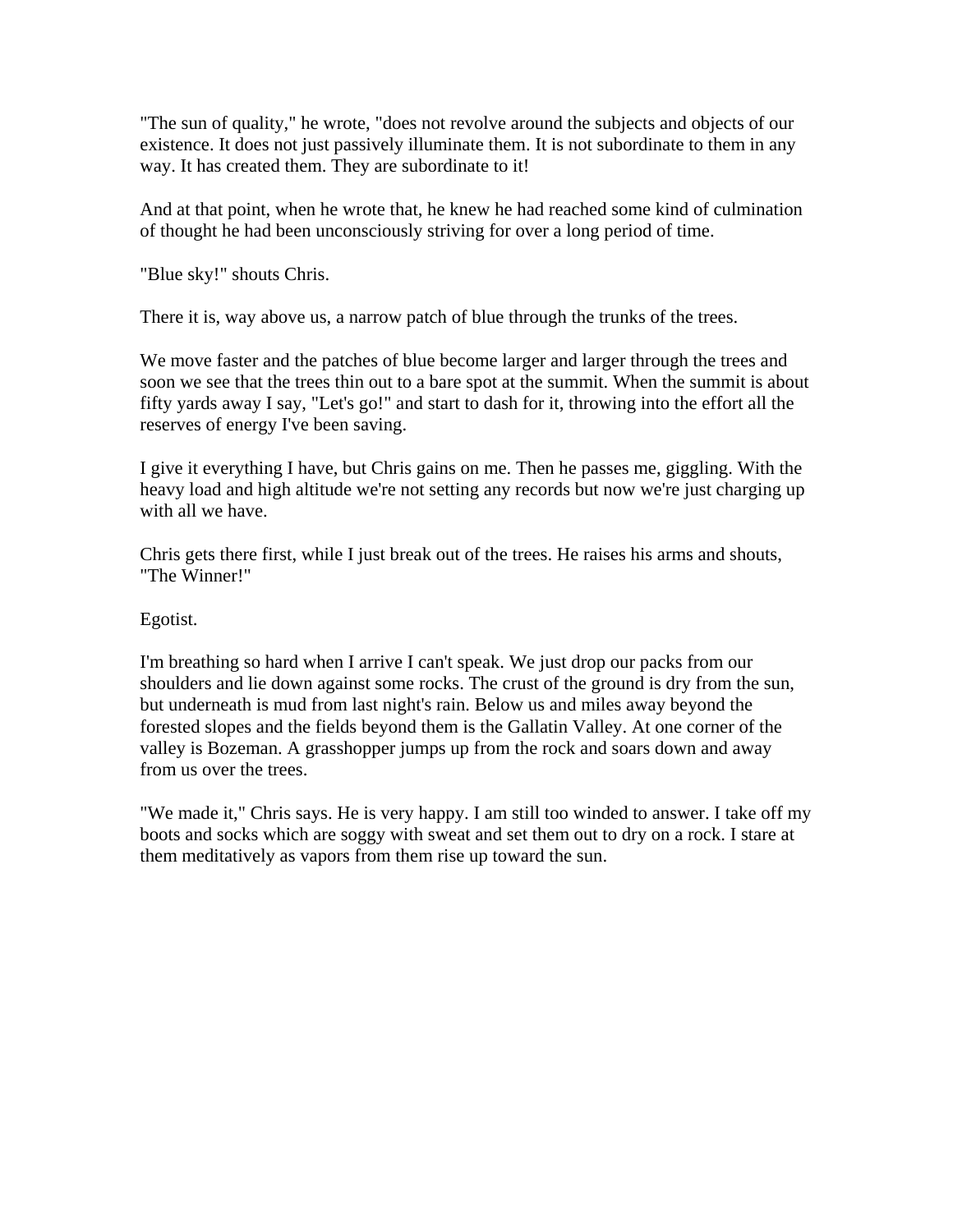"The sun of quality," he wrote, "does not revolve around the subjects and objects of our existence. It does not just passively illuminate them. It is not subordinate to them in any way. It has created them. They are subordinate to it!

And at that point, when he wrote that, he knew he had reached some kind of culmination of thought he had been unconsciously striving for over a long period of time.

"Blue sky!" shouts Chris.

There it is, way above us, a narrow patch of blue through the trunks of the trees.

We move faster and the patches of blue become larger and larger through the trees and soon we see that the trees thin out to a bare spot at the summit. When the summit is about fifty yards away I say, "Let's go!" and start to dash for it, throwing into the effort all the reserves of energy I've been saving.

I give it everything I have, but Chris gains on me. Then he passes me, giggling. With the heavy load and high altitude we're not setting any records but now we're just charging up with all we have.

Chris gets there first, while I just break out of the trees. He raises his arms and shouts, "The Winner!"

Egotist.

I'm breathing so hard when I arrive I can't speak. We just drop our packs from our shoulders and lie down against some rocks. The crust of the ground is dry from the sun, but underneath is mud from last night's rain. Below us and miles away beyond the forested slopes and the fields beyond them is the Gallatin Valley. At one corner of the valley is Bozeman. A grasshopper jumps up from the rock and soars down and away from us over the trees.

"We made it," Chris says. He is very happy. I am still too winded to answer. I take off my boots and socks which are soggy with sweat and set them out to dry on a rock. I stare at them meditatively as vapors from them rise up toward the sun.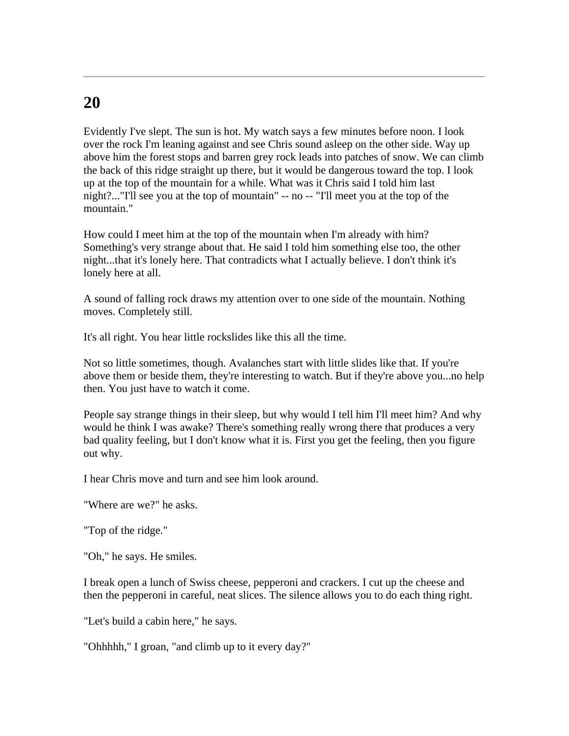---

# 20

Evidently I've slept. The sun is hot. My watch says a few minutes before noon. I look over the rock I'm leaning against and see Chris sound asleep on the other side. Way up above him the forest stops and barren grey rock leads into patches of snow. We can climb the back of this ridge straight up there, but it would be dangerous toward the top. I look up at the top of the mountain for a while. What was it Chris said I told him last night?..."I'll see you at the top of mountain" -- no -- "I'll meet you at the top of the mountain."

How could I meet him at the top of the mountain when I'm already with him? Something's very strange about that. He said I told him something else too, the other night...that it's lonely here. That contradicts what I actually believe. I don't think it's lonely here at all.

A sound of falling rock draws my attention over to one side of the mountain. Nothing moves. Completely still.

It's all right. You hear little rockslides like this all the time.

Not so little sometimes, though. Avalanches start with little slides like that. If you're above them or beside them, they're interesting to watch. But if they're above you...no help then. You just have to watch it come.

People say strange things in their sleep, but why would I tell him I'll meet him? And why would he think I was awake? There's something really wrong there that produces a very bad quality feeling, but I don't know what it is. First you get the feeling, then you figure out why.

I hear Chris move and turn and see him look around.

"Where are we?" he asks.

"Top of the ridge."

"Oh," he says. He smiles.

I break open a lunch of Swiss cheese, pepperoni and crackers. I cut up the cheese and then the pepperoni in careful, neat slices. The silence allows you to do each thing right.

"Let's build a cabin here," he says.

"Ohhhhh," I groan, "and climb up to it every day?"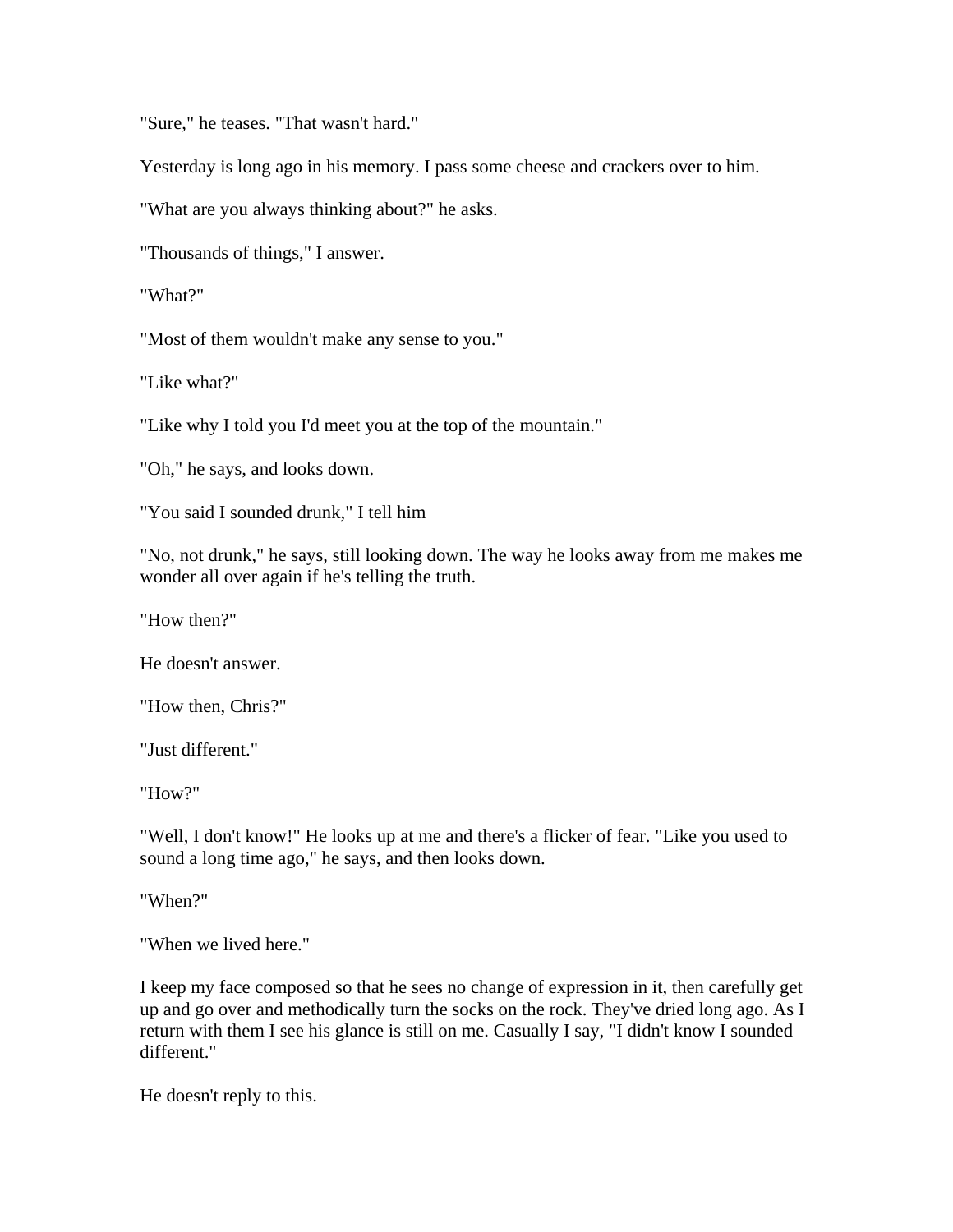"Sure," he teases. "That wasn't hard."

Yesterday is long ago in his memory. I pass some cheese and crackers over to him.

"What are you always thinking about?" he asks.

"Thousands of things," I answer.

"What?"

"Most of them wouldn't make any sense to you."

"Like what?"

"Like why I told you I'd meet you at the top of the mountain."

"Oh," he says, and looks down.

"You said I sounded drunk," I tell him

"No, not drunk," he says, still looking down. The way he looks away from me makes me wonder all over again if he's telling the truth.

"How then?"

He doesn't answer.

"How then, Chris?"

"Just different."

"How?"

"Well, I don't know!" He looks up at me and there's a flicker of fear. "Like you used to sound a long time ago," he says, and then looks down.

"When?"

"When we lived here."

I keep my face composed so that he sees no change of expression in it, then carefully get up and go over and methodically turn the socks on the rock. They've dried long ago. As I return with them I see his glance is still on me. Casually I say, "I didn't know I sounded different."

He doesn't reply to this.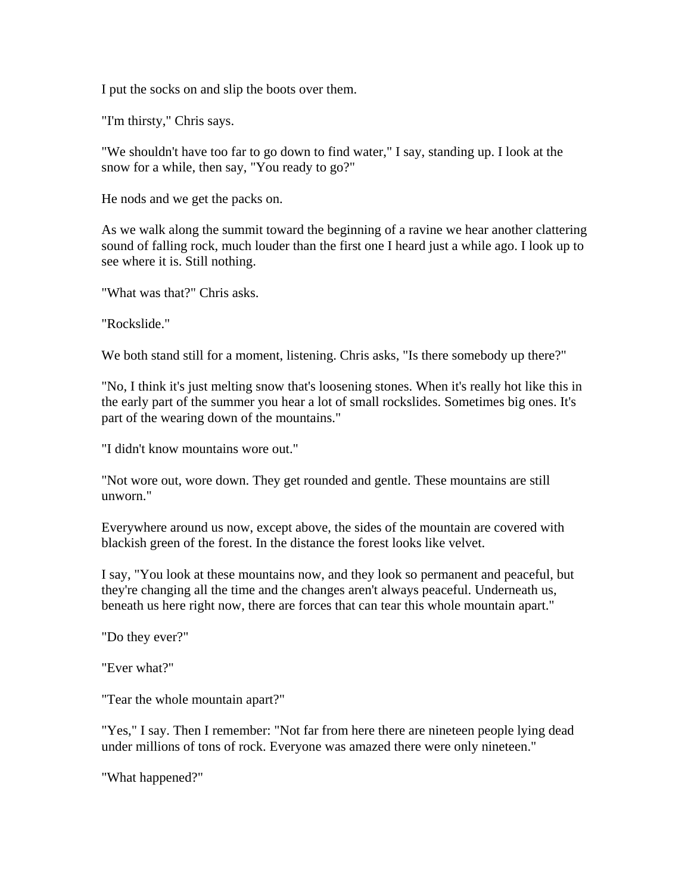I put the socks on and slip the boots over them.

"I'm thirsty," Chris says.

"We shouldn't have too far to go down to find water," I say, standing up. I look at the snow for a while, then say, "You ready to go?"

He nods and we get the packs on.

As we walk along the summit toward the beginning of a ravine we hear another clattering sound of falling rock, much louder than the first one I heard just a while ago. I look up to see where it is. Still nothing.

"What was that?" Chris asks.

"Rockslide."

We both stand still for a moment, listening. Chris asks, "Is there somebody up there?"

"No, I think it's just melting snow that's loosening stones. When it's really hot like this in the early part of the summer you hear a lot of small rockslides. Sometimes big ones. It's part of the wearing down of the mountains."

"I didn't know mountains wore out."

"Not wore out, wore down. They get rounded and gentle. These mountains are still unworn."

Everywhere around us now, except above, the sides of the mountain are covered with blackish green of the forest. In the distance the forest looks like velvet.

I say, "You look at these mountains now, and they look so permanent and peaceful, but they're changing all the time and the changes aren't always peaceful. Underneath us, beneath us here right now, there are forces that can tear this whole mountain apart."

"Do they ever?"

"Ever what?"

"Tear the whole mountain apart?"

"Yes," I say. Then I remember: "Not far from here there are nineteen people lying dead under millions of tons of rock. Everyone was amazed there were only nineteen."

"What happened?"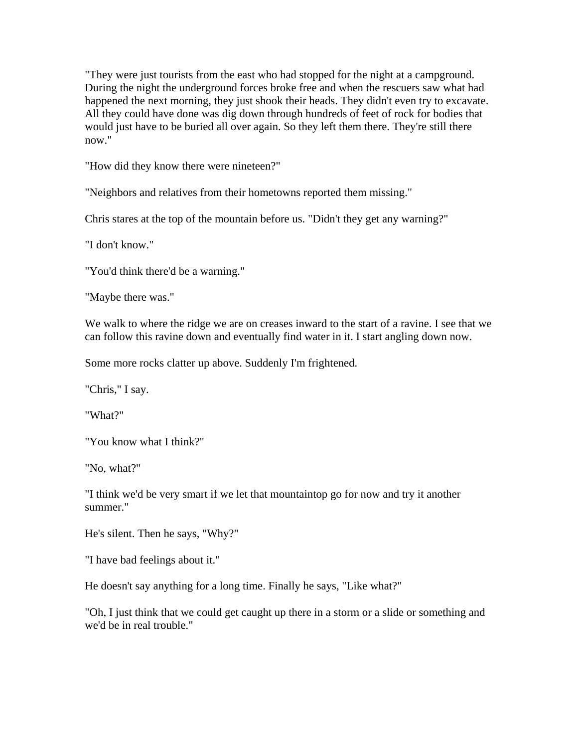"They were just tourists from the east who had stopped for the night at a campground. During the night the underground forces broke free and when the rescuers saw what had happened the next morning, they just shook their heads. They didn't even try to excavate. All they could have done was dig down through hundreds of feet of rock for bodies that would just have to be buried all over again. So they left them there. They're still there now."

"How did they know there were nineteen?"

"Neighbors and relatives from their hometowns reported them missing."

Chris stares at the top of the mountain before us. "Didn't they get any warning?"

"I don't know."

"You'd think there'd be a warning."

"Maybe there was."

We walk to where the ridge we are on creases inward to the start of a ravine. I see that we can follow this ravine down and eventually find water in it. I start angling down now.

Some more rocks clatter up above. Suddenly I'm frightened.

"Chris," I say.

"What?"

"You know what I think?"

"No, what?"

"I think we'd be very smart if we let that mountaintop go for now and try it another summer."

He's silent. Then he says, "Why?"

"I have bad feelings about it."

He doesn't say anything for a long time. Finally he says, "Like what?"

"Oh, I just think that we could get caught up there in a storm or a slide or something and we'd be in real trouble."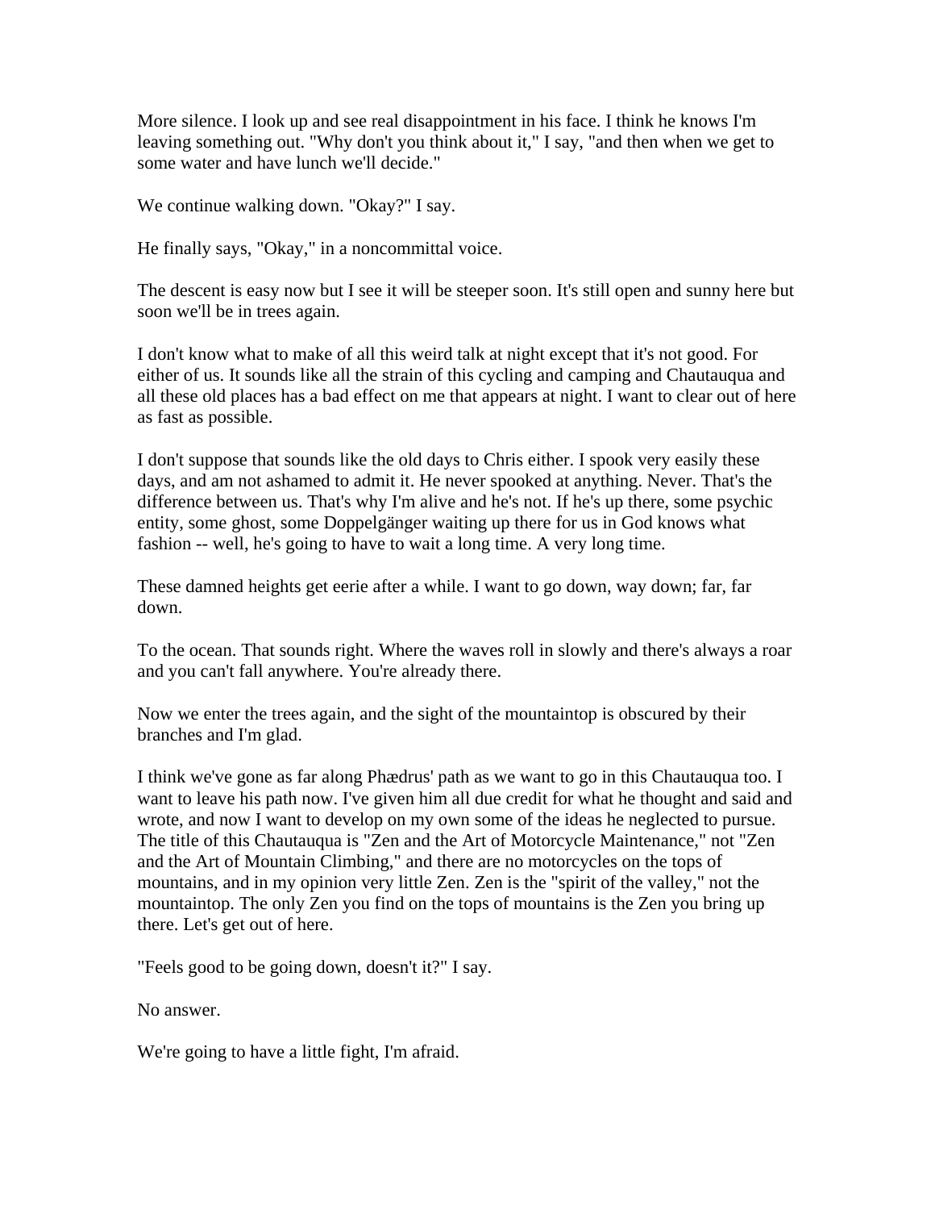More silence. I look up and see real disappointment in his face. I think he knows I'm leaving something out. "Why don't you think about it," I say, "and then when we get to some water and have lunch we'll decide."

We continue walking down. "Okay?" I say.

He finally says, "Okay," in a noncommittal voice.

The descent is easy now but I see it will be steeper soon. It's still open and sunny here but soon we'll be in trees again.

I don't know what to make of all this weird talk at night except that it's not good. For either of us. It sounds like all the strain of this cycling and camping and Chautauqua and all these old places has a bad effect on me that appears at night. I want to clear out of here as fast as possible.

I don't suppose that sounds like the old days to Chris either. I spook very easily these days, and am not ashamed to admit it. He never spooked at anything. Never. That's the difference between us. That's why I'm alive and he's not. If he's up there, some psychic entity, some ghost, some Doppelgänger waiting up there for us in God knows what fashion -- well, he's going to have to wait a long time. A very long time.

These damned heights get eerie after a while. I want to go down, way down; far, far down.

To the ocean. That sounds right. Where the waves roll in slowly and there's always a roar and you can't fall anywhere. You're already there.

Now we enter the trees again, and the sight of the mountaintop is obscured by their branches and I'm glad.

I think we've gone as far along Phædrus' path as we want to go in this Chautauqua too. I want to leave his path now. I've given him all due credit for what he thought and said and wrote, and now I want to develop on my own some of the ideas he neglected to pursue. The title of this Chautauqua is "Zen and the Art of Motorcycle Maintenance," not "Zen and the Art of Mountain Climbing," and there are no motorcycles on the tops of mountains, and in my opinion very little Zen. Zen is the "spirit of the valley," not the mountaintop. The only Zen you find on the tops of mountains is the Zen you bring up there. Let's get out of here.

"Feels good to be going down, doesn't it?" I say.

No answer.

We're going to have a little fight, I'm afraid.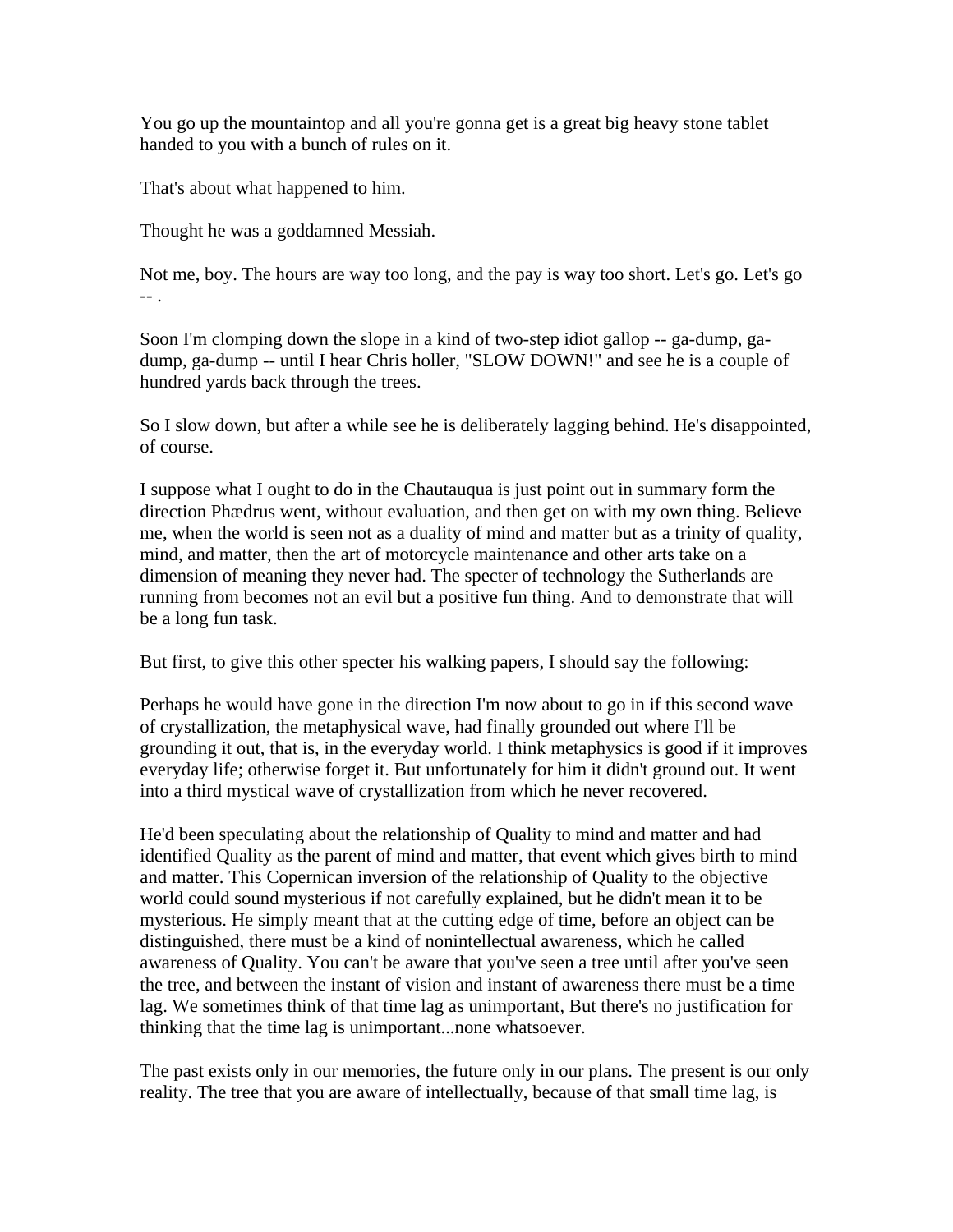You go up the mountaintop and all you're gonna get is a great big heavy stone tablet handed to you with a bunch of rules on it.

That's about what happened to him.

Thought he was a goddamned Messiah.

Not me, boy. The hours are way too long, and the pay is way too short. Let's go. Let's go -- .

Soon I'm clomping down the slope in a kind of two-step idiot gallop -- ga-dump, ga-dump, ga-dump -- until I hear Chris holler, "SLOW DOWN!" and see he is a couple of hundred yards back through the trees.

So I slow down, but after a while see he is deliberately lagging behind. He's disappointed, of course.

I suppose what I ought to do in the Chautauqua is just point out in summary form the direction Phædrus went, without evaluation, and then get on with my own thing. Believe me, when the world is seen not as a duality of mind and matter but as a trinity of quality, mind, and matter, then the art of motorcycle maintenance and other arts take on a dimension of meaning they never had. The specter of technology the Sutherlands are running from becomes not an evil but a positive fun thing. And to demonstrate that will be a long fun task.

But first, to give this other specter his walking papers, I should say the following:

Perhaps he would have gone in the direction I'm now about to go in if this second wave of crystallization, the metaphysical wave, had finally grounded out where I'll be grounding it out, that is, in the everyday world. I think metaphysics is good if it improves everyday life; otherwise forget it. But unfortunately for him it didn't ground out. It went into a third mystical wave of crystallization from which he never recovered.

He'd been speculating about the relationship of Quality to mind and matter and had identified Quality as the parent of mind and matter, that event which gives birth to mind and matter. This Copernican inversion of the relationship of Quality to the objective world could sound mysterious if not carefully explained, but he didn't mean it to be mysterious. He simply meant that at the cutting edge of time, before an object can be distinguished, there must be a kind of nonintellectual awareness, which he called awareness of Quality. You can't be aware that you've seen a tree until after you've seen the tree, and between the instant of vision and instant of awareness there must be a time lag. We sometimes think of that time lag as unimportant, But there's no justification for thinking that the time lag is unimportant...none whatsoever.

The past exists only in our memories, the future only in our plans. The present is our only reality. The tree that you are aware of intellectually, because of that small time lag, is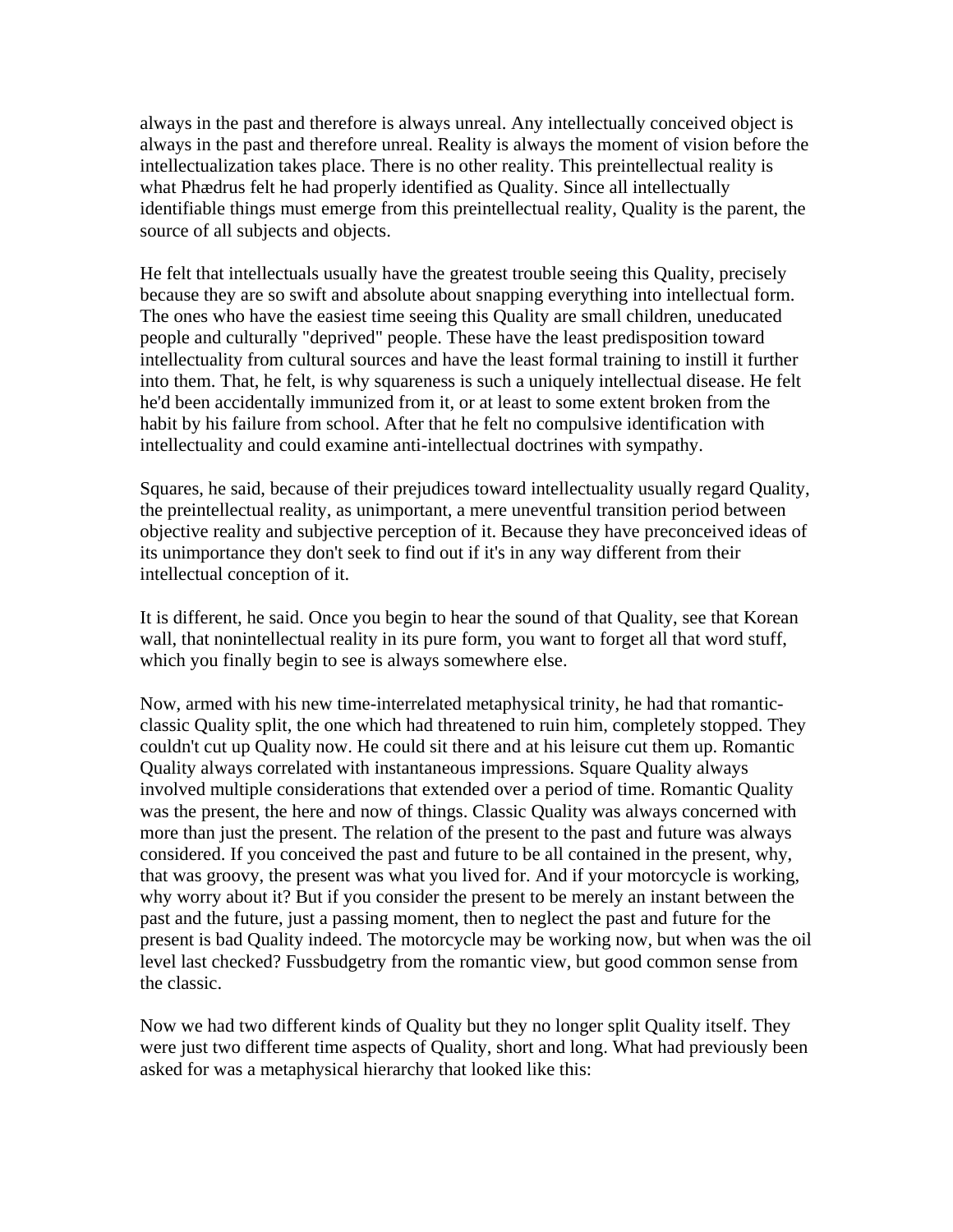always in the past and therefore is always unreal. Any intellectually conceived object is always in the past and therefore unreal. Reality is always the moment of vision before the intellectualization takes place. There is no other reality. This preintellectual reality is what Phædrus felt he had properly identified as Quality. Since all intellectually identifiable things must emerge from this preintellectual reality, Quality is the parent, the source of all subjects and objects.

He felt that intellectuals usually have the greatest trouble seeing this Quality, precisely because they are so swift and absolute about snapping everything into intellectual form. The ones who have the easiest time seeing this Quality are small children, uneducated people and culturally "deprived" people. These have the least predisposition toward intellectuality from cultural sources and have the least formal training to instill it further into them. That, he felt, is why squareness is such a uniquely intellectual disease. He felt he'd been accidentally immunized from it, or at least to some extent broken from the habit by his failure from school. After that he felt no compulsive identification with intellectuality and could examine anti-intellectual doctrines with sympathy.

Squares, he said, because of their prejudices toward intellectuality usually regard Quality, the preintellectual reality, as unimportant, a mere uneventful transition period between objective reality and subjective perception of it. Because they have preconceived ideas of its unimportance they don't seek to find out if it's in any way different from their intellectual conception of it.

It is different, he said. Once you begin to hear the sound of that Quality, see that Korean wall, that nonintellectual reality in its pure form, you want to forget all that word stuff, which you finally begin to see is always somewhere else.

Now, armed with his new time-interrelated metaphysical trinity, he had that romantic-classic Quality split, the one which had threatened to ruin him, completely stopped. They couldn't cut up Quality now. He could sit there and at his leisure cut them up. Romantic Quality always correlated with instantaneous impressions. Square Quality always involved multiple considerations that extended over a period of time. Romantic Quality was the present, the here and now of things. Classic Quality was always concerned with more than just the present. The relation of the present to the past and future was always considered. If you conceived the past and future to be all contained in the present, why, that was groovy, the present was what you lived for. And if your motorcycle is working, why worry about it? But if you consider the present to be merely an instant between the past and the future, just a passing moment, then to neglect the past and future for the present is bad Quality indeed. The motorcycle may be working now, but when was the oil level last checked? Fussbudgetry from the romantic view, but good common sense from the classic.

Now we had two different kinds of Quality but they no longer split Quality itself. They were just two different time aspects of Quality, short and long. What had previously been asked for was a metaphysical hierarchy that looked like this: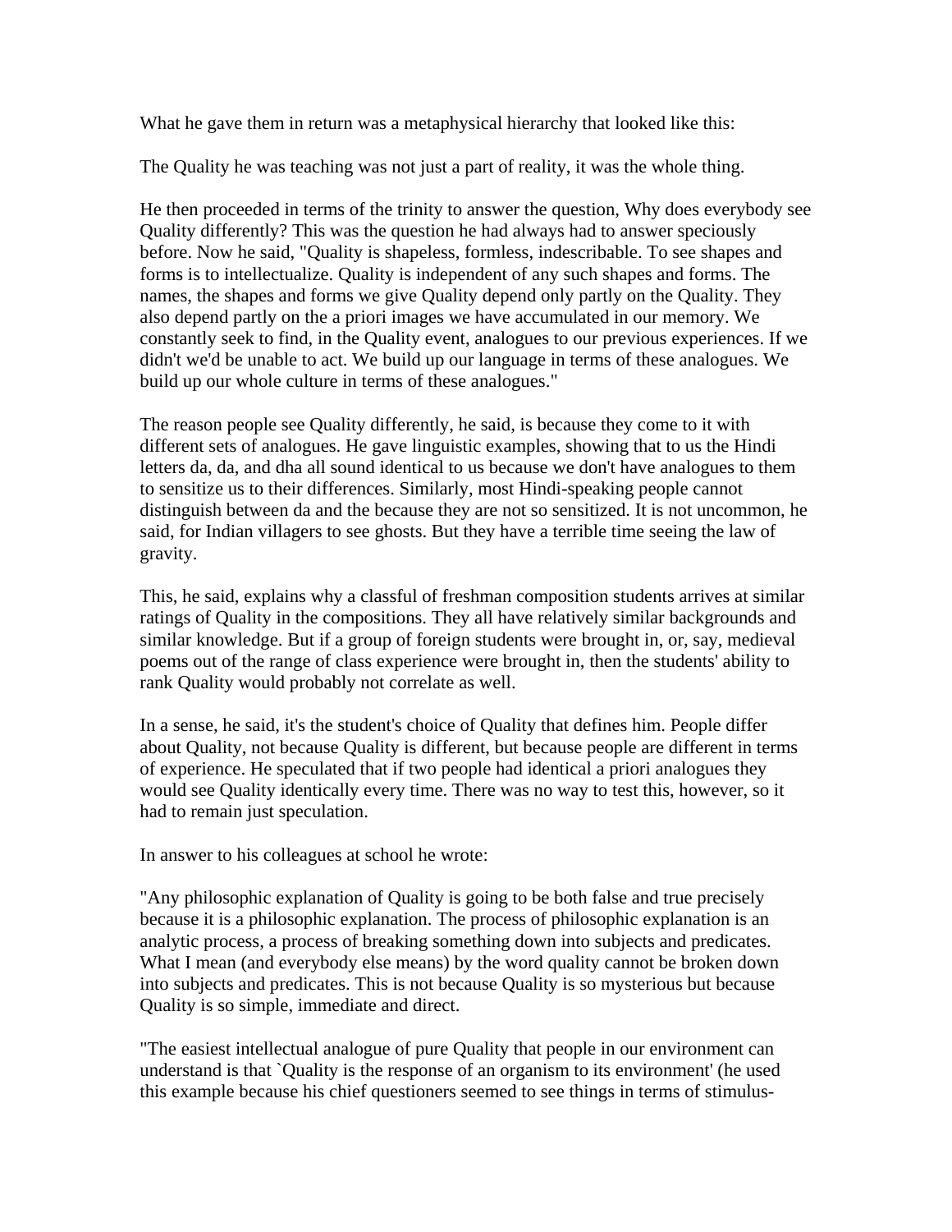What he gave them in return was a metaphysical hierarchy that looked like this:

The Quality he was teaching was not just a part of reality, it was the whole thing.

He then proceeded in terms of the trinity to answer the question, Why does everybody see Quality differently? This was the question he had always had to answer speciously before. Now he said, "Quality is shapeless, formless, indescribable. To see shapes and forms is to intellectualize. Quality is independent of any such shapes and forms. The names, the shapes and forms we give Quality depend only partly on the Quality. They also depend partly on the a priori images we have accumulated in our memory. We constantly seek to find, in the Quality event, analogues to our previous experiences. If we didn't we'd be unable to act. We build up our language in terms of these analogues. We build up our whole culture in terms of these analogues."

The reason people see Quality differently, he said, is because they come to it with different sets of analogues. He gave linguistic examples, showing that to us the Hindi letters da, da, and dha all sound identical to us because we don't have analogues to them to sensitize us to their differences. Similarly, most Hindi-speaking people cannot distinguish between da and the because they are not so sensitized. It is not uncommon, he said, for Indian villagers to see ghosts. But they have a terrible time seeing the law of gravity.

This, he said, explains why a classful of freshman composition students arrives at similar ratings of Quality in the compositions. They all have relatively similar backgrounds and similar knowledge. But if a group of foreign students were brought in, or, say, medieval poems out of the range of class experience were brought in, then the students' ability to rank Quality would probably not correlate as well.

In a sense, he said, it's the student's choice of Quality that defines him. People differ about Quality, not because Quality is different, but because people are different in terms of experience. He speculated that if two people had identical a priori analogues they would see Quality identically every time. There was no way to test this, however, so it had to remain just speculation.

In answer to his colleagues at school he wrote:

"Any philosophic explanation of Quality is going to be both false and true precisely because it is a philosophic explanation. The process of philosophic explanation is an analytic process, a process of breaking something down into subjects and predicates. What I mean (and everybody else means) by the word quality cannot be broken down into subjects and predicates. This is not because Quality is so mysterious but because Quality is so simple, immediate and direct.

"The easiest intellectual analogue of pure Quality that people in our environment can understand is that `Quality is the response of an organism to its environment' (he used this example because his chief questioners seemed to see things in terms of stimulus-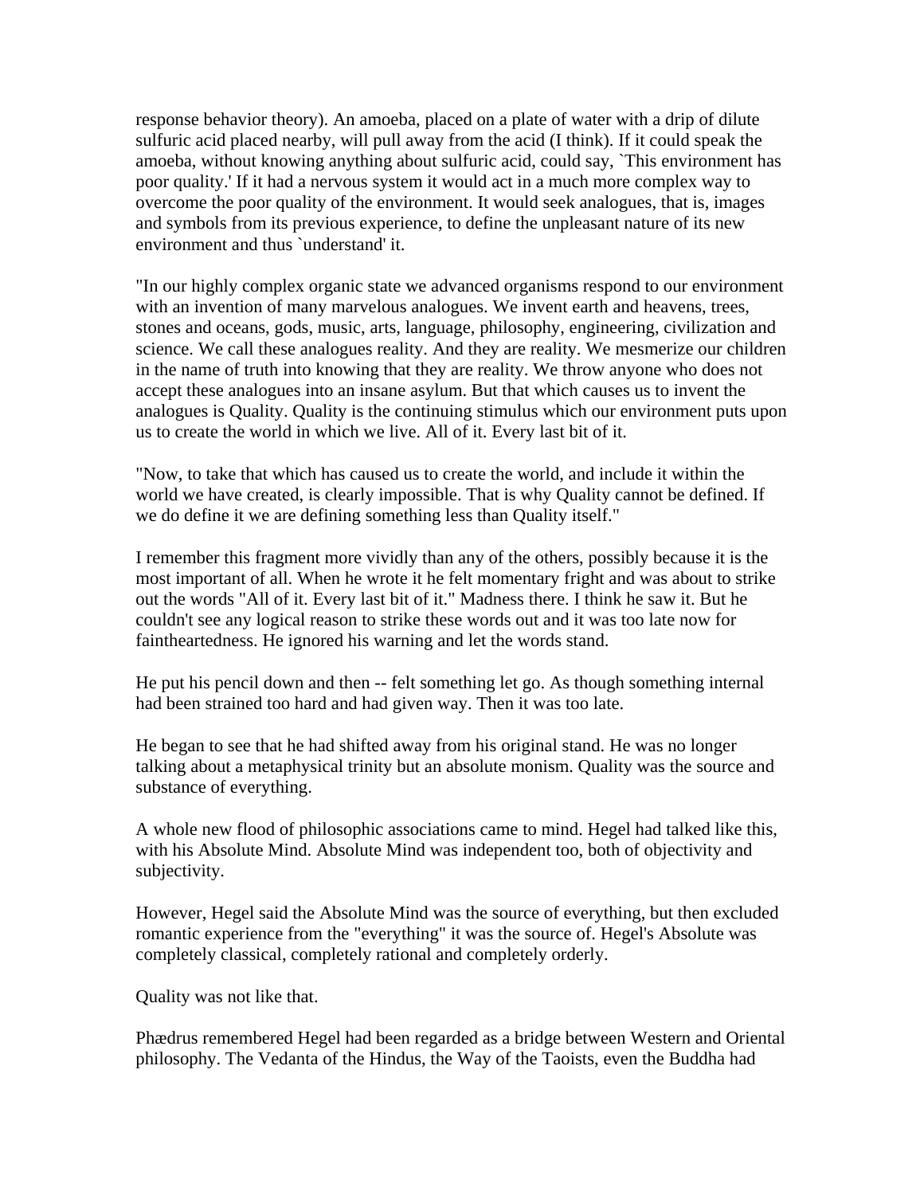response behavior theory). An amoeba, placed on a plate of water with a drip of dilute sulfuric acid placed nearby, will pull away from the acid (I think). If it could speak the amoeba, without knowing anything about sulfuric acid, could say, `This environment has poor quality.' If it had a nervous system it would act in a much more complex way to overcome the poor quality of the environment. It would seek analogues, that is, images and symbols from its previous experience, to define the unpleasant nature of its new environment and thus `understand' it.

"In our highly complex organic state we advanced organisms respond to our environment with an invention of many marvelous analogues. We invent earth and heavens, trees, stones and oceans, gods, music, arts, language, philosophy, engineering, civilization and science. We call these analogues reality. And they are reality. We mesmerize our children in the name of truth into knowing that they are reality. We throw anyone who does not accept these analogues into an insane asylum. But that which causes us to invent the analogues is Quality. Quality is the continuing stimulus which our environment puts upon us to create the world in which we live. All of it. Every last bit of it.

"Now, to take that which has caused us to create the world, and include it within the world we have created, is clearly impossible. That is why Quality cannot be defined. If we do define it we are defining something less than Quality itself."

I remember this fragment more vividly than any of the others, possibly because it is the most important of all. When he wrote it he felt momentary fright and was about to strike out the words "All of it. Every last bit of it." Madness there. I think he saw it. But he couldn't see any logical reason to strike these words out and it was too late now for faintheartedness. He ignored his warning and let the words stand.

He put his pencil down and then -- felt something let go. As though something internal had been strained too hard and had given way. Then it was too late.

He began to see that he had shifted away from his original stand. He was no longer talking about a metaphysical trinity but an absolute monism. Quality was the source and substance of everything.

A whole new flood of philosophic associations came to mind. Hegel had talked like this, with his Absolute Mind. Absolute Mind was independent too, both of objectivity and subjectivity.

However, Hegel said the Absolute Mind was the source of everything, but then excluded romantic experience from the "everything" it was the source of. Hegel's Absolute was completely classical, completely rational and completely orderly.

Quality was not like that.

Phædrus remembered Hegel had been regarded as a bridge between Western and Oriental philosophy. The Vedanta of the Hindus, the Way of the Taoists, even the Buddha had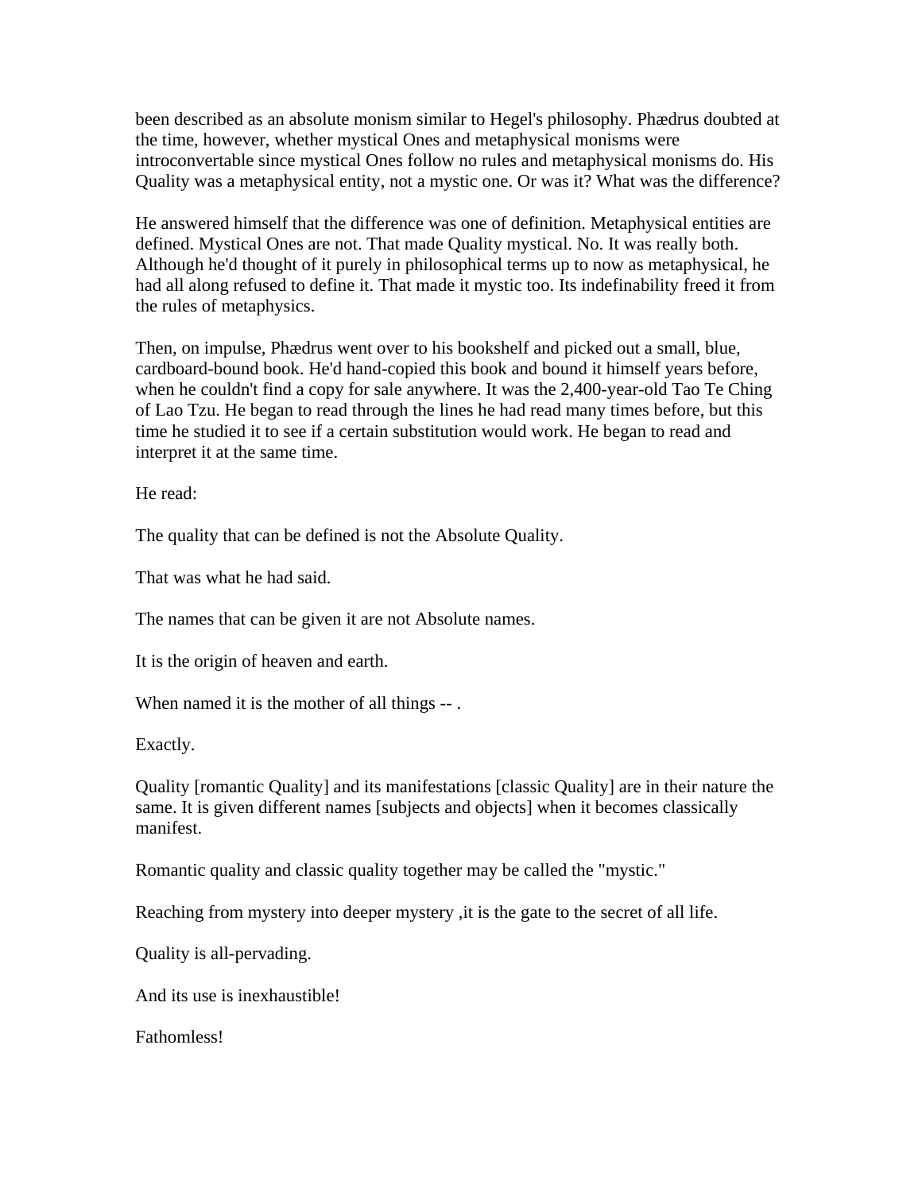been described as an absolute monism similar to Hegel's philosophy. Phædrus doubted at the time, however, whether mystical Ones and metaphysical monisms were introconvertable since mystical Ones follow no rules and metaphysical monisms do. His Quality was a metaphysical entity, not a mystic one. Or was it? What was the difference?

He answered himself that the difference was one of definition. Metaphysical entities are defined. Mystical Ones are not. That made Quality mystical. No. It was really both. Although he'd thought of it purely in philosophical terms up to now as metaphysical, he had all along refused to define it. That made it mystic too. Its indefinability freed it from the rules of metaphysics.

Then, on impulse, Phædrus went over to his bookshelf and picked out a small, blue, cardboard-bound book. He'd hand-copied this book and bound it himself years before, when he couldn't find a copy for sale anywhere. It was the 2,400-year-old Tao Te Ching of Lao Tzu. He began to read through the lines he had read many times before, but this time he studied it to see if a certain substitution would work. He began to read and interpret it at the same time.

He read:

The quality that can be defined is not the Absolute Quality.

That was what he had said.

The names that can be given it are not Absolute names.

It is the origin of heaven and earth.

When named it is the mother of all things -- .

Exactly.

Quality [romantic Quality] and its manifestations [classic Quality] are in their nature the same. It is given different names [subjects and objects] when it becomes classically manifest.

Romantic quality and classic quality together may be called the "mystic."

Reaching from mystery into deeper mystery ,it is the gate to the secret of all life.

Quality is all-pervading.

And its use is inexhaustible!

Fathomless!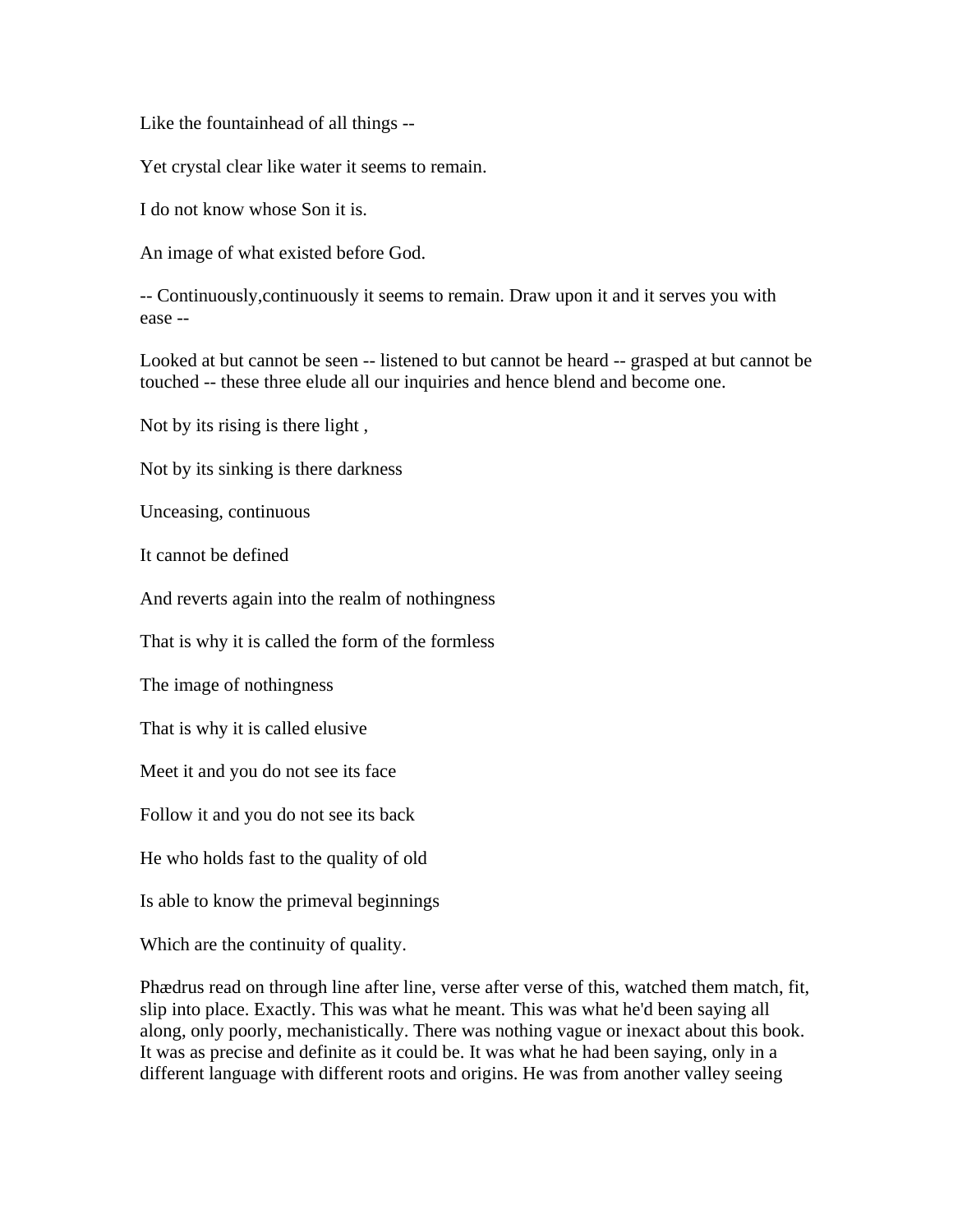Like the fountainhead of all things --

Yet crystal clear like water it seems to remain.

I do not know whose Son it is.

An image of what existed before God.

-- Continuously,continuously it seems to remain. Draw upon it and it serves you with ease --

Looked at but cannot be seen -- listened to but cannot be heard -- grasped at but cannot be touched -- these three elude all our inquiries and hence blend and become one.

Not by its rising is there light ,

Not by its sinking is there darkness

Unceasing, continuous

It cannot be defined

And reverts again into the realm of nothingness

That is why it is called the form of the formless

The image of nothingness

That is why it is called elusive

Meet it and you do not see its face

Follow it and you do not see its back

He who holds fast to the quality of old

Is able to know the primeval beginnings

Which are the continuity of quality.

Phædrus read on through line after line, verse after verse of this, watched them match, fit, slip into place. Exactly. This was what he meant. This was what he'd been saying all along, only poorly, mechanistically. There was nothing vague or inexact about this book. It was as precise and definite as it could be. It was what he had been saying, only in a different language with different roots and origins. He was from another valley seeing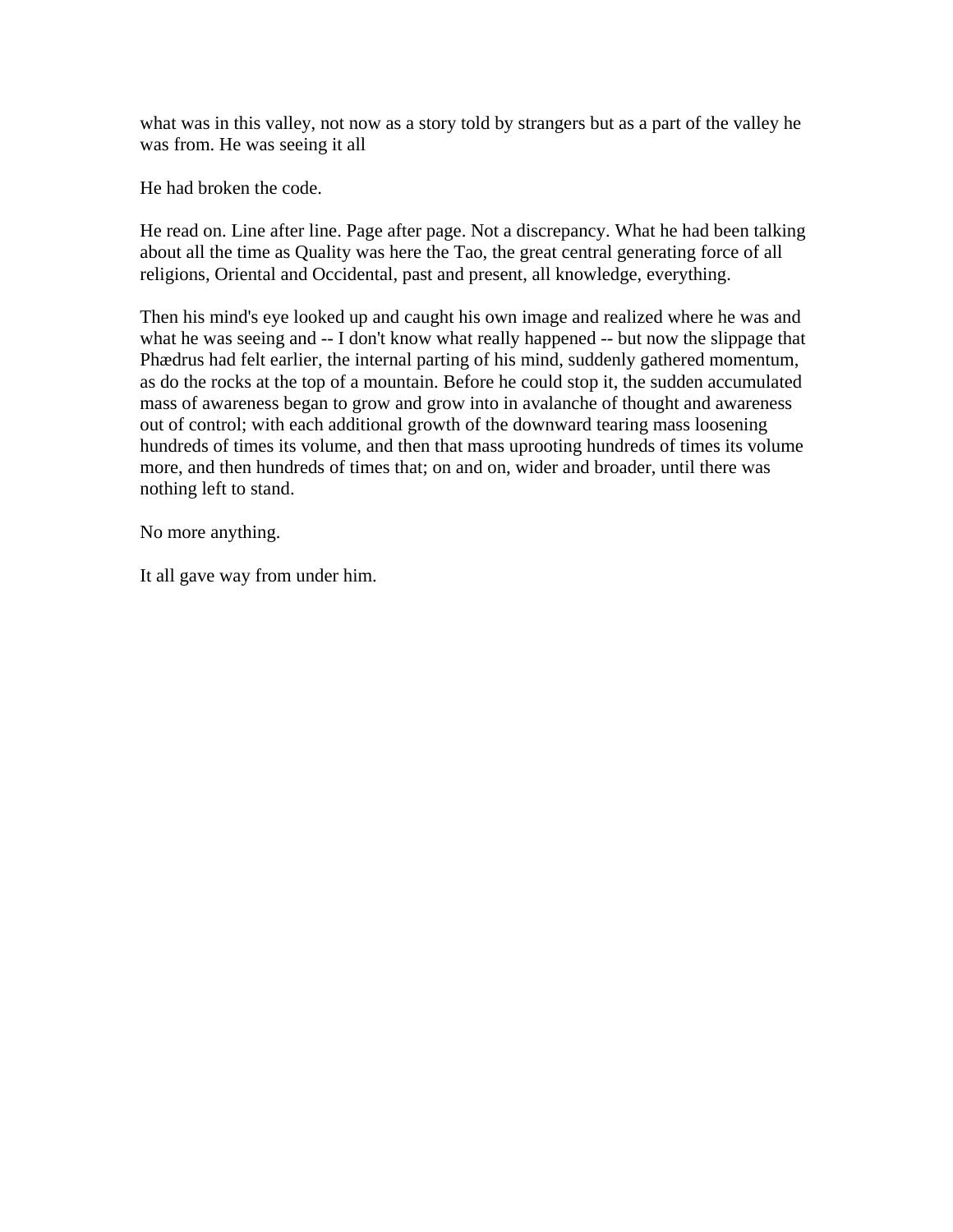what was in this valley, not now as a story told by strangers but as a part of the valley he was from. He was seeing it all

He had broken the code.

He read on. Line after line. Page after page. Not a discrepancy. What he had been talking about all the time as Quality was here the Tao, the great central generating force of all religions, Oriental and Occidental, past and present, all knowledge, everything.

Then his mind's eye looked up and caught his own image and realized where he was and what he was seeing and -- I don't know what really happened -- but now the slippage that Phædrus had felt earlier, the internal parting of his mind, suddenly gathered momentum, as do the rocks at the top of a mountain. Before he could stop it, the sudden accumulated mass of awareness began to grow and grow into in avalanche of thought and awareness out of control; with each additional growth of the downward tearing mass loosening hundreds of times its volume, and then that mass uprooting hundreds of times its volume more, and then hundreds of times that; on and on, wider and broader, until there was nothing left to stand.

No more anything.

It all gave way from under him.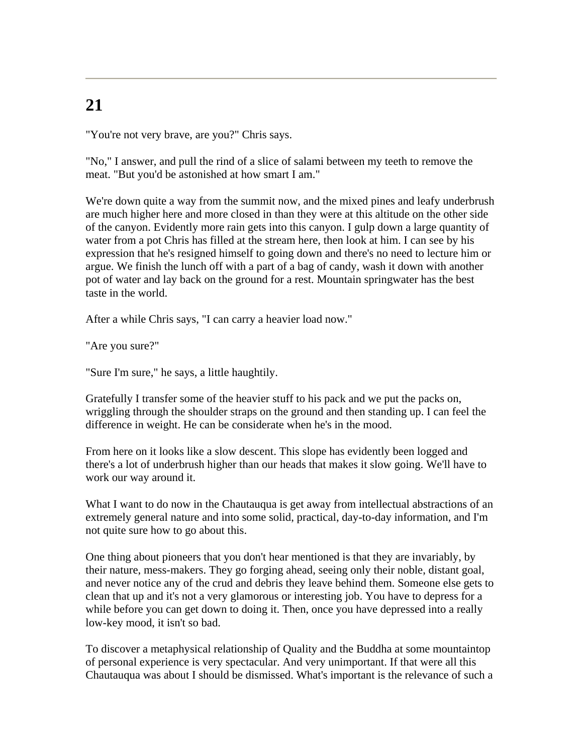# 21

"You're not very brave, are you?" Chris says.

"No," I answer, and pull the rind of a slice of salami between my teeth to remove the meat. "But you'd be astonished at how smart I am."

We're down quite a way from the summit now, and the mixed pines and leafy underbrush are much higher here and more closed in than they were at this altitude on the other side of the canyon. Evidently more rain gets into this canyon. I gulp down a large quantity of water from a pot Chris has filled at the stream here, then look at him. I can see by his expression that he's resigned himself to going down and there's no need to lecture him or argue. We finish the lunch off with a part of a bag of candy, wash it down with another pot of water and lay back on the ground for a rest. Mountain springwater has the best taste in the world.

After a while Chris says, "I can carry a heavier load now."

"Are you sure?"

"Sure I'm sure," he says, a little haughtily.

Gratefully I transfer some of the heavier stuff to his pack and we put the packs on, wriggling through the shoulder straps on the ground and then standing up. I can feel the difference in weight. He can be considerate when he's in the mood.

From here on it looks like a slow descent. This slope has evidently been logged and there's a lot of underbrush higher than our heads that makes it slow going. We'll have to work our way around it.

What I want to do now in the Chautauqua is get away from intellectual abstractions of an extremely general nature and into some solid, practical, day-to-day information, and I'm not quite sure how to go about this.

One thing about pioneers that you don't hear mentioned is that they are invariably, by their nature, mess-makers. They go forging ahead, seeing only their noble, distant goal, and never notice any of the crud and debris they leave behind them. Someone else gets to clean that up and it's not a very glamorous or interesting job. You have to depress for a while before you can get down to doing it. Then, once you have depressed into a really low-key mood, it isn't so bad.

To discover a metaphysical relationship of Quality and the Buddha at some mountaintop of personal experience is very spectacular. And very unimportant. If that were all this Chautauqua was about I should be dismissed. What's important is the relevance of such a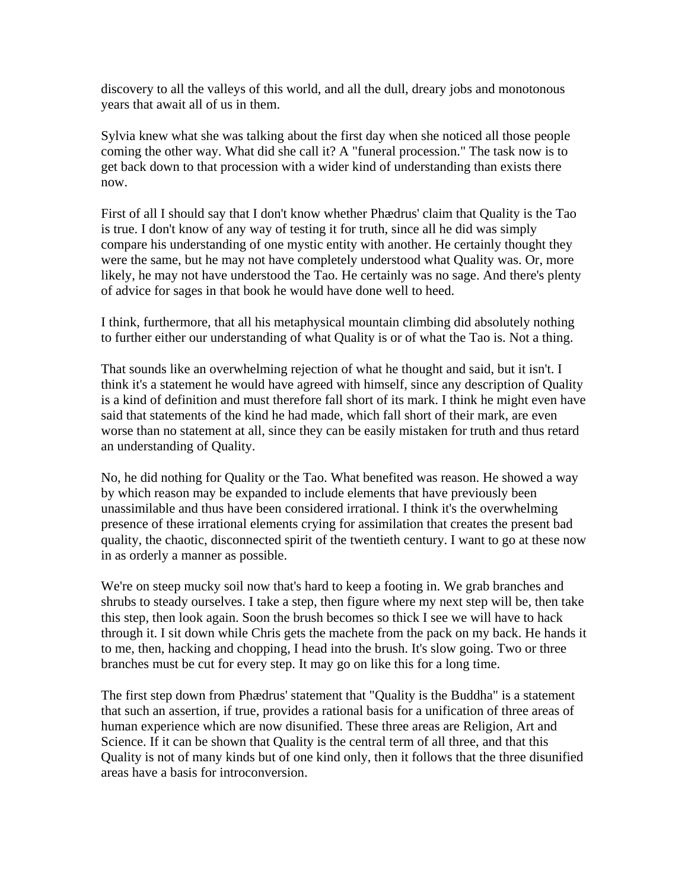discovery to all the valleys of this world, and all the dull, dreary jobs and monotonous years that await all of us in them.

Sylvia knew what she was talking about the first day when she noticed all those people coming the other way. What did she call it? A "funeral procession." The task now is to get back down to that procession with a wider kind of understanding than exists there now.

First of all I should say that I don't know whether Phædrus' claim that Quality is the Tao is true. I don't know of any way of testing it for truth, since all he did was simply compare his understanding of one mystic entity with another. He certainly thought they were the same, but he may not have completely understood what Quality was. Or, more likely, he may not have understood the Tao. He certainly was no sage. And there's plenty of advice for sages in that book he would have done well to heed.

I think, furthermore, that all his metaphysical mountain climbing did absolutely nothing to further either our understanding of what Quality is or of what the Tao is. Not a thing.

That sounds like an overwhelming rejection of what he thought and said, but it isn't. I think it's a statement he would have agreed with himself, since any description of Quality is a kind of definition and must therefore fall short of its mark. I think he might even have said that statements of the kind he had made, which fall short of their mark, are even worse than no statement at all, since they can be easily mistaken for truth and thus retard an understanding of Quality.

No, he did nothing for Quality or the Tao. What benefited was reason. He showed a way by which reason may be expanded to include elements that have previously been unassimilable and thus have been considered irrational. I think it's the overwhelming presence of these irrational elements crying for assimilation that creates the present bad quality, the chaotic, disconnected spirit of the twentieth century. I want to go at these now in as orderly a manner as possible.

We're on steep mucky soil now that's hard to keep a footing in. We grab branches and shrubs to steady ourselves. I take a step, then figure where my next step will be, then take this step, then look again. Soon the brush becomes so thick I see we will have to hack through it. I sit down while Chris gets the machete from the pack on my back. He hands it to me, then, hacking and chopping, I head into the brush. It's slow going. Two or three branches must be cut for every step. It may go on like this for a long time.

The first step down from Phædrus' statement that "Quality is the Buddha" is a statement that such an assertion, if true, provides a rational basis for a unification of three areas of human experience which are now disunified. These three areas are Religion, Art and Science. If it can be shown that Quality is the central term of all three, and that this Quality is not of many kinds but of one kind only, then it follows that the three disunified areas have a basis for introconversion.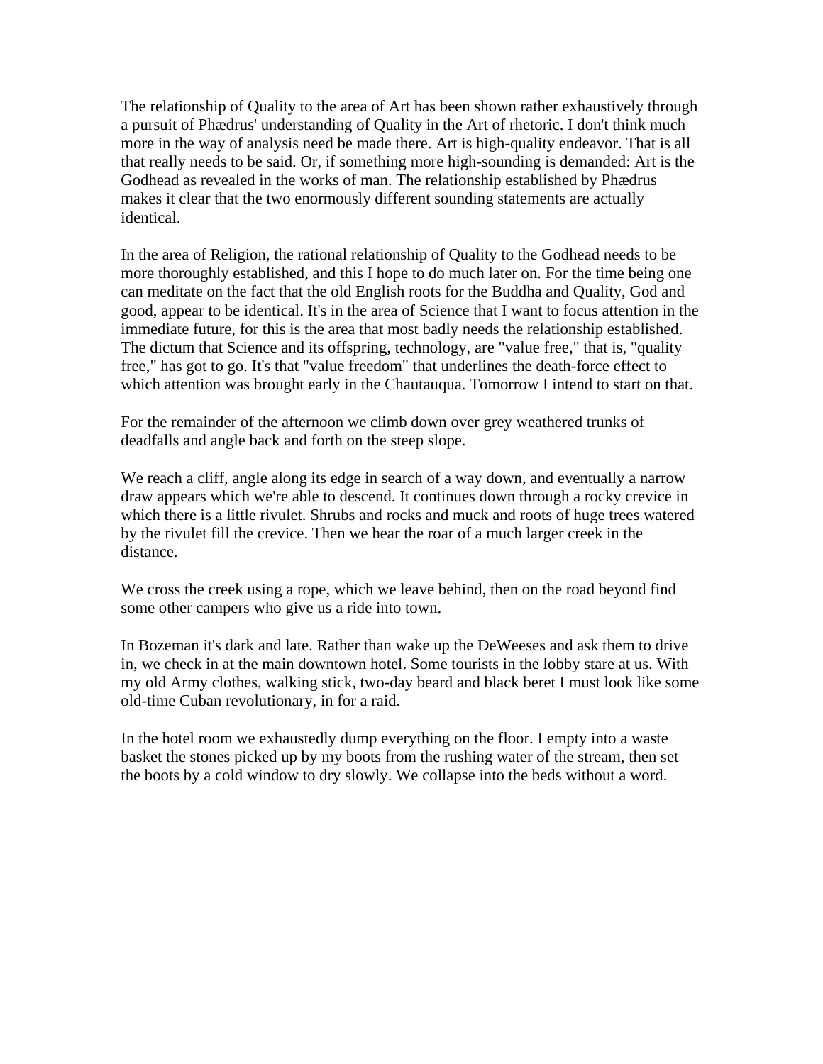The relationship of Quality to the area of Art has been shown rather exhaustively through a pursuit of Phædrus' understanding of Quality in the Art of rhetoric. I don't think much more in the way of analysis need be made there. Art is high-quality endeavor. That is all that really needs to be said. Or, if something more high-sounding is demanded: Art is the Godhead as revealed in the works of man. The relationship established by Phædrus makes it clear that the two enormously different sounding statements are actually identical.

In the area of Religion, the rational relationship of Quality to the Godhead needs to be more thoroughly established, and this I hope to do much later on. For the time being one can meditate on the fact that the old English roots for the Buddha and Quality, God and good, appear to be identical. It's in the area of Science that I want to focus attention in the immediate future, for this is the area that most badly needs the relationship established. The dictum that Science and its offspring, technology, are "value free," that is, "quality free," has got to go. It's that "value freedom" that underlines the death-force effect to which attention was brought early in the Chautauqua. Tomorrow I intend to start on that.

For the remainder of the afternoon we climb down over grey weathered trunks of deadfalls and angle back and forth on the steep slope.

We reach a cliff, angle along its edge in search of a way down, and eventually a narrow draw appears which we're able to descend. It continues down through a rocky crevice in which there is a little rivulet. Shrubs and rocks and muck and roots of huge trees watered by the rivulet fill the crevice. Then we hear the roar of a much larger creek in the distance.

We cross the creek using a rope, which we leave behind, then on the road beyond find some other campers who give us a ride into town.

In Bozeman it's dark and late. Rather than wake up the DeWeeses and ask them to drive in, we check in at the main downtown hotel. Some tourists in the lobby stare at us. With my old Army clothes, walking stick, two-day beard and black beret I must look like some old-time Cuban revolutionary, in for a raid.

In the hotel room we exhaustedly dump everything on the floor. I empty into a waste basket the stones picked up by my boots from the rushing water of the stream, then set the boots by a cold window to dry slowly. We collapse into the beds without a word.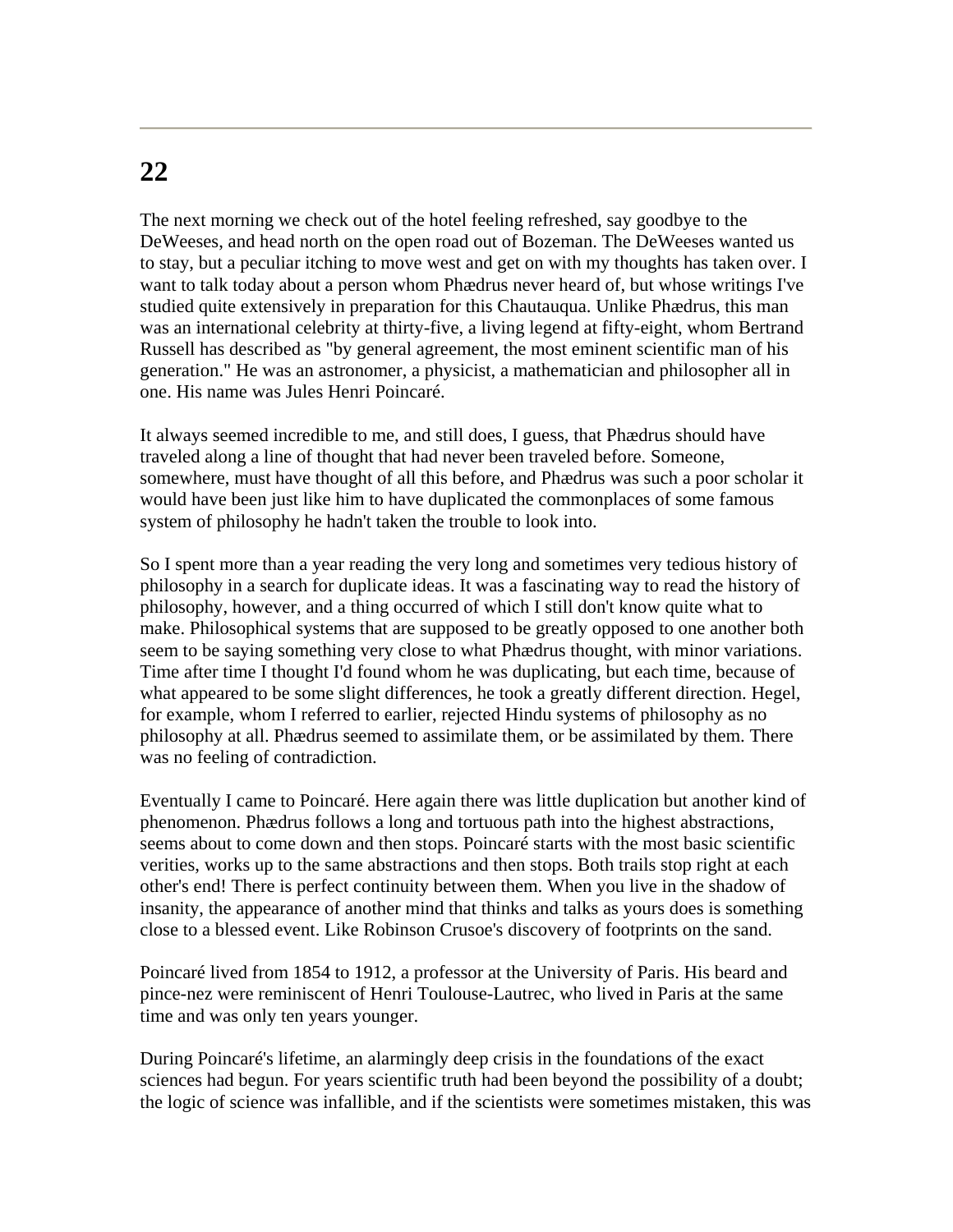## 22

The next morning we check out of the hotel feeling refreshed, say goodbye to the DeWeeses, and head north on the open road out of Bozeman. The DeWeeses wanted us to stay, but a peculiar itching to move west and get on with my thoughts has taken over. I want to talk today about a person whom Phædrus never heard of, but whose writings I've studied quite extensively in preparation for this Chautauqua. Unlike Phædrus, this man was an international celebrity at thirty-five, a living legend at fifty-eight, whom Bertrand Russell has described as "by general agreement, the most eminent scientific man of his generation." He was an astronomer, a physicist, a mathematician and philosopher all in one. His name was Jules Henri Poincaré.

It always seemed incredible to me, and still does, I guess, that Phædrus should have traveled along a line of thought that had never been traveled before. Someone, somewhere, must have thought of all this before, and Phædrus was such a poor scholar it would have been just like him to have duplicated the commonplaces of some famous system of philosophy he hadn't taken the trouble to look into.

So I spent more than a year reading the very long and sometimes very tedious history of philosophy in a search for duplicate ideas. It was a fascinating way to read the history of philosophy, however, and a thing occurred of which I still don't know quite what to make. Philosophical systems that are supposed to be greatly opposed to one another both seem to be saying something very close to what Phædrus thought, with minor variations. Time after time I thought I'd found whom he was duplicating, but each time, because of what appeared to be some slight differences, he took a greatly different direction. Hegel, for example, whom I referred to earlier, rejected Hindu systems of philosophy as no philosophy at all. Phædrus seemed to assimilate them, or be assimilated by them. There was no feeling of contradiction.

Eventually I came to Poincaré. Here again there was little duplication but another kind of phenomenon. Phædrus follows a long and tortuous path into the highest abstractions, seems about to come down and then stops. Poincaré starts with the most basic scientific verities, works up to the same abstractions and then stops. Both trails stop right at each other's end! There is perfect continuity between them. When you live in the shadow of insanity, the appearance of another mind that thinks and talks as yours does is something close to a blessed event. Like Robinson Crusoe's discovery of footprints on the sand.

Poincaré lived from 1854 to 1912, a professor at the University of Paris. His beard and pince-nez were reminiscent of Henri Toulouse-Lautrec, who lived in Paris at the same time and was only ten years younger.

During Poincaré's lifetime, an alarmingly deep crisis in the foundations of the exact sciences had begun. For years scientific truth had been beyond the possibility of a doubt; the logic of science was infallible, and if the scientists were sometimes mistaken, this was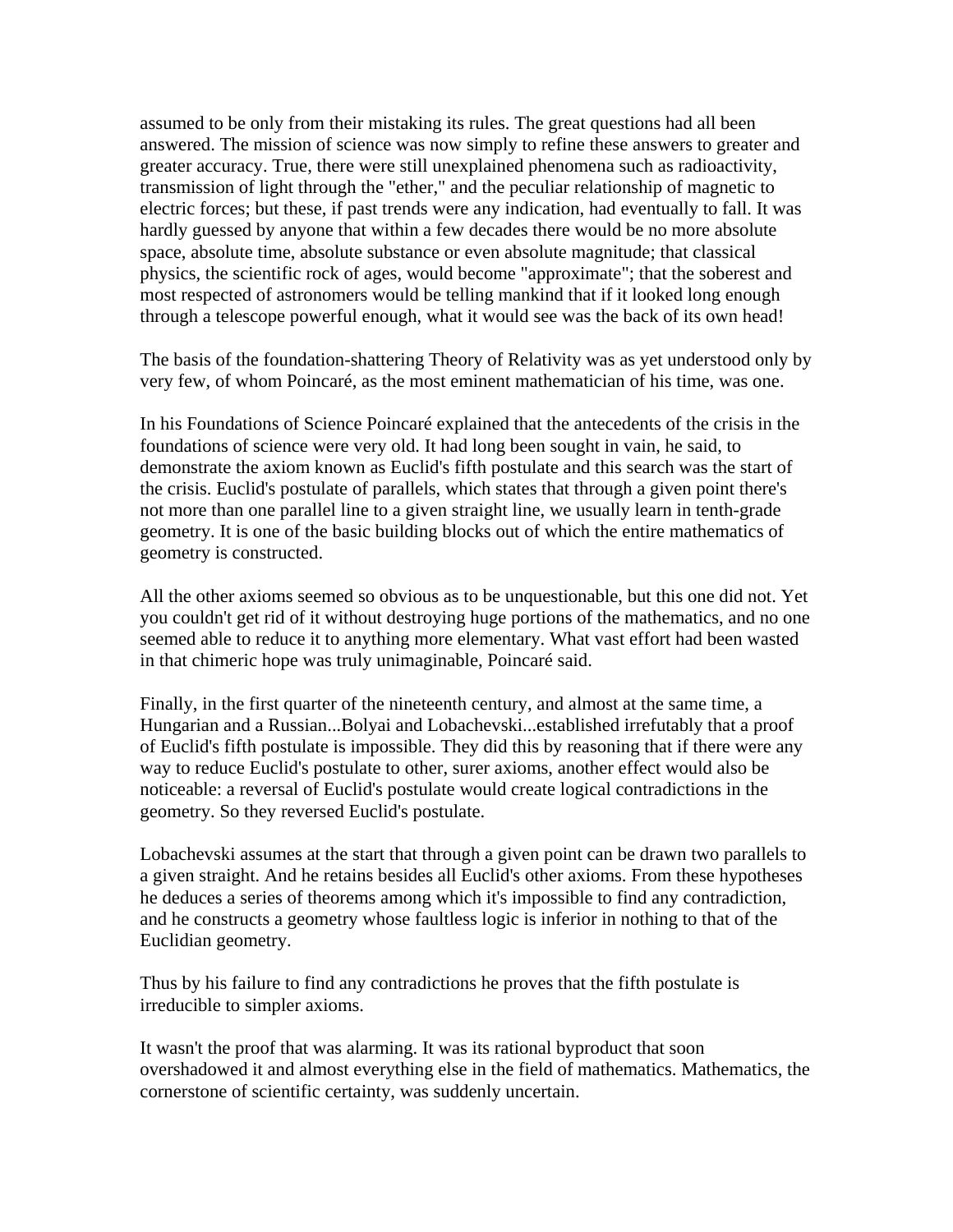assumed to be only from their mistaking its rules. The great questions had all been answered. The mission of science was now simply to refine these answers to greater and greater accuracy. True, there were still unexplained phenomena such as radioactivity, transmission of light through the "ether," and the peculiar relationship of magnetic to electric forces; but these, if past trends were any indication, had eventually to fall. It was hardly guessed by anyone that within a few decades there would be no more absolute space, absolute time, absolute substance or even absolute magnitude; that classical physics, the scientific rock of ages, would become "approximate"; that the soberest and most respected of astronomers would be telling mankind that if it looked long enough through a telescope powerful enough, what it would see was the back of its own head!

The basis of the foundation-shattering Theory of Relativity was as yet understood only by very few, of whom Poincaré, as the most eminent mathematician of his time, was one.

In his Foundations of Science Poincaré explained that the antecedents of the crisis in the foundations of science were very old. It had long been sought in vain, he said, to demonstrate the axiom known as Euclid's fifth postulate and this search was the start of the crisis. Euclid's postulate of parallels, which states that through a given point there's not more than one parallel line to a given straight line, we usually learn in tenth-grade geometry. It is one of the basic building blocks out of which the entire mathematics of geometry is constructed.

All the other axioms seemed so obvious as to be unquestionable, but this one did not. Yet you couldn't get rid of it without destroying huge portions of the mathematics, and no one seemed able to reduce it to anything more elementary. What vast effort had been wasted in that chimeric hope was truly unimaginable, Poincaré said.

Finally, in the first quarter of the nineteenth century, and almost at the same time, a Hungarian and a Russian...Bolyai and Lobachevski...established irrefutably that a proof of Euclid's fifth postulate is impossible. They did this by reasoning that if there were any way to reduce Euclid's postulate to other, surer axioms, another effect would also be noticeable: a reversal of Euclid's postulate would create logical contradictions in the geometry. So they reversed Euclid's postulate.

Lobachevski assumes at the start that through a given point can be drawn two parallels to a given straight. And he retains besides all Euclid's other axioms. From these hypotheses he deduces a series of theorems among which it's impossible to find any contradiction, and he constructs a geometry whose faultless logic is inferior in nothing to that of the Euclidian geometry.

Thus by his failure to find any contradictions he proves that the fifth postulate is irreducible to simpler axioms.

It wasn't the proof that was alarming. It was its rational byproduct that soon overshadowed it and almost everything else in the field of mathematics. Mathematics, the cornerstone of scientific certainty, was suddenly uncertain.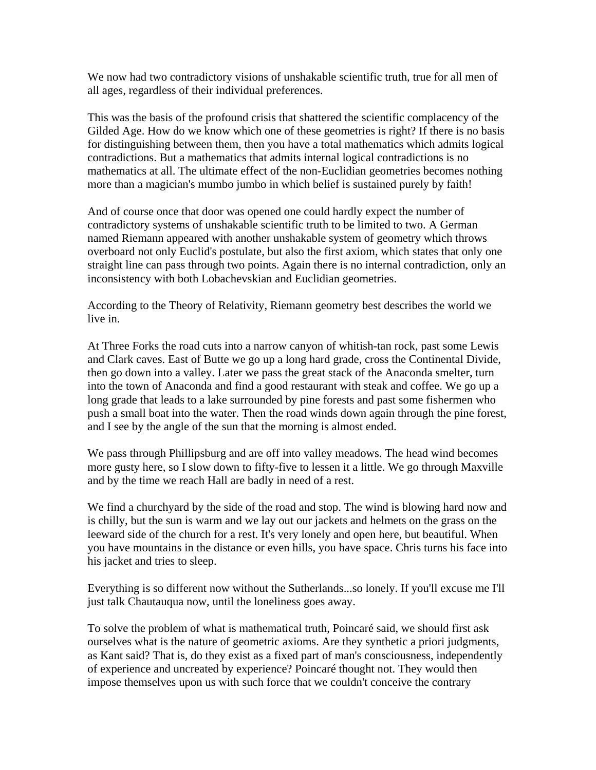We now had two contradictory visions of unshakable scientific truth, true for all men of all ages, regardless of their individual preferences.

This was the basis of the profound crisis that shattered the scientific complacency of the Gilded Age. How do we know which one of these geometries is right? If there is no basis for distinguishing between them, then you have a total mathematics which admits logical contradictions. But a mathematics that admits internal logical contradictions is no mathematics at all. The ultimate effect of the non-Euclidian geometries becomes nothing more than a magician's mumbo jumbo in which belief is sustained purely by faith!

And of course once that door was opened one could hardly expect the number of contradictory systems of unshakable scientific truth to be limited to two. A German named Riemann appeared with another unshakable system of geometry which throws overboard not only Euclid's postulate, but also the first axiom, which states that only one straight line can pass through two points. Again there is no internal contradiction, only an inconsistency with both Lobachevskian and Euclidian geometries.

According to the Theory of Relativity, Riemann geometry best describes the world we live in.

At Three Forks the road cuts into a narrow canyon of whitish-tan rock, past some Lewis and Clark caves. East of Butte we go up a long hard grade, cross the Continental Divide, then go down into a valley. Later we pass the great stack of the Anaconda smelter, turn into the town of Anaconda and find a good restaurant with steak and coffee. We go up a long grade that leads to a lake surrounded by pine forests and past some fishermen who push a small boat into the water. Then the road winds down again through the pine forest, and I see by the angle of the sun that the morning is almost ended.

We pass through Phillipsburg and are off into valley meadows. The head wind becomes more gusty here, so I slow down to fifty-five to lessen it a little. We go through Maxville and by the time we reach Hall are badly in need of a rest.

We find a churchyard by the side of the road and stop. The wind is blowing hard now and is chilly, but the sun is warm and we lay out our jackets and helmets on the grass on the leeward side of the church for a rest. It's very lonely and open here, but beautiful. When you have mountains in the distance or even hills, you have space. Chris turns his face into his jacket and tries to sleep.

Everything is so different now without the Sutherlands...so lonely. If you'll excuse me I'll just talk Chautauqua now, until the loneliness goes away.

To solve the problem of what is mathematical truth, Poincaré said, we should first ask ourselves what is the nature of geometric axioms. Are they synthetic a priori judgments, as Kant said? That is, do they exist as a fixed part of man's consciousness, independently of experience and uncreated by experience? Poincaré thought not. They would then impose themselves upon us with such force that we couldn't conceive the contrary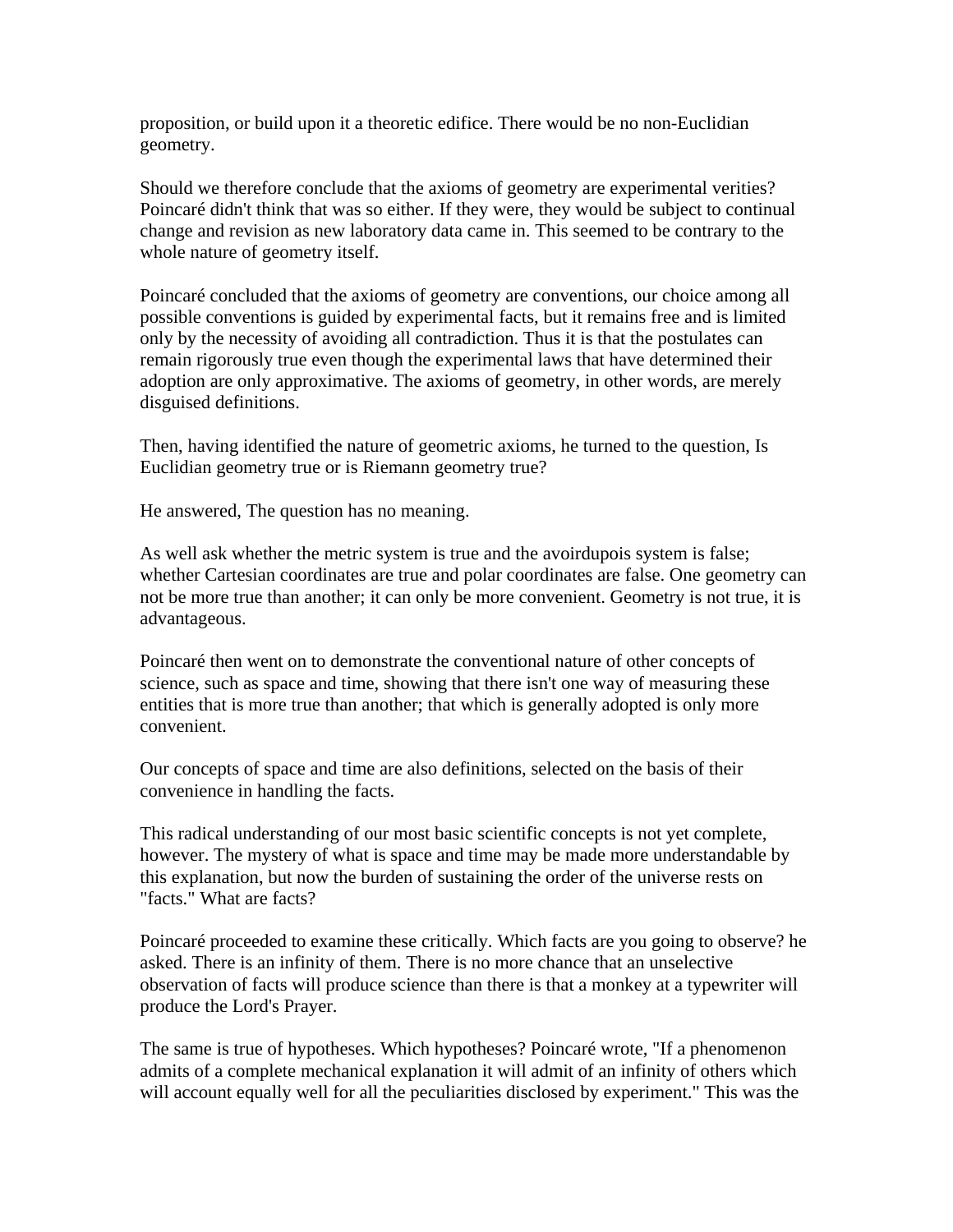proposition, or build upon it a theoretic edifice. There would be no non-Euclidian geometry.

Should we therefore conclude that the axioms of geometry are experimental verities? Poincaré didn't think that was so either. If they were, they would be subject to continual change and revision as new laboratory data came in. This seemed to be contrary to the whole nature of geometry itself.

Poincaré concluded that the axioms of geometry are conventions, our choice among all possible conventions is guided by experimental facts, but it remains free and is limited only by the necessity of avoiding all contradiction. Thus it is that the postulates can remain rigorously true even though the experimental laws that have determined their adoption are only approximative. The axioms of geometry, in other words, are merely disguised definitions.

Then, having identified the nature of geometric axioms, he turned to the question, Is Euclidian geometry true or is Riemann geometry true?

He answered, The question has no meaning.

As well ask whether the metric system is true and the avoirdupois system is false; whether Cartesian coordinates are true and polar coordinates are false. One geometry can not be more true than another; it can only be more convenient. Geometry is not true, it is advantageous.

Poincaré then went on to demonstrate the conventional nature of other concepts of science, such as space and time, showing that there isn't one way of measuring these entities that is more true than another; that which is generally adopted is only more convenient.

Our concepts of space and time are also definitions, selected on the basis of their convenience in handling the facts.

This radical understanding of our most basic scientific concepts is not yet complete, however. The mystery of what is space and time may be made more understandable by this explanation, but now the burden of sustaining the order of the universe rests on "facts." What are facts?

Poincaré proceeded to examine these critically. Which facts are you going to observe? he asked. There is an infinity of them. There is no more chance that an unselective observation of facts will produce science than there is that a monkey at a typewriter will produce the Lord's Prayer.

The same is true of hypotheses. Which hypotheses? Poincaré wrote, "If a phenomenon admits of a complete mechanical explanation it will admit of an infinity of others which will account equally well for all the peculiarities disclosed by experiment." This was the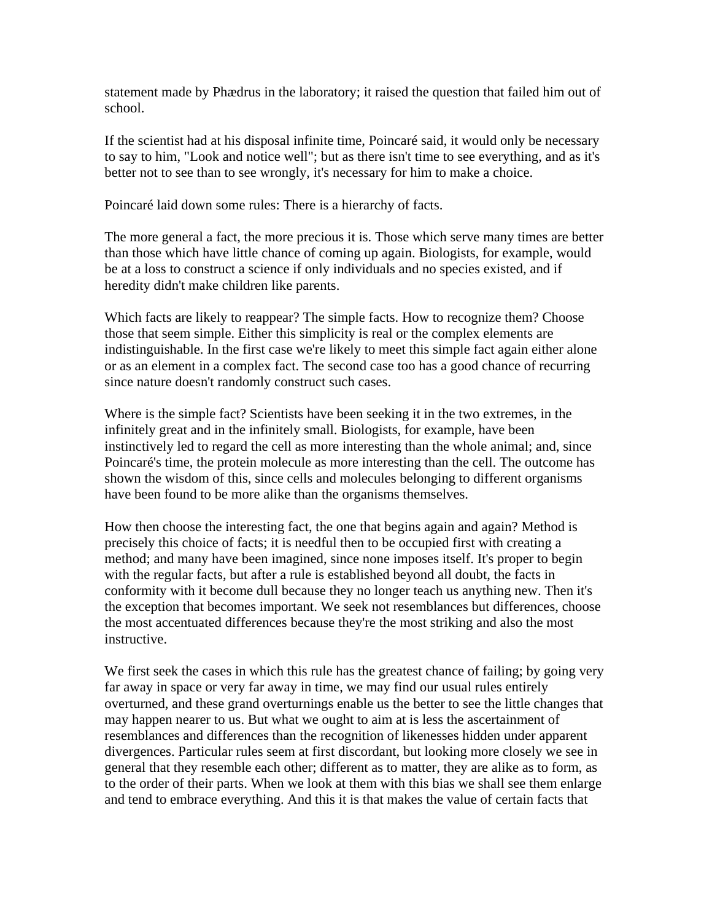statement made by Phædrus in the laboratory; it raised the question that failed him out of school.

If the scientist had at his disposal infinite time, Poincaré said, it would only be necessary to say to him, "Look and notice well"; but as there isn't time to see everything, and as it's better not to see than to see wrongly, it's necessary for him to make a choice.

Poincaré laid down some rules: There is a hierarchy of facts.

The more general a fact, the more precious it is. Those which serve many times are better than those which have little chance of coming up again. Biologists, for example, would be at a loss to construct a science if only individuals and no species existed, and if heredity didn't make children like parents.

Which facts are likely to reappear? The simple facts. How to recognize them? Choose those that seem simple. Either this simplicity is real or the complex elements are indistinguishable. In the first case we're likely to meet this simple fact again either alone or as an element in a complex fact. The second case too has a good chance of recurring since nature doesn't randomly construct such cases.

Where is the simple fact? Scientists have been seeking it in the two extremes, in the infinitely great and in the infinitely small. Biologists, for example, have been instinctively led to regard the cell as more interesting than the whole animal; and, since Poincaré's time, the protein molecule as more interesting than the cell. The outcome has shown the wisdom of this, since cells and molecules belonging to different organisms have been found to be more alike than the organisms themselves.

How then choose the interesting fact, the one that begins again and again? Method is precisely this choice of facts; it is needful then to be occupied first with creating a method; and many have been imagined, since none imposes itself. It's proper to begin with the regular facts, but after a rule is established beyond all doubt, the facts in conformity with it become dull because they no longer teach us anything new. Then it's the exception that becomes important. We seek not resemblances but differences, choose the most accentuated differences because they're the most striking and also the most instructive.

We first seek the cases in which this rule has the greatest chance of failing; by going very far away in space or very far away in time, we may find our usual rules entirely overturned, and these grand overturnings enable us the better to see the little changes that may happen nearer to us. But what we ought to aim at is less the ascertainment of resemblances and differences than the recognition of likenesses hidden under apparent divergences. Particular rules seem at first discordant, but looking more closely we see in general that they resemble each other; different as to matter, they are alike as to form, as to the order of their parts. When we look at them with this bias we shall see them enlarge and tend to embrace everything. And this it is that makes the value of certain facts that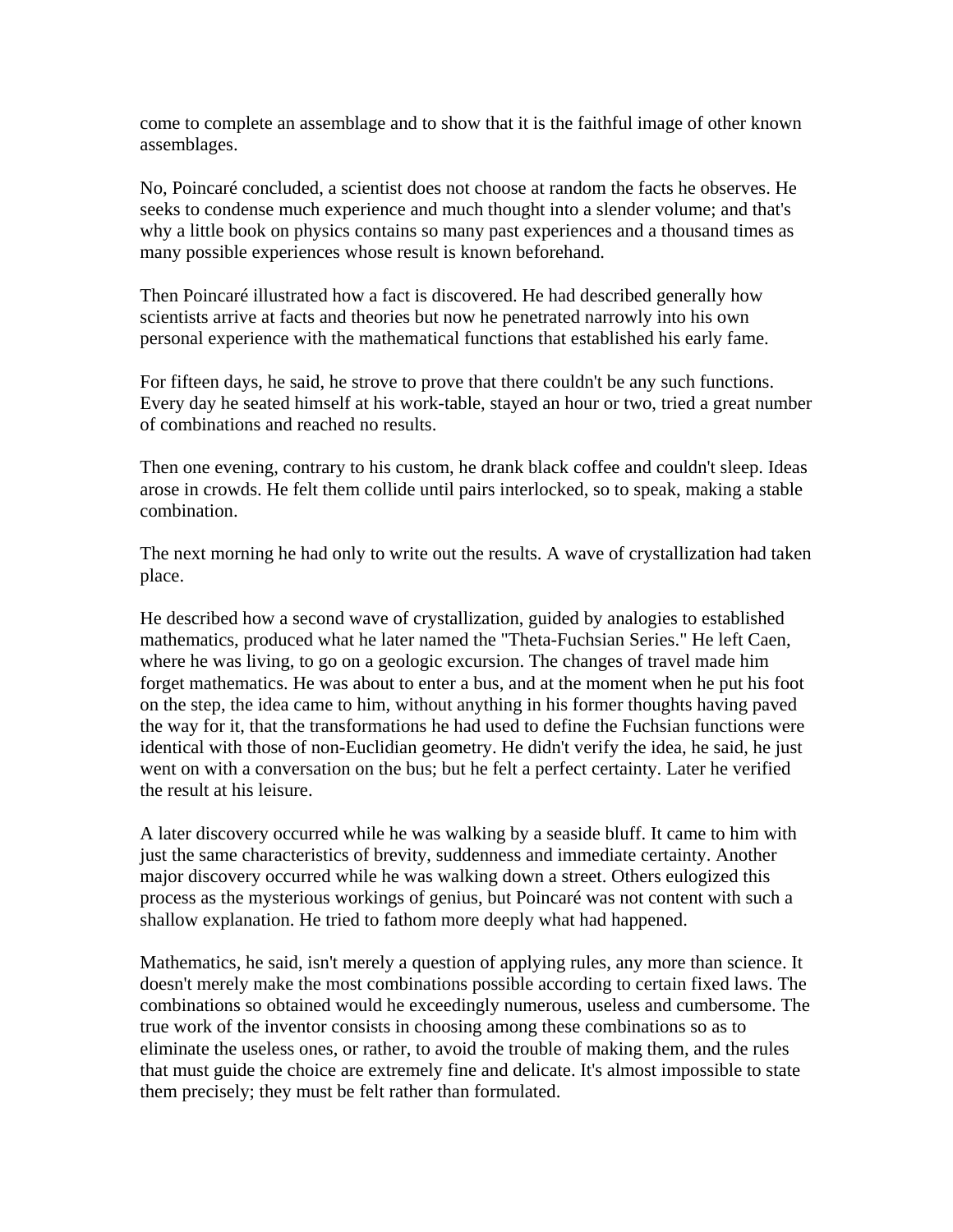come to complete an assemblage and to show that it is the faithful image of other known assemblages.

No, Poincaré concluded, a scientist does not choose at random the facts he observes. He seeks to condense much experience and much thought into a slender volume; and that's why a little book on physics contains so many past experiences and a thousand times as many possible experiences whose result is known beforehand.

Then Poincaré illustrated how a fact is discovered. He had described generally how scientists arrive at facts and theories but now he penetrated narrowly into his own personal experience with the mathematical functions that established his early fame.

For fifteen days, he said, he strove to prove that there couldn't be any such functions. Every day he seated himself at his work-table, stayed an hour or two, tried a great number of combinations and reached no results.

Then one evening, contrary to his custom, he drank black coffee and couldn't sleep. Ideas arose in crowds. He felt them collide until pairs interlocked, so to speak, making a stable combination.

The next morning he had only to write out the results. A wave of crystallization had taken place.

He described how a second wave of crystallization, guided by analogies to established mathematics, produced what he later named the "Theta-Fuchsian Series." He left Caen, where he was living, to go on a geologic excursion. The changes of travel made him forget mathematics. He was about to enter a bus, and at the moment when he put his foot on the step, the idea came to him, without anything in his former thoughts having paved the way for it, that the transformations he had used to define the Fuchsian functions were identical with those of non-Euclidian geometry. He didn't verify the idea, he said, he just went on with a conversation on the bus; but he felt a perfect certainty. Later he verified the result at his leisure.

A later discovery occurred while he was walking by a seaside bluff. It came to him with just the same characteristics of brevity, suddenness and immediate certainty. Another major discovery occurred while he was walking down a street. Others eulogized this process as the mysterious workings of genius, but Poincaré was not content with such a shallow explanation. He tried to fathom more deeply what had happened.

Mathematics, he said, isn't merely a question of applying rules, any more than science. It doesn't merely make the most combinations possible according to certain fixed laws. The combinations so obtained would he exceedingly numerous, useless and cumbersome. The true work of the inventor consists in choosing among these combinations so as to eliminate the useless ones, or rather, to avoid the trouble of making them, and the rules that must guide the choice are extremely fine and delicate. It's almost impossible to state them precisely; they must be felt rather than formulated.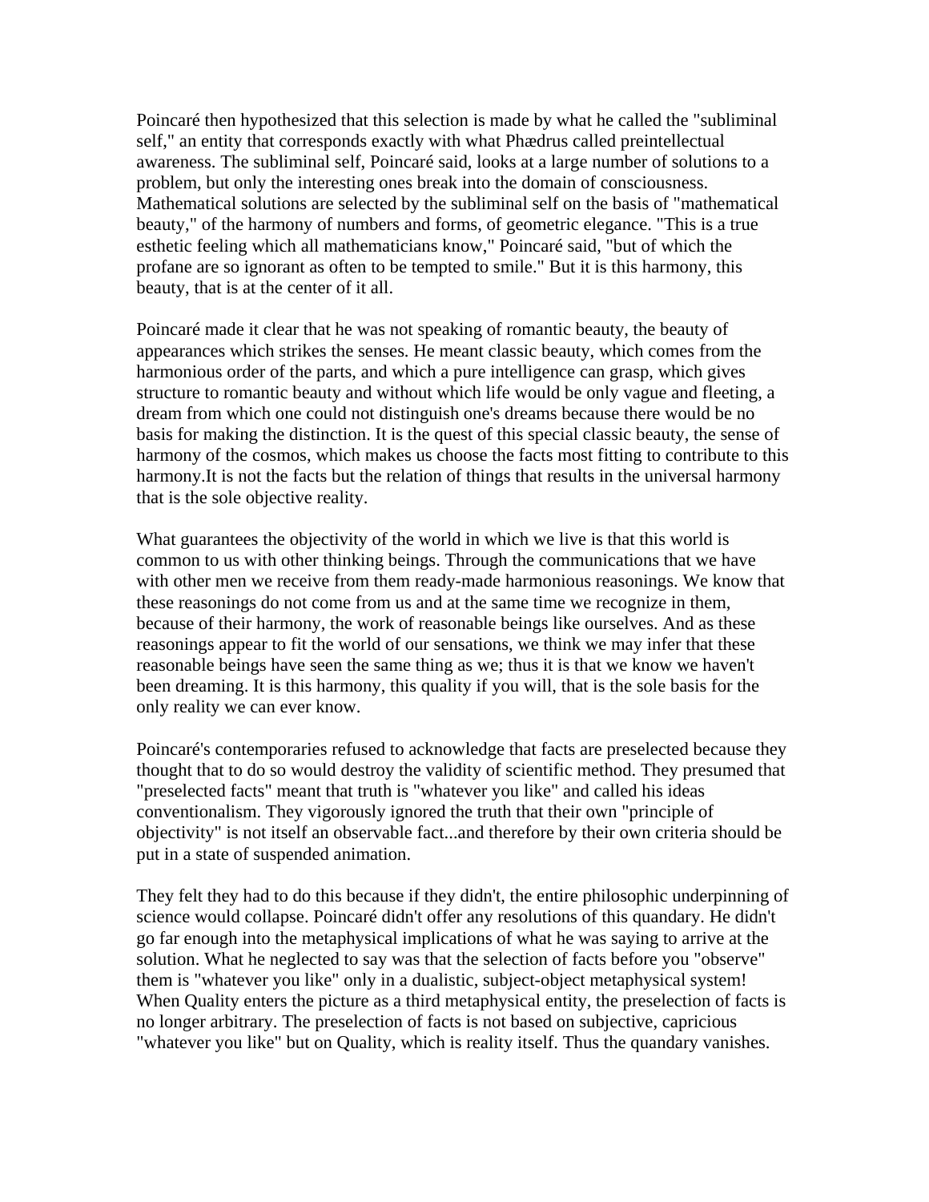Poincaré then hypothesized that this selection is made by what he called the "subliminal self," an entity that corresponds exactly with what Phædrus called preintellectual awareness. The subliminal self, Poincaré said, looks at a large number of solutions to a problem, but only the interesting ones break into the domain of consciousness. Mathematical solutions are selected by the subliminal self on the basis of "mathematical beauty," of the harmony of numbers and forms, of geometric elegance. "This is a true esthetic feeling which all mathematicians know," Poincaré said, "but of which the profane are so ignorant as often to be tempted to smile." But it is this harmony, this beauty, that is at the center of it all.

Poincaré made it clear that he was not speaking of romantic beauty, the beauty of appearances which strikes the senses. He meant classic beauty, which comes from the harmonious order of the parts, and which a pure intelligence can grasp, which gives structure to romantic beauty and without which life would be only vague and fleeting, a dream from which one could not distinguish one's dreams because there would be no basis for making the distinction. It is the quest of this special classic beauty, the sense of harmony of the cosmos, which makes us choose the facts most fitting to contribute to this harmony.It is not the facts but the relation of things that results in the universal harmony that is the sole objective reality.

What guarantees the objectivity of the world in which we live is that this world is common to us with other thinking beings. Through the communications that we have with other men we receive from them ready-made harmonious reasonings. We know that these reasonings do not come from us and at the same time we recognize in them, because of their harmony, the work of reasonable beings like ourselves. And as these reasonings appear to fit the world of our sensations, we think we may infer that these reasonable beings have seen the same thing as we; thus it is that we know we haven't been dreaming. It is this harmony, this quality if you will, that is the sole basis for the only reality we can ever know.

Poincaré's contemporaries refused to acknowledge that facts are preselected because they thought that to do so would destroy the validity of scientific method. They presumed that "preselected facts" meant that truth is "whatever you like" and called his ideas conventionalism. They vigorously ignored the truth that their own "principle of objectivity" is not itself an observable fact...and therefore by their own criteria should be put in a state of suspended animation.

They felt they had to do this because if they didn't, the entire philosophic underpinning of science would collapse. Poincaré didn't offer any resolutions of this quandary. He didn't go far enough into the metaphysical implications of what he was saying to arrive at the solution. What he neglected to say was that the selection of facts before you "observe" them is "whatever you like" only in a dualistic, subject-object metaphysical system! When Quality enters the picture as a third metaphysical entity, the preselection of facts is no longer arbitrary. The preselection of facts is not based on subjective, capricious "whatever you like" but on Quality, which is reality itself. Thus the quandary vanishes.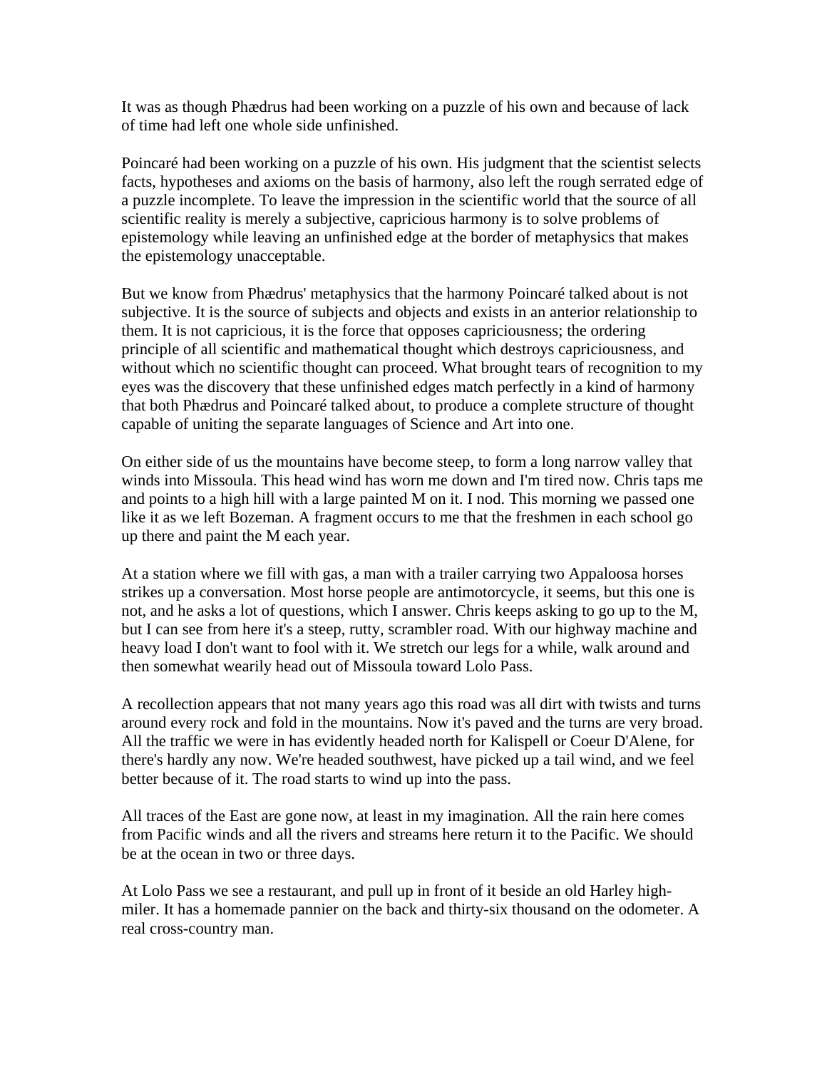It was as though Phædrus had been working on a puzzle of his own and because of lack of time had left one whole side unfinished.

Poincaré had been working on a puzzle of his own. His judgment that the scientist selects facts, hypotheses and axioms on the basis of harmony, also left the rough serrated edge of a puzzle incomplete. To leave the impression in the scientific world that the source of all scientific reality is merely a subjective, capricious harmony is to solve problems of epistemology while leaving an unfinished edge at the border of metaphysics that makes the epistemology unacceptable.

But we know from Phædrus' metaphysics that the harmony Poincaré talked about is not subjective. It is the source of subjects and objects and exists in an anterior relationship to them. It is not capricious, it is the force that opposes capriciousness; the ordering principle of all scientific and mathematical thought which destroys capriciousness, and without which no scientific thought can proceed. What brought tears of recognition to my eyes was the discovery that these unfinished edges match perfectly in a kind of harmony that both Phædrus and Poincaré talked about, to produce a complete structure of thought capable of uniting the separate languages of Science and Art into one.

On either side of us the mountains have become steep, to form a long narrow valley that winds into Missoula. This head wind has worn me down and I'm tired now. Chris taps me and points to a high hill with a large painted M on it. I nod. This morning we passed one like it as we left Bozeman. A fragment occurs to me that the freshmen in each school go up there and paint the M each year.

At a station where we fill with gas, a man with a trailer carrying two Appaloosa horses strikes up a conversation. Most horse people are antimotorcycle, it seems, but this one is not, and he asks a lot of questions, which I answer. Chris keeps asking to go up to the M, but I can see from here it's a steep, rutty, scrambler road. With our highway machine and heavy load I don't want to fool with it. We stretch our legs for a while, walk around and then somewhat wearily head out of Missoula toward Lolo Pass.

A recollection appears that not many years ago this road was all dirt with twists and turns around every rock and fold in the mountains. Now it's paved and the turns are very broad. All the traffic we were in has evidently headed north for Kalispell or Coeur D'Alene, for there's hardly any now. We're headed southwest, have picked up a tail wind, and we feel better because of it. The road starts to wind up into the pass.

All traces of the East are gone now, at least in my imagination. All the rain here comes from Pacific winds and all the rivers and streams here return it to the Pacific. We should be at the ocean in two or three days.

At Lolo Pass we see a restaurant, and pull up in front of it beside an old Harley high-miler. It has a homemade pannier on the back and thirty-six thousand on the odometer. A real cross-country man.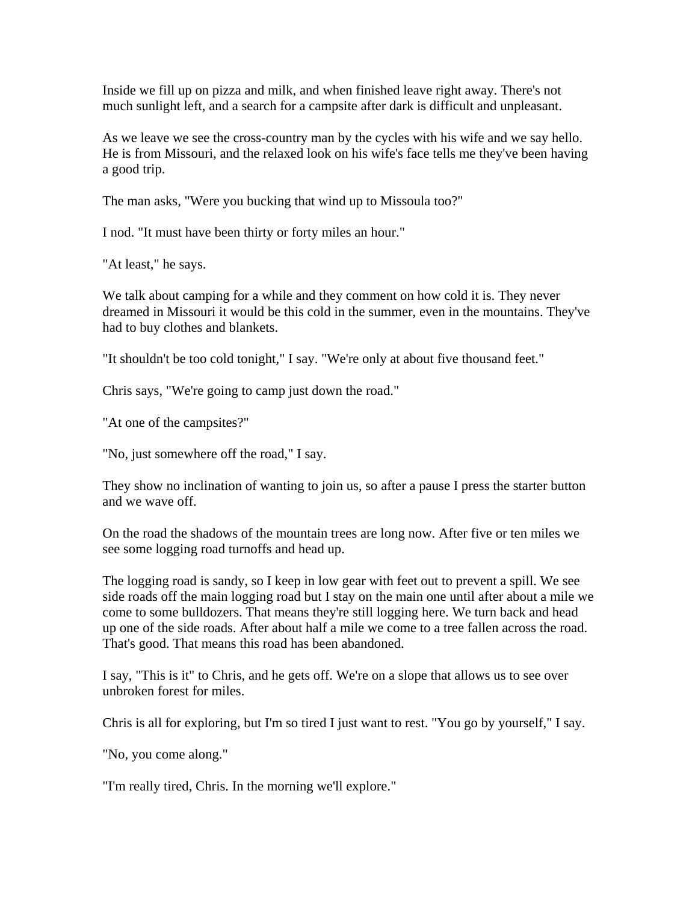Inside we fill up on pizza and milk, and when finished leave right away. There's not much sunlight left, and a search for a campsite after dark is difficult and unpleasant.

As we leave we see the cross-country man by the cycles with his wife and we say hello. He is from Missouri, and the relaxed look on his wife's face tells me they've been having a good trip.

The man asks, "Were you bucking that wind up to Missoula too?"

I nod. "It must have been thirty or forty miles an hour."

"At least," he says.

We talk about camping for a while and they comment on how cold it is. They never dreamed in Missouri it would be this cold in the summer, even in the mountains. They've had to buy clothes and blankets.

"It shouldn't be too cold tonight," I say. "We're only at about five thousand feet."

Chris says, "We're going to camp just down the road."

"At one of the campsites?"

"No, just somewhere off the road," I say.

They show no inclination of wanting to join us, so after a pause I press the starter button and we wave off.

On the road the shadows of the mountain trees are long now. After five or ten miles we see some logging road turnoffs and head up.

The logging road is sandy, so I keep in low gear with feet out to prevent a spill. We see side roads off the main logging road but I stay on the main one until after about a mile we come to some bulldozers. That means they're still logging here. We turn back and head up one of the side roads. After about half a mile we come to a tree fallen across the road. That's good. That means this road has been abandoned.

I say, "This is it" to Chris, and he gets off. We're on a slope that allows us to see over unbroken forest for miles.

Chris is all for exploring, but I'm so tired I just want to rest. "You go by yourself," I say.

"No, you come along."

"I'm really tired, Chris. In the morning we'll explore."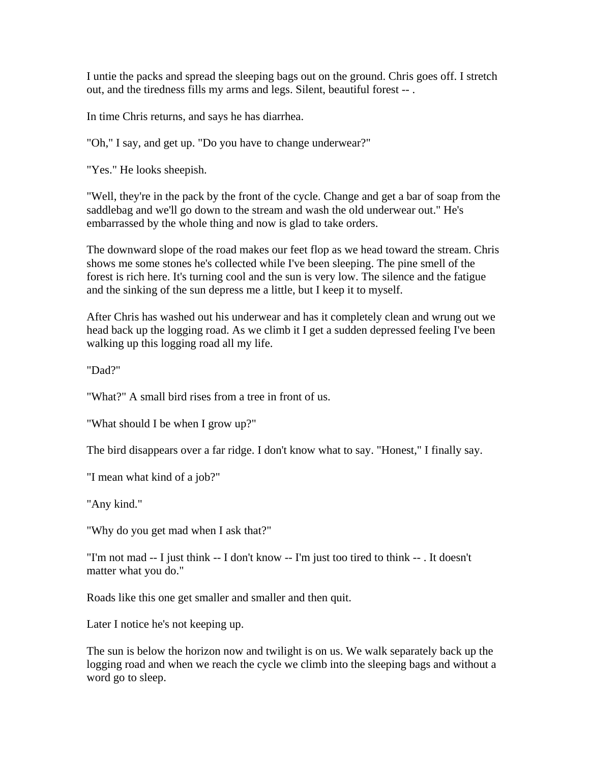I untie the packs and spread the sleeping bags out on the ground. Chris goes off. I stretch out, and the tiredness fills my arms and legs. Silent, beautiful forest -- .

In time Chris returns, and says he has diarrhea.

"Oh," I say, and get up. "Do you have to change underwear?"

"Yes." He looks sheepish.

"Well, they're in the pack by the front of the cycle. Change and get a bar of soap from the saddlebag and we'll go down to the stream and wash the old underwear out." He's embarrassed by the whole thing and now is glad to take orders.

The downward slope of the road makes our feet flop as we head toward the stream. Chris shows me some stones he's collected while I've been sleeping. The pine smell of the forest is rich here. It's turning cool and the sun is very low. The silence and the fatigue and the sinking of the sun depress me a little, but I keep it to myself.

After Chris has washed out his underwear and has it completely clean and wrung out we head back up the logging road. As we climb it I get a sudden depressed feeling I've been walking up this logging road all my life.

"Dad?"

"What?" A small bird rises from a tree in front of us.

"What should I be when I grow up?"

The bird disappears over a far ridge. I don't know what to say. "Honest," I finally say.

"I mean what kind of a job?"

"Any kind."

"Why do you get mad when I ask that?"

"I'm not mad -- I just think -- I don't know -- I'm just too tired to think -- . It doesn't matter what you do."

Roads like this one get smaller and smaller and then quit.

Later I notice he's not keeping up.

The sun is below the horizon now and twilight is on us. We walk separately back up the logging road and when we reach the cycle we climb into the sleeping bags and without a word go to sleep.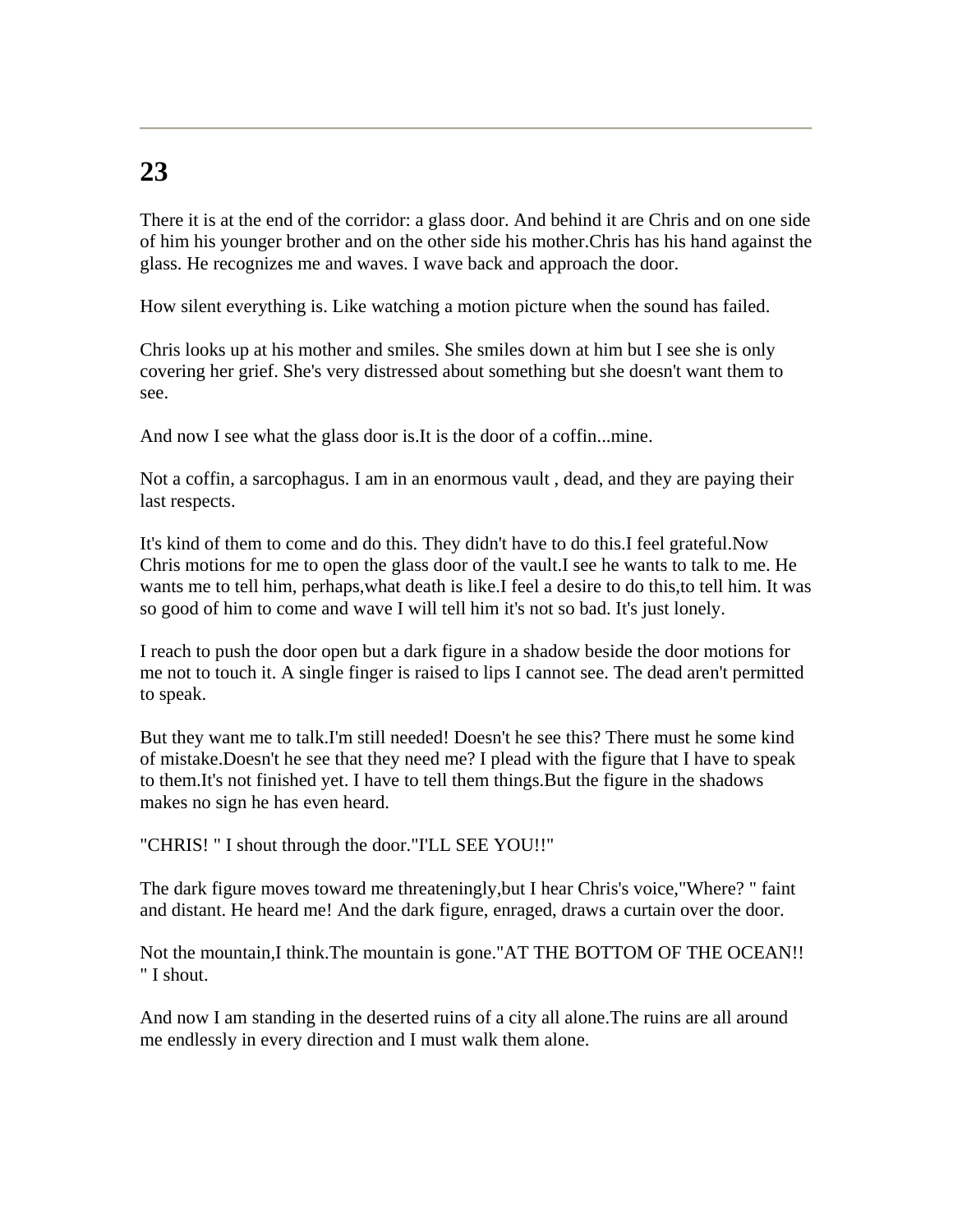---

## 23

There it is at the end of the corridor: a glass door. And behind it are Chris and on one side of him his younger brother and on the other side his mother.Chris has his hand against the glass. He recognizes me and waves. I wave back and approach the door.

How silent everything is. Like watching a motion picture when the sound has failed.

Chris looks up at his mother and smiles. She smiles down at him but I see she is only covering her grief. She's very distressed about something but she doesn't want them to see.

And now I see what the glass door is.It is the door of a coffin...mine.

Not a coffin, a sarcophagus. I am in an enormous vault , dead, and they are paying their last respects.

It's kind of them to come and do this. They didn't have to do this.I feel grateful.Now Chris motions for me to open the glass door of the vault.I see he wants to talk to me. He wants me to tell him, perhaps,what death is like.I feel a desire to do this,to tell him. It was so good of him to come and wave I will tell him it's not so bad. It's just lonely.

I reach to push the door open but a dark figure in a shadow beside the door motions for me not to touch it. A single finger is raised to lips I cannot see. The dead aren't permitted to speak.

But they want me to talk.I'm still needed! Doesn't he see this? There must he some kind of mistake.Doesn't he see that they need me? I plead with the figure that I have to speak to them.It's not finished yet. I have to tell them things.But the figure in the shadows makes no sign he has even heard.

"CHRIS! " I shout through the door."I'LL SEE YOU!!"

The dark figure moves toward me threateningly,but I hear Chris's voice,"Where? " faint and distant. He heard me! And the dark figure, enraged, draws a curtain over the door.

Not the mountain,I think.The mountain is gone."AT THE BOTTOM OF THE OCEAN!! " I shout.

And now I am standing in the deserted ruins of a city all alone.The ruins are all around me endlessly in every direction and I must walk them alone.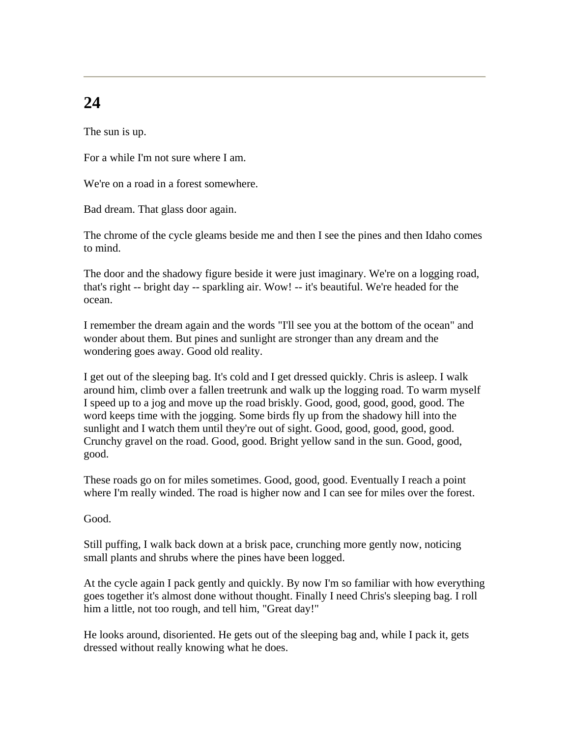## 24

The sun is up.

For a while I'm not sure where I am.

We're on a road in a forest somewhere.

Bad dream. That glass door again.

The chrome of the cycle gleams beside me and then I see the pines and then Idaho comes to mind.

The door and the shadowy figure beside it were just imaginary. We're on a logging road, that's right -- bright day -- sparkling air. Wow! -- it's beautiful. We're headed for the ocean.

I remember the dream again and the words "I'll see you at the bottom of the ocean" and wonder about them. But pines and sunlight are stronger than any dream and the wondering goes away. Good old reality.

I get out of the sleeping bag. It's cold and I get dressed quickly. Chris is asleep. I walk around him, climb over a fallen treetrunk and walk up the logging road. To warm myself I speed up to a jog and move up the road briskly. Good, good, good, good, good. The word keeps time with the jogging. Some birds fly up from the shadowy hill into the sunlight and I watch them until they're out of sight. Good, good, good, good, good. Crunchy gravel on the road. Good, good. Bright yellow sand in the sun. Good, good, good.

These roads go on for miles sometimes. Good, good, good. Eventually I reach a point where I'm really winded. The road is higher now and I can see for miles over the forest.

Good.

Still puffing, I walk back down at a brisk pace, crunching more gently now, noticing small plants and shrubs where the pines have been logged.

At the cycle again I pack gently and quickly. By now I'm so familiar with how everything goes together it's almost done without thought. Finally I need Chris's sleeping bag. I roll him a little, not too rough, and tell him, "Great day!"

He looks around, disoriented. He gets out of the sleeping bag and, while I pack it, gets dressed without really knowing what he does.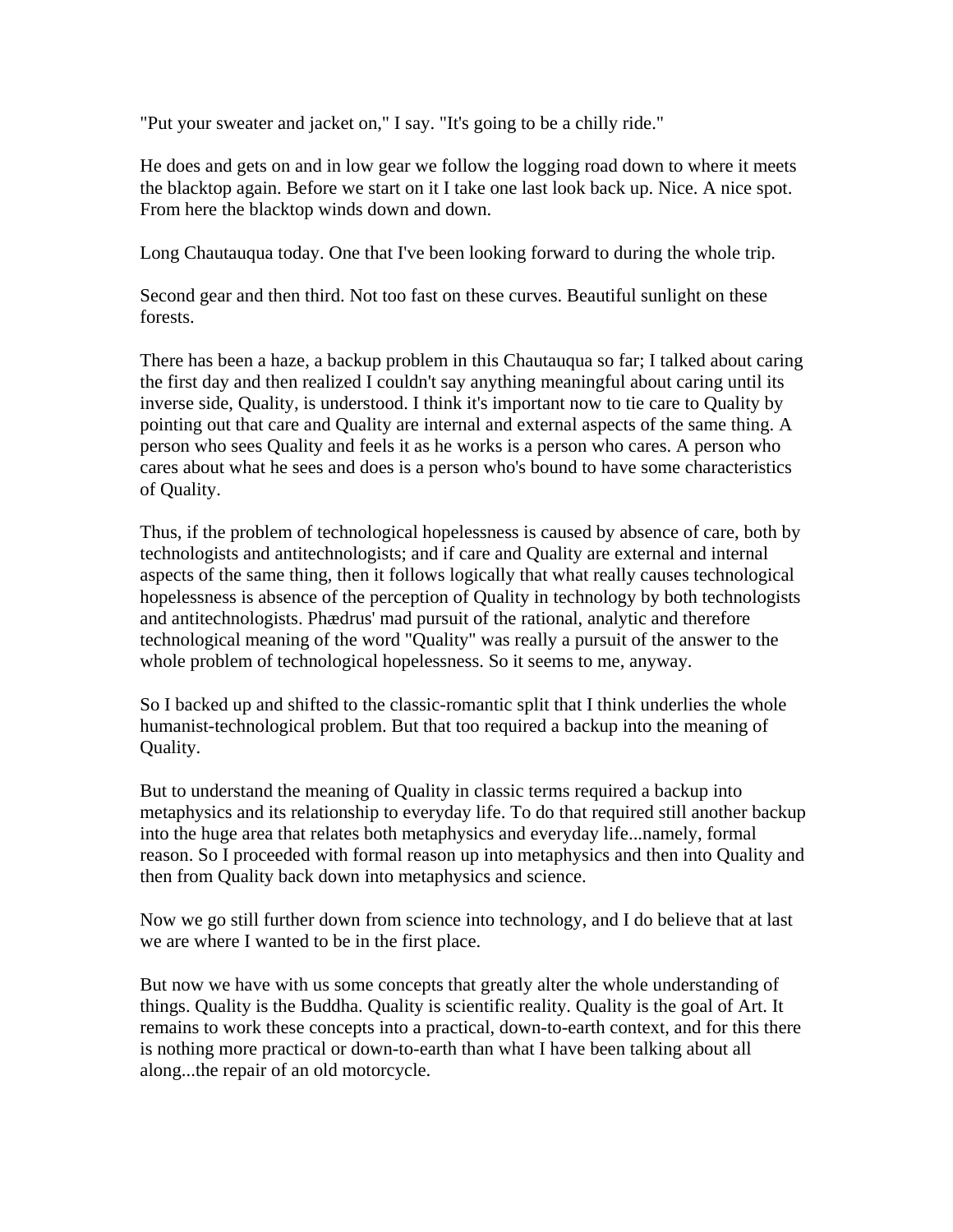"Put your sweater and jacket on," I say. "It's going to be a chilly ride."

He does and gets on and in low gear we follow the logging road down to where it meets the blacktop again. Before we start on it I take one last look back up. Nice. A nice spot. From here the blacktop winds down and down.

Long Chautauqua today. One that I've been looking forward to during the whole trip.

Second gear and then third. Not too fast on these curves. Beautiful sunlight on these forests.

There has been a haze, a backup problem in this Chautauqua so far; I talked about caring the first day and then realized I couldn't say anything meaningful about caring until its inverse side, Quality, is understood. I think it's important now to tie care to Quality by pointing out that care and Quality are internal and external aspects of the same thing. A person who sees Quality and feels it as he works is a person who cares. A person who cares about what he sees and does is a person who's bound to have some characteristics of Quality.

Thus, if the problem of technological hopelessness is caused by absence of care, both by technologists and antitechnologists; and if care and Quality are external and internal aspects of the same thing, then it follows logically that what really causes technological hopelessness is absence of the perception of Quality in technology by both technologists and antitechnologists. Phædrus' mad pursuit of the rational, analytic and therefore technological meaning of the word "Quality" was really a pursuit of the answer to the whole problem of technological hopelessness. So it seems to me, anyway.

So I backed up and shifted to the classic-romantic split that I think underlies the whole humanist-technological problem. But that too required a backup into the meaning of Quality.

But to understand the meaning of Quality in classic terms required a backup into metaphysics and its relationship to everyday life. To do that required still another backup into the huge area that relates both metaphysics and everyday life...namely, formal reason. So I proceeded with formal reason up into metaphysics and then into Quality and then from Quality back down into metaphysics and science.

Now we go still further down from science into technology, and I do believe that at last we are where I wanted to be in the first place.

But now we have with us some concepts that greatly alter the whole understanding of things. Quality is the Buddha. Quality is scientific reality. Quality is the goal of Art. It remains to work these concepts into a practical, down-to-earth context, and for this there is nothing more practical or down-to-earth than what I have been talking about all along...the repair of an old motorcycle.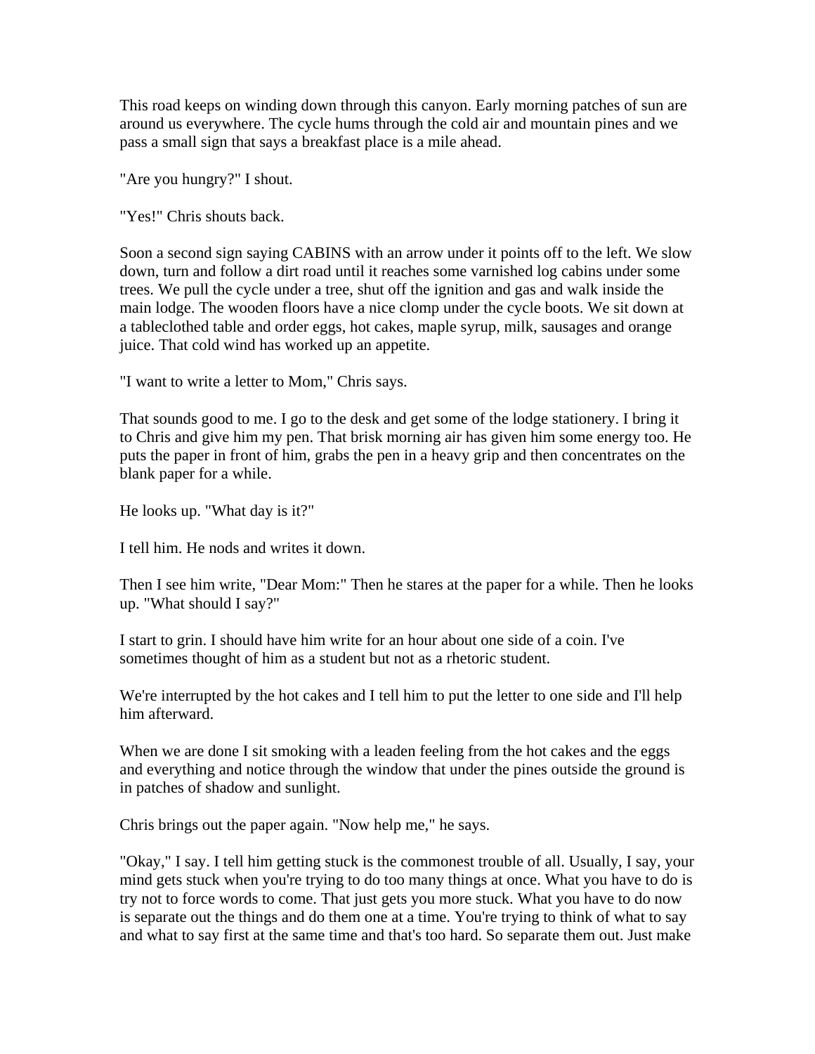This road keeps on winding down through this canyon. Early morning patches of sun are around us everywhere. The cycle hums through the cold air and mountain pines and we pass a small sign that says a breakfast place is a mile ahead.

"Are you hungry?" I shout.

"Yes!" Chris shouts back.

Soon a second sign saying CABINS with an arrow under it points off to the left. We slow down, turn and follow a dirt road until it reaches some varnished log cabins under some trees. We pull the cycle under a tree, shut off the ignition and gas and walk inside the main lodge. The wooden floors have a nice clomp under the cycle boots. We sit down at a tableclothed table and order eggs, hot cakes, maple syrup, milk, sausages and orange juice. That cold wind has worked up an appetite.

"I want to write a letter to Mom," Chris says.

That sounds good to me. I go to the desk and get some of the lodge stationery. I bring it to Chris and give him my pen. That brisk morning air has given him some energy too. He puts the paper in front of him, grabs the pen in a heavy grip and then concentrates on the blank paper for a while.

He looks up. "What day is it?"

I tell him. He nods and writes it down.

Then I see him write, "Dear Mom:" Then he stares at the paper for a while. Then he looks up. "What should I say?"

I start to grin. I should have him write for an hour about one side of a coin. I've sometimes thought of him as a student but not as a rhetoric student.

We're interrupted by the hot cakes and I tell him to put the letter to one side and I'll help him afterward.

When we are done I sit smoking with a leaden feeling from the hot cakes and the eggs and everything and notice through the window that under the pines outside the ground is in patches of shadow and sunlight.

Chris brings out the paper again. "Now help me," he says.

"Okay," I say. I tell him getting stuck is the commonest trouble of all. Usually, I say, your mind gets stuck when you're trying to do too many things at once. What you have to do is try not to force words to come. That just gets you more stuck. What you have to do now is separate out the things and do them one at a time. You're trying to think of what to say and what to say first at the same time and that's too hard. So separate them out. Just make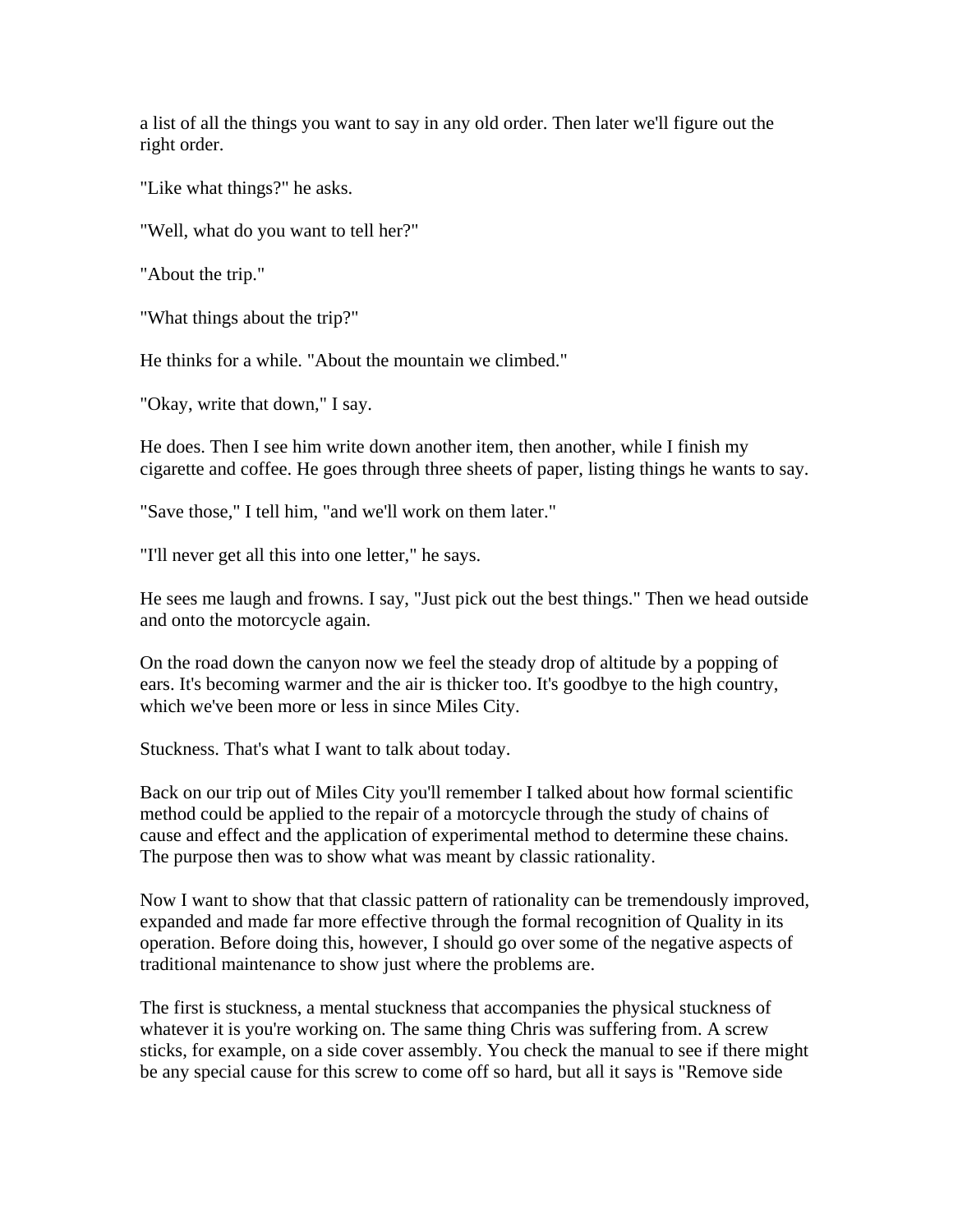a list of all the things you want to say in any old order. Then later we'll figure out the right order.

"Like what things?" he asks.

"Well, what do you want to tell her?"

"About the trip."

"What things about the trip?"

He thinks for a while. "About the mountain we climbed."

"Okay, write that down," I say.

He does. Then I see him write down another item, then another, while I finish my cigarette and coffee. He goes through three sheets of paper, listing things he wants to say.

"Save those," I tell him, "and we'll work on them later."

"I'll never get all this into one letter," he says.

He sees me laugh and frowns. I say, "Just pick out the best things." Then we head outside and onto the motorcycle again.

On the road down the canyon now we feel the steady drop of altitude by a popping of ears. It's becoming warmer and the air is thicker too. It's goodbye to the high country, which we've been more or less in since Miles City.

Stuckness. That's what I want to talk about today.

Back on our trip out of Miles City you'll remember I talked about how formal scientific method could be applied to the repair of a motorcycle through the study of chains of cause and effect and the application of experimental method to determine these chains. The purpose then was to show what was meant by classic rationality.

Now I want to show that that classic pattern of rationality can be tremendously improved, expanded and made far more effective through the formal recognition of Quality in its operation. Before doing this, however, I should go over some of the negative aspects of traditional maintenance to show just where the problems are.

The first is stuckness, a mental stuckness that accompanies the physical stuckness of whatever it is you're working on. The same thing Chris was suffering from. A screw sticks, for example, on a side cover assembly. You check the manual to see if there might be any special cause for this screw to come off so hard, but all it says is "Remove side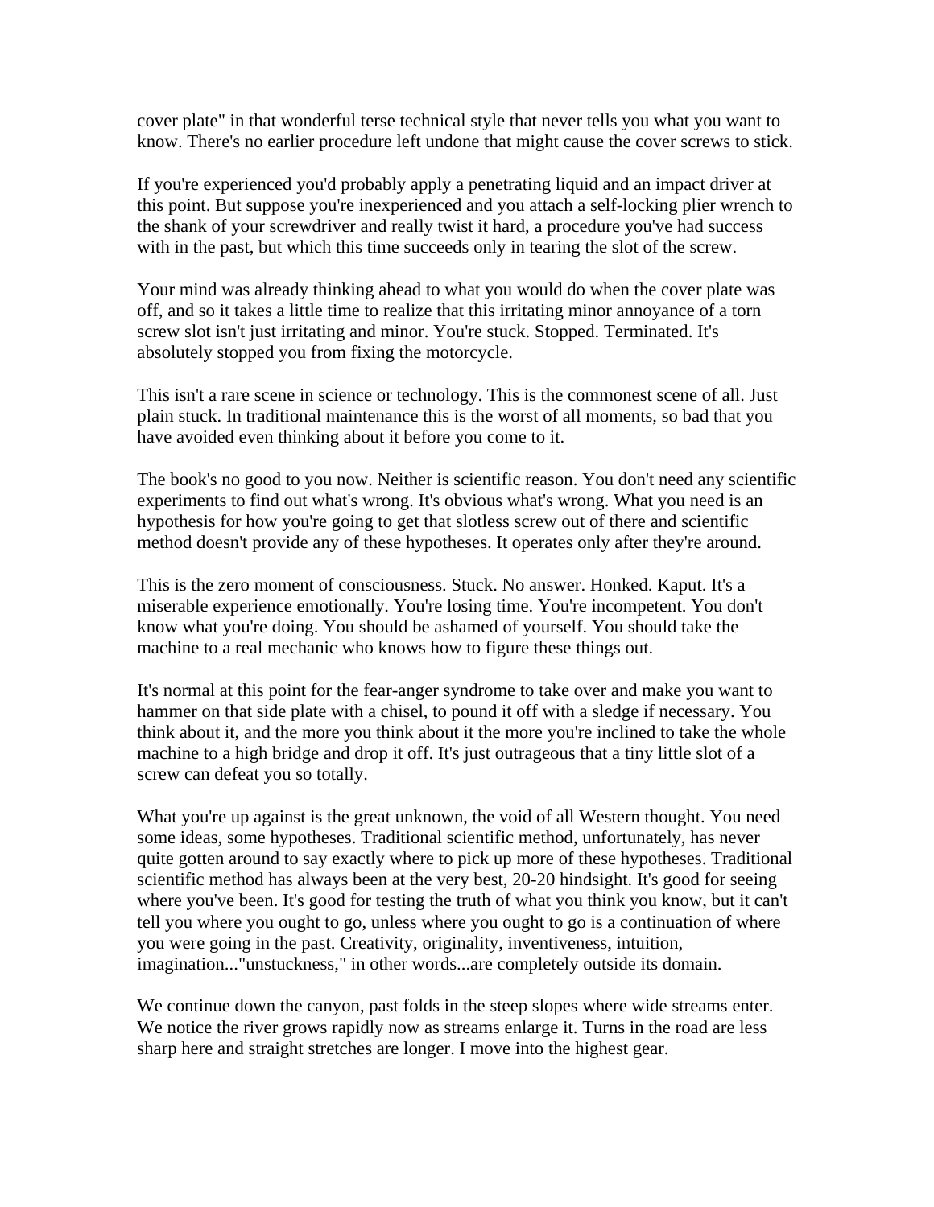cover plate" in that wonderful terse technical style that never tells you what you want to know. There's no earlier procedure left undone that might cause the cover screws to stick.

If you're experienced you'd probably apply a penetrating liquid and an impact driver at this point. But suppose you're inexperienced and you attach a self-locking plier wrench to the shank of your screwdriver and really twist it hard, a procedure you've had success with in the past, but which this time succeeds only in tearing the slot of the screw.

Your mind was already thinking ahead to what you would do when the cover plate was off, and so it takes a little time to realize that this irritating minor annoyance of a torn screw slot isn't just irritating and minor. You're stuck. Stopped. Terminated. It's absolutely stopped you from fixing the motorcycle.

This isn't a rare scene in science or technology. This is the commonest scene of all. Just plain stuck. In traditional maintenance this is the worst of all moments, so bad that you have avoided even thinking about it before you come to it.

The book's no good to you now. Neither is scientific reason. You don't need any scientific experiments to find out what's wrong. It's obvious what's wrong. What you need is an hypothesis for how you're going to get that slotless screw out of there and scientific method doesn't provide any of these hypotheses. It operates only after they're around.

This is the zero moment of consciousness. Stuck. No answer. Honked. Kaput. It's a miserable experience emotionally. You're losing time. You're incompetent. You don't know what you're doing. You should be ashamed of yourself. You should take the machine to a real mechanic who knows how to figure these things out.

It's normal at this point for the fear-anger syndrome to take over and make you want to hammer on that side plate with a chisel, to pound it off with a sledge if necessary. You think about it, and the more you think about it the more you're inclined to take the whole machine to a high bridge and drop it off. It's just outrageous that a tiny little slot of a screw can defeat you so totally.

What you're up against is the great unknown, the void of all Western thought. You need some ideas, some hypotheses. Traditional scientific method, unfortunately, has never quite gotten around to say exactly where to pick up more of these hypotheses. Traditional scientific method has always been at the very best, 20-20 hindsight. It's good for seeing where you've been. It's good for testing the truth of what you think you know, but it can't tell you where you ought to go, unless where you ought to go is a continuation of where you were going in the past. Creativity, originality, inventiveness, intuition, imagination..."unstuckness," in other words...are completely outside its domain.

We continue down the canyon, past folds in the steep slopes where wide streams enter. We notice the river grows rapidly now as streams enlarge it. Turns in the road are less sharp here and straight stretches are longer. I move into the highest gear.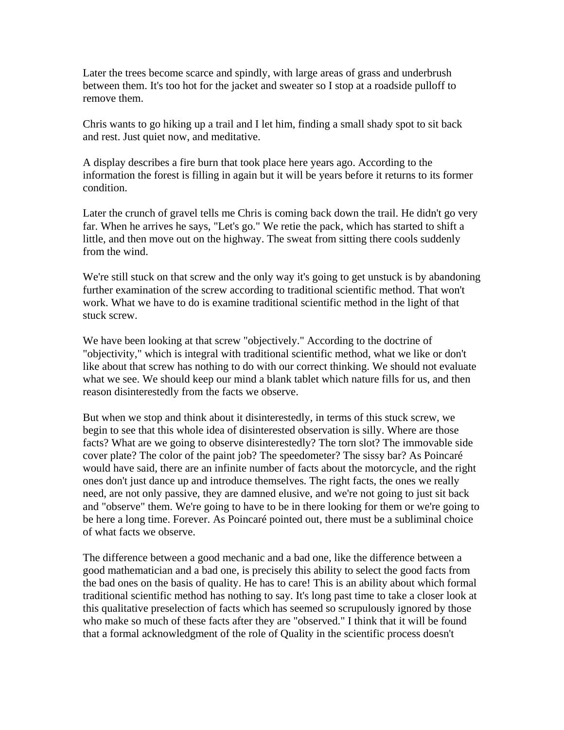Later the trees become scarce and spindly, with large areas of grass and underbrush between them. It's too hot for the jacket and sweater so I stop at a roadside pulloff to remove them.

Chris wants to go hiking up a trail and I let him, finding a small shady spot to sit back and rest. Just quiet now, and meditative.

A display describes a fire burn that took place here years ago. According to the information the forest is filling in again but it will be years before it returns to its former condition.

Later the crunch of gravel tells me Chris is coming back down the trail. He didn't go very far. When he arrives he says, "Let's go." We retie the pack, which has started to shift a little, and then move out on the highway. The sweat from sitting there cools suddenly from the wind.

We're still stuck on that screw and the only way it's going to get unstuck is by abandoning further examination of the screw according to traditional scientific method. That won't work. What we have to do is examine traditional scientific method in the light of that stuck screw.

We have been looking at that screw "objectively." According to the doctrine of "objectivity," which is integral with traditional scientific method, what we like or don't like about that screw has nothing to do with our correct thinking. We should not evaluate what we see. We should keep our mind a blank tablet which nature fills for us, and then reason disinterestedly from the facts we observe.

But when we stop and think about it disinterestedly, in terms of this stuck screw, we begin to see that this whole idea of disinterested observation is silly. Where are those facts? What are we going to observe disinterestedly? The torn slot? The immovable side cover plate? The color of the paint job? The speedometer? The sissy bar? As Poincaré would have said, there are an infinite number of facts about the motorcycle, and the right ones don't just dance up and introduce themselves. The right facts, the ones we really need, are not only passive, they are damned elusive, and we're not going to just sit back and "observe" them. We're going to have to be in there looking for them or we're going to be here a long time. Forever. As Poincaré pointed out, there must be a subliminal choice of what facts we observe.

The difference between a good mechanic and a bad one, like the difference between a good mathematician and a bad one, is precisely this ability to select the good facts from the bad ones on the basis of quality. He has to care! This is an ability about which formal traditional scientific method has nothing to say. It's long past time to take a closer look at this qualitative preselection of facts which has seemed so scrupulously ignored by those who make so much of these facts after they are "observed." I think that it will be found that a formal acknowledgment of the role of Quality in the scientific process doesn't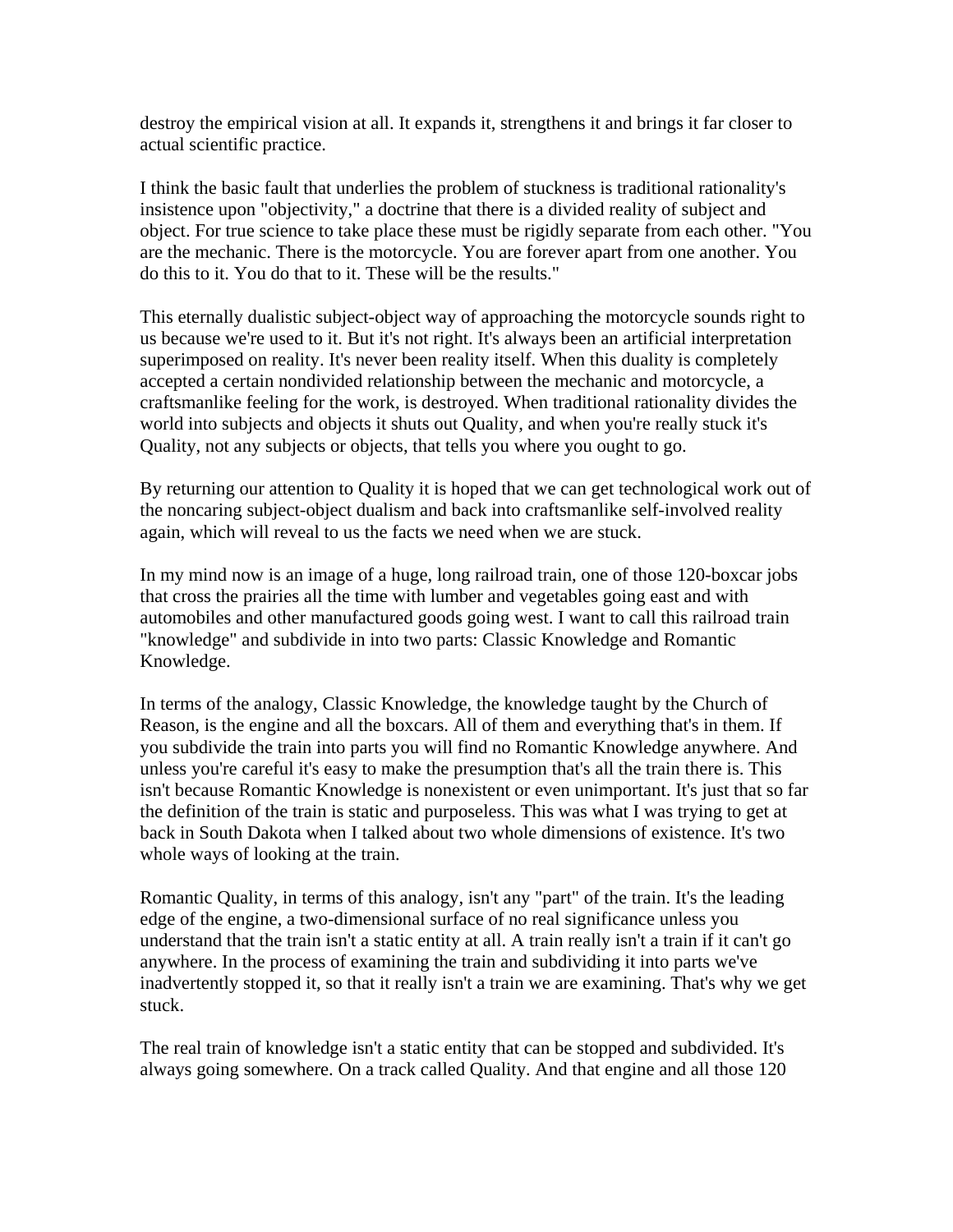destroy the empirical vision at all. It expands it, strengthens it and brings it far closer to actual scientific practice.

I think the basic fault that underlies the problem of stuckness is traditional rationality's insistence upon "objectivity," a doctrine that there is a divided reality of subject and object. For true science to take place these must be rigidly separate from each other. "You are the mechanic. There is the motorcycle. You are forever apart from one another. You do this to it. You do that to it. These will be the results."

This eternally dualistic subject-object way of approaching the motorcycle sounds right to us because we're used to it. But it's not right. It's always been an artificial interpretation superimposed on reality. It's never been reality itself. When this duality is completely accepted a certain nondivided relationship between the mechanic and motorcycle, a craftsmanlike feeling for the work, is destroyed. When traditional rationality divides the world into subjects and objects it shuts out Quality, and when you're really stuck it's Quality, not any subjects or objects, that tells you where you ought to go.

By returning our attention to Quality it is hoped that we can get technological work out of the noncaring subject-object dualism and back into craftsmanlike self-involved reality again, which will reveal to us the facts we need when we are stuck.

In my mind now is an image of a huge, long railroad train, one of those 120-boxcar jobs that cross the prairies all the time with lumber and vegetables going east and with automobiles and other manufactured goods going west. I want to call this railroad train "knowledge" and subdivide in into two parts: Classic Knowledge and Romantic Knowledge.

In terms of the analogy, Classic Knowledge, the knowledge taught by the Church of Reason, is the engine and all the boxcars. All of them and everything that's in them. If you subdivide the train into parts you will find no Romantic Knowledge anywhere. And unless you're careful it's easy to make the presumption that's all the train there is. This isn't because Romantic Knowledge is nonexistent or even unimportant. It's just that so far the definition of the train is static and purposeless. This was what I was trying to get at back in South Dakota when I talked about two whole dimensions of existence. It's two whole ways of looking at the train.

Romantic Quality, in terms of this analogy, isn't any "part" of the train. It's the leading edge of the engine, a two-dimensional surface of no real significance unless you understand that the train isn't a static entity at all. A train really isn't a train if it can't go anywhere. In the process of examining the train and subdividing it into parts we've inadvertently stopped it, so that it really isn't a train we are examining. That's why we get stuck.

The real train of knowledge isn't a static entity that can be stopped and subdivided. It's always going somewhere. On a track called Quality. And that engine and all those 120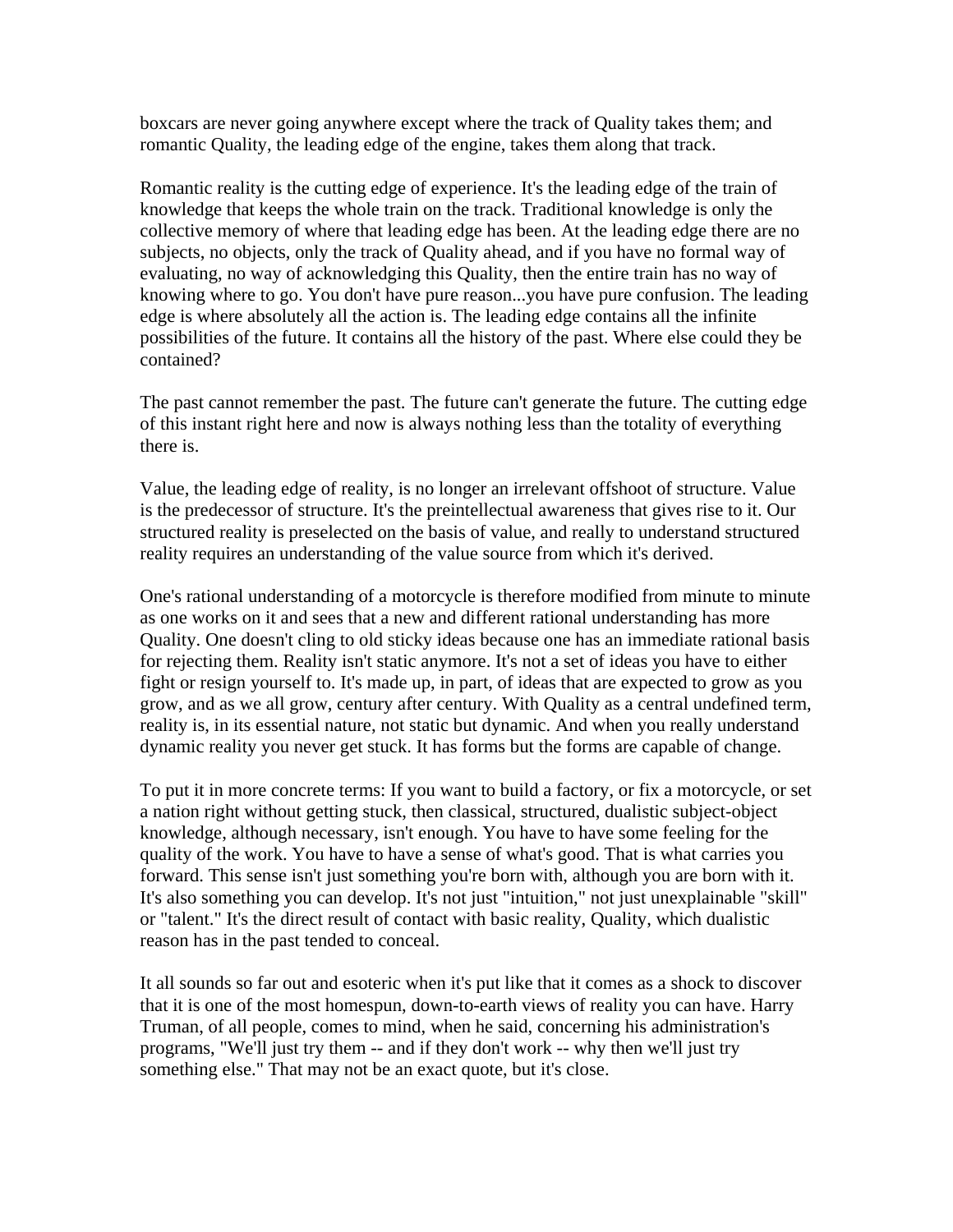boxcars are never going anywhere except where the track of Quality takes them; and romantic Quality, the leading edge of the engine, takes them along that track.

Romantic reality is the cutting edge of experience. It's the leading edge of the train of knowledge that keeps the whole train on the track. Traditional knowledge is only the collective memory of where that leading edge has been. At the leading edge there are no subjects, no objects, only the track of Quality ahead, and if you have no formal way of evaluating, no way of acknowledging this Quality, then the entire train has no way of knowing where to go. You don't have pure reason...you have pure confusion. The leading edge is where absolutely all the action is. The leading edge contains all the infinite possibilities of the future. It contains all the history of the past. Where else could they be contained?

The past cannot remember the past. The future can't generate the future. The cutting edge of this instant right here and now is always nothing less than the totality of everything there is.

Value, the leading edge of reality, is no longer an irrelevant offshoot of structure. Value is the predecessor of structure. It's the preintellectual awareness that gives rise to it. Our structured reality is preselected on the basis of value, and really to understand structured reality requires an understanding of the value source from which it's derived.

One's rational understanding of a motorcycle is therefore modified from minute to minute as one works on it and sees that a new and different rational understanding has more Quality. One doesn't cling to old sticky ideas because one has an immediate rational basis for rejecting them. Reality isn't static anymore. It's not a set of ideas you have to either fight or resign yourself to. It's made up, in part, of ideas that are expected to grow as you grow, and as we all grow, century after century. With Quality as a central undefined term, reality is, in its essential nature, not static but dynamic. And when you really understand dynamic reality you never get stuck. It has forms but the forms are capable of change.

To put it in more concrete terms: If you want to build a factory, or fix a motorcycle, or set a nation right without getting stuck, then classical, structured, dualistic subject-object knowledge, although necessary, isn't enough. You have to have some feeling for the quality of the work. You have to have a sense of what's good. That is what carries you forward. This sense isn't just something you're born with, although you are born with it. It's also something you can develop. It's not just "intuition," not just unexplainable "skill" or "talent." It's the direct result of contact with basic reality, Quality, which dualistic reason has in the past tended to conceal.

It all sounds so far out and esoteric when it's put like that it comes as a shock to discover that it is one of the most homespun, down-to-earth views of reality you can have. Harry Truman, of all people, comes to mind, when he said, concerning his administration's programs, "We'll just try them -- and if they don't work -- why then we'll just try something else." That may not be an exact quote, but it's close.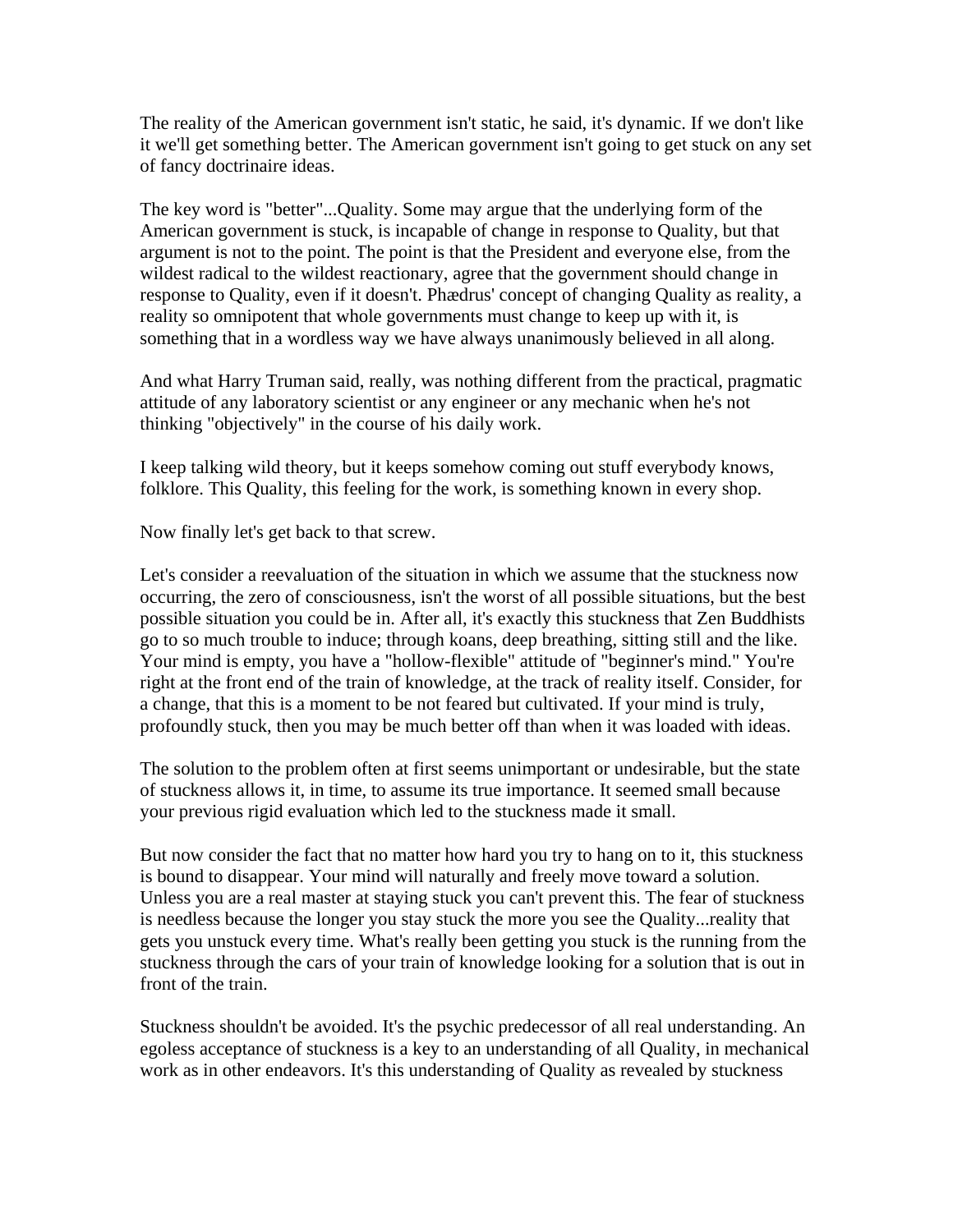The reality of the American government isn't static, he said, it's dynamic. If we don't like it we'll get something better. The American government isn't going to get stuck on any set of fancy doctrinaire ideas.

The key word is "better"...Quality. Some may argue that the underlying form of the American government is stuck, is incapable of change in response to Quality, but that argument is not to the point. The point is that the President and everyone else, from the wildest radical to the wildest reactionary, agree that the government should change in response to Quality, even if it doesn't. Phædrus' concept of changing Quality as reality, a reality so omnipotent that whole governments must change to keep up with it, is something that in a wordless way we have always unanimously believed in all along.

And what Harry Truman said, really, was nothing different from the practical, pragmatic attitude of any laboratory scientist or any engineer or any mechanic when he's not thinking "objectively" in the course of his daily work.

I keep talking wild theory, but it keeps somehow coming out stuff everybody knows, folklore. This Quality, this feeling for the work, is something known in every shop.

Now finally let's get back to that screw.

Let's consider a reevaluation of the situation in which we assume that the stuckness now occurring, the zero of consciousness, isn't the worst of all possible situations, but the best possible situation you could be in. After all, it's exactly this stuckness that Zen Buddhists go to so much trouble to induce; through koans, deep breathing, sitting still and the like. Your mind is empty, you have a "hollow-flexible" attitude of "beginner's mind." You're right at the front end of the train of knowledge, at the track of reality itself. Consider, for a change, that this is a moment to be not feared but cultivated. If your mind is truly, profoundly stuck, then you may be much better off than when it was loaded with ideas.

The solution to the problem often at first seems unimportant or undesirable, but the state of stuckness allows it, in time, to assume its true importance. It seemed small because your previous rigid evaluation which led to the stuckness made it small.

But now consider the fact that no matter how hard you try to hang on to it, this stuckness is bound to disappear. Your mind will naturally and freely move toward a solution. Unless you are a real master at staying stuck you can't prevent this. The fear of stuckness is needless because the longer you stay stuck the more you see the Quality...reality that gets you unstuck every time. What's really been getting you stuck is the running from the stuckness through the cars of your train of knowledge looking for a solution that is out in front of the train.

Stuckness shouldn't be avoided. It's the psychic predecessor of all real understanding. An egoless acceptance of stuckness is a key to an understanding of all Quality, in mechanical work as in other endeavors. It's this understanding of Quality as revealed by stuckness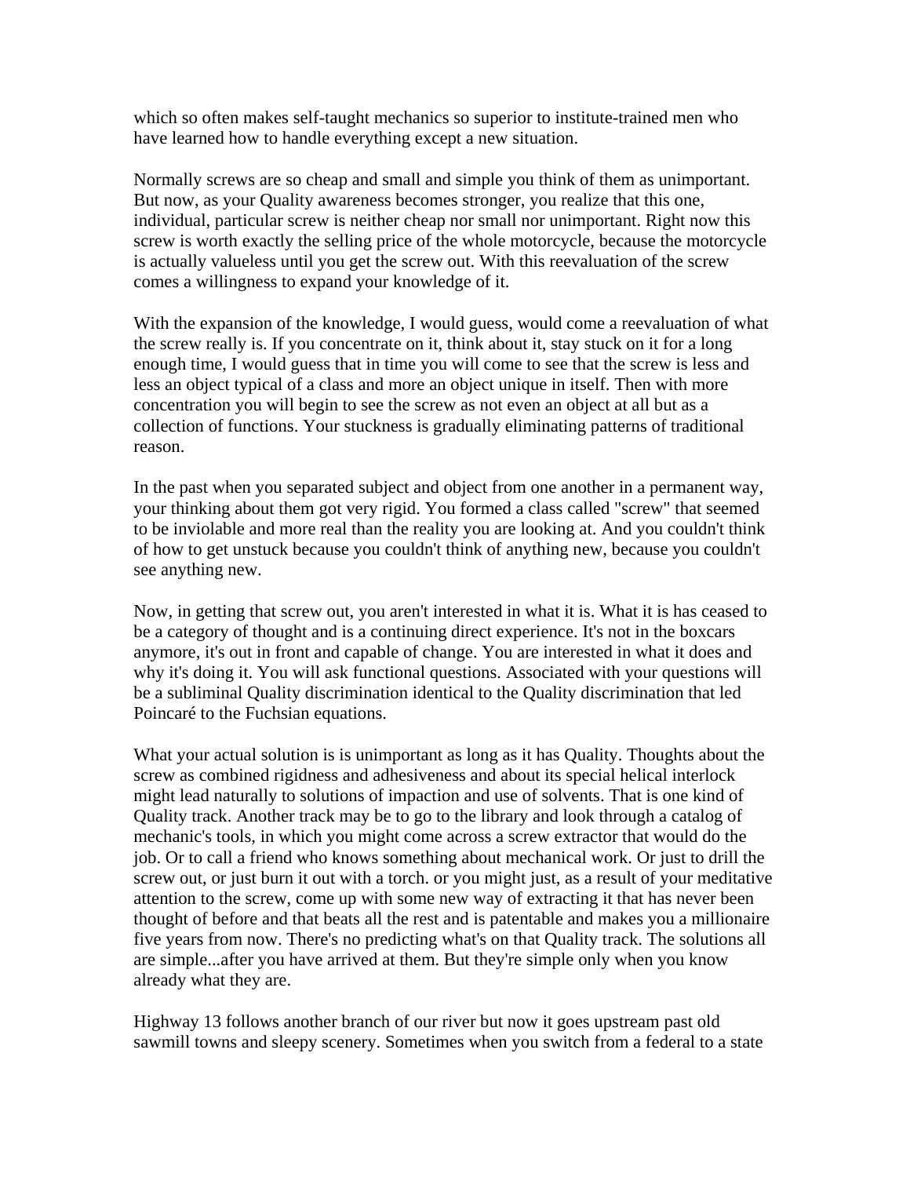which so often makes self-taught mechanics so superior to institute-trained men who have learned how to handle everything except a new situation.

Normally screws are so cheap and small and simple you think of them as unimportant. But now, as your Quality awareness becomes stronger, you realize that this one, individual, particular screw is neither cheap nor small nor unimportant. Right now this screw is worth exactly the selling price of the whole motorcycle, because the motorcycle is actually valueless until you get the screw out. With this reevaluation of the screw comes a willingness to expand your knowledge of it.

With the expansion of the knowledge, I would guess, would come a reevaluation of what the screw really is. If you concentrate on it, think about it, stay stuck on it for a long enough time, I would guess that in time you will come to see that the screw is less and less an object typical of a class and more an object unique in itself. Then with more concentration you will begin to see the screw as not even an object at all but as a collection of functions. Your stuckness is gradually eliminating patterns of traditional reason.

In the past when you separated subject and object from one another in a permanent way, your thinking about them got very rigid. You formed a class called "screw" that seemed to be inviolable and more real than the reality you are looking at. And you couldn't think of how to get unstuck because you couldn't think of anything new, because you couldn't see anything new.

Now, in getting that screw out, you aren't interested in what it is. What it is has ceased to be a category of thought and is a continuing direct experience. It's not in the boxcars anymore, it's out in front and capable of change. You are interested in what it does and why it's doing it. You will ask functional questions. Associated with your questions will be a subliminal Quality discrimination identical to the Quality discrimination that led Poincaré to the Fuchsian equations.

What your actual solution is is unimportant as long as it has Quality. Thoughts about the screw as combined rigidness and adhesiveness and about its special helical interlock might lead naturally to solutions of impaction and use of solvents. That is one kind of Quality track. Another track may be to go to the library and look through a catalog of mechanic's tools, in which you might come across a screw extractor that would do the job. Or to call a friend who knows something about mechanical work. Or just to drill the screw out, or just burn it out with a torch. or you might just, as a result of your meditative attention to the screw, come up with some new way of extracting it that has never been thought of before and that beats all the rest and is patentable and makes you a millionaire five years from now. There's no predicting what's on that Quality track. The solutions all are simple...after you have arrived at them. But they're simple only when you know already what they are.

Highway 13 follows another branch of our river but now it goes upstream past old sawmill towns and sleepy scenery. Sometimes when you switch from a federal to a state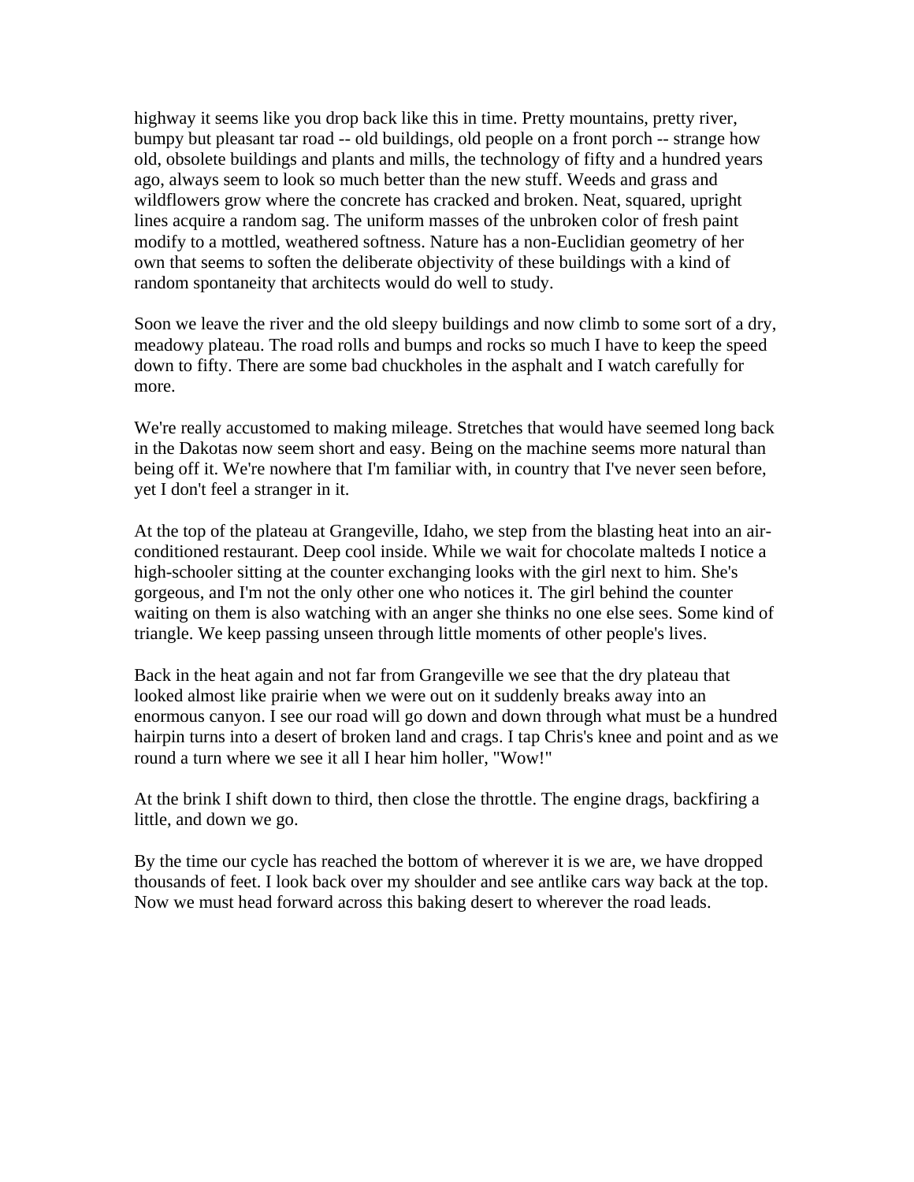highway it seems like you drop back like this in time. Pretty mountains, pretty river, bumpy but pleasant tar road -- old buildings, old people on a front porch -- strange how old, obsolete buildings and plants and mills, the technology of fifty and a hundred years ago, always seem to look so much better than the new stuff. Weeds and grass and wildflowers grow where the concrete has cracked and broken. Neat, squared, upright lines acquire a random sag. The uniform masses of the unbroken color of fresh paint modify to a mottled, weathered softness. Nature has a non-Euclidian geometry of her own that seems to soften the deliberate objectivity of these buildings with a kind of random spontaneity that architects would do well to study.

Soon we leave the river and the old sleepy buildings and now climb to some sort of a dry, meadowy plateau. The road rolls and bumps and rocks so much I have to keep the speed down to fifty. There are some bad chuckholes in the asphalt and I watch carefully for more.

We're really accustomed to making mileage. Stretches that would have seemed long back in the Dakotas now seem short and easy. Being on the machine seems more natural than being off it. We're nowhere that I'm familiar with, in country that I've never seen before, yet I don't feel a stranger in it.

At the top of the plateau at Grangeville, Idaho, we step from the blasting heat into an air-conditioned restaurant. Deep cool inside. While we wait for chocolate malteds I notice a high-schooler sitting at the counter exchanging looks with the girl next to him. She's gorgeous, and I'm not the only other one who notices it. The girl behind the counter waiting on them is also watching with an anger she thinks no one else sees. Some kind of triangle. We keep passing unseen through little moments of other people's lives.

Back in the heat again and not far from Grangeville we see that the dry plateau that looked almost like prairie when we were out on it suddenly breaks away into an enormous canyon. I see our road will go down and down through what must be a hundred hairpin turns into a desert of broken land and crags. I tap Chris's knee and point and as we round a turn where we see it all I hear him holler, "Wow!"

At the brink I shift down to third, then close the throttle. The engine drags, backfiring a little, and down we go.

By the time our cycle has reached the bottom of wherever it is we are, we have dropped thousands of feet. I look back over my shoulder and see antlike cars way back at the top. Now we must head forward across this baking desert to wherever the road leads.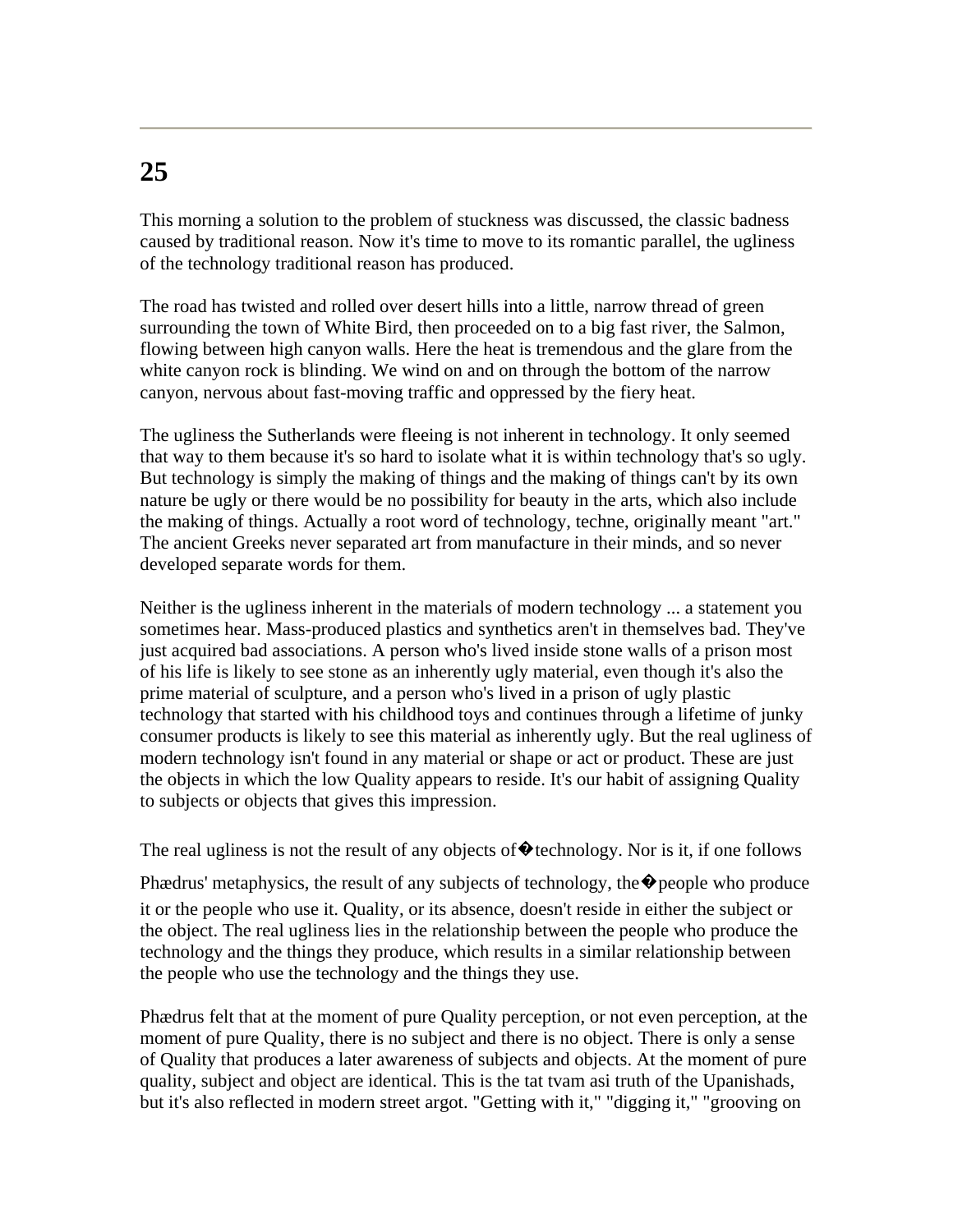# 25

This morning a solution to the problem of stuckness was discussed, the classic badness caused by traditional reason. Now it's time to move to its romantic parallel, the ugliness of the technology traditional reason has produced.

The road has twisted and rolled over desert hills into a little, narrow thread of green surrounding the town of White Bird, then proceeded on to a big fast river, the Salmon, flowing between high canyon walls. Here the heat is tremendous and the glare from the white canyon rock is blinding. We wind on and on through the bottom of the narrow canyon, nervous about fast-moving traffic and oppressed by the fiery heat.

The ugliness the Sutherlands were fleeing is not inherent in technology. It only seemed that way to them because it's so hard to isolate what it is within technology that's so ugly. But technology is simply the making of things and the making of things can't by its own nature be ugly or there would be no possibility for beauty in the arts, which also include the making of things. Actually a root word of technology, techne, originally meant "art." The ancient Greeks never separated art from manufacture in their minds, and so never developed separate words for them.

Neither is the ugliness inherent in the materials of modern technology ... a statement you sometimes hear. Mass-produced plastics and synthetics aren't in themselves bad. They've just acquired bad associations. A person who's lived inside stone walls of a prison most of his life is likely to see stone as an inherently ugly material, even though it's also the prime material of sculpture, and a person who's lived in a prison of ugly plastic technology that started with his childhood toys and continues through a lifetime of junky consumer products is likely to see this material as inherently ugly. But the real ugliness of modern technology isn't found in any material or shape or act or product. These are just the objects in which the low Quality appears to reside. It's our habit of assigning Quality to subjects or objects that gives this impression.

The real ugliness is not the result of any objects of technology. Nor is it, if one follows Phædrus' metaphysics, the result of any subjects of technology, the people who produce it or the people who use it. Quality, or its absence, doesn't reside in either the subject or the object. The real ugliness lies in the relationship between the people who produce the technology and the things they produce, which results in a similar relationship between the people who use the technology and the things they use.

Phædrus felt that at the moment of pure Quality perception, or not even perception, at the moment of pure Quality, there is no subject and there is no object. There is only a sense of Quality that produces a later awareness of subjects and objects. At the moment of pure quality, subject and object are identical. This is the tat tvam asi truth of the Upanishads, but it's also reflected in modern street argot. "Getting with it," "digging it," "grooving on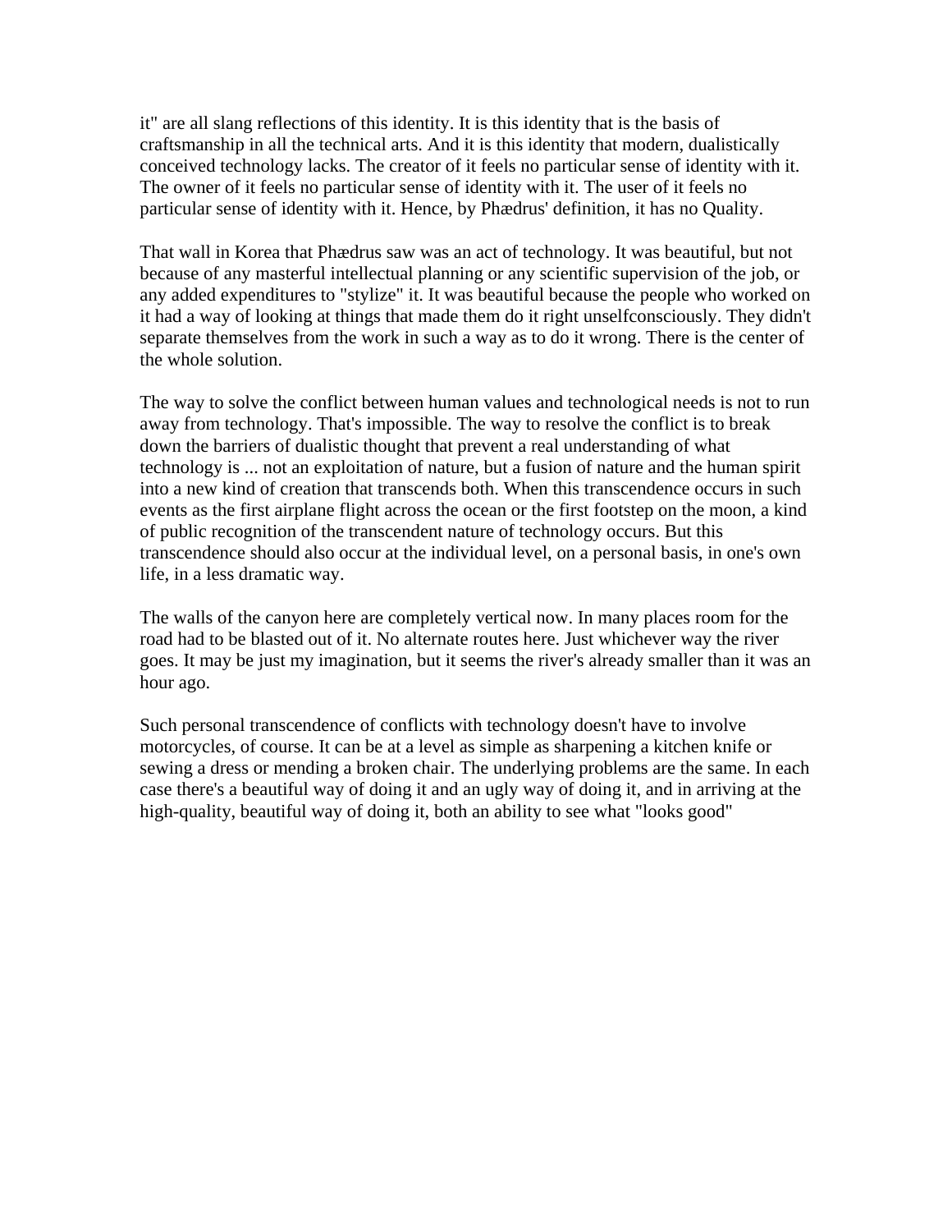it" are all slang reflections of this identity. It is this identity that is the basis of craftsmanship in all the technical arts. And it is this identity that modern, dualistically conceived technology lacks. The creator of it feels no particular sense of identity with it. The owner of it feels no particular sense of identity with it. The user of it feels no particular sense of identity with it. Hence, by Phædrus' definition, it has no Quality.

That wall in Korea that Phædrus saw was an act of technology. It was beautiful, but not because of any masterful intellectual planning or any scientific supervision of the job, or any added expenditures to "stylize" it. It was beautiful because the people who worked on it had a way of looking at things that made them do it right unselfconsciously. They didn't separate themselves from the work in such a way as to do it wrong. There is the center of the whole solution.

The way to solve the conflict between human values and technological needs is not to run away from technology. That's impossible. The way to resolve the conflict is to break down the barriers of dualistic thought that prevent a real understanding of what technology is ... not an exploitation of nature, but a fusion of nature and the human spirit into a new kind of creation that transcends both. When this transcendence occurs in such events as the first airplane flight across the ocean or the first footstep on the moon, a kind of public recognition of the transcendent nature of technology occurs. But this transcendence should also occur at the individual level, on a personal basis, in one's own life, in a less dramatic way.

The walls of the canyon here are completely vertical now. In many places room for the road had to be blasted out of it. No alternate routes here. Just whichever way the river goes. It may be just my imagination, but it seems the river's already smaller than it was an hour ago.

Such personal transcendence of conflicts with technology doesn't have to involve motorcycles, of course. It can be at a level as simple as sharpening a kitchen knife or sewing a dress or mending a broken chair. The underlying problems are the same. In each case there's a beautiful way of doing it and an ugly way of doing it, and in arriving at the high-quality, beautiful way of doing it, both an ability to see what "looks good"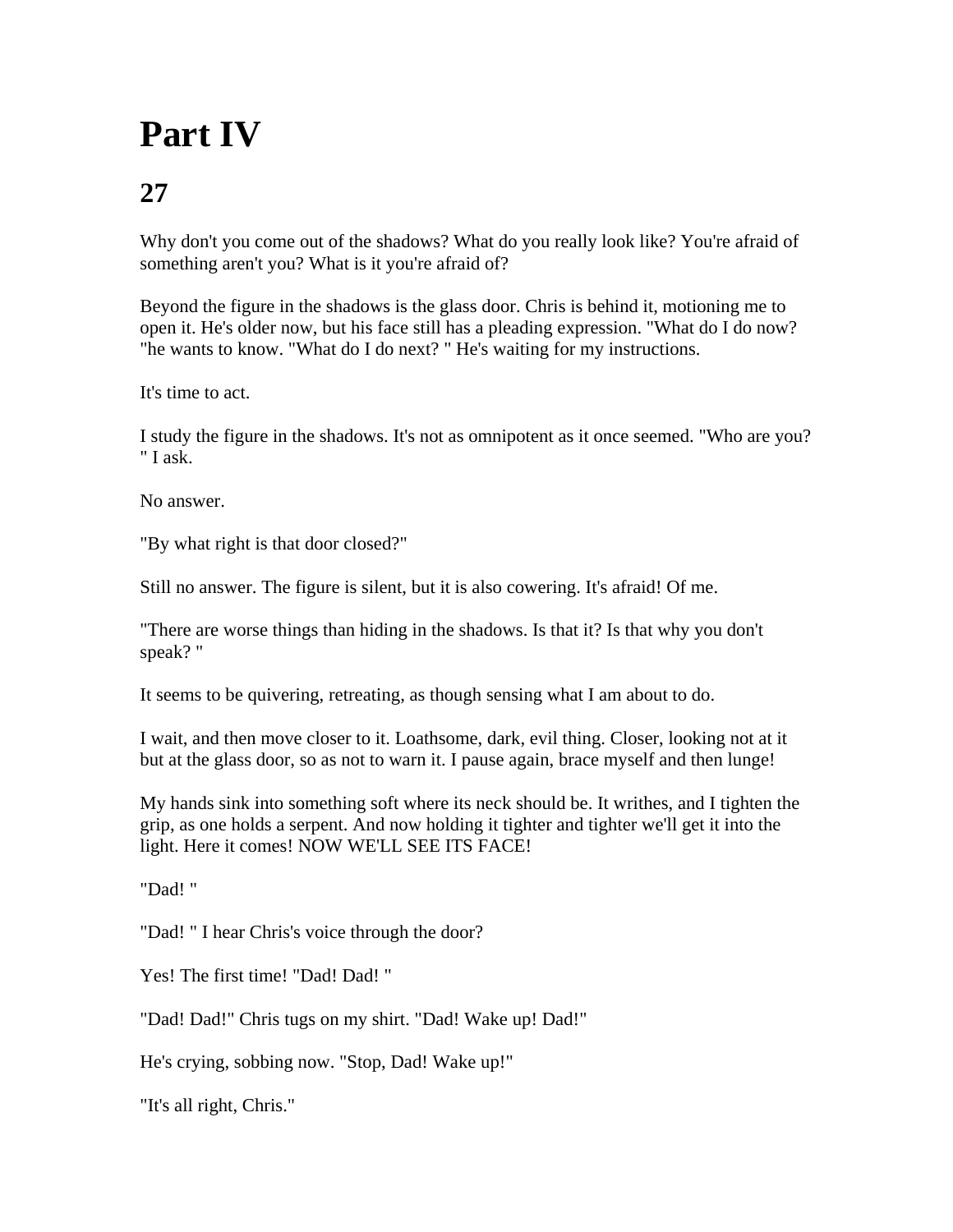# Part IV

## 27

Why don't you come out of the shadows? What do you really look like? You're afraid of something aren't you? What is it you're afraid of?

Beyond the figure in the shadows is the glass door. Chris is behind it, motioning me to open it. He's older now, but his face still has a pleading expression. "What do I do now? "he wants to know. "What do I do next? " He's waiting for my instructions.

It's time to act.

I study the figure in the shadows. It's not as omnipotent as it once seemed. "Who are you? " I ask.

No answer.

"By what right is that door closed?"

Still no answer. The figure is silent, but it is also cowering. It's afraid! Of me.

"There are worse things than hiding in the shadows. Is that it? Is that why you don't speak? "

It seems to be quivering, retreating, as though sensing what I am about to do.

I wait, and then move closer to it. Loathsome, dark, evil thing. Closer, looking not at it but at the glass door, so as not to warn it. I pause again, brace myself and then lunge!

My hands sink into something soft where its neck should be. It writhes, and I tighten the grip, as one holds a serpent. And now holding it tighter and tighter we'll get it into the light. Here it comes! NOW WE'LL SEE ITS FACE!

"Dad! "

"Dad! " I hear Chris's voice through the door?

Yes! The first time! "Dad! Dad! "

"Dad! Dad!" Chris tugs on my shirt. "Dad! Wake up! Dad!"

He's crying, sobbing now. "Stop, Dad! Wake up!"

"It's all right, Chris."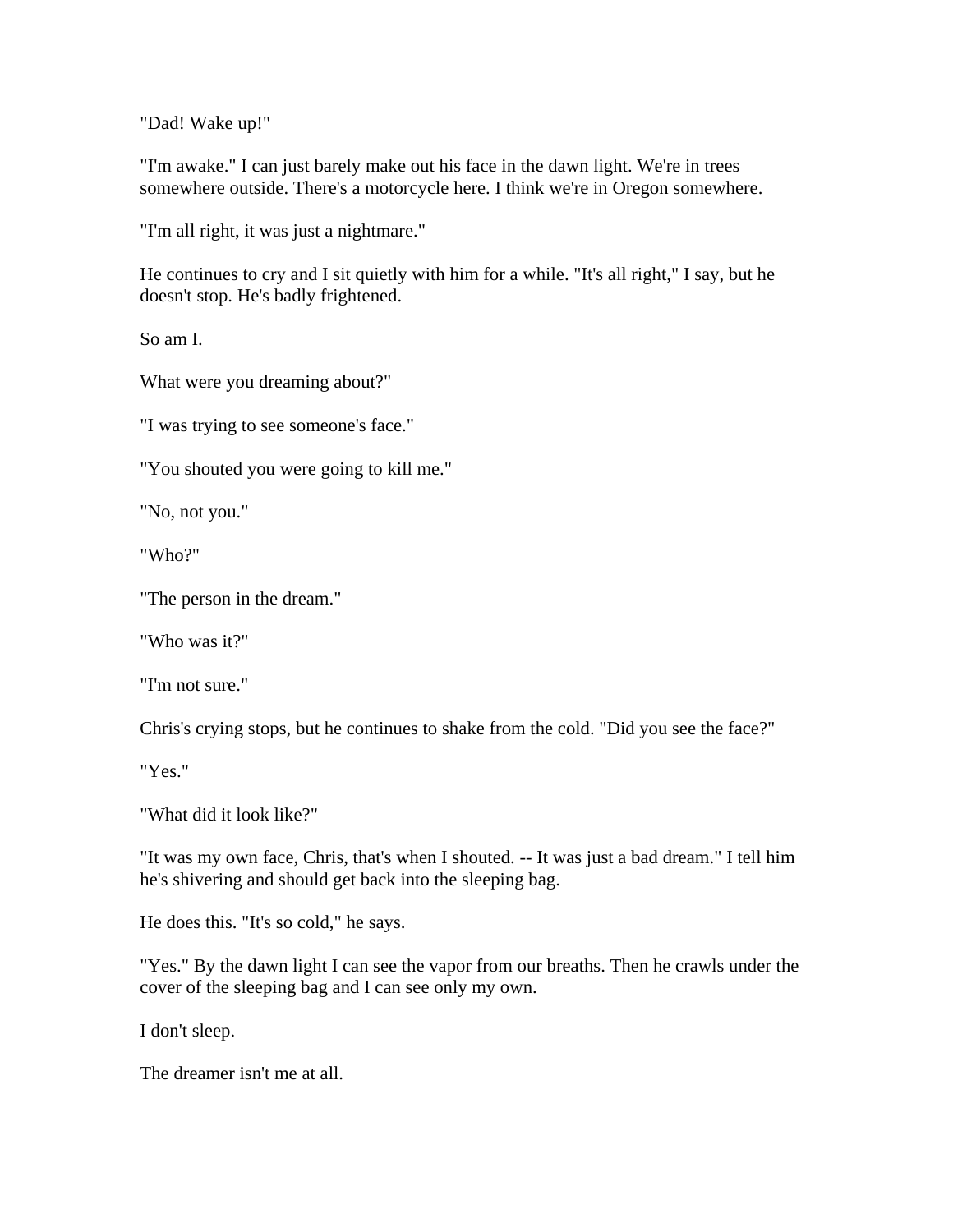"Dad! Wake up!"

"I'm awake." I can just barely make out his face in the dawn light. We're in trees somewhere outside. There's a motorcycle here. I think we're in Oregon somewhere.

"I'm all right, it was just a nightmare."

He continues to cry and I sit quietly with him for a while. "It's all right," I say, but he doesn't stop. He's badly frightened.

So am I.

What were you dreaming about?"

"I was trying to see someone's face."

"You shouted you were going to kill me."

"No, not you."

"Who?"

"The person in the dream."

"Who was it?"

"I'm not sure."

Chris's crying stops, but he continues to shake from the cold. "Did you see the face?"

"Yes."

"What did it look like?"

"It was my own face, Chris, that's when I shouted. -- It was just a bad dream." I tell him he's shivering and should get back into the sleeping bag.

He does this. "It's so cold," he says.

"Yes." By the dawn light I can see the vapor from our breaths. Then he crawls under the cover of the sleeping bag and I can see only my own.

I don't sleep.

The dreamer isn't me at all.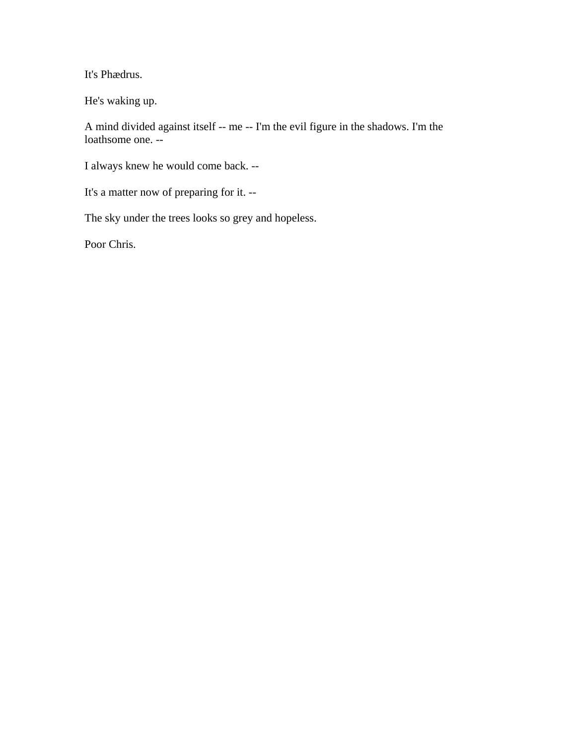It's Phædrus.

He's waking up.

A mind divided against itself -- me -- I'm the evil figure in the shadows. I'm the loathsome one. --

I always knew he would come back. --

It's a matter now of preparing for it. --

The sky under the trees looks so grey and hopeless.

Poor Chris.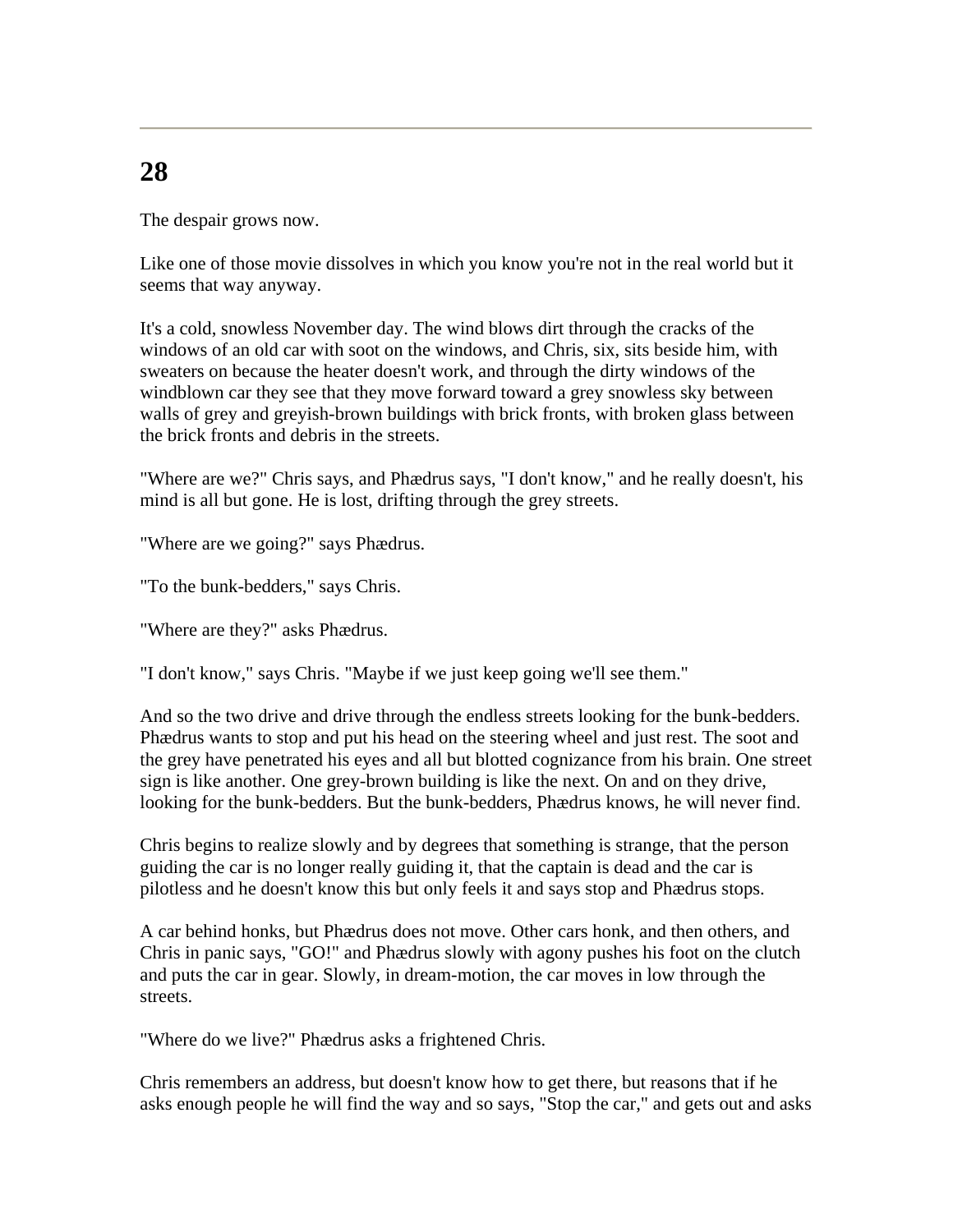# 28

The despair grows now.

Like one of those movie dissolves in which you know you're not in the real world but it seems that way anyway.

It's a cold, snowless November day. The wind blows dirt through the cracks of the windows of an old car with soot on the windows, and Chris, six, sits beside him, with sweaters on because the heater doesn't work, and through the dirty windows of the windblown car they see that they move forward toward a grey snowless sky between walls of grey and greyish-brown buildings with brick fronts, with broken glass between the brick fronts and debris in the streets.

"Where are we?" Chris says, and Phædrus says, "I don't know," and he really doesn't, his mind is all but gone. He is lost, drifting through the grey streets.

"Where are we going?" says Phædrus.

"To the bunk-bedders," says Chris.

"Where are they?" asks Phædrus.

"I don't know," says Chris. "Maybe if we just keep going we'll see them."

And so the two drive and drive through the endless streets looking for the bunk-bedders. Phædrus wants to stop and put his head on the steering wheel and just rest. The soot and the grey have penetrated his eyes and all but blotted cognizance from his brain. One street sign is like another. One grey-brown building is like the next. On and on they drive, looking for the bunk-bedders. But the bunk-bedders, Phædrus knows, he will never find.

Chris begins to realize slowly and by degrees that something is strange, that the person guiding the car is no longer really guiding it, that the captain is dead and the car is pilotless and he doesn't know this but only feels it and says stop and Phædrus stops.

A car behind honks, but Phædrus does not move. Other cars honk, and then others, and Chris in panic says, "GO!" and Phædrus slowly with agony pushes his foot on the clutch and puts the car in gear. Slowly, in dream-motion, the car moves in low through the streets.

"Where do we live?" Phædrus asks a frightened Chris.

Chris remembers an address, but doesn't know how to get there, but reasons that if he asks enough people he will find the way and so says, "Stop the car," and gets out and asks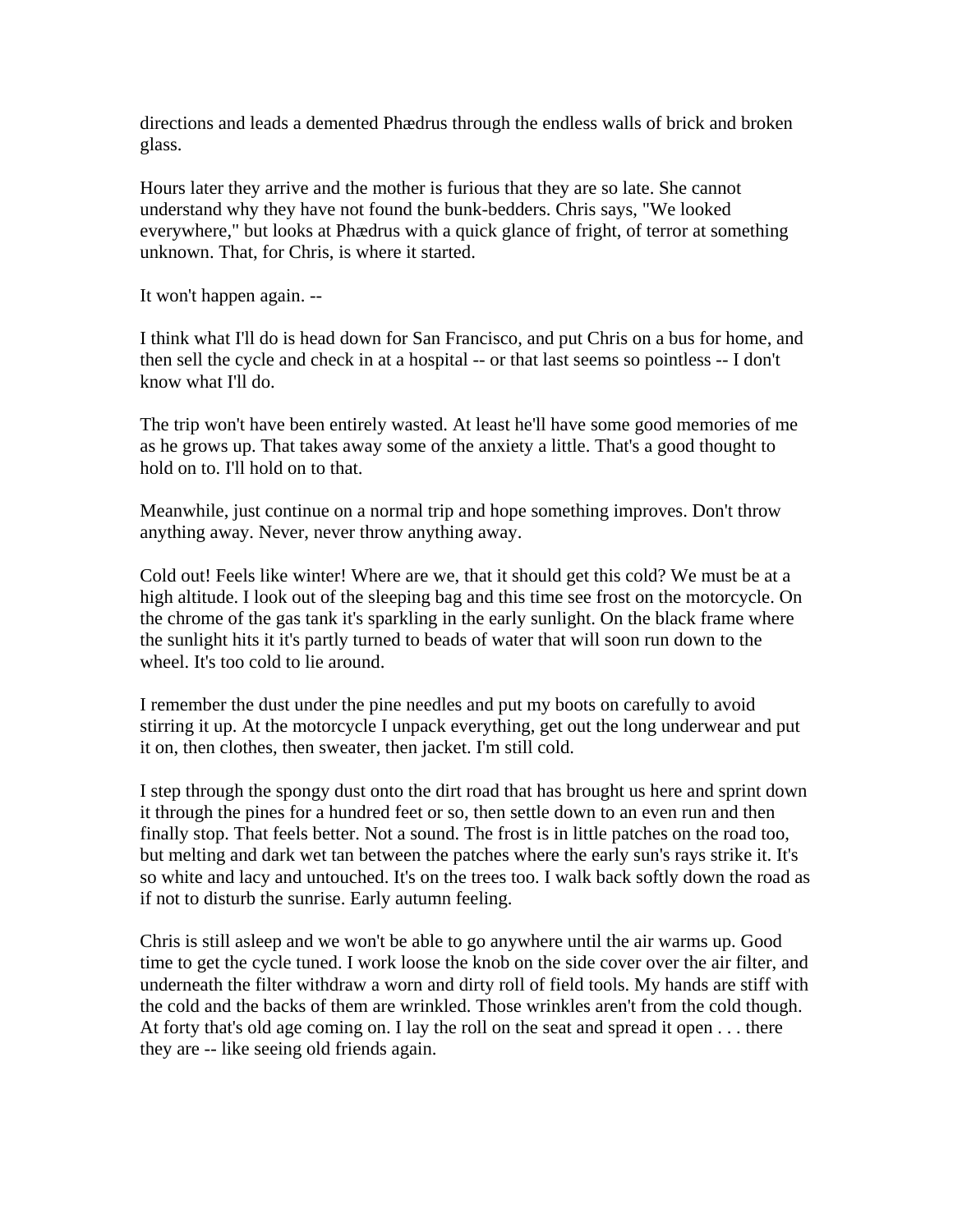directions and leads a demented Phædrus through the endless walls of brick and broken glass.

Hours later they arrive and the mother is furious that they are so late. She cannot understand why they have not found the bunk-bedders. Chris says, "We looked everywhere," but looks at Phædrus with a quick glance of fright, of terror at something unknown. That, for Chris, is where it started.

It won't happen again. --

I think what I'll do is head down for San Francisco, and put Chris on a bus for home, and then sell the cycle and check in at a hospital -- or that last seems so pointless -- I don't know what I'll do.

The trip won't have been entirely wasted. At least he'll have some good memories of me as he grows up. That takes away some of the anxiety a little. That's a good thought to hold on to. I'll hold on to that.

Meanwhile, just continue on a normal trip and hope something improves. Don't throw anything away. Never, never throw anything away.

Cold out! Feels like winter! Where are we, that it should get this cold? We must be at a high altitude. I look out of the sleeping bag and this time see frost on the motorcycle. On the chrome of the gas tank it's sparkling in the early sunlight. On the black frame where the sunlight hits it it's partly turned to beads of water that will soon run down to the wheel. It's too cold to lie around.

I remember the dust under the pine needles and put my boots on carefully to avoid stirring it up. At the motorcycle I unpack everything, get out the long underwear and put it on, then clothes, then sweater, then jacket. I'm still cold.

I step through the spongy dust onto the dirt road that has brought us here and sprint down it through the pines for a hundred feet or so, then settle down to an even run and then finally stop. That feels better. Not a sound. The frost is in little patches on the road too, but melting and dark wet tan between the patches where the early sun's rays strike it. It's so white and lacy and untouched. It's on the trees too. I walk back softly down the road as if not to disturb the sunrise. Early autumn feeling.

Chris is still asleep and we won't be able to go anywhere until the air warms up. Good time to get the cycle tuned. I work loose the knob on the side cover over the air filter, and underneath the filter withdraw a worn and dirty roll of field tools. My hands are stiff with the cold and the backs of them are wrinkled. Those wrinkles aren't from the cold though. At forty that's old age coming on. I lay the roll on the seat and spread it open . . . there they are -- like seeing old friends again.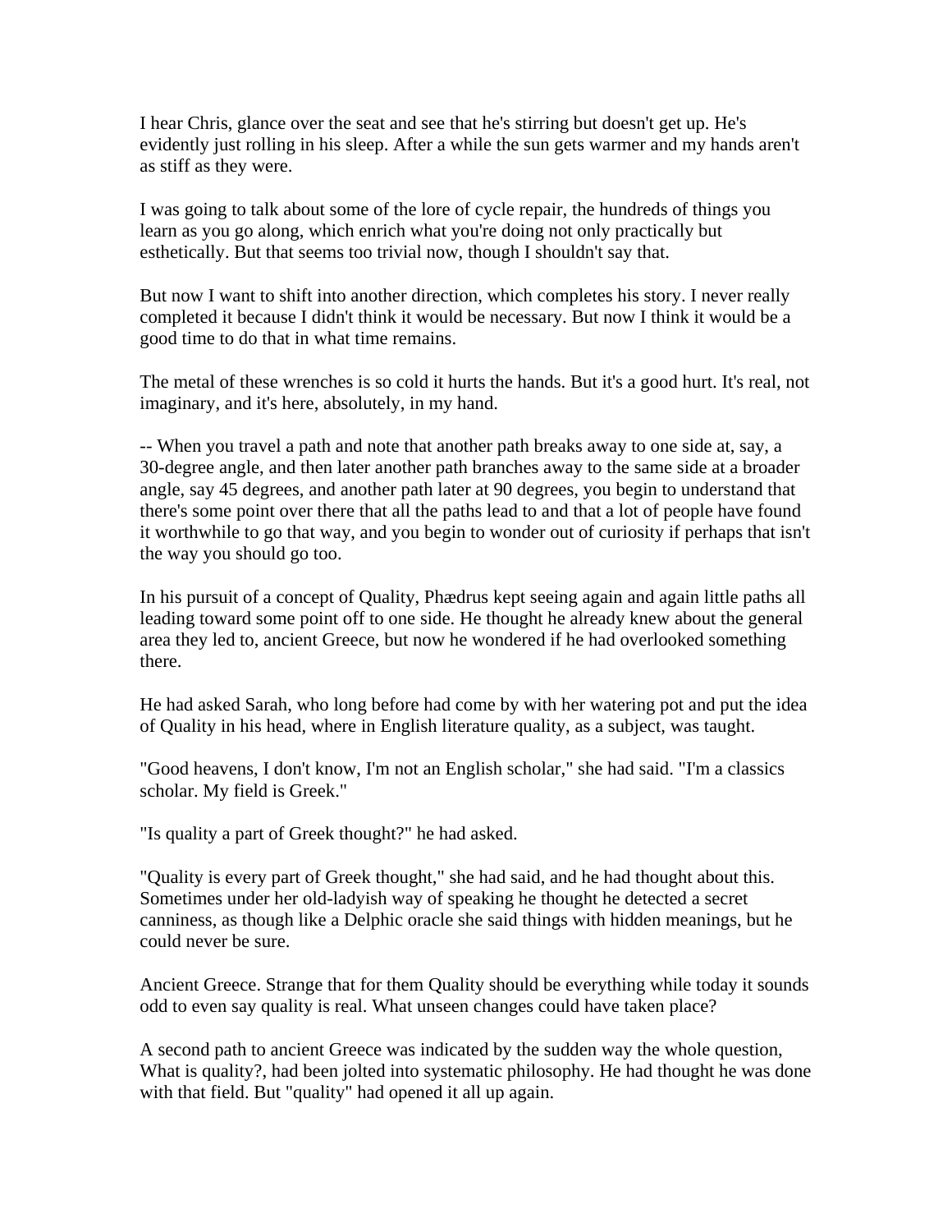I hear Chris, glance over the seat and see that he's stirring but doesn't get up. He's evidently just rolling in his sleep. After a while the sun gets warmer and my hands aren't as stiff as they were.

I was going to talk about some of the lore of cycle repair, the hundreds of things you learn as you go along, which enrich what you're doing not only practically but esthetically. But that seems too trivial now, though I shouldn't say that.

But now I want to shift into another direction, which completes his story. I never really completed it because I didn't think it would be necessary. But now I think it would be a good time to do that in what time remains.

The metal of these wrenches is so cold it hurts the hands. But it's a good hurt. It's real, not imaginary, and it's here, absolutely, in my hand.

-- When you travel a path and note that another path breaks away to one side at, say, a 30-degree angle, and then later another path branches away to the same side at a broader angle, say 45 degrees, and another path later at 90 degrees, you begin to understand that there's some point over there that all the paths lead to and that a lot of people have found it worthwhile to go that way, and you begin to wonder out of curiosity if perhaps that isn't the way you should go too.

In his pursuit of a concept of Quality, Phædrus kept seeing again and again little paths all leading toward some point off to one side. He thought he already knew about the general area they led to, ancient Greece, but now he wondered if he had overlooked something there.

He had asked Sarah, who long before had come by with her watering pot and put the idea of Quality in his head, where in English literature quality, as a subject, was taught.

"Good heavens, I don't know, I'm not an English scholar," she had said. "I'm a classics scholar. My field is Greek."

"Is quality a part of Greek thought?" he had asked.

"Quality is every part of Greek thought," she had said, and he had thought about this. Sometimes under her old-ladyish way of speaking he thought he detected a secret canniness, as though like a Delphic oracle she said things with hidden meanings, but he could never be sure.

Ancient Greece. Strange that for them Quality should be everything while today it sounds odd to even say quality is real. What unseen changes could have taken place?

A second path to ancient Greece was indicated by the sudden way the whole question, What is quality?, had been jolted into systematic philosophy. He had thought he was done with that field. But "quality" had opened it all up again.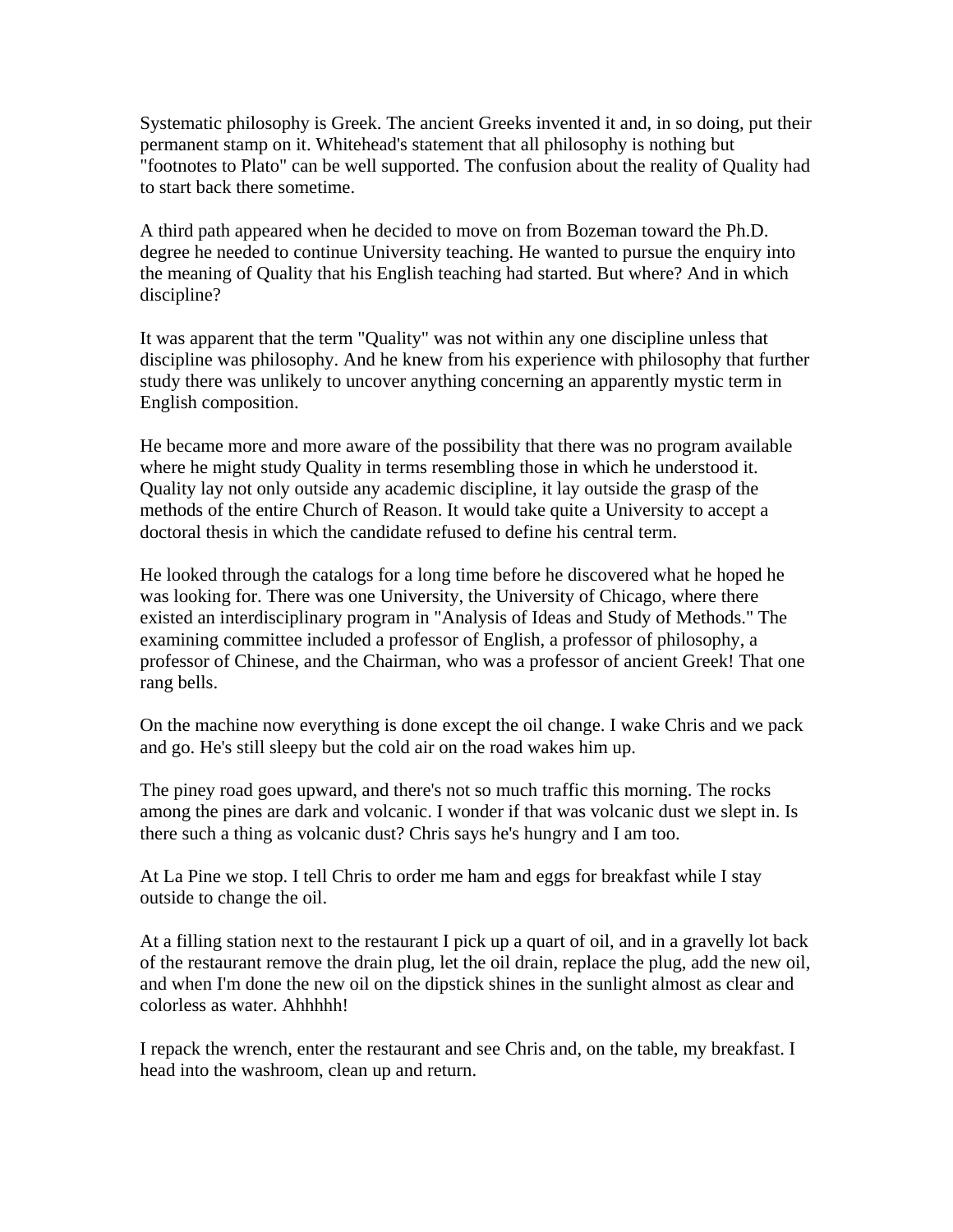Systematic philosophy is Greek. The ancient Greeks invented it and, in so doing, put their permanent stamp on it. Whitehead's statement that all philosophy is nothing but "footnotes to Plato" can be well supported. The confusion about the reality of Quality had to start back there sometime.

A third path appeared when he decided to move on from Bozeman toward the Ph.D. degree he needed to continue University teaching. He wanted to pursue the enquiry into the meaning of Quality that his English teaching had started. But where? And in which discipline?

It was apparent that the term "Quality" was not within any one discipline unless that discipline was philosophy. And he knew from his experience with philosophy that further study there was unlikely to uncover anything concerning an apparently mystic term in English composition.

He became more and more aware of the possibility that there was no program available where he might study Quality in terms resembling those in which he understood it. Quality lay not only outside any academic discipline, it lay outside the grasp of the methods of the entire Church of Reason. It would take quite a University to accept a doctoral thesis in which the candidate refused to define his central term.

He looked through the catalogs for a long time before he discovered what he hoped he was looking for. There was one University, the University of Chicago, where there existed an interdisciplinary program in "Analysis of Ideas and Study of Methods." The examining committee included a professor of English, a professor of philosophy, a professor of Chinese, and the Chairman, who was a professor of ancient Greek! That one rang bells.

On the machine now everything is done except the oil change. I wake Chris and we pack and go. He's still sleepy but the cold air on the road wakes him up.

The piney road goes upward, and there's not so much traffic this morning. The rocks among the pines are dark and volcanic. I wonder if that was volcanic dust we slept in. Is there such a thing as volcanic dust? Chris says he's hungry and I am too.

At La Pine we stop. I tell Chris to order me ham and eggs for breakfast while I stay outside to change the oil.

At a filling station next to the restaurant I pick up a quart of oil, and in a gravelly lot back of the restaurant remove the drain plug, let the oil drain, replace the plug, add the new oil, and when I'm done the new oil on the dipstick shines in the sunlight almost as clear and colorless as water. Ahhhhh!

I repack the wrench, enter the restaurant and see Chris and, on the table, my breakfast. I head into the washroom, clean up and return.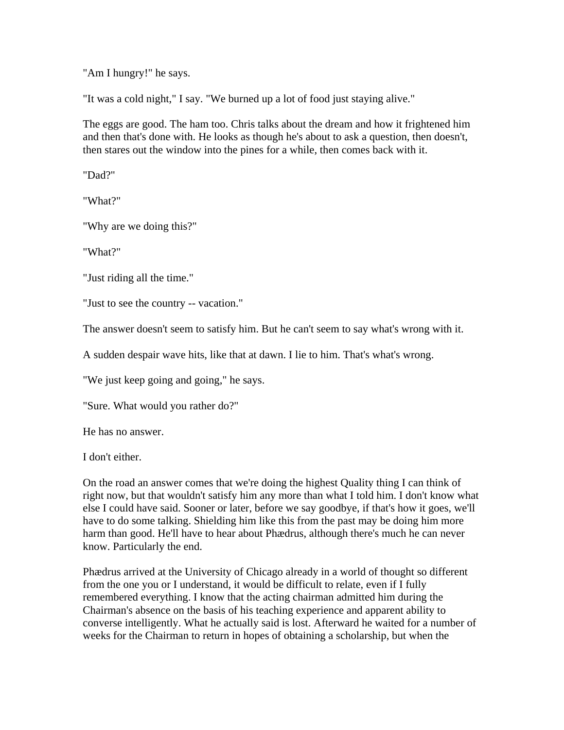"Am I hungry!" he says.

"It was a cold night," I say. "We burned up a lot of food just staying alive."

The eggs are good. The ham too. Chris talks about the dream and how it frightened him and then that's done with. He looks as though he's about to ask a question, then doesn't, then stares out the window into the pines for a while, then comes back with it.

"Dad?"

"What?"

"Why are we doing this?"

"What?"

"Just riding all the time."

"Just to see the country -- vacation."

The answer doesn't seem to satisfy him. But he can't seem to say what's wrong with it.

A sudden despair wave hits, like that at dawn. I lie to him. That's what's wrong.

"We just keep going and going," he says.

"Sure. What would you rather do?"

He has no answer.

I don't either.

On the road an answer comes that we're doing the highest Quality thing I can think of right now, but that wouldn't satisfy him any more than what I told him. I don't know what else I could have said. Sooner or later, before we say goodbye, if that's how it goes, we'll have to do some talking. Shielding him like this from the past may be doing him more harm than good. He'll have to hear about Phædrus, although there's much he can never know. Particularly the end.

Phædrus arrived at the University of Chicago already in a world of thought so different from the one you or I understand, it would be difficult to relate, even if I fully remembered everything. I know that the acting chairman admitted him during the Chairman's absence on the basis of his teaching experience and apparent ability to converse intelligently. What he actually said is lost. Afterward he waited for a number of weeks for the Chairman to return in hopes of obtaining a scholarship, but when the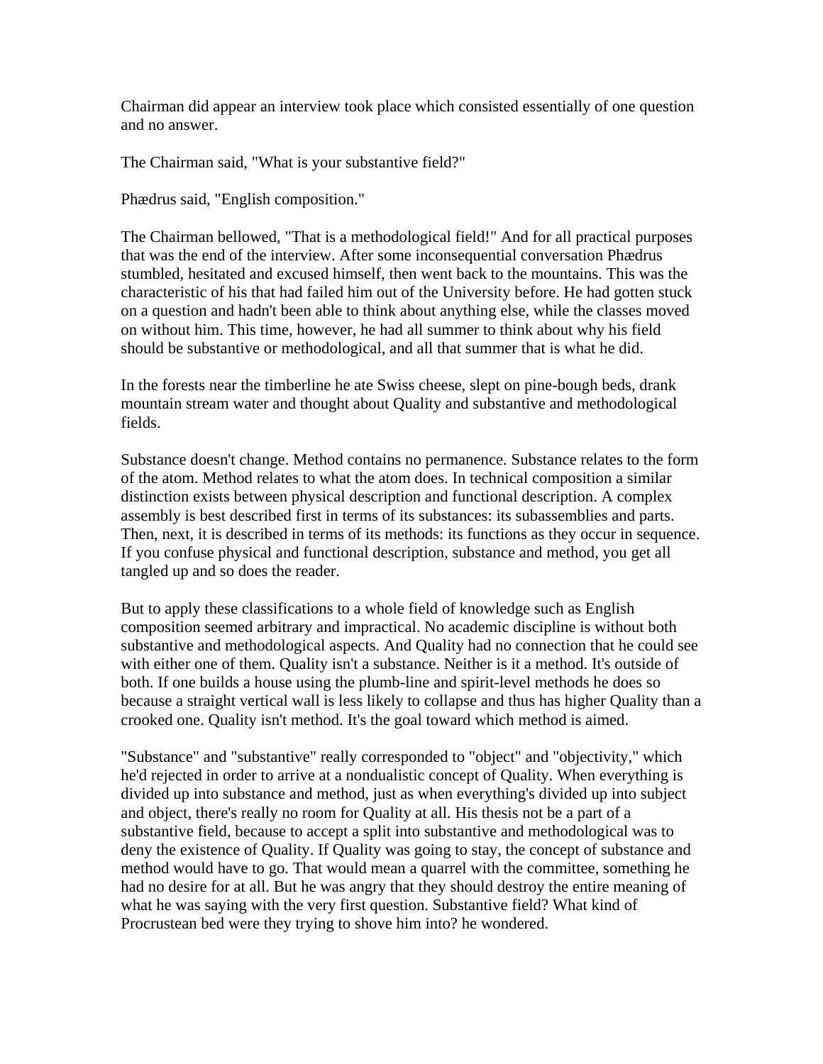Chairman did appear an interview took place which consisted essentially of one question and no answer.

The Chairman said, "What is your substantive field?"

Phædrus said, "English composition."

The Chairman bellowed, "That is a methodological field!" And for all practical purposes that was the end of the interview. After some inconsequential conversation Phædrus stumbled, hesitated and excused himself, then went back to the mountains. This was the characteristic of his that had failed him out of the University before. He had gotten stuck on a question and hadn't been able to think about anything else, while the classes moved on without him. This time, however, he had all summer to think about why his field should be substantive or methodological, and all that summer that is what he did.

In the forests near the timberline he ate Swiss cheese, slept on pine-bough beds, drank mountain stream water and thought about Quality and substantive and methodological fields.

Substance doesn't change. Method contains no permanence. Substance relates to the form of the atom. Method relates to what the atom does. In technical composition a similar distinction exists between physical description and functional description. A complex assembly is best described first in terms of its substances: its subassemblies and parts. Then, next, it is described in terms of its methods: its functions as they occur in sequence. If you confuse physical and functional description, substance and method, you get all tangled up and so does the reader.

But to apply these classifications to a whole field of knowledge such as English composition seemed arbitrary and impractical. No academic discipline is without both substantive and methodological aspects. And Quality had no connection that he could see with either one of them. Quality isn't a substance. Neither is it a method. It's outside of both. If one builds a house using the plumb-line and spirit-level methods he does so because a straight vertical wall is less likely to collapse and thus has higher Quality than a crooked one. Quality isn't method. It's the goal toward which method is aimed.

"Substance" and "substantive" really corresponded to "object" and "objectivity," which he'd rejected in order to arrive at a nondualistic concept of Quality. When everything is divided up into substance and method, just as when everything's divided up into subject and object, there's really no room for Quality at all. His thesis not be a part of a substantive field, because to accept a split into substantive and methodological was to deny the existence of Quality. If Quality was going to stay, the concept of substance and method would have to go. That would mean a quarrel with the committee, something he had no desire for at all. But he was angry that they should destroy the entire meaning of what he was saying with the very first question. Substantive field? What kind of Procrustean bed were they trying to shove him into? he wondered.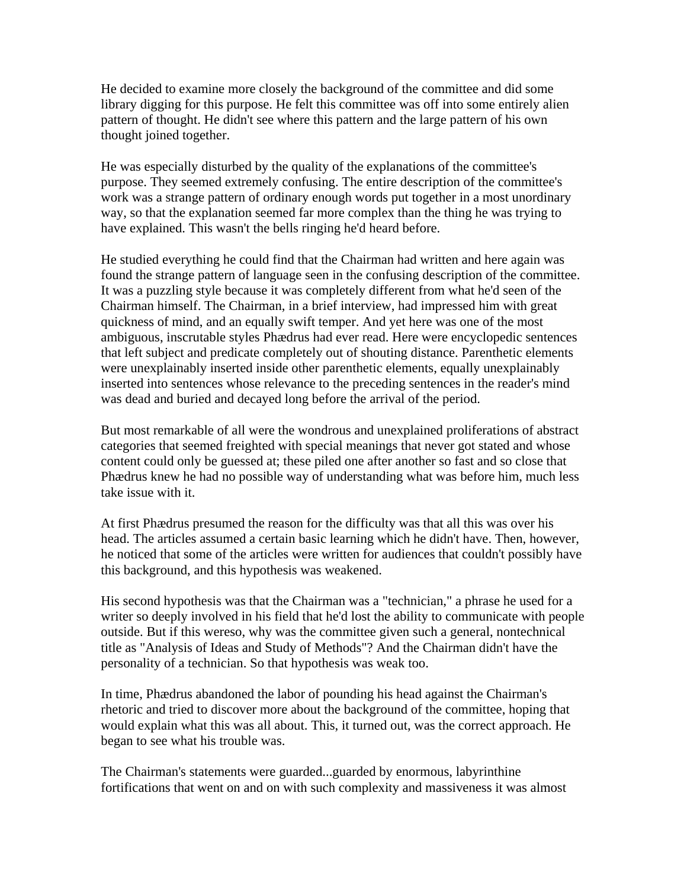He decided to examine more closely the background of the committee and did some library digging for this purpose. He felt this committee was off into some entirely alien pattern of thought. He didn't see where this pattern and the large pattern of his own thought joined together.

He was especially disturbed by the quality of the explanations of the committee's purpose. They seemed extremely confusing. The entire description of the committee's work was a strange pattern of ordinary enough words put together in a most unordinary way, so that the explanation seemed far more complex than the thing he was trying to have explained. This wasn't the bells ringing he'd heard before.

He studied everything he could find that the Chairman had written and here again was found the strange pattern of language seen in the confusing description of the committee. It was a puzzling style because it was completely different from what he'd seen of the Chairman himself. The Chairman, in a brief interview, had impressed him with great quickness of mind, and an equally swift temper. And yet here was one of the most ambiguous, inscrutable styles Phædrus had ever read. Here were encyclopedic sentences that left subject and predicate completely out of shouting distance. Parenthetic elements were unexplainably inserted inside other parenthetic elements, equally unexplainably inserted into sentences whose relevance to the preceding sentences in the reader's mind was dead and buried and decayed long before the arrival of the period.

But most remarkable of all were the wondrous and unexplained proliferations of abstract categories that seemed freighted with special meanings that never got stated and whose content could only be guessed at; these piled one after another so fast and so close that Phædrus knew he had no possible way of understanding what was before him, much less take issue with it.

At first Phædrus presumed the reason for the difficulty was that all this was over his head. The articles assumed a certain basic learning which he didn't have. Then, however, he noticed that some of the articles were written for audiences that couldn't possibly have this background, and this hypothesis was weakened.

His second hypothesis was that the Chairman was a "technician," a phrase he used for a writer so deeply involved in his field that he'd lost the ability to communicate with people outside. But if this wereso, why was the committee given such a general, nontechnical title as "Analysis of Ideas and Study of Methods"? And the Chairman didn't have the personality of a technician. So that hypothesis was weak too.

In time, Phædrus abandoned the labor of pounding his head against the Chairman's rhetoric and tried to discover more about the background of the committee, hoping that would explain what this was all about. This, it turned out, was the correct approach. He began to see what his trouble was.

The Chairman's statements were guarded...guarded by enormous, labyrinthine fortifications that went on and on with such complexity and massiveness it was almost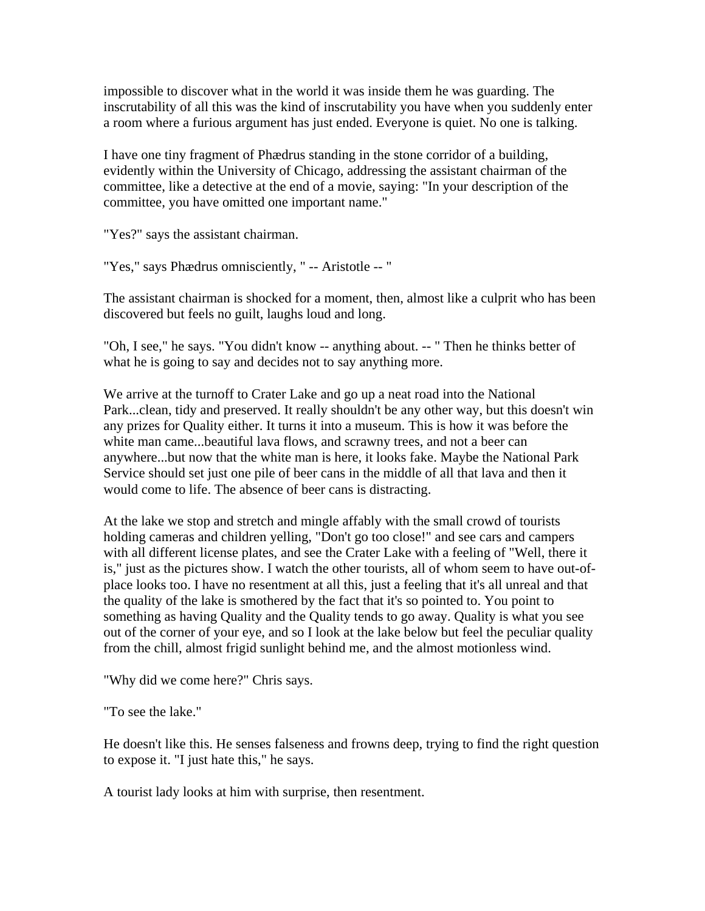impossible to discover what in the world it was inside them he was guarding. The inscrutability of all this was the kind of inscrutability you have when you suddenly enter a room where a furious argument has just ended. Everyone is quiet. No one is talking.

I have one tiny fragment of Phædrus standing in the stone corridor of a building, evidently within the University of Chicago, addressing the assistant chairman of the committee, like a detective at the end of a movie, saying: "In your description of the committee, you have omitted one important name."

"Yes?" says the assistant chairman.

"Yes," says Phædrus omnisciently, " -- Aristotle -- "

The assistant chairman is shocked for a moment, then, almost like a culprit who has been discovered but feels no guilt, laughs loud and long.

"Oh, I see," he says. "You didn't know -- anything about. -- " Then he thinks better of what he is going to say and decides not to say anything more.

We arrive at the turnoff to Crater Lake and go up a neat road into the National Park...clean, tidy and preserved. It really shouldn't be any other way, but this doesn't win any prizes for Quality either. It turns it into a museum. This is how it was before the white man came...beautiful lava flows, and scrawny trees, and not a beer can anywhere...but now that the white man is here, it looks fake. Maybe the National Park Service should set just one pile of beer cans in the middle of all that lava and then it would come to life. The absence of beer cans is distracting.

At the lake we stop and stretch and mingle affably with the small crowd of tourists holding cameras and children yelling, "Don't go too close!" and see cars and campers with all different license plates, and see the Crater Lake with a feeling of "Well, there it is," just as the pictures show. I watch the other tourists, all of whom seem to have out-of-place looks too. I have no resentment at all this, just a feeling that it's all unreal and that the quality of the lake is smothered by the fact that it's so pointed to. You point to something as having Quality and the Quality tends to go away. Quality is what you see out of the corner of your eye, and so I look at the lake below but feel the peculiar quality from the chill, almost frigid sunlight behind me, and the almost motionless wind.

"Why did we come here?" Chris says.

"To see the lake."

He doesn't like this. He senses falseness and frowns deep, trying to find the right question to expose it. "I just hate this," he says.

A tourist lady looks at him with surprise, then resentment.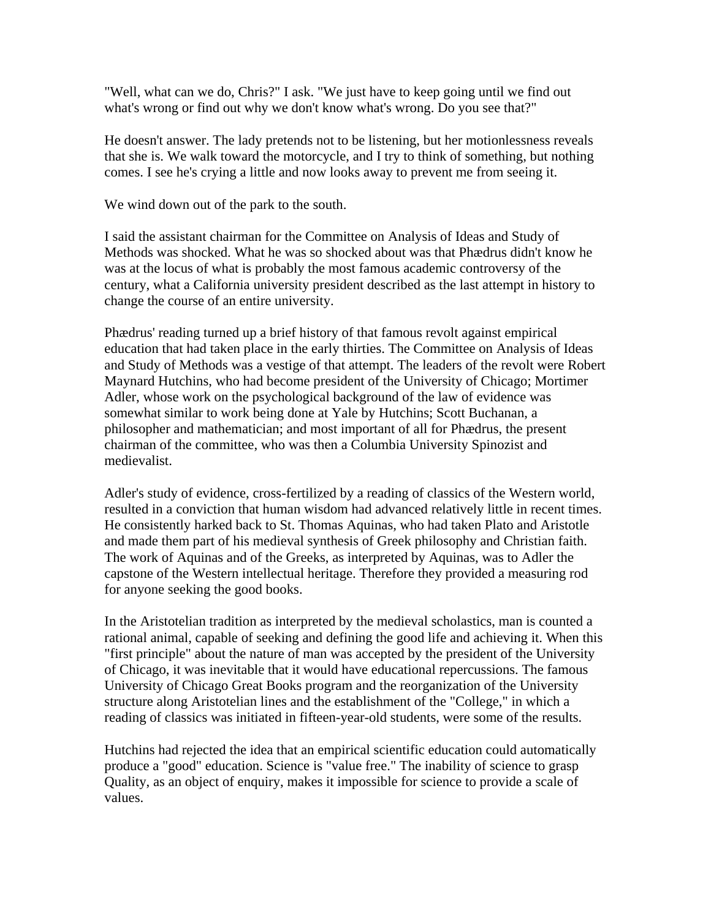"Well, what can we do, Chris?" I ask. "We just have to keep going until we find out what's wrong or find out why we don't know what's wrong. Do you see that?"

He doesn't answer. The lady pretends not to be listening, but her motionlessness reveals that she is. We walk toward the motorcycle, and I try to think of something, but nothing comes. I see he's crying a little and now looks away to prevent me from seeing it.

We wind down out of the park to the south.

I said the assistant chairman for the Committee on Analysis of Ideas and Study of Methods was shocked. What he was so shocked about was that Phædrus didn't know he was at the locus of what is probably the most famous academic controversy of the century, what a California university president described as the last attempt in history to change the course of an entire university.

Phædrus' reading turned up a brief history of that famous revolt against empirical education that had taken place in the early thirties. The Committee on Analysis of Ideas and Study of Methods was a vestige of that attempt. The leaders of the revolt were Robert Maynard Hutchins, who had become president of the University of Chicago; Mortimer Adler, whose work on the psychological background of the law of evidence was somewhat similar to work being done at Yale by Hutchins; Scott Buchanan, a philosopher and mathematician; and most important of all for Phædrus, the present chairman of the committee, who was then a Columbia University Spinozist and medievalist.

Adler's study of evidence, cross-fertilized by a reading of classics of the Western world, resulted in a conviction that human wisdom had advanced relatively little in recent times. He consistently harked back to St. Thomas Aquinas, who had taken Plato and Aristotle and made them part of his medieval synthesis of Greek philosophy and Christian faith. The work of Aquinas and of the Greeks, as interpreted by Aquinas, was to Adler the capstone of the Western intellectual heritage. Therefore they provided a measuring rod for anyone seeking the good books.

In the Aristotelian tradition as interpreted by the medieval scholastics, man is counted a rational animal, capable of seeking and defining the good life and achieving it. When this "first principle" about the nature of man was accepted by the president of the University of Chicago, it was inevitable that it would have educational repercussions. The famous University of Chicago Great Books program and the reorganization of the University structure along Aristotelian lines and the establishment of the "College," in which a reading of classics was initiated in fifteen-year-old students, were some of the results.

Hutchins had rejected the idea that an empirical scientific education could automatically produce a "good" education. Science is "value free." The inability of science to grasp Quality, as an object of enquiry, makes it impossible for science to provide a scale of values.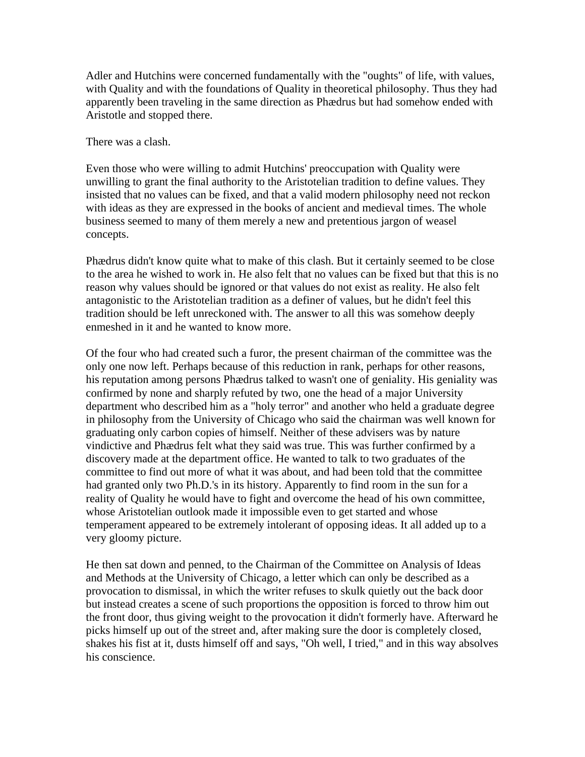Adler and Hutchins were concerned fundamentally with the "oughts" of life, with values, with Quality and with the foundations of Quality in theoretical philosophy. Thus they had apparently been traveling in the same direction as Phædrus but had somehow ended with Aristotle and stopped there.

There was a clash.

Even those who were willing to admit Hutchins' preoccupation with Quality were unwilling to grant the final authority to the Aristotelian tradition to define values. They insisted that no values can be fixed, and that a valid modern philosophy need not reckon with ideas as they are expressed in the books of ancient and medieval times. The whole business seemed to many of them merely a new and pretentious jargon of weasel concepts.

Phædrus didn't know quite what to make of this clash. But it certainly seemed to be close to the area he wished to work in. He also felt that no values can be fixed but that this is no reason why values should be ignored or that values do not exist as reality. He also felt antagonistic to the Aristotelian tradition as a definer of values, but he didn't feel this tradition should be left unreckoned with. The answer to all this was somehow deeply enmeshed in it and he wanted to know more.

Of the four who had created such a furor, the present chairman of the committee was the only one now left. Perhaps because of this reduction in rank, perhaps for other reasons, his reputation among persons Phædrus talked to wasn't one of geniality. His geniality was confirmed by none and sharply refuted by two, one the head of a major University department who described him as a "holy terror" and another who held a graduate degree in philosophy from the University of Chicago who said the chairman was well known for graduating only carbon copies of himself. Neither of these advisers was by nature vindictive and Phædrus felt what they said was true. This was further confirmed by a discovery made at the department office. He wanted to talk to two graduates of the committee to find out more of what it was about, and had been told that the committee had granted only two Ph.D.'s in its history. Apparently to find room in the sun for a reality of Quality he would have to fight and overcome the head of his own committee, whose Aristotelian outlook made it impossible even to get started and whose temperament appeared to be extremely intolerant of opposing ideas. It all added up to a very gloomy picture.

He then sat down and penned, to the Chairman of the Committee on Analysis of Ideas and Methods at the University of Chicago, a letter which can only be described as a provocation to dismissal, in which the writer refuses to skulk quietly out the back door but instead creates a scene of such proportions the opposition is forced to throw him out the front door, thus giving weight to the provocation it didn't formerly have. Afterward he picks himself up out of the street and, after making sure the door is completely closed, shakes his fist at it, dusts himself off and says, "Oh well, I tried," and in this way absolves his conscience.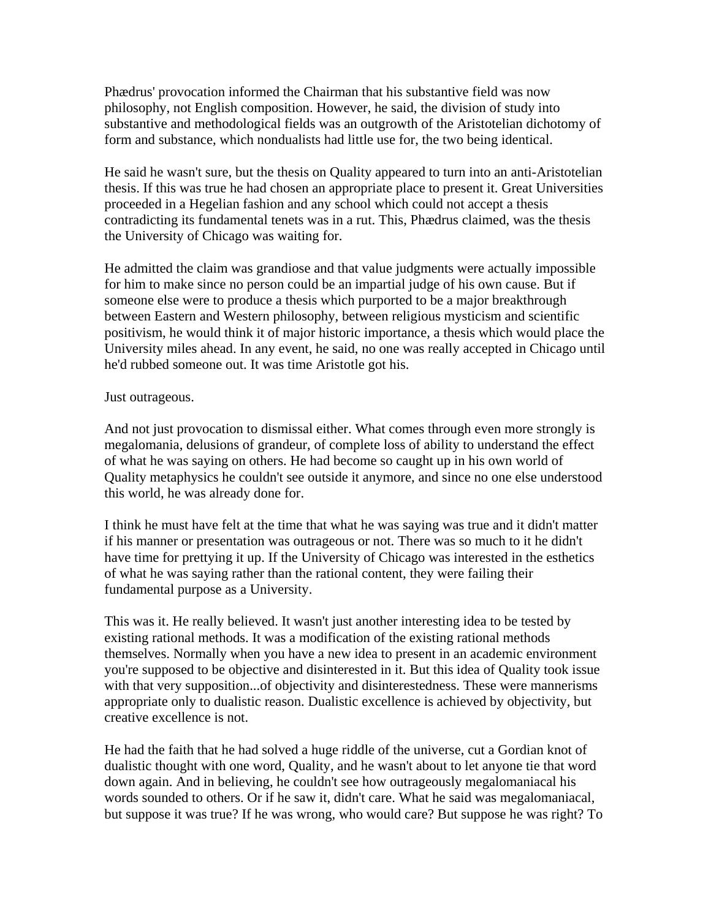Phædrus' provocation informed the Chairman that his substantive field was now philosophy, not English composition. However, he said, the division of study into substantive and methodological fields was an outgrowth of the Aristotelian dichotomy of form and substance, which nondualists had little use for, the two being identical.

He said he wasn't sure, but the thesis on Quality appeared to turn into an anti-Aristotelian thesis. If this was true he had chosen an appropriate place to present it. Great Universities proceeded in a Hegelian fashion and any school which could not accept a thesis contradicting its fundamental tenets was in a rut. This, Phædrus claimed, was the thesis the University of Chicago was waiting for.

He admitted the claim was grandiose and that value judgments were actually impossible for him to make since no person could be an impartial judge of his own cause. But if someone else were to produce a thesis which purported to be a major breakthrough between Eastern and Western philosophy, between religious mysticism and scientific positivism, he would think it of major historic importance, a thesis which would place the University miles ahead. In any event, he said, no one was really accepted in Chicago until he'd rubbed someone out. It was time Aristotle got his.

Just outrageous.

And not just provocation to dismissal either. What comes through even more strongly is megalomania, delusions of grandeur, of complete loss of ability to understand the effect of what he was saying on others. He had become so caught up in his own world of Quality metaphysics he couldn't see outside it anymore, and since no one else understood this world, he was already done for.

I think he must have felt at the time that what he was saying was true and it didn't matter if his manner or presentation was outrageous or not. There was so much to it he didn't have time for prettying it up. If the University of Chicago was interested in the esthetics of what he was saying rather than the rational content, they were failing their fundamental purpose as a University.

This was it. He really believed. It wasn't just another interesting idea to be tested by existing rational methods. It was a modification of the existing rational methods themselves. Normally when you have a new idea to present in an academic environment you're supposed to be objective and disinterested in it. But this idea of Quality took issue with that very supposition...of objectivity and disinterestedness. These were mannerisms appropriate only to dualistic reason. Dualistic excellence is achieved by objectivity, but creative excellence is not.

He had the faith that he had solved a huge riddle of the universe, cut a Gordian knot of dualistic thought with one word, Quality, and he wasn't about to let anyone tie that word down again. And in believing, he couldn't see how outrageously megalomaniacal his words sounded to others. Or if he saw it, didn't care. What he said was megalomaniacal, but suppose it was true? If he was wrong, who would care? But suppose he was right? To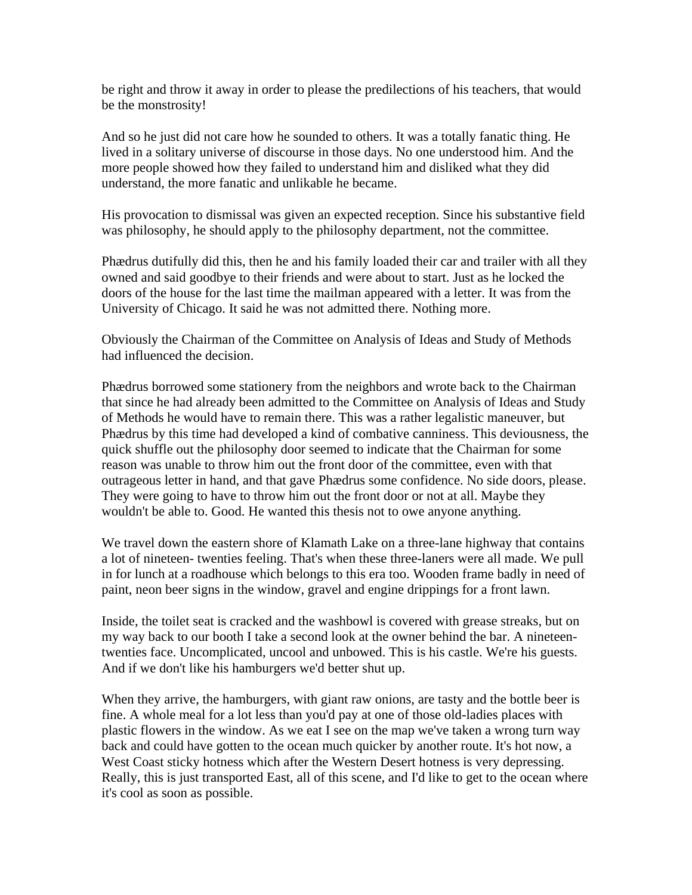be right and throw it away in order to please the predilections of his teachers, that would be the monstrosity!

And so he just did not care how he sounded to others. It was a totally fanatic thing. He lived in a solitary universe of discourse in those days. No one understood him. And the more people showed how they failed to understand him and disliked what they did understand, the more fanatic and unlikable he became.

His provocation to dismissal was given an expected reception. Since his substantive field was philosophy, he should apply to the philosophy department, not the committee.

Phædrus dutifully did this, then he and his family loaded their car and trailer with all they owned and said goodbye to their friends and were about to start. Just as he locked the doors of the house for the last time the mailman appeared with a letter. It was from the University of Chicago. It said he was not admitted there. Nothing more.

Obviously the Chairman of the Committee on Analysis of Ideas and Study of Methods had influenced the decision.

Phædrus borrowed some stationery from the neighbors and wrote back to the Chairman that since he had already been admitted to the Committee on Analysis of Ideas and Study of Methods he would have to remain there. This was a rather legalistic maneuver, but Phædrus by this time had developed a kind of combative canniness. This deviousness, the quick shuffle out the philosophy door seemed to indicate that the Chairman for some reason was unable to throw him out the front door of the committee, even with that outrageous letter in hand, and that gave Phædrus some confidence. No side doors, please. They were going to have to throw him out the front door or not at all. Maybe they wouldn't be able to. Good. He wanted this thesis not to owe anyone anything.

We travel down the eastern shore of Klamath Lake on a three-lane highway that contains a lot of nineteen- twenties feeling. That's when these three-laners were all made. We pull in for lunch at a roadhouse which belongs to this era too. Wooden frame badly in need of paint, neon beer signs in the window, gravel and engine drippings for a front lawn.

Inside, the toilet seat is cracked and the washbowl is covered with grease streaks, but on my way back to our booth I take a second look at the owner behind the bar. A nineteen-twenties face. Uncomplicated, uncool and unbowed. This is his castle. We're his guests. And if we don't like his hamburgers we'd better shut up.

When they arrive, the hamburgers, with giant raw onions, are tasty and the bottle beer is fine. A whole meal for a lot less than you'd pay at one of those old-ladies places with plastic flowers in the window. As we eat I see on the map we've taken a wrong turn way back and could have gotten to the ocean much quicker by another route. It's hot now, a West Coast sticky hotness which after the Western Desert hotness is very depressing. Really, this is just transported East, all of this scene, and I'd like to get to the ocean where it's cool as soon as possible.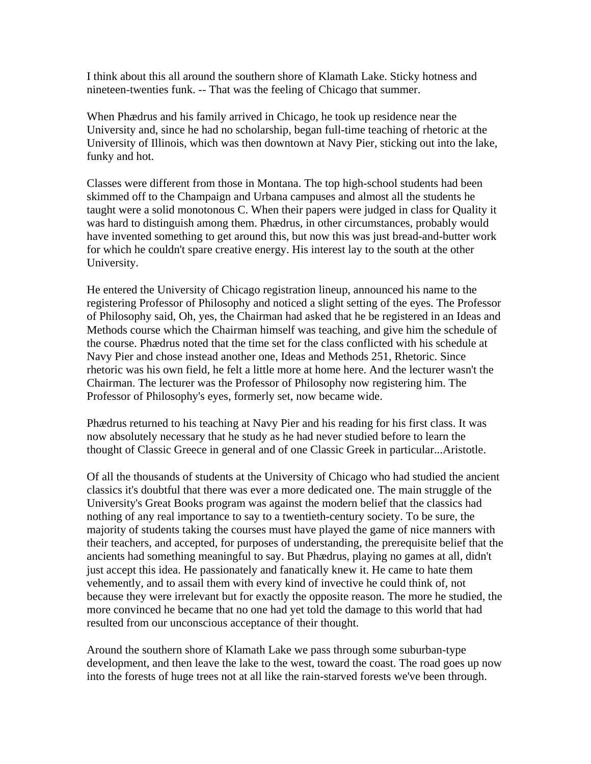I think about this all around the southern shore of Klamath Lake. Sticky hotness and nineteen-twenties funk. -- That was the feeling of Chicago that summer.

When Phædrus and his family arrived in Chicago, he took up residence near the University and, since he had no scholarship, began full-time teaching of rhetoric at the University of Illinois, which was then downtown at Navy Pier, sticking out into the lake, funky and hot.

Classes were different from those in Montana. The top high-school students had been skimmed off to the Champaign and Urbana campuses and almost all the students he taught were a solid monotonous C. When their papers were judged in class for Quality it was hard to distinguish among them. Phædrus, in other circumstances, probably would have invented something to get around this, but now this was just bread-and-butter work for which he couldn't spare creative energy. His interest lay to the south at the other University.

He entered the University of Chicago registration lineup, announced his name to the registering Professor of Philosophy and noticed a slight setting of the eyes. The Professor of Philosophy said, Oh, yes, the Chairman had asked that he be registered in an Ideas and Methods course which the Chairman himself was teaching, and give him the schedule of the course. Phædrus noted that the time set for the class conflicted with his schedule at Navy Pier and chose instead another one, Ideas and Methods 251, Rhetoric. Since rhetoric was his own field, he felt a little more at home here. And the lecturer wasn't the Chairman. The lecturer was the Professor of Philosophy now registering him. The Professor of Philosophy's eyes, formerly set, now became wide.

Phædrus returned to his teaching at Navy Pier and his reading for his first class. It was now absolutely necessary that he study as he had never studied before to learn the thought of Classic Greece in general and of one Classic Greek in particular...Aristotle.

Of all the thousands of students at the University of Chicago who had studied the ancient classics it's doubtful that there was ever a more dedicated one. The main struggle of the University's Great Books program was against the modern belief that the classics had nothing of any real importance to say to a twentieth-century society. To be sure, the majority of students taking the courses must have played the game of nice manners with their teachers, and accepted, for purposes of understanding, the prerequisite belief that the ancients had something meaningful to say. But Phædrus, playing no games at all, didn't just accept this idea. He passionately and fanatically knew it. He came to hate them vehemently, and to assail them with every kind of invective he could think of, not because they were irrelevant but for exactly the opposite reason. The more he studied, the more convinced he became that no one had yet told the damage to this world that had resulted from our unconscious acceptance of their thought.

Around the southern shore of Klamath Lake we pass through some suburban-type development, and then leave the lake to the west, toward the coast. The road goes up now into the forests of huge trees not at all like the rain-starved forests we've been through.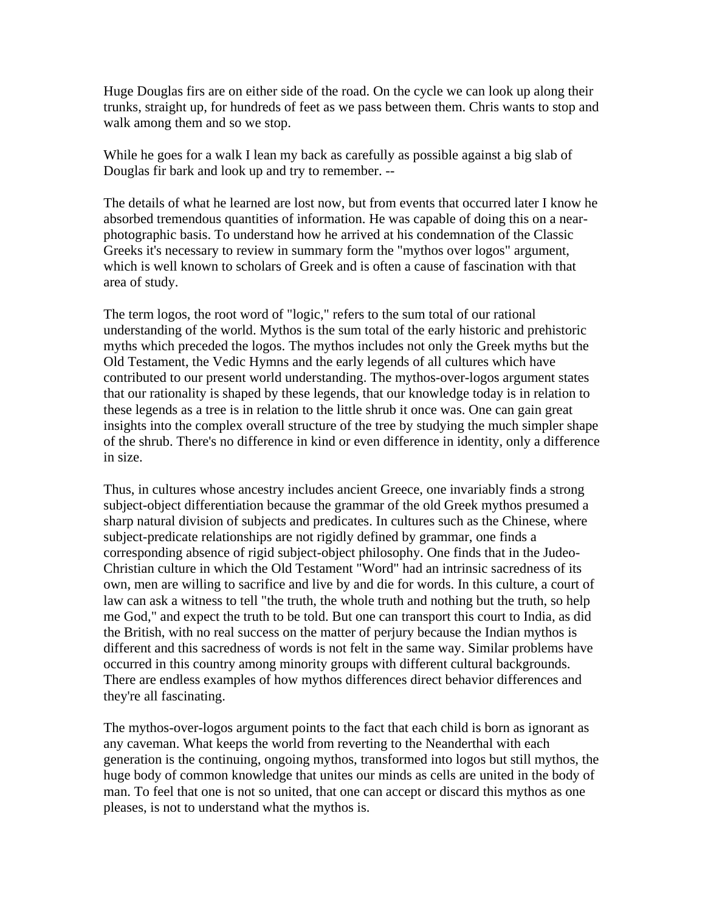Huge Douglas firs are on either side of the road. On the cycle we can look up along their trunks, straight up, for hundreds of feet as we pass between them. Chris wants to stop and walk among them and so we stop.

While he goes for a walk I lean my back as carefully as possible against a big slab of Douglas fir bark and look up and try to remember. --

The details of what he learned are lost now, but from events that occurred later I know he absorbed tremendous quantities of information. He was capable of doing this on a near-photographic basis. To understand how he arrived at his condemnation of the Classic Greeks it's necessary to review in summary form the "mythos over logos" argument, which is well known to scholars of Greek and is often a cause of fascination with that area of study.

The term logos, the root word of "logic," refers to the sum total of our rational understanding of the world. Mythos is the sum total of the early historic and prehistoric myths which preceded the logos. The mythos includes not only the Greek myths but the Old Testament, the Vedic Hymns and the early legends of all cultures which have contributed to our present world understanding. The mythos-over-logos argument states that our rationality is shaped by these legends, that our knowledge today is in relation to these legends as a tree is in relation to the little shrub it once was. One can gain great insights into the complex overall structure of the tree by studying the much simpler shape of the shrub. There's no difference in kind or even difference in identity, only a difference in size.

Thus, in cultures whose ancestry includes ancient Greece, one invariably finds a strong subject-object differentiation because the grammar of the old Greek mythos presumed a sharp natural division of subjects and predicates. In cultures such as the Chinese, where subject-predicate relationships are not rigidly defined by grammar, one finds a corresponding absence of rigid subject-object philosophy. One finds that in the Judeo-Christian culture in which the Old Testament "Word" had an intrinsic sacredness of its own, men are willing to sacrifice and live by and die for words. In this culture, a court of law can ask a witness to tell "the truth, the whole truth and nothing but the truth, so help me God," and expect the truth to be told. But one can transport this court to India, as did the British, with no real success on the matter of perjury because the Indian mythos is different and this sacredness of words is not felt in the same way. Similar problems have occurred in this country among minority groups with different cultural backgrounds. There are endless examples of how mythos differences direct behavior differences and they're all fascinating.

The mythos-over-logos argument points to the fact that each child is born as ignorant as any caveman. What keeps the world from reverting to the Neanderthal with each generation is the continuing, ongoing mythos, transformed into logos but still mythos, the huge body of common knowledge that unites our minds as cells are united in the body of man. To feel that one is not so united, that one can accept or discard this mythos as one pleases, is not to understand what the mythos is.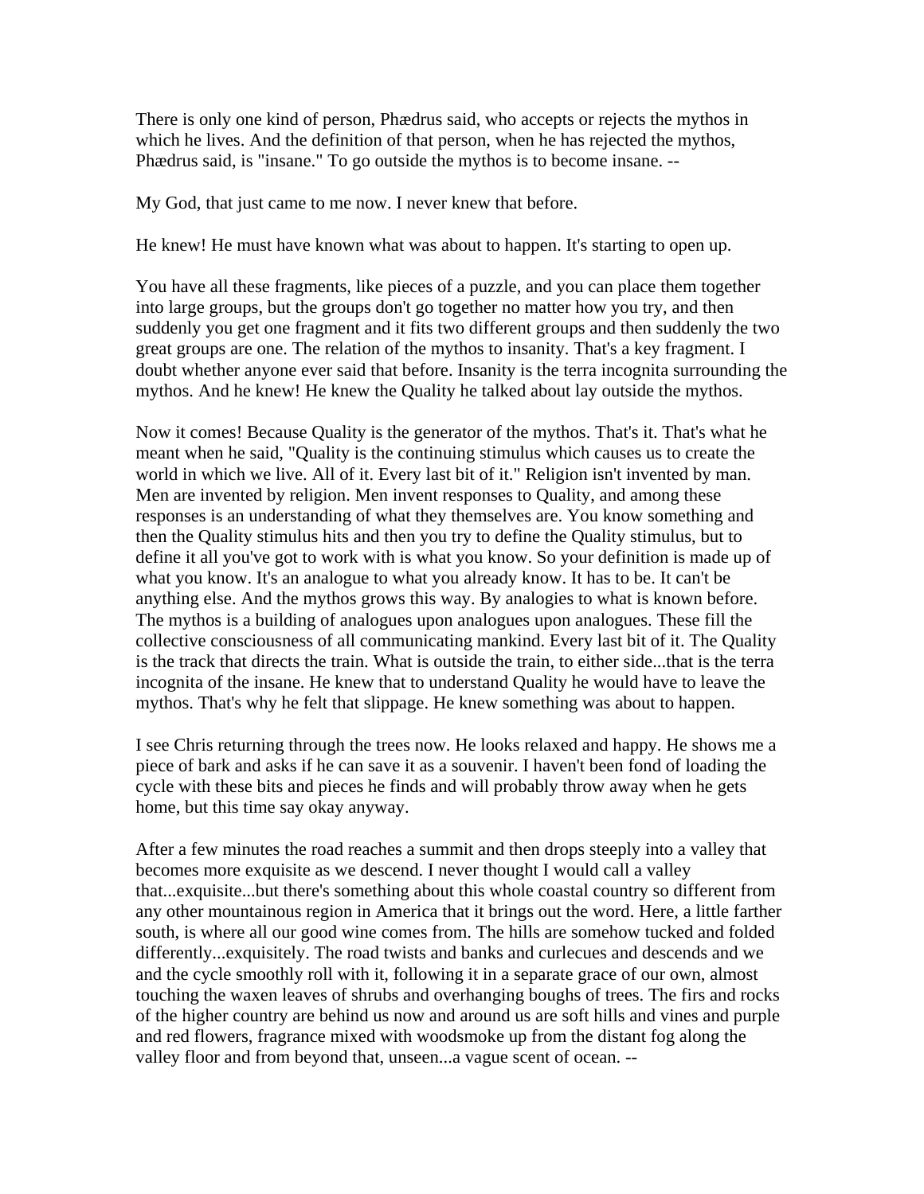There is only one kind of person, Phædrus said, who accepts or rejects the mythos in which he lives. And the definition of that person, when he has rejected the mythos, Phædrus said, is "insane." To go outside the mythos is to become insane. --

My God, that just came to me now. I never knew that before.

He knew! He must have known what was about to happen. It's starting to open up.

You have all these fragments, like pieces of a puzzle, and you can place them together into large groups, but the groups don't go together no matter how you try, and then suddenly you get one fragment and it fits two different groups and then suddenly the two great groups are one. The relation of the mythos to insanity. That's a key fragment. I doubt whether anyone ever said that before. Insanity is the terra incognita surrounding the mythos. And he knew! He knew the Quality he talked about lay outside the mythos.

Now it comes! Because Quality is the generator of the mythos. That's it. That's what he meant when he said, "Quality is the continuing stimulus which causes us to create the world in which we live. All of it. Every last bit of it." Religion isn't invented by man. Men are invented by religion. Men invent responses to Quality, and among these responses is an understanding of what they themselves are. You know something and then the Quality stimulus hits and then you try to define the Quality stimulus, but to define it all you've got to work with is what you know. So your definition is made up of what you know. It's an analogue to what you already know. It has to be. It can't be anything else. And the mythos grows this way. By analogies to what is known before. The mythos is a building of analogues upon analogues upon analogues. These fill the collective consciousness of all communicating mankind. Every last bit of it. The Quality is the track that directs the train. What is outside the train, to either side...that is the terra incognita of the insane. He knew that to understand Quality he would have to leave the mythos. That's why he felt that slippage. He knew something was about to happen.

I see Chris returning through the trees now. He looks relaxed and happy. He shows me a piece of bark and asks if he can save it as a souvenir. I haven't been fond of loading the cycle with these bits and pieces he finds and will probably throw away when he gets home, but this time say okay anyway.

After a few minutes the road reaches a summit and then drops steeply into a valley that becomes more exquisite as we descend. I never thought I would call a valley that...exquisite...but there's something about this whole coastal country so different from any other mountainous region in America that it brings out the word. Here, a little farther south, is where all our good wine comes from. The hills are somehow tucked and folded differently...exquisitely. The road twists and banks and curlecues and descends and we and the cycle smoothly roll with it, following it in a separate grace of our own, almost touching the waxen leaves of shrubs and overhanging boughs of trees. The firs and rocks of the higher country are behind us now and around us are soft hills and vines and purple and red flowers, fragrance mixed with woodsmoke up from the distant fog along the valley floor and from beyond that, unseen...a vague scent of ocean. --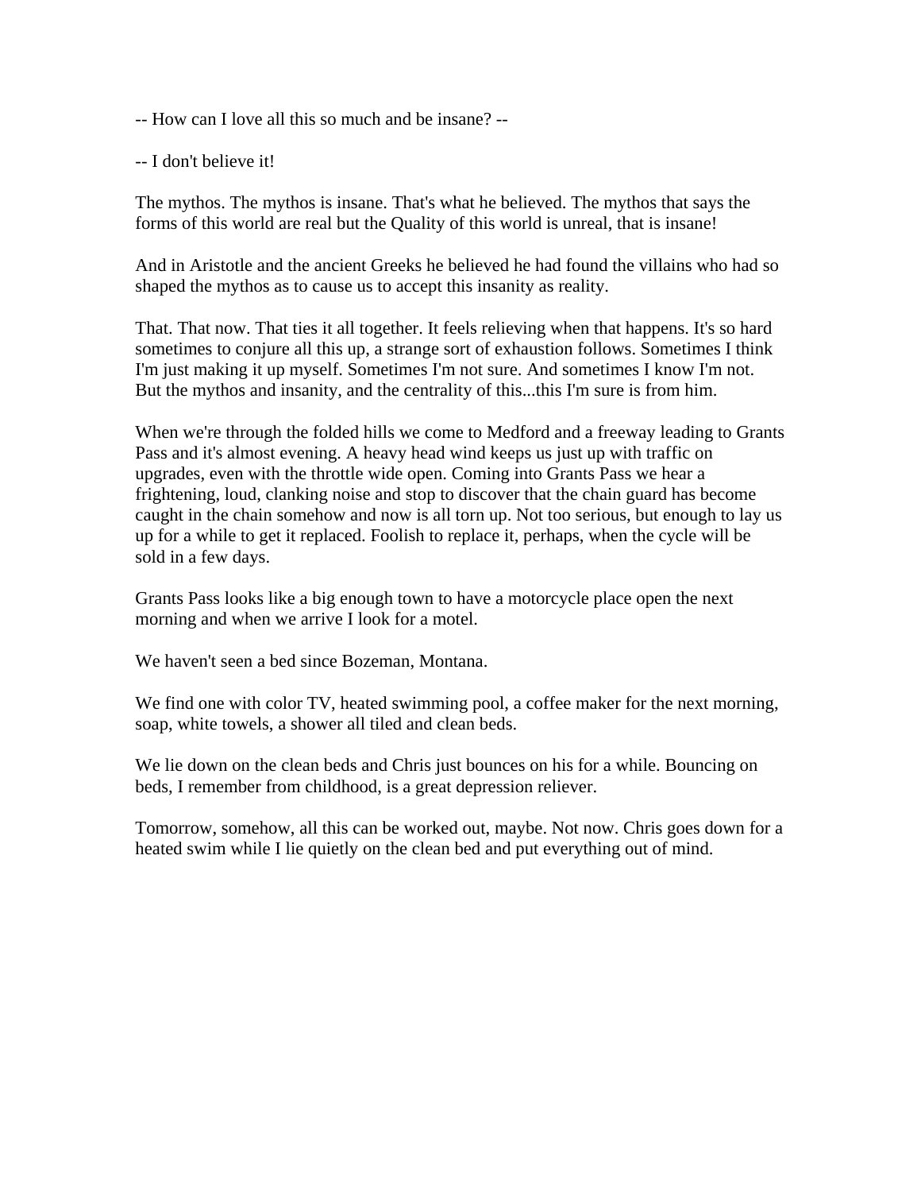-- How can I love all this so much and be insane? --

-- I don't believe it!

The mythos. The mythos is insane. That's what he believed. The mythos that says the forms of this world are real but the Quality of this world is unreal, that is insane!

And in Aristotle and the ancient Greeks he believed he had found the villains who had so shaped the mythos as to cause us to accept this insanity as reality.

That. That now. That ties it all together. It feels relieving when that happens. It's so hard sometimes to conjure all this up, a strange sort of exhaustion follows. Sometimes I think I'm just making it up myself. Sometimes I'm not sure. And sometimes I know I'm not. But the mythos and insanity, and the centrality of this...this I'm sure is from him.

When we're through the folded hills we come to Medford and a freeway leading to Grants Pass and it's almost evening. A heavy head wind keeps us just up with traffic on upgrades, even with the throttle wide open. Coming into Grants Pass we hear a frightening, loud, clanking noise and stop to discover that the chain guard has become caught in the chain somehow and now is all torn up. Not too serious, but enough to lay us up for a while to get it replaced. Foolish to replace it, perhaps, when the cycle will be sold in a few days.

Grants Pass looks like a big enough town to have a motorcycle place open the next morning and when we arrive I look for a motel.

We haven't seen a bed since Bozeman, Montana.

We find one with color TV, heated swimming pool, a coffee maker for the next morning, soap, white towels, a shower all tiled and clean beds.

We lie down on the clean beds and Chris just bounces on his for a while. Bouncing on beds, I remember from childhood, is a great depression reliever.

Tomorrow, somehow, all this can be worked out, maybe. Not now. Chris goes down for a heated swim while I lie quietly on the clean bed and put everything out of mind.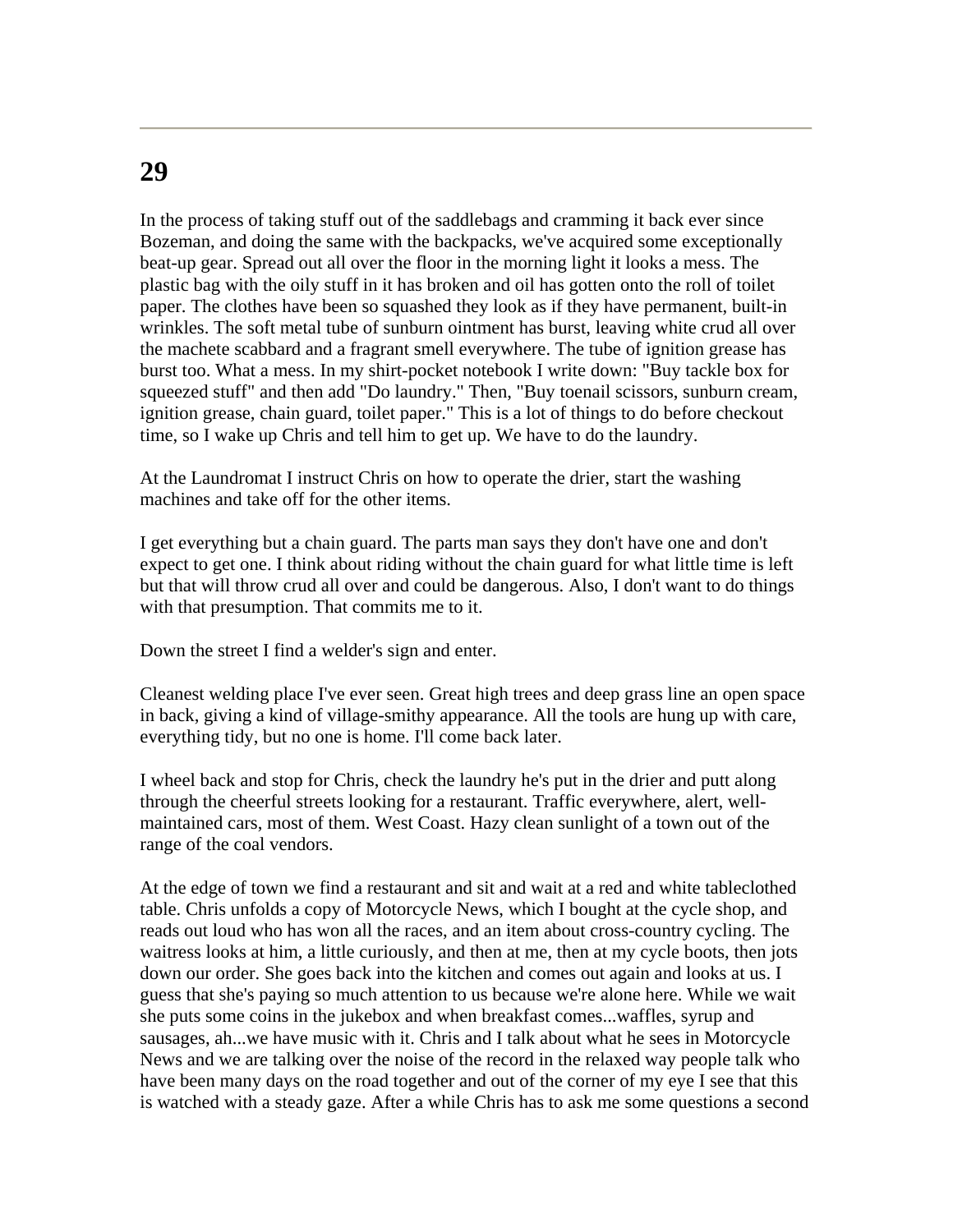# 29

In the process of taking stuff out of the saddlebags and cramming it back ever since Bozeman, and doing the same with the backpacks, we've acquired some exceptionally beat-up gear. Spread out all over the floor in the morning light it looks a mess. The plastic bag with the oily stuff in it has broken and oil has gotten onto the roll of toilet paper. The clothes have been so squashed they look as if they have permanent, built-in wrinkles. The soft metal tube of sunburn ointment has burst, leaving white crud all over the machete scabbard and a fragrant smell everywhere. The tube of ignition grease has burst too. What a mess. In my shirt-pocket notebook I write down: "Buy tackle box for squeezed stuff" and then add "Do laundry." Then, "Buy toenail scissors, sunburn cream, ignition grease, chain guard, toilet paper." This is a lot of things to do before checkout time, so I wake up Chris and tell him to get up. We have to do the laundry.

At the Laundromat I instruct Chris on how to operate the drier, start the washing machines and take off for the other items.

I get everything but a chain guard. The parts man says they don't have one and don't expect to get one. I think about riding without the chain guard for what little time is left but that will throw crud all over and could be dangerous. Also, I don't want to do things with that presumption. That commits me to it.

Down the street I find a welder's sign and enter.

Cleanest welding place I've ever seen. Great high trees and deep grass line an open space in back, giving a kind of village-smithy appearance. All the tools are hung up with care, everything tidy, but no one is home. I'll come back later.

I wheel back and stop for Chris, check the laundry he's put in the drier and putt along through the cheerful streets looking for a restaurant. Traffic everywhere, alert, well-maintained cars, most of them. West Coast. Hazy clean sunlight of a town out of the range of the coal vendors.

At the edge of town we find a restaurant and sit and wait at a red and white tableclothed table. Chris unfolds a copy of Motorcycle News, which I bought at the cycle shop, and reads out loud who has won all the races, and an item about cross-country cycling. The waitress looks at him, a little curiously, and then at me, then at my cycle boots, then jots down our order. She goes back into the kitchen and comes out again and looks at us. I guess that she's paying so much attention to us because we're alone here. While we wait she puts some coins in the jukebox and when breakfast comes...waffles, syrup and sausages, ah...we have music with it. Chris and I talk about what he sees in Motorcycle News and we are talking over the noise of the record in the relaxed way people talk who have been many days on the road together and out of the corner of my eye I see that this is watched with a steady gaze. After a while Chris has to ask me some questions a second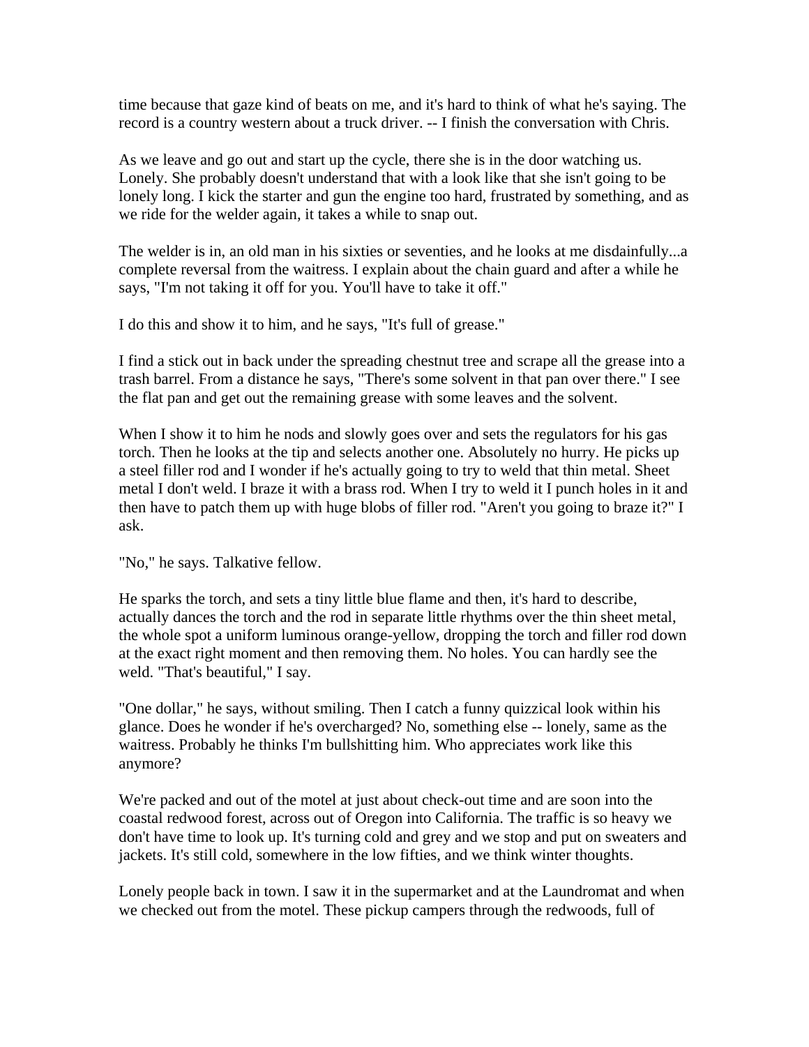time because that gaze kind of beats on me, and it's hard to think of what he's saying. The record is a country western about a truck driver. -- I finish the conversation with Chris.

As we leave and go out and start up the cycle, there she is in the door watching us. Lonely. She probably doesn't understand that with a look like that she isn't going to be lonely long. I kick the starter and gun the engine too hard, frustrated by something, and as we ride for the welder again, it takes a while to snap out.

The welder is in, an old man in his sixties or seventies, and he looks at me disdainfully...a complete reversal from the waitress. I explain about the chain guard and after a while he says, "I'm not taking it off for you. You'll have to take it off."

I do this and show it to him, and he says, "It's full of grease."

I find a stick out in back under the spreading chestnut tree and scrape all the grease into a trash barrel. From a distance he says, "There's some solvent in that pan over there." I see the flat pan and get out the remaining grease with some leaves and the solvent.

When I show it to him he nods and slowly goes over and sets the regulators for his gas torch. Then he looks at the tip and selects another one. Absolutely no hurry. He picks up a steel filler rod and I wonder if he's actually going to try to weld that thin metal. Sheet metal I don't weld. I braze it with a brass rod. When I try to weld it I punch holes in it and then have to patch them up with huge blobs of filler rod. "Aren't you going to braze it?" I ask.

"No," he says. Talkative fellow.

He sparks the torch, and sets a tiny little blue flame and then, it's hard to describe, actually dances the torch and the rod in separate little rhythms over the thin sheet metal, the whole spot a uniform luminous orange-yellow, dropping the torch and filler rod down at the exact right moment and then removing them. No holes. You can hardly see the weld. "That's beautiful," I say.

"One dollar," he says, without smiling. Then I catch a funny quizzical look within his glance. Does he wonder if he's overcharged? No, something else -- lonely, same as the waitress. Probably he thinks I'm bullshitting him. Who appreciates work like this anymore?

We're packed and out of the motel at just about check-out time and are soon into the coastal redwood forest, across out of Oregon into California. The traffic is so heavy we don't have time to look up. It's turning cold and grey and we stop and put on sweaters and jackets. It's still cold, somewhere in the low fifties, and we think winter thoughts.

Lonely people back in town. I saw it in the supermarket and at the Laundromat and when we checked out from the motel. These pickup campers through the redwoods, full of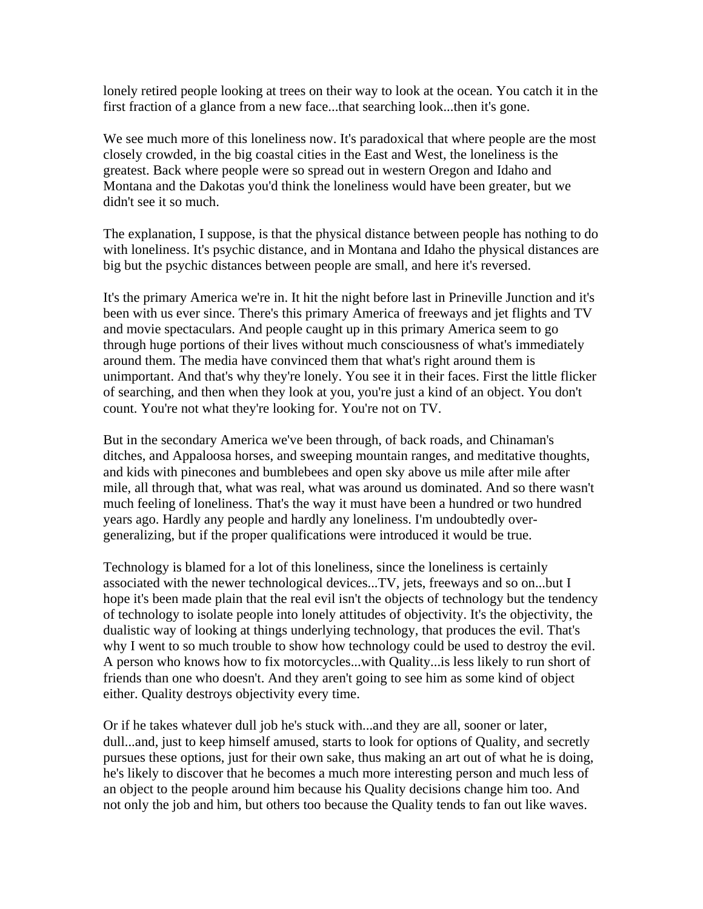lonely retired people looking at trees on their way to look at the ocean. You catch it in the first fraction of a glance from a new face...that searching look...then it's gone.

We see much more of this loneliness now. It's paradoxical that where people are the most closely crowded, in the big coastal cities in the East and West, the loneliness is the greatest. Back where people were so spread out in western Oregon and Idaho and Montana and the Dakotas you'd think the loneliness would have been greater, but we didn't see it so much.

The explanation, I suppose, is that the physical distance between people has nothing to do with loneliness. It's psychic distance, and in Montana and Idaho the physical distances are big but the psychic distances between people are small, and here it's reversed.

It's the primary America we're in. It hit the night before last in Prineville Junction and it's been with us ever since. There's this primary America of freeways and jet flights and TV and movie spectaculars. And people caught up in this primary America seem to go through huge portions of their lives without much consciousness of what's immediately around them. The media have convinced them that what's right around them is unimportant. And that's why they're lonely. You see it in their faces. First the little flicker of searching, and then when they look at you, you're just a kind of an object. You don't count. You're not what they're looking for. You're not on TV.

But in the secondary America we've been through, of back roads, and Chinaman's ditches, and Appaloosa horses, and sweeping mountain ranges, and meditative thoughts, and kids with pinecones and bumblebees and open sky above us mile after mile after mile, all through that, what was real, what was around us dominated. And so there wasn't much feeling of loneliness. That's the way it must have been a hundred or two hundred years ago. Hardly any people and hardly any loneliness. I'm undoubtedly over-generalizing, but if the proper qualifications were introduced it would be true.

Technology is blamed for a lot of this loneliness, since the loneliness is certainly associated with the newer technological devices...TV, jets, freeways and so on...but I hope it's been made plain that the real evil isn't the objects of technology but the tendency of technology to isolate people into lonely attitudes of objectivity. It's the objectivity, the dualistic way of looking at things underlying technology, that produces the evil. That's why I went to so much trouble to show how technology could be used to destroy the evil. A person who knows how to fix motorcycles...with Quality...is less likely to run short of friends than one who doesn't. And they aren't going to see him as some kind of object either. Quality destroys objectivity every time.

Or if he takes whatever dull job he's stuck with...and they are all, sooner or later, dull...and, just to keep himself amused, starts to look for options of Quality, and secretly pursues these options, just for their own sake, thus making an art out of what he is doing, he's likely to discover that he becomes a much more interesting person and much less of an object to the people around him because his Quality decisions change him too. And not only the job and him, but others too because the Quality tends to fan out like waves.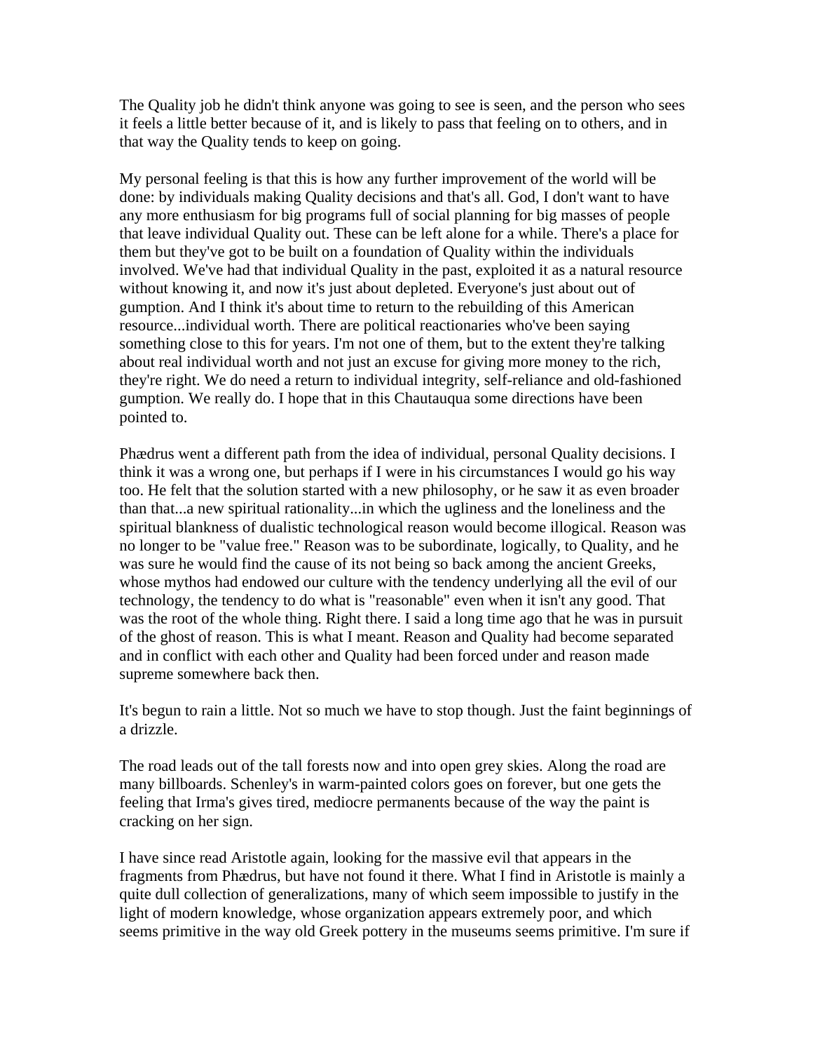The Quality job he didn't think anyone was going to see is seen, and the person who sees it feels a little better because of it, and is likely to pass that feeling on to others, and in that way the Quality tends to keep on going.

My personal feeling is that this is how any further improvement of the world will be done: by individuals making Quality decisions and that's all. God, I don't want to have any more enthusiasm for big programs full of social planning for big masses of people that leave individual Quality out. These can be left alone for a while. There's a place for them but they've got to be built on a foundation of Quality within the individuals involved. We've had that individual Quality in the past, exploited it as a natural resource without knowing it, and now it's just about depleted. Everyone's just about out of gumption. And I think it's about time to return to the rebuilding of this American resource...individual worth. There are political reactionaries who've been saying something close to this for years. I'm not one of them, but to the extent they're talking about real individual worth and not just an excuse for giving more money to the rich, they're right. We do need a return to individual integrity, self-reliance and old-fashioned gumption. We really do. I hope that in this Chautauqua some directions have been pointed to.

Phædrus went a different path from the idea of individual, personal Quality decisions. I think it was a wrong one, but perhaps if I were in his circumstances I would go his way too. He felt that the solution started with a new philosophy, or he saw it as even broader than that...a new spiritual rationality...in which the ugliness and the loneliness and the spiritual blankness of dualistic technological reason would become illogical. Reason was no longer to be "value free." Reason was to be subordinate, logically, to Quality, and he was sure he would find the cause of its not being so back among the ancient Greeks, whose mythos had endowed our culture with the tendency underlying all the evil of our technology, the tendency to do what is "reasonable" even when it isn't any good. That was the root of the whole thing. Right there. I said a long time ago that he was in pursuit of the ghost of reason. This is what I meant. Reason and Quality had become separated and in conflict with each other and Quality had been forced under and reason made supreme somewhere back then.

It's begun to rain a little. Not so much we have to stop though. Just the faint beginnings of a drizzle.

The road leads out of the tall forests now and into open grey skies. Along the road are many billboards. Schenley's in warm-painted colors goes on forever, but one gets the feeling that Irma's gives tired, mediocre permanents because of the way the paint is cracking on her sign.

I have since read Aristotle again, looking for the massive evil that appears in the fragments from Phædrus, but have not found it there. What I find in Aristotle is mainly a quite dull collection of generalizations, many of which seem impossible to justify in the light of modern knowledge, whose organization appears extremely poor, and which seems primitive in the way old Greek pottery in the museums seems primitive. I'm sure if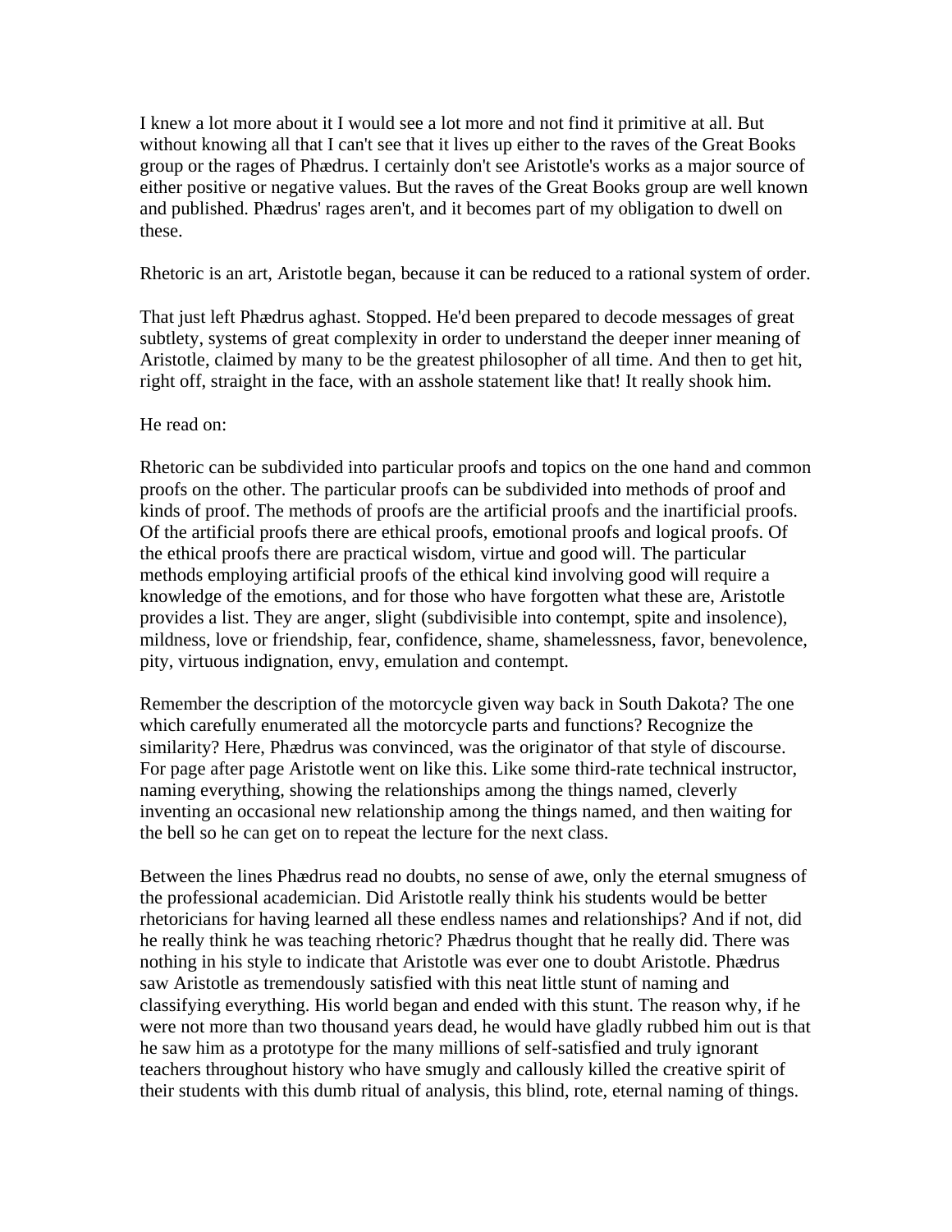I knew a lot more about it I would see a lot more and not find it primitive at all. But without knowing all that I can't see that it lives up either to the raves of the Great Books group or the rages of Phædrus. I certainly don't see Aristotle's works as a major source of either positive or negative values. But the raves of the Great Books group are well known and published. Phædrus' rages aren't, and it becomes part of my obligation to dwell on these.

Rhetoric is an art, Aristotle began, because it can be reduced to a rational system of order.

That just left Phædrus aghast. Stopped. He'd been prepared to decode messages of great subtlety, systems of great complexity in order to understand the deeper inner meaning of Aristotle, claimed by many to be the greatest philosopher of all time. And then to get hit, right off, straight in the face, with an asshole statement like that! It really shook him.

He read on:

Rhetoric can be subdivided into particular proofs and topics on the one hand and common proofs on the other. The particular proofs can be subdivided into methods of proof and kinds of proof. The methods of proofs are the artificial proofs and the inartificial proofs. Of the artificial proofs there are ethical proofs, emotional proofs and logical proofs. Of the ethical proofs there are practical wisdom, virtue and good will. The particular methods employing artificial proofs of the ethical kind involving good will require a knowledge of the emotions, and for those who have forgotten what these are, Aristotle provides a list. They are anger, slight (subdivisible into contempt, spite and insolence), mildness, love or friendship, fear, confidence, shame, shamelessness, favor, benevolence, pity, virtuous indignation, envy, emulation and contempt.

Remember the description of the motorcycle given way back in South Dakota? The one which carefully enumerated all the motorcycle parts and functions? Recognize the similarity? Here, Phædrus was convinced, was the originator of that style of discourse. For page after page Aristotle went on like this. Like some third-rate technical instructor, naming everything, showing the relationships among the things named, cleverly inventing an occasional new relationship among the things named, and then waiting for the bell so he can get on to repeat the lecture for the next class.

Between the lines Phædrus read no doubts, no sense of awe, only the eternal smugness of the professional academician. Did Aristotle really think his students would be better rhetoricians for having learned all these endless names and relationships? And if not, did he really think he was teaching rhetoric? Phædrus thought that he really did. There was nothing in his style to indicate that Aristotle was ever one to doubt Aristotle. Phædrus saw Aristotle as tremendously satisfied with this neat little stunt of naming and classifying everything. His world began and ended with this stunt. The reason why, if he were not more than two thousand years dead, he would have gladly rubbed him out is that he saw him as a prototype for the many millions of self-satisfied and truly ignorant teachers throughout history who have smugly and callously killed the creative spirit of their students with this dumb ritual of analysis, this blind, rote, eternal naming of things.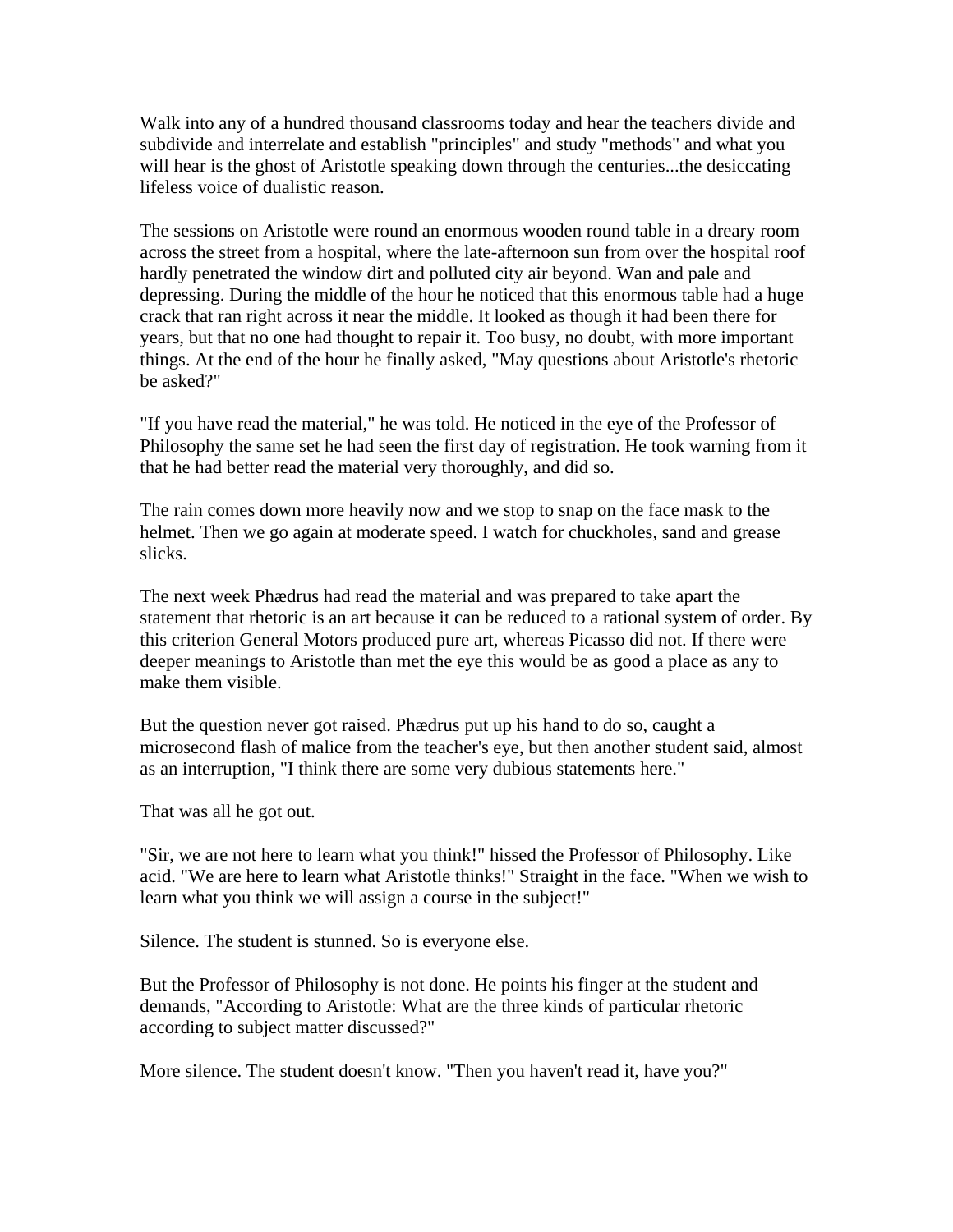Walk into any of a hundred thousand classrooms today and hear the teachers divide and subdivide and interrelate and establish "principles" and study "methods" and what you will hear is the ghost of Aristotle speaking down through the centuries...the desiccating lifeless voice of dualistic reason.

The sessions on Aristotle were round an enormous wooden round table in a dreary room across the street from a hospital, where the late-afternoon sun from over the hospital roof hardly penetrated the window dirt and polluted city air beyond. Wan and pale and depressing. During the middle of the hour he noticed that this enormous table had a huge crack that ran right across it near the middle. It looked as though it had been there for years, but that no one had thought to repair it. Too busy, no doubt, with more important things. At the end of the hour he finally asked, "May questions about Aristotle's rhetoric be asked?"

"If you have read the material," he was told. He noticed in the eye of the Professor of Philosophy the same set he had seen the first day of registration. He took warning from it that he had better read the material very thoroughly, and did so.

The rain comes down more heavily now and we stop to snap on the face mask to the helmet. Then we go again at moderate speed. I watch for chuckholes, sand and grease slicks.

The next week Phædrus had read the material and was prepared to take apart the statement that rhetoric is an art because it can be reduced to a rational system of order. By this criterion General Motors produced pure art, whereas Picasso did not. If there were deeper meanings to Aristotle than met the eye this would be as good a place as any to make them visible.

But the question never got raised. Phædrus put up his hand to do so, caught a microsecond flash of malice from the teacher's eye, but then another student said, almost as an interruption, "I think there are some very dubious statements here."

That was all he got out.

"Sir, we are not here to learn what you think!" hissed the Professor of Philosophy. Like acid. "We are here to learn what Aristotle thinks!" Straight in the face. "When we wish to learn what you think we will assign a course in the subject!"

Silence. The student is stunned. So is everyone else.

But the Professor of Philosophy is not done. He points his finger at the student and demands, "According to Aristotle: What are the three kinds of particular rhetoric according to subject matter discussed?"

More silence. The student doesn't know. "Then you haven't read it, have you?"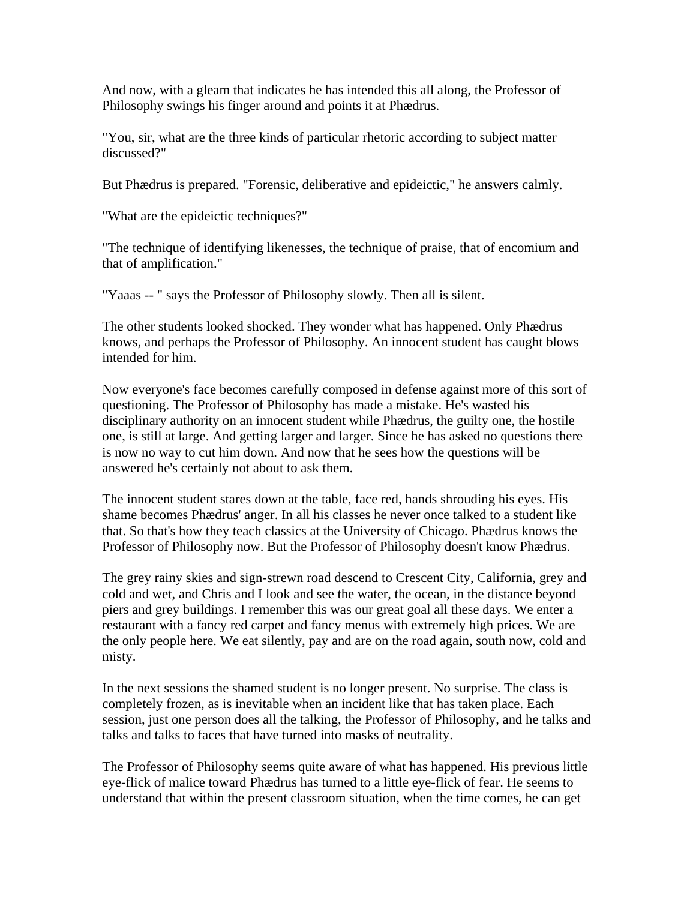And now, with a gleam that indicates he has intended this all along, the Professor of Philosophy swings his finger around and points it at Phædrus.

"You, sir, what are the three kinds of particular rhetoric according to subject matter discussed?"

But Phædrus is prepared. "Forensic, deliberative and epideictic," he answers calmly.

"What are the epideictic techniques?"

"The technique of identifying likenesses, the technique of praise, that of encomium and that of amplification."

"Yaaas -- " says the Professor of Philosophy slowly. Then all is silent.

The other students looked shocked. They wonder what has happened. Only Phædrus knows, and perhaps the Professor of Philosophy. An innocent student has caught blows intended for him.

Now everyone's face becomes carefully composed in defense against more of this sort of questioning. The Professor of Philosophy has made a mistake. He's wasted his disciplinary authority on an innocent student while Phædrus, the guilty one, the hostile one, is still at large. And getting larger and larger. Since he has asked no questions there is now no way to cut him down. And now that he sees how the questions will be answered he's certainly not about to ask them.

The innocent student stares down at the table, face red, hands shrouding his eyes. His shame becomes Phædrus' anger. In all his classes he never once talked to a student like that. So that's how they teach classics at the University of Chicago. Phædrus knows the Professor of Philosophy now. But the Professor of Philosophy doesn't know Phædrus.

The grey rainy skies and sign-strewn road descend to Crescent City, California, grey and cold and wet, and Chris and I look and see the water, the ocean, in the distance beyond piers and grey buildings. I remember this was our great goal all these days. We enter a restaurant with a fancy red carpet and fancy menus with extremely high prices. We are the only people here. We eat silently, pay and are on the road again, south now, cold and misty.

In the next sessions the shamed student is no longer present. No surprise. The class is completely frozen, as is inevitable when an incident like that has taken place. Each session, just one person does all the talking, the Professor of Philosophy, and he talks and talks and talks to faces that have turned into masks of neutrality.

The Professor of Philosophy seems quite aware of what has happened. His previous little eye-flick of malice toward Phædrus has turned to a little eye-flick of fear. He seems to understand that within the present classroom situation, when the time comes, he can get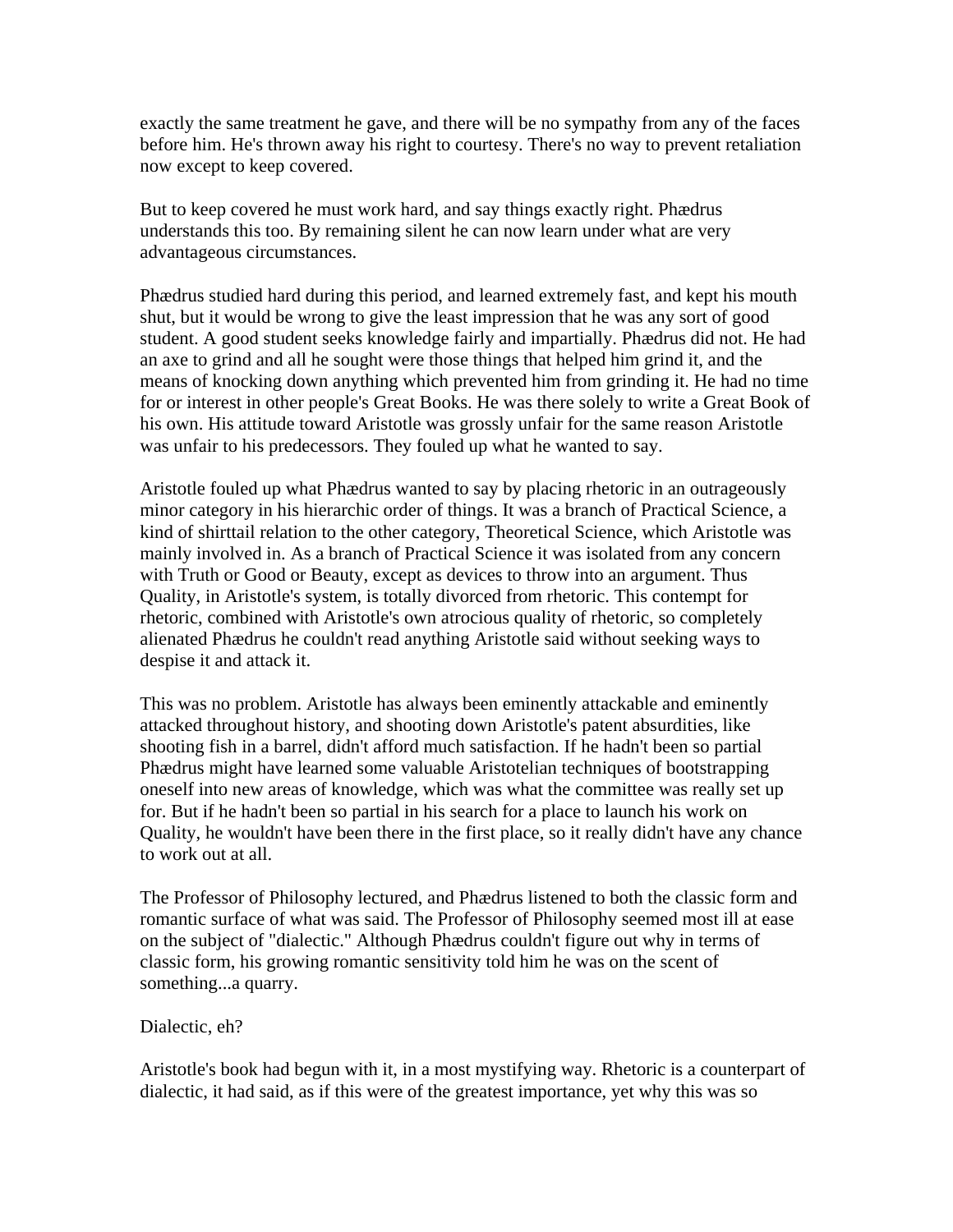exactly the same treatment he gave, and there will be no sympathy from any of the faces before him. He's thrown away his right to courtesy. There's no way to prevent retaliation now except to keep covered.

But to keep covered he must work hard, and say things exactly right. Phædrus understands this too. By remaining silent he can now learn under what are very advantageous circumstances.

Phædrus studied hard during this period, and learned extremely fast, and kept his mouth shut, but it would be wrong to give the least impression that he was any sort of good student. A good student seeks knowledge fairly and impartially. Phædrus did not. He had an axe to grind and all he sought were those things that helped him grind it, and the means of knocking down anything which prevented him from grinding it. He had no time for or interest in other people's Great Books. He was there solely to write a Great Book of his own. His attitude toward Aristotle was grossly unfair for the same reason Aristotle was unfair to his predecessors. They fouled up what he wanted to say.

Aristotle fouled up what Phædrus wanted to say by placing rhetoric in an outrageously minor category in his hierarchic order of things. It was a branch of Practical Science, a kind of shirttail relation to the other category, Theoretical Science, which Aristotle was mainly involved in. As a branch of Practical Science it was isolated from any concern with Truth or Good or Beauty, except as devices to throw into an argument. Thus Quality, in Aristotle's system, is totally divorced from rhetoric. This contempt for rhetoric, combined with Aristotle's own atrocious quality of rhetoric, so completely alienated Phædrus he couldn't read anything Aristotle said without seeking ways to despise it and attack it.

This was no problem. Aristotle has always been eminently attackable and eminently attacked throughout history, and shooting down Aristotle's patent absurdities, like shooting fish in a barrel, didn't afford much satisfaction. If he hadn't been so partial Phædrus might have learned some valuable Aristotelian techniques of bootstrapping oneself into new areas of knowledge, which was what the committee was really set up for. But if he hadn't been so partial in his search for a place to launch his work on Quality, he wouldn't have been there in the first place, so it really didn't have any chance to work out at all.

The Professor of Philosophy lectured, and Phædrus listened to both the classic form and romantic surface of what was said. The Professor of Philosophy seemed most ill at ease on the subject of "dialectic." Although Phædrus couldn't figure out why in terms of classic form, his growing romantic sensitivity told him he was on the scent of something...a quarry.

Dialectic, eh?

Aristotle's book had begun with it, in a most mystifying way. Rhetoric is a counterpart of dialectic, it had said, as if this were of the greatest importance, yet why this was so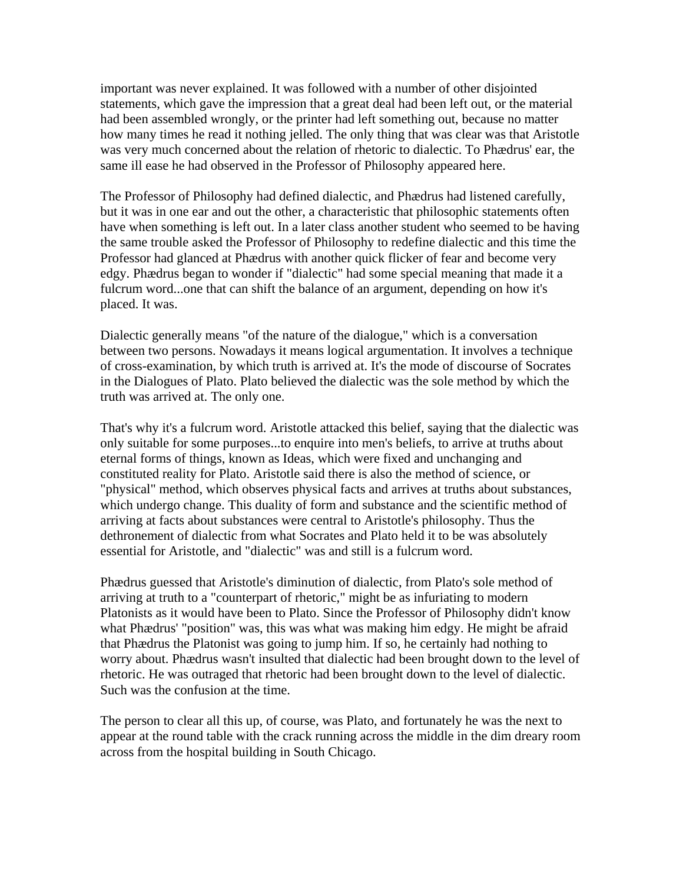important was never explained. It was followed with a number of other disjointed statements, which gave the impression that a great deal had been left out, or the material had been assembled wrongly, or the printer had left something out, because no matter how many times he read it nothing jelled. The only thing that was clear was that Aristotle was very much concerned about the relation of rhetoric to dialectic. To Phædrus' ear, the same ill ease he had observed in the Professor of Philosophy appeared here.

The Professor of Philosophy had defined dialectic, and Phædrus had listened carefully, but it was in one ear and out the other, a characteristic that philosophic statements often have when something is left out. In a later class another student who seemed to be having the same trouble asked the Professor of Philosophy to redefine dialectic and this time the Professor had glanced at Phædrus with another quick flicker of fear and become very edgy. Phædrus began to wonder if "dialectic" had some special meaning that made it a fulcrum word...one that can shift the balance of an argument, depending on how it's placed. It was.

Dialectic generally means "of the nature of the dialogue," which is a conversation between two persons. Nowadays it means logical argumentation. It involves a technique of cross-examination, by which truth is arrived at. It's the mode of discourse of Socrates in the Dialogues of Plato. Plato believed the dialectic was the sole method by which the truth was arrived at. The only one.

That's why it's a fulcrum word. Aristotle attacked this belief, saying that the dialectic was only suitable for some purposes...to enquire into men's beliefs, to arrive at truths about eternal forms of things, known as Ideas, which were fixed and unchanging and constituted reality for Plato. Aristotle said there is also the method of science, or "physical" method, which observes physical facts and arrives at truths about substances, which undergo change. This duality of form and substance and the scientific method of arriving at facts about substances were central to Aristotle's philosophy. Thus the dethronement of dialectic from what Socrates and Plato held it to be was absolutely essential for Aristotle, and "dialectic" was and still is a fulcrum word.

Phædrus guessed that Aristotle's diminution of dialectic, from Plato's sole method of arriving at truth to a "counterpart of rhetoric," might be as infuriating to modern Platonists as it would have been to Plato. Since the Professor of Philosophy didn't know what Phædrus' "position" was, this was what was making him edgy. He might be afraid that Phædrus the Platonist was going to jump him. If so, he certainly had nothing to worry about. Phædrus wasn't insulted that dialectic had been brought down to the level of rhetoric. He was outraged that rhetoric had been brought down to the level of dialectic. Such was the confusion at the time.

The person to clear all this up, of course, was Plato, and fortunately he was the next to appear at the round table with the crack running across the middle in the dim dreary room across from the hospital building in South Chicago.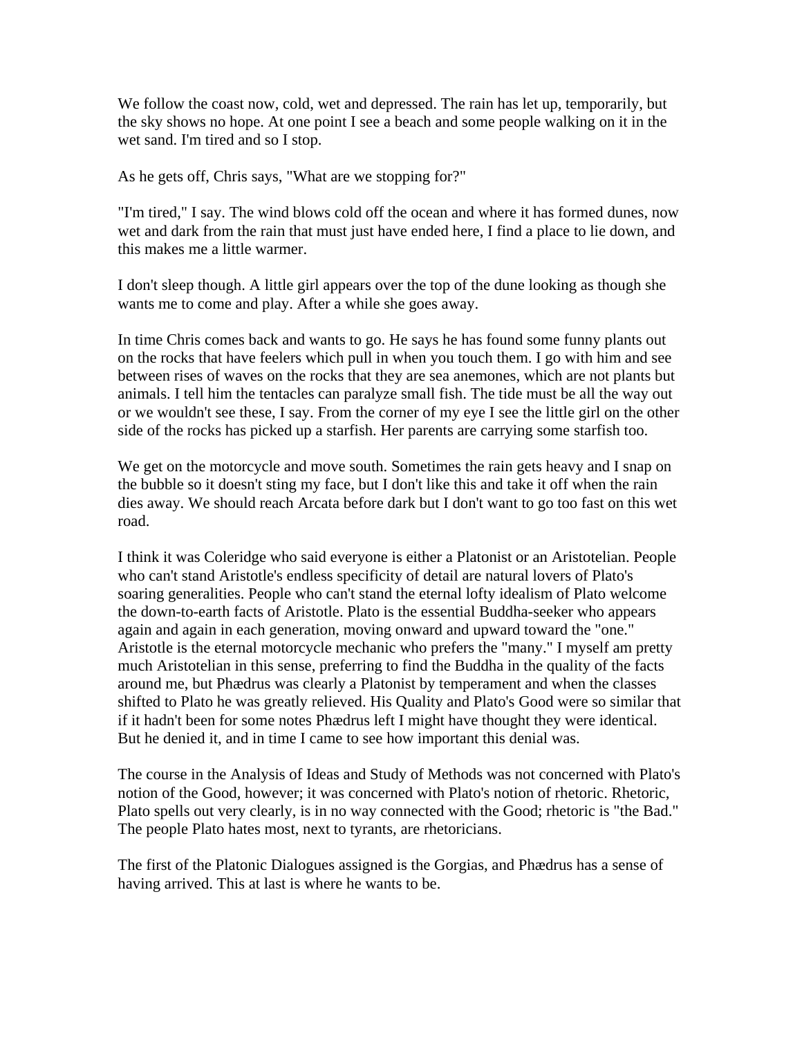We follow the coast now, cold, wet and depressed. The rain has let up, temporarily, but the sky shows no hope. At one point I see a beach and some people walking on it in the wet sand. I'm tired and so I stop.

As he gets off, Chris says, "What are we stopping for?"

"I'm tired," I say. The wind blows cold off the ocean and where it has formed dunes, now wet and dark from the rain that must just have ended here, I find a place to lie down, and this makes me a little warmer.

I don't sleep though. A little girl appears over the top of the dune looking as though she wants me to come and play. After a while she goes away.

In time Chris comes back and wants to go. He says he has found some funny plants out on the rocks that have feelers which pull in when you touch them. I go with him and see between rises of waves on the rocks that they are sea anemones, which are not plants but animals. I tell him the tentacles can paralyze small fish. The tide must be all the way out or we wouldn't see these, I say. From the corner of my eye I see the little girl on the other side of the rocks has picked up a starfish. Her parents are carrying some starfish too.

We get on the motorcycle and move south. Sometimes the rain gets heavy and I snap on the bubble so it doesn't sting my face, but I don't like this and take it off when the rain dies away. We should reach Arcata before dark but I don't want to go too fast on this wet road.

I think it was Coleridge who said everyone is either a Platonist or an Aristotelian. People who can't stand Aristotle's endless specificity of detail are natural lovers of Plato's soaring generalities. People who can't stand the eternal lofty idealism of Plato welcome the down-to-earth facts of Aristotle. Plato is the essential Buddha-seeker who appears again and again in each generation, moving onward and upward toward the "one." Aristotle is the eternal motorcycle mechanic who prefers the "many." I myself am pretty much Aristotelian in this sense, preferring to find the Buddha in the quality of the facts around me, but Phædrus was clearly a Platonist by temperament and when the classes shifted to Plato he was greatly relieved. His Quality and Plato's Good were so similar that if it hadn't been for some notes Phædrus left I might have thought they were identical. But he denied it, and in time I came to see how important this denial was.

The course in the Analysis of Ideas and Study of Methods was not concerned with Plato's notion of the Good, however; it was concerned with Plato's notion of rhetoric. Rhetoric, Plato spells out very clearly, is in no way connected with the Good; rhetoric is "the Bad." The people Plato hates most, next to tyrants, are rhetoricians.

The first of the Platonic Dialogues assigned is the Gorgias, and Phædrus has a sense of having arrived. This at last is where he wants to be.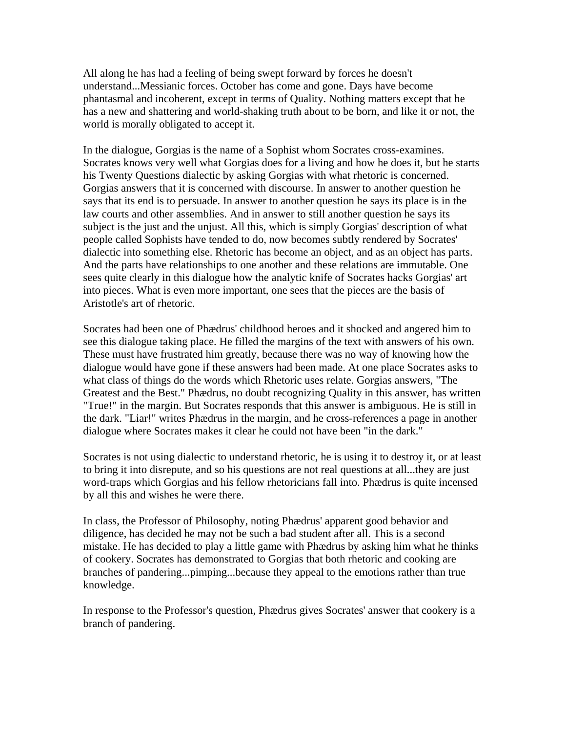All along he has had a feeling of being swept forward by forces he doesn't understand...Messianic forces. October has come and gone. Days have become phantasmal and incoherent, except in terms of Quality. Nothing matters except that he has a new and shattering and world-shaking truth about to be born, and like it or not, the world is morally obligated to accept it.

In the dialogue, Gorgias is the name of a Sophist whom Socrates cross-examines. Socrates knows very well what Gorgias does for a living and how he does it, but he starts his Twenty Questions dialectic by asking Gorgias with what rhetoric is concerned. Gorgias answers that it is concerned with discourse. In answer to another question he says that its end is to persuade. In answer to another question he says its place is in the law courts and other assemblies. And in answer to still another question he says its subject is the just and the unjust. All this, which is simply Gorgias' description of what people called Sophists have tended to do, now becomes subtly rendered by Socrates' dialectic into something else. Rhetoric has become an object, and as an object has parts. And the parts have relationships to one another and these relations are immutable. One sees quite clearly in this dialogue how the analytic knife of Socrates hacks Gorgias' art into pieces. What is even more important, one sees that the pieces are the basis of Aristotle's art of rhetoric.

Socrates had been one of Phædrus' childhood heroes and it shocked and angered him to see this dialogue taking place. He filled the margins of the text with answers of his own. These must have frustrated him greatly, because there was no way of knowing how the dialogue would have gone if these answers had been made. At one place Socrates asks to what class of things do the words which Rhetoric uses relate. Gorgias answers, "The Greatest and the Best." Phædrus, no doubt recognizing Quality in this answer, has written "True!" in the margin. But Socrates responds that this answer is ambiguous. He is still in the dark. "Liar!" writes Phædrus in the margin, and he cross-references a page in another dialogue where Socrates makes it clear he could not have been "in the dark."

Socrates is not using dialectic to understand rhetoric, he is using it to destroy it, or at least to bring it into disrepute, and so his questions are not real questions at all...they are just word-traps which Gorgias and his fellow rhetoricians fall into. Phædrus is quite incensed by all this and wishes he were there.

In class, the Professor of Philosophy, noting Phædrus' apparent good behavior and diligence, has decided he may not be such a bad student after all. This is a second mistake. He has decided to play a little game with Phædrus by asking him what he thinks of cookery. Socrates has demonstrated to Gorgias that both rhetoric and cooking are branches of pandering...pimping...because they appeal to the emotions rather than true knowledge.

In response to the Professor's question, Phædrus gives Socrates' answer that cookery is a branch of pandering.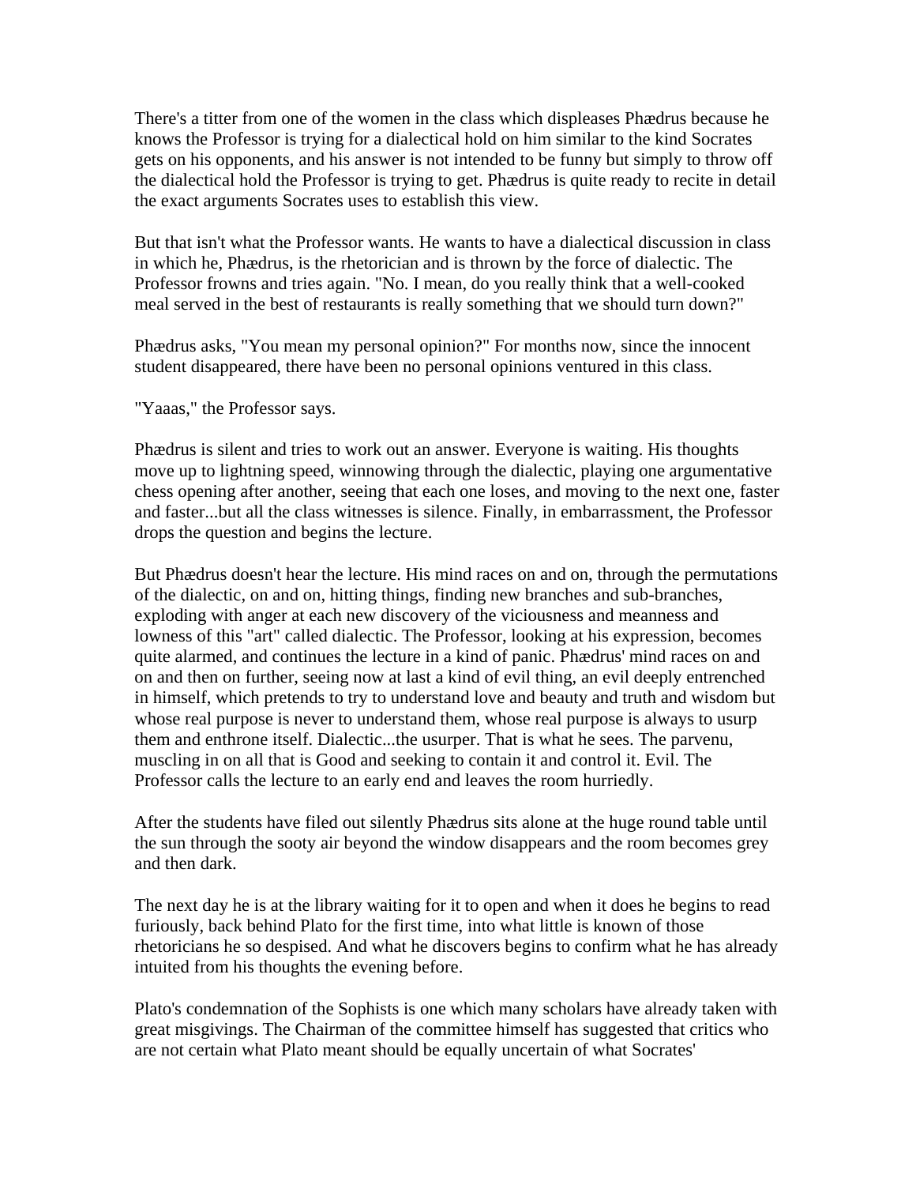There's a titter from one of the women in the class which displeases Phædrus because he knows the Professor is trying for a dialectical hold on him similar to the kind Socrates gets on his opponents, and his answer is not intended to be funny but simply to throw off the dialectical hold the Professor is trying to get. Phædrus is quite ready to recite in detail the exact arguments Socrates uses to establish this view.

But that isn't what the Professor wants. He wants to have a dialectical discussion in class in which he, Phædrus, is the rhetorician and is thrown by the force of dialectic. The Professor frowns and tries again. "No. I mean, do you really think that a well-cooked meal served in the best of restaurants is really something that we should turn down?"

Phædrus asks, "You mean my personal opinion?" For months now, since the innocent student disappeared, there have been no personal opinions ventured in this class.

"Yaaas," the Professor says.

Phædrus is silent and tries to work out an answer. Everyone is waiting. His thoughts move up to lightning speed, winnowing through the dialectic, playing one argumentative chess opening after another, seeing that each one loses, and moving to the next one, faster and faster...but all the class witnesses is silence. Finally, in embarrassment, the Professor drops the question and begins the lecture.

But Phædrus doesn't hear the lecture. His mind races on and on, through the permutations of the dialectic, on and on, hitting things, finding new branches and sub-branches, exploding with anger at each new discovery of the viciousness and meanness and lowness of this "art" called dialectic. The Professor, looking at his expression, becomes quite alarmed, and continues the lecture in a kind of panic. Phædrus' mind races on and on and then on further, seeing now at last a kind of evil thing, an evil deeply entrenched in himself, which pretends to try to understand love and beauty and truth and wisdom but whose real purpose is never to understand them, whose real purpose is always to usurp them and enthrone itself. Dialectic...the usurper. That is what he sees. The parvenu, muscling in on all that is Good and seeking to contain it and control it. Evil. The Professor calls the lecture to an early end and leaves the room hurriedly.

After the students have filed out silently Phædrus sits alone at the huge round table until the sun through the sooty air beyond the window disappears and the room becomes grey and then dark.

The next day he is at the library waiting for it to open and when it does he begins to read furiously, back behind Plato for the first time, into what little is known of those rhetoricians he so despised. And what he discovers begins to confirm what he has already intuited from his thoughts the evening before.

Plato's condemnation of the Sophists is one which many scholars have already taken with great misgivings. The Chairman of the committee himself has suggested that critics who are not certain what Plato meant should be equally uncertain of what Socrates'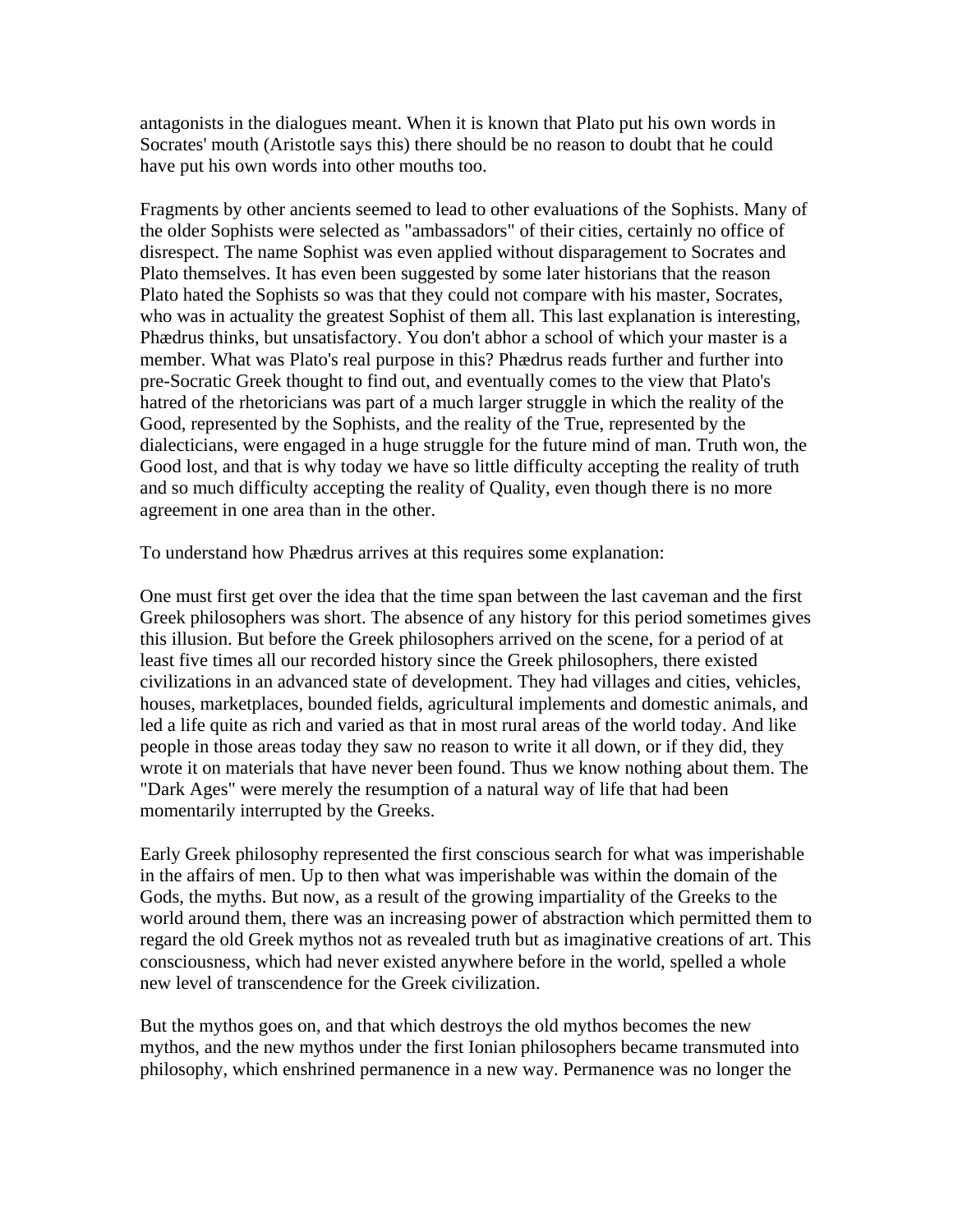antagonists in the dialogues meant. When it is known that Plato put his own words in Socrates' mouth (Aristotle says this) there should be no reason to doubt that he could have put his own words into other mouths too.

Fragments by other ancients seemed to lead to other evaluations of the Sophists. Many of the older Sophists were selected as "ambassadors" of their cities, certainly no office of disrespect. The name Sophist was even applied without disparagement to Socrates and Plato themselves. It has even been suggested by some later historians that the reason Plato hated the Sophists so was that they could not compare with his master, Socrates, who was in actuality the greatest Sophist of them all. This last explanation is interesting, Phædrus thinks, but unsatisfactory. You don't abhor a school of which your master is a member. What was Plato's real purpose in this? Phædrus reads further and further into pre-Socratic Greek thought to find out, and eventually comes to the view that Plato's hatred of the rhetoricians was part of a much larger struggle in which the reality of the Good, represented by the Sophists, and the reality of the True, represented by the dialecticians, were engaged in a huge struggle for the future mind of man. Truth won, the Good lost, and that is why today we have so little difficulty accepting the reality of truth and so much difficulty accepting the reality of Quality, even though there is no more agreement in one area than in the other.

To understand how Phædrus arrives at this requires some explanation:

One must first get over the idea that the time span between the last caveman and the first Greek philosophers was short. The absence of any history for this period sometimes gives this illusion. But before the Greek philosophers arrived on the scene, for a period of at least five times all our recorded history since the Greek philosophers, there existed civilizations in an advanced state of development. They had villages and cities, vehicles, houses, marketplaces, bounded fields, agricultural implements and domestic animals, and led a life quite as rich and varied as that in most rural areas of the world today. And like people in those areas today they saw no reason to write it all down, or if they did, they wrote it on materials that have never been found. Thus we know nothing about them. The "Dark Ages" were merely the resumption of a natural way of life that had been momentarily interrupted by the Greeks.

Early Greek philosophy represented the first conscious search for what was imperishable in the affairs of men. Up to then what was imperishable was within the domain of the Gods, the myths. But now, as a result of the growing impartiality of the Greeks to the world around them, there was an increasing power of abstraction which permitted them to regard the old Greek mythos not as revealed truth but as imaginative creations of art. This consciousness, which had never existed anywhere before in the world, spelled a whole new level of transcendence for the Greek civilization.

But the mythos goes on, and that which destroys the old mythos becomes the new mythos, and the new mythos under the first Ionian philosophers became transmuted into philosophy, which enshrined permanence in a new way. Permanence was no longer the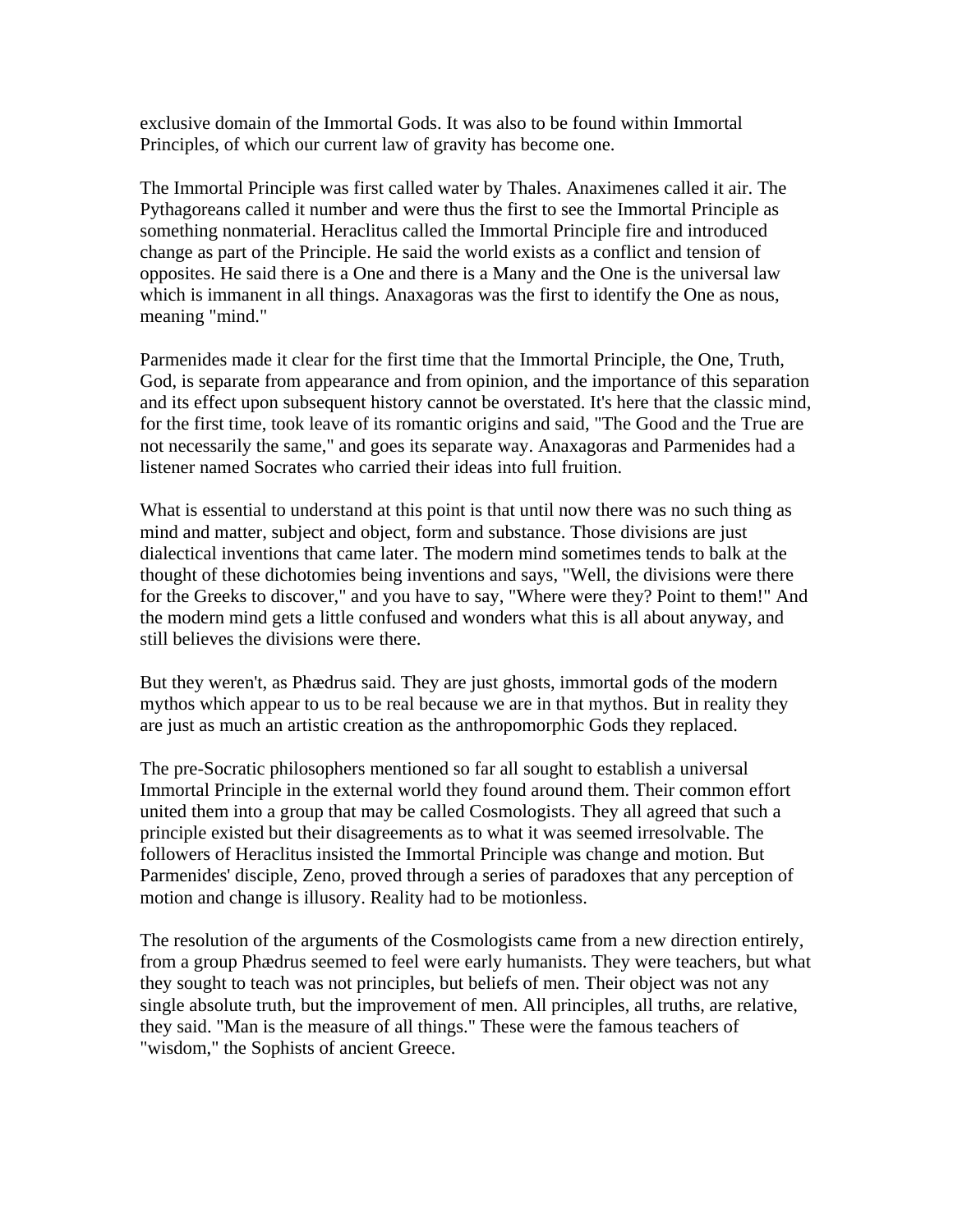exclusive domain of the Immortal Gods. It was also to be found within Immortal Principles, of which our current law of gravity has become one.

The Immortal Principle was first called water by Thales. Anaximenes called it air. The Pythagoreans called it number and were thus the first to see the Immortal Principle as something nonmaterial. Heraclitus called the Immortal Principle fire and introduced change as part of the Principle. He said the world exists as a conflict and tension of opposites. He said there is a One and there is a Many and the One is the universal law which is immanent in all things. Anaxagoras was the first to identify the One as nous, meaning "mind."

Parmenides made it clear for the first time that the Immortal Principle, the One, Truth, God, is separate from appearance and from opinion, and the importance of this separation and its effect upon subsequent history cannot be overstated. It's here that the classic mind, for the first time, took leave of its romantic origins and said, "The Good and the True are not necessarily the same," and goes its separate way. Anaxagoras and Parmenides had a listener named Socrates who carried their ideas into full fruition.

What is essential to understand at this point is that until now there was no such thing as mind and matter, subject and object, form and substance. Those divisions are just dialectical inventions that came later. The modern mind sometimes tends to balk at the thought of these dichotomies being inventions and says, "Well, the divisions were there for the Greeks to discover," and you have to say, "Where were they? Point to them!" And the modern mind gets a little confused and wonders what this is all about anyway, and still believes the divisions were there.

But they weren't, as Phædrus said. They are just ghosts, immortal gods of the modern mythos which appear to us to be real because we are in that mythos. But in reality they are just as much an artistic creation as the anthropomorphic Gods they replaced.

The pre-Socratic philosophers mentioned so far all sought to establish a universal Immortal Principle in the external world they found around them. Their common effort united them into a group that may be called Cosmologists. They all agreed that such a principle existed but their disagreements as to what it was seemed irresolvable. The followers of Heraclitus insisted the Immortal Principle was change and motion. But Parmenides' disciple, Zeno, proved through a series of paradoxes that any perception of motion and change is illusory. Reality had to be motionless.

The resolution of the arguments of the Cosmologists came from a new direction entirely, from a group Phædrus seemed to feel were early humanists. They were teachers, but what they sought to teach was not principles, but beliefs of men. Their object was not any single absolute truth, but the improvement of men. All principles, all truths, are relative, they said. "Man is the measure of all things." These were the famous teachers of "wisdom," the Sophists of ancient Greece.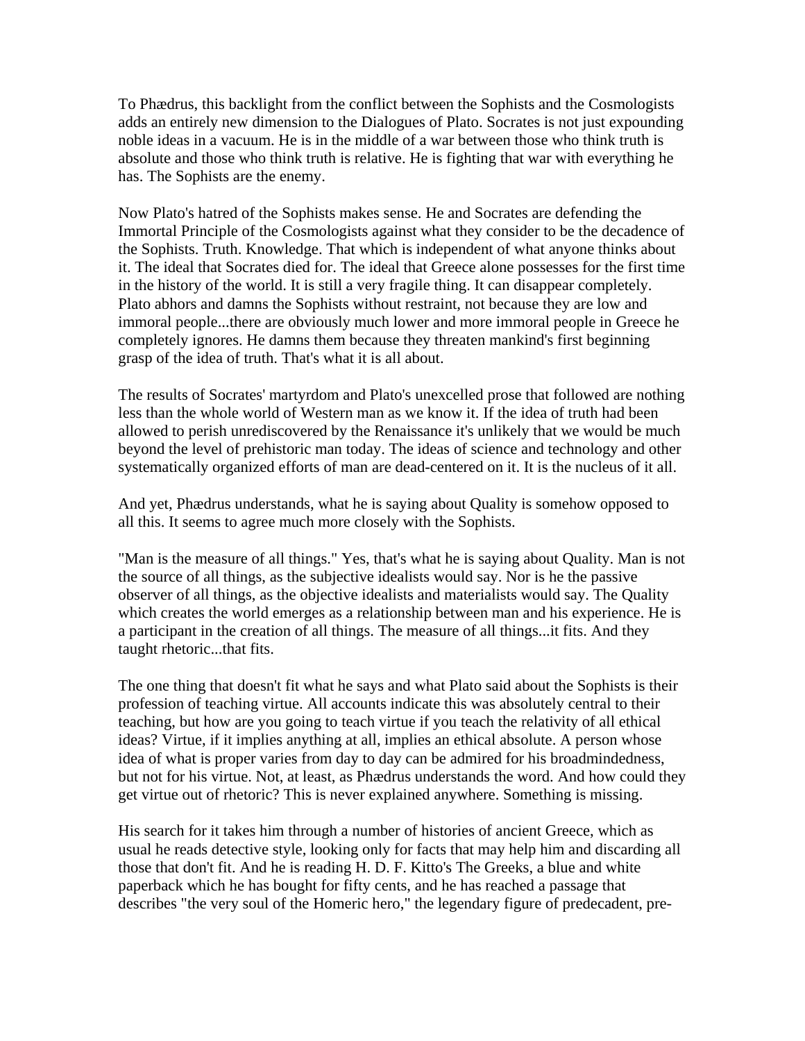To Phædrus, this backlight from the conflict between the Sophists and the Cosmologists adds an entirely new dimension to the Dialogues of Plato. Socrates is not just expounding noble ideas in a vacuum. He is in the middle of a war between those who think truth is absolute and those who think truth is relative. He is fighting that war with everything he has. The Sophists are the enemy.

Now Plato's hatred of the Sophists makes sense. He and Socrates are defending the Immortal Principle of the Cosmologists against what they consider to be the decadence of the Sophists. Truth. Knowledge. That which is independent of what anyone thinks about it. The ideal that Socrates died for. The ideal that Greece alone possesses for the first time in the history of the world. It is still a very fragile thing. It can disappear completely. Plato abhors and damns the Sophists without restraint, not because they are low and immoral people...there are obviously much lower and more immoral people in Greece he completely ignores. He damns them because they threaten mankind's first beginning grasp of the idea of truth. That's what it is all about.

The results of Socrates' martyrdom and Plato's unexcelled prose that followed are nothing less than the whole world of Western man as we know it. If the idea of truth had been allowed to perish unrediscovered by the Renaissance it's unlikely that we would be much beyond the level of prehistoric man today. The ideas of science and technology and other systematically organized efforts of man are dead-centered on it. It is the nucleus of it all.

And yet, Phædrus understands, what he is saying about Quality is somehow opposed to all this. It seems to agree much more closely with the Sophists.

"Man is the measure of all things." Yes, that's what he is saying about Quality. Man is not the source of all things, as the subjective idealists would say. Nor is he the passive observer of all things, as the objective idealists and materialists would say. The Quality which creates the world emerges as a relationship between man and his experience. He is a participant in the creation of all things. The measure of all things...it fits. And they taught rhetoric...that fits.

The one thing that doesn't fit what he says and what Plato said about the Sophists is their profession of teaching virtue. All accounts indicate this was absolutely central to their teaching, but how are you going to teach virtue if you teach the relativity of all ethical ideas? Virtue, if it implies anything at all, implies an ethical absolute. A person whose idea of what is proper varies from day to day can be admired for his broadmindedness, but not for his virtue. Not, at least, as Phædrus understands the word. And how could they get virtue out of rhetoric? This is never explained anywhere. Something is missing.

His search for it takes him through a number of histories of ancient Greece, which as usual he reads detective style, looking only for facts that may help him and discarding all those that don't fit. And he is reading H. D. F. Kitto's The Greeks, a blue and white paperback which he has bought for fifty cents, and he has reached a passage that describes "the very soul of the Homeric hero," the legendary figure of predecadent, pre-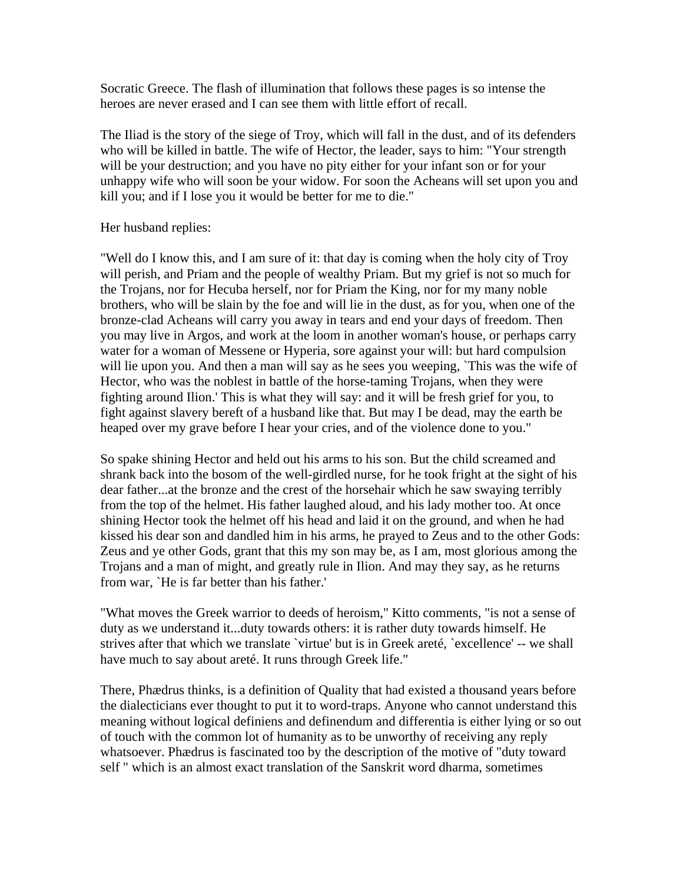Socratic Greece. The flash of illumination that follows these pages is so intense the heroes are never erased and I can see them with little effort of recall.

The Iliad is the story of the siege of Troy, which will fall in the dust, and of its defenders who will be killed in battle. The wife of Hector, the leader, says to him: "Your strength will be your destruction; and you have no pity either for your infant son or for your unhappy wife who will soon be your widow. For soon the Acheans will set upon you and kill you; and if I lose you it would be better for me to die."

Her husband replies:

"Well do I know this, and I am sure of it: that day is coming when the holy city of Troy will perish, and Priam and the people of wealthy Priam. But my grief is not so much for the Trojans, nor for Hecuba herself, nor for Priam the King, nor for my many noble brothers, who will be slain by the foe and will lie in the dust, as for you, when one of the bronze-clad Acheans will carry you away in tears and end your days of freedom. Then you may live in Argos, and work at the loom in another woman's house, or perhaps carry water for a woman of Messene or Hyperia, sore against your will: but hard compulsion will lie upon you. And then a man will say as he sees you weeping, `This was the wife of Hector, who was the noblest in battle of the horse-taming Trojans, when they were fighting around Ilion.' This is what they will say: and it will be fresh grief for you, to fight against slavery bereft of a husband like that. But may I be dead, may the earth be heaped over my grave before I hear your cries, and of the violence done to you."

So spake shining Hector and held out his arms to his son. But the child screamed and shrank back into the bosom of the well-girdled nurse, for he took fright at the sight of his dear father...at the bronze and the crest of the horsehair which he saw swaying terribly from the top of the helmet. His father laughed aloud, and his lady mother too. At once shining Hector took the helmet off his head and laid it on the ground, and when he had kissed his dear son and dandled him in his arms, he prayed to Zeus and to the other Gods: Zeus and ye other Gods, grant that this my son may be, as I am, most glorious among the Trojans and a man of might, and greatly rule in Ilion. And may they say, as he returns from war, `He is far better than his father.'

"What moves the Greek warrior to deeds of heroism," Kitto comments, "is not a sense of duty as we understand it...duty towards others: it is rather duty towards himself. He strives after that which we translate `virtue' but is in Greek areté, `excellence' -- we shall have much to say about areté. It runs through Greek life."

There, Phædrus thinks, is a definition of Quality that had existed a thousand years before the dialecticians ever thought to put it to word-traps. Anyone who cannot understand this meaning without logical definiens and definendum and differentia is either lying or so out of touch with the common lot of humanity as to be unworthy of receiving any reply whatsoever. Phædrus is fascinated too by the description of the motive of "duty toward self " which is an almost exact translation of the Sanskrit word dharma, sometimes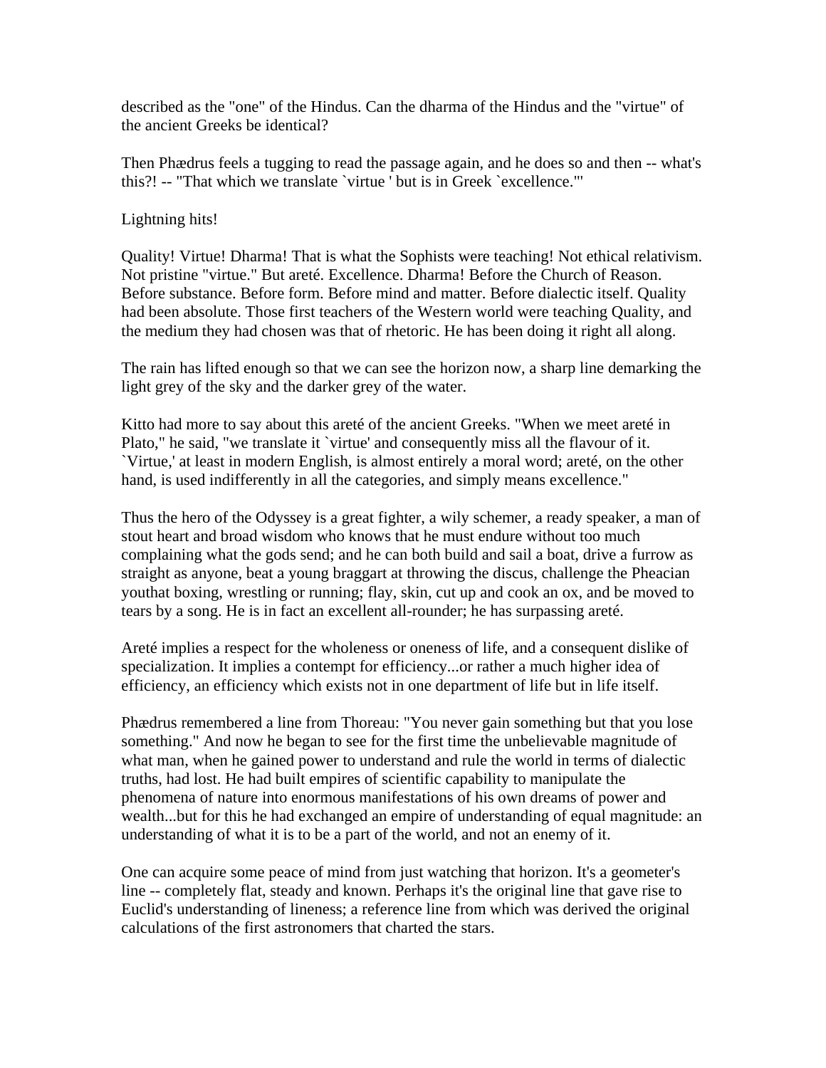described as the "one" of the Hindus. Can the dharma of the Hindus and the "virtue" of the ancient Greeks be identical?

Then Phædrus feels a tugging to read the passage again, and he does so and then -- what's this?! -- "That which we translate `virtue ' but is in Greek `excellence.'"

Lightning hits!

Quality! Virtue! Dharma! That is what the Sophists were teaching! Not ethical relativism. Not pristine "virtue." But areté. Excellence. Dharma! Before the Church of Reason. Before substance. Before form. Before mind and matter. Before dialectic itself. Quality had been absolute. Those first teachers of the Western world were teaching Quality, and the medium they had chosen was that of rhetoric. He has been doing it right all along.

The rain has lifted enough so that we can see the horizon now, a sharp line demarking the light grey of the sky and the darker grey of the water.

Kitto had more to say about this areté of the ancient Greeks. "When we meet areté in Plato," he said, "we translate it `virtue' and consequently miss all the flavour of it. `Virtue,' at least in modern English, is almost entirely a moral word; areté, on the other hand, is used indifferently in all the categories, and simply means excellence."

Thus the hero of the Odyssey is a great fighter, a wily schemer, a ready speaker, a man of stout heart and broad wisdom who knows that he must endure without too much complaining what the gods send; and he can both build and sail a boat, drive a furrow as straight as anyone, beat a young braggart at throwing the discus, challenge the Pheacian youthat boxing, wrestling or running; flay, skin, cut up and cook an ox, and be moved to tears by a song. He is in fact an excellent all-rounder; he has surpassing areté.

Areté implies a respect for the wholeness or oneness of life, and a consequent dislike of specialization. It implies a contempt for efficiency...or rather a much higher idea of efficiency, an efficiency which exists not in one department of life but in life itself.

Phædrus remembered a line from Thoreau: "You never gain something but that you lose something." And now he began to see for the first time the unbelievable magnitude of what man, when he gained power to understand and rule the world in terms of dialectic truths, had lost. He had built empires of scientific capability to manipulate the phenomena of nature into enormous manifestations of his own dreams of power and wealth...but for this he had exchanged an empire of understanding of equal magnitude: an understanding of what it is to be a part of the world, and not an enemy of it.

One can acquire some peace of mind from just watching that horizon. It's a geometer's line -- completely flat, steady and known. Perhaps it's the original line that gave rise to Euclid's understanding of lineness; a reference line from which was derived the original calculations of the first astronomers that charted the stars.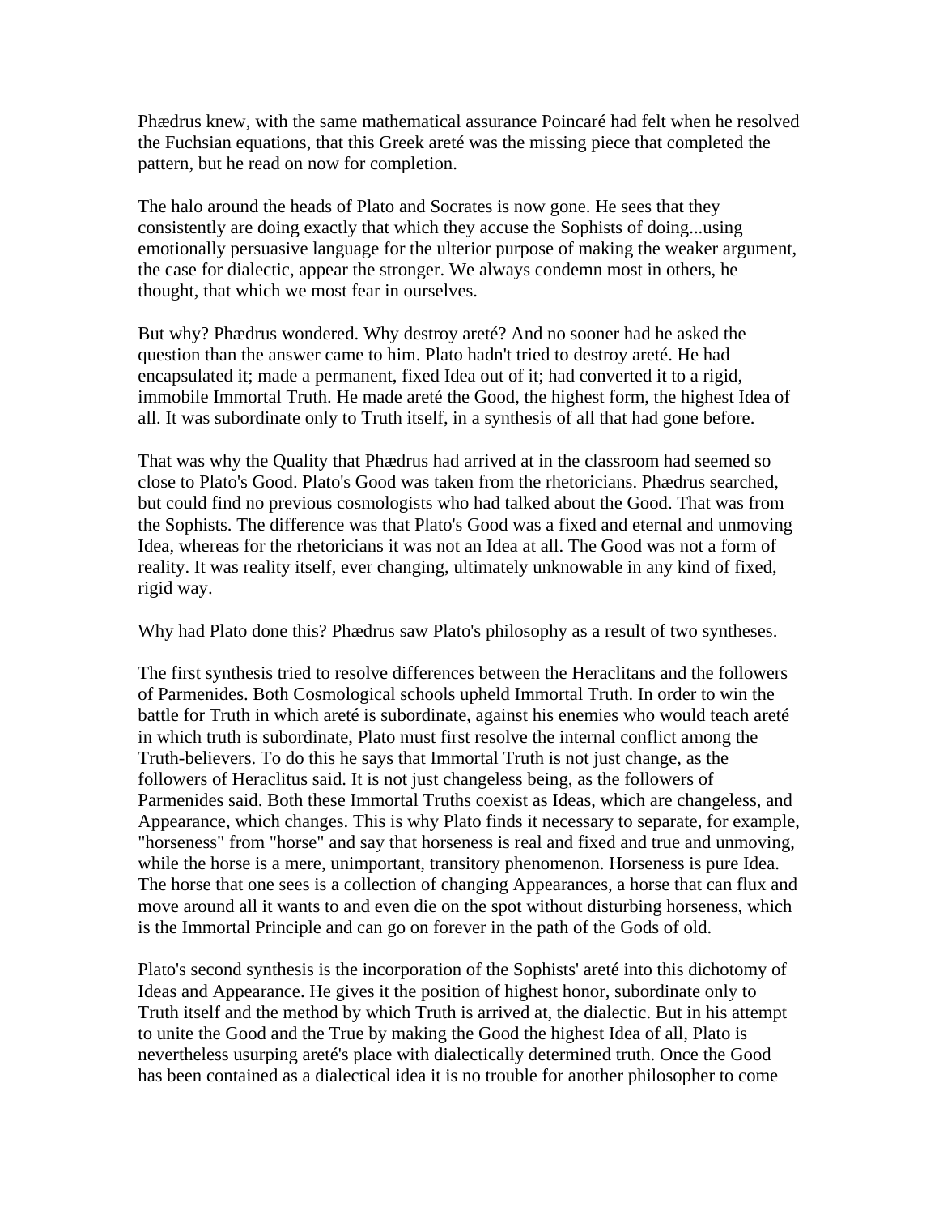Phædrus knew, with the same mathematical assurance Poincaré had felt when he resolved the Fuchsian equations, that this Greek areté was the missing piece that completed the pattern, but he read on now for completion.

The halo around the heads of Plato and Socrates is now gone. He sees that they consistently are doing exactly that which they accuse the Sophists of doing...using emotionally persuasive language for the ulterior purpose of making the weaker argument, the case for dialectic, appear the stronger. We always condemn most in others, he thought, that which we most fear in ourselves.

But why? Phædrus wondered. Why destroy areté? And no sooner had he asked the question than the answer came to him. Plato hadn't tried to destroy areté. He had encapsulated it; made a permanent, fixed Idea out of it; had converted it to a rigid, immobile Immortal Truth. He made areté the Good, the highest form, the highest Idea of all. It was subordinate only to Truth itself, in a synthesis of all that had gone before.

That was why the Quality that Phædrus had arrived at in the classroom had seemed so close to Plato's Good. Plato's Good was taken from the rhetoricians. Phædrus searched, but could find no previous cosmologists who had talked about the Good. That was from the Sophists. The difference was that Plato's Good was a fixed and eternal and unmoving Idea, whereas for the rhetoricians it was not an Idea at all. The Good was not a form of reality. It was reality itself, ever changing, ultimately unknowable in any kind of fixed, rigid way.

Why had Plato done this? Phædrus saw Plato's philosophy as a result of two syntheses.

The first synthesis tried to resolve differences between the Heraclitans and the followers of Parmenides. Both Cosmological schools upheld Immortal Truth. In order to win the battle for Truth in which areté is subordinate, against his enemies who would teach areté in which truth is subordinate, Plato must first resolve the internal conflict among the Truth-believers. To do this he says that Immortal Truth is not just change, as the followers of Heraclitus said. It is not just changeless being, as the followers of Parmenides said. Both these Immortal Truths coexist as Ideas, which are changeless, and Appearance, which changes. This is why Plato finds it necessary to separate, for example, "horseness" from "horse" and say that horseness is real and fixed and true and unmoving, while the horse is a mere, unimportant, transitory phenomenon. Horseness is pure Idea. The horse that one sees is a collection of changing Appearances, a horse that can flux and move around all it wants to and even die on the spot without disturbing horseness, which is the Immortal Principle and can go on forever in the path of the Gods of old.

Plato's second synthesis is the incorporation of the Sophists' areté into this dichotomy of Ideas and Appearance. He gives it the position of highest honor, subordinate only to Truth itself and the method by which Truth is arrived at, the dialectic. But in his attempt to unite the Good and the True by making the Good the highest Idea of all, Plato is nevertheless usurping areté's place with dialectically determined truth. Once the Good has been contained as a dialectical idea it is no trouble for another philosopher to come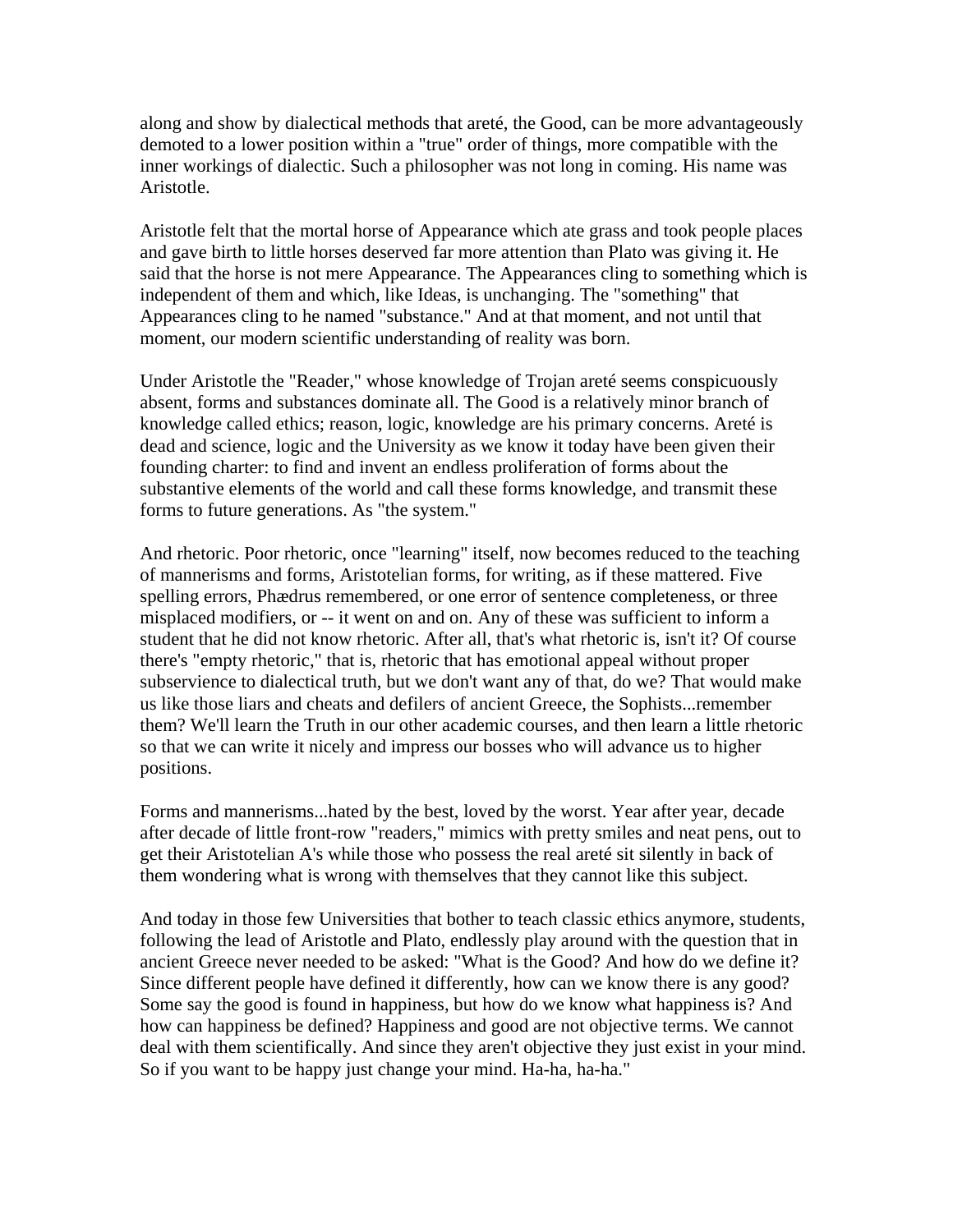along and show by dialectical methods that areté, the Good, can be more advantageously demoted to a lower position within a "true" order of things, more compatible with the inner workings of dialectic. Such a philosopher was not long in coming. His name was Aristotle.

Aristotle felt that the mortal horse of Appearance which ate grass and took people places and gave birth to little horses deserved far more attention than Plato was giving it. He said that the horse is not mere Appearance. The Appearances cling to something which is independent of them and which, like Ideas, is unchanging. The "something" that Appearances cling to he named "substance." And at that moment, and not until that moment, our modern scientific understanding of reality was born.

Under Aristotle the "Reader," whose knowledge of Trojan areté seems conspicuously absent, forms and substances dominate all. The Good is a relatively minor branch of knowledge called ethics; reason, logic, knowledge are his primary concerns. Areté is dead and science, logic and the University as we know it today have been given their founding charter: to find and invent an endless proliferation of forms about the substantive elements of the world and call these forms knowledge, and transmit these forms to future generations. As "the system."

And rhetoric. Poor rhetoric, once "learning" itself, now becomes reduced to the teaching of mannerisms and forms, Aristotelian forms, for writing, as if these mattered. Five spelling errors, Phædrus remembered, or one error of sentence completeness, or three misplaced modifiers, or -- it went on and on. Any of these was sufficient to inform a student that he did not know rhetoric. After all, that's what rhetoric is, isn't it? Of course there's "empty rhetoric," that is, rhetoric that has emotional appeal without proper subservience to dialectical truth, but we don't want any of that, do we? That would make us like those liars and cheats and defilers of ancient Greece, the Sophists...remember them? We'll learn the Truth in our other academic courses, and then learn a little rhetoric so that we can write it nicely and impress our bosses who will advance us to higher positions.

Forms and mannerisms...hated by the best, loved by the worst. Year after year, decade after decade of little front-row "readers," mimics with pretty smiles and neat pens, out to get their Aristotelian A's while those who possess the real areté sit silently in back of them wondering what is wrong with themselves that they cannot like this subject.

And today in those few Universities that bother to teach classic ethics anymore, students, following the lead of Aristotle and Plato, endlessly play around with the question that in ancient Greece never needed to be asked: "What is the Good? And how do we define it? Since different people have defined it differently, how can we know there is any good? Some say the good is found in happiness, but how do we know what happiness is? And how can happiness be defined? Happiness and good are not objective terms. We cannot deal with them scientifically. And since they aren't objective they just exist in your mind. So if you want to be happy just change your mind. Ha-ha, ha-ha."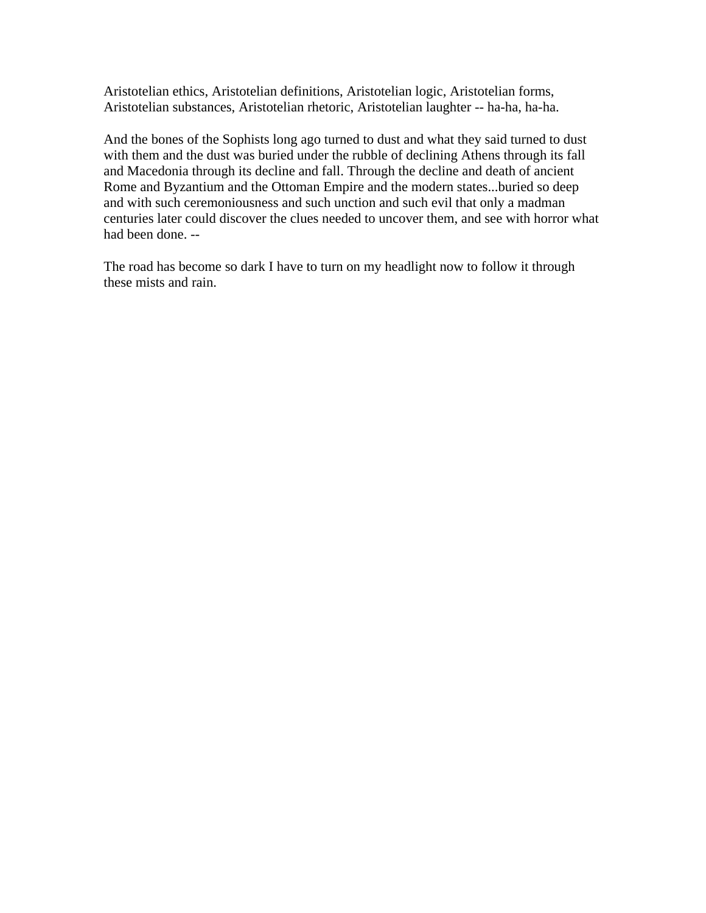Aristotelian ethics, Aristotelian definitions, Aristotelian logic, Aristotelian forms, Aristotelian substances, Aristotelian rhetoric, Aristotelian laughter -- ha-ha, ha-ha.

And the bones of the Sophists long ago turned to dust and what they said turned to dust with them and the dust was buried under the rubble of declining Athens through its fall and Macedonia through its decline and fall. Through the decline and death of ancient Rome and Byzantium and the Ottoman Empire and the modern states...buried so deep and with such ceremoniousness and such unction and such evil that only a madman centuries later could discover the clues needed to uncover them, and see with horror what had been done. --

The road has become so dark I have to turn on my headlight now to follow it through these mists and rain.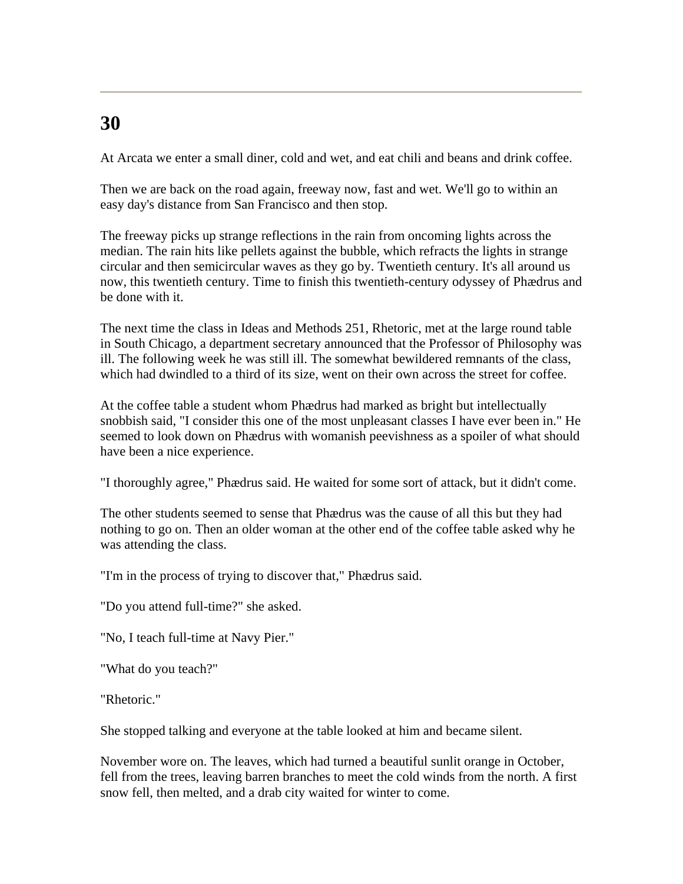## 30

At Arcata we enter a small diner, cold and wet, and eat chili and beans and drink coffee.

Then we are back on the road again, freeway now, fast and wet. We'll go to within an easy day's distance from San Francisco and then stop.

The freeway picks up strange reflections in the rain from oncoming lights across the median. The rain hits like pellets against the bubble, which refracts the lights in strange circular and then semicircular waves as they go by. Twentieth century. It's all around us now, this twentieth century. Time to finish this twentieth-century odyssey of Phædrus and be done with it.

The next time the class in Ideas and Methods 251, Rhetoric, met at the large round table in South Chicago, a department secretary announced that the Professor of Philosophy was ill. The following week he was still ill. The somewhat bewildered remnants of the class, which had dwindled to a third of its size, went on their own across the street for coffee.

At the coffee table a student whom Phædrus had marked as bright but intellectually snobbish said, "I consider this one of the most unpleasant classes I have ever been in." He seemed to look down on Phædrus with womanish peevishness as a spoiler of what should have been a nice experience.

"I thoroughly agree," Phædrus said. He waited for some sort of attack, but it didn't come.

The other students seemed to sense that Phædrus was the cause of all this but they had nothing to go on. Then an older woman at the other end of the coffee table asked why he was attending the class.

"I'm in the process of trying to discover that," Phædrus said.

"Do you attend full-time?" she asked.

"No, I teach full-time at Navy Pier."

"What do you teach?"

"Rhetoric."

She stopped talking and everyone at the table looked at him and became silent.

November wore on. The leaves, which had turned a beautiful sunlit orange in October, fell from the trees, leaving barren branches to meet the cold winds from the north. A first snow fell, then melted, and a drab city waited for winter to come.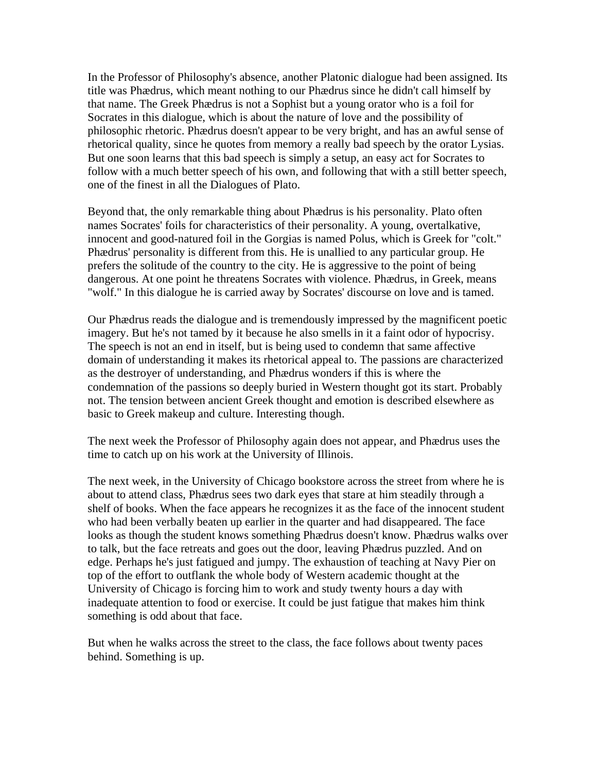In the Professor of Philosophy's absence, another Platonic dialogue had been assigned. Its title was Phædrus, which meant nothing to our Phædrus since he didn't call himself by that name. The Greek Phædrus is not a Sophist but a young orator who is a foil for Socrates in this dialogue, which is about the nature of love and the possibility of philosophic rhetoric. Phædrus doesn't appear to be very bright, and has an awful sense of rhetorical quality, since he quotes from memory a really bad speech by the orator Lysias. But one soon learns that this bad speech is simply a setup, an easy act for Socrates to follow with a much better speech of his own, and following that with a still better speech, one of the finest in all the Dialogues of Plato.

Beyond that, the only remarkable thing about Phædrus is his personality. Plato often names Socrates' foils for characteristics of their personality. A young, overtalkative, innocent and good-natured foil in the Gorgias is named Polus, which is Greek for "colt." Phædrus' personality is different from this. He is unallied to any particular group. He prefers the solitude of the country to the city. He is aggressive to the point of being dangerous. At one point he threatens Socrates with violence. Phædrus, in Greek, means "wolf." In this dialogue he is carried away by Socrates' discourse on love and is tamed.

Our Phædrus reads the dialogue and is tremendously impressed by the magnificent poetic imagery. But he's not tamed by it because he also smells in it a faint odor of hypocrisy. The speech is not an end in itself, but is being used to condemn that same affective domain of understanding it makes its rhetorical appeal to. The passions are characterized as the destroyer of understanding, and Phædrus wonders if this is where the condemnation of the passions so deeply buried in Western thought got its start. Probably not. The tension between ancient Greek thought and emotion is described elsewhere as basic to Greek makeup and culture. Interesting though.

The next week the Professor of Philosophy again does not appear, and Phædrus uses the time to catch up on his work at the University of Illinois.

The next week, in the University of Chicago bookstore across the street from where he is about to attend class, Phædrus sees two dark eyes that stare at him steadily through a shelf of books. When the face appears he recognizes it as the face of the innocent student who had been verbally beaten up earlier in the quarter and had disappeared. The face looks as though the student knows something Phædrus doesn't know. Phædrus walks over to talk, but the face retreats and goes out the door, leaving Phædrus puzzled. And on edge. Perhaps he's just fatigued and jumpy. The exhaustion of teaching at Navy Pier on top of the effort to outflank the whole body of Western academic thought at the University of Chicago is forcing him to work and study twenty hours a day with inadequate attention to food or exercise. It could be just fatigue that makes him think something is odd about that face.

But when he walks across the street to the class, the face follows about twenty paces behind. Something is up.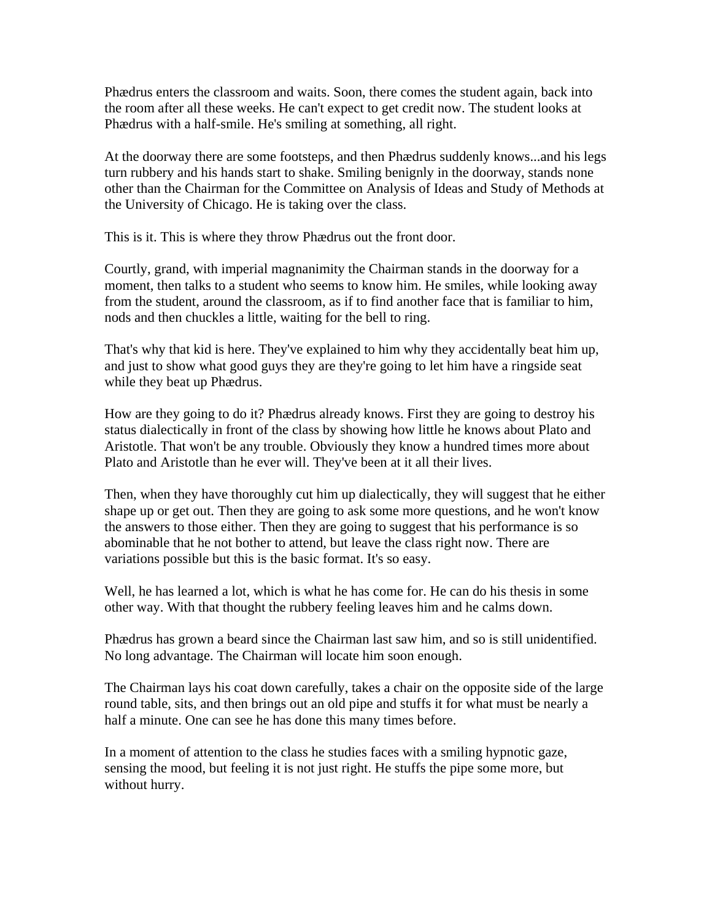Phædrus enters the classroom and waits. Soon, there comes the student again, back into the room after all these weeks. He can't expect to get credit now. The student looks at Phædrus with a half-smile. He's smiling at something, all right.

At the doorway there are some footsteps, and then Phædrus suddenly knows...and his legs turn rubbery and his hands start to shake. Smiling benignly in the doorway, stands none other than the Chairman for the Committee on Analysis of Ideas and Study of Methods at the University of Chicago. He is taking over the class.

This is it. This is where they throw Phædrus out the front door.

Courtly, grand, with imperial magnanimity the Chairman stands in the doorway for a moment, then talks to a student who seems to know him. He smiles, while looking away from the student, around the classroom, as if to find another face that is familiar to him, nods and then chuckles a little, waiting for the bell to ring.

That's why that kid is here. They've explained to him why they accidentally beat him up, and just to show what good guys they are they're going to let him have a ringside seat while they beat up Phædrus.

How are they going to do it? Phædrus already knows. First they are going to destroy his status dialectically in front of the class by showing how little he knows about Plato and Aristotle. That won't be any trouble. Obviously they know a hundred times more about Plato and Aristotle than he ever will. They've been at it all their lives.

Then, when they have thoroughly cut him up dialectically, they will suggest that he either shape up or get out. Then they are going to ask some more questions, and he won't know the answers to those either. Then they are going to suggest that his performance is so abominable that he not bother to attend, but leave the class right now. There are variations possible but this is the basic format. It's so easy.

Well, he has learned a lot, which is what he has come for. He can do his thesis in some other way. With that thought the rubbery feeling leaves him and he calms down.

Phædrus has grown a beard since the Chairman last saw him, and so is still unidentified. No long advantage. The Chairman will locate him soon enough.

The Chairman lays his coat down carefully, takes a chair on the opposite side of the large round table, sits, and then brings out an old pipe and stuffs it for what must be nearly a half a minute. One can see he has done this many times before.

In a moment of attention to the class he studies faces with a smiling hypnotic gaze, sensing the mood, but feeling it is not just right. He stuffs the pipe some more, but without hurry.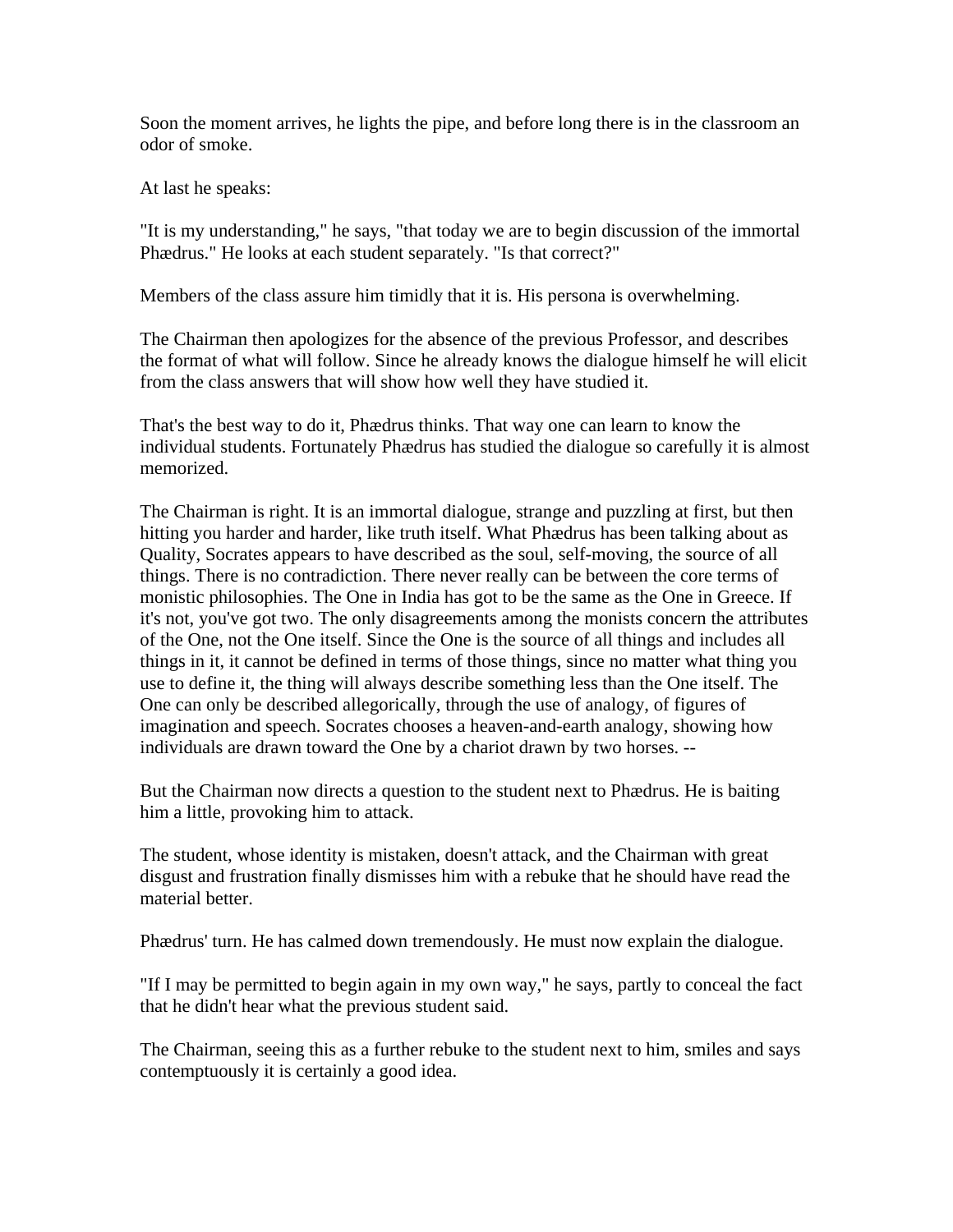Soon the moment arrives, he lights the pipe, and before long there is in the classroom an odor of smoke.

At last he speaks:

"It is my understanding," he says, "that today we are to begin discussion of the immortal Phædrus." He looks at each student separately. "Is that correct?"

Members of the class assure him timidly that it is. His persona is overwhelming.

The Chairman then apologizes for the absence of the previous Professor, and describes the format of what will follow. Since he already knows the dialogue himself he will elicit from the class answers that will show how well they have studied it.

That's the best way to do it, Phædrus thinks. That way one can learn to know the individual students. Fortunately Phædrus has studied the dialogue so carefully it is almost memorized.

The Chairman is right. It is an immortal dialogue, strange and puzzling at first, but then hitting you harder and harder, like truth itself. What Phædrus has been talking about as Quality, Socrates appears to have described as the soul, self-moving, the source of all things. There is no contradiction. There never really can be between the core terms of monistic philosophies. The One in India has got to be the same as the One in Greece. If it's not, you've got two. The only disagreements among the monists concern the attributes of the One, not the One itself. Since the One is the source of all things and includes all things in it, it cannot be defined in terms of those things, since no matter what thing you use to define it, the thing will always describe something less than the One itself. The One can only be described allegorically, through the use of analogy, of figures of imagination and speech. Socrates chooses a heaven-and-earth analogy, showing how individuals are drawn toward the One by a chariot drawn by two horses. --

But the Chairman now directs a question to the student next to Phædrus. He is baiting him a little, provoking him to attack.

The student, whose identity is mistaken, doesn't attack, and the Chairman with great disgust and frustration finally dismisses him with a rebuke that he should have read the material better.

Phædrus' turn. He has calmed down tremendously. He must now explain the dialogue.

"If I may be permitted to begin again in my own way," he says, partly to conceal the fact that he didn't hear what the previous student said.

The Chairman, seeing this as a further rebuke to the student next to him, smiles and says contemptuously it is certainly a good idea.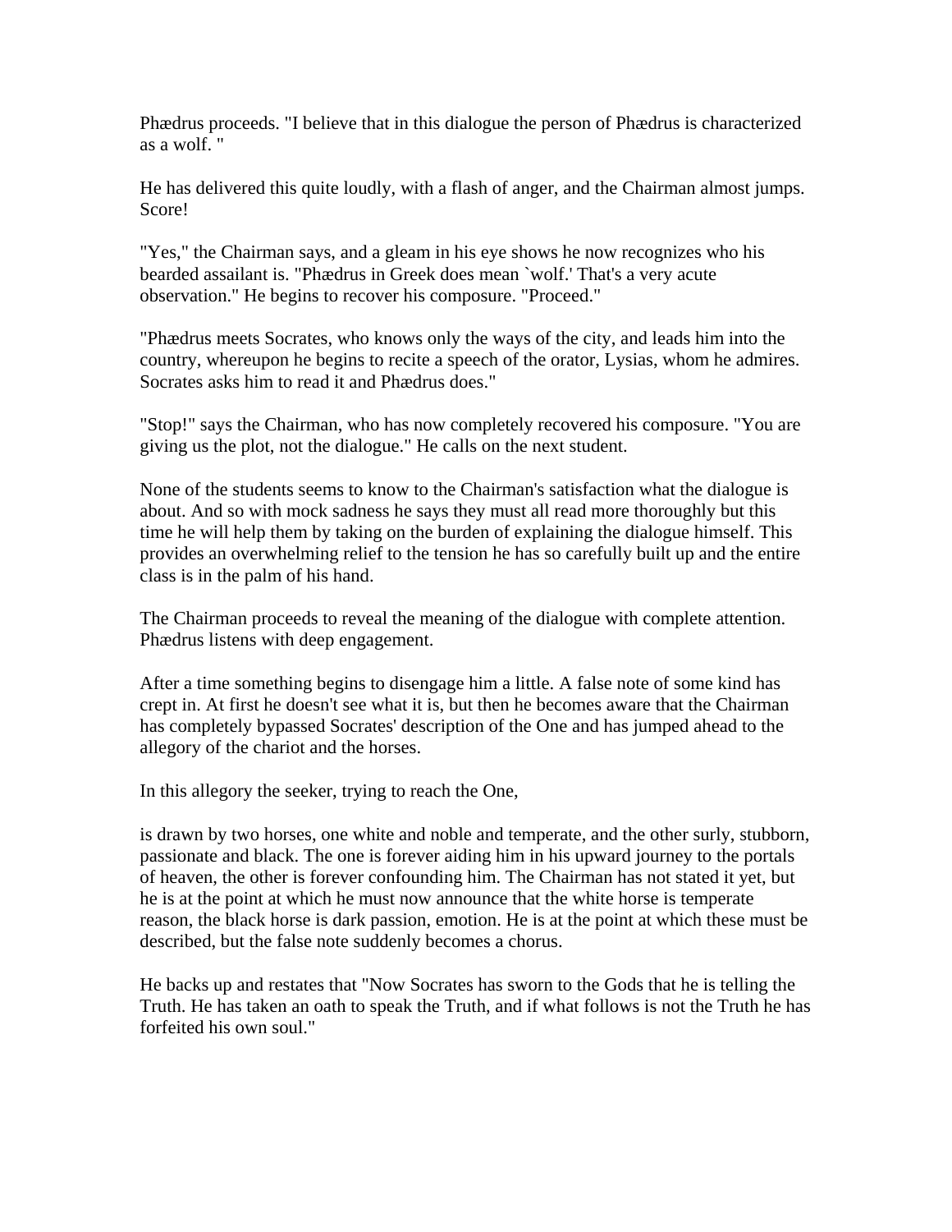Phædrus proceeds. "I believe that in this dialogue the person of Phædrus is characterized as a wolf. "

He has delivered this quite loudly, with a flash of anger, and the Chairman almost jumps. Score!

"Yes," the Chairman says, and a gleam in his eye shows he now recognizes who his bearded assailant is. "Phædrus in Greek does mean `wolf.' That's a very acute observation." He begins to recover his composure. "Proceed."

"Phædrus meets Socrates, who knows only the ways of the city, and leads him into the country, whereupon he begins to recite a speech of the orator, Lysias, whom he admires. Socrates asks him to read it and Phædrus does."

"Stop!" says the Chairman, who has now completely recovered his composure. "You are giving us the plot, not the dialogue." He calls on the next student.

None of the students seems to know to the Chairman's satisfaction what the dialogue is about. And so with mock sadness he says they must all read more thoroughly but this time he will help them by taking on the burden of explaining the dialogue himself. This provides an overwhelming relief to the tension he has so carefully built up and the entire class is in the palm of his hand.

The Chairman proceeds to reveal the meaning of the dialogue with complete attention. Phædrus listens with deep engagement.

After a time something begins to disengage him a little. A false note of some kind has crept in. At first he doesn't see what it is, but then he becomes aware that the Chairman has completely bypassed Socrates' description of the One and has jumped ahead to the allegory of the chariot and the horses.

In this allegory the seeker, trying to reach the One,

is drawn by two horses, one white and noble and temperate, and the other surly, stubborn, passionate and black. The one is forever aiding him in his upward journey to the portals of heaven, the other is forever confounding him. The Chairman has not stated it yet, but he is at the point at which he must now announce that the white horse is temperate reason, the black horse is dark passion, emotion. He is at the point at which these must be described, but the false note suddenly becomes a chorus.

He backs up and restates that "Now Socrates has sworn to the Gods that he is telling the Truth. He has taken an oath to speak the Truth, and if what follows is not the Truth he has forfeited his own soul."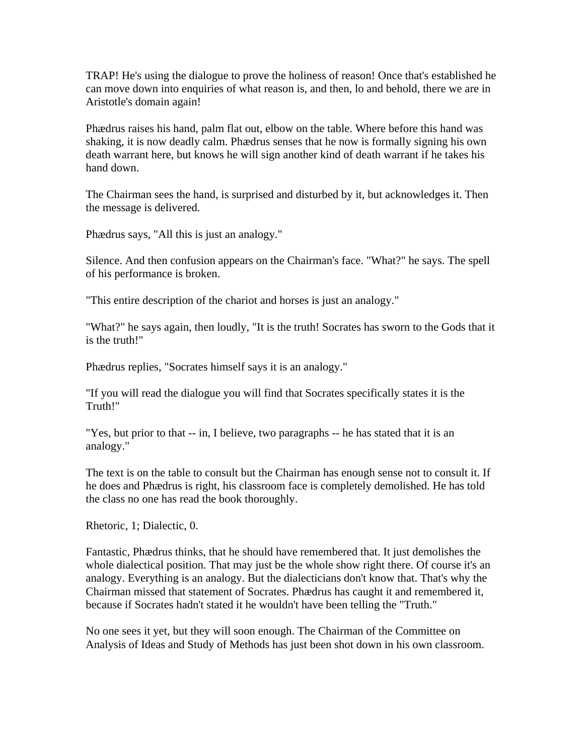TRAP! He's using the dialogue to prove the holiness of reason! Once that's established he can move down into enquiries of what reason is, and then, lo and behold, there we are in Aristotle's domain again!

Phædrus raises his hand, palm flat out, elbow on the table. Where before this hand was shaking, it is now deadly calm. Phædrus senses that he now is formally signing his own death warrant here, but knows he will sign another kind of death warrant if he takes his hand down.

The Chairman sees the hand, is surprised and disturbed by it, but acknowledges it. Then the message is delivered.

Phædrus says, "All this is just an analogy."

Silence. And then confusion appears on the Chairman's face. "What?" he says. The spell of his performance is broken.

"This entire description of the chariot and horses is just an analogy."

"What?" he says again, then loudly, "It is the truth! Socrates has sworn to the Gods that it is the truth!"

Phædrus replies, "Socrates himself says it is an analogy."

"If you will read the dialogue you will find that Socrates specifically states it is the Truth!"

"Yes, but prior to that -- in, I believe, two paragraphs -- he has stated that it is an analogy."

The text is on the table to consult but the Chairman has enough sense not to consult it. If he does and Phædrus is right, his classroom face is completely demolished. He has told the class no one has read the book thoroughly.

Rhetoric, 1; Dialectic, 0.

Fantastic, Phædrus thinks, that he should have remembered that. It just demolishes the whole dialectical position. That may just be the whole show right there. Of course it's an analogy. Everything is an analogy. But the dialecticians don't know that. That's why the Chairman missed that statement of Socrates. Phædrus has caught it and remembered it, because if Socrates hadn't stated it he wouldn't have been telling the "Truth."

No one sees it yet, but they will soon enough. The Chairman of the Committee on Analysis of Ideas and Study of Methods has just been shot down in his own classroom.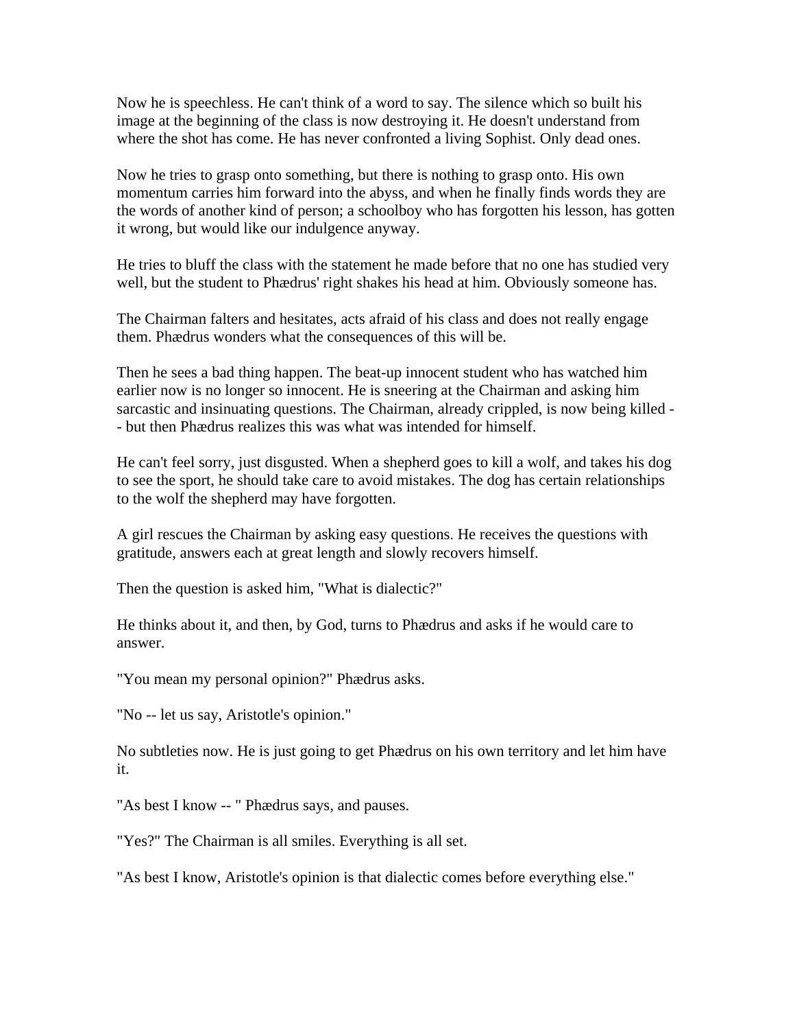Now he is speechless. He can't think of a word to say. The silence which so built his image at the beginning of the class is now destroying it. He doesn't understand from where the shot has come. He has never confronted a living Sophist. Only dead ones.

Now he tries to grasp onto something, but there is nothing to grasp onto. His own momentum carries him forward into the abyss, and when he finally finds words they are the words of another kind of person; a schoolboy who has forgotten his lesson, has gotten it wrong, but would like our indulgence anyway.

He tries to bluff the class with the statement he made before that no one has studied very well, but the student to Phædrus' right shakes his head at him. Obviously someone has.

The Chairman falters and hesitates, acts afraid of his class and does not really engage them. Phædrus wonders what the consequences of this will be.

Then he sees a bad thing happen. The beat-up innocent student who has watched him earlier now is no longer so innocent. He is sneering at the Chairman and asking him sarcastic and insinuating questions. The Chairman, already crippled, is now being killed -- but then Phædrus realizes this was what was intended for himself.

He can't feel sorry, just disgusted. When a shepherd goes to kill a wolf, and takes his dog to see the sport, he should take care to avoid mistakes. The dog has certain relationships to the wolf the shepherd may have forgotten.

A girl rescues the Chairman by asking easy questions. He receives the questions with gratitude, answers each at great length and slowly recovers himself.

Then the question is asked him, "What is dialectic?"

He thinks about it, and then, by God, turns to Phædrus and asks if he would care to answer.

"You mean my personal opinion?" Phædrus asks.

"No -- let us say, Aristotle's opinion."

No subtleties now. He is just going to get Phædrus on his own territory and let him have it.

"As best I know -- " Phædrus says, and pauses.

"Yes?" The Chairman is all smiles. Everything is all set.

"As best I know, Aristotle's opinion is that dialectic comes before everything else."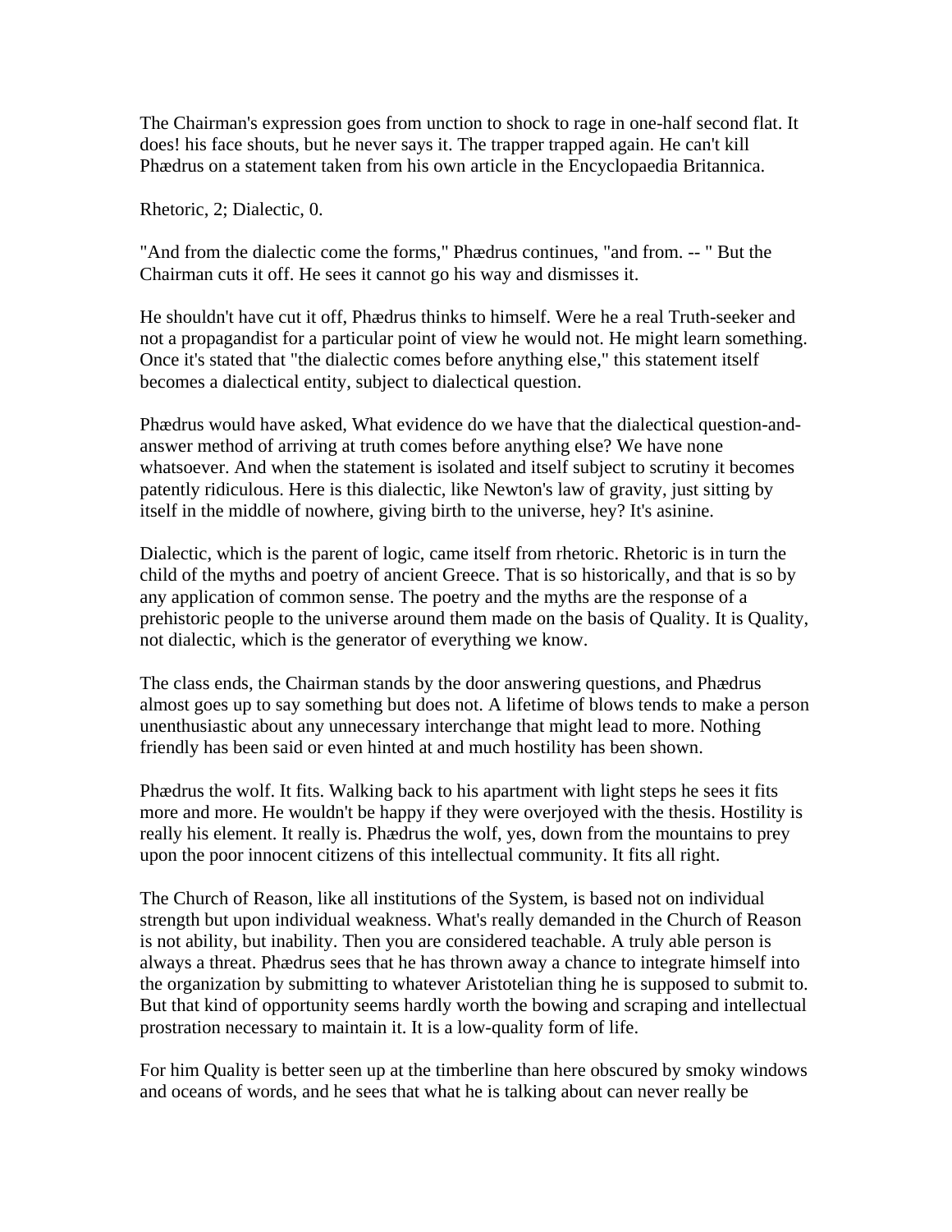The Chairman's expression goes from unction to shock to rage in one-half second flat. It does! his face shouts, but he never says it. The trapper trapped again. He can't kill Phædrus on a statement taken from his own article in the Encyclopaedia Britannica.

Rhetoric, 2; Dialectic, 0.

"And from the dialectic come the forms," Phædrus continues, "and from. -- " But the Chairman cuts it off. He sees it cannot go his way and dismisses it.

He shouldn't have cut it off, Phædrus thinks to himself. Were he a real Truth-seeker and not a propagandist for a particular point of view he would not. He might learn something. Once it's stated that "the dialectic comes before anything else," this statement itself becomes a dialectical entity, subject to dialectical question.

Phædrus would have asked, What evidence do we have that the dialectical question-and-answer method of arriving at truth comes before anything else? We have none whatsoever. And when the statement is isolated and itself subject to scrutiny it becomes patently ridiculous. Here is this dialectic, like Newton's law of gravity, just sitting by itself in the middle of nowhere, giving birth to the universe, hey? It's asinine.

Dialectic, which is the parent of logic, came itself from rhetoric. Rhetoric is in turn the child of the myths and poetry of ancient Greece. That is so historically, and that is so by any application of common sense. The poetry and the myths are the response of a prehistoric people to the universe around them made on the basis of Quality. It is Quality, not dialectic, which is the generator of everything we know.

The class ends, the Chairman stands by the door answering questions, and Phædrus almost goes up to say something but does not. A lifetime of blows tends to make a person unenthusiastic about any unnecessary interchange that might lead to more. Nothing friendly has been said or even hinted at and much hostility has been shown.

Phædrus the wolf. It fits. Walking back to his apartment with light steps he sees it fits more and more. He wouldn't be happy if they were overjoyed with the thesis. Hostility is really his element. It really is. Phædrus the wolf, yes, down from the mountains to prey upon the poor innocent citizens of this intellectual community. It fits all right.

The Church of Reason, like all institutions of the System, is based not on individual strength but upon individual weakness. What's really demanded in the Church of Reason is not ability, but inability. Then you are considered teachable. A truly able person is always a threat. Phædrus sees that he has thrown away a chance to integrate himself into the organization by submitting to whatever Aristotelian thing he is supposed to submit to. But that kind of opportunity seems hardly worth the bowing and scraping and intellectual prostration necessary to maintain it. It is a low-quality form of life.

For him Quality is better seen up at the timberline than here obscured by smoky windows and oceans of words, and he sees that what he is talking about can never really be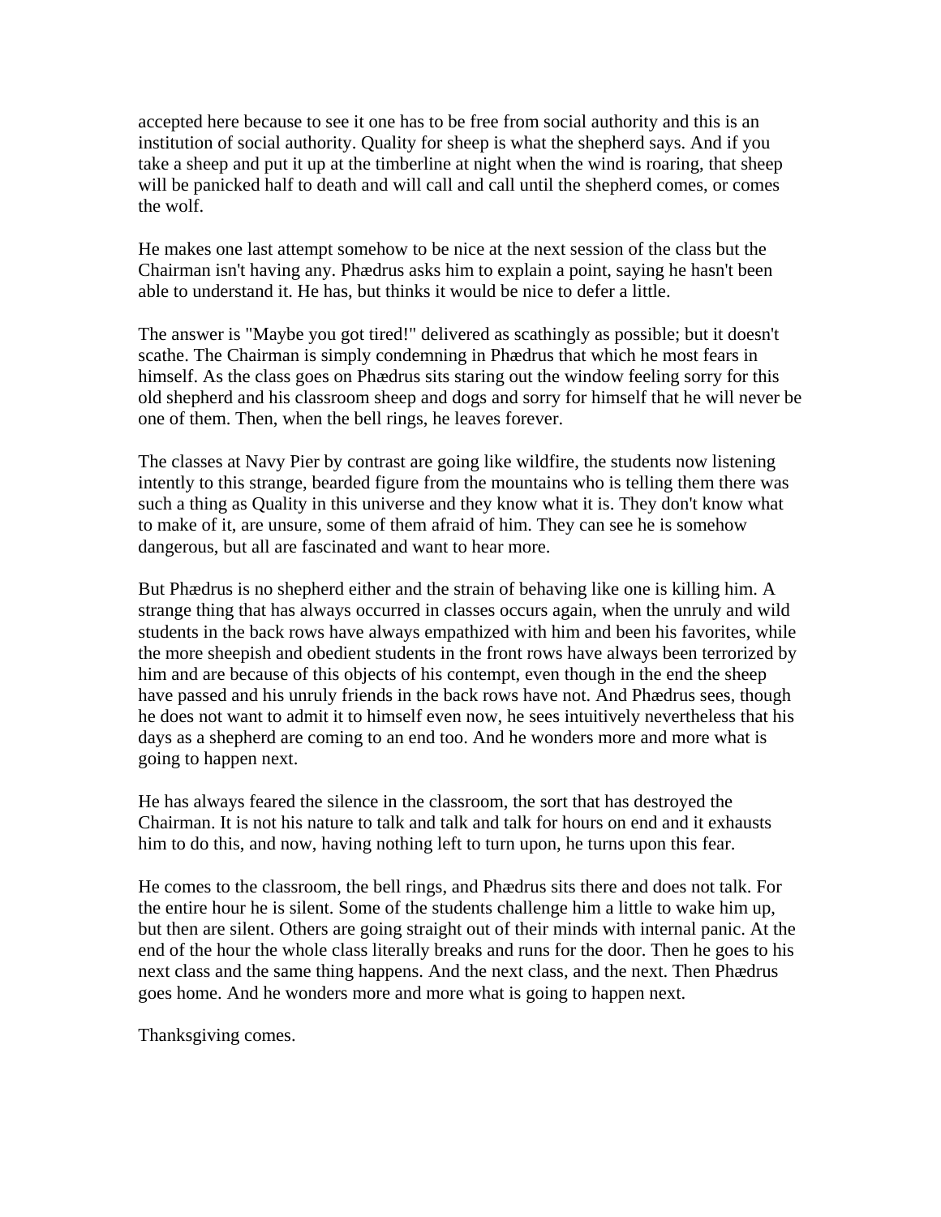accepted here because to see it one has to be free from social authority and this is an institution of social authority. Quality for sheep is what the shepherd says. And if you take a sheep and put it up at the timberline at night when the wind is roaring, that sheep will be panicked half to death and will call and call until the shepherd comes, or comes the wolf.

He makes one last attempt somehow to be nice at the next session of the class but the Chairman isn't having any. Phædrus asks him to explain a point, saying he hasn't been able to understand it. He has, but thinks it would be nice to defer a little.

The answer is "Maybe you got tired!" delivered as scathingly as possible; but it doesn't scathe. The Chairman is simply condemning in Phædrus that which he most fears in himself. As the class goes on Phædrus sits staring out the window feeling sorry for this old shepherd and his classroom sheep and dogs and sorry for himself that he will never be one of them. Then, when the bell rings, he leaves forever.

The classes at Navy Pier by contrast are going like wildfire, the students now listening intently to this strange, bearded figure from the mountains who is telling them there was such a thing as Quality in this universe and they know what it is. They don't know what to make of it, are unsure, some of them afraid of him. They can see he is somehow dangerous, but all are fascinated and want to hear more.

But Phædrus is no shepherd either and the strain of behaving like one is killing him. A strange thing that has always occurred in classes occurs again, when the unruly and wild students in the back rows have always empathized with him and been his favorites, while the more sheepish and obedient students in the front rows have always been terrorized by him and are because of this objects of his contempt, even though in the end the sheep have passed and his unruly friends in the back rows have not. And Phædrus sees, though he does not want to admit it to himself even now, he sees intuitively nevertheless that his days as a shepherd are coming to an end too. And he wonders more and more what is going to happen next.

He has always feared the silence in the classroom, the sort that has destroyed the Chairman. It is not his nature to talk and talk and talk for hours on end and it exhausts him to do this, and now, having nothing left to turn upon, he turns upon this fear.

He comes to the classroom, the bell rings, and Phædrus sits there and does not talk. For the entire hour he is silent. Some of the students challenge him a little to wake him up, but then are silent. Others are going straight out of their minds with internal panic. At the end of the hour the whole class literally breaks and runs for the door. Then he goes to his next class and the same thing happens. And the next class, and the next. Then Phædrus goes home. And he wonders more and more what is going to happen next.

Thanksgiving comes.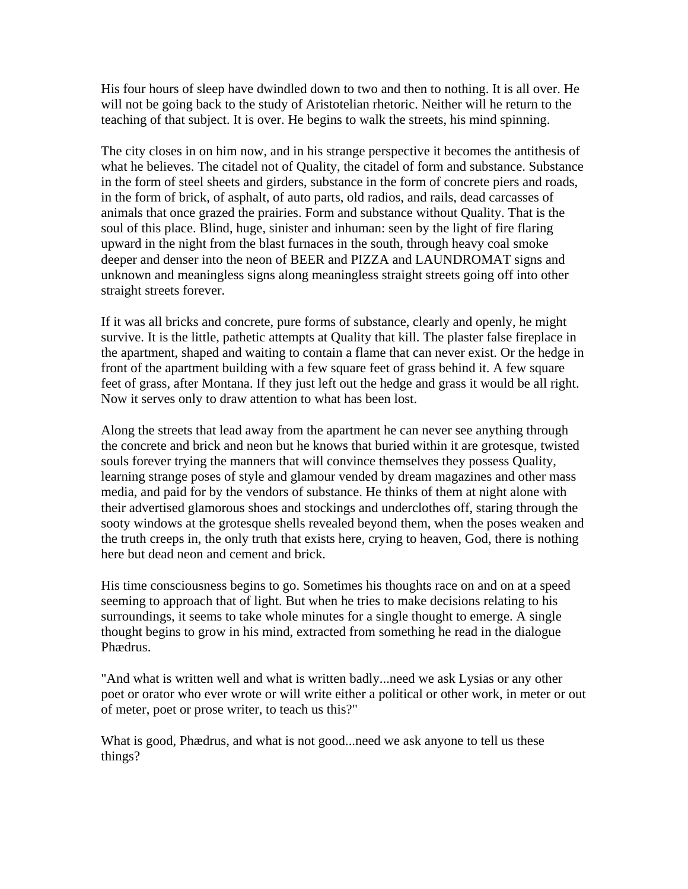His four hours of sleep have dwindled down to two and then to nothing. It is all over. He will not be going back to the study of Aristotelian rhetoric. Neither will he return to the teaching of that subject. It is over. He begins to walk the streets, his mind spinning.

The city closes in on him now, and in his strange perspective it becomes the antithesis of what he believes. The citadel not of Quality, the citadel of form and substance. Substance in the form of steel sheets and girders, substance in the form of concrete piers and roads, in the form of brick, of asphalt, of auto parts, old radios, and rails, dead carcasses of animals that once grazed the prairies. Form and substance without Quality. That is the soul of this place. Blind, huge, sinister and inhuman: seen by the light of fire flaring upward in the night from the blast furnaces in the south, through heavy coal smoke deeper and denser into the neon of BEER and PIZZA and LAUNDROMAT signs and unknown and meaningless signs along meaningless straight streets going off into other straight streets forever.

If it was all bricks and concrete, pure forms of substance, clearly and openly, he might survive. It is the little, pathetic attempts at Quality that kill. The plaster false fireplace in the apartment, shaped and waiting to contain a flame that can never exist. Or the hedge in front of the apartment building with a few square feet of grass behind it. A few square feet of grass, after Montana. If they just left out the hedge and grass it would be all right. Now it serves only to draw attention to what has been lost.

Along the streets that lead away from the apartment he can never see anything through the concrete and brick and neon but he knows that buried within it are grotesque, twisted souls forever trying the manners that will convince themselves they possess Quality, learning strange poses of style and glamour vended by dream magazines and other mass media, and paid for by the vendors of substance. He thinks of them at night alone with their advertised glamorous shoes and stockings and underclothes off, staring through the sooty windows at the grotesque shells revealed beyond them, when the poses weaken and the truth creeps in, the only truth that exists here, crying to heaven, God, there is nothing here but dead neon and cement and brick.

His time consciousness begins to go. Sometimes his thoughts race on and on at a speed seeming to approach that of light. But when he tries to make decisions relating to his surroundings, it seems to take whole minutes for a single thought to emerge. A single thought begins to grow in his mind, extracted from something he read in the dialogue Phædrus.

"And what is written well and what is written badly...need we ask Lysias or any other poet or orator who ever wrote or will write either a political or other work, in meter or out of meter, poet or prose writer, to teach us this?"

What is good, Phædrus, and what is not good...need we ask anyone to tell us these things?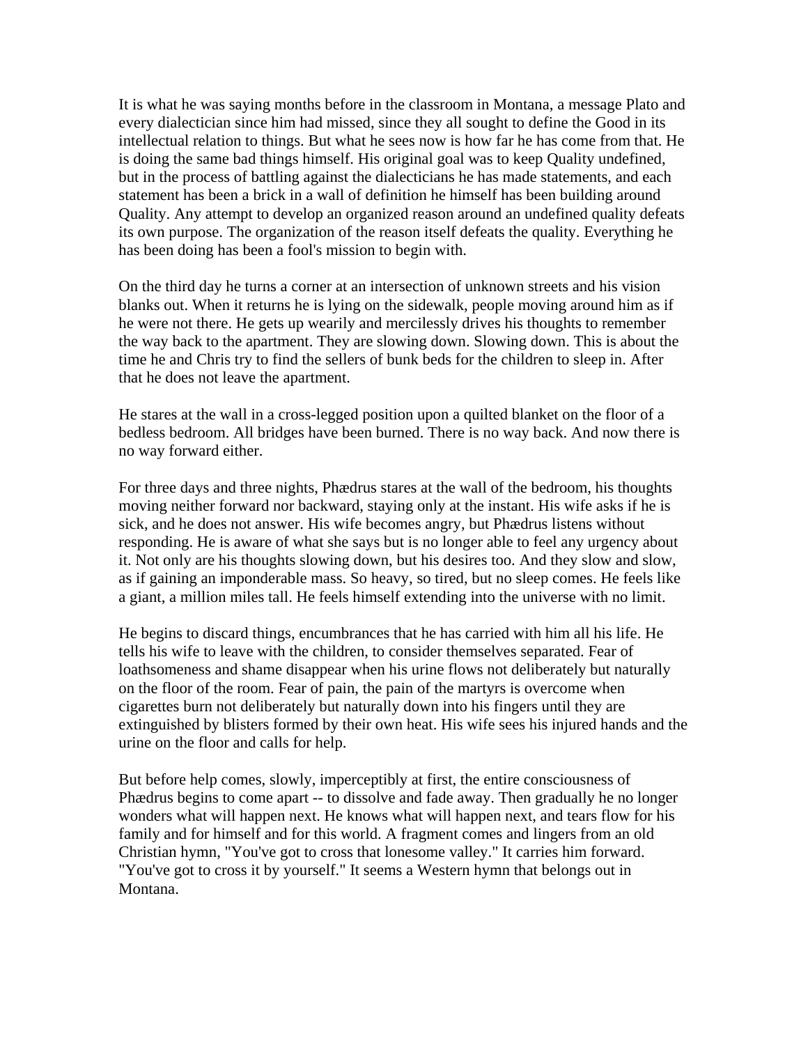It is what he was saying months before in the classroom in Montana, a message Plato and every dialectician since him had missed, since they all sought to define the Good in its intellectual relation to things. But what he sees now is how far he has come from that. He is doing the same bad things himself. His original goal was to keep Quality undefined, but in the process of battling against the dialecticians he has made statements, and each statement has been a brick in a wall of definition he himself has been building around Quality. Any attempt to develop an organized reason around an undefined quality defeats its own purpose. The organization of the reason itself defeats the quality. Everything he has been doing has been a fool's mission to begin with.

On the third day he turns a corner at an intersection of unknown streets and his vision blanks out. When it returns he is lying on the sidewalk, people moving around him as if he were not there. He gets up wearily and mercilessly drives his thoughts to remember the way back to the apartment. They are slowing down. Slowing down. This is about the time he and Chris try to find the sellers of bunk beds for the children to sleep in. After that he does not leave the apartment.

He stares at the wall in a cross-legged position upon a quilted blanket on the floor of a bedless bedroom. All bridges have been burned. There is no way back. And now there is no way forward either.

For three days and three nights, Phædrus stares at the wall of the bedroom, his thoughts moving neither forward nor backward, staying only at the instant. His wife asks if he is sick, and he does not answer. His wife becomes angry, but Phædrus listens without responding. He is aware of what she says but is no longer able to feel any urgency about it. Not only are his thoughts slowing down, but his desires too. And they slow and slow, as if gaining an imponderable mass. So heavy, so tired, but no sleep comes. He feels like a giant, a million miles tall. He feels himself extending into the universe with no limit.

He begins to discard things, encumbrances that he has carried with him all his life. He tells his wife to leave with the children, to consider themselves separated. Fear of loathsomeness and shame disappear when his urine flows not deliberately but naturally on the floor of the room. Fear of pain, the pain of the martyrs is overcome when cigarettes burn not deliberately but naturally down into his fingers until they are extinguished by blisters formed by their own heat. His wife sees his injured hands and the urine on the floor and calls for help.

But before help comes, slowly, imperceptibly at first, the entire consciousness of Phædrus begins to come apart -- to dissolve and fade away. Then gradually he no longer wonders what will happen next. He knows what will happen next, and tears flow for his family and for himself and for this world. A fragment comes and lingers from an old Christian hymn, "You've got to cross that lonesome valley." It carries him forward. "You've got to cross it by yourself." It seems a Western hymn that belongs out in Montana.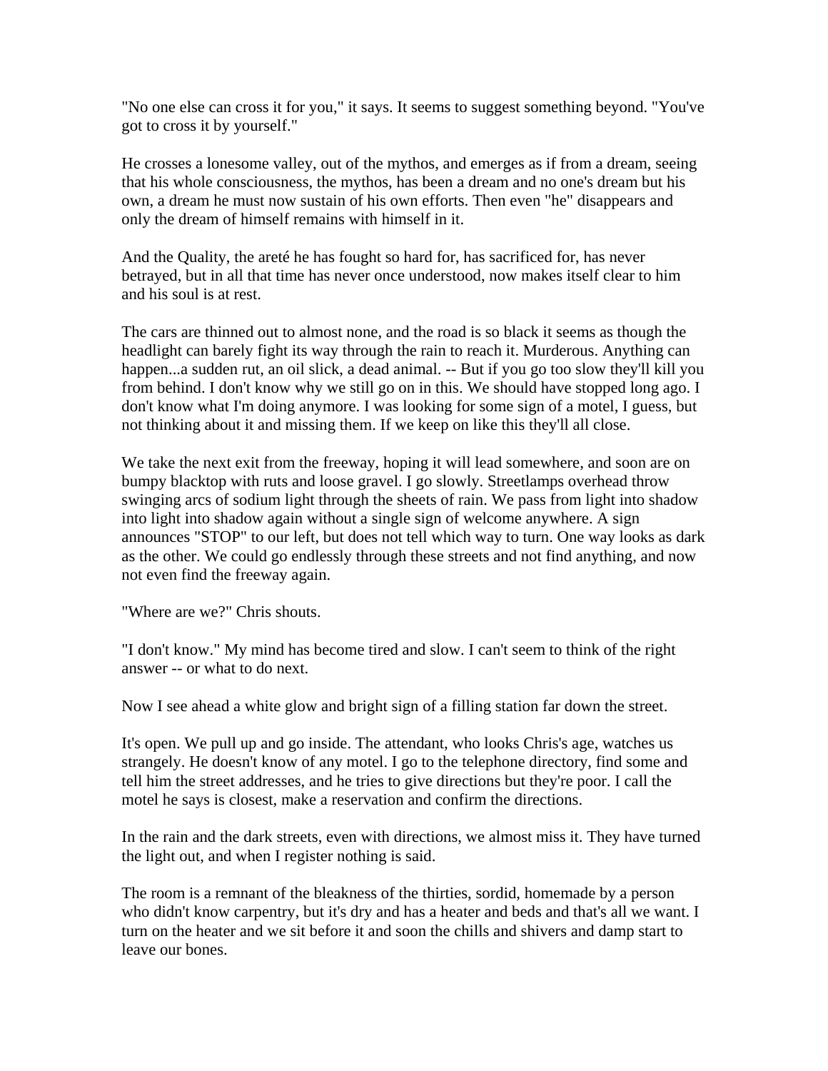"No one else can cross it for you," it says. It seems to suggest something beyond. "You've got to cross it by yourself."

He crosses a lonesome valley, out of the mythos, and emerges as if from a dream, seeing that his whole consciousness, the mythos, has been a dream and no one's dream but his own, a dream he must now sustain of his own efforts. Then even "he" disappears and only the dream of himself remains with himself in it.

And the Quality, the areté he has fought so hard for, has sacrificed for, has never betrayed, but in all that time has never once understood, now makes itself clear to him and his soul is at rest.

The cars are thinned out to almost none, and the road is so black it seems as though the headlight can barely fight its way through the rain to reach it. Murderous. Anything can happen...a sudden rut, an oil slick, a dead animal. -- But if you go too slow they'll kill you from behind. I don't know why we still go on in this. We should have stopped long ago. I don't know what I'm doing anymore. I was looking for some sign of a motel, I guess, but not thinking about it and missing them. If we keep on like this they'll all close.

We take the next exit from the freeway, hoping it will lead somewhere, and soon are on bumpy blacktop with ruts and loose gravel. I go slowly. Streetlamps overhead throw swinging arcs of sodium light through the sheets of rain. We pass from light into shadow into light into shadow again without a single sign of welcome anywhere. A sign announces "STOP" to our left, but does not tell which way to turn. One way looks as dark as the other. We could go endlessly through these streets and not find anything, and now not even find the freeway again.

"Where are we?" Chris shouts.

"I don't know." My mind has become tired and slow. I can't seem to think of the right answer -- or what to do next.

Now I see ahead a white glow and bright sign of a filling station far down the street.

It's open. We pull up and go inside. The attendant, who looks Chris's age, watches us strangely. He doesn't know of any motel. I go to the telephone directory, find some and tell him the street addresses, and he tries to give directions but they're poor. I call the motel he says is closest, make a reservation and confirm the directions.

In the rain and the dark streets, even with directions, we almost miss it. They have turned the light out, and when I register nothing is said.

The room is a remnant of the bleakness of the thirties, sordid, homemade by a person who didn't know carpentry, but it's dry and has a heater and beds and that's all we want. I turn on the heater and we sit before it and soon the chills and shivers and damp start to leave our bones.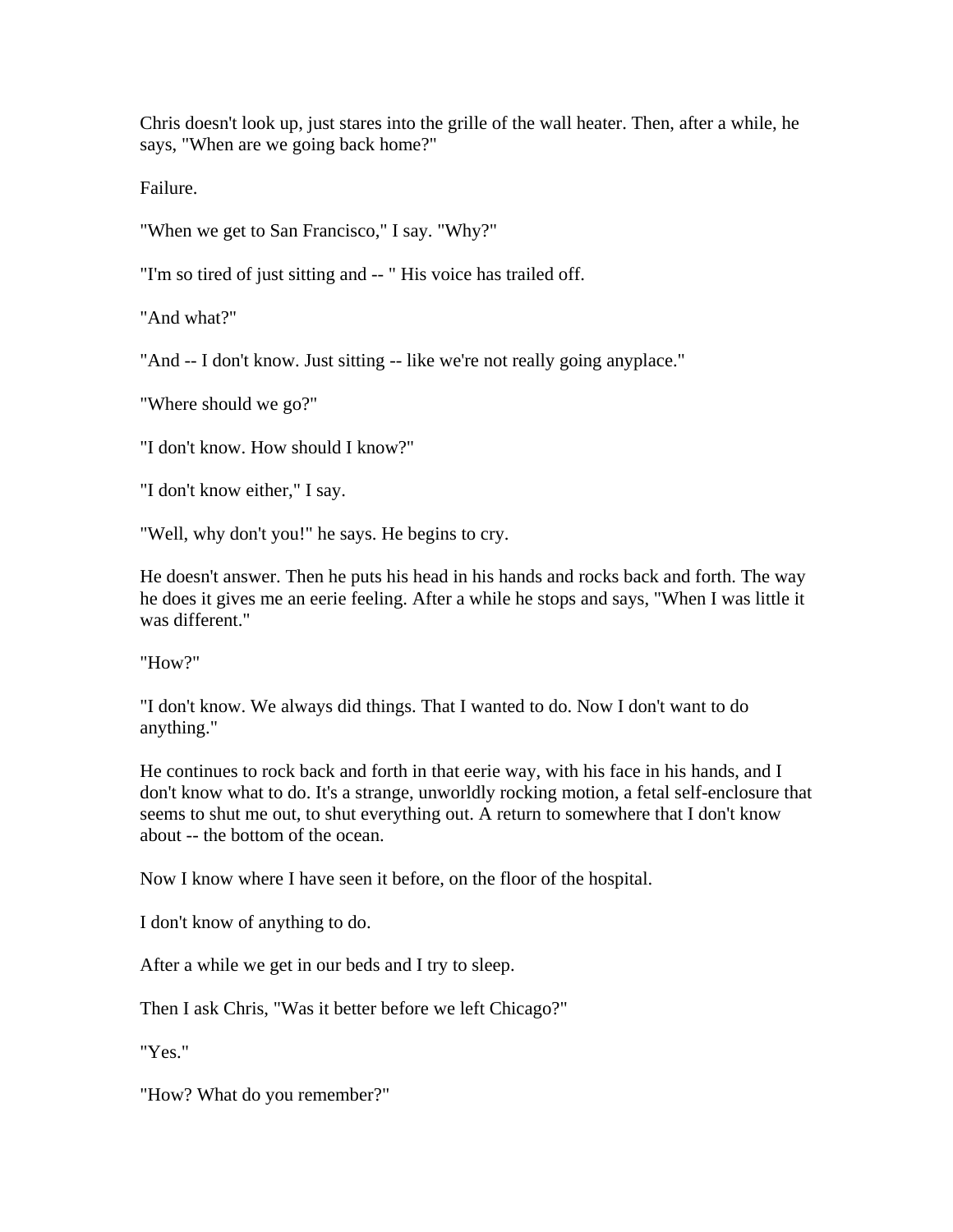Chris doesn't look up, just stares into the grille of the wall heater. Then, after a while, he says, "When are we going back home?"

Failure.

"When we get to San Francisco," I say. "Why?"

"I'm so tired of just sitting and -- " His voice has trailed off.

"And what?"

"And -- I don't know. Just sitting -- like we're not really going anyplace."

"Where should we go?"

"I don't know. How should I know?"

"I don't know either," I say.

"Well, why don't you!" he says. He begins to cry.

He doesn't answer. Then he puts his head in his hands and rocks back and forth. The way he does it gives me an eerie feeling. After a while he stops and says, "When I was little it was different."

"How?"

"I don't know. We always did things. That I wanted to do. Now I don't want to do anything."

He continues to rock back and forth in that eerie way, with his face in his hands, and I don't know what to do. It's a strange, unworldly rocking motion, a fetal self-enclosure that seems to shut me out, to shut everything out. A return to somewhere that I don't know about -- the bottom of the ocean.

Now I know where I have seen it before, on the floor of the hospital.

I don't know of anything to do.

After a while we get in our beds and I try to sleep.

Then I ask Chris, "Was it better before we left Chicago?"

"Yes."

"How? What do you remember?"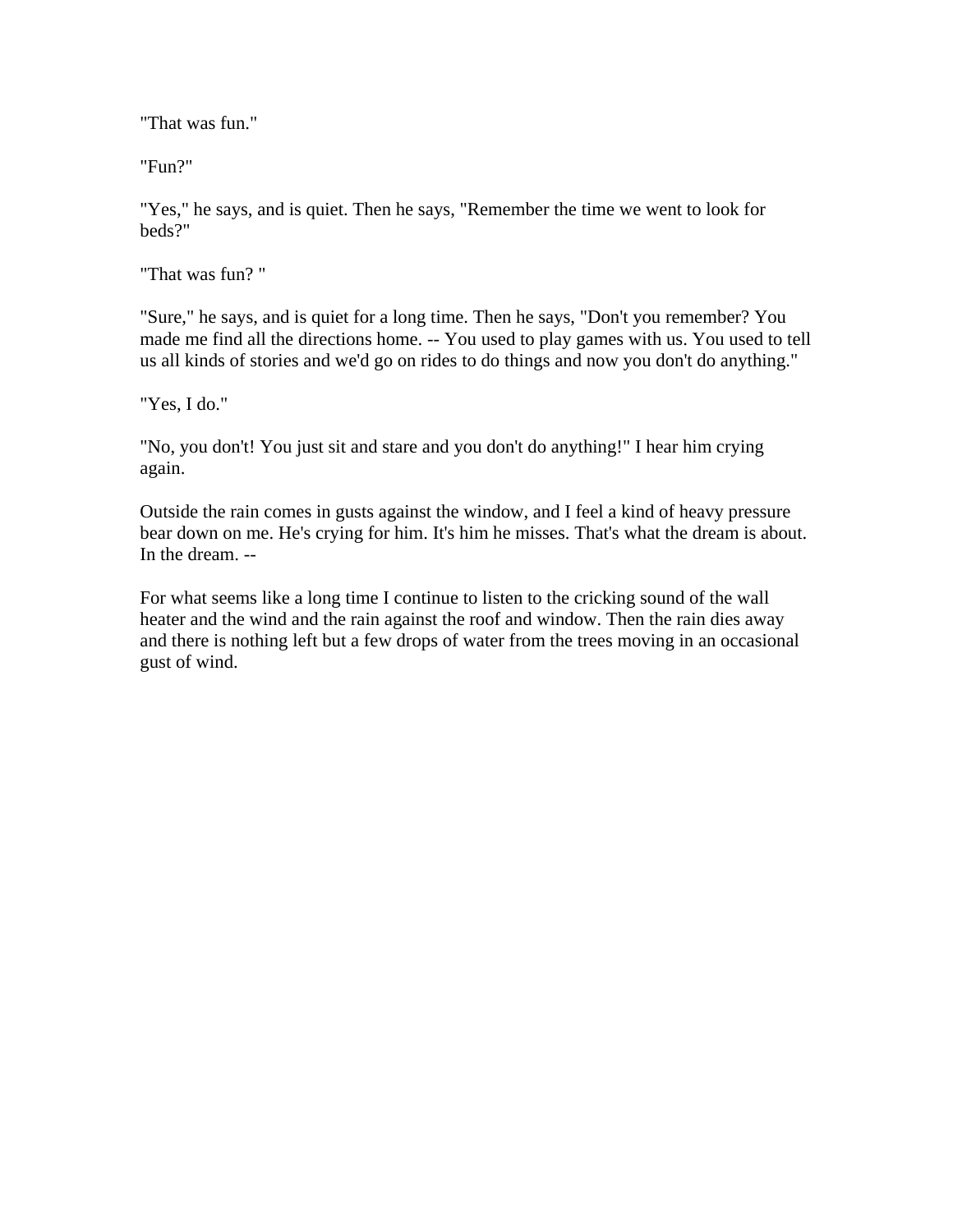"That was fun."

"Fun?"

"Yes," he says, and is quiet. Then he says, "Remember the time we went to look for beds?"

"That was fun? "

"Sure," he says, and is quiet for a long time. Then he says, "Don't you remember? You made me find all the directions home. -- You used to play games with us. You used to tell us all kinds of stories and we'd go on rides to do things and now you don't do anything."

"Yes, I do."

"No, you don't! You just sit and stare and you don't do anything!" I hear him crying again.

Outside the rain comes in gusts against the window, and I feel a kind of heavy pressure bear down on me. He's crying for him. It's him he misses. That's what the dream is about. In the dream. --

For what seems like a long time I continue to listen to the cricking sound of the wall heater and the wind and the rain against the roof and window. Then the rain dies away and there is nothing left but a few drops of water from the trees moving in an occasional gust of wind.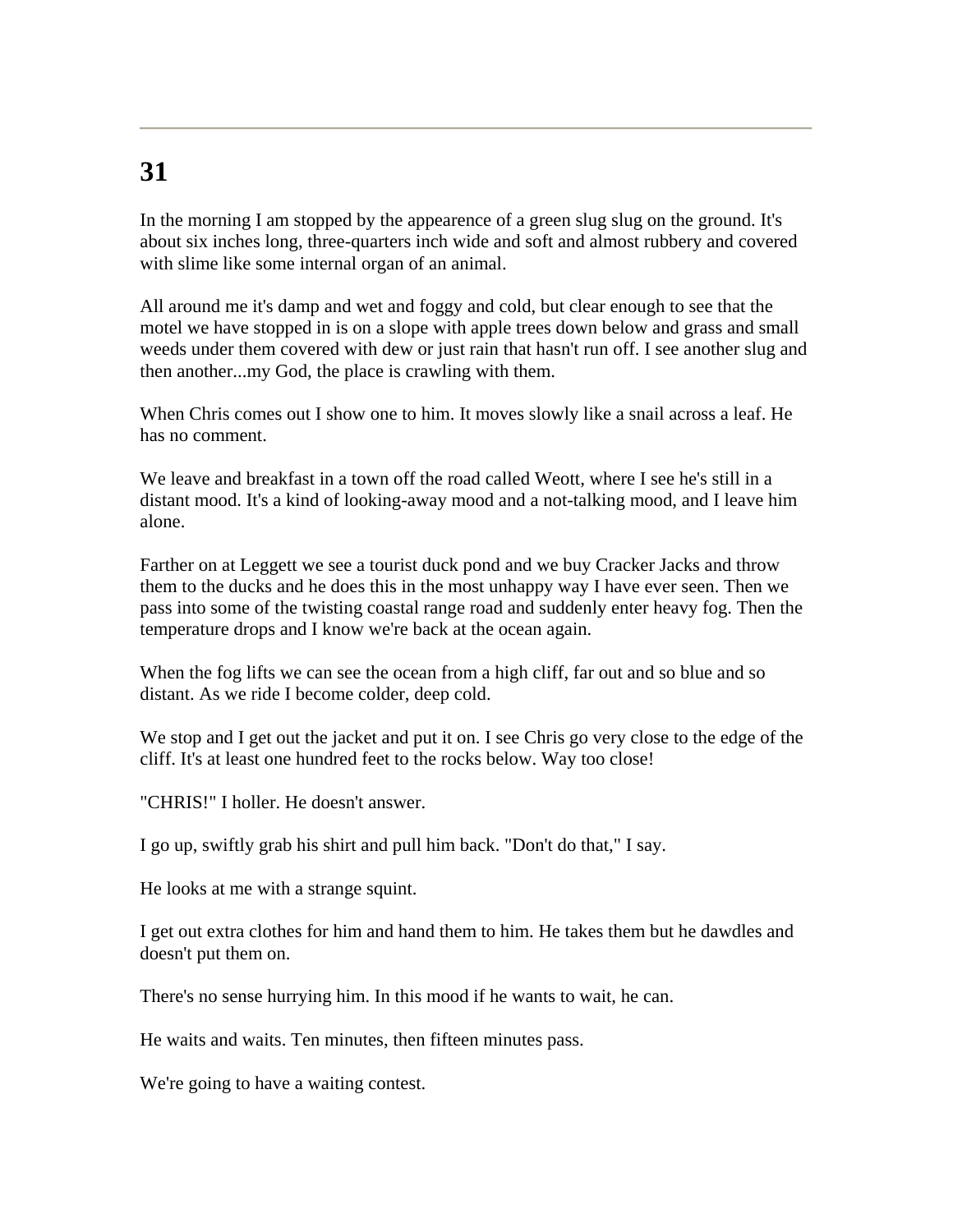# 31

In the morning I am stopped by the appearence of a green slug slug on the ground. It's about six inches long, three-quarters inch wide and soft and almost rubbery and covered with slime like some internal organ of an animal.

All around me it's damp and wet and foggy and cold, but clear enough to see that the motel we have stopped in is on a slope with apple trees down below and grass and small weeds under them covered with dew or just rain that hasn't run off. I see another slug and then another...my God, the place is crawling with them.

When Chris comes out I show one to him. It moves slowly like a snail across a leaf. He has no comment.

We leave and breakfast in a town off the road called Weott, where I see he's still in a distant mood. It's a kind of looking-away mood and a not-talking mood, and I leave him alone.

Farther on at Leggett we see a tourist duck pond and we buy Cracker Jacks and throw them to the ducks and he does this in the most unhappy way I have ever seen. Then we pass into some of the twisting coastal range road and suddenly enter heavy fog. Then the temperature drops and I know we're back at the ocean again.

When the fog lifts we can see the ocean from a high cliff, far out and so blue and so distant. As we ride I become colder, deep cold.

We stop and I get out the jacket and put it on. I see Chris go very close to the edge of the cliff. It's at least one hundred feet to the rocks below. Way too close!

"CHRIS!" I holler. He doesn't answer.

I go up, swiftly grab his shirt and pull him back. "Don't do that," I say.

He looks at me with a strange squint.

I get out extra clothes for him and hand them to him. He takes them but he dawdles and doesn't put them on.

There's no sense hurrying him. In this mood if he wants to wait, he can.

He waits and waits. Ten minutes, then fifteen minutes pass.

We're going to have a waiting contest.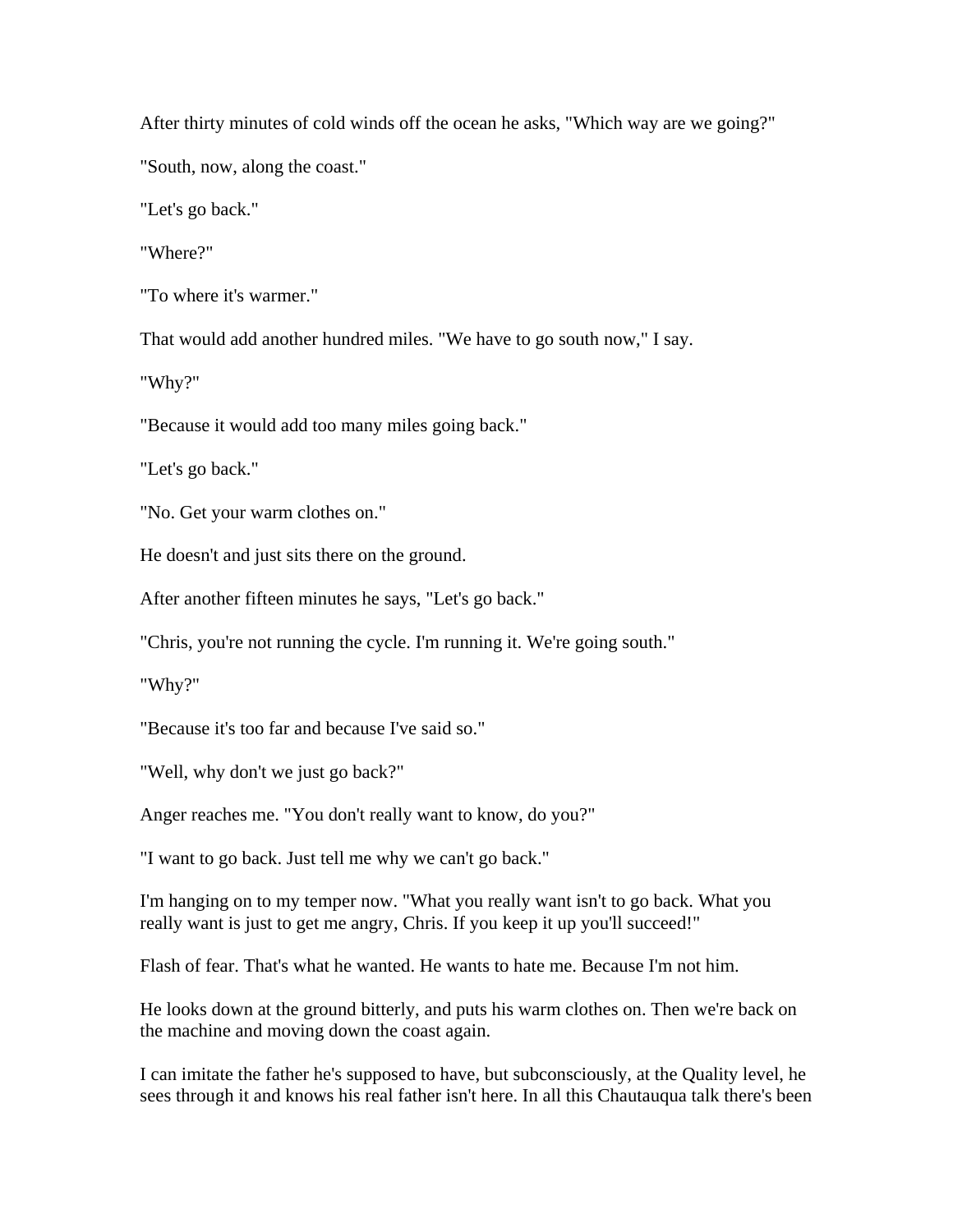After thirty minutes of cold winds off the ocean he asks, "Which way are we going?"

"South, now, along the coast."

"Let's go back."

"Where?"

"To where it's warmer."

That would add another hundred miles. "We have to go south now," I say.

"Why?"

"Because it would add too many miles going back."

"Let's go back."

"No. Get your warm clothes on."

He doesn't and just sits there on the ground.

After another fifteen minutes he says, "Let's go back."

"Chris, you're not running the cycle. I'm running it. We're going south."

"Why?"

"Because it's too far and because I've said so."

"Well, why don't we just go back?"

Anger reaches me. "You don't really want to know, do you?"

"I want to go back. Just tell me why we can't go back."

I'm hanging on to my temper now. "What you really want isn't to go back. What you really want is just to get me angry, Chris. If you keep it up you'll succeed!"

Flash of fear. That's what he wanted. He wants to hate me. Because I'm not him.

He looks down at the ground bitterly, and puts his warm clothes on. Then we're back on the machine and moving down the coast again.

I can imitate the father he's supposed to have, but subconsciously, at the Quality level, he sees through it and knows his real father isn't here. In all this Chautauqua talk there's been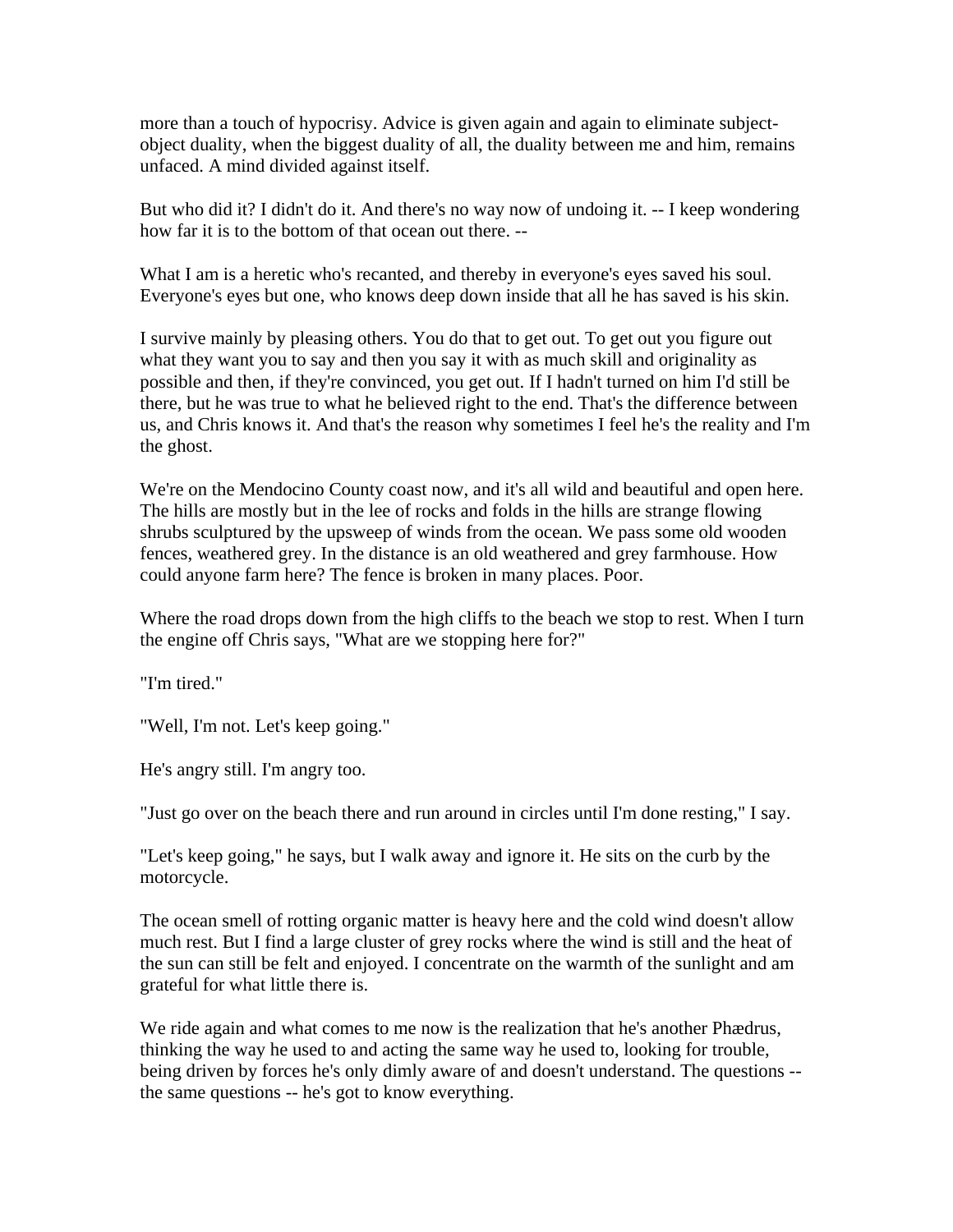more than a touch of hypocrisy. Advice is given again and again to eliminate subject-object duality, when the biggest duality of all, the duality between me and him, remains unfaced. A mind divided against itself.

But who did it? I didn't do it. And there's no way now of undoing it. -- I keep wondering how far it is to the bottom of that ocean out there. --

What I am is a heretic who's recanted, and thereby in everyone's eyes saved his soul. Everyone's eyes but one, who knows deep down inside that all he has saved is his skin.

I survive mainly by pleasing others. You do that to get out. To get out you figure out what they want you to say and then you say it with as much skill and originality as possible and then, if they're convinced, you get out. If I hadn't turned on him I'd still be there, but he was true to what he believed right to the end. That's the difference between us, and Chris knows it. And that's the reason why sometimes I feel he's the reality and I'm the ghost.

We're on the Mendocino County coast now, and it's all wild and beautiful and open here. The hills are mostly but in the lee of rocks and folds in the hills are strange flowing shrubs sculptured by the upsweep of winds from the ocean. We pass some old wooden fences, weathered grey. In the distance is an old weathered and grey farmhouse. How could anyone farm here? The fence is broken in many places. Poor.

Where the road drops down from the high cliffs to the beach we stop to rest. When I turn the engine off Chris says, "What are we stopping here for?"

"I'm tired."

"Well, I'm not. Let's keep going."

He's angry still. I'm angry too.

"Just go over on the beach there and run around in circles until I'm done resting," I say.

"Let's keep going," he says, but I walk away and ignore it. He sits on the curb by the motorcycle.

The ocean smell of rotting organic matter is heavy here and the cold wind doesn't allow much rest. But I find a large cluster of grey rocks where the wind is still and the heat of the sun can still be felt and enjoyed. I concentrate on the warmth of the sunlight and am grateful for what little there is.

We ride again and what comes to me now is the realization that he's another Phædrus, thinking the way he used to and acting the same way he used to, looking for trouble, being driven by forces he's only dimly aware of and doesn't understand. The questions -- the same questions -- he's got to know everything.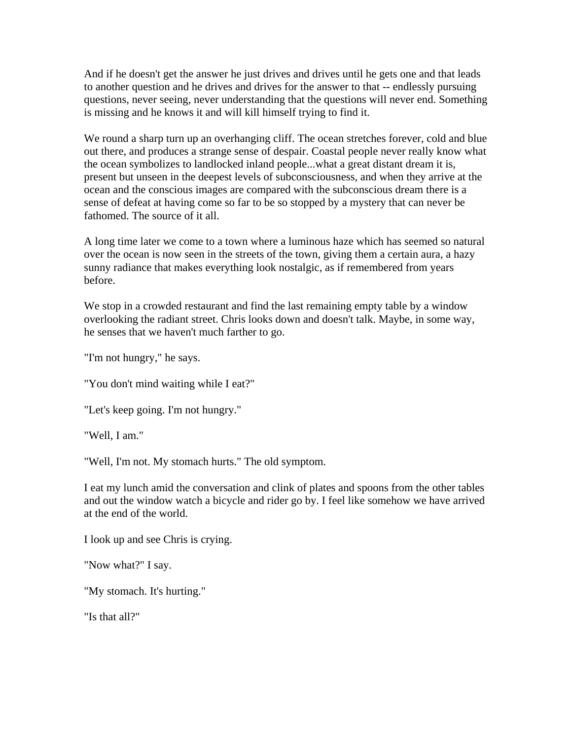And if he doesn't get the answer he just drives and drives until he gets one and that leads to another question and he drives and drives for the answer to that -- endlessly pursuing questions, never seeing, never understanding that the questions will never end. Something is missing and he knows it and will kill himself trying to find it.

We round a sharp turn up an overhanging cliff. The ocean stretches forever, cold and blue out there, and produces a strange sense of despair. Coastal people never really know what the ocean symbolizes to landlocked inland people...what a great distant dream it is, present but unseen in the deepest levels of subconsciousness, and when they arrive at the ocean and the conscious images are compared with the subconscious dream there is a sense of defeat at having come so far to be so stopped by a mystery that can never be fathomed. The source of it all.

A long time later we come to a town where a luminous haze which has seemed so natural over the ocean is now seen in the streets of the town, giving them a certain aura, a hazy sunny radiance that makes everything look nostalgic, as if remembered from years before.

We stop in a crowded restaurant and find the last remaining empty table by a window overlooking the radiant street. Chris looks down and doesn't talk. Maybe, in some way, he senses that we haven't much farther to go.

"I'm not hungry," he says.

"You don't mind waiting while I eat?"

"Let's keep going. I'm not hungry."

"Well, I am."

"Well, I'm not. My stomach hurts." The old symptom.

I eat my lunch amid the conversation and clink of plates and spoons from the other tables and out the window watch a bicycle and rider go by. I feel like somehow we have arrived at the end of the world.

I look up and see Chris is crying.

"Now what?" I say.

"My stomach. It's hurting."

"Is that all?"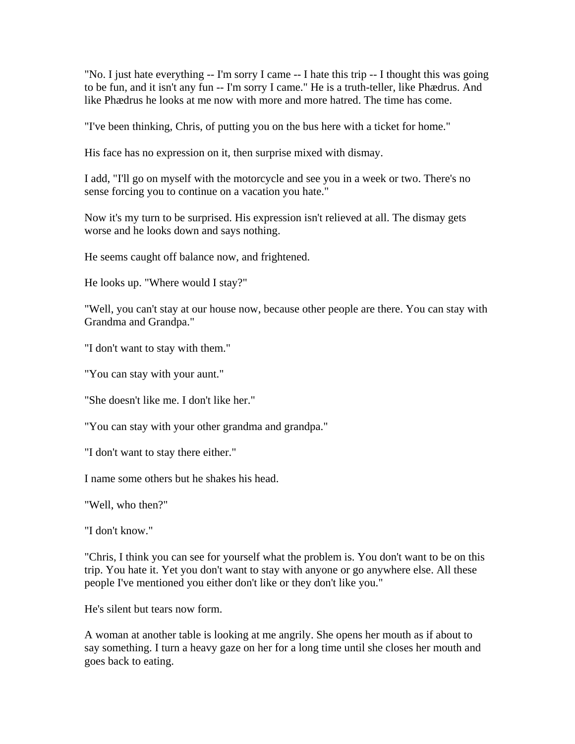"No. I just hate everything -- I'm sorry I came -- I hate this trip -- I thought this was going to be fun, and it isn't any fun -- I'm sorry I came." He is a truth-teller, like Phædrus. And like Phædrus he looks at me now with more and more hatred. The time has come.

"I've been thinking, Chris, of putting you on the bus here with a ticket for home."

His face has no expression on it, then surprise mixed with dismay.

I add, "I'll go on myself with the motorcycle and see you in a week or two. There's no sense forcing you to continue on a vacation you hate."

Now it's my turn to be surprised. His expression isn't relieved at all. The dismay gets worse and he looks down and says nothing.

He seems caught off balance now, and frightened.

He looks up. "Where would I stay?"

"Well, you can't stay at our house now, because other people are there. You can stay with Grandma and Grandpa."

"I don't want to stay with them."

"You can stay with your aunt."

"She doesn't like me. I don't like her."

"You can stay with your other grandma and grandpa."

"I don't want to stay there either."

I name some others but he shakes his head.

"Well, who then?"

"I don't know."

"Chris, I think you can see for yourself what the problem is. You don't want to be on this trip. You hate it. Yet you don't want to stay with anyone or go anywhere else. All these people I've mentioned you either don't like or they don't like you."

He's silent but tears now form.

A woman at another table is looking at me angrily. She opens her mouth as if about to say something. I turn a heavy gaze on her for a long time until she closes her mouth and goes back to eating.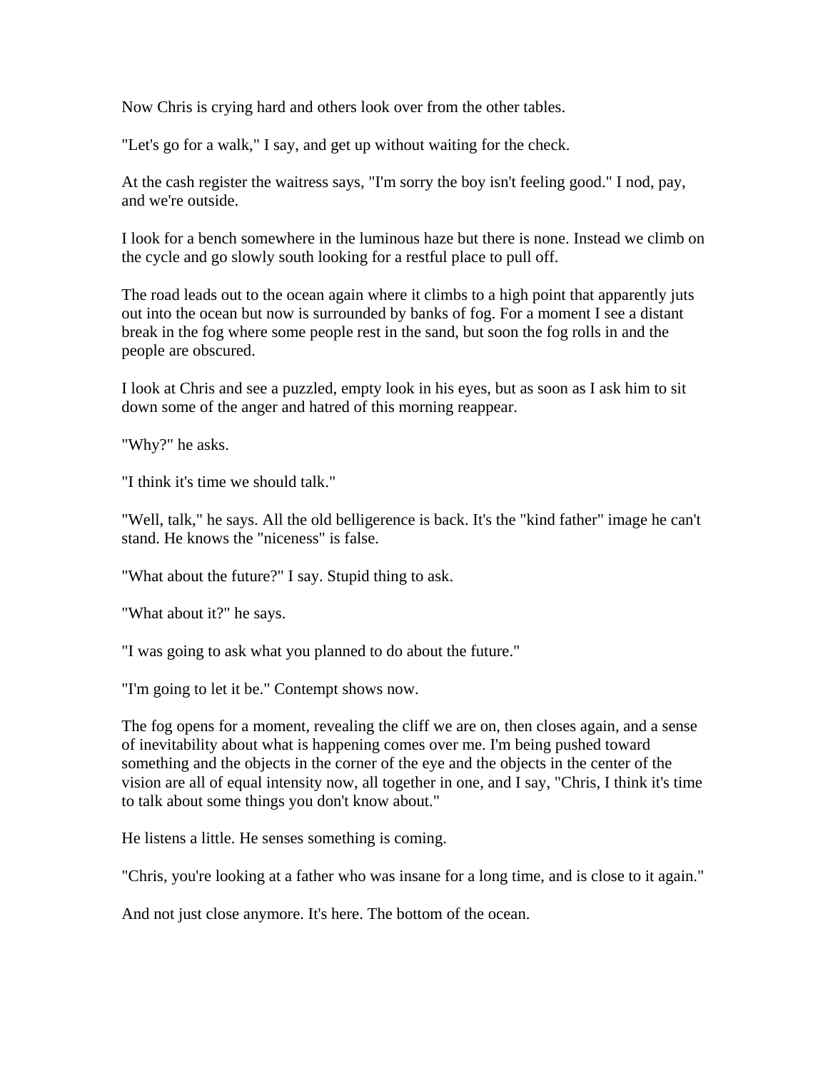Now Chris is crying hard and others look over from the other tables.

"Let's go for a walk," I say, and get up without waiting for the check.

At the cash register the waitress says, "I'm sorry the boy isn't feeling good." I nod, pay, and we're outside.

I look for a bench somewhere in the luminous haze but there is none. Instead we climb on the cycle and go slowly south looking for a restful place to pull off.

The road leads out to the ocean again where it climbs to a high point that apparently juts out into the ocean but now is surrounded by banks of fog. For a moment I see a distant break in the fog where some people rest in the sand, but soon the fog rolls in and the people are obscured.

I look at Chris and see a puzzled, empty look in his eyes, but as soon as I ask him to sit down some of the anger and hatred of this morning reappear.

"Why?" he asks.

"I think it's time we should talk."

"Well, talk," he says. All the old belligerence is back. It's the "kind father" image he can't stand. He knows the "niceness" is false.

"What about the future?" I say. Stupid thing to ask.

"What about it?" he says.

"I was going to ask what you planned to do about the future."

"I'm going to let it be." Contempt shows now.

The fog opens for a moment, revealing the cliff we are on, then closes again, and a sense of inevitability about what is happening comes over me. I'm being pushed toward something and the objects in the corner of the eye and the objects in the center of the vision are all of equal intensity now, all together in one, and I say, "Chris, I think it's time to talk about some things you don't know about."

He listens a little. He senses something is coming.

"Chris, you're looking at a father who was insane for a long time, and is close to it again."

And not just close anymore. It's here. The bottom of the ocean.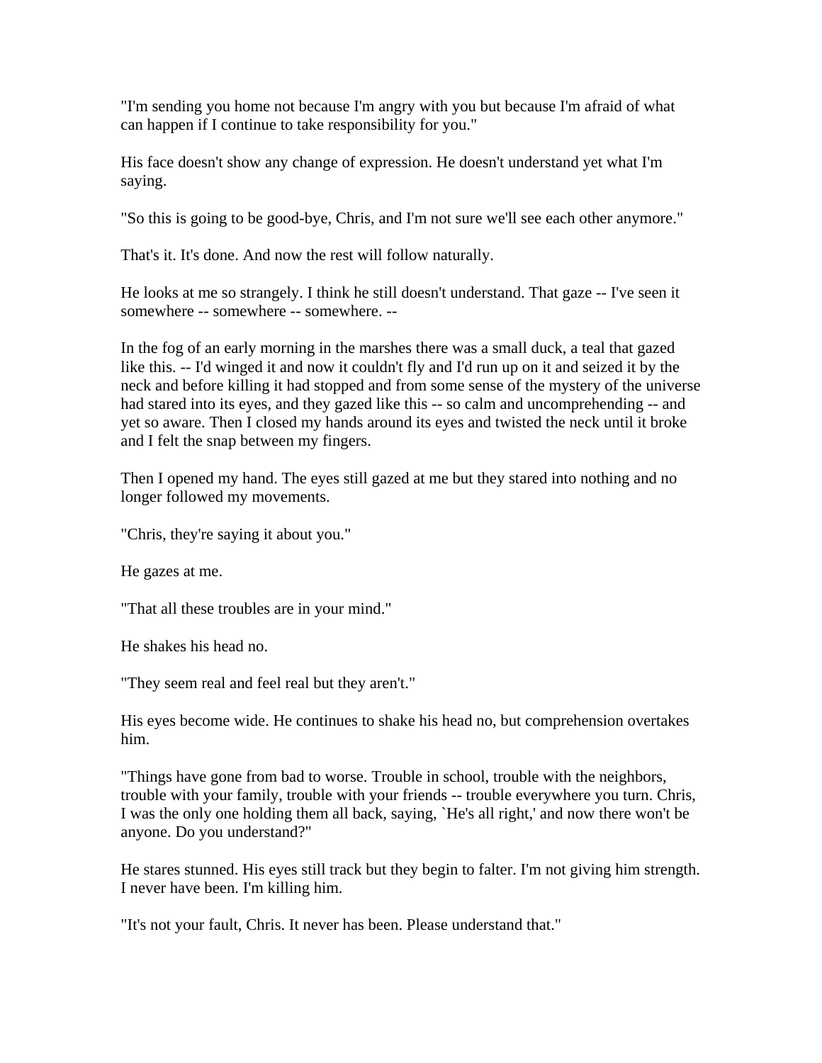"I'm sending you home not because I'm angry with you but because I'm afraid of what can happen if I continue to take responsibility for you."

His face doesn't show any change of expression. He doesn't understand yet what I'm saying.

"So this is going to be good-bye, Chris, and I'm not sure we'll see each other anymore."

That's it. It's done. And now the rest will follow naturally.

He looks at me so strangely. I think he still doesn't understand. That gaze -- I've seen it somewhere -- somewhere -- somewhere. --

In the fog of an early morning in the marshes there was a small duck, a teal that gazed like this. -- I'd winged it and now it couldn't fly and I'd run up on it and seized it by the neck and before killing it had stopped and from some sense of the mystery of the universe had stared into its eyes, and they gazed like this -- so calm and uncomprehending -- and yet so aware. Then I closed my hands around its eyes and twisted the neck until it broke and I felt the snap between my fingers.

Then I opened my hand. The eyes still gazed at me but they stared into nothing and no longer followed my movements.

"Chris, they're saying it about you."

He gazes at me.

"That all these troubles are in your mind."

He shakes his head no.

"They seem real and feel real but they aren't."

His eyes become wide. He continues to shake his head no, but comprehension overtakes him.

"Things have gone from bad to worse. Trouble in school, trouble with the neighbors, trouble with your family, trouble with your friends -- trouble everywhere you turn. Chris, I was the only one holding them all back, saying, `He's all right,' and now there won't be anyone. Do you understand?"

He stares stunned. His eyes still track but they begin to falter. I'm not giving him strength. I never have been. I'm killing him.

"It's not your fault, Chris. It never has been. Please understand that."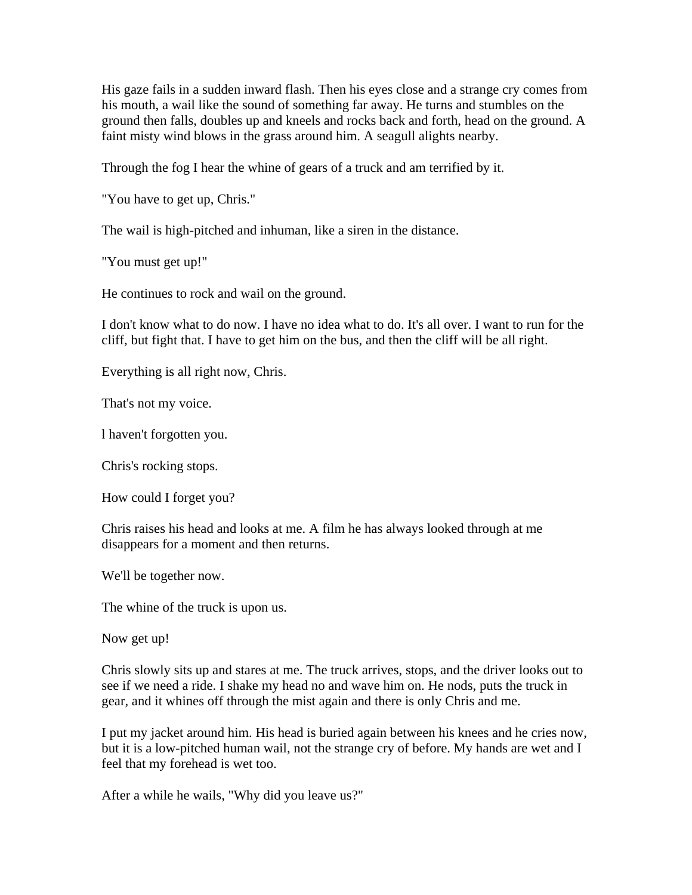His gaze fails in a sudden inward flash. Then his eyes close and a strange cry comes from his mouth, a wail like the sound of something far away. He turns and stumbles on the ground then falls, doubles up and kneels and rocks back and forth, head on the ground. A faint misty wind blows in the grass around him. A seagull alights nearby.

Through the fog I hear the whine of gears of a truck and am terrified by it.

"You have to get up, Chris."

The wail is high-pitched and inhuman, like a siren in the distance.

"You must get up!"

He continues to rock and wail on the ground.

I don't know what to do now. I have no idea what to do. It's all over. I want to run for the cliff, but fight that. I have to get him on the bus, and then the cliff will be all right.

Everything is all right now, Chris.

That's not my voice.

l haven't forgotten you.

Chris's rocking stops.

How could I forget you?

Chris raises his head and looks at me. A film he has always looked through at me disappears for a moment and then returns.

We'll be together now.

The whine of the truck is upon us.

Now get up!

Chris slowly sits up and stares at me. The truck arrives, stops, and the driver looks out to see if we need a ride. I shake my head no and wave him on. He nods, puts the truck in gear, and it whines off through the mist again and there is only Chris and me.

I put my jacket around him. His head is buried again between his knees and he cries now, but it is a low-pitched human wail, not the strange cry of before. My hands are wet and I feel that my forehead is wet too.

After a while he wails, "Why did you leave us?"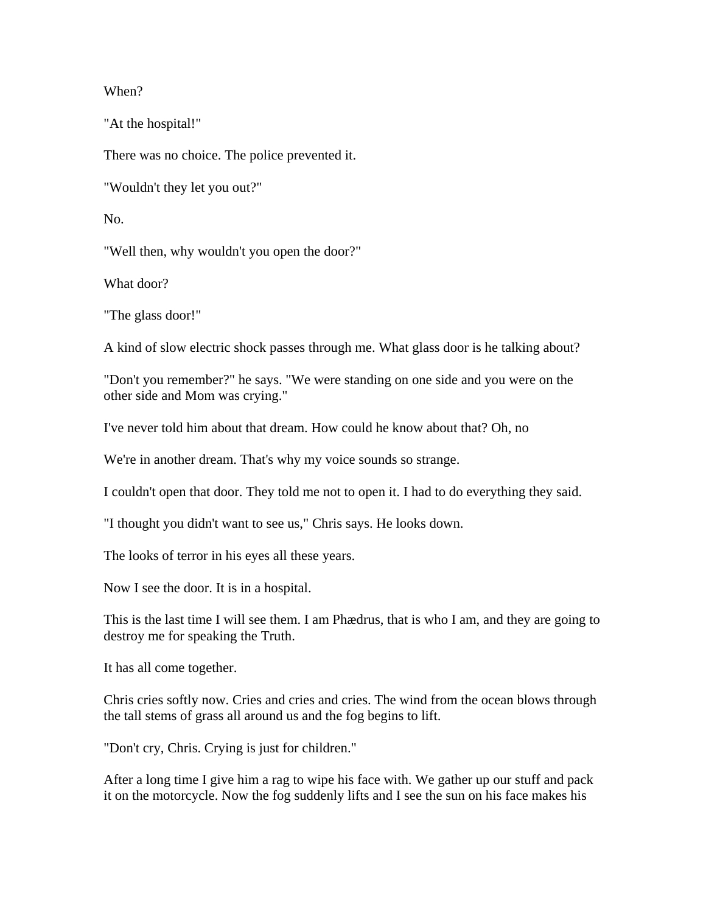When?

"At the hospital!"

There was no choice. The police prevented it.

"Wouldn't they let you out?"

No.

"Well then, why wouldn't you open the door?"

What door?

"The glass door!"

A kind of slow electric shock passes through me. What glass door is he talking about?

"Don't you remember?" he says. "We were standing on one side and you were on the other side and Mom was crying."

I've never told him about that dream. How could he know about that? Oh, no

We're in another dream. That's why my voice sounds so strange.

I couldn't open that door. They told me not to open it. I had to do everything they said.

"I thought you didn't want to see us," Chris says. He looks down.

The looks of terror in his eyes all these years.

Now I see the door. It is in a hospital.

This is the last time I will see them. I am Phædrus, that is who I am, and they are going to destroy me for speaking the Truth.

It has all come together.

Chris cries softly now. Cries and cries and cries. The wind from the ocean blows through the tall stems of grass all around us and the fog begins to lift.

"Don't cry, Chris. Crying is just for children."

After a long time I give him a rag to wipe his face with. We gather up our stuff and pack it on the motorcycle. Now the fog suddenly lifts and I see the sun on his face makes his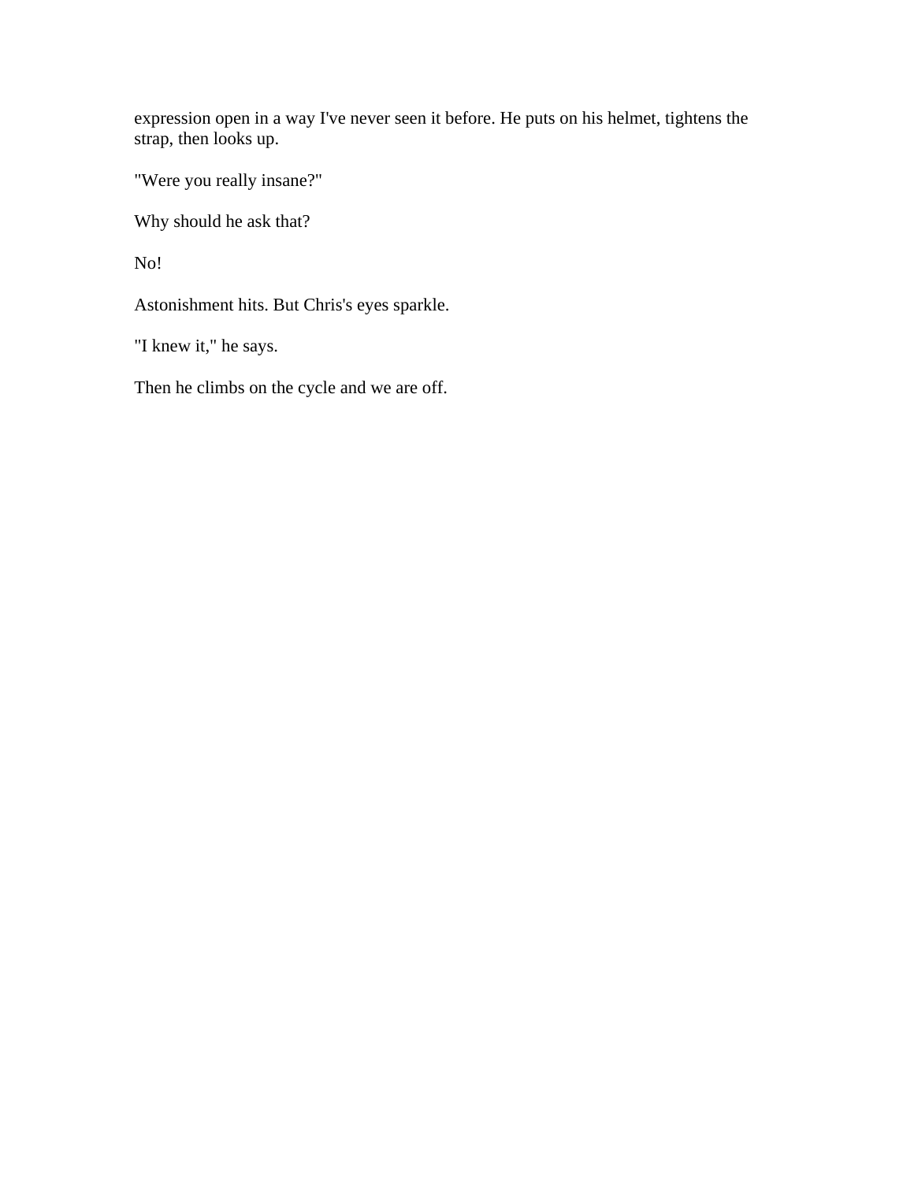expression open in a way I've never seen it before. He puts on his helmet, tightens the strap, then looks up.

"Were you really insane?"

Why should he ask that?

No!

Astonishment hits. But Chris's eyes sparkle.

"I knew it," he says.

Then he climbs on the cycle and we are off.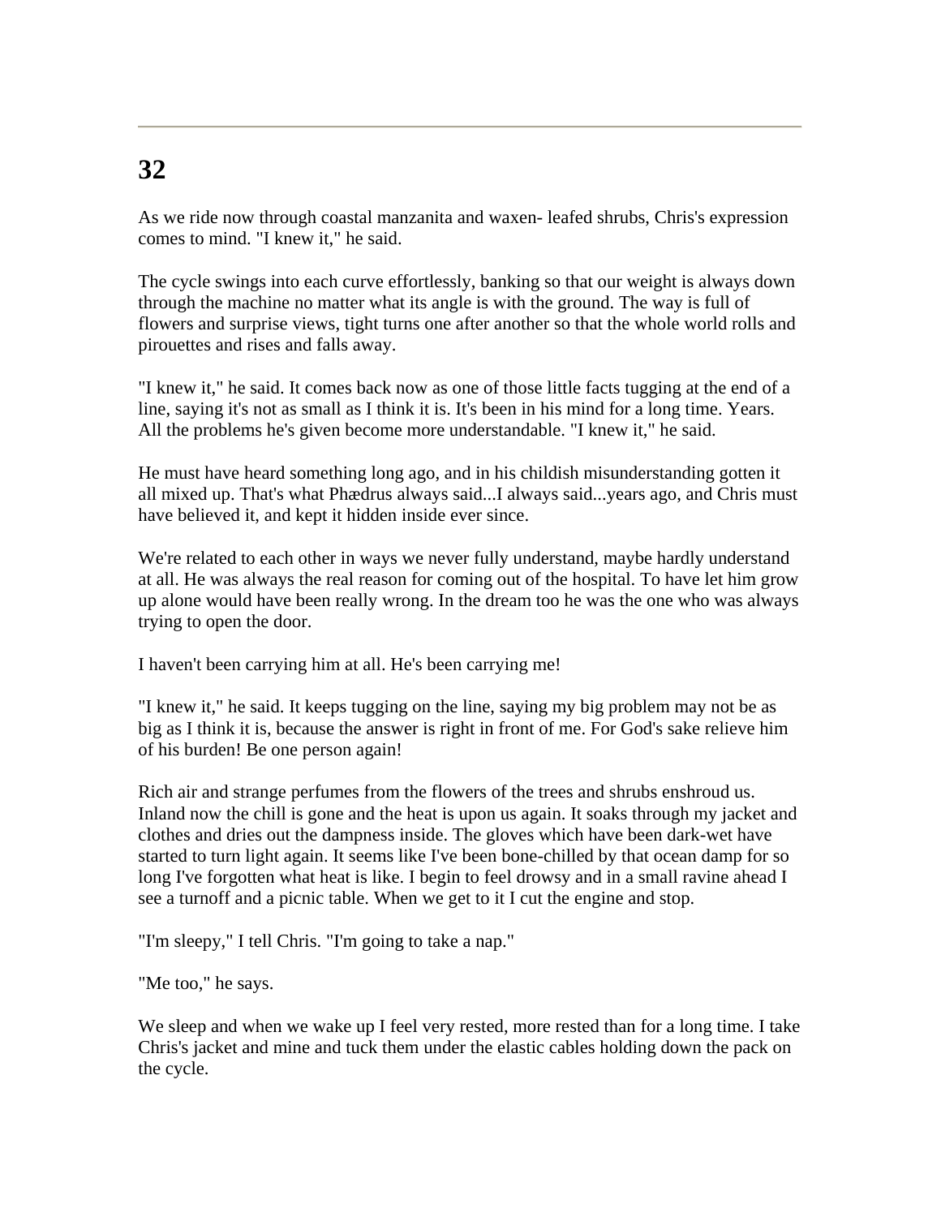## 32

As we ride now through coastal manzanita and waxen- leafed shrubs, Chris's expression comes to mind. "I knew it," he said.

The cycle swings into each curve effortlessly, banking so that our weight is always down through the machine no matter what its angle is with the ground. The way is full of flowers and surprise views, tight turns one after another so that the whole world rolls and pirouettes and rises and falls away.

"I knew it," he said. It comes back now as one of those little facts tugging at the end of a line, saying it's not as small as I think it is. It's been in his mind for a long time. Years. All the problems he's given become more understandable. "I knew it," he said.

He must have heard something long ago, and in his childish misunderstanding gotten it all mixed up. That's what Phædrus always said...I always said...years ago, and Chris must have believed it, and kept it hidden inside ever since.

We're related to each other in ways we never fully understand, maybe hardly understand at all. He was always the real reason for coming out of the hospital. To have let him grow up alone would have been really wrong. In the dream too he was the one who was always trying to open the door.

I haven't been carrying him at all. He's been carrying me!

"I knew it," he said. It keeps tugging on the line, saying my big problem may not be as big as I think it is, because the answer is right in front of me. For God's sake relieve him of his burden! Be one person again!

Rich air and strange perfumes from the flowers of the trees and shrubs enshroud us. Inland now the chill is gone and the heat is upon us again. It soaks through my jacket and clothes and dries out the dampness inside. The gloves which have been dark-wet have started to turn light again. It seems like I've been bone-chilled by that ocean damp for so long I've forgotten what heat is like. I begin to feel drowsy and in a small ravine ahead I see a turnoff and a picnic table. When we get to it I cut the engine and stop.

"I'm sleepy," I tell Chris. "I'm going to take a nap."

"Me too," he says.

We sleep and when we wake up I feel very rested, more rested than for a long time. I take Chris's jacket and mine and tuck them under the elastic cables holding down the pack on the cycle.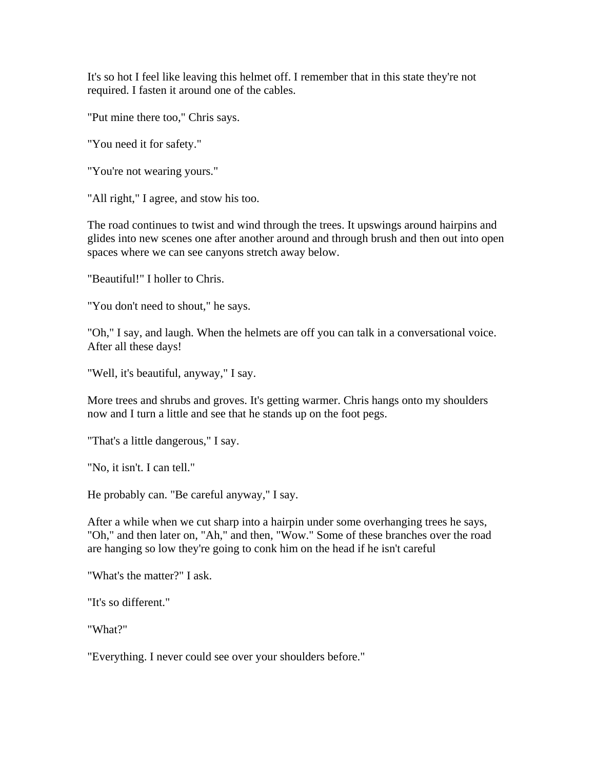It's so hot I feel like leaving this helmet off. I remember that in this state they're not required. I fasten it around one of the cables.

"Put mine there too," Chris says.

"You need it for safety."

"You're not wearing yours."

"All right," I agree, and stow his too.

The road continues to twist and wind through the trees. It upswings around hairpins and glides into new scenes one after another around and through brush and then out into open spaces where we can see canyons stretch away below.

"Beautiful!" I holler to Chris.

"You don't need to shout," he says.

"Oh," I say, and laugh. When the helmets are off you can talk in a conversational voice. After all these days!

"Well, it's beautiful, anyway," I say.

More trees and shrubs and groves. It's getting warmer. Chris hangs onto my shoulders now and I turn a little and see that he stands up on the foot pegs.

"That's a little dangerous," I say.

"No, it isn't. I can tell."

He probably can. "Be careful anyway," I say.

After a while when we cut sharp into a hairpin under some overhanging trees he says, "Oh," and then later on, "Ah," and then, "Wow." Some of these branches over the road are hanging so low they're going to conk him on the head if he isn't careful

"What's the matter?" I ask.

"It's so different."

"What?"

"Everything. I never could see over your shoulders before."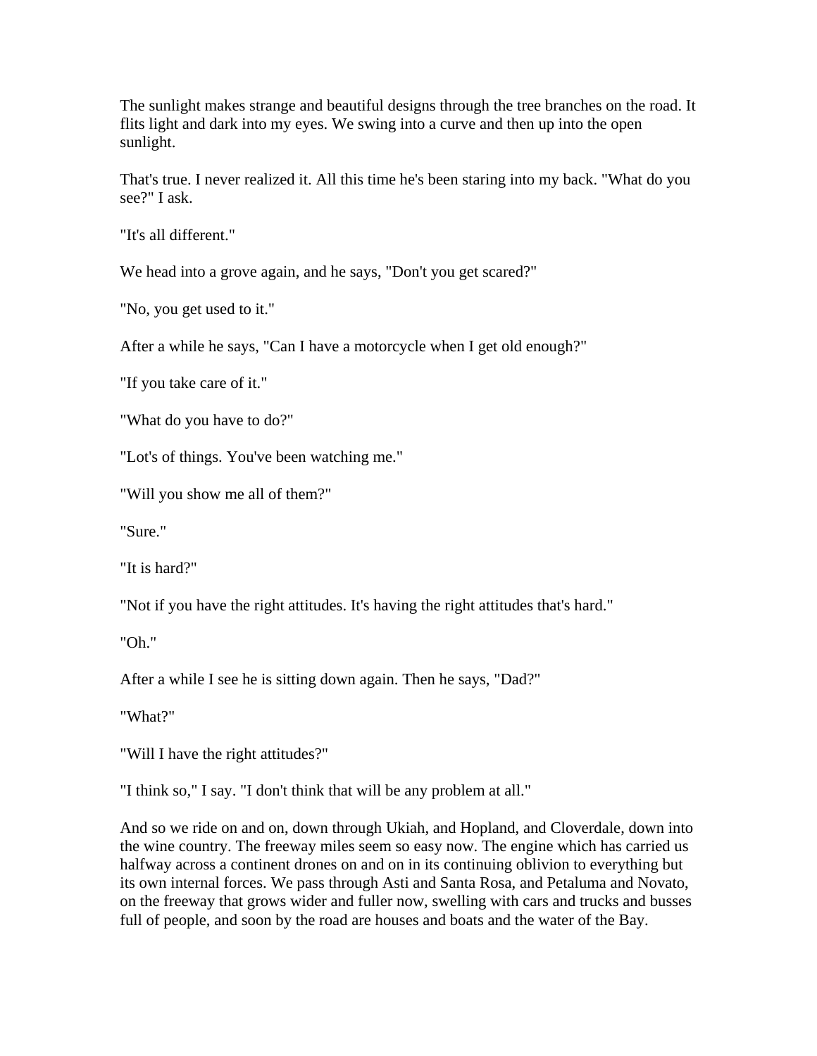The sunlight makes strange and beautiful designs through the tree branches on the road. It flits light and dark into my eyes. We swing into a curve and then up into the open sunlight.

That's true. I never realized it. All this time he's been staring into my back. "What do you see?" I ask.

"It's all different."

We head into a grove again, and he says, "Don't you get scared?"

"No, you get used to it."

After a while he says, "Can I have a motorcycle when I get old enough?"

"If you take care of it."

"What do you have to do?"

"Lot's of things. You've been watching me."

"Will you show me all of them?"

"Sure."

"It is hard?"

"Not if you have the right attitudes. It's having the right attitudes that's hard."

"Oh."

After a while I see he is sitting down again. Then he says, "Dad?"

"What?"

"Will I have the right attitudes?"

"I think so," I say. "I don't think that will be any problem at all."

And so we ride on and on, down through Ukiah, and Hopland, and Cloverdale, down into the wine country. The freeway miles seem so easy now. The engine which has carried us halfway across a continent drones on and on in its continuing oblivion to everything but its own internal forces. We pass through Asti and Santa Rosa, and Petaluma and Novato, on the freeway that grows wider and fuller now, swelling with cars and trucks and busses full of people, and soon by the road are houses and boats and the water of the Bay.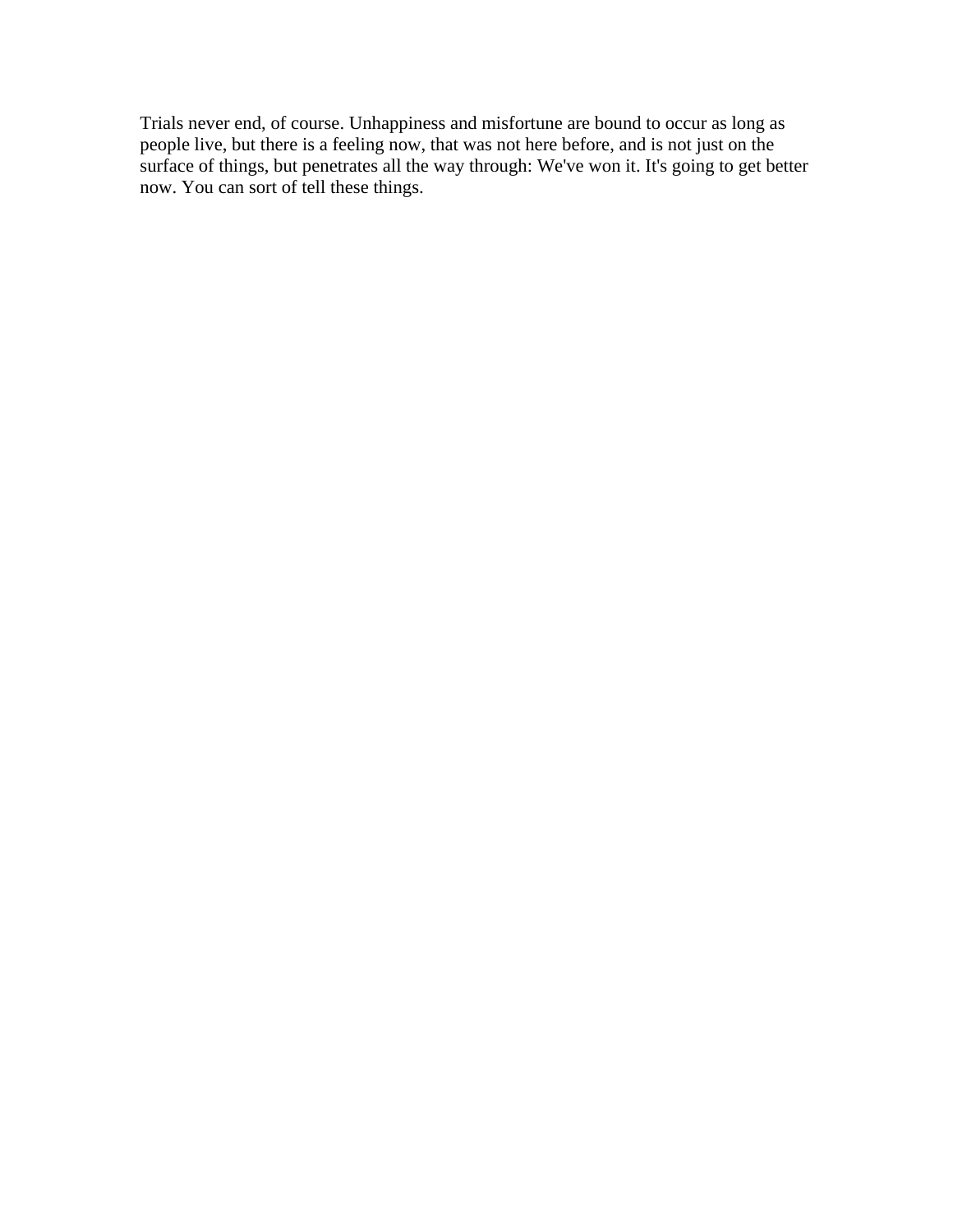Trials never end, of course. Unhappiness and misfortune are bound to occur as long as people live, but there is a feeling now, that was not here before, and is not just on the surface of things, but penetrates all the way through: We've won it. It's going to get better now. You can sort of tell these things.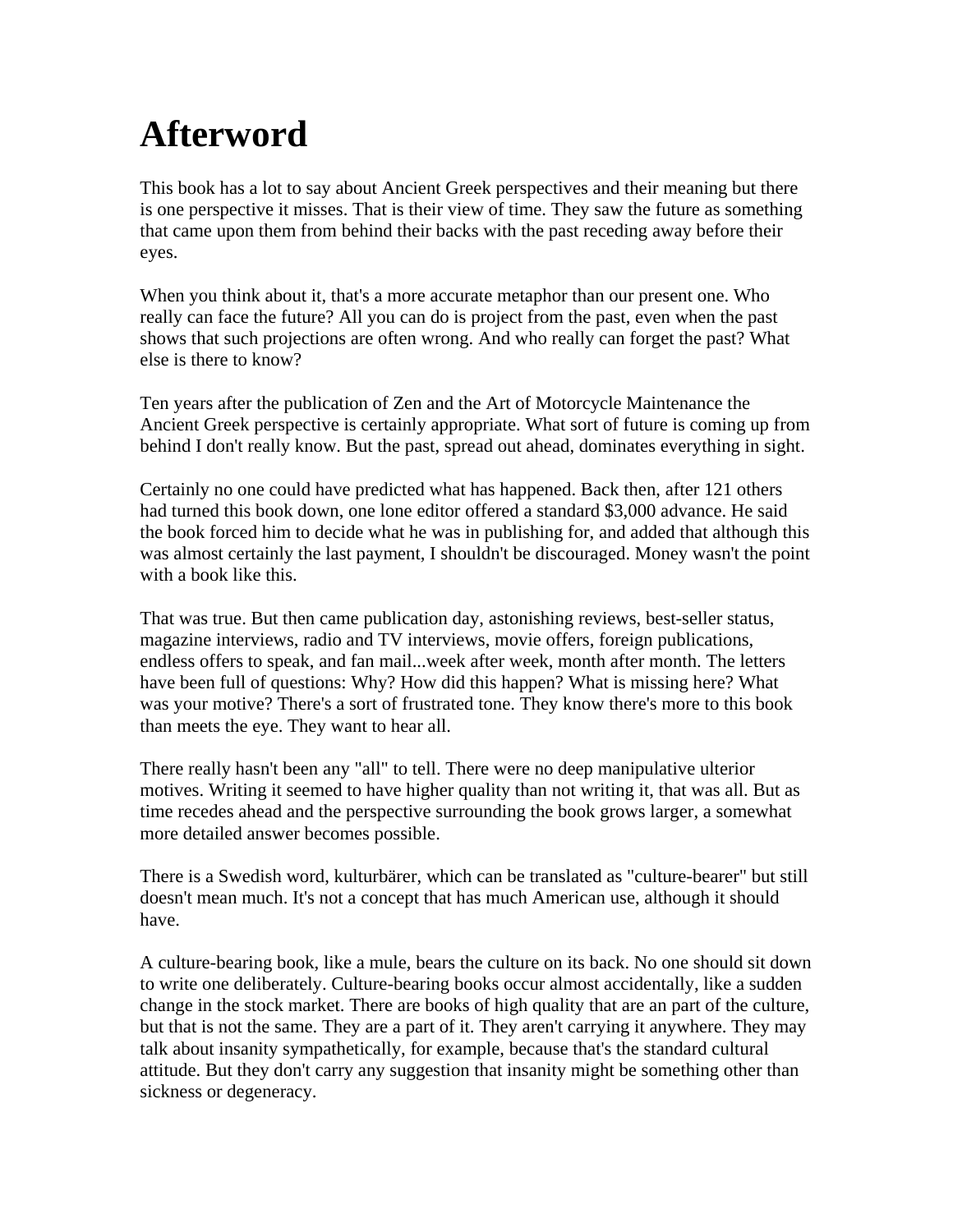# Afterword

This book has a lot to say about Ancient Greek perspectives and their meaning but there is one perspective it misses. That is their view of time. They saw the future as something that came upon them from behind their backs with the past receding away before their eyes.

When you think about it, that's a more accurate metaphor than our present one. Who really can face the future? All you can do is project from the past, even when the past shows that such projections are often wrong. And who really can forget the past? What else is there to know?

Ten years after the publication of Zen and the Art of Motorcycle Maintenance the Ancient Greek perspective is certainly appropriate. What sort of future is coming up from behind I don't really know. But the past, spread out ahead, dominates everything in sight.

Certainly no one could have predicted what has happened. Back then, after 121 others had turned this book down, one lone editor offered a standard $3,000 advance. He said the book forced him to decide what he was in publishing for, and added that although this was almost certainly the last payment, I shouldn't be discouraged. Money wasn't the point with a book like this.

That was true. But then came publication day, astonishing reviews, best-seller status, magazine interviews, radio and TV interviews, movie offers, foreign publications, endless offers to speak, and fan mail...week after week, month after month. The letters have been full of questions: Why? How did this happen? What is missing here? What was your motive? There's a sort of frustrated tone. They know there's more to this book than meets the eye. They want to hear all.

There really hasn't been any "all" to tell. There were no deep manipulative ulterior motives. Writing it seemed to have higher quality than not writing it, that was all. But as time recedes ahead and the perspective surrounding the book grows larger, a somewhat more detailed answer becomes possible.

There is a Swedish word, kulturbärer, which can be translated as "culture-bearer" but still doesn't mean much. It's not a concept that has much American use, although it should have.

A culture-bearing book, like a mule, bears the culture on its back. No one should sit down to write one deliberately. Culture-bearing books occur almost accidentally, like a sudden change in the stock market. There are books of high quality that are an part of the culture, but that is not the same. They are a part of it. They aren't carrying it anywhere. They may talk about insanity sympathetically, for example, because that's the standard cultural attitude. But they don't carry any suggestion that insanity might be something other than sickness or degeneracy.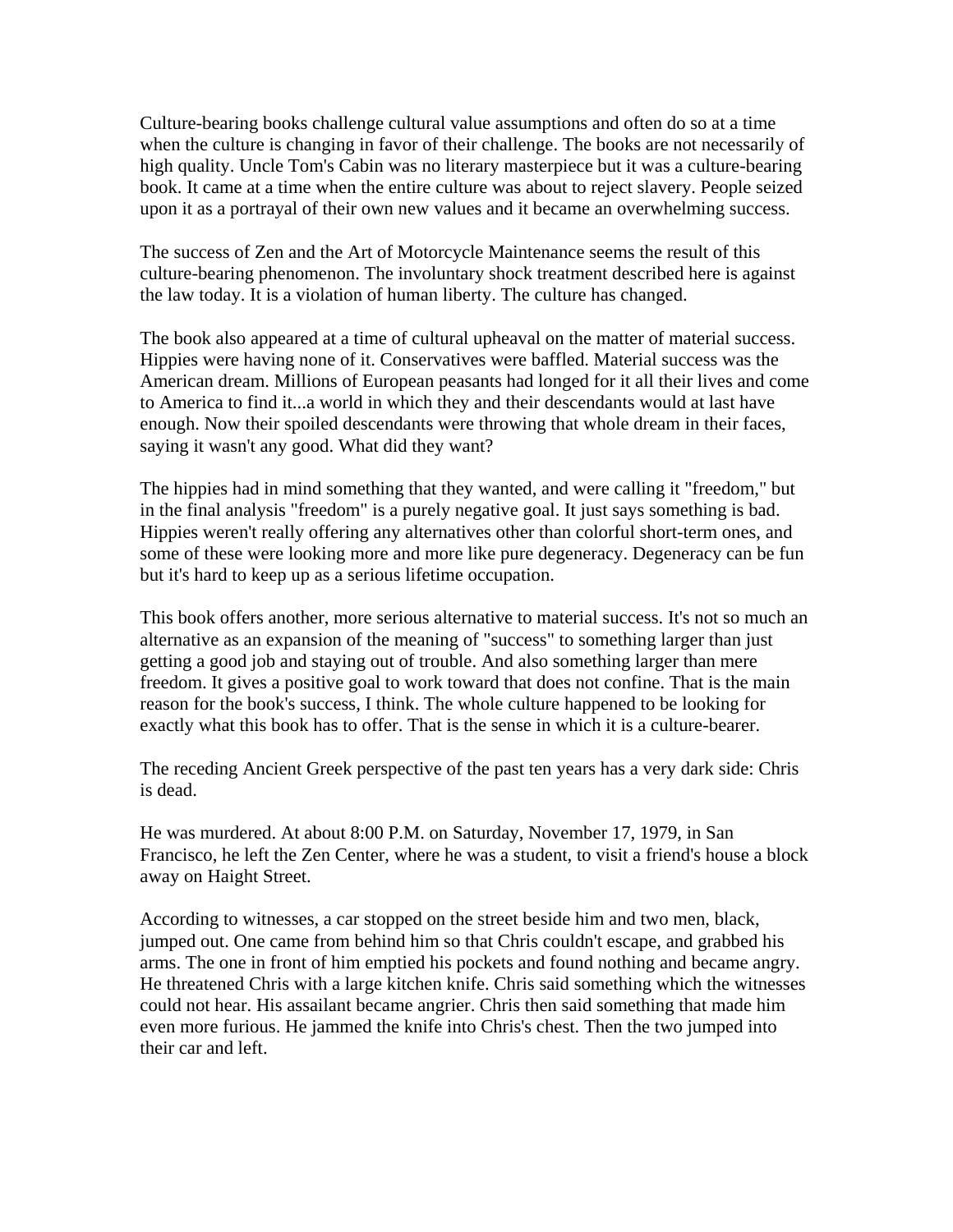Culture-bearing books challenge cultural value assumptions and often do so at a time when the culture is changing in favor of their challenge. The books are not necessarily of high quality. Uncle Tom's Cabin was no literary masterpiece but it was a culture-bearing book. It came at a time when the entire culture was about to reject slavery. People seized upon it as a portrayal of their own new values and it became an overwhelming success.

The success of Zen and the Art of Motorcycle Maintenance seems the result of this culture-bearing phenomenon. The involuntary shock treatment described here is against the law today. It is a violation of human liberty. The culture has changed.

The book also appeared at a time of cultural upheaval on the matter of material success. Hippies were having none of it. Conservatives were baffled. Material success was the American dream. Millions of European peasants had longed for it all their lives and come to America to find it...a world in which they and their descendants would at last have enough. Now their spoiled descendants were throwing that whole dream in their faces, saying it wasn't any good. What did they want?

The hippies had in mind something that they wanted, and were calling it "freedom," but in the final analysis "freedom" is a purely negative goal. It just says something is bad. Hippies weren't really offering any alternatives other than colorful short-term ones, and some of these were looking more and more like pure degeneracy. Degeneracy can be fun but it's hard to keep up as a serious lifetime occupation.

This book offers another, more serious alternative to material success. It's not so much an alternative as an expansion of the meaning of "success" to something larger than just getting a good job and staying out of trouble. And also something larger than mere freedom. It gives a positive goal to work toward that does not confine. That is the main reason for the book's success, I think. The whole culture happened to be looking for exactly what this book has to offer. That is the sense in which it is a culture-bearer.

The receding Ancient Greek perspective of the past ten years has a very dark side: Chris is dead.

He was murdered. At about 8:00 P.M. on Saturday, November 17, 1979, in San Francisco, he left the Zen Center, where he was a student, to visit a friend's house a block away on Haight Street.

According to witnesses, a car stopped on the street beside him and two men, black, jumped out. One came from behind him so that Chris couldn't escape, and grabbed his arms. The one in front of him emptied his pockets and found nothing and became angry. He threatened Chris with a large kitchen knife. Chris said something which the witnesses could not hear. His assailant became angrier. Chris then said something that made him even more furious. He jammed the knife into Chris's chest. Then the two jumped into their car and left.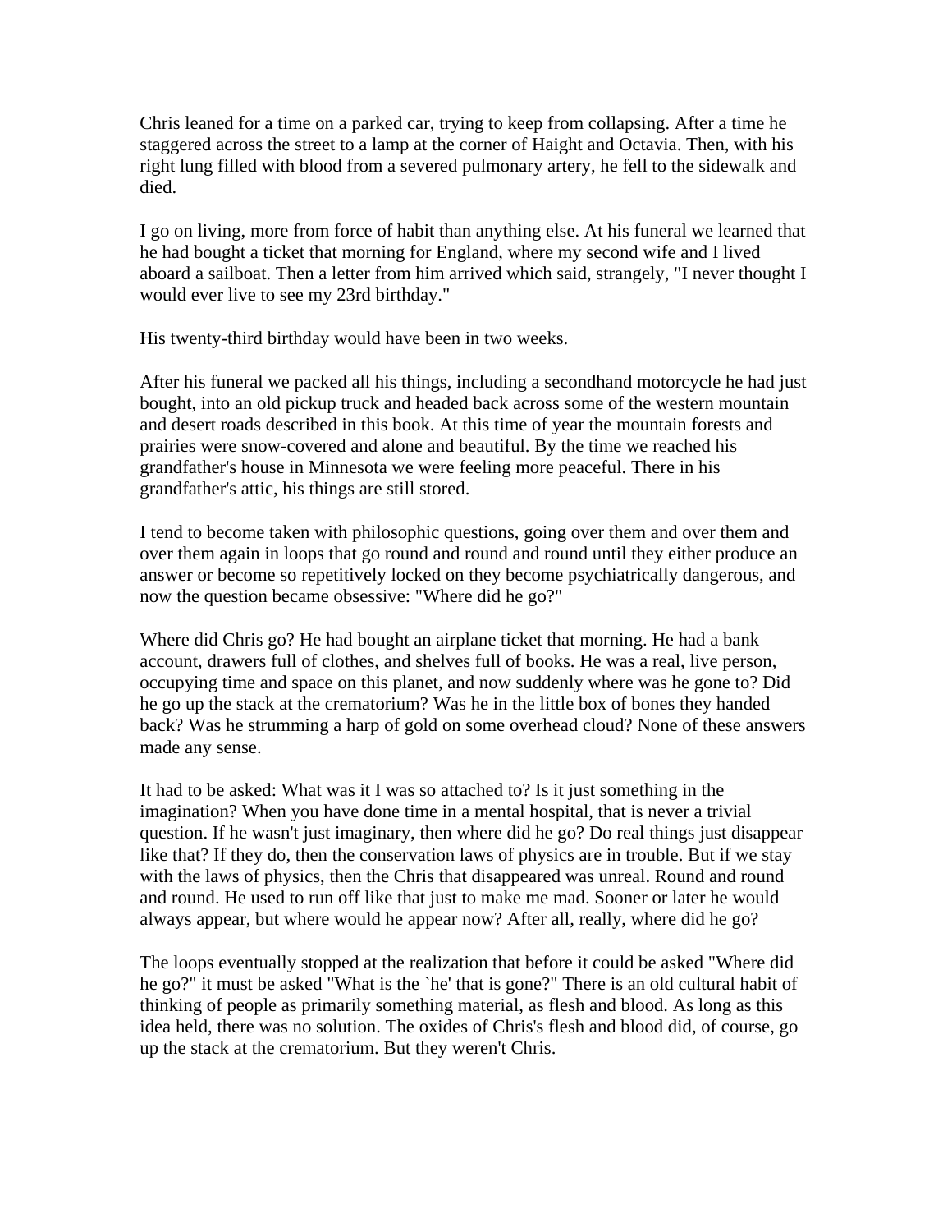Chris leaned for a time on a parked car, trying to keep from collapsing. After a time he staggered across the street to a lamp at the corner of Haight and Octavia. Then, with his right lung filled with blood from a severed pulmonary artery, he fell to the sidewalk and died.

I go on living, more from force of habit than anything else. At his funeral we learned that he had bought a ticket that morning for England, where my second wife and I lived aboard a sailboat. Then a letter from him arrived which said, strangely, "I never thought I would ever live to see my 23rd birthday."

His twenty-third birthday would have been in two weeks.

After his funeral we packed all his things, including a secondhand motorcycle he had just bought, into an old pickup truck and headed back across some of the western mountain and desert roads described in this book. At this time of year the mountain forests and prairies were snow-covered and alone and beautiful. By the time we reached his grandfather's house in Minnesota we were feeling more peaceful. There in his grandfather's attic, his things are still stored.

I tend to become taken with philosophic questions, going over them and over them and over them again in loops that go round and round and round until they either produce an answer or become so repetitively locked on they become psychiatrically dangerous, and now the question became obsessive: "Where did he go?"

Where did Chris go? He had bought an airplane ticket that morning. He had a bank account, drawers full of clothes, and shelves full of books. He was a real, live person, occupying time and space on this planet, and now suddenly where was he gone to? Did he go up the stack at the crematorium? Was he in the little box of bones they handed back? Was he strumming a harp of gold on some overhead cloud? None of these answers made any sense.

It had to be asked: What was it I was so attached to? Is it just something in the imagination? When you have done time in a mental hospital, that is never a trivial question. If he wasn't just imaginary, then where did he go? Do real things just disappear like that? If they do, then the conservation laws of physics are in trouble. But if we stay with the laws of physics, then the Chris that disappeared was unreal. Round and round and round. He used to run off like that just to make me mad. Sooner or later he would always appear, but where would he appear now? After all, really, where did he go?

The loops eventually stopped at the realization that before it could be asked "Where did he go?" it must be asked "What is the `he' that is gone?" There is an old cultural habit of thinking of people as primarily something material, as flesh and blood. As long as this idea held, there was no solution. The oxides of Chris's flesh and blood did, of course, go up the stack at the crematorium. But they weren't Chris.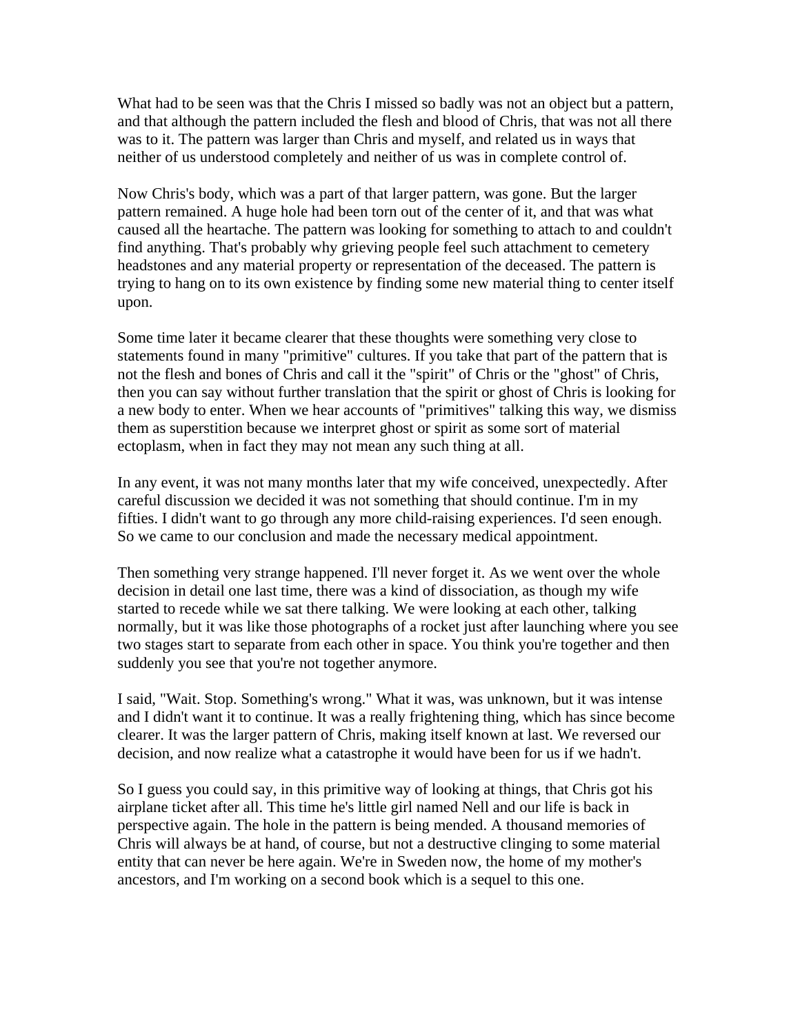What had to be seen was that the Chris I missed so badly was not an object but a pattern, and that although the pattern included the flesh and blood of Chris, that was not all there was to it. The pattern was larger than Chris and myself, and related us in ways that neither of us understood completely and neither of us was in complete control of.

Now Chris's body, which was a part of that larger pattern, was gone. But the larger pattern remained. A huge hole had been torn out of the center of it, and that was what caused all the heartache. The pattern was looking for something to attach to and couldn't find anything. That's probably why grieving people feel such attachment to cemetery headstones and any material property or representation of the deceased. The pattern is trying to hang on to its own existence by finding some new material thing to center itself upon.

Some time later it became clearer that these thoughts were something very close to statements found in many "primitive" cultures. If you take that part of the pattern that is not the flesh and bones of Chris and call it the "spirit" of Chris or the "ghost" of Chris, then you can say without further translation that the spirit or ghost of Chris is looking for a new body to enter. When we hear accounts of "primitives" talking this way, we dismiss them as superstition because we interpret ghost or spirit as some sort of material ectoplasm, when in fact they may not mean any such thing at all.

In any event, it was not many months later that my wife conceived, unexpectedly. After careful discussion we decided it was not something that should continue. I'm in my fifties. I didn't want to go through any more child-raising experiences. I'd seen enough. So we came to our conclusion and made the necessary medical appointment.

Then something very strange happened. I'll never forget it. As we went over the whole decision in detail one last time, there was a kind of dissociation, as though my wife started to recede while we sat there talking. We were looking at each other, talking normally, but it was like those photographs of a rocket just after launching where you see two stages start to separate from each other in space. You think you're together and then suddenly you see that you're not together anymore.

I said, "Wait. Stop. Something's wrong." What it was, was unknown, but it was intense and I didn't want it to continue. It was a really frightening thing, which has since become clearer. It was the larger pattern of Chris, making itself known at last. We reversed our decision, and now realize what a catastrophe it would have been for us if we hadn't.

So I guess you could say, in this primitive way of looking at things, that Chris got his airplane ticket after all. This time he's little girl named Nell and our life is back in perspective again. The hole in the pattern is being mended. A thousand memories of Chris will always be at hand, of course, but not a destructive clinging to some material entity that can never be here again. We're in Sweden now, the home of my mother's ancestors, and I'm working on a second book which is a sequel to this one.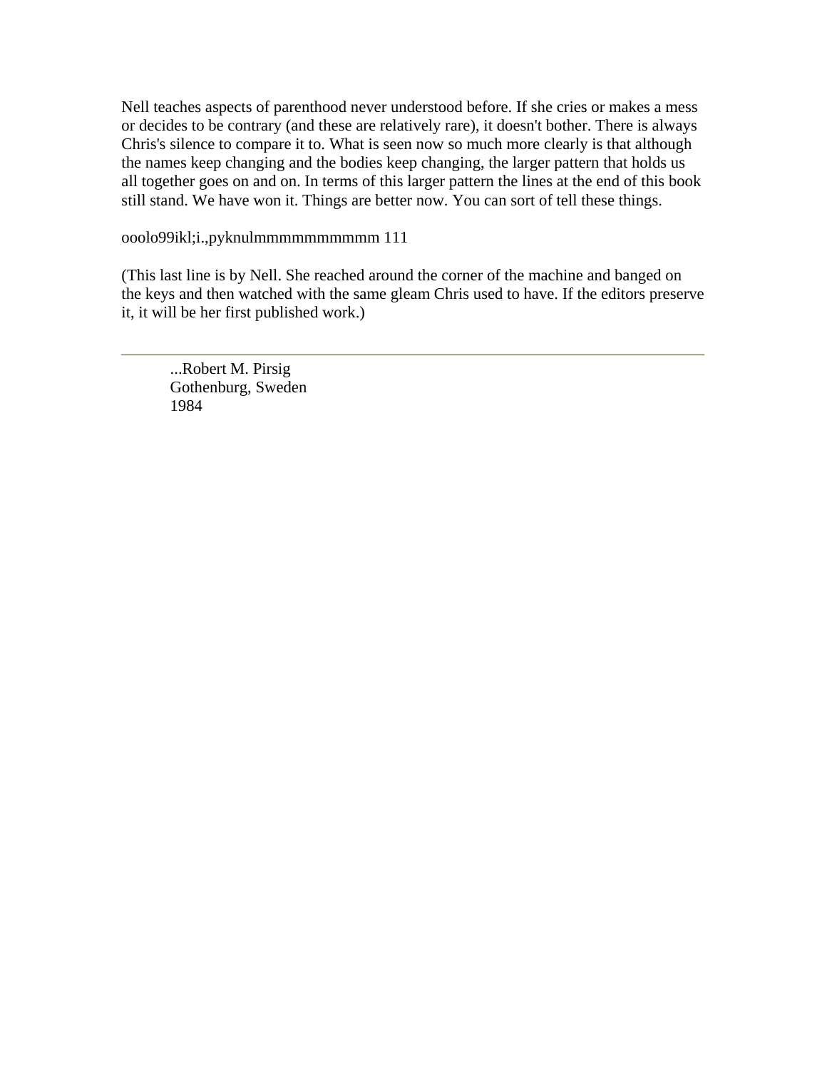Nell teaches aspects of parenthood never understood before. If she cries or makes a mess or decides to be contrary (and these are relatively rare), it doesn't bother. There is always Chris's silence to compare it to. What is seen now so much more clearly is that although the names keep changing and the bodies keep changing, the larger pattern that holds us all together goes on and on. In terms of this larger pattern the lines at the end of this book still stand. We have won it. Things are better now. You can sort of tell these things.

ooolo99ikl;i.,pyknulmmmmmmmmmm 111

(This last line is by Nell. She reached around the corner of the machine and banged on the keys and then watched with the same gleam Chris used to have. If the editors preserve it, it will be her first published work.)

---

...Robert M. Pirsig
Gothenburg, Sweden
1984